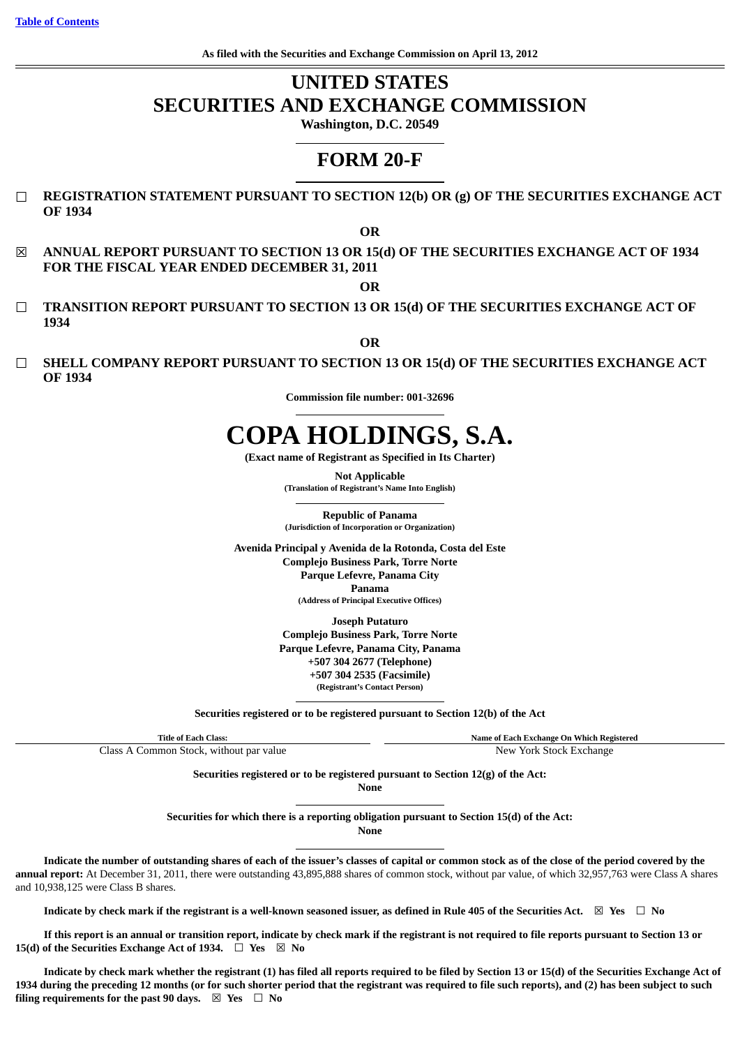[Table of Contents](#)

**As filed with the Securities and Exchange Commission on April 13, 2012**

# UNITED STATES
# SECURITIES AND EXCHANGE COMMISSION

**Washington, D.C. 20549**

# FORM 20-F

☐ **REGISTRATION STATEMENT PURSUANT TO SECTION 12(b) OR (g) OF THE SECURITIES EXCHANGE ACT OF 1934**

**OR**

☒ **ANNUAL REPORT PURSUANT TO SECTION 13 OR 15(d) OF THE SECURITIES EXCHANGE ACT OF 1934 FOR THE FISCAL YEAR ENDED DECEMBER 31, 2011**

**OR**

☐ **TRANSITION REPORT PURSUANT TO SECTION 13 OR 15(d) OF THE SECURITIES EXCHANGE ACT OF 1934**

**OR**

☐ **SHELL COMPANY REPORT PURSUANT TO SECTION 13 OR 15(d) OF THE SECURITIES EXCHANGE ACT OF 1934**

**Commission file number: 001-32696**

# COPA HOLDINGS, S.A.

**(Exact name of Registrant as Specified in Its Charter)**

**Not Applicable**
**(Translation of Registrant's Name Into English)**

**Republic of Panama**
**(Jurisdiction of Incorporation or Organization)**

**Avenida Principal y Avenida de la Rotonda, Costa del Este**
**Complejo Business Park, Torre Norte**
**Parque Lefevre, Panama City**
**Panama**
**(Address of Principal Executive Offices)**

**Joseph Putaturo**
**Complejo Business Park, Torre Norte**
**Parque Lefevre, Panama City, Panama**
**+507 304 2677 (Telephone)**
**+507 304 2535 (Facsimile)**
**(Registrant's Contact Person)**

**Securities registered or to be registered pursuant to Section 12(b) of the Act**

| Title of Each Class: | Name of Each Exchange On Which Registered |
|---|---|
| Class A Common Stock, without par value | New York Stock Exchange |

**Securities registered or to be registered pursuant to Section 12(g) of the Act:**
**None**

**Securities for which there is a reporting obligation pursuant to Section 15(d) of the Act:**
**None**

**Indicate the number of outstanding shares of each of the issuer's classes of capital or common stock as of the close of the period covered by the annual report:** At December 31, 2011, there were outstanding 43,895,888 shares of common stock, without par value, of which 32,957,763 were Class A shares and 10,938,125 were Class B shares.

**Indicate by check mark if the registrant is a well-known seasoned issuer, as defined in Rule 405 of the Securities Act.** ☒ **Yes** ☐ **No**

**If this report is an annual or transition report, indicate by check mark if the registrant is not required to file reports pursuant to Section 13 or 15(d) of the Securities Exchange Act of 1934.** ☐ **Yes** ☒ **No**

**Indicate by check mark whether the registrant (1) has filed all reports required to be filed by Section 13 or 15(d) of the Securities Exchange Act of 1934 during the preceding 12 months (or for such shorter period that the registrant was required to file such reports), and (2) has been subject to such filing requirements for the past 90 days.** ☒ **Yes** ☐ **No**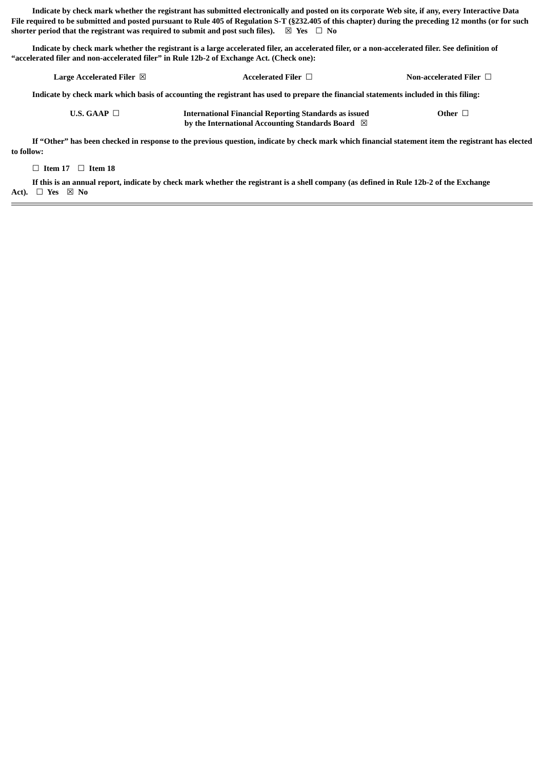**Indicate by check mark whether the registrant has submitted electronically and posted on its corporate Web site, if any, every Interactive Data File required to be submitted and posted pursuant to Rule 405 of Regulation S-T (§232.405 of this chapter) during the preceding 12 months (or for such shorter period that the registrant was required to submit and post such files).** ☒ **Yes** ☐ **No**

**Indicate by check mark whether the registrant is a large accelerated filer, an accelerated filer, or a non-accelerated filer. See definition of "accelerated filer and non-accelerated filer" in Rule 12b-2 of Exchange Act. (Check one):**

| Large Accelerated Filer ☒ | Accelerated Filer ☐ | Non-accelerated Filer ☐ |
|---|---|---|

**Indicate by check mark which basis of accounting the registrant has used to prepare the financial statements included in this filing:**

| U.S. GAAP ☐ | International Financial Reporting Standards as issued by the International Accounting Standards Board ☒ | Other ☐ |
|---|---|---|

**If "Other" has been checked in response to the previous question, indicate by check mark which financial statement item the registrant has elected to follow:**

☐ **Item 17** ☐ **Item 18**

**If this is an annual report, indicate by check mark whether the registrant is a shell company (as defined in Rule 12b-2 of the Exchange Act).** ☐ **Yes** ☒ **No**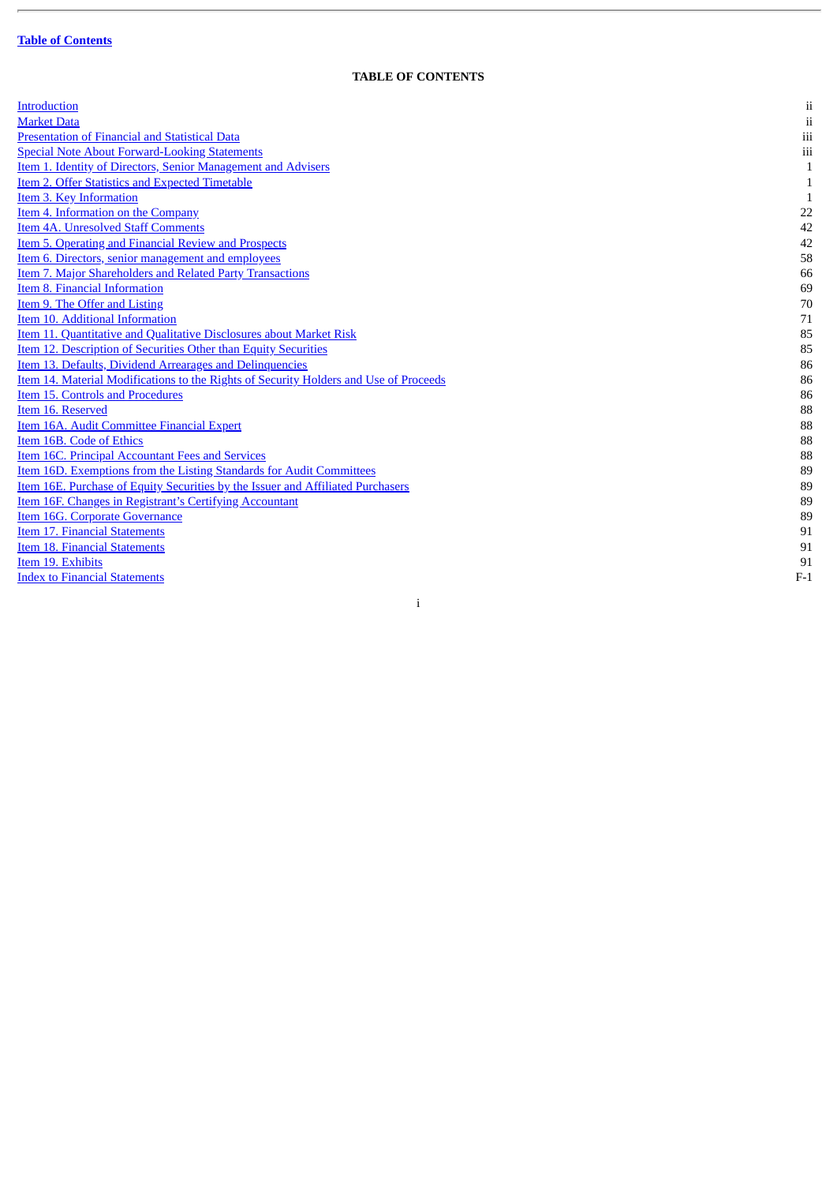Table of Contents

# TABLE OF CONTENTS

| | |
|---|---|
| Introduction | ii |
| Market Data | ii |
| Presentation of Financial and Statistical Data | iii |
| Special Note About Forward-Looking Statements | iii |
| Item 1. Identity of Directors, Senior Management and Advisers | 1 |
| Item 2. Offer Statistics and Expected Timetable | 1 |
| Item 3. Key Information | 1 |
| Item 4. Information on the Company | 22 |
| Item 4A. Unresolved Staff Comments | 42 |
| Item 5. Operating and Financial Review and Prospects | 42 |
| Item 6. Directors, senior management and employees | 58 |
| Item 7. Major Shareholders and Related Party Transactions | 66 |
| Item 8. Financial Information | 69 |
| Item 9. The Offer and Listing | 70 |
| Item 10. Additional Information | 71 |
| Item 11. Quantitative and Qualitative Disclosures about Market Risk | 85 |
| Item 12. Description of Securities Other than Equity Securities | 85 |
| Item 13. Defaults, Dividend Arrearages and Delinquencies | 86 |
| Item 14. Material Modifications to the Rights of Security Holders and Use of Proceeds | 86 |
| Item 15. Controls and Procedures | 86 |
| Item 16. Reserved | 88 |
| Item 16A. Audit Committee Financial Expert | 88 |
| Item 16B. Code of Ethics | 88 |
| Item 16C. Principal Accountant Fees and Services | 88 |
| Item 16D. Exemptions from the Listing Standards for Audit Committees | 89 |
| Item 16E. Purchase of Equity Securities by the Issuer and Affiliated Purchasers | 89 |
| Item 16F. Changes in Registrant's Certifying Accountant | 89 |
| Item 16G. Corporate Governance | 89 |
| Item 17. Financial Statements | 91 |
| Item 18. Financial Statements | 91 |
| Item 19. Exhibits | 91 |
| Index to Financial Statements | F-1 |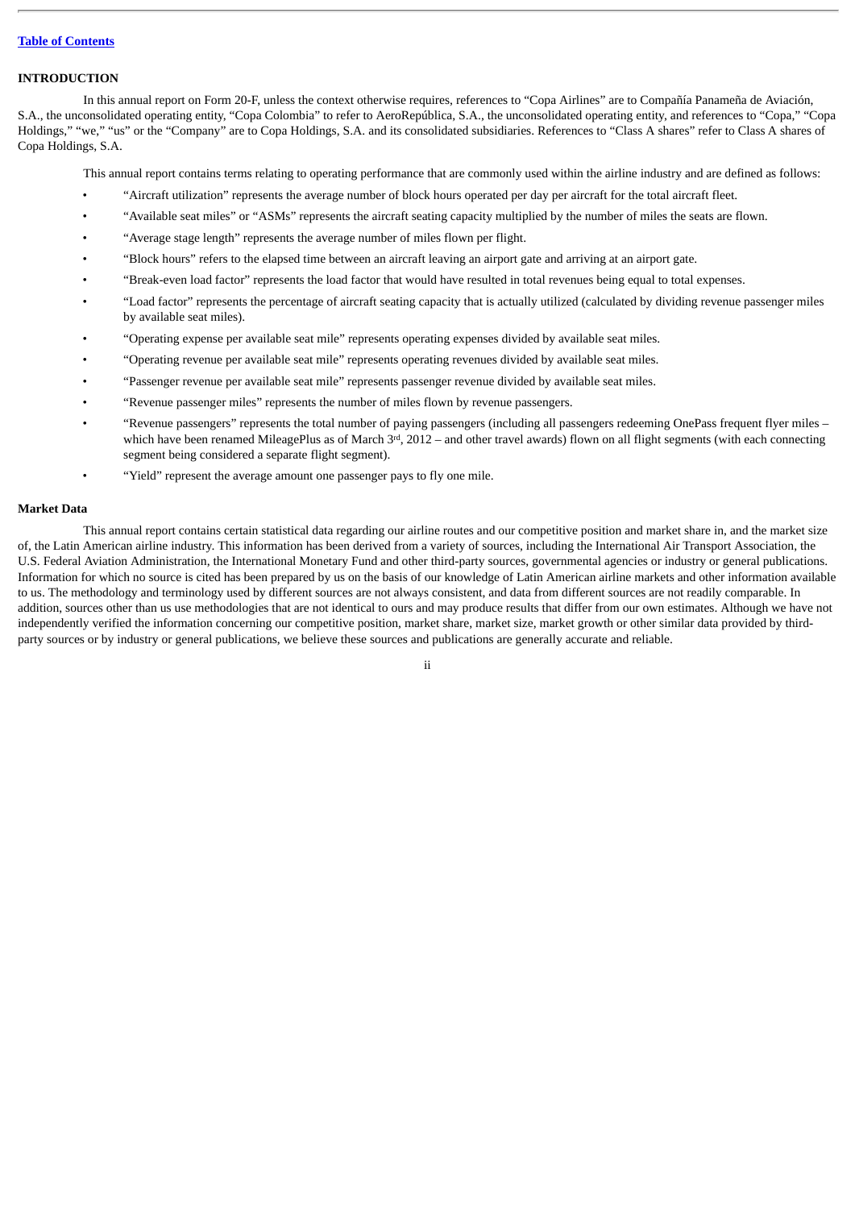## INTRODUCTION

In this annual report on Form 20-F, unless the context otherwise requires, references to "Copa Airlines" are to Compañía Panameña de Aviación, S.A., the unconsolidated operating entity, "Copa Colombia" to refer to AeroRepública, S.A., the unconsolidated operating entity, and references to "Copa," "Copa Holdings," "we," "us" or the "Company" are to Copa Holdings, S.A. and its consolidated subsidiaries. References to "Class A shares" refer to Class A shares of Copa Holdings, S.A.

This annual report contains terms relating to operating performance that are commonly used within the airline industry and are defined as follows:

- "Aircraft utilization" represents the average number of block hours operated per day per aircraft for the total aircraft fleet.
- "Available seat miles" or "ASMs" represents the aircraft seating capacity multiplied by the number of miles the seats are flown.
- "Average stage length" represents the average number of miles flown per flight.
- "Block hours" refers to the elapsed time between an aircraft leaving an airport gate and arriving at an airport gate.
- "Break-even load factor" represents the load factor that would have resulted in total revenues being equal to total expenses.
- "Load factor" represents the percentage of aircraft seating capacity that is actually utilized (calculated by dividing revenue passenger miles by available seat miles).
- "Operating expense per available seat mile" represents operating expenses divided by available seat miles.
- "Operating revenue per available seat mile" represents operating revenues divided by available seat miles.
- "Passenger revenue per available seat mile" represents passenger revenue divided by available seat miles.
- "Revenue passenger miles" represents the number of miles flown by revenue passengers.
- "Revenue passengers" represents the total number of paying passengers (including all passengers redeeming OnePass frequent flyer miles – which have been renamed MileagePlus as of March 3rd, 2012 – and other travel awards) flown on all flight segments (with each connecting segment being considered a separate flight segment).
- "Yield" represent the average amount one passenger pays to fly one mile.

## Market Data

This annual report contains certain statistical data regarding our airline routes and our competitive position and market share in, and the market size of, the Latin American airline industry. This information has been derived from a variety of sources, including the International Air Transport Association, the U.S. Federal Aviation Administration, the International Monetary Fund and other third-party sources, governmental agencies or industry or general publications. Information for which no source is cited has been prepared by us on the basis of our knowledge of Latin American airline markets and other information available to us. The methodology and terminology used by different sources are not always consistent, and data from different sources are not readily comparable. In addition, sources other than us use methodologies that are not identical to ours and may produce results that differ from our own estimates. Although we have not independently verified the information concerning our competitive position, market share, market size, market growth or other similar data provided by third-party sources or by industry or general publications, we believe these sources and publications are generally accurate and reliable.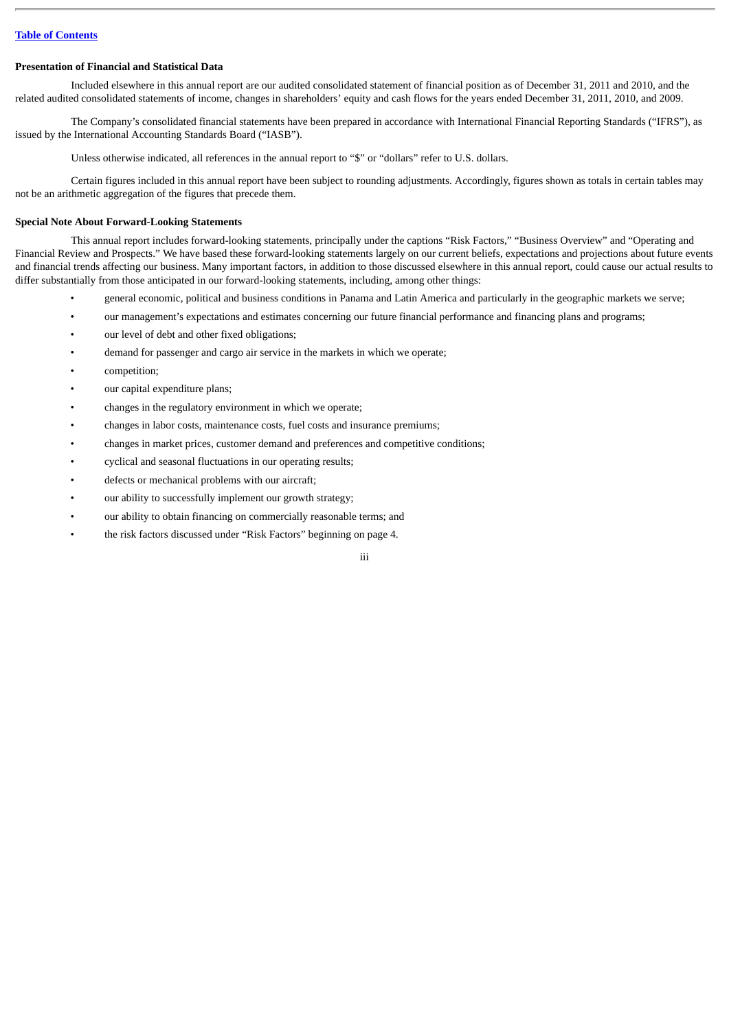**Presentation of Financial and Statistical Data**

Included elsewhere in this annual report are our audited consolidated statement of financial position as of December 31, 2011 and 2010, and the related audited consolidated statements of income, changes in shareholders' equity and cash flows for the years ended December 31, 2011, 2010, and 2009.

The Company's consolidated financial statements have been prepared in accordance with International Financial Reporting Standards ("IFRS"), as issued by the International Accounting Standards Board ("IASB").

Unless otherwise indicated, all references in the annual report to "$" or "dollars" refer to U.S. dollars.

Certain figures included in this annual report have been subject to rounding adjustments. Accordingly, figures shown as totals in certain tables may not be an arithmetic aggregation of the figures that precede them.

**Special Note About Forward-Looking Statements**

This annual report includes forward-looking statements, principally under the captions "Risk Factors," "Business Overview" and "Operating and Financial Review and Prospects." We have based these forward-looking statements largely on our current beliefs, expectations and projections about future events and financial trends affecting our business. Many important factors, in addition to those discussed elsewhere in this annual report, could cause our actual results to differ substantially from those anticipated in our forward-looking statements, including, among other things:

- general economic, political and business conditions in Panama and Latin America and particularly in the geographic markets we serve;
- our management's expectations and estimates concerning our future financial performance and financing plans and programs;
- our level of debt and other fixed obligations;
- demand for passenger and cargo air service in the markets in which we operate;
- competition;
- our capital expenditure plans;
- changes in the regulatory environment in which we operate;
- changes in labor costs, maintenance costs, fuel costs and insurance premiums;
- changes in market prices, customer demand and preferences and competitive conditions;
- cyclical and seasonal fluctuations in our operating results;
- defects or mechanical problems with our aircraft;
- our ability to successfully implement our growth strategy;
- our ability to obtain financing on commercially reasonable terms; and
- the risk factors discussed under "Risk Factors" beginning on page 4.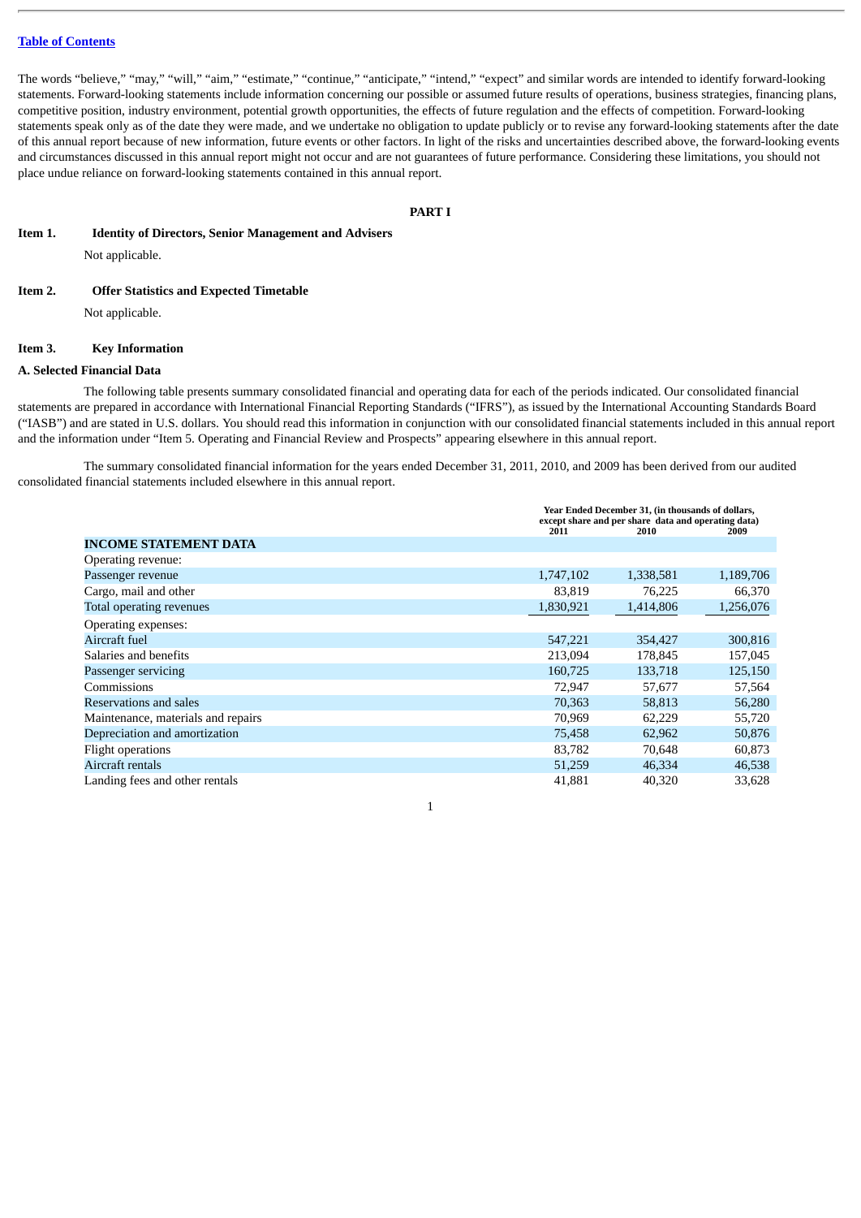Table of Contents

The words "believe," "may," "will," "aim," "estimate," "continue," "anticipate," "intend," "expect" and similar words are intended to identify forward-looking statements. Forward-looking statements include information concerning our possible or assumed future results of operations, business strategies, financing plans, competitive position, industry environment, potential growth opportunities, the effects of future regulation and the effects of competition. Forward-looking statements speak only as of the date they were made, and we undertake no obligation to update publicly or to revise any forward-looking statements after the date of this annual report because of new information, future events or other factors. In light of the risks and uncertainties described above, the forward-looking events and circumstances discussed in this annual report might not occur and are not guarantees of future performance. Considering these limitations, you should not place undue reliance on forward-looking statements contained in this annual report.

# PART I

## Item 1. Identity of Directors, Senior Management and Advisers

Not applicable.

## Item 2. Offer Statistics and Expected Timetable

Not applicable.

## Item 3. Key Information

### A. Selected Financial Data

The following table presents summary consolidated financial and operating data for each of the periods indicated. Our consolidated financial statements are prepared in accordance with International Financial Reporting Standards ("IFRS"), as issued by the International Accounting Standards Board ("IASB") and are stated in U.S. dollars. You should read this information in conjunction with our consolidated financial statements included in this annual report and the information under "Item 5. Operating and Financial Review and Prospects" appearing elsewhere in this annual report.

The summary consolidated financial information for the years ended December 31, 2011, 2010, and 2009 has been derived from our audited consolidated financial statements included elsewhere in this annual report.

| | Year Ended December 31, (in thousands of dollars, except share and per share data and operating data) | | |
|---|---|---|---|
| | 2011 | 2010 | 2009 |
| **INCOME STATEMENT DATA** | | | |
| Operating revenue: | | | |
| Passenger revenue | 1,747,102 | 1,338,581 | 1,189,706 |
| Cargo, mail and other | 83,819 | 76,225 | 66,370 |
| Total operating revenues | 1,830,921 | 1,414,806 | 1,256,076 |
| Operating expenses: | | | |
| Aircraft fuel | 547,221 | 354,427 | 300,816 |
| Salaries and benefits | 213,094 | 178,845 | 157,045 |
| Passenger servicing | 160,725 | 133,718 | 125,150 |
| Commissions | 72,947 | 57,677 | 57,564 |
| Reservations and sales | 70,363 | 58,813 | 56,280 |
| Maintenance, materials and repairs | 70,969 | 62,229 | 55,720 |
| Depreciation and amortization | 75,458 | 62,962 | 50,876 |
| Flight operations | 83,782 | 70,648 | 60,873 |
| Aircraft rentals | 51,259 | 46,334 | 46,538 |
| Landing fees and other rentals | 41,881 | 40,320 | 33,628 |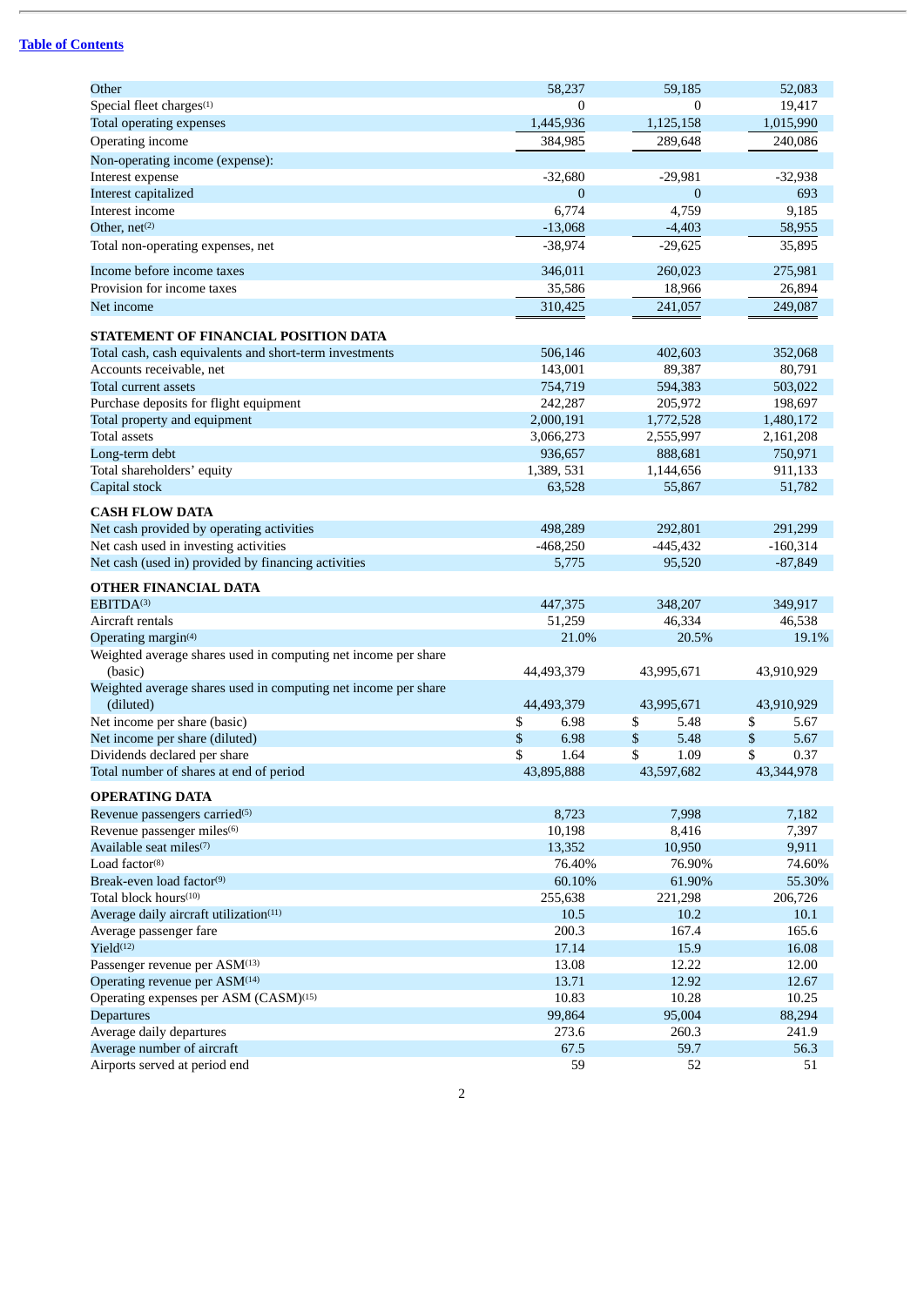[Table of Contents](#)

| | | | |
|---|---|---|---|
| Other | 58,237 | 59,185 | 52,083 |
| Special fleet charges[1] | 0 | 0 | 19,417 |
| Total operating expenses | 1,445,936 | 1,125,158 | 1,015,990 |
| Operating income | 384,985 | 289,648 | 240,086 |
| Non-operating income (expense): | | | |
| Interest expense | -32,680 | -29,981 | -32,938 |
| Interest capitalized | 0 | 0 | 693 |
| Interest income | 6,774 | 4,759 | 9,185 |
| Other, net[2] | -13,068 | -4,403 | 58,955 |
| Total non-operating expenses, net | -38,974 | -29,625 | 35,895 |
| Income before income taxes | 346,011 | 260,023 | 275,981 |
| Provision for income taxes | 35,586 | 18,966 | 26,894 |
| Net income | 310,425 | 241,057 | 249,087 |
| **STATEMENT OF FINANCIAL POSITION DATA** | | | |
| Total cash, cash equivalents and short-term investments | 506,146 | 402,603 | 352,068 |
| Accounts receivable, net | 143,001 | 89,387 | 80,791 |
| Total current assets | 754,719 | 594,383 | 503,022 |
| Purchase deposits for flight equipment | 242,287 | 205,972 | 198,697 |
| Total property and equipment | 2,000,191 | 1,772,528 | 1,480,172 |
| Total assets | 3,066,273 | 2,555,997 | 2,161,208 |
| Long-term debt | 936,657 | 888,681 | 750,971 |
| Total shareholders' equity | 1,389, 531 | 1,144,656 | 911,133 |
| Capital stock | 63,528 | 55,867 | 51,782 |
| **CASH FLOW DATA** | | | |
| Net cash provided by operating activities | 498,289 | 292,801 | 291,299 |
| Net cash used in investing activities | -468,250 | -445,432 | -160,314 |
| Net cash (used in) provided by financing activities | 5,775 | 95,520 | -87,849 |
| **OTHER FINANCIAL DATA** | | | |
| EBITDA[3] | 447,375 | 348,207 | 349,917 |
| Aircraft rentals | 51,259 | 46,334 | 46,538 |
| Operating margin[4] | 21.0% | 20.5% | 19.1% |
| Weighted average shares used in computing net income per share (basic) | 44,493,379 | 43,995,671 | 43,910,929 |
| Weighted average shares used in computing net income per share (diluted) | 44,493,379 | 43,995,671 | 43,910,929 |
| Net income per share (basic) | $ 6.98 | $ 5.48 | $ 5.67 |
| Net income per share (diluted) | $ 6.98 | $ 5.48 | $ 5.67 |
| Dividends declared per share | $ 1.64 | $ 1.09 | $ 0.37 |
| Total number of shares at end of period | 43,895,888 | 43,597,682 | 43,344,978 |
| **OPERATING DATA** | | | |
| Revenue passengers carried[5] | 8,723 | 7,998 | 7,182 |
| Revenue passenger miles[6] | 10,198 | 8,416 | 7,397 |
| Available seat miles[7] | 13,352 | 10,950 | 9,911 |
| Load factor[8] | 76.40% | 76.90% | 74.60% |
| Break-even load factor[9] | 60.10% | 61.90% | 55.30% |
| Total block hours[10] | 255,638 | 221,298 | 206,726 |
| Average daily aircraft utilization[11] | 10.5 | 10.2 | 10.1 |
| Average passenger fare | 200.3 | 167.4 | 165.6 |
| Yield[12] | 17.14 | 15.9 | 16.08 |
| Passenger revenue per ASM[13] | 13.08 | 12.22 | 12.00 |
| Operating revenue per ASM[14] | 13.71 | 12.92 | 12.67 |
| Operating expenses per ASM (CASM)[15] | 10.83 | 10.28 | 10.25 |
| Departures | 99,864 | 95,004 | 88,294 |
| Average daily departures | 273.6 | 260.3 | 241.9 |
| Average number of aircraft | 67.5 | 59.7 | 56.3 |
| Airports served at period end | 59 | 52 | 51 |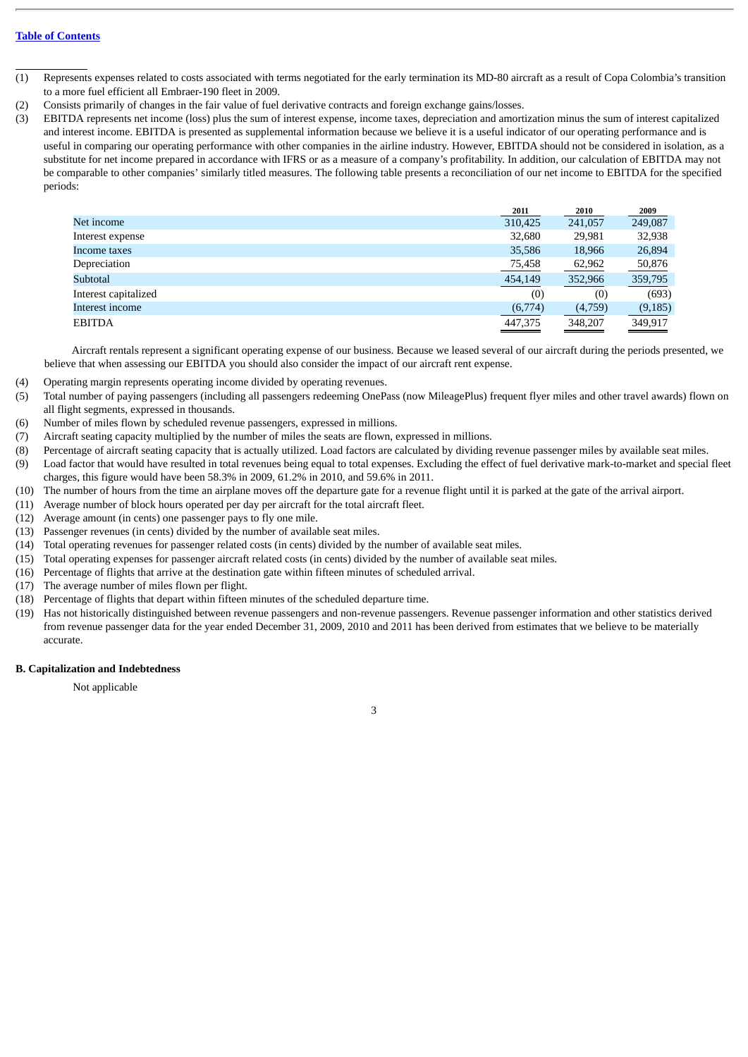[Table of Contents](#)

---

(1) Represents expenses related to costs associated with terms negotiated for the early termination its MD-80 aircraft as a result of Copa Colombia's transition to a more fuel efficient all Embraer-190 fleet in 2009.

(2) Consists primarily of changes in the fair value of fuel derivative contracts and foreign exchange gains/losses.

(3) EBITDA represents net income (loss) plus the sum of interest expense, income taxes, depreciation and amortization minus the sum of interest capitalized and interest income. EBITDA is presented as supplemental information because we believe it is a useful indicator of our operating performance and is useful in comparing our operating performance with other companies in the airline industry. However, EBITDA should not be considered in isolation, as a substitute for net income prepared in accordance with IFRS or as a measure of a company's profitability. In addition, our calculation of EBITDA may not be comparable to other companies' similarly titled measures. The following table presents a reconciliation of our net income to EBITDA for the specified periods:

| | 2011 | 2010 | 2009 |
|---|---|---|---|
| Net income | 310,425 | 241,057 | 249,087 |
| Interest expense | 32,680 | 29,981 | 32,938 |
| Income taxes | 35,586 | 18,966 | 26,894 |
| Depreciation | 75,458 | 62,962 | 50,876 |
| Subtotal | 454,149 | 352,966 | 359,795 |
| Interest capitalized | (0) | (0) | (693) |
| Interest income | (6,774) | (4,759) | (9,185) |
| EBITDA | 447,375 | 348,207 | 349,917 |

Aircraft rentals represent a significant operating expense of our business. Because we leased several of our aircraft during the periods presented, we believe that when assessing our EBITDA you should also consider the impact of our aircraft rent expense.

(4) Operating margin represents operating income divided by operating revenues.

(5) Total number of paying passengers (including all passengers redeeming OnePass (now MileagePlus) frequent flyer miles and other travel awards) flown on all flight segments, expressed in thousands.

(6) Number of miles flown by scheduled revenue passengers, expressed in millions.

(7) Aircraft seating capacity multiplied by the number of miles the seats are flown, expressed in millions.

(8) Percentage of aircraft seating capacity that is actually utilized. Load factors are calculated by dividing revenue passenger miles by available seat miles.

(9) Load factor that would have resulted in total revenues being equal to total expenses. Excluding the effect of fuel derivative mark-to-market and special fleet charges, this figure would have been 58.3% in 2009, 61.2% in 2010, and 59.6% in 2011.

(10) The number of hours from the time an airplane moves off the departure gate for a revenue flight until it is parked at the gate of the arrival airport.

(11) Average number of block hours operated per day per aircraft for the total aircraft fleet.

(12) Average amount (in cents) one passenger pays to fly one mile.

(13) Passenger revenues (in cents) divided by the number of available seat miles.

(14) Total operating revenues for passenger related costs (in cents) divided by the number of available seat miles.

(15) Total operating expenses for passenger aircraft related costs (in cents) divided by the number of available seat miles.

(16) Percentage of flights that arrive at the destination gate within fifteen minutes of scheduled arrival.

(17) The average number of miles flown per flight.

(18) Percentage of flights that depart within fifteen minutes of the scheduled departure time.

(19) Has not historically distinguished between revenue passengers and non-revenue passengers. Revenue passenger information and other statistics derived from revenue passenger data for the year ended December 31, 2009, 2010 and 2011 has been derived from estimates that we believe to be materially accurate.

**B. Capitalization and Indebtedness**

Not applicable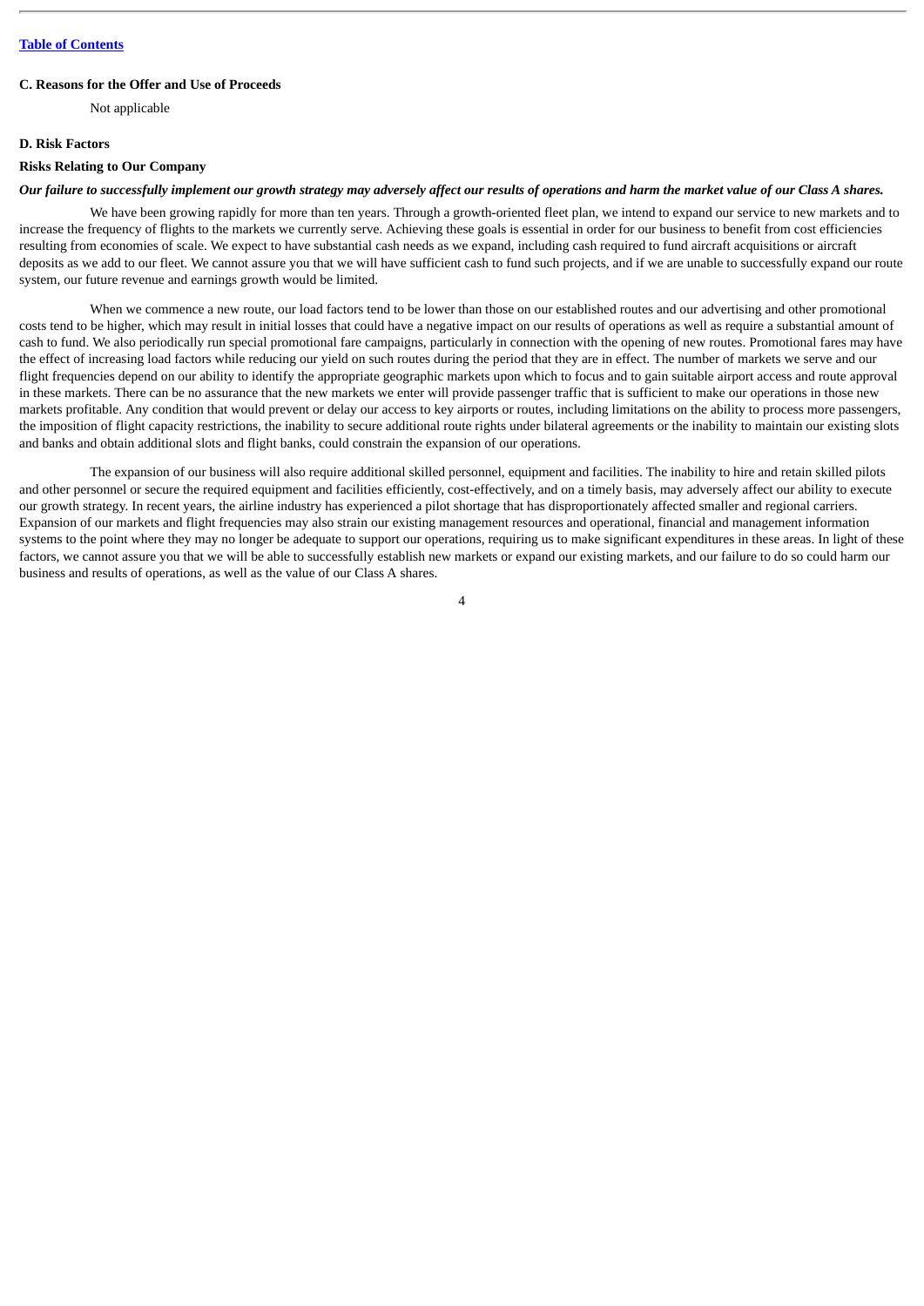### C. Reasons for the Offer and Use of Proceeds

Not applicable

### D. Risk Factors

#### Risks Relating to Our Company

***Our failure to successfully implement our growth strategy may adversely affect our results of operations and harm the market value of our Class A shares.***

We have been growing rapidly for more than ten years. Through a growth-oriented fleet plan, we intend to expand our service to new markets and to increase the frequency of flights to the markets we currently serve. Achieving these goals is essential in order for our business to benefit from cost efficiencies resulting from economies of scale. We expect to have substantial cash needs as we expand, including cash required to fund aircraft acquisitions or aircraft deposits as we add to our fleet. We cannot assure you that we will have sufficient cash to fund such projects, and if we are unable to successfully expand our route system, our future revenue and earnings growth would be limited.

When we commence a new route, our load factors tend to be lower than those on our established routes and our advertising and other promotional costs tend to be higher, which may result in initial losses that could have a negative impact on our results of operations as well as require a substantial amount of cash to fund. We also periodically run special promotional fare campaigns, particularly in connection with the opening of new routes. Promotional fares may have the effect of increasing load factors while reducing our yield on such routes during the period that they are in effect. The number of markets we serve and our flight frequencies depend on our ability to identify the appropriate geographic markets upon which to focus and to gain suitable airport access and route approval in these markets. There can be no assurance that the new markets we enter will provide passenger traffic that is sufficient to make our operations in those new markets profitable. Any condition that would prevent or delay our access to key airports or routes, including limitations on the ability to process more passengers, the imposition of flight capacity restrictions, the inability to secure additional route rights under bilateral agreements or the inability to maintain our existing slots and banks and obtain additional slots and flight banks, could constrain the expansion of our operations.

The expansion of our business will also require additional skilled personnel, equipment and facilities. The inability to hire and retain skilled pilots and other personnel or secure the required equipment and facilities efficiently, cost-effectively, and on a timely basis, may adversely affect our ability to execute our growth strategy. In recent years, the airline industry has experienced a pilot shortage that has disproportionately affected smaller and regional carriers. Expansion of our markets and flight frequencies may also strain our existing management resources and operational, financial and management information systems to the point where they may no longer be adequate to support our operations, requiring us to make significant expenditures in these areas. In light of these factors, we cannot assure you that we will be able to successfully establish new markets or expand our existing markets, and our failure to do so could harm our business and results of operations, as well as the value of our Class A shares.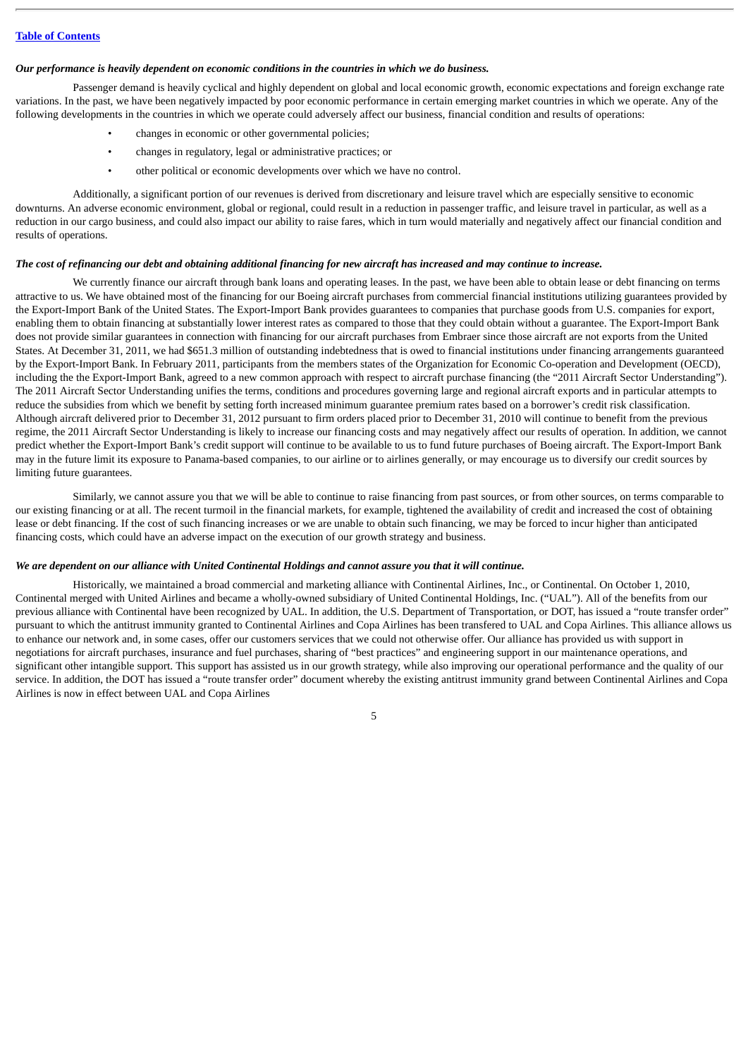*Our performance is heavily dependent on economic conditions in the countries in which we do business.*

Passenger demand is heavily cyclical and highly dependent on global and local economic growth, economic expectations and foreign exchange rate variations. In the past, we have been negatively impacted by poor economic performance in certain emerging market countries in which we operate. Any of the following developments in the countries in which we operate could adversely affect our business, financial condition and results of operations:

- changes in economic or other governmental policies;
- changes in regulatory, legal or administrative practices; or
- other political or economic developments over which we have no control.

Additionally, a significant portion of our revenues is derived from discretionary and leisure travel which are especially sensitive to economic downturns. An adverse economic environment, global or regional, could result in a reduction in passenger traffic, and leisure travel in particular, as well as a reduction in our cargo business, and could also impact our ability to raise fares, which in turn would materially and negatively affect our financial condition and results of operations.

*The cost of refinancing our debt and obtaining additional financing for new aircraft has increased and may continue to increase.*

We currently finance our aircraft through bank loans and operating leases. In the past, we have been able to obtain lease or debt financing on terms attractive to us. We have obtained most of the financing for our Boeing aircraft purchases from commercial financial institutions utilizing guarantees provided by the Export-Import Bank of the United States. The Export-Import Bank provides guarantees to companies that purchase goods from U.S. companies for export, enabling them to obtain financing at substantially lower interest rates as compared to those that they could obtain without a guarantee. The Export-Import Bank does not provide similar guarantees in connection with financing for our aircraft purchases from Embraer since those aircraft are not exports from the United States. At December 31, 2011, we had $651.3 million of outstanding indebtedness that is owed to financial institutions under financing arrangements guaranteed by the Export-Import Bank. In February 2011, participants from the members states of the Organization for Economic Co-operation and Development (OECD), including the the Export-Import Bank, agreed to a new common approach with respect to aircraft purchase financing (the "2011 Aircraft Sector Understanding"). The 2011 Aircraft Sector Understanding unifies the terms, conditions and procedures governing large and regional aircraft exports and in particular attempts to reduce the subsidies from which we benefit by setting forth increased minimum guarantee premium rates based on a borrower's credit risk classification. Although aircraft delivered prior to December 31, 2012 pursuant to firm orders placed prior to December 31, 2010 will continue to benefit from the previous regime, the 2011 Aircraft Sector Understanding is likely to increase our financing costs and may negatively affect our results of operation. In addition, we cannot predict whether the Export-Import Bank's credit support will continue to be available to us to fund future purchases of Boeing aircraft. The Export-Import Bank may in the future limit its exposure to Panama-based companies, to our airline or to airlines generally, or may encourage us to diversify our credit sources by limiting future guarantees.

Similarly, we cannot assure you that we will be able to continue to raise financing from past sources, or from other sources, on terms comparable to our existing financing or at all. The recent turmoil in the financial markets, for example, tightened the availability of credit and increased the cost of obtaining lease or debt financing. If the cost of such financing increases or we are unable to obtain such financing, we may be forced to incur higher than anticipated financing costs, which could have an adverse impact on the execution of our growth strategy and business.

*We are dependent on our alliance with United Continental Holdings and cannot assure you that it will continue.*

Historically, we maintained a broad commercial and marketing alliance with Continental Airlines, Inc., or Continental. On October 1, 2010, Continental merged with United Airlines and became a wholly-owned subsidiary of United Continental Holdings, Inc. ("UAL"). All of the benefits from our previous alliance with Continental have been recognized by UAL. In addition, the U.S. Department of Transportation, or DOT, has issued a "route transfer order" pursuant to which the antitrust immunity granted to Continental Airlines and Copa Airlines has been transfered to UAL and Copa Airlines. This alliance allows us to enhance our network and, in some cases, offer our customers services that we could not otherwise offer. Our alliance has provided us with support in negotiations for aircraft purchases, insurance and fuel purchases, sharing of "best practices" and engineering support in our maintenance operations, and significant other intangible support. This support has assisted us in our growth strategy, while also improving our operational performance and the quality of our service. In addition, the DOT has issued a "route transfer order" document whereby the existing antitrust immunity grand between Continental Airlines and Copa Airlines is now in effect between UAL and Copa Airlines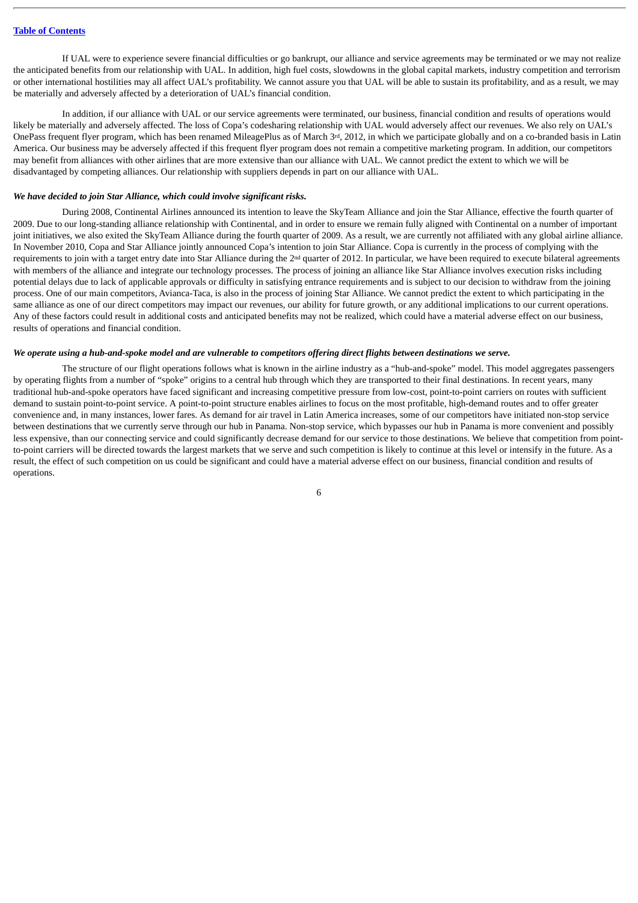If UAL were to experience severe financial difficulties or go bankrupt, our alliance and service agreements may be terminated or we may not realize the anticipated benefits from our relationship with UAL. In addition, high fuel costs, slowdowns in the global capital markets, industry competition and terrorism or other international hostilities may all affect UAL's profitability. We cannot assure you that UAL will be able to sustain its profitability, and as a result, we may be materially and adversely affected by a deterioration of UAL's financial condition.

In addition, if our alliance with UAL or our service agreements were terminated, our business, financial condition and results of operations would likely be materially and adversely affected. The loss of Copa's codesharing relationship with UAL would adversely affect our revenues. We also rely on UAL's OnePass frequent flyer program, which has been renamed MileagePlus as of March 3rd, 2012, in which we participate globally and on a co-branded basis in Latin America. Our business may be adversely affected if this frequent flyer program does not remain a competitive marketing program. In addition, our competitors may benefit from alliances with other airlines that are more extensive than our alliance with UAL. We cannot predict the extent to which we will be disadvantaged by competing alliances. Our relationship with suppliers depends in part on our alliance with UAL.

***We have decided to join Star Alliance, which could involve significant risks.***

During 2008, Continental Airlines announced its intention to leave the SkyTeam Alliance and join the Star Alliance, effective the fourth quarter of 2009. Due to our long-standing alliance relationship with Continental, and in order to ensure we remain fully aligned with Continental on a number of important joint initiatives, we also exited the SkyTeam Alliance during the fourth quarter of 2009. As a result, we are currently not affiliated with any global airline alliance. In November 2010, Copa and Star Alliance jointly announced Copa's intention to join Star Alliance. Copa is currently in the process of complying with the requirements to join with a target entry date into Star Alliance during the 2nd quarter of 2012. In particular, we have been required to execute bilateral agreements with members of the alliance and integrate our technology processes. The process of joining an alliance like Star Alliance involves execution risks including potential delays due to lack of applicable approvals or difficulty in satisfying entrance requirements and is subject to our decision to withdraw from the joining process. One of our main competitors, Avianca-Taca, is also in the process of joining Star Alliance. We cannot predict the extent to which participating in the same alliance as one of our direct competitors may impact our revenues, our ability for future growth, or any additional implications to our current operations. Any of these factors could result in additional costs and anticipated benefits may not be realized, which could have a material adverse effect on our business, results of operations and financial condition.

***We operate using a hub-and-spoke model and are vulnerable to competitors offering direct flights between destinations we serve.***

The structure of our flight operations follows what is known in the airline industry as a "hub-and-spoke" model. This model aggregates passengers by operating flights from a number of "spoke" origins to a central hub through which they are transported to their final destinations. In recent years, many traditional hub-and-spoke operators have faced significant and increasing competitive pressure from low-cost, point-to-point carriers on routes with sufficient demand to sustain point-to-point service. A point-to-point structure enables airlines to focus on the most profitable, high-demand routes and to offer greater convenience and, in many instances, lower fares. As demand for air travel in Latin America increases, some of our competitors have initiated non-stop service between destinations that we currently serve through our hub in Panama. Non-stop service, which bypasses our hub in Panama is more convenient and possibly less expensive, than our connecting service and could significantly decrease demand for our service to those destinations. We believe that competition from point-to-point carriers will be directed towards the largest markets that we serve and such competition is likely to continue at this level or intensify in the future. As a result, the effect of such competition on us could be significant and could have a material adverse effect on our business, financial condition and results of operations.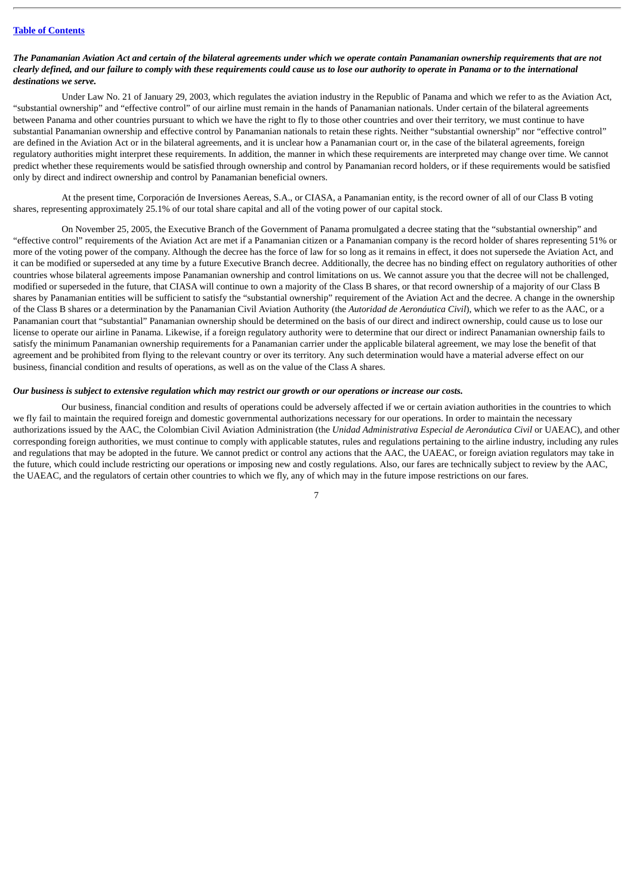***The Panamanian Aviation Act and certain of the bilateral agreements under which we operate contain Panamanian ownership requirements that are not clearly defined, and our failure to comply with these requirements could cause us to lose our authority to operate in Panama or to the international destinations we serve.***

Under Law No. 21 of January 29, 2003, which regulates the aviation industry in the Republic of Panama and which we refer to as the Aviation Act, "substantial ownership" and "effective control" of our airline must remain in the hands of Panamanian nationals. Under certain of the bilateral agreements between Panama and other countries pursuant to which we have the right to fly to those other countries and over their territory, we must continue to have substantial Panamanian ownership and effective control by Panamanian nationals to retain these rights. Neither "substantial ownership" nor "effective control" are defined in the Aviation Act or in the bilateral agreements, and it is unclear how a Panamanian court or, in the case of the bilateral agreements, foreign regulatory authorities might interpret these requirements. In addition, the manner in which these requirements are interpreted may change over time. We cannot predict whether these requirements would be satisfied through ownership and control by Panamanian record holders, or if these requirements would be satisfied only by direct and indirect ownership and control by Panamanian beneficial owners.

At the present time, Corporación de Inversiones Aereas, S.A., or CIASA, a Panamanian entity, is the record owner of all of our Class B voting shares, representing approximately 25.1% of our total share capital and all of the voting power of our capital stock.

On November 25, 2005, the Executive Branch of the Government of Panama promulgated a decree stating that the "substantial ownership" and "effective control" requirements of the Aviation Act are met if a Panamanian citizen or a Panamanian company is the record holder of shares representing 51% or more of the voting power of the company. Although the decree has the force of law for so long as it remains in effect, it does not supersede the Aviation Act, and it can be modified or superseded at any time by a future Executive Branch decree. Additionally, the decree has no binding effect on regulatory authorities of other countries whose bilateral agreements impose Panamanian ownership and control limitations on us. We cannot assure you that the decree will not be challenged, modified or superseded in the future, that CIASA will continue to own a majority of the Class B shares, or that record ownership of a majority of our Class B shares by Panamanian entities will be sufficient to satisfy the "substantial ownership" requirement of the Aviation Act and the decree. A change in the ownership of the Class B shares or a determination by the Panamanian Civil Aviation Authority (the *Autoridad de Aeronáutica Civil*), which we refer to as the AAC, or a Panamanian court that "substantial" Panamanian ownership should be determined on the basis of our direct and indirect ownership, could cause us to lose our license to operate our airline in Panama. Likewise, if a foreign regulatory authority were to determine that our direct or indirect Panamanian ownership fails to satisfy the minimum Panamanian ownership requirements for a Panamanian carrier under the applicable bilateral agreement, we may lose the benefit of that agreement and be prohibited from flying to the relevant country or over its territory. Any such determination would have a material adverse effect on our business, financial condition and results of operations, as well as on the value of the Class A shares.

***Our business is subject to extensive regulation which may restrict our growth or our operations or increase our costs.***

Our business, financial condition and results of operations could be adversely affected if we or certain aviation authorities in the countries to which we fly fail to maintain the required foreign and domestic governmental authorizations necessary for our operations. In order to maintain the necessary authorizations issued by the AAC, the Colombian Civil Aviation Administration (the *Unidad Administrativa Especial de Aeronáutica Civil* or UAEAC), and other corresponding foreign authorities, we must continue to comply with applicable statutes, rules and regulations pertaining to the airline industry, including any rules and regulations that may be adopted in the future. We cannot predict or control any actions that the AAC, the UAEAC, or foreign aviation regulators may take in the future, which could include restricting our operations or imposing new and costly regulations. Also, our fares are technically subject to review by the AAC, the UAEAC, and the regulators of certain other countries to which we fly, any of which may in the future impose restrictions on our fares.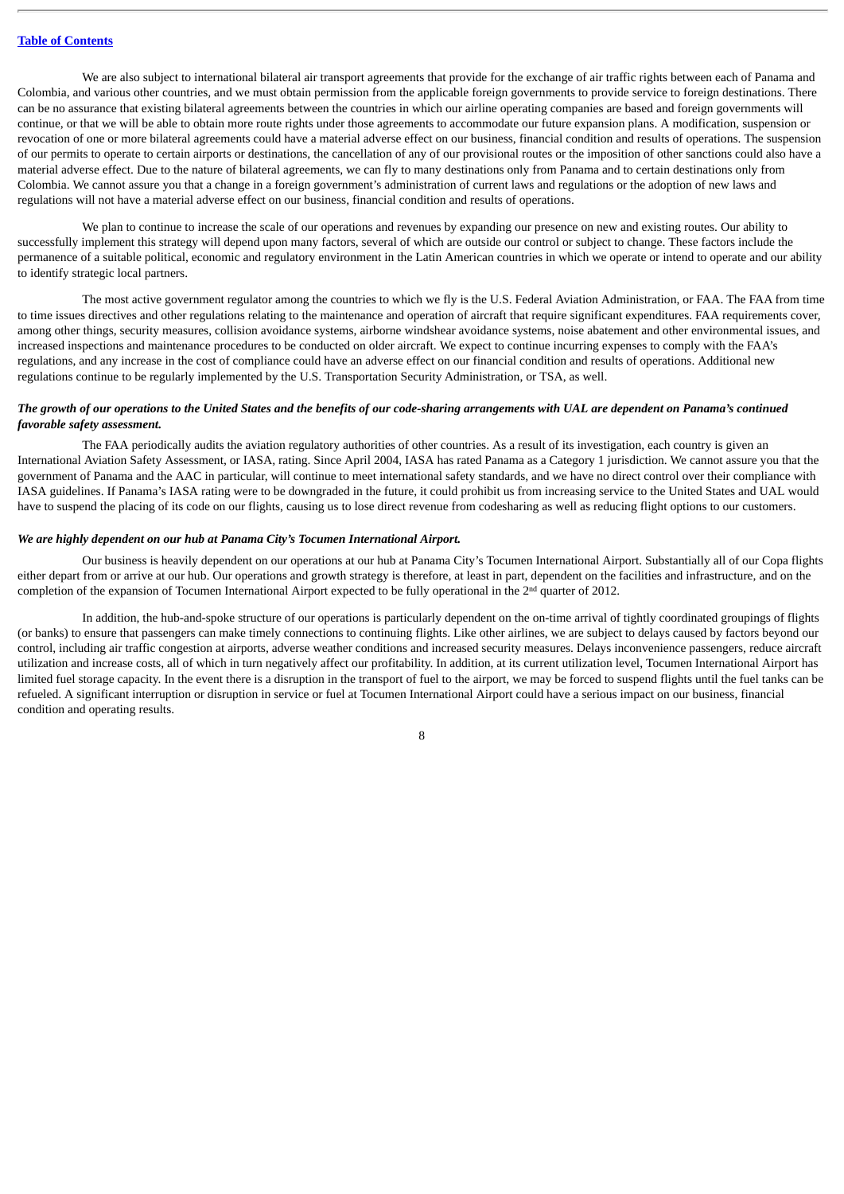We are also subject to international bilateral air transport agreements that provide for the exchange of air traffic rights between each of Panama and Colombia, and various other countries, and we must obtain permission from the applicable foreign governments to provide service to foreign destinations. There can be no assurance that existing bilateral agreements between the countries in which our airline operating companies are based and foreign governments will continue, or that we will be able to obtain more route rights under those agreements to accommodate our future expansion plans. A modification, suspension or revocation of one or more bilateral agreements could have a material adverse effect on our business, financial condition and results of operations. The suspension of our permits to operate to certain airports or destinations, the cancellation of any of our provisional routes or the imposition of other sanctions could also have a material adverse effect. Due to the nature of bilateral agreements, we can fly to many destinations only from Panama and to certain destinations only from Colombia. We cannot assure you that a change in a foreign government's administration of current laws and regulations or the adoption of new laws and regulations will not have a material adverse effect on our business, financial condition and results of operations.

We plan to continue to increase the scale of our operations and revenues by expanding our presence on new and existing routes. Our ability to successfully implement this strategy will depend upon many factors, several of which are outside our control or subject to change. These factors include the permanence of a suitable political, economic and regulatory environment in the Latin American countries in which we operate or intend to operate and our ability to identify strategic local partners.

The most active government regulator among the countries to which we fly is the U.S. Federal Aviation Administration, or FAA. The FAA from time to time issues directives and other regulations relating to the maintenance and operation of aircraft that require significant expenditures. FAA requirements cover, among other things, security measures, collision avoidance systems, airborne windshear avoidance systems, noise abatement and other environmental issues, and increased inspections and maintenance procedures to be conducted on older aircraft. We expect to continue incurring expenses to comply with the FAA's regulations, and any increase in the cost of compliance could have an adverse effect on our financial condition and results of operations. Additional new regulations continue to be regularly implemented by the U.S. Transportation Security Administration, or TSA, as well.

***The growth of our operations to the United States and the benefits of our code-sharing arrangements with UAL are dependent on Panama's continued favorable safety assessment.***

The FAA periodically audits the aviation regulatory authorities of other countries. As a result of its investigation, each country is given an International Aviation Safety Assessment, or IASA, rating. Since April 2004, IASA has rated Panama as a Category 1 jurisdiction. We cannot assure you that the government of Panama and the AAC in particular, will continue to meet international safety standards, and we have no direct control over their compliance with IASA guidelines. If Panama's IASA rating were to be downgraded in the future, it could prohibit us from increasing service to the United States and UAL would have to suspend the placing of its code on our flights, causing us to lose direct revenue from codesharing as well as reducing flight options to our customers.

***We are highly dependent on our hub at Panama City's Tocumen International Airport.***

Our business is heavily dependent on our operations at our hub at Panama City's Tocumen International Airport. Substantially all of our Copa flights either depart from or arrive at our hub. Our operations and growth strategy is therefore, at least in part, dependent on the facilities and infrastructure, and on the completion of the expansion of Tocumen International Airport expected to be fully operational in the 2nd quarter of 2012.

In addition, the hub-and-spoke structure of our operations is particularly dependent on the on-time arrival of tightly coordinated groupings of flights (or banks) to ensure that passengers can make timely connections to continuing flights. Like other airlines, we are subject to delays caused by factors beyond our control, including air traffic congestion at airports, adverse weather conditions and increased security measures. Delays inconvenience passengers, reduce aircraft utilization and increase costs, all of which in turn negatively affect our profitability. In addition, at its current utilization level, Tocumen International Airport has limited fuel storage capacity. In the event there is a disruption in the transport of fuel to the airport, we may be forced to suspend flights until the fuel tanks can be refueled. A significant interruption or disruption in service or fuel at Tocumen International Airport could have a serious impact on our business, financial condition and operating results.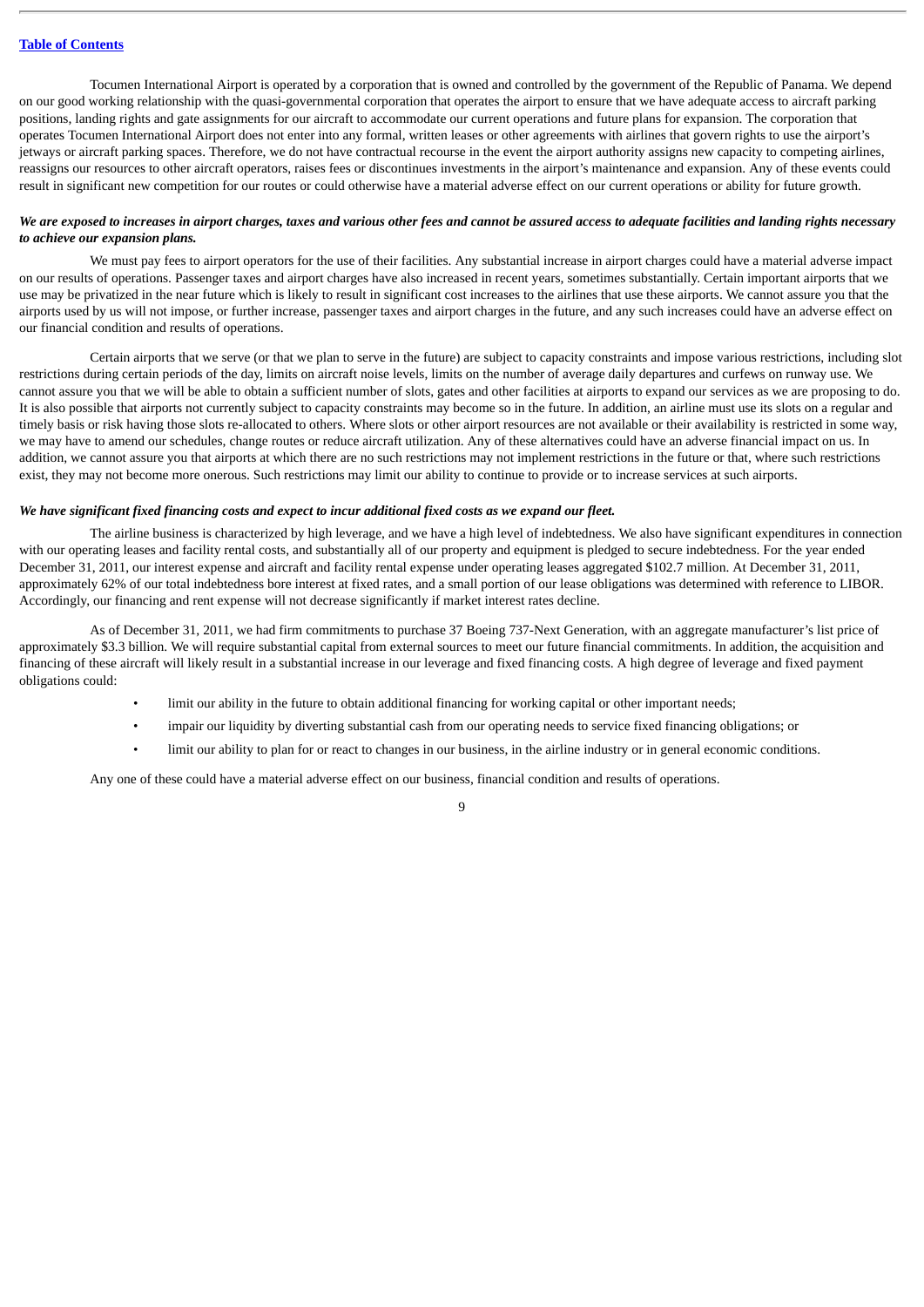Tocumen International Airport is operated by a corporation that is owned and controlled by the government of the Republic of Panama. We depend on our good working relationship with the quasi-governmental corporation that operates the airport to ensure that we have adequate access to aircraft parking positions, landing rights and gate assignments for our aircraft to accommodate our current operations and future plans for expansion. The corporation that operates Tocumen International Airport does not enter into any formal, written leases or other agreements with airlines that govern rights to use the airport's jetways or aircraft parking spaces. Therefore, we do not have contractual recourse in the event the airport authority assigns new capacity to competing airlines, reassigns our resources to other aircraft operators, raises fees or discontinues investments in the airport's maintenance and expansion. Any of these events could result in significant new competition for our routes or could otherwise have a material adverse effect on our current operations or ability for future growth.

***We are exposed to increases in airport charges, taxes and various other fees and cannot be assured access to adequate facilities and landing rights necessary to achieve our expansion plans.***

We must pay fees to airport operators for the use of their facilities. Any substantial increase in airport charges could have a material adverse impact on our results of operations. Passenger taxes and airport charges have also increased in recent years, sometimes substantially. Certain important airports that we use may be privatized in the near future which is likely to result in significant cost increases to the airlines that use these airports. We cannot assure you that the airports used by us will not impose, or further increase, passenger taxes and airport charges in the future, and any such increases could have an adverse effect on our financial condition and results of operations.

Certain airports that we serve (or that we plan to serve in the future) are subject to capacity constraints and impose various restrictions, including slot restrictions during certain periods of the day, limits on aircraft noise levels, limits on the number of average daily departures and curfews on runway use. We cannot assure you that we will be able to obtain a sufficient number of slots, gates and other facilities at airports to expand our services as we are proposing to do. It is also possible that airports not currently subject to capacity constraints may become so in the future. In addition, an airline must use its slots on a regular and timely basis or risk having those slots re-allocated to others. Where slots or other airport resources are not available or their availability is restricted in some way, we may have to amend our schedules, change routes or reduce aircraft utilization. Any of these alternatives could have an adverse financial impact on us. In addition, we cannot assure you that airports at which there are no such restrictions may not implement restrictions in the future or that, where such restrictions exist, they may not become more onerous. Such restrictions may limit our ability to continue to provide or to increase services at such airports.

***We have significant fixed financing costs and expect to incur additional fixed costs as we expand our fleet.***

The airline business is characterized by high leverage, and we have a high level of indebtedness. We also have significant expenditures in connection with our operating leases and facility rental costs, and substantially all of our property and equipment is pledged to secure indebtedness. For the year ended December 31, 2011, our interest expense and aircraft and facility rental expense under operating leases aggregated $102.7 million. At December 31, 2011, approximately 62% of our total indebtedness bore interest at fixed rates, and a small portion of our lease obligations was determined with reference to LIBOR. Accordingly, our financing and rent expense will not decrease significantly if market interest rates decline.

As of December 31, 2011, we had firm commitments to purchase 37 Boeing 737-Next Generation, with an aggregate manufacturer's list price of approximately $3.3 billion. We will require substantial capital from external sources to meet our future financial commitments. In addition, the acquisition and financing of these aircraft will likely result in a substantial increase in our leverage and fixed financing costs. A high degree of leverage and fixed payment obligations could:

- limit our ability in the future to obtain additional financing for working capital or other important needs;
- impair our liquidity by diverting substantial cash from our operating needs to service fixed financing obligations; or
- limit our ability to plan for or react to changes in our business, in the airline industry or in general economic conditions.

Any one of these could have a material adverse effect on our business, financial condition and results of operations.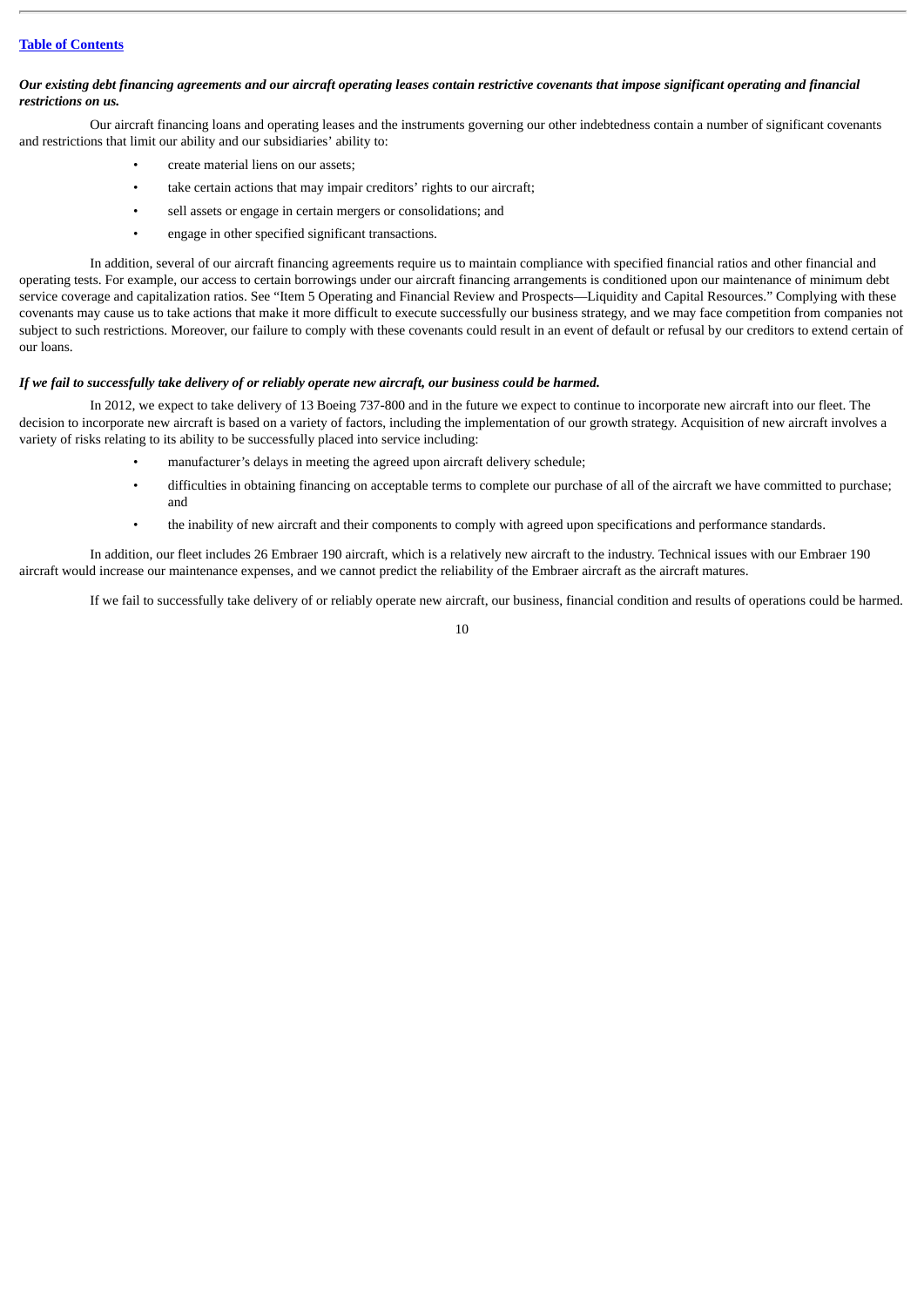***Our existing debt financing agreements and our aircraft operating leases contain restrictive covenants that impose significant operating and financial restrictions on us.***

Our aircraft financing loans and operating leases and the instruments governing our other indebtedness contain a number of significant covenants and restrictions that limit our ability and our subsidiaries' ability to:

- create material liens on our assets;
- take certain actions that may impair creditors' rights to our aircraft;
- sell assets or engage in certain mergers or consolidations; and
- engage in other specified significant transactions.

In addition, several of our aircraft financing agreements require us to maintain compliance with specified financial ratios and other financial and operating tests. For example, our access to certain borrowings under our aircraft financing arrangements is conditioned upon our maintenance of minimum debt service coverage and capitalization ratios. See "Item 5 Operating and Financial Review and Prospects—Liquidity and Capital Resources." Complying with these covenants may cause us to take actions that make it more difficult to execute successfully our business strategy, and we may face competition from companies not subject to such restrictions. Moreover, our failure to comply with these covenants could result in an event of default or refusal by our creditors to extend certain of our loans.

***If we fail to successfully take delivery of or reliably operate new aircraft, our business could be harmed.***

In 2012, we expect to take delivery of 13 Boeing 737-800 and in the future we expect to continue to incorporate new aircraft into our fleet. The decision to incorporate new aircraft is based on a variety of factors, including the implementation of our growth strategy. Acquisition of new aircraft involves a variety of risks relating to its ability to be successfully placed into service including:

- manufacturer's delays in meeting the agreed upon aircraft delivery schedule;
- difficulties in obtaining financing on acceptable terms to complete our purchase of all of the aircraft we have committed to purchase; and
- the inability of new aircraft and their components to comply with agreed upon specifications and performance standards.

In addition, our fleet includes 26 Embraer 190 aircraft, which is a relatively new aircraft to the industry. Technical issues with our Embraer 190 aircraft would increase our maintenance expenses, and we cannot predict the reliability of the Embraer aircraft as the aircraft matures.

If we fail to successfully take delivery of or reliably operate new aircraft, our business, financial condition and results of operations could be harmed.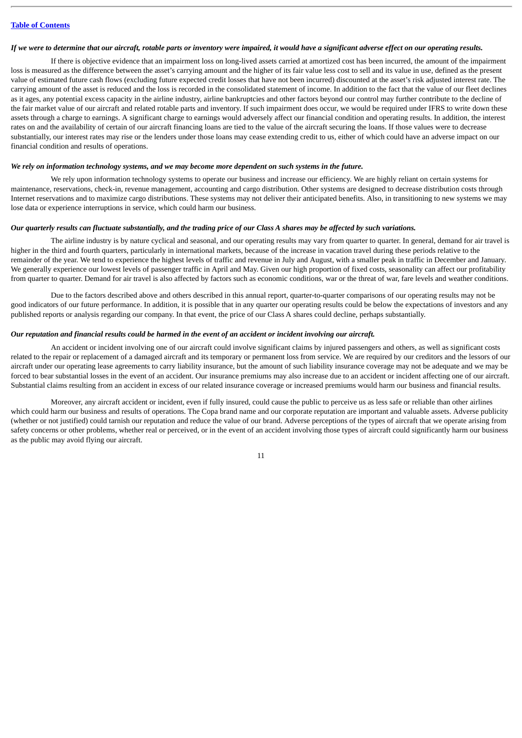***If we were to determine that our aircraft, rotable parts or inventory were impaired, it would have a significant adverse effect on our operating results.***

If there is objective evidence that an impairment loss on long-lived assets carried at amortized cost has been incurred, the amount of the impairment loss is measured as the difference between the asset's carrying amount and the higher of its fair value less cost to sell and its value in use, defined as the present value of estimated future cash flows (excluding future expected credit losses that have not been incurred) discounted at the asset's risk adjusted interest rate. The carrying amount of the asset is reduced and the loss is recorded in the consolidated statement of income. In addition to the fact that the value of our fleet declines as it ages, any potential excess capacity in the airline industry, airline bankruptcies and other factors beyond our control may further contribute to the decline of the fair market value of our aircraft and related rotable parts and inventory. If such impairment does occur, we would be required under IFRS to write down these assets through a charge to earnings. A significant charge to earnings would adversely affect our financial condition and operating results. In addition, the interest rates on and the availability of certain of our aircraft financing loans are tied to the value of the aircraft securing the loans. If those values were to decrease substantially, our interest rates may rise or the lenders under those loans may cease extending credit to us, either of which could have an adverse impact on our financial condition and results of operations.

***We rely on information technology systems, and we may become more dependent on such systems in the future.***

We rely upon information technology systems to operate our business and increase our efficiency. We are highly reliant on certain systems for maintenance, reservations, check-in, revenue management, accounting and cargo distribution. Other systems are designed to decrease distribution costs through Internet reservations and to maximize cargo distributions. These systems may not deliver their anticipated benefits. Also, in transitioning to new systems we may lose data or experience interruptions in service, which could harm our business.

***Our quarterly results can fluctuate substantially, and the trading price of our Class A shares may be affected by such variations.***

The airline industry is by nature cyclical and seasonal, and our operating results may vary from quarter to quarter. In general, demand for air travel is higher in the third and fourth quarters, particularly in international markets, because of the increase in vacation travel during these periods relative to the remainder of the year. We tend to experience the highest levels of traffic and revenue in July and August, with a smaller peak in traffic in December and January. We generally experience our lowest levels of passenger traffic in April and May. Given our high proportion of fixed costs, seasonality can affect our profitability from quarter to quarter. Demand for air travel is also affected by factors such as economic conditions, war or the threat of war, fare levels and weather conditions.

Due to the factors described above and others described in this annual report, quarter-to-quarter comparisons of our operating results may not be good indicators of our future performance. In addition, it is possible that in any quarter our operating results could be below the expectations of investors and any published reports or analysis regarding our company. In that event, the price of our Class A shares could decline, perhaps substantially.

***Our reputation and financial results could be harmed in the event of an accident or incident involving our aircraft.***

An accident or incident involving one of our aircraft could involve significant claims by injured passengers and others, as well as significant costs related to the repair or replacement of a damaged aircraft and its temporary or permanent loss from service. We are required by our creditors and the lessors of our aircraft under our operating lease agreements to carry liability insurance, but the amount of such liability insurance coverage may not be adequate and we may be forced to bear substantial losses in the event of an accident. Our insurance premiums may also increase due to an accident or incident affecting one of our aircraft. Substantial claims resulting from an accident in excess of our related insurance coverage or increased premiums would harm our business and financial results.

Moreover, any aircraft accident or incident, even if fully insured, could cause the public to perceive us as less safe or reliable than other airlines which could harm our business and results of operations. The Copa brand name and our corporate reputation are important and valuable assets. Adverse publicity (whether or not justified) could tarnish our reputation and reduce the value of our brand. Adverse perceptions of the types of aircraft that we operate arising from safety concerns or other problems, whether real or perceived, or in the event of an accident involving those types of aircraft could significantly harm our business as the public may avoid flying our aircraft.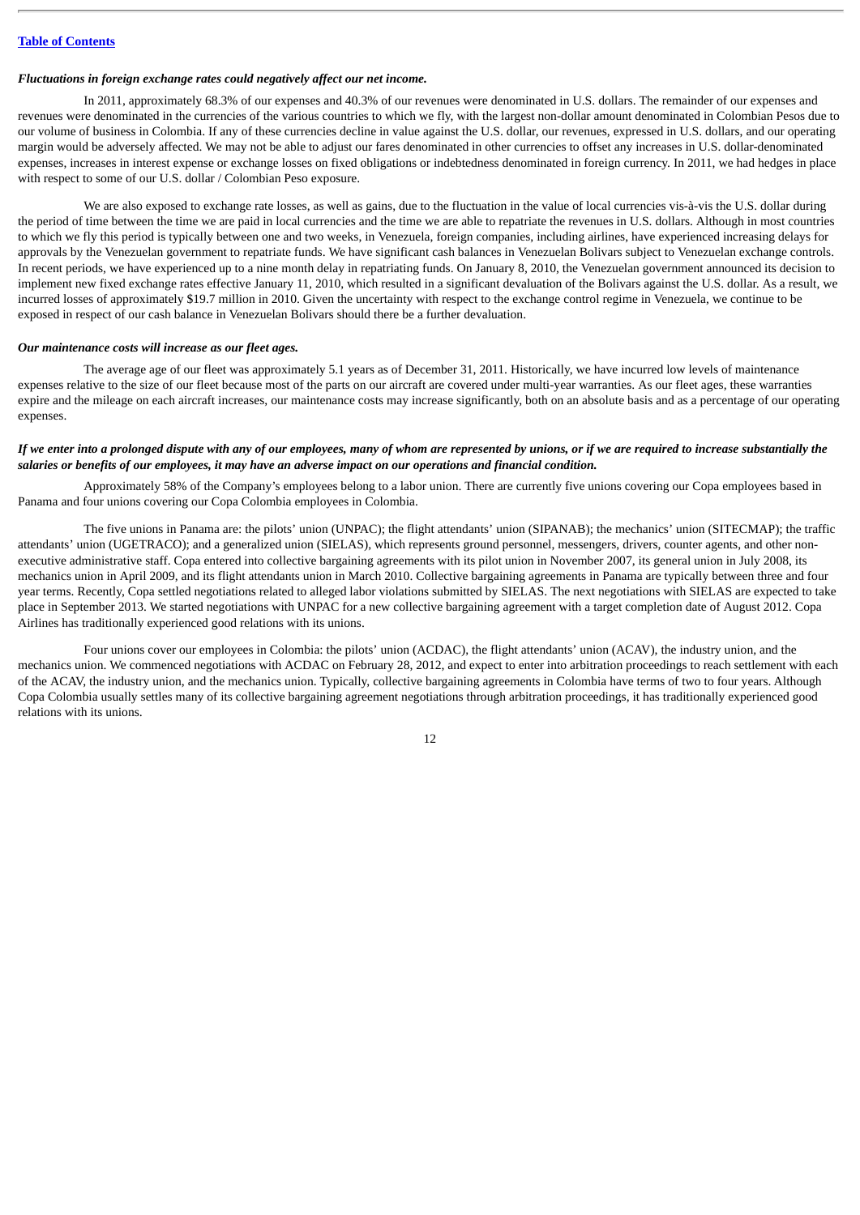*Fluctuations in foreign exchange rates could negatively affect our net income.*

In 2011, approximately 68.3% of our expenses and 40.3% of our revenues were denominated in U.S. dollars. The remainder of our expenses and revenues were denominated in the currencies of the various countries to which we fly, with the largest non-dollar amount denominated in Colombian Pesos due to our volume of business in Colombia. If any of these currencies decline in value against the U.S. dollar, our revenues, expressed in U.S. dollars, and our operating margin would be adversely affected. We may not be able to adjust our fares denominated in other currencies to offset any increases in U.S. dollar-denominated expenses, increases in interest expense or exchange losses on fixed obligations or indebtedness denominated in foreign currency. In 2011, we had hedges in place with respect to some of our U.S. dollar / Colombian Peso exposure.

We are also exposed to exchange rate losses, as well as gains, due to the fluctuation in the value of local currencies vis-à-vis the U.S. dollar during the period of time between the time we are paid in local currencies and the time we are able to repatriate the revenues in U.S. dollars. Although in most countries to which we fly this period is typically between one and two weeks, in Venezuela, foreign companies, including airlines, have experienced increasing delays for approvals by the Venezuelan government to repatriate funds. We have significant cash balances in Venezuelan Bolivars subject to Venezuelan exchange controls. In recent periods, we have experienced up to a nine month delay in repatriating funds. On January 8, 2010, the Venezuelan government announced its decision to implement new fixed exchange rates effective January 11, 2010, which resulted in a significant devaluation of the Bolivars against the U.S. dollar. As a result, we incurred losses of approximately $19.7 million in 2010. Given the uncertainty with respect to the exchange control regime in Venezuela, we continue to be exposed in respect of our cash balance in Venezuelan Bolivars should there be a further devaluation.

*Our maintenance costs will increase as our fleet ages.*

The average age of our fleet was approximately 5.1 years as of December 31, 2011. Historically, we have incurred low levels of maintenance expenses relative to the size of our fleet because most of the parts on our aircraft are covered under multi-year warranties. As our fleet ages, these warranties expire and the mileage on each aircraft increases, our maintenance costs may increase significantly, both on an absolute basis and as a percentage of our operating expenses.

*If we enter into a prolonged dispute with any of our employees, many of whom are represented by unions, or if we are required to increase substantially the salaries or benefits of our employees, it may have an adverse impact on our operations and financial condition.*

Approximately 58% of the Company's employees belong to a labor union. There are currently five unions covering our Copa employees based in Panama and four unions covering our Copa Colombia employees in Colombia.

The five unions in Panama are: the pilots' union (UNPAC); the flight attendants' union (SIPANAB); the mechanics' union (SITECMAP); the traffic attendants' union (UGETRACO); and a generalized union (SIELAS), which represents ground personnel, messengers, drivers, counter agents, and other non-executive administrative staff. Copa entered into collective bargaining agreements with its pilot union in November 2007, its general union in July 2008, its mechanics union in April 2009, and its flight attendants union in March 2010. Collective bargaining agreements in Panama are typically between three and four year terms. Recently, Copa settled negotiations related to alleged labor violations submitted by SIELAS. The next negotiations with SIELAS are expected to take place in September 2013. We started negotiations with UNPAC for a new collective bargaining agreement with a target completion date of August 2012. Copa Airlines has traditionally experienced good relations with its unions.

Four unions cover our employees in Colombia: the pilots' union (ACDAC), the flight attendants' union (ACAV), the industry union, and the mechanics union. We commenced negotiations with ACDAC on February 28, 2012, and expect to enter into arbitration proceedings to reach settlement with each of the ACAV, the industry union, and the mechanics union. Typically, collective bargaining agreements in Colombia have terms of two to four years. Although Copa Colombia usually settles many of its collective bargaining agreement negotiations through arbitration proceedings, it has traditionally experienced good relations with its unions.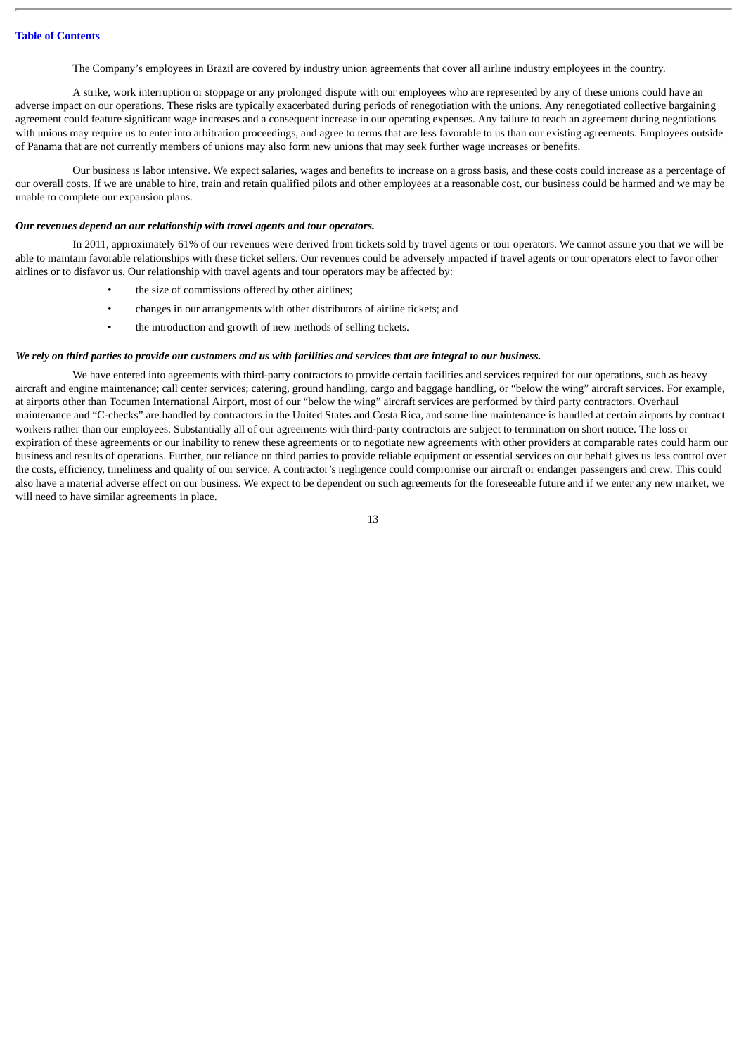The Company's employees in Brazil are covered by industry union agreements that cover all airline industry employees in the country.

A strike, work interruption or stoppage or any prolonged dispute with our employees who are represented by any of these unions could have an adverse impact on our operations. These risks are typically exacerbated during periods of renegotiation with the unions. Any renegotiated collective bargaining agreement could feature significant wage increases and a consequent increase in our operating expenses. Any failure to reach an agreement during negotiations with unions may require us to enter into arbitration proceedings, and agree to terms that are less favorable to us than our existing agreements. Employees outside of Panama that are not currently members of unions may also form new unions that may seek further wage increases or benefits.

Our business is labor intensive. We expect salaries, wages and benefits to increase on a gross basis, and these costs could increase as a percentage of our overall costs. If we are unable to hire, train and retain qualified pilots and other employees at a reasonable cost, our business could be harmed and we may be unable to complete our expansion plans.

***Our revenues depend on our relationship with travel agents and tour operators.***

In 2011, approximately 61% of our revenues were derived from tickets sold by travel agents or tour operators. We cannot assure you that we will be able to maintain favorable relationships with these ticket sellers. Our revenues could be adversely impacted if travel agents or tour operators elect to favor other airlines or to disfavor us. Our relationship with travel agents and tour operators may be affected by:

- the size of commissions offered by other airlines;
- changes in our arrangements with other distributors of airline tickets; and
- the introduction and growth of new methods of selling tickets.

***We rely on third parties to provide our customers and us with facilities and services that are integral to our business.***

We have entered into agreements with third-party contractors to provide certain facilities and services required for our operations, such as heavy aircraft and engine maintenance; call center services; catering, ground handling, cargo and baggage handling, or "below the wing" aircraft services. For example, at airports other than Tocumen International Airport, most of our "below the wing" aircraft services are performed by third party contractors. Overhaul maintenance and "C-checks" are handled by contractors in the United States and Costa Rica, and some line maintenance is handled at certain airports by contract workers rather than our employees. Substantially all of our agreements with third-party contractors are subject to termination on short notice. The loss or expiration of these agreements or our inability to renew these agreements or to negotiate new agreements with other providers at comparable rates could harm our business and results of operations. Further, our reliance on third parties to provide reliable equipment or essential services on our behalf gives us less control over the costs, efficiency, timeliness and quality of our service. A contractor's negligence could compromise our aircraft or endanger passengers and crew. This could also have a material adverse effect on our business. We expect to be dependent on such agreements for the foreseeable future and if we enter any new market, we will need to have similar agreements in place.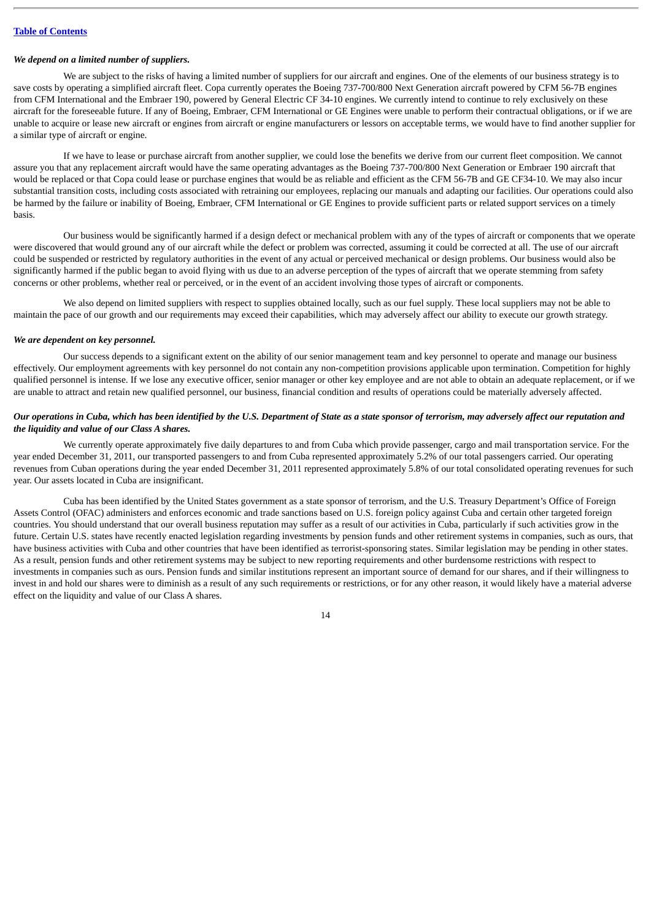*We depend on a limited number of suppliers.*

We are subject to the risks of having a limited number of suppliers for our aircraft and engines. One of the elements of our business strategy is to save costs by operating a simplified aircraft fleet. Copa currently operates the Boeing 737-700/800 Next Generation aircraft powered by CFM 56-7B engines from CFM International and the Embraer 190, powered by General Electric CF 34-10 engines. We currently intend to continue to rely exclusively on these aircraft for the foreseeable future. If any of Boeing, Embraer, CFM International or GE Engines were unable to perform their contractual obligations, or if we are unable to acquire or lease new aircraft or engines from aircraft or engine manufacturers or lessors on acceptable terms, we would have to find another supplier for a similar type of aircraft or engine.

If we have to lease or purchase aircraft from another supplier, we could lose the benefits we derive from our current fleet composition. We cannot assure you that any replacement aircraft would have the same operating advantages as the Boeing 737-700/800 Next Generation or Embraer 190 aircraft that would be replaced or that Copa could lease or purchase engines that would be as reliable and efficient as the CFM 56-7B and GE CF34-10. We may also incur substantial transition costs, including costs associated with retraining our employees, replacing our manuals and adapting our facilities. Our operations could also be harmed by the failure or inability of Boeing, Embraer, CFM International or GE Engines to provide sufficient parts or related support services on a timely basis.

Our business would be significantly harmed if a design defect or mechanical problem with any of the types of aircraft or components that we operate were discovered that would ground any of our aircraft while the defect or problem was corrected, assuming it could be corrected at all. The use of our aircraft could be suspended or restricted by regulatory authorities in the event of any actual or perceived mechanical or design problems. Our business would also be significantly harmed if the public began to avoid flying with us due to an adverse perception of the types of aircraft that we operate stemming from safety concerns or other problems, whether real or perceived, or in the event of an accident involving those types of aircraft or components.

We also depend on limited suppliers with respect to supplies obtained locally, such as our fuel supply. These local suppliers may not be able to maintain the pace of our growth and our requirements may exceed their capabilities, which may adversely affect our ability to execute our growth strategy.

*We are dependent on key personnel.*

Our success depends to a significant extent on the ability of our senior management team and key personnel to operate and manage our business effectively. Our employment agreements with key personnel do not contain any non-competition provisions applicable upon termination. Competition for highly qualified personnel is intense. If we lose any executive officer, senior manager or other key employee and are not able to obtain an adequate replacement, or if we are unable to attract and retain new qualified personnel, our business, financial condition and results of operations could be materially adversely affected.

***Our operations in Cuba, which has been identified by the U.S. Department of State as a state sponsor of terrorism, may adversely affect our reputation and the liquidity and value of our Class A shares.***

We currently operate approximately five daily departures to and from Cuba which provide passenger, cargo and mail transportation service. For the year ended December 31, 2011, our transported passengers to and from Cuba represented approximately 5.2% of our total passengers carried. Our operating revenues from Cuban operations during the year ended December 31, 2011 represented approximately 5.8% of our total consolidated operating revenues for such year. Our assets located in Cuba are insignificant.

Cuba has been identified by the United States government as a state sponsor of terrorism, and the U.S. Treasury Department's Office of Foreign Assets Control (OFAC) administers and enforces economic and trade sanctions based on U.S. foreign policy against Cuba and certain other targeted foreign countries. You should understand that our overall business reputation may suffer as a result of our activities in Cuba, particularly if such activities grow in the future. Certain U.S. states have recently enacted legislation regarding investments by pension funds and other retirement systems in companies, such as ours, that have business activities with Cuba and other countries that have been identified as terrorist-sponsoring states. Similar legislation may be pending in other states. As a result, pension funds and other retirement systems may be subject to new reporting requirements and other burdensome restrictions with respect to investments in companies such as ours. Pension funds and similar institutions represent an important source of demand for our shares, and if their willingness to invest in and hold our shares were to diminish as a result of any such requirements or restrictions, or for any other reason, it would likely have a material adverse effect on the liquidity and value of our Class A shares.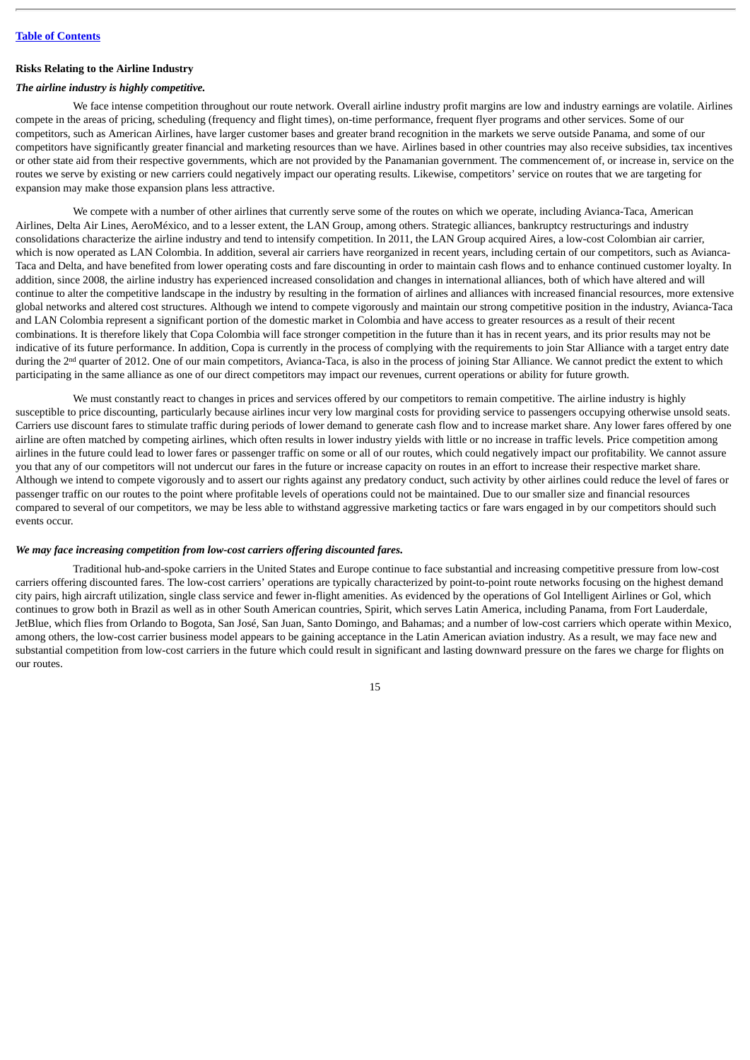### Risks Relating to the Airline Industry

***The airline industry is highly competitive.***

We face intense competition throughout our route network. Overall airline industry profit margins are low and industry earnings are volatile. Airlines compete in the areas of pricing, scheduling (frequency and flight times), on-time performance, frequent flyer programs and other services. Some of our competitors, such as American Airlines, have larger customer bases and greater brand recognition in the markets we serve outside Panama, and some of our competitors have significantly greater financial and marketing resources than we have. Airlines based in other countries may also receive subsidies, tax incentives or other state aid from their respective governments, which are not provided by the Panamanian government. The commencement of, or increase in, service on the routes we serve by existing or new carriers could negatively impact our operating results. Likewise, competitors' service on routes that we are targeting for expansion may make those expansion plans less attractive.

We compete with a number of other airlines that currently serve some of the routes on which we operate, including Avianca-Taca, American Airlines, Delta Air Lines, AeroMéxico, and to a lesser extent, the LAN Group, among others. Strategic alliances, bankruptcy restructurings and industry consolidations characterize the airline industry and tend to intensify competition. In 2011, the LAN Group acquired Aires, a low-cost Colombian air carrier, which is now operated as LAN Colombia. In addition, several air carriers have reorganized in recent years, including certain of our competitors, such as Avianca-Taca and Delta, and have benefited from lower operating costs and fare discounting in order to maintain cash flows and to enhance continued customer loyalty. In addition, since 2008, the airline industry has experienced increased consolidation and changes in international alliances, both of which have altered and will continue to alter the competitive landscape in the industry by resulting in the formation of airlines and alliances with increased financial resources, more extensive global networks and altered cost structures. Although we intend to compete vigorously and maintain our strong competitive position in the industry, Avianca-Taca and LAN Colombia represent a significant portion of the domestic market in Colombia and have access to greater resources as a result of their recent combinations. It is therefore likely that Copa Colombia will face stronger competition in the future than it has in recent years, and its prior results may not be indicative of its future performance. In addition, Copa is currently in the process of complying with the requirements to join Star Alliance with a target entry date during the 2nd quarter of 2012. One of our main competitors, Avianca-Taca, is also in the process of joining Star Alliance. We cannot predict the extent to which participating in the same alliance as one of our direct competitors may impact our revenues, current operations or ability for future growth.

We must constantly react to changes in prices and services offered by our competitors to remain competitive. The airline industry is highly susceptible to price discounting, particularly because airlines incur very low marginal costs for providing service to passengers occupying otherwise unsold seats. Carriers use discount fares to stimulate traffic during periods of lower demand to generate cash flow and to increase market share. Any lower fares offered by one airline are often matched by competing airlines, which often results in lower industry yields with little or no increase in traffic levels. Price competition among airlines in the future could lead to lower fares or passenger traffic on some or all of our routes, which could negatively impact our profitability. We cannot assure you that any of our competitors will not undercut our fares in the future or increase capacity on routes in an effort to increase their respective market share. Although we intend to compete vigorously and to assert our rights against any predatory conduct, such activity by other airlines could reduce the level of fares or passenger traffic on our routes to the point where profitable levels of operations could not be maintained. Due to our smaller size and financial resources compared to several of our competitors, we may be less able to withstand aggressive marketing tactics or fare wars engaged in by our competitors should such events occur.

***We may face increasing competition from low-cost carriers offering discounted fares.***

Traditional hub-and-spoke carriers in the United States and Europe continue to face substantial and increasing competitive pressure from low-cost carriers offering discounted fares. The low-cost carriers' operations are typically characterized by point-to-point route networks focusing on the highest demand city pairs, high aircraft utilization, single class service and fewer in-flight amenities. As evidenced by the operations of Gol Intelligent Airlines or Gol, which continues to grow both in Brazil as well as in other South American countries, Spirit, which serves Latin America, including Panama, from Fort Lauderdale, JetBlue, which flies from Orlando to Bogota, San José, San Juan, Santo Domingo, and Bahamas; and a number of low-cost carriers which operate within Mexico, among others, the low-cost carrier business model appears to be gaining acceptance in the Latin American aviation industry. As a result, we may face new and substantial competition from low-cost carriers in the future which could result in significant and lasting downward pressure on the fares we charge for flights on our routes.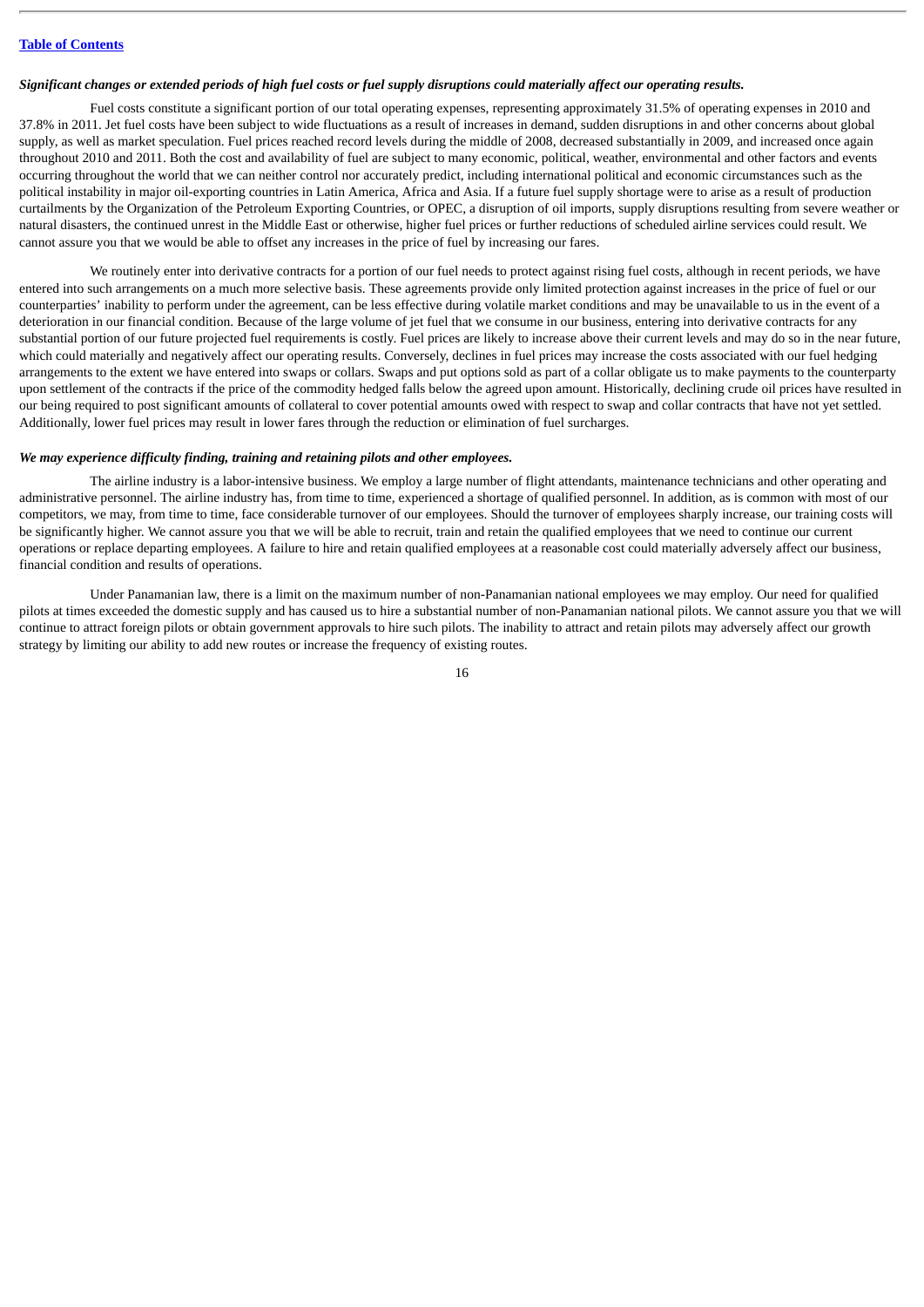***Significant changes or extended periods of high fuel costs or fuel supply disruptions could materially affect our operating results.***

Fuel costs constitute a significant portion of our total operating expenses, representing approximately 31.5% of operating expenses in 2010 and 37.8% in 2011. Jet fuel costs have been subject to wide fluctuations as a result of increases in demand, sudden disruptions in and other concerns about global supply, as well as market speculation. Fuel prices reached record levels during the middle of 2008, decreased substantially in 2009, and increased once again throughout 2010 and 2011. Both the cost and availability of fuel are subject to many economic, political, weather, environmental and other factors and events occurring throughout the world that we can neither control nor accurately predict, including international political and economic circumstances such as the political instability in major oil-exporting countries in Latin America, Africa and Asia. If a future fuel supply shortage were to arise as a result of production curtailments by the Organization of the Petroleum Exporting Countries, or OPEC, a disruption of oil imports, supply disruptions resulting from severe weather or natural disasters, the continued unrest in the Middle East or otherwise, higher fuel prices or further reductions of scheduled airline services could result. We cannot assure you that we would be able to offset any increases in the price of fuel by increasing our fares.

We routinely enter into derivative contracts for a portion of our fuel needs to protect against rising fuel costs, although in recent periods, we have entered into such arrangements on a much more selective basis. These agreements provide only limited protection against increases in the price of fuel or our counterparties' inability to perform under the agreement, can be less effective during volatile market conditions and may be unavailable to us in the event of a deterioration in our financial condition. Because of the large volume of jet fuel that we consume in our business, entering into derivative contracts for any substantial portion of our future projected fuel requirements is costly. Fuel prices are likely to increase above their current levels and may do so in the near future, which could materially and negatively affect our operating results. Conversely, declines in fuel prices may increase the costs associated with our fuel hedging arrangements to the extent we have entered into swaps or collars. Swaps and put options sold as part of a collar obligate us to make payments to the counterparty upon settlement of the contracts if the price of the commodity hedged falls below the agreed upon amount. Historically, declining crude oil prices have resulted in our being required to post significant amounts of collateral to cover potential amounts owed with respect to swap and collar contracts that have not yet settled. Additionally, lower fuel prices may result in lower fares through the reduction or elimination of fuel surcharges.

***We may experience difficulty finding, training and retaining pilots and other employees.***

The airline industry is a labor-intensive business. We employ a large number of flight attendants, maintenance technicians and other operating and administrative personnel. The airline industry has, from time to time, experienced a shortage of qualified personnel. In addition, as is common with most of our competitors, we may, from time to time, face considerable turnover of our employees. Should the turnover of employees sharply increase, our training costs will be significantly higher. We cannot assure you that we will be able to recruit, train and retain the qualified employees that we need to continue our current operations or replace departing employees. A failure to hire and retain qualified employees at a reasonable cost could materially adversely affect our business, financial condition and results of operations.

Under Panamanian law, there is a limit on the maximum number of non-Panamanian national employees we may employ. Our need for qualified pilots at times exceeded the domestic supply and has caused us to hire a substantial number of non-Panamanian national pilots. We cannot assure you that we will continue to attract foreign pilots or obtain government approvals to hire such pilots. The inability to attract and retain pilots may adversely affect our growth strategy by limiting our ability to add new routes or increase the frequency of existing routes.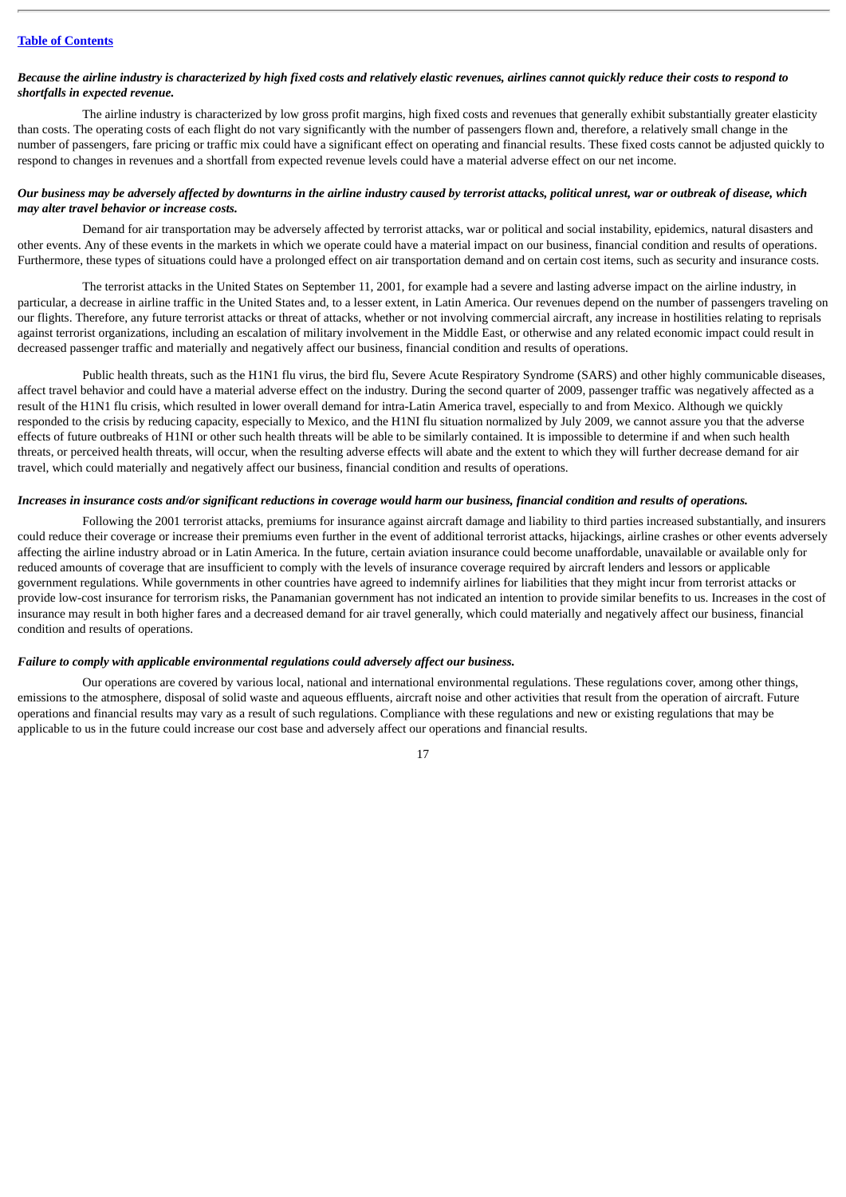*Because the airline industry is characterized by high fixed costs and relatively elastic revenues, airlines cannot quickly reduce their costs to respond to shortfalls in expected revenue.*

The airline industry is characterized by low gross profit margins, high fixed costs and revenues that generally exhibit substantially greater elasticity than costs. The operating costs of each flight do not vary significantly with the number of passengers flown and, therefore, a relatively small change in the number of passengers, fare pricing or traffic mix could have a significant effect on operating and financial results. These fixed costs cannot be adjusted quickly to respond to changes in revenues and a shortfall from expected revenue levels could have a material adverse effect on our net income.

*Our business may be adversely affected by downturns in the airline industry caused by terrorist attacks, political unrest, war or outbreak of disease, which may alter travel behavior or increase costs.*

Demand for air transportation may be adversely affected by terrorist attacks, war or political and social instability, epidemics, natural disasters and other events. Any of these events in the markets in which we operate could have a material impact on our business, financial condition and results of operations. Furthermore, these types of situations could have a prolonged effect on air transportation demand and on certain cost items, such as security and insurance costs.

The terrorist attacks in the United States on September 11, 2001, for example had a severe and lasting adverse impact on the airline industry, in particular, a decrease in airline traffic in the United States and, to a lesser extent, in Latin America. Our revenues depend on the number of passengers traveling on our flights. Therefore, any future terrorist attacks or threat of attacks, whether or not involving commercial aircraft, any increase in hostilities relating to reprisals against terrorist organizations, including an escalation of military involvement in the Middle East, or otherwise and any related economic impact could result in decreased passenger traffic and materially and negatively affect our business, financial condition and results of operations.

Public health threats, such as the H1N1 flu virus, the bird flu, Severe Acute Respiratory Syndrome (SARS) and other highly communicable diseases, affect travel behavior and could have a material adverse effect on the industry. During the second quarter of 2009, passenger traffic was negatively affected as a result of the H1N1 flu crisis, which resulted in lower overall demand for intra-Latin America travel, especially to and from Mexico. Although we quickly responded to the crisis by reducing capacity, especially to Mexico, and the H1NI flu situation normalized by July 2009, we cannot assure you that the adverse effects of future outbreaks of H1NI or other such health threats will be able to be similarly contained. It is impossible to determine if and when such health threats, or perceived health threats, will occur, when the resulting adverse effects will abate and the extent to which they will further decrease demand for air travel, which could materially and negatively affect our business, financial condition and results of operations.

*Increases in insurance costs and/or significant reductions in coverage would harm our business, financial condition and results of operations.*

Following the 2001 terrorist attacks, premiums for insurance against aircraft damage and liability to third parties increased substantially, and insurers could reduce their coverage or increase their premiums even further in the event of additional terrorist attacks, hijackings, airline crashes or other events adversely affecting the airline industry abroad or in Latin America. In the future, certain aviation insurance could become unaffordable, unavailable or available only for reduced amounts of coverage that are insufficient to comply with the levels of insurance coverage required by aircraft lenders and lessors or applicable government regulations. While governments in other countries have agreed to indemnify airlines for liabilities that they might incur from terrorist attacks or provide low-cost insurance for terrorism risks, the Panamanian government has not indicated an intention to provide similar benefits to us. Increases in the cost of insurance may result in both higher fares and a decreased demand for air travel generally, which could materially and negatively affect our business, financial condition and results of operations.

*Failure to comply with applicable environmental regulations could adversely affect our business.*

Our operations are covered by various local, national and international environmental regulations. These regulations cover, among other things, emissions to the atmosphere, disposal of solid waste and aqueous effluents, aircraft noise and other activities that result from the operation of aircraft. Future operations and financial results may vary as a result of such regulations. Compliance with these regulations and new or existing regulations that may be applicable to us in the future could increase our cost base and adversely affect our operations and financial results.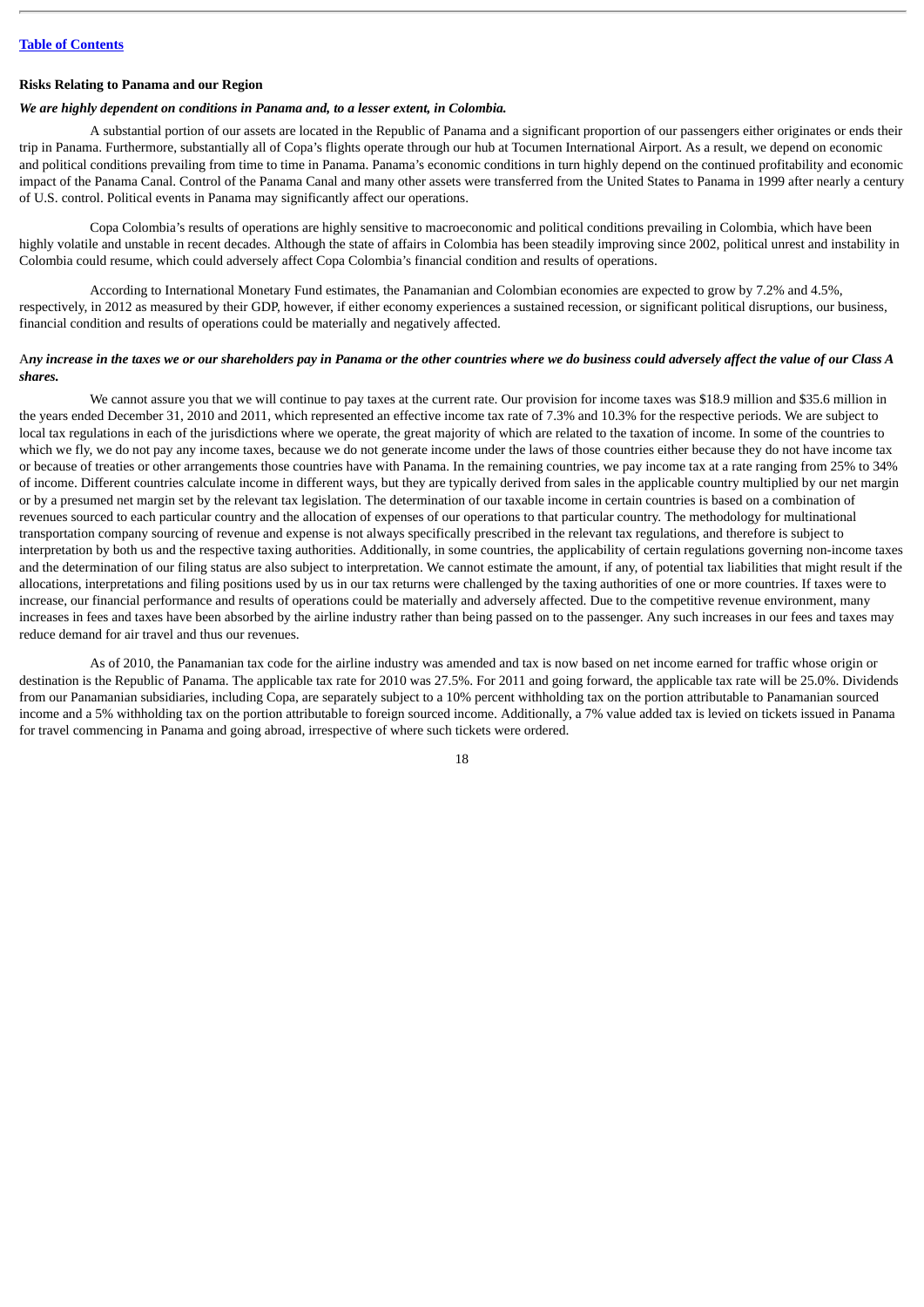### Risks Relating to Panama and our Region

***We are highly dependent on conditions in Panama and, to a lesser extent, in Colombia.***

A substantial portion of our assets are located in the Republic of Panama and a significant proportion of our passengers either originates or ends their trip in Panama. Furthermore, substantially all of Copa's flights operate through our hub at Tocumen International Airport. As a result, we depend on economic and political conditions prevailing from time to time in Panama. Panama's economic conditions in turn highly depend on the continued profitability and economic impact of the Panama Canal. Control of the Panama Canal and many other assets were transferred from the United States to Panama in 1999 after nearly a century of U.S. control. Political events in Panama may significantly affect our operations.

Copa Colombia's results of operations are highly sensitive to macroeconomic and political conditions prevailing in Colombia, which have been highly volatile and unstable in recent decades. Although the state of affairs in Colombia has been steadily improving since 2002, political unrest and instability in Colombia could resume, which could adversely affect Copa Colombia's financial condition and results of operations.

According to International Monetary Fund estimates, the Panamanian and Colombian economies are expected to grow by 7.2% and 4.5%, respectively, in 2012 as measured by their GDP, however, if either economy experiences a sustained recession, or significant political disruptions, our business, financial condition and results of operations could be materially and negatively affected.

***Any increase in the taxes we or our shareholders pay in Panama or the other countries where we do business could adversely affect the value of our Class A shares.***

We cannot assure you that we will continue to pay taxes at the current rate. Our provision for income taxes was $18.9 million and $35.6 million in the years ended December 31, 2010 and 2011, which represented an effective income tax rate of 7.3% and 10.3% for the respective periods. We are subject to local tax regulations in each of the jurisdictions where we operate, the great majority of which are related to the taxation of income. In some of the countries to which we fly, we do not pay any income taxes, because we do not generate income under the laws of those countries either because they do not have income tax or because of treaties or other arrangements those countries have with Panama. In the remaining countries, we pay income tax at a rate ranging from 25% to 34% of income. Different countries calculate income in different ways, but they are typically derived from sales in the applicable country multiplied by our net margin or by a presumed net margin set by the relevant tax legislation. The determination of our taxable income in certain countries is based on a combination of revenues sourced to each particular country and the allocation of expenses of our operations to that particular country. The methodology for multinational transportation company sourcing of revenue and expense is not always specifically prescribed in the relevant tax regulations, and therefore is subject to interpretation by both us and the respective taxing authorities. Additionally, in some countries, the applicability of certain regulations governing non-income taxes and the determination of our filing status are also subject to interpretation. We cannot estimate the amount, if any, of potential tax liabilities that might result if the allocations, interpretations and filing positions used by us in our tax returns were challenged by the taxing authorities of one or more countries. If taxes were to increase, our financial performance and results of operations could be materially and adversely affected. Due to the competitive revenue environment, many increases in fees and taxes have been absorbed by the airline industry rather than being passed on to the passenger. Any such increases in our fees and taxes may reduce demand for air travel and thus our revenues.

As of 2010, the Panamanian tax code for the airline industry was amended and tax is now based on net income earned for traffic whose origin or destination is the Republic of Panama. The applicable tax rate for 2010 was 27.5%. For 2011 and going forward, the applicable tax rate will be 25.0%. Dividends from our Panamanian subsidiaries, including Copa, are separately subject to a 10% percent withholding tax on the portion attributable to Panamanian sourced income and a 5% withholding tax on the portion attributable to foreign sourced income. Additionally, a 7% value added tax is levied on tickets issued in Panama for travel commencing in Panama and going abroad, irrespective of where such tickets were ordered.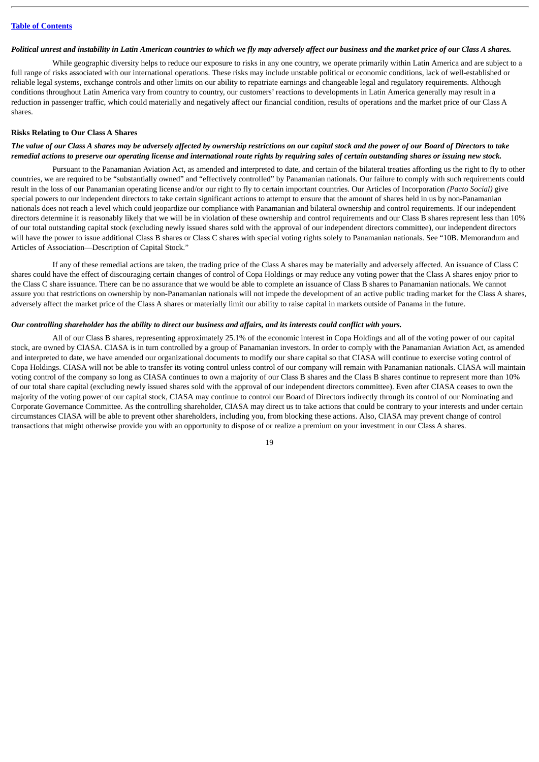***Political unrest and instability in Latin American countries to which we fly may adversely affect our business and the market price of our Class A shares.***

While geographic diversity helps to reduce our exposure to risks in any one country, we operate primarily within Latin America and are subject to a full range of risks associated with our international operations. These risks may include unstable political or economic conditions, lack of well-established or reliable legal systems, exchange controls and other limits on our ability to repatriate earnings and changeable legal and regulatory requirements. Although conditions throughout Latin America vary from country to country, our customers' reactions to developments in Latin America generally may result in a reduction in passenger traffic, which could materially and negatively affect our financial condition, results of operations and the market price of our Class A shares.

**Risks Relating to Our Class A Shares**

***The value of our Class A shares may be adversely affected by ownership restrictions on our capital stock and the power of our Board of Directors to take remedial actions to preserve our operating license and international route rights by requiring sales of certain outstanding shares or issuing new stock.***

Pursuant to the Panamanian Aviation Act, as amended and interpreted to date, and certain of the bilateral treaties affording us the right to fly to other countries, we are required to be "substantially owned" and "effectively controlled" by Panamanian nationals. Our failure to comply with such requirements could result in the loss of our Panamanian operating license and/or our right to fly to certain important countries. Our Articles of Incorporation *(Pacto Social)* give special powers to our independent directors to take certain significant actions to attempt to ensure that the amount of shares held in us by non-Panamanian nationals does not reach a level which could jeopardize our compliance with Panamanian and bilateral ownership and control requirements. If our independent directors determine it is reasonably likely that we will be in violation of these ownership and control requirements and our Class B shares represent less than 10% of our total outstanding capital stock (excluding newly issued shares sold with the approval of our independent directors committee), our independent directors will have the power to issue additional Class B shares or Class C shares with special voting rights solely to Panamanian nationals. See "10B. Memorandum and Articles of Association—Description of Capital Stock."

If any of these remedial actions are taken, the trading price of the Class A shares may be materially and adversely affected. An issuance of Class C shares could have the effect of discouraging certain changes of control of Copa Holdings or may reduce any voting power that the Class A shares enjoy prior to the Class C share issuance. There can be no assurance that we would be able to complete an issuance of Class B shares to Panamanian nationals. We cannot assure you that restrictions on ownership by non-Panamanian nationals will not impede the development of an active public trading market for the Class A shares, adversely affect the market price of the Class A shares or materially limit our ability to raise capital in markets outside of Panama in the future.

***Our controlling shareholder has the ability to direct our business and affairs, and its interests could conflict with yours.***

All of our Class B shares, representing approximately 25.1% of the economic interest in Copa Holdings and all of the voting power of our capital stock, are owned by CIASA. CIASA is in turn controlled by a group of Panamanian investors. In order to comply with the Panamanian Aviation Act, as amended and interpreted to date, we have amended our organizational documents to modify our share capital so that CIASA will continue to exercise voting control of Copa Holdings. CIASA will not be able to transfer its voting control unless control of our company will remain with Panamanian nationals. CIASA will maintain voting control of the company so long as CIASA continues to own a majority of our Class B shares and the Class B shares continue to represent more than 10% of our total share capital (excluding newly issued shares sold with the approval of our independent directors committee). Even after CIASA ceases to own the majority of the voting power of our capital stock, CIASA may continue to control our Board of Directors indirectly through its control of our Nominating and Corporate Governance Committee. As the controlling shareholder, CIASA may direct us to take actions that could be contrary to your interests and under certain circumstances CIASA will be able to prevent other shareholders, including you, from blocking these actions. Also, CIASA may prevent change of control transactions that might otherwise provide you with an opportunity to dispose of or realize a premium on your investment in our Class A shares.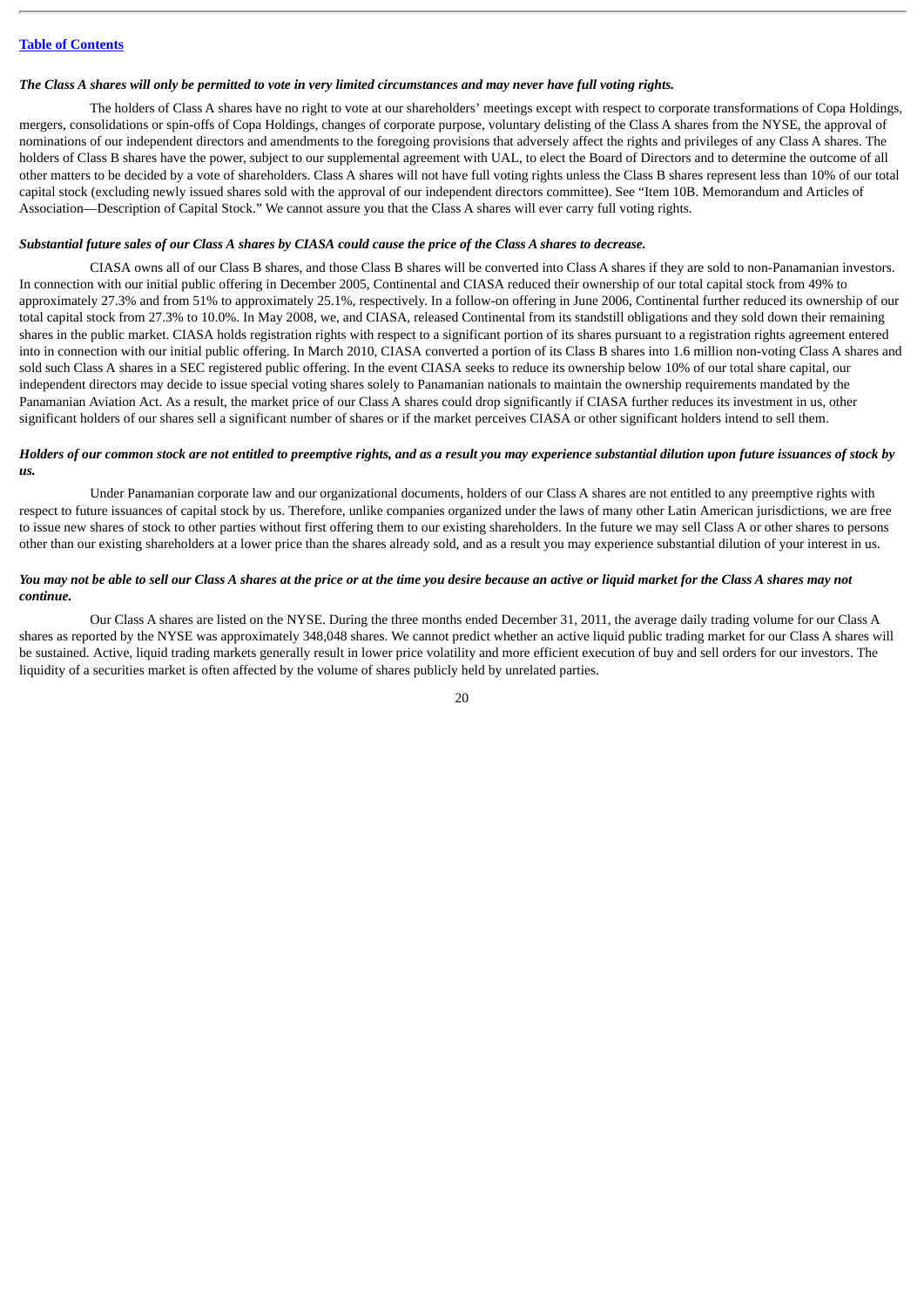***The Class A shares will only be permitted to vote in very limited circumstances and may never have full voting rights.***

The holders of Class A shares have no right to vote at our shareholders' meetings except with respect to corporate transformations of Copa Holdings, mergers, consolidations or spin-offs of Copa Holdings, changes of corporate purpose, voluntary delisting of the Class A shares from the NYSE, the approval of nominations of our independent directors and amendments to the foregoing provisions that adversely affect the rights and privileges of any Class A shares. The holders of Class B shares have the power, subject to our supplemental agreement with UAL, to elect the Board of Directors and to determine the outcome of all other matters to be decided by a vote of shareholders. Class A shares will not have full voting rights unless the Class B shares represent less than 10% of our total capital stock (excluding newly issued shares sold with the approval of our independent directors committee). See "Item 10B. Memorandum and Articles of Association—Description of Capital Stock." We cannot assure you that the Class A shares will ever carry full voting rights.

***Substantial future sales of our Class A shares by CIASA could cause the price of the Class A shares to decrease.***

CIASA owns all of our Class B shares, and those Class B shares will be converted into Class A shares if they are sold to non-Panamanian investors. In connection with our initial public offering in December 2005, Continental and CIASA reduced their ownership of our total capital stock from 49% to approximately 27.3% and from 51% to approximately 25.1%, respectively. In a follow-on offering in June 2006, Continental further reduced its ownership of our total capital stock from 27.3% to 10.0%. In May 2008, we, and CIASA, released Continental from its standstill obligations and they sold down their remaining shares in the public market. CIASA holds registration rights with respect to a significant portion of its shares pursuant to a registration rights agreement entered into in connection with our initial public offering. In March 2010, CIASA converted a portion of its Class B shares into 1.6 million non-voting Class A shares and sold such Class A shares in a SEC registered public offering. In the event CIASA seeks to reduce its ownership below 10% of our total share capital, our independent directors may decide to issue special voting shares solely to Panamanian nationals to maintain the ownership requirements mandated by the Panamanian Aviation Act. As a result, the market price of our Class A shares could drop significantly if CIASA further reduces its investment in us, other significant holders of our shares sell a significant number of shares or if the market perceives CIASA or other significant holders intend to sell them.

***Holders of our common stock are not entitled to preemptive rights, and as a result you may experience substantial dilution upon future issuances of stock by us.***

Under Panamanian corporate law and our organizational documents, holders of our Class A shares are not entitled to any preemptive rights with respect to future issuances of capital stock by us. Therefore, unlike companies organized under the laws of many other Latin American jurisdictions, we are free to issue new shares of stock to other parties without first offering them to our existing shareholders. In the future we may sell Class A or other shares to persons other than our existing shareholders at a lower price than the shares already sold, and as a result you may experience substantial dilution of your interest in us.

***You may not be able to sell our Class A shares at the price or at the time you desire because an active or liquid market for the Class A shares may not continue.***

Our Class A shares are listed on the NYSE. During the three months ended December 31, 2011, the average daily trading volume for our Class A shares as reported by the NYSE was approximately 348,048 shares. We cannot predict whether an active liquid public trading market for our Class A shares will be sustained. Active, liquid trading markets generally result in lower price volatility and more efficient execution of buy and sell orders for our investors. The liquidity of a securities market is often affected by the volume of shares publicly held by unrelated parties.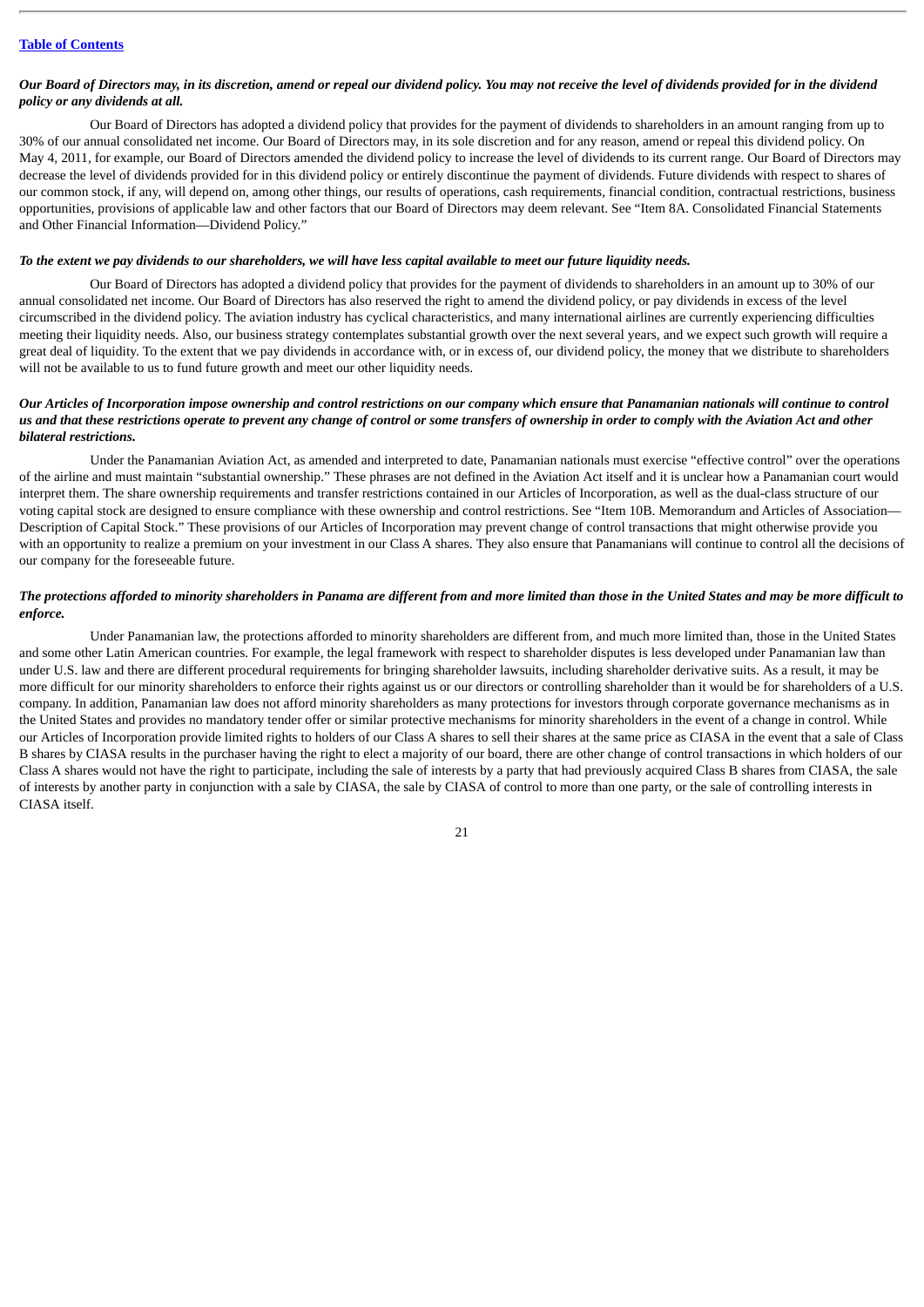*Our Board of Directors may, in its discretion, amend or repeal our dividend policy. You may not receive the level of dividends provided for in the dividend policy or any dividends at all.*

Our Board of Directors has adopted a dividend policy that provides for the payment of dividends to shareholders in an amount ranging from up to 30% of our annual consolidated net income. Our Board of Directors may, in its sole discretion and for any reason, amend or repeal this dividend policy. On May 4, 2011, for example, our Board of Directors amended the dividend policy to increase the level of dividends to its current range. Our Board of Directors may decrease the level of dividends provided for in this dividend policy or entirely discontinue the payment of dividends. Future dividends with respect to shares of our common stock, if any, will depend on, among other things, our results of operations, cash requirements, financial condition, contractual restrictions, business opportunities, provisions of applicable law and other factors that our Board of Directors may deem relevant. See "Item 8A. Consolidated Financial Statements and Other Financial Information—Dividend Policy."

*To the extent we pay dividends to our shareholders, we will have less capital available to meet our future liquidity needs.*

Our Board of Directors has adopted a dividend policy that provides for the payment of dividends to shareholders in an amount up to 30% of our annual consolidated net income. Our Board of Directors has also reserved the right to amend the dividend policy, or pay dividends in excess of the level circumscribed in the dividend policy. The aviation industry has cyclical characteristics, and many international airlines are currently experiencing difficulties meeting their liquidity needs. Also, our business strategy contemplates substantial growth over the next several years, and we expect such growth will require a great deal of liquidity. To the extent that we pay dividends in accordance with, or in excess of, our dividend policy, the money that we distribute to shareholders will not be available to us to fund future growth and meet our other liquidity needs.

*Our Articles of Incorporation impose ownership and control restrictions on our company which ensure that Panamanian nationals will continue to control us and that these restrictions operate to prevent any change of control or some transfers of ownership in order to comply with the Aviation Act and other bilateral restrictions.*

Under the Panamanian Aviation Act, as amended and interpreted to date, Panamanian nationals must exercise "effective control" over the operations of the airline and must maintain "substantial ownership." These phrases are not defined in the Aviation Act itself and it is unclear how a Panamanian court would interpret them. The share ownership requirements and transfer restrictions contained in our Articles of Incorporation, as well as the dual-class structure of our voting capital stock are designed to ensure compliance with these ownership and control restrictions. See "Item 10B. Memorandum and Articles of Association—Description of Capital Stock." These provisions of our Articles of Incorporation may prevent change of control transactions that might otherwise provide you with an opportunity to realize a premium on your investment in our Class A shares. They also ensure that Panamanians will continue to control all the decisions of our company for the foreseeable future.

*The protections afforded to minority shareholders in Panama are different from and more limited than those in the United States and may be more difficult to enforce.*

Under Panamanian law, the protections afforded to minority shareholders are different from, and much more limited than, those in the United States and some other Latin American countries. For example, the legal framework with respect to shareholder disputes is less developed under Panamanian law than under U.S. law and there are different procedural requirements for bringing shareholder lawsuits, including shareholder derivative suits. As a result, it may be more difficult for our minority shareholders to enforce their rights against us or our directors or controlling shareholder than it would be for shareholders of a U.S. company. In addition, Panamanian law does not afford minority shareholders as many protections for investors through corporate governance mechanisms as in the United States and provides no mandatory tender offer or similar protective mechanisms for minority shareholders in the event of a change in control. While our Articles of Incorporation provide limited rights to holders of our Class A shares to sell their shares at the same price as CIASA in the event that a sale of Class B shares by CIASA results in the purchaser having the right to elect a majority of our board, there are other change of control transactions in which holders of our Class A shares would not have the right to participate, including the sale of interests by a party that had previously acquired Class B shares from CIASA, the sale of interests by another party in conjunction with a sale by CIASA, the sale by CIASA of control to more than one party, or the sale of controlling interests in CIASA itself.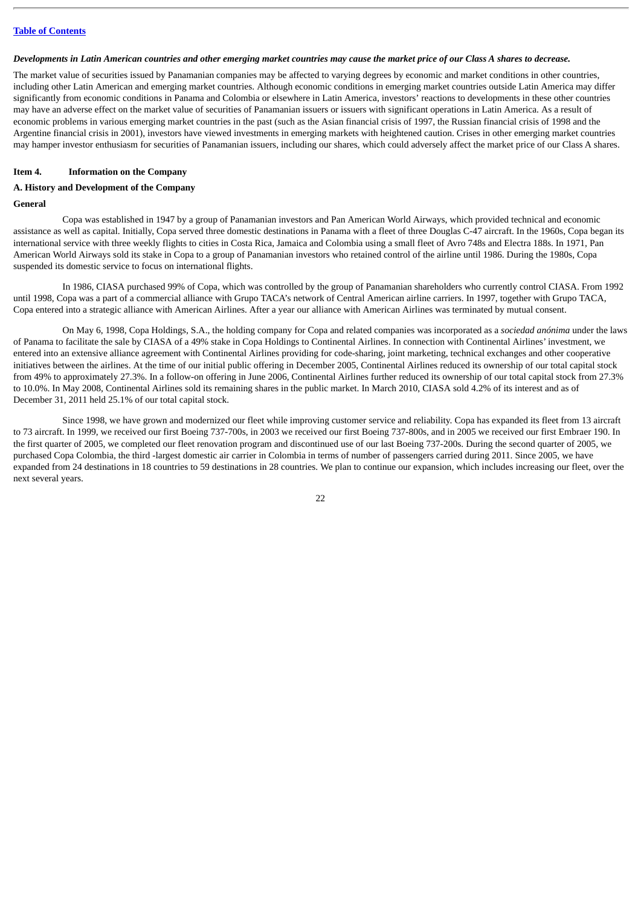*Developments in Latin American countries and other emerging market countries may cause the market price of our Class A shares to decrease.*

The market value of securities issued by Panamanian companies may be affected to varying degrees by economic and market conditions in other countries, including other Latin American and emerging market countries. Although economic conditions in emerging market countries outside Latin America may differ significantly from economic conditions in Panama and Colombia or elsewhere in Latin America, investors' reactions to developments in these other countries may have an adverse effect on the market value of securities of Panamanian issuers or issuers with significant operations in Latin America. As a result of economic problems in various emerging market countries in the past (such as the Asian financial crisis of 1997, the Russian financial crisis of 1998 and the Argentine financial crisis in 2001), investors have viewed investments in emerging markets with heightened caution. Crises in other emerging market countries may hamper investor enthusiasm for securities of Panamanian issuers, including our shares, which could adversely affect the market price of our Class A shares.

## Item 4. Information on the Company

### A. History and Development of the Company

#### General

Copa was established in 1947 by a group of Panamanian investors and Pan American World Airways, which provided technical and economic assistance as well as capital. Initially, Copa served three domestic destinations in Panama with a fleet of three Douglas C-47 aircraft. In the 1960s, Copa began its international service with three weekly flights to cities in Costa Rica, Jamaica and Colombia using a small fleet of Avro 748s and Electra 188s. In 1971, Pan American World Airways sold its stake in Copa to a group of Panamanian investors who retained control of the airline until 1986. During the 1980s, Copa suspended its domestic service to focus on international flights.

In 1986, CIASA purchased 99% of Copa, which was controlled by the group of Panamanian shareholders who currently control CIASA. From 1992 until 1998, Copa was a part of a commercial alliance with Grupo TACA's network of Central American airline carriers. In 1997, together with Grupo TACA, Copa entered into a strategic alliance with American Airlines. After a year our alliance with American Airlines was terminated by mutual consent.

On May 6, 1998, Copa Holdings, S.A., the holding company for Copa and related companies was incorporated as a *sociedad anónima* under the laws of Panama to facilitate the sale by CIASA of a 49% stake in Copa Holdings to Continental Airlines. In connection with Continental Airlines' investment, we entered into an extensive alliance agreement with Continental Airlines providing for code-sharing, joint marketing, technical exchanges and other cooperative initiatives between the airlines. At the time of our initial public offering in December 2005, Continental Airlines reduced its ownership of our total capital stock from 49% to approximately 27.3%. In a follow-on offering in June 2006, Continental Airlines further reduced its ownership of our total capital stock from 27.3% to 10.0%. In May 2008, Continental Airlines sold its remaining shares in the public market. In March 2010, CIASA sold 4.2% of its interest and as of December 31, 2011 held 25.1% of our total capital stock.

Since 1998, we have grown and modernized our fleet while improving customer service and reliability. Copa has expanded its fleet from 13 aircraft to 73 aircraft. In 1999, we received our first Boeing 737-700s, in 2003 we received our first Boeing 737-800s, and in 2005 we received our first Embraer 190. In the first quarter of 2005, we completed our fleet renovation program and discontinued use of our last Boeing 737-200s. During the second quarter of 2005, we purchased Copa Colombia, the third -largest domestic air carrier in Colombia in terms of number of passengers carried during 2011. Since 2005, we have expanded from 24 destinations in 18 countries to 59 destinations in 28 countries. We plan to continue our expansion, which includes increasing our fleet, over the next several years.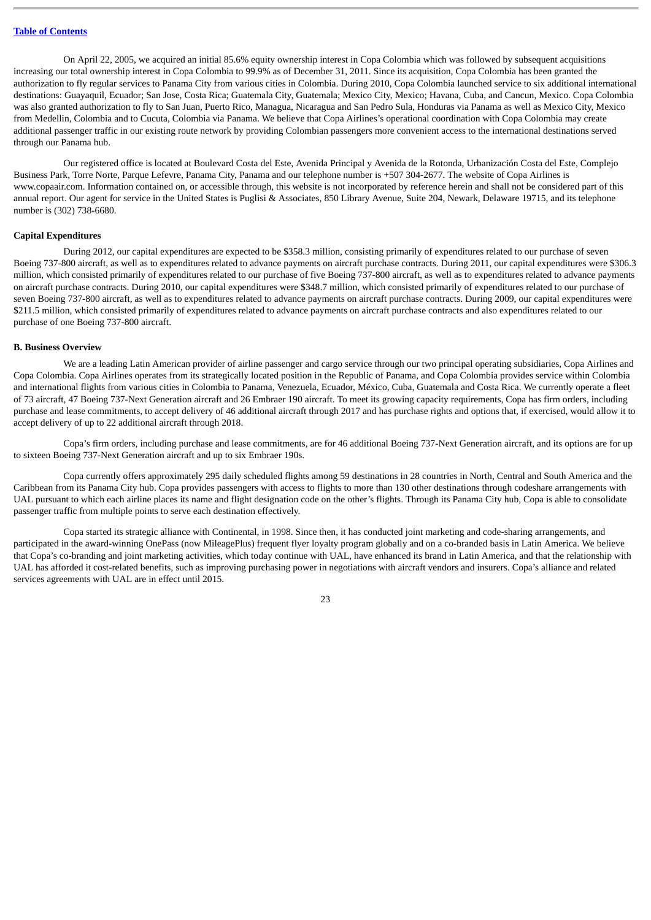On April 22, 2005, we acquired an initial 85.6% equity ownership interest in Copa Colombia which was followed by subsequent acquisitions increasing our total ownership interest in Copa Colombia to 99.9% as of December 31, 2011. Since its acquisition, Copa Colombia has been granted the authorization to fly regular services to Panama City from various cities in Colombia. During 2010, Copa Colombia launched service to six additional international destinations: Guayaquil, Ecuador; San Jose, Costa Rica; Guatemala City, Guatemala; Mexico City, Mexico; Havana, Cuba, and Cancun, Mexico. Copa Colombia was also granted authorization to fly to San Juan, Puerto Rico, Managua, Nicaragua and San Pedro Sula, Honduras via Panama as well as Mexico City, Mexico from Medellin, Colombia and to Cucuta, Colombia via Panama. We believe that Copa Airlines's operational coordination with Copa Colombia may create additional passenger traffic in our existing route network by providing Colombian passengers more convenient access to the international destinations served through our Panama hub.

Our registered office is located at Boulevard Costa del Este, Avenida Principal y Avenida de la Rotonda, Urbanización Costa del Este, Complejo Business Park, Torre Norte, Parque Lefevre, Panama City, Panama and our telephone number is +507 304-2677. The website of Copa Airlines is www.copaair.com. Information contained on, or accessible through, this website is not incorporated by reference herein and shall not be considered part of this annual report. Our agent for service in the United States is Puglisi & Associates, 850 Library Avenue, Suite 204, Newark, Delaware 19715, and its telephone number is (302) 738-6680.

**Capital Expenditures**

During 2012, our capital expenditures are expected to be $358.3 million, consisting primarily of expenditures related to our purchase of seven Boeing 737-800 aircraft, as well as to expenditures related to advance payments on aircraft purchase contracts. During 2011, our capital expenditures were $306.3 million, which consisted primarily of expenditures related to our purchase of five Boeing 737-800 aircraft, as well as to expenditures related to advance payments on aircraft purchase contracts. During 2010, our capital expenditures were $348.7 million, which consisted primarily of expenditures related to our purchase of seven Boeing 737-800 aircraft, as well as to expenditures related to advance payments on aircraft purchase contracts. During 2009, our capital expenditures were $211.5 million, which consisted primarily of expenditures related to advance payments on aircraft purchase contracts and also expenditures related to our purchase of one Boeing 737-800 aircraft.

**B. Business Overview**

We are a leading Latin American provider of airline passenger and cargo service through our two principal operating subsidiaries, Copa Airlines and Copa Colombia. Copa Airlines operates from its strategically located position in the Republic of Panama, and Copa Colombia provides service within Colombia and international flights from various cities in Colombia to Panama, Venezuela, Ecuador, México, Cuba, Guatemala and Costa Rica. We currently operate a fleet of 73 aircraft, 47 Boeing 737-Next Generation aircraft and 26 Embraer 190 aircraft. To meet its growing capacity requirements, Copa has firm orders, including purchase and lease commitments, to accept delivery of 46 additional aircraft through 2017 and has purchase rights and options that, if exercised, would allow it to accept delivery of up to 22 additional aircraft through 2018.

Copa's firm orders, including purchase and lease commitments, are for 46 additional Boeing 737-Next Generation aircraft, and its options are for up to sixteen Boeing 737-Next Generation aircraft and up to six Embraer 190s.

Copa currently offers approximately 295 daily scheduled flights among 59 destinations in 28 countries in North, Central and South America and the Caribbean from its Panama City hub. Copa provides passengers with access to flights to more than 130 other destinations through codeshare arrangements with UAL pursuant to which each airline places its name and flight designation code on the other's flights. Through its Panama City hub, Copa is able to consolidate passenger traffic from multiple points to serve each destination effectively.

Copa started its strategic alliance with Continental, in 1998. Since then, it has conducted joint marketing and code-sharing arrangements, and participated in the award-winning OnePass (now MileagePlus) frequent flyer loyalty program globally and on a co-branded basis in Latin America. We believe that Copa's co-branding and joint marketing activities, which today continue with UAL, have enhanced its brand in Latin America, and that the relationship with UAL has afforded it cost-related benefits, such as improving purchasing power in negotiations with aircraft vendors and insurers. Copa's alliance and related services agreements with UAL are in effect until 2015.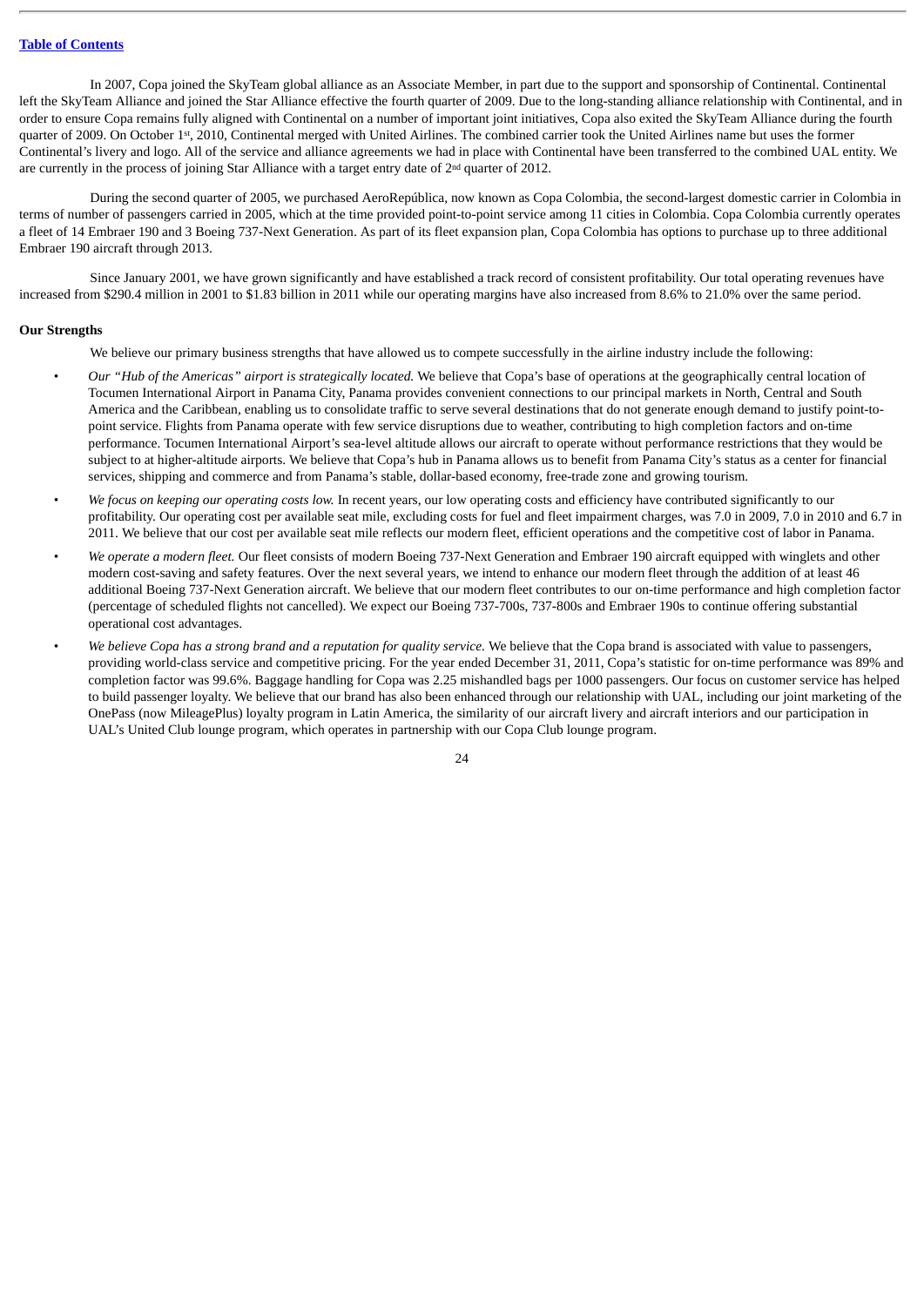In 2007, Copa joined the SkyTeam global alliance as an Associate Member, in part due to the support and sponsorship of Continental. Continental left the SkyTeam Alliance and joined the Star Alliance effective the fourth quarter of 2009. Due to the long-standing alliance relationship with Continental, and in order to ensure Copa remains fully aligned with Continental on a number of important joint initiatives, Copa also exited the SkyTeam Alliance during the fourth quarter of 2009. On October 1st, 2010, Continental merged with United Airlines. The combined carrier took the United Airlines name but uses the former Continental's livery and logo. All of the service and alliance agreements we had in place with Continental have been transferred to the combined UAL entity. We are currently in the process of joining Star Alliance with a target entry date of 2nd quarter of 2012.

During the second quarter of 2005, we purchased AeroRepública, now known as Copa Colombia, the second-largest domestic carrier in Colombia in terms of number of passengers carried in 2005, which at the time provided point-to-point service among 11 cities in Colombia. Copa Colombia currently operates a fleet of 14 Embraer 190 and 3 Boeing 737-Next Generation. As part of its fleet expansion plan, Copa Colombia has options to purchase up to three additional Embraer 190 aircraft through 2013.

Since January 2001, we have grown significantly and have established a track record of consistent profitability. Our total operating revenues have increased from $290.4 million in 2001 to $1.83 billion in 2011 while our operating margins have also increased from 8.6% to 21.0% over the same period.

**Our Strengths**

We believe our primary business strengths that have allowed us to compete successfully in the airline industry include the following:

- *Our "Hub of the Americas" airport is strategically located.* We believe that Copa's base of operations at the geographically central location of Tocumen International Airport in Panama City, Panama provides convenient connections to our principal markets in North, Central and South America and the Caribbean, enabling us to consolidate traffic to serve several destinations that do not generate enough demand to justify point-to-point service. Flights from Panama operate with few service disruptions due to weather, contributing to high completion factors and on-time performance. Tocumen International Airport's sea-level altitude allows our aircraft to operate without performance restrictions that they would be subject to at higher-altitude airports. We believe that Copa's hub in Panama allows us to benefit from Panama City's status as a center for financial services, shipping and commerce and from Panama's stable, dollar-based economy, free-trade zone and growing tourism.
- *We focus on keeping our operating costs low.* In recent years, our low operating costs and efficiency have contributed significantly to our profitability. Our operating cost per available seat mile, excluding costs for fuel and fleet impairment charges, was 7.0 in 2009, 7.0 in 2010 and 6.7 in 2011. We believe that our cost per available seat mile reflects our modern fleet, efficient operations and the competitive cost of labor in Panama.
- *We operate a modern fleet.* Our fleet consists of modern Boeing 737-Next Generation and Embraer 190 aircraft equipped with winglets and other modern cost-saving and safety features. Over the next several years, we intend to enhance our modern fleet through the addition of at least 46 additional Boeing 737-Next Generation aircraft. We believe that our modern fleet contributes to our on-time performance and high completion factor (percentage of scheduled flights not cancelled). We expect our Boeing 737-700s, 737-800s and Embraer 190s to continue offering substantial operational cost advantages.
- *We believe Copa has a strong brand and a reputation for quality service.* We believe that the Copa brand is associated with value to passengers, providing world-class service and competitive pricing. For the year ended December 31, 2011, Copa's statistic for on-time performance was 89% and completion factor was 99.6%. Baggage handling for Copa was 2.25 mishandled bags per 1000 passengers. Our focus on customer service has helped to build passenger loyalty. We believe that our brand has also been enhanced through our relationship with UAL, including our joint marketing of the OnePass (now MileagePlus) loyalty program in Latin America, the similarity of our aircraft livery and aircraft interiors and our participation in UAL's United Club lounge program, which operates in partnership with our Copa Club lounge program.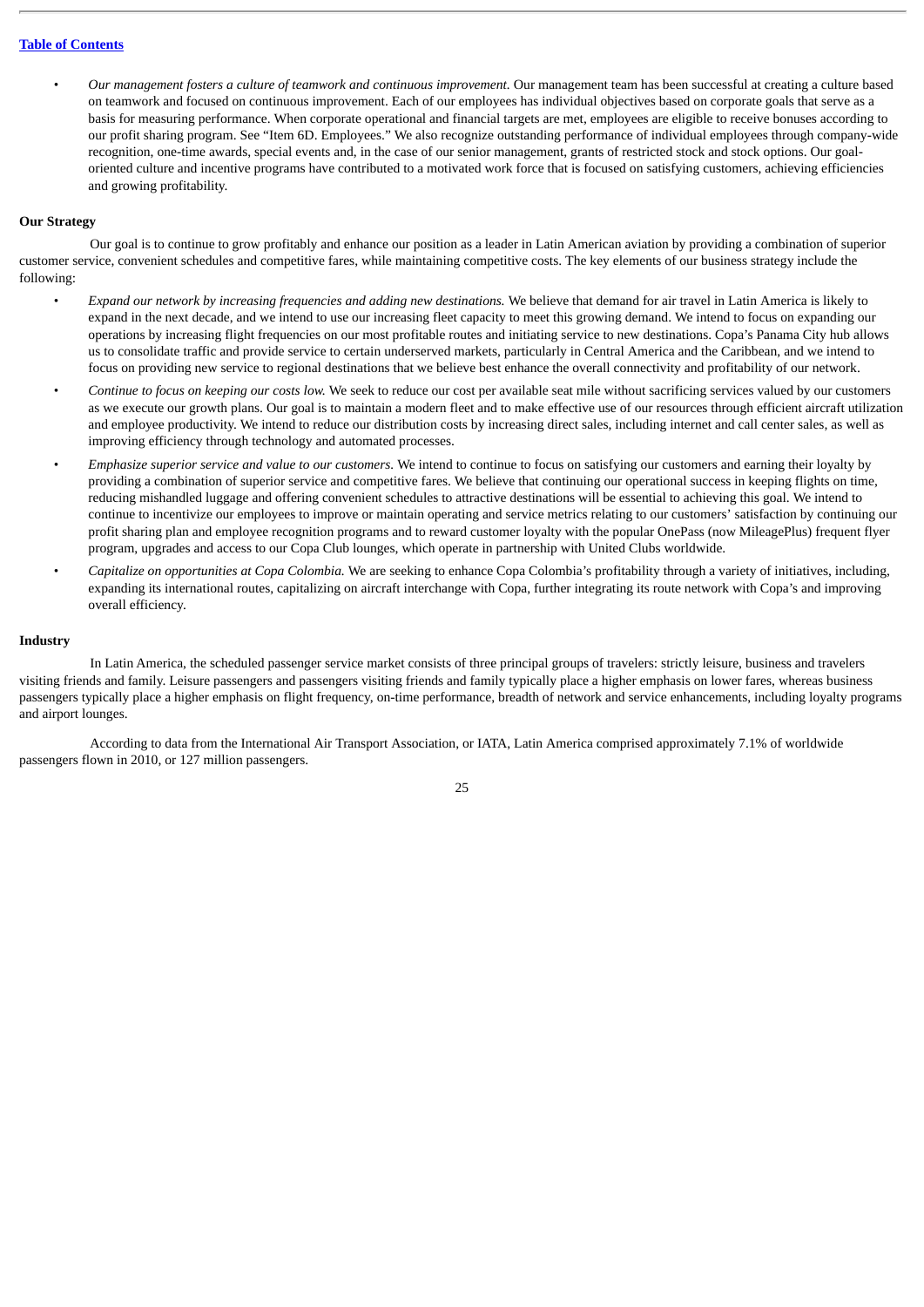- *Our management fosters a culture of teamwork and continuous improvement.* Our management team has been successful at creating a culture based on teamwork and focused on continuous improvement. Each of our employees has individual objectives based on corporate goals that serve as a basis for measuring performance. When corporate operational and financial targets are met, employees are eligible to receive bonuses according to our profit sharing program. See "Item 6D. Employees." We also recognize outstanding performance of individual employees through company-wide recognition, one-time awards, special events and, in the case of our senior management, grants of restricted stock and stock options. Our goal-oriented culture and incentive programs have contributed to a motivated work force that is focused on satisfying customers, achieving efficiencies and growing profitability.

**Our Strategy**

Our goal is to continue to grow profitably and enhance our position as a leader in Latin American aviation by providing a combination of superior customer service, convenient schedules and competitive fares, while maintaining competitive costs. The key elements of our business strategy include the following:

- *Expand our network by increasing frequencies and adding new destinations.* We believe that demand for air travel in Latin America is likely to expand in the next decade, and we intend to use our increasing fleet capacity to meet this growing demand. We intend to focus on expanding our operations by increasing flight frequencies on our most profitable routes and initiating service to new destinations. Copa's Panama City hub allows us to consolidate traffic and provide service to certain underserved markets, particularly in Central America and the Caribbean, and we intend to focus on providing new service to regional destinations that we believe best enhance the overall connectivity and profitability of our network.
- *Continue to focus on keeping our costs low.* We seek to reduce our cost per available seat mile without sacrificing services valued by our customers as we execute our growth plans. Our goal is to maintain a modern fleet and to make effective use of our resources through efficient aircraft utilization and employee productivity. We intend to reduce our distribution costs by increasing direct sales, including internet and call center sales, as well as improving efficiency through technology and automated processes.
- *Emphasize superior service and value to our customers.* We intend to continue to focus on satisfying our customers and earning their loyalty by providing a combination of superior service and competitive fares. We believe that continuing our operational success in keeping flights on time, reducing mishandled luggage and offering convenient schedules to attractive destinations will be essential to achieving this goal. We intend to continue to incentivize our employees to improve or maintain operating and service metrics relating to our customers' satisfaction by continuing our profit sharing plan and employee recognition programs and to reward customer loyalty with the popular OnePass (now MileagePlus) frequent flyer program, upgrades and access to our Copa Club lounges, which operate in partnership with United Clubs worldwide.
- *Capitalize on opportunities at Copa Colombia.* We are seeking to enhance Copa Colombia's profitability through a variety of initiatives, including, expanding its international routes, capitalizing on aircraft interchange with Copa, further integrating its route network with Copa's and improving overall efficiency.

**Industry**

In Latin America, the scheduled passenger service market consists of three principal groups of travelers: strictly leisure, business and travelers visiting friends and family. Leisure passengers and passengers visiting friends and family typically place a higher emphasis on lower fares, whereas business passengers typically place a higher emphasis on flight frequency, on-time performance, breadth of network and service enhancements, including loyalty programs and airport lounges.

According to data from the International Air Transport Association, or IATA, Latin America comprised approximately 7.1% of worldwide passengers flown in 2010, or 127 million passengers.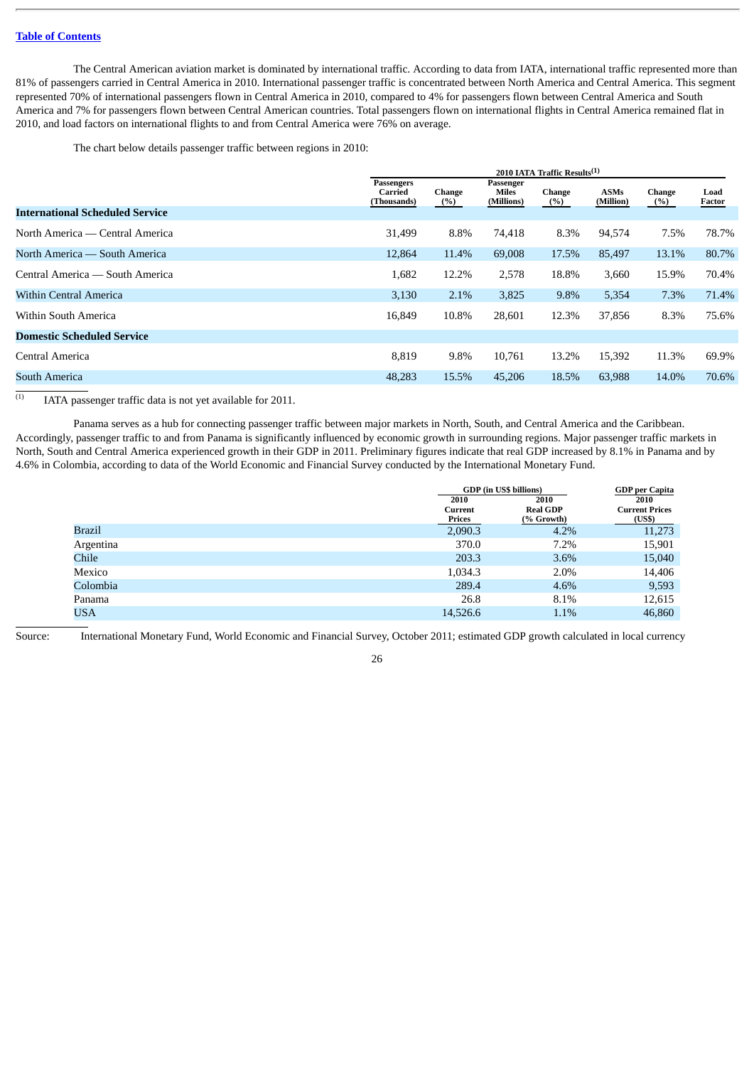The Central American aviation market is dominated by international traffic. According to data from IATA, international traffic represented more than 81% of passengers carried in Central America in 2010. International passenger traffic is concentrated between North America and Central America. This segment represented 70% of international passengers flown in Central America in 2010, compared to 4% for passengers flown between Central America and South America and 7% for passengers flown between Central American countries. Total passengers flown on international flights in Central America remained flat in 2010, and load factors on international flights to and from Central America were 76% on average.

The chart below details passenger traffic between regions in 2010:

| | 2010 IATA Traffic Results[(1)] | | | | | | |
|---|---|---|---|---|---|---|---|
| | Passengers Carried (Thousands) | Change (%) | Passenger Miles (Millions) | Change (%) | ASMs (Million) | Change (%) | Load Factor |
| **International Scheduled Service** | | | | | | | |
| North America — Central America | 31,499 | 8.8% | 74,418 | 8.3% | 94,574 | 7.5% | 78.7% |
| North America — South America | 12,864 | 11.4% | 69,008 | 17.5% | 85,497 | 13.1% | 80.7% |
| Central America — South America | 1,682 | 12.2% | 2,578 | 18.8% | 3,660 | 15.9% | 70.4% |
| Within Central America | 3,130 | 2.1% | 3,825 | 9.8% | 5,354 | 7.3% | 71.4% |
| Within South America | 16,849 | 10.8% | 28,601 | 12.3% | 37,856 | 8.3% | 75.6% |
| **Domestic Scheduled Service** | | | | | | | |
| Central America | 8,819 | 9.8% | 10,761 | 13.2% | 15,392 | 11.3% | 69.9% |
| South America | 48,283 | 15.5% | 45,206 | 18.5% | 63,988 | 14.0% | 70.6% |

(1) IATA passenger traffic data is not yet available for 2011.

Panama serves as a hub for connecting passenger traffic between major markets in North, South, and Central America and the Caribbean. Accordingly, passenger traffic to and from Panama is significantly influenced by economic growth in surrounding regions. Major passenger traffic markets in North, South and Central America experienced growth in their GDP in 2011. Preliminary figures indicate that real GDP increased by 8.1% in Panama and by 4.6% in Colombia, according to data of the World Economic and Financial Survey conducted by the International Monetary Fund.

| | GDP (in US$ billions) | | GDP per Capita |
|---|---|---|---|
| | 2010 Current Prices | 2010 Real GDP (% Growth) | 2010 Current Prices (US$) |
| Brazil | 2,090.3 | 4.2% | 11,273 |
| Argentina | 370.0 | 7.2% | 15,901 |
| Chile | 203.3 | 3.6% | 15,040 |
| Mexico | 1,034.3 | 2.0% | 14,406 |
| Colombia | 289.4 | 4.6% | 9,593 |
| Panama | 26.8 | 8.1% | 12,615 |
| USA | 14,526.6 | 1.1% | 46,860 |

Source: International Monetary Fund, World Economic and Financial Survey, October 2011; estimated GDP growth calculated in local currency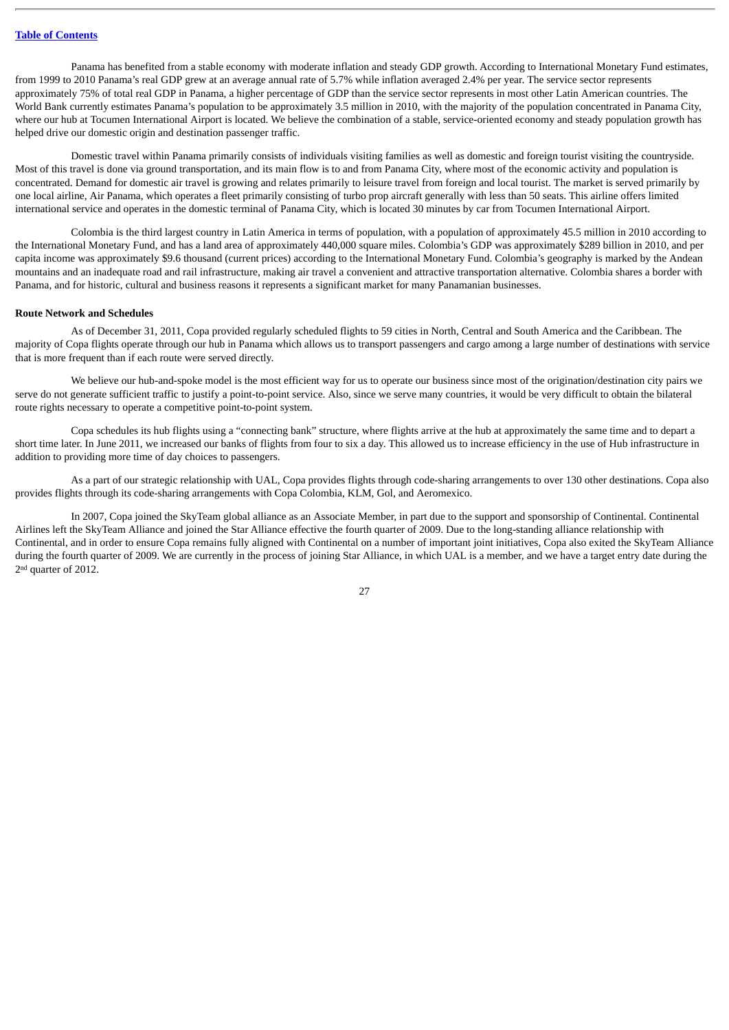Panama has benefited from a stable economy with moderate inflation and steady GDP growth. According to International Monetary Fund estimates, from 1999 to 2010 Panama's real GDP grew at an average annual rate of 5.7% while inflation averaged 2.4% per year. The service sector represents approximately 75% of total real GDP in Panama, a higher percentage of GDP than the service sector represents in most other Latin American countries. The World Bank currently estimates Panama's population to be approximately 3.5 million in 2010, with the majority of the population concentrated in Panama City, where our hub at Tocumen International Airport is located. We believe the combination of a stable, service-oriented economy and steady population growth has helped drive our domestic origin and destination passenger traffic.

Domestic travel within Panama primarily consists of individuals visiting families as well as domestic and foreign tourist visiting the countryside. Most of this travel is done via ground transportation, and its main flow is to and from Panama City, where most of the economic activity and population is concentrated. Demand for domestic air travel is growing and relates primarily to leisure travel from foreign and local tourist. The market is served primarily by one local airline, Air Panama, which operates a fleet primarily consisting of turbo prop aircraft generally with less than 50 seats. This airline offers limited international service and operates in the domestic terminal of Panama City, which is located 30 minutes by car from Tocumen International Airport.

Colombia is the third largest country in Latin America in terms of population, with a population of approximately 45.5 million in 2010 according to the International Monetary Fund, and has a land area of approximately 440,000 square miles. Colombia's GDP was approximately $289 billion in 2010, and per capita income was approximately $9.6 thousand (current prices) according to the International Monetary Fund. Colombia's geography is marked by the Andean mountains and an inadequate road and rail infrastructure, making air travel a convenient and attractive transportation alternative. Colombia shares a border with Panama, and for historic, cultural and business reasons it represents a significant market for many Panamanian businesses.

**Route Network and Schedules**

As of December 31, 2011, Copa provided regularly scheduled flights to 59 cities in North, Central and South America and the Caribbean. The majority of Copa flights operate through our hub in Panama which allows us to transport passengers and cargo among a large number of destinations with service that is more frequent than if each route were served directly.

We believe our hub-and-spoke model is the most efficient way for us to operate our business since most of the origination/destination city pairs we serve do not generate sufficient traffic to justify a point-to-point service. Also, since we serve many countries, it would be very difficult to obtain the bilateral route rights necessary to operate a competitive point-to-point system.

Copa schedules its hub flights using a "connecting bank" structure, where flights arrive at the hub at approximately the same time and to depart a short time later. In June 2011, we increased our banks of flights from four to six a day. This allowed us to increase efficiency in the use of Hub infrastructure in addition to providing more time of day choices to passengers.

As a part of our strategic relationship with UAL, Copa provides flights through code-sharing arrangements to over 130 other destinations. Copa also provides flights through its code-sharing arrangements with Copa Colombia, KLM, Gol, and Aeromexico.

In 2007, Copa joined the SkyTeam global alliance as an Associate Member, in part due to the support and sponsorship of Continental. Continental Airlines left the SkyTeam Alliance and joined the Star Alliance effective the fourth quarter of 2009. Due to the long-standing alliance relationship with Continental, and in order to ensure Copa remains fully aligned with Continental on a number of important joint initiatives, Copa also exited the SkyTeam Alliance during the fourth quarter of 2009. We are currently in the process of joining Star Alliance, in which UAL is a member, and we have a target entry date during the 2nd quarter of 2012.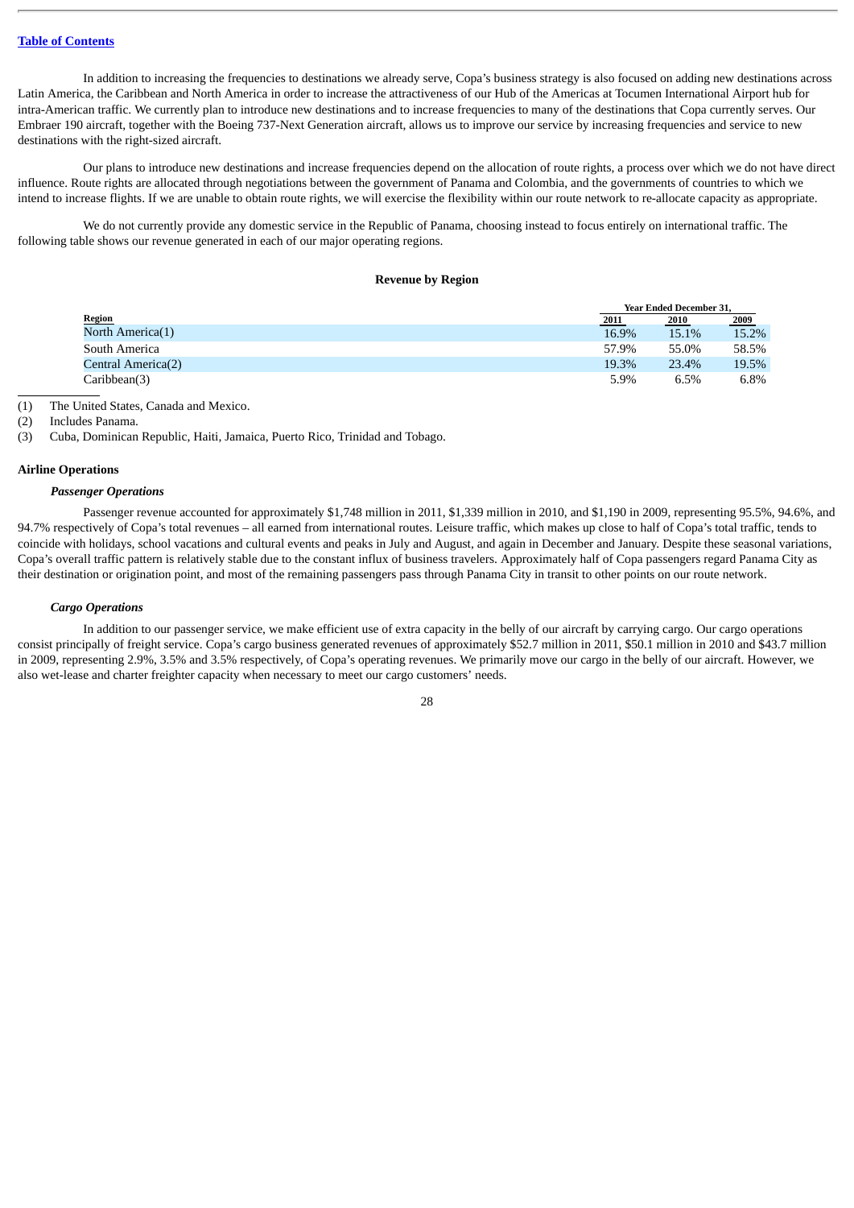In addition to increasing the frequencies to destinations we already serve, Copa's business strategy is also focused on adding new destinations across Latin America, the Caribbean and North America in order to increase the attractiveness of our Hub of the Americas at Tocumen International Airport hub for intra-American traffic. We currently plan to introduce new destinations and to increase frequencies to many of the destinations that Copa currently serves. Our Embraer 190 aircraft, together with the Boeing 737-Next Generation aircraft, allows us to improve our service by increasing frequencies and service to new destinations with the right-sized aircraft.

Our plans to introduce new destinations and increase frequencies depend on the allocation of route rights, a process over which we do not have direct influence. Route rights are allocated through negotiations between the government of Panama and Colombia, and the governments of countries to which we intend to increase flights. If we are unable to obtain route rights, we will exercise the flexibility within our route network to re-allocate capacity as appropriate.

We do not currently provide any domestic service in the Republic of Panama, choosing instead to focus entirely on international traffic. The following table shows our revenue generated in each of our major operating regions.

**Revenue by Region**

| Region | Year Ended December 31, 2011 | 2010 | 2009 |
|---|---|---|---|
| North America(1) | 16.9% | 15.1% | 15.2% |
| South America | 57.9% | 55.0% | 58.5% |
| Central America(2) | 19.3% | 23.4% | 19.5% |
| Caribbean(3) | 5.9% | 6.5% | 6.8% |

(1) The United States, Canada and Mexico.
(2) Includes Panama.
(3) Cuba, Dominican Republic, Haiti, Jamaica, Puerto Rico, Trinidad and Tobago.

**Airline Operations**

***Passenger Operations***

Passenger revenue accounted for approximately $1,748 million in 2011, $1,339 million in 2010, and $1,190 in 2009, representing 95.5%, 94.6%, and 94.7% respectively of Copa's total revenues – all earned from international routes. Leisure traffic, which makes up close to half of Copa's total traffic, tends to coincide with holidays, school vacations and cultural events and peaks in July and August, and again in December and January. Despite these seasonal variations, Copa's overall traffic pattern is relatively stable due to the constant influx of business travelers. Approximately half of Copa passengers regard Panama City as their destination or origination point, and most of the remaining passengers pass through Panama City in transit to other points on our route network.

***Cargo Operations***

In addition to our passenger service, we make efficient use of extra capacity in the belly of our aircraft by carrying cargo. Our cargo operations consist principally of freight service. Copa's cargo business generated revenues of approximately $52.7 million in 2011, $50.1 million in 2010 and $43.7 million in 2009, representing 2.9%, 3.5% and 3.5% respectively, of Copa's operating revenues. We primarily move our cargo in the belly of our aircraft. However, we also wet-lease and charter freighter capacity when necessary to meet our cargo customers' needs.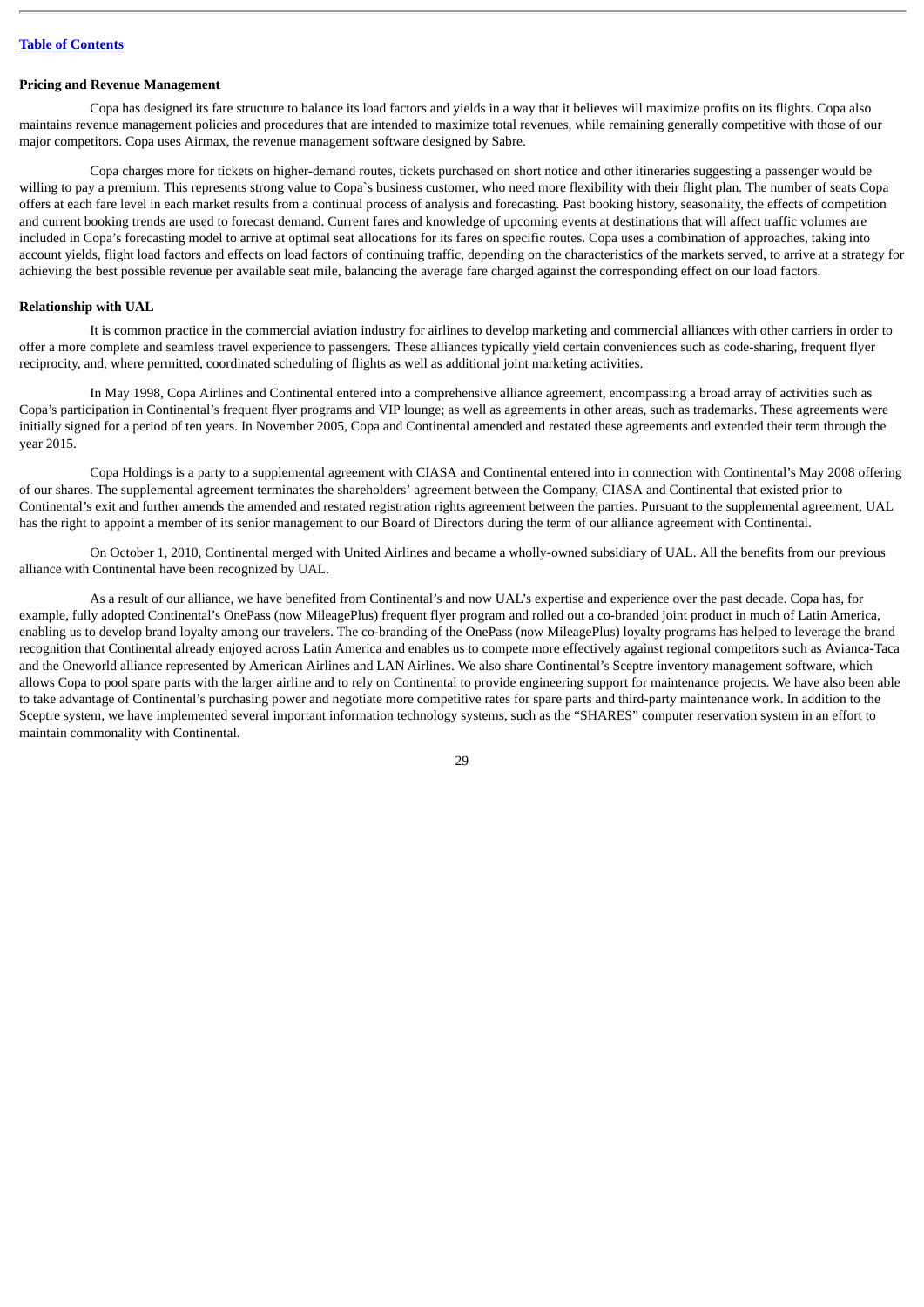**Pricing and Revenue Management**

Copa has designed its fare structure to balance its load factors and yields in a way that it believes will maximize profits on its flights. Copa also maintains revenue management policies and procedures that are intended to maximize total revenues, while remaining generally competitive with those of our major competitors. Copa uses Airmax, the revenue management software designed by Sabre.

Copa charges more for tickets on higher-demand routes, tickets purchased on short notice and other itineraries suggesting a passenger would be willing to pay a premium. This represents strong value to Copa`s business customer, who need more flexibility with their flight plan. The number of seats Copa offers at each fare level in each market results from a continual process of analysis and forecasting. Past booking history, seasonality, the effects of competition and current booking trends are used to forecast demand. Current fares and knowledge of upcoming events at destinations that will affect traffic volumes are included in Copa's forecasting model to arrive at optimal seat allocations for its fares on specific routes. Copa uses a combination of approaches, taking into account yields, flight load factors and effects on load factors of continuing traffic, depending on the characteristics of the markets served, to arrive at a strategy for achieving the best possible revenue per available seat mile, balancing the average fare charged against the corresponding effect on our load factors.

**Relationship with UAL**

It is common practice in the commercial aviation industry for airlines to develop marketing and commercial alliances with other carriers in order to offer a more complete and seamless travel experience to passengers. These alliances typically yield certain conveniences such as code-sharing, frequent flyer reciprocity, and, where permitted, coordinated scheduling of flights as well as additional joint marketing activities.

In May 1998, Copa Airlines and Continental entered into a comprehensive alliance agreement, encompassing a broad array of activities such as Copa's participation in Continental's frequent flyer programs and VIP lounge; as well as agreements in other areas, such as trademarks. These agreements were initially signed for a period of ten years. In November 2005, Copa and Continental amended and restated these agreements and extended their term through the year 2015.

Copa Holdings is a party to a supplemental agreement with CIASA and Continental entered into in connection with Continental's May 2008 offering of our shares. The supplemental agreement terminates the shareholders' agreement between the Company, CIASA and Continental that existed prior to Continental's exit and further amends the amended and restated registration rights agreement between the parties. Pursuant to the supplemental agreement, UAL has the right to appoint a member of its senior management to our Board of Directors during the term of our alliance agreement with Continental.

On October 1, 2010, Continental merged with United Airlines and became a wholly-owned subsidiary of UAL. All the benefits from our previous alliance with Continental have been recognized by UAL.

As a result of our alliance, we have benefited from Continental's and now UAL's expertise and experience over the past decade. Copa has, for example, fully adopted Continental's OnePass (now MileagePlus) frequent flyer program and rolled out a co-branded joint product in much of Latin America, enabling us to develop brand loyalty among our travelers. The co-branding of the OnePass (now MileagePlus) loyalty programs has helped to leverage the brand recognition that Continental already enjoyed across Latin America and enables us to compete more effectively against regional competitors such as Avianca-Taca and the Oneworld alliance represented by American Airlines and LAN Airlines. We also share Continental's Sceptre inventory management software, which allows Copa to pool spare parts with the larger airline and to rely on Continental to provide engineering support for maintenance projects. We have also been able to take advantage of Continental's purchasing power and negotiate more competitive rates for spare parts and third-party maintenance work. In addition to the Sceptre system, we have implemented several important information technology systems, such as the "SHARES" computer reservation system in an effort to maintain commonality with Continental.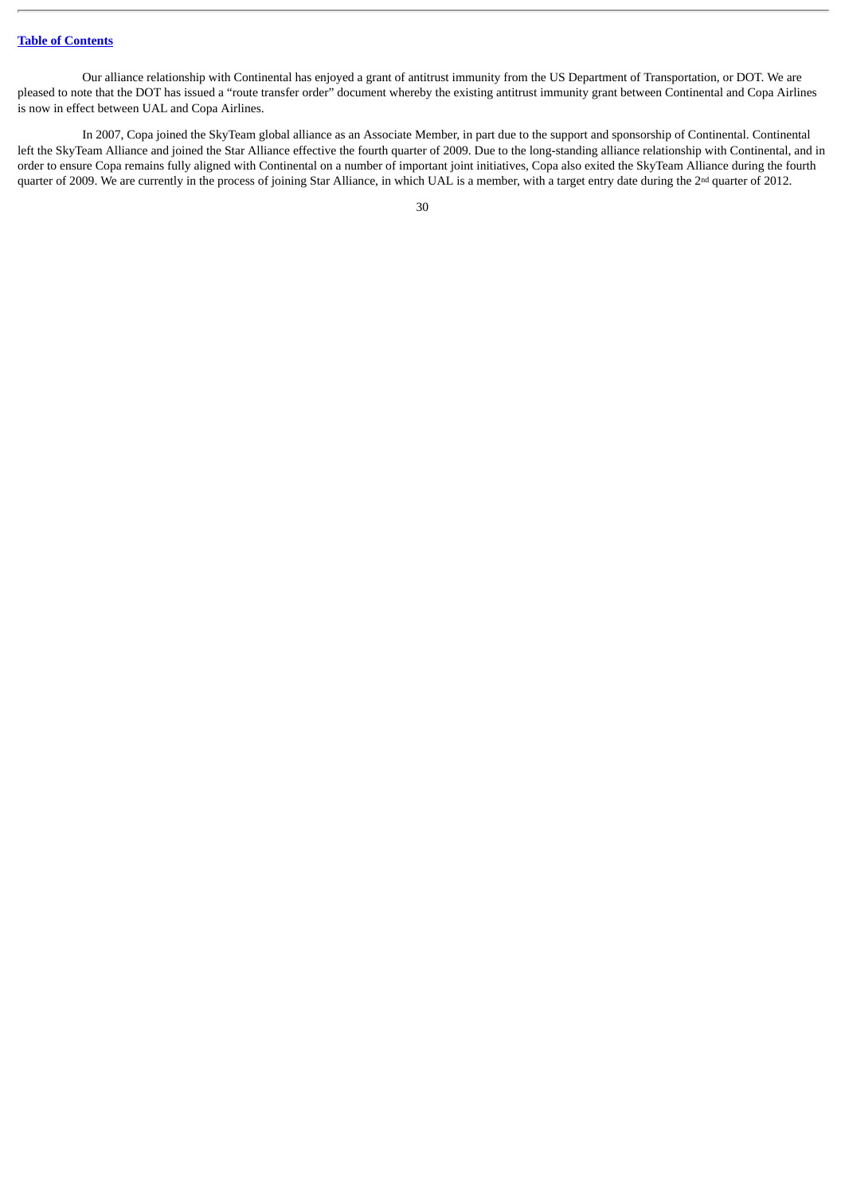Our alliance relationship with Continental has enjoyed a grant of antitrust immunity from the US Department of Transportation, or DOT. We are pleased to note that the DOT has issued a "route transfer order" document whereby the existing antitrust immunity grant between Continental and Copa Airlines is now in effect between UAL and Copa Airlines.

In 2007, Copa joined the SkyTeam global alliance as an Associate Member, in part due to the support and sponsorship of Continental. Continental left the SkyTeam Alliance and joined the Star Alliance effective the fourth quarter of 2009. Due to the long-standing alliance relationship with Continental, and in order to ensure Copa remains fully aligned with Continental on a number of important joint initiatives, Copa also exited the SkyTeam Alliance during the fourth quarter of 2009. We are currently in the process of joining Star Alliance, in which UAL is a member, with a target entry date during the 2nd quarter of 2012.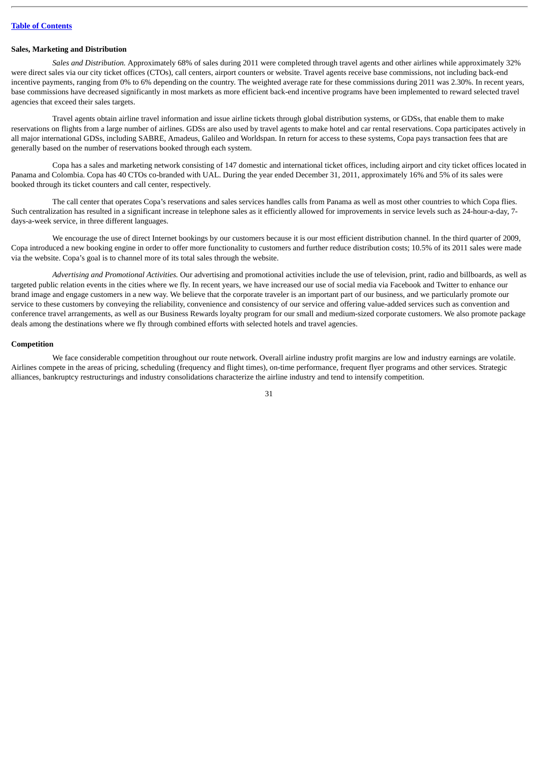**Sales, Marketing and Distribution**

*Sales and Distribution.* Approximately 68% of sales during 2011 were completed through travel agents and other airlines while approximately 32% were direct sales via our city ticket offices (CTOs), call centers, airport counters or website. Travel agents receive base commissions, not including back-end incentive payments, ranging from 0% to 6% depending on the country. The weighted average rate for these commissions during 2011 was 2.30%. In recent years, base commissions have decreased significantly in most markets as more efficient back-end incentive programs have been implemented to reward selected travel agencies that exceed their sales targets.

Travel agents obtain airline travel information and issue airline tickets through global distribution systems, or GDSs, that enable them to make reservations on flights from a large number of airlines. GDSs are also used by travel agents to make hotel and car rental reservations. Copa participates actively in all major international GDSs, including SABRE, Amadeus, Galileo and Worldspan. In return for access to these systems, Copa pays transaction fees that are generally based on the number of reservations booked through each system.

Copa has a sales and marketing network consisting of 147 domestic and international ticket offices, including airport and city ticket offices located in Panama and Colombia. Copa has 40 CTOs co-branded with UAL. During the year ended December 31, 2011, approximately 16% and 5% of its sales were booked through its ticket counters and call center, respectively.

The call center that operates Copa's reservations and sales services handles calls from Panama as well as most other countries to which Copa flies. Such centralization has resulted in a significant increase in telephone sales as it efficiently allowed for improvements in service levels such as 24-hour-a-day, 7-days-a-week service, in three different languages.

We encourage the use of direct Internet bookings by our customers because it is our most efficient distribution channel. In the third quarter of 2009, Copa introduced a new booking engine in order to offer more functionality to customers and further reduce distribution costs; 10.5% of its 2011 sales were made via the website. Copa's goal is to channel more of its total sales through the website.

*Advertising and Promotional Activities.* Our advertising and promotional activities include the use of television, print, radio and billboards, as well as targeted public relation events in the cities where we fly. In recent years, we have increased our use of social media via Facebook and Twitter to enhance our brand image and engage customers in a new way. We believe that the corporate traveler is an important part of our business, and we particularly promote our service to these customers by conveying the reliability, convenience and consistency of our service and offering value-added services such as convention and conference travel arrangements, as well as our Business Rewards loyalty program for our small and medium-sized corporate customers. We also promote package deals among the destinations where we fly through combined efforts with selected hotels and travel agencies.

**Competition**

We face considerable competition throughout our route network. Overall airline industry profit margins are low and industry earnings are volatile. Airlines compete in the areas of pricing, scheduling (frequency and flight times), on-time performance, frequent flyer programs and other services. Strategic alliances, bankruptcy restructurings and industry consolidations characterize the airline industry and tend to intensify competition.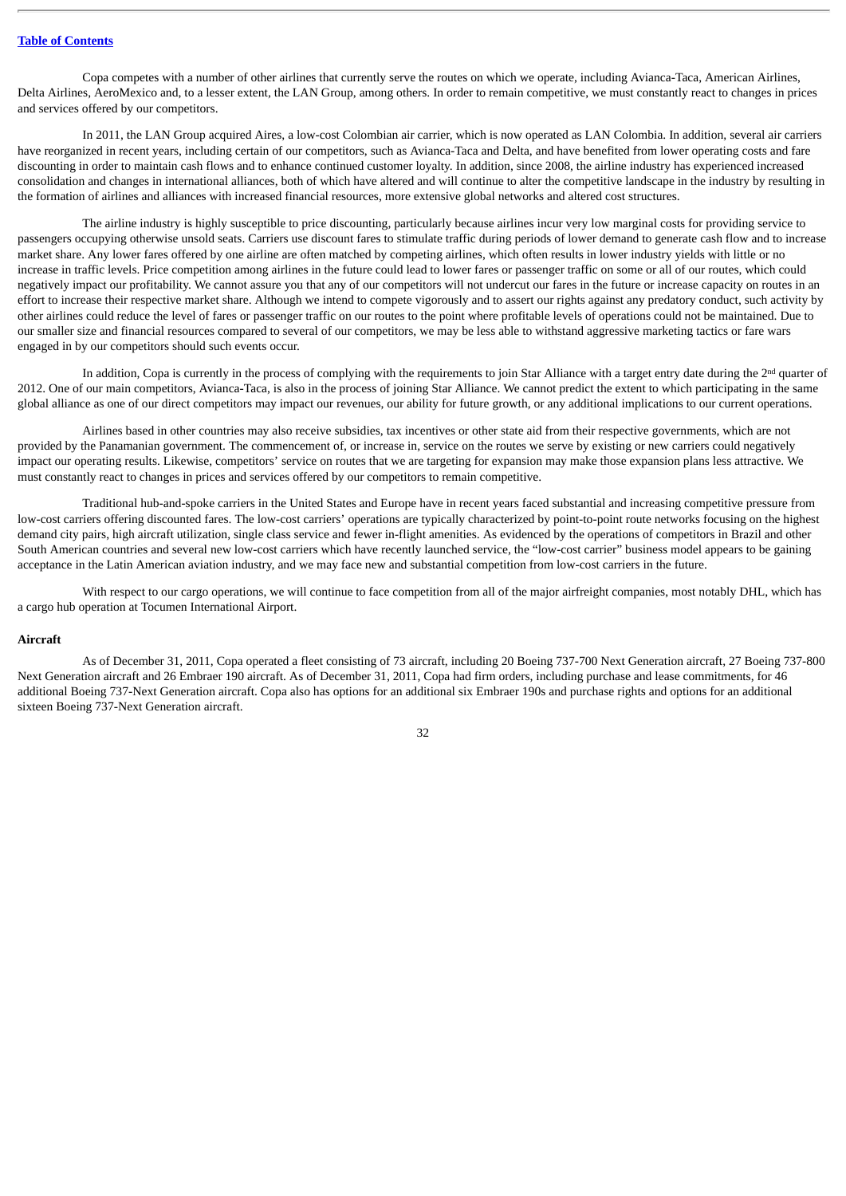Copa competes with a number of other airlines that currently serve the routes on which we operate, including Avianca-Taca, American Airlines, Delta Airlines, AeroMexico and, to a lesser extent, the LAN Group, among others. In order to remain competitive, we must constantly react to changes in prices and services offered by our competitors.

In 2011, the LAN Group acquired Aires, a low-cost Colombian air carrier, which is now operated as LAN Colombia. In addition, several air carriers have reorganized in recent years, including certain of our competitors, such as Avianca-Taca and Delta, and have benefited from lower operating costs and fare discounting in order to maintain cash flows and to enhance continued customer loyalty. In addition, since 2008, the airline industry has experienced increased consolidation and changes in international alliances, both of which have altered and will continue to alter the competitive landscape in the industry by resulting in the formation of airlines and alliances with increased financial resources, more extensive global networks and altered cost structures.

The airline industry is highly susceptible to price discounting, particularly because airlines incur very low marginal costs for providing service to passengers occupying otherwise unsold seats. Carriers use discount fares to stimulate traffic during periods of lower demand to generate cash flow and to increase market share. Any lower fares offered by one airline are often matched by competing airlines, which often results in lower industry yields with little or no increase in traffic levels. Price competition among airlines in the future could lead to lower fares or passenger traffic on some or all of our routes, which could negatively impact our profitability. We cannot assure you that any of our competitors will not undercut our fares in the future or increase capacity on routes in an effort to increase their respective market share. Although we intend to compete vigorously and to assert our rights against any predatory conduct, such activity by other airlines could reduce the level of fares or passenger traffic on our routes to the point where profitable levels of operations could not be maintained. Due to our smaller size and financial resources compared to several of our competitors, we may be less able to withstand aggressive marketing tactics or fare wars engaged in by our competitors should such events occur.

In addition, Copa is currently in the process of complying with the requirements to join Star Alliance with a target entry date during the 2nd quarter of 2012. One of our main competitors, Avianca-Taca, is also in the process of joining Star Alliance. We cannot predict the extent to which participating in the same global alliance as one of our direct competitors may impact our revenues, our ability for future growth, or any additional implications to our current operations.

Airlines based in other countries may also receive subsidies, tax incentives or other state aid from their respective governments, which are not provided by the Panamanian government. The commencement of, or increase in, service on the routes we serve by existing or new carriers could negatively impact our operating results. Likewise, competitors' service on routes that we are targeting for expansion may make those expansion plans less attractive. We must constantly react to changes in prices and services offered by our competitors to remain competitive.

Traditional hub-and-spoke carriers in the United States and Europe have in recent years faced substantial and increasing competitive pressure from low-cost carriers offering discounted fares. The low-cost carriers' operations are typically characterized by point-to-point route networks focusing on the highest demand city pairs, high aircraft utilization, single class service and fewer in-flight amenities. As evidenced by the operations of competitors in Brazil and other South American countries and several new low-cost carriers which have recently launched service, the "low-cost carrier" business model appears to be gaining acceptance in the Latin American aviation industry, and we may face new and substantial competition from low-cost carriers in the future.

With respect to our cargo operations, we will continue to face competition from all of the major airfreight companies, most notably DHL, which has a cargo hub operation at Tocumen International Airport.

**Aircraft**

As of December 31, 2011, Copa operated a fleet consisting of 73 aircraft, including 20 Boeing 737-700 Next Generation aircraft, 27 Boeing 737-800 Next Generation aircraft and 26 Embraer 190 aircraft. As of December 31, 2011, Copa had firm orders, including purchase and lease commitments, for 46 additional Boeing 737-Next Generation aircraft. Copa also has options for an additional six Embraer 190s and purchase rights and options for an additional sixteen Boeing 737-Next Generation aircraft.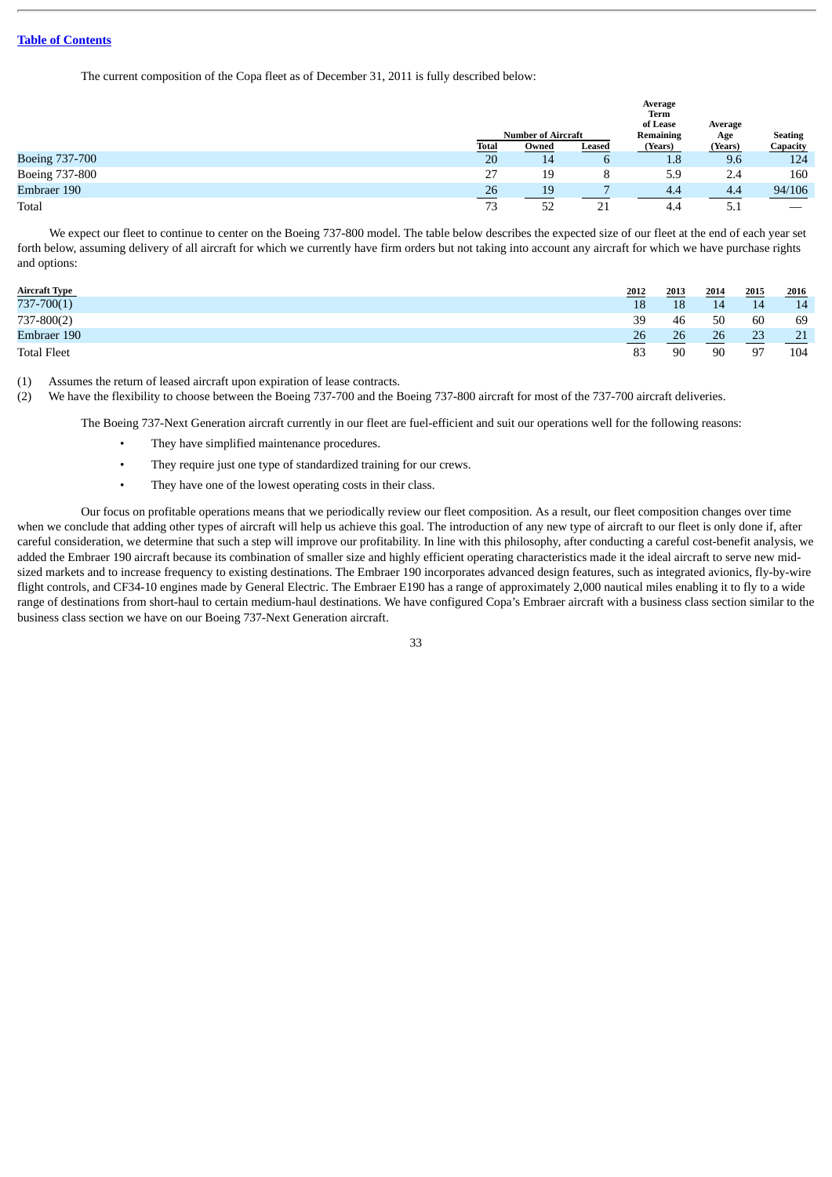The current composition of the Copa fleet as of December 31, 2011 is fully described below:

| | Number of Aircraft | | | Average Term of Lease Remaining (Years) | Average Age (Years) | Seating Capacity |
|---|---|---|---|---|---|---|
| | Total | Owned | Leased | | | |
| Boeing 737-700 | 20 | 14 | 6 | 1.8 | 9.6 | 124 |
| Boeing 737-800 | 27 | 19 | 8 | 5.9 | 2.4 | 160 |
| Embraer 190 | 26 | 19 | 7 | 4.4 | 4.4 | 94/106 |
| Total | 73 | 52 | 21 | 4.4 | 5.1 | — |

We expect our fleet to continue to center on the Boeing 737-800 model. The table below describes the expected size of our fleet at the end of each year set forth below, assuming delivery of all aircraft for which we currently have firm orders but not taking into account any aircraft for which we have purchase rights and options:

| Aircraft Type | 2012 | 2013 | 2014 | 2015 | 2016 |
|---|---|---|---|---|---|
| 737-700(1) | 18 | 18 | 14 | 14 | 14 |
| 737-800(2) | 39 | 46 | 50 | 60 | 69 |
| Embraer 190 | 26 | 26 | 26 | 23 | 21 |
| Total Fleet | 83 | 90 | 90 | 97 | 104 |

(1) Assumes the return of leased aircraft upon expiration of lease contracts.

(2) We have the flexibility to choose between the Boeing 737-700 and the Boeing 737-800 aircraft for most of the 737-700 aircraft deliveries.

The Boeing 737-Next Generation aircraft currently in our fleet are fuel-efficient and suit our operations well for the following reasons:

- They have simplified maintenance procedures.
- They require just one type of standardized training for our crews.
- They have one of the lowest operating costs in their class.

Our focus on profitable operations means that we periodically review our fleet composition. As a result, our fleet composition changes over time when we conclude that adding other types of aircraft will help us achieve this goal. The introduction of any new type of aircraft to our fleet is only done if, after careful consideration, we determine that such a step will improve our profitability. In line with this philosophy, after conducting a careful cost-benefit analysis, we added the Embraer 190 aircraft because its combination of smaller size and highly efficient operating characteristics made it the ideal aircraft to serve new mid-sized markets and to increase frequency to existing destinations. The Embraer 190 incorporates advanced design features, such as integrated avionics, fly-by-wire flight controls, and CF34-10 engines made by General Electric. The Embraer E190 has a range of approximately 2,000 nautical miles enabling it to fly to a wide range of destinations from short-haul to certain medium-haul destinations. We have configured Copa's Embraer aircraft with a business class section similar to the business class section we have on our Boeing 737-Next Generation aircraft.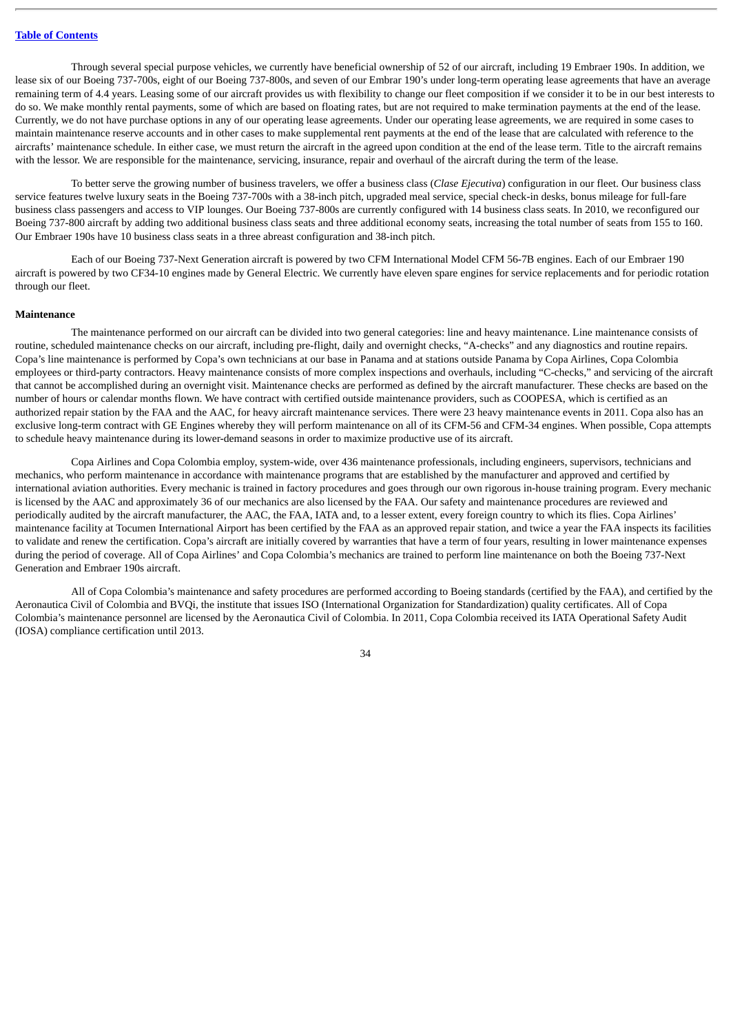Through several special purpose vehicles, we currently have beneficial ownership of 52 of our aircraft, including 19 Embraer 190s. In addition, we lease six of our Boeing 737-700s, eight of our Boeing 737-800s, and seven of our Embrar 190's under long-term operating lease agreements that have an average remaining term of 4.4 years. Leasing some of our aircraft provides us with flexibility to change our fleet composition if we consider it to be in our best interests to do so. We make monthly rental payments, some of which are based on floating rates, but are not required to make termination payments at the end of the lease. Currently, we do not have purchase options in any of our operating lease agreements. Under our operating lease agreements, we are required in some cases to maintain maintenance reserve accounts and in other cases to make supplemental rent payments at the end of the lease that are calculated with reference to the aircrafts' maintenance schedule. In either case, we must return the aircraft in the agreed upon condition at the end of the lease term. Title to the aircraft remains with the lessor. We are responsible for the maintenance, servicing, insurance, repair and overhaul of the aircraft during the term of the lease.

To better serve the growing number of business travelers, we offer a business class (*Clase Ejecutiva*) configuration in our fleet. Our business class service features twelve luxury seats in the Boeing 737-700s with a 38-inch pitch, upgraded meal service, special check-in desks, bonus mileage for full-fare business class passengers and access to VIP lounges. Our Boeing 737-800s are currently configured with 14 business class seats. In 2010, we reconfigured our Boeing 737-800 aircraft by adding two additional business class seats and three additional economy seats, increasing the total number of seats from 155 to 160. Our Embraer 190s have 10 business class seats in a three abreast configuration and 38-inch pitch.

Each of our Boeing 737-Next Generation aircraft is powered by two CFM International Model CFM 56-7B engines. Each of our Embraer 190 aircraft is powered by two CF34-10 engines made by General Electric. We currently have eleven spare engines for service replacements and for periodic rotation through our fleet.

**Maintenance**

The maintenance performed on our aircraft can be divided into two general categories: line and heavy maintenance. Line maintenance consists of routine, scheduled maintenance checks on our aircraft, including pre-flight, daily and overnight checks, "A-checks" and any diagnostics and routine repairs. Copa's line maintenance is performed by Copa's own technicians at our base in Panama and at stations outside Panama by Copa Airlines, Copa Colombia employees or third-party contractors. Heavy maintenance consists of more complex inspections and overhauls, including "C-checks," and servicing of the aircraft that cannot be accomplished during an overnight visit. Maintenance checks are performed as defined by the aircraft manufacturer. These checks are based on the number of hours or calendar months flown. We have contract with certified outside maintenance providers, such as COOPESA, which is certified as an authorized repair station by the FAA and the AAC, for heavy aircraft maintenance services. There were 23 heavy maintenance events in 2011. Copa also has an exclusive long-term contract with GE Engines whereby they will perform maintenance on all of its CFM-56 and CFM-34 engines. When possible, Copa attempts to schedule heavy maintenance during its lower-demand seasons in order to maximize productive use of its aircraft.

Copa Airlines and Copa Colombia employ, system-wide, over 436 maintenance professionals, including engineers, supervisors, technicians and mechanics, who perform maintenance in accordance with maintenance programs that are established by the manufacturer and approved and certified by international aviation authorities. Every mechanic is trained in factory procedures and goes through our own rigorous in-house training program. Every mechanic is licensed by the AAC and approximately 36 of our mechanics are also licensed by the FAA. Our safety and maintenance procedures are reviewed and periodically audited by the aircraft manufacturer, the AAC, the FAA, IATA and, to a lesser extent, every foreign country to which its flies. Copa Airlines' maintenance facility at Tocumen International Airport has been certified by the FAA as an approved repair station, and twice a year the FAA inspects its facilities to validate and renew the certification. Copa's aircraft are initially covered by warranties that have a term of four years, resulting in lower maintenance expenses during the period of coverage. All of Copa Airlines' and Copa Colombia's mechanics are trained to perform line maintenance on both the Boeing 737-Next Generation and Embraer 190s aircraft.

All of Copa Colombia's maintenance and safety procedures are performed according to Boeing standards (certified by the FAA), and certified by the Aeronautica Civil of Colombia and BVQi, the institute that issues ISO (International Organization for Standardization) quality certificates. All of Copa Colombia's maintenance personnel are licensed by the Aeronautica Civil of Colombia. In 2011, Copa Colombia received its IATA Operational Safety Audit (IOSA) compliance certification until 2013.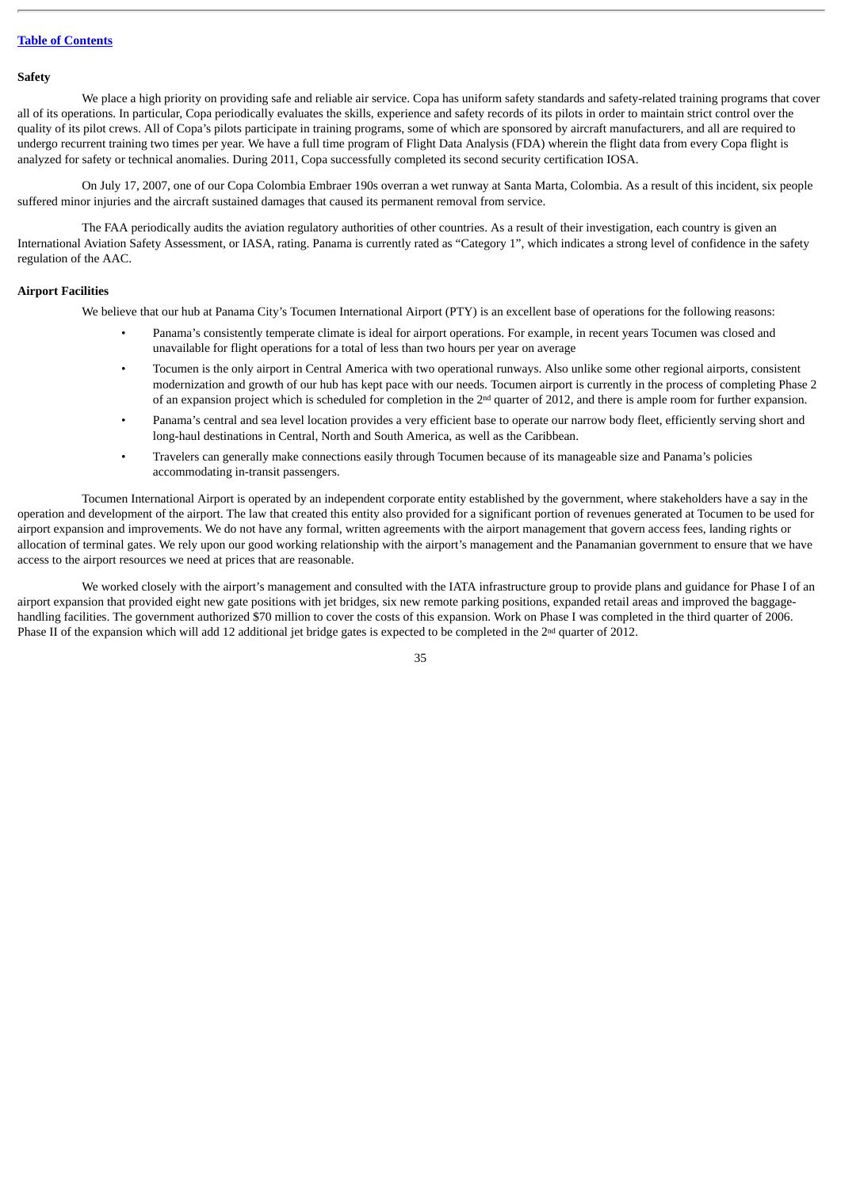### Safety

We place a high priority on providing safe and reliable air service. Copa has uniform safety standards and safety-related training programs that cover all of its operations. In particular, Copa periodically evaluates the skills, experience and safety records of its pilots in order to maintain strict control over the quality of its pilot crews. All of Copa's pilots participate in training programs, some of which are sponsored by aircraft manufacturers, and all are required to undergo recurrent training two times per year. We have a full time program of Flight Data Analysis (FDA) wherein the flight data from every Copa flight is analyzed for safety or technical anomalies. During 2011, Copa successfully completed its second security certification IOSA.

On July 17, 2007, one of our Copa Colombia Embraer 190s overran a wet runway at Santa Marta, Colombia. As a result of this incident, six people suffered minor injuries and the aircraft sustained damages that caused its permanent removal from service.

The FAA periodically audits the aviation regulatory authorities of other countries. As a result of their investigation, each country is given an International Aviation Safety Assessment, or IASA, rating. Panama is currently rated as "Category 1", which indicates a strong level of confidence in the safety regulation of the AAC.

### Airport Facilities

We believe that our hub at Panama City's Tocumen International Airport (PTY) is an excellent base of operations for the following reasons:

- Panama's consistently temperate climate is ideal for airport operations. For example, in recent years Tocumen was closed and unavailable for flight operations for a total of less than two hours per year on average
- Tocumen is the only airport in Central America with two operational runways. Also unlike some other regional airports, consistent modernization and growth of our hub has kept pace with our needs. Tocumen airport is currently in the process of completing Phase 2 of an expansion project which is scheduled for completion in the 2nd quarter of 2012, and there is ample room for further expansion.
- Panama's central and sea level location provides a very efficient base to operate our narrow body fleet, efficiently serving short and long-haul destinations in Central, North and South America, as well as the Caribbean.
- Travelers can generally make connections easily through Tocumen because of its manageable size and Panama's policies accommodating in-transit passengers.

Tocumen International Airport is operated by an independent corporate entity established by the government, where stakeholders have a say in the operation and development of the airport. The law that created this entity also provided for a significant portion of revenues generated at Tocumen to be used for airport expansion and improvements. We do not have any formal, written agreements with the airport management that govern access fees, landing rights or allocation of terminal gates. We rely upon our good working relationship with the airport's management and the Panamanian government to ensure that we have access to the airport resources we need at prices that are reasonable.

We worked closely with the airport's management and consulted with the IATA infrastructure group to provide plans and guidance for Phase I of an airport expansion that provided eight new gate positions with jet bridges, six new remote parking positions, expanded retail areas and improved the baggage-handling facilities. The government authorized $70 million to cover the costs of this expansion. Work on Phase I was completed in the third quarter of 2006. Phase II of the expansion which will add 12 additional jet bridge gates is expected to be completed in the 2nd quarter of 2012.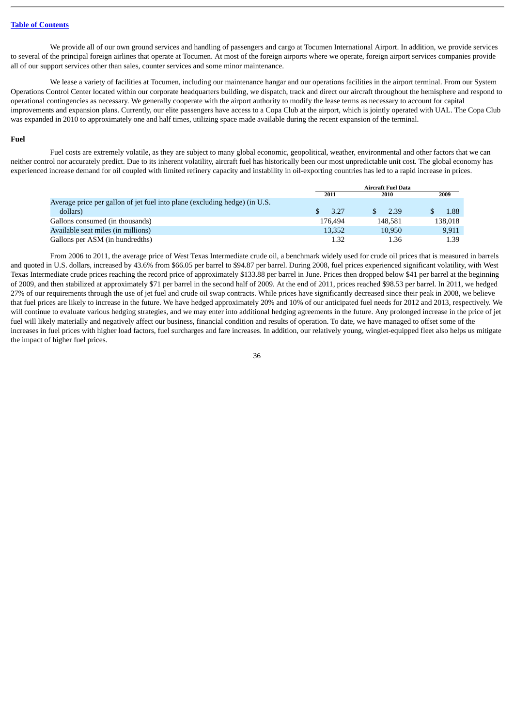We provide all of our own ground services and handling of passengers and cargo at Tocumen International Airport. In addition, we provide services to several of the principal foreign airlines that operate at Tocumen. At most of the foreign airports where we operate, foreign airport services companies provide all of our support services other than sales, counter services and some minor maintenance.

We lease a variety of facilities at Tocumen, including our maintenance hangar and our operations facilities in the airport terminal. From our System Operations Control Center located within our corporate headquarters building, we dispatch, track and direct our aircraft throughout the hemisphere and respond to operational contingencies as necessary. We generally cooperate with the airport authority to modify the lease terms as necessary to account for capital improvements and expansion plans. Currently, our elite passengers have access to a Copa Club at the airport, which is jointly operated with UAL. The Copa Club was expanded in 2010 to approximately one and half times, utilizing space made available during the recent expansion of the terminal.

**Fuel**

Fuel costs are extremely volatile, as they are subject to many global economic, geopolitical, weather, environmental and other factors that we can neither control nor accurately predict. Due to its inherent volatility, aircraft fuel has historically been our most unpredictable unit cost. The global economy has experienced increase demand for oil coupled with limited refinery capacity and instability in oil-exporting countries has led to a rapid increase in prices.

| | Aircraft Fuel Data | | |
|---|---|---|---|
| | 2011 | 2010 | 2009 |
| Average price per gallon of jet fuel into plane (excluding hedge) (in U.S. dollars) | $ 3.27 | $ 2.39 | $ 1.88 |
| Gallons consumed (in thousands) | 176,494 | 148,581 | 138,018 |
| Available seat miles (in millions) | 13,352 | 10,950 | 9,911 |
| Gallons per ASM (in hundredths) | 1.32 | 1.36 | 1.39 |

From 2006 to 2011, the average price of West Texas Intermediate crude oil, a benchmark widely used for crude oil prices that is measured in barrels and quoted in U.S. dollars, increased by 43.6% from $66.05 per barrel to $94.87 per barrel. During 2008, fuel prices experienced significant volatility, with West Texas Intermediate crude prices reaching the record price of approximately $133.88 per barrel in June. Prices then dropped below $41 per barrel at the beginning of 2009, and then stabilized at approximately $71 per barrel in the second half of 2009. At the end of 2011, prices reached $98.53 per barrel. In 2011, we hedged 27% of our requirements through the use of jet fuel and crude oil swap contracts. While prices have significantly decreased since their peak in 2008, we believe that fuel prices are likely to increase in the future. We have hedged approximately 20% and 10% of our anticipated fuel needs for 2012 and 2013, respectively. We will continue to evaluate various hedging strategies, and we may enter into additional hedging agreements in the future. Any prolonged increase in the price of jet fuel will likely materially and negatively affect our business, financial condition and results of operation. To date, we have managed to offset some of the increases in fuel prices with higher load factors, fuel surcharges and fare increases. In addition, our relatively young, winglet-equipped fleet also helps us mitigate the impact of higher fuel prices.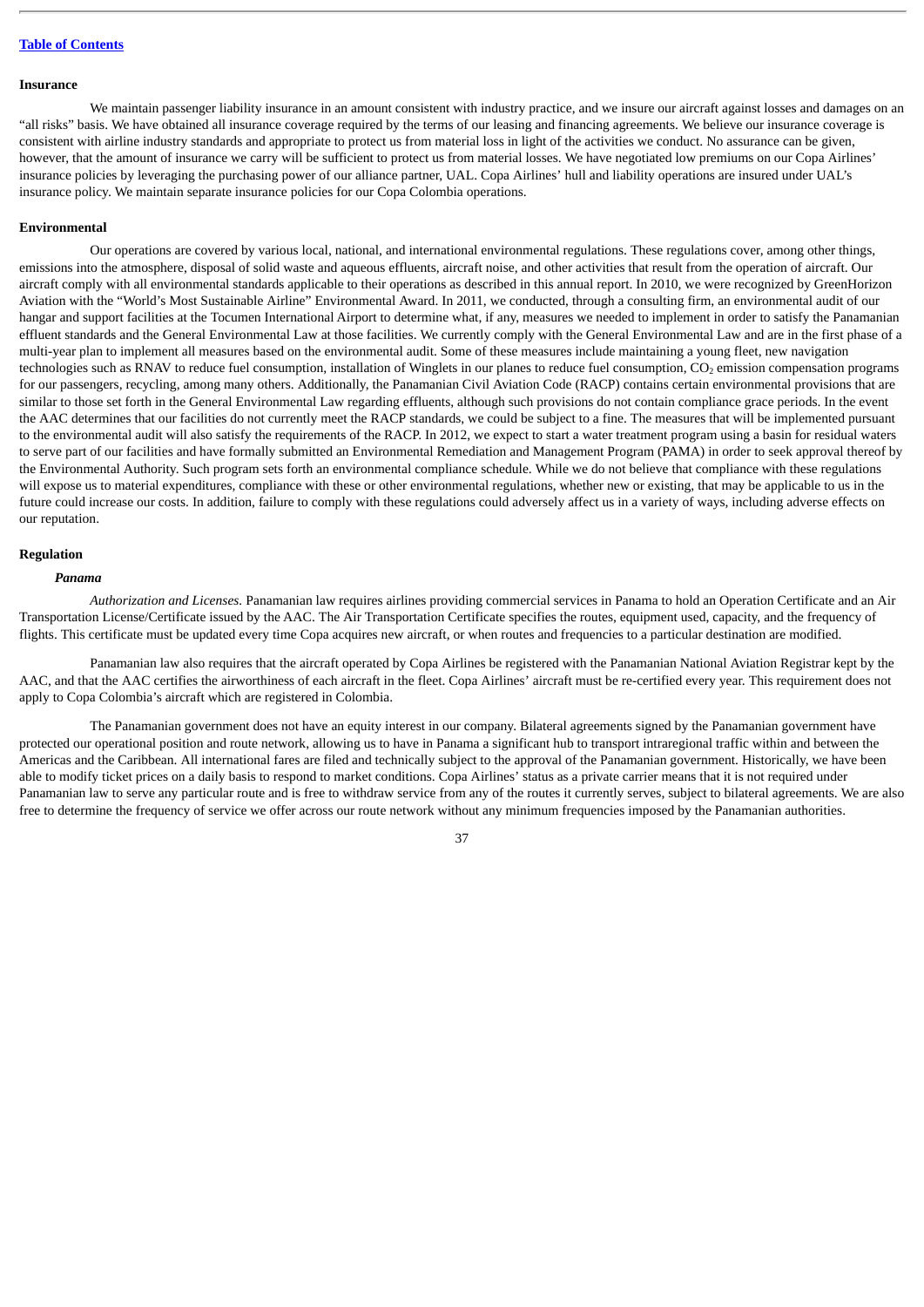### Insurance

We maintain passenger liability insurance in an amount consistent with industry practice, and we insure our aircraft against losses and damages on an "all risks" basis. We have obtained all insurance coverage required by the terms of our leasing and financing agreements. We believe our insurance coverage is consistent with airline industry standards and appropriate to protect us from material loss in light of the activities we conduct. No assurance can be given, however, that the amount of insurance we carry will be sufficient to protect us from material losses. We have negotiated low premiums on our Copa Airlines' insurance policies by leveraging the purchasing power of our alliance partner, UAL. Copa Airlines' hull and liability operations are insured under UAL's insurance policy. We maintain separate insurance policies for our Copa Colombia operations.

### Environmental

Our operations are covered by various local, national, and international environmental regulations. These regulations cover, among other things, emissions into the atmosphere, disposal of solid waste and aqueous effluents, aircraft noise, and other activities that result from the operation of aircraft. Our aircraft comply with all environmental standards applicable to their operations as described in this annual report. In 2010, we were recognized by GreenHorizon Aviation with the "World's Most Sustainable Airline" Environmental Award. In 2011, we conducted, through a consulting firm, an environmental audit of our hangar and support facilities at the Tocumen International Airport to determine what, if any, measures we needed to implement in order to satisfy the Panamanian effluent standards and the General Environmental Law at those facilities. We currently comply with the General Environmental Law and are in the first phase of a multi-year plan to implement all measures based on the environmental audit. Some of these measures include maintaining a young fleet, new navigation technologies such as RNAV to reduce fuel consumption, installation of Winglets in our planes to reduce fuel consumption, $CO_2$ emission compensation programs for our passengers, recycling, among many others. Additionally, the Panamanian Civil Aviation Code (RACP) contains certain environmental provisions that are similar to those set forth in the General Environmental Law regarding effluents, although such provisions do not contain compliance grace periods. In the event the AAC determines that our facilities do not currently meet the RACP standards, we could be subject to a fine. The measures that will be implemented pursuant to the environmental audit will also satisfy the requirements of the RACP. In 2012, we expect to start a water treatment program using a basin for residual waters to serve part of our facilities and have formally submitted an Environmental Remediation and Management Program (PAMA) in order to seek approval thereof by the Environmental Authority. Such program sets forth an environmental compliance schedule. While we do not believe that compliance with these regulations will expose us to material expenditures, compliance with these or other environmental regulations, whether new or existing, that may be applicable to us in the future could increase our costs. In addition, failure to comply with these regulations could adversely affect us in a variety of ways, including adverse effects on our reputation.

### Regulation

#### *Panama*

*Authorization and Licenses.* Panamanian law requires airlines providing commercial services in Panama to hold an Operation Certificate and an Air Transportation License/Certificate issued by the AAC. The Air Transportation Certificate specifies the routes, equipment used, capacity, and the frequency of flights. This certificate must be updated every time Copa acquires new aircraft, or when routes and frequencies to a particular destination are modified.

Panamanian law also requires that the aircraft operated by Copa Airlines be registered with the Panamanian National Aviation Registrar kept by the AAC, and that the AAC certifies the airworthiness of each aircraft in the fleet. Copa Airlines' aircraft must be re-certified every year. This requirement does not apply to Copa Colombia's aircraft which are registered in Colombia.

The Panamanian government does not have an equity interest in our company. Bilateral agreements signed by the Panamanian government have protected our operational position and route network, allowing us to have in Panama a significant hub to transport intraregional traffic within and between the Americas and the Caribbean. All international fares are filed and technically subject to the approval of the Panamanian government. Historically, we have been able to modify ticket prices on a daily basis to respond to market conditions. Copa Airlines' status as a private carrier means that it is not required under Panamanian law to serve any particular route and is free to withdraw service from any of the routes it currently serves, subject to bilateral agreements. We are also free to determine the frequency of service we offer across our route network without any minimum frequencies imposed by the Panamanian authorities.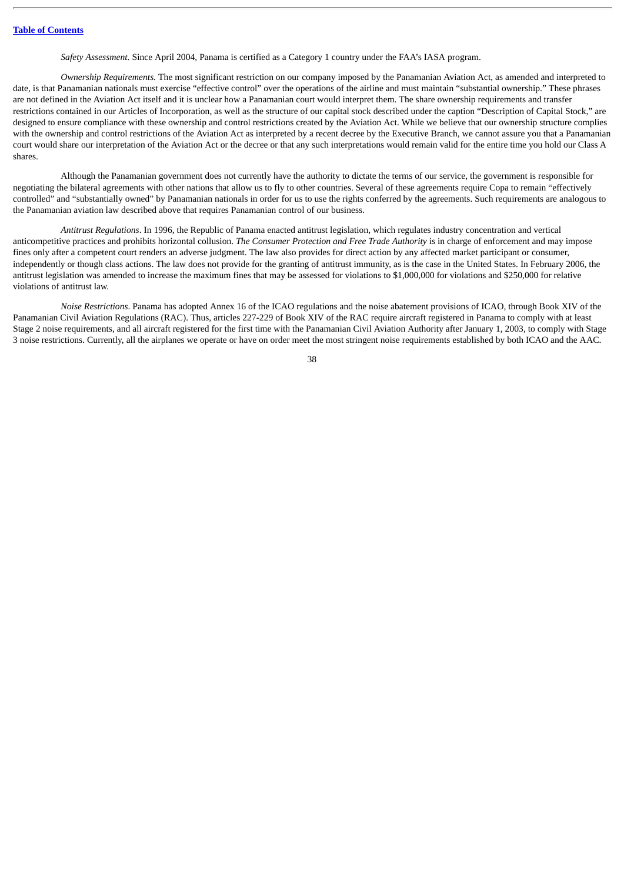*Safety Assessment.* Since April 2004, Panama is certified as a Category 1 country under the FAA's IASA program.

*Ownership Requirements.* The most significant restriction on our company imposed by the Panamanian Aviation Act, as amended and interpreted to date, is that Panamanian nationals must exercise "effective control" over the operations of the airline and must maintain "substantial ownership." These phrases are not defined in the Aviation Act itself and it is unclear how a Panamanian court would interpret them. The share ownership requirements and transfer restrictions contained in our Articles of Incorporation, as well as the structure of our capital stock described under the caption "Description of Capital Stock," are designed to ensure compliance with these ownership and control restrictions created by the Aviation Act. While we believe that our ownership structure complies with the ownership and control restrictions of the Aviation Act as interpreted by a recent decree by the Executive Branch, we cannot assure you that a Panamanian court would share our interpretation of the Aviation Act or the decree or that any such interpretations would remain valid for the entire time you hold our Class A shares.

Although the Panamanian government does not currently have the authority to dictate the terms of our service, the government is responsible for negotiating the bilateral agreements with other nations that allow us to fly to other countries. Several of these agreements require Copa to remain "effectively controlled" and "substantially owned" by Panamanian nationals in order for us to use the rights conferred by the agreements. Such requirements are analogous to the Panamanian aviation law described above that requires Panamanian control of our business.

*Antitrust Regulations*. In 1996, the Republic of Panama enacted antitrust legislation, which regulates industry concentration and vertical anticompetitive practices and prohibits horizontal collusion. *The Consumer Protection and Free Trade Authority* is in charge of enforcement and may impose fines only after a competent court renders an adverse judgment. The law also provides for direct action by any affected market participant or consumer, independently or though class actions. The law does not provide for the granting of antitrust immunity, as is the case in the United States. In February 2006, the antitrust legislation was amended to increase the maximum fines that may be assessed for violations to $1,000,000 for violations and $250,000 for relative violations of antitrust law.

*Noise Restrictions*. Panama has adopted Annex 16 of the ICAO regulations and the noise abatement provisions of ICAO, through Book XIV of the Panamanian Civil Aviation Regulations (RAC). Thus, articles 227-229 of Book XIV of the RAC require aircraft registered in Panama to comply with at least Stage 2 noise requirements, and all aircraft registered for the first time with the Panamanian Civil Aviation Authority after January 1, 2003, to comply with Stage 3 noise restrictions. Currently, all the airplanes we operate or have on order meet the most stringent noise requirements established by both ICAO and the AAC.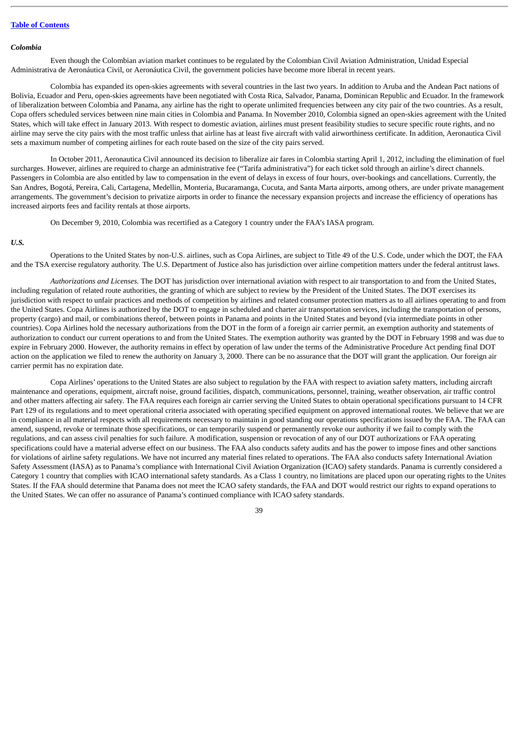*Colombia*

Even though the Colombian aviation market continues to be regulated by the Colombian Civil Aviation Administration, Unidad Especial Administrativa de Aeronáutica Civil, or Aeronáutica Civil, the government policies have become more liberal in recent years.

Colombia has expanded its open-skies agreements with several countries in the last two years. In addition to Aruba and the Andean Pact nations of Bolivia, Ecuador and Peru, open-skies agreements have been negotiated with Costa Rica, Salvador, Panama, Dominican Republic and Ecuador. In the framework of liberalization between Colombia and Panama, any airline has the right to operate unlimited frequencies between any city pair of the two countries. As a result, Copa offers scheduled services between nine main cities in Colombia and Panama. In November 2010, Colombia signed an open-skies agreement with the United States, which will take effect in January 2013. With respect to domestic aviation, airlines must present feasibility studies to secure specific route rights, and no airline may serve the city pairs with the most traffic unless that airline has at least five aircraft with valid airworthiness certificate. In addition, Aeronautica Civil sets a maximum number of competing airlines for each route based on the size of the city pairs served.

In October 2011, Aeronautica Civil announced its decision to liberalize air fares in Colombia starting April 1, 2012, including the elimination of fuel surcharges. However, airlines are required to charge an administrative fee ("Tarifa administrativa") for each ticket sold through an airline's direct channels. Passengers in Colombia are also entitled by law to compensation in the event of delays in excess of four hours, over-bookings and cancellations. Currently, the San Andres, Bogotá, Pereira, Cali, Cartagena, Medellin, Monteria, Bucaramanga, Cucuta, and Santa Marta airports, among others, are under private management arrangements. The government's decision to privatize airports in order to finance the necessary expansion projects and increase the efficiency of operations has increased airports fees and facility rentals at those airports.

On December 9, 2010, Colombia was recertified as a Category 1 country under the FAA's IASA program.

*U.S.*

Operations to the United States by non-U.S. airlines, such as Copa Airlines, are subject to Title 49 of the U.S. Code, under which the DOT, the FAA and the TSA exercise regulatory authority. The U.S. Department of Justice also has jurisdiction over airline competition matters under the federal antitrust laws.

*Authorizations and Licenses.* The DOT has jurisdiction over international aviation with respect to air transportation to and from the United States, including regulation of related route authorities, the granting of which are subject to review by the President of the United States. The DOT exercises its jurisdiction with respect to unfair practices and methods of competition by airlines and related consumer protection matters as to all airlines operating to and from the United States. Copa Airlines is authorized by the DOT to engage in scheduled and charter air transportation services, including the transportation of persons, property (cargo) and mail, or combinations thereof, between points in Panama and points in the United States and beyond (via intermediate points in other countries). Copa Airlines hold the necessary authorizations from the DOT in the form of a foreign air carrier permit, an exemption authority and statements of authorization to conduct our current operations to and from the United States. The exemption authority was granted by the DOT in February 1998 and was due to expire in February 2000. However, the authority remains in effect by operation of law under the terms of the Administrative Procedure Act pending final DOT action on the application we filed to renew the authority on January 3, 2000. There can be no assurance that the DOT will grant the application. Our foreign air carrier permit has no expiration date.

Copa Airlines' operations to the United States are also subject to regulation by the FAA with respect to aviation safety matters, including aircraft maintenance and operations, equipment, aircraft noise, ground facilities, dispatch, communications, personnel, training, weather observation, air traffic control and other matters affecting air safety. The FAA requires each foreign air carrier serving the United States to obtain operational specifications pursuant to 14 CFR Part 129 of its regulations and to meet operational criteria associated with operating specified equipment on approved international routes. We believe that we are in compliance in all material respects with all requirements necessary to maintain in good standing our operations specifications issued by the FAA. The FAA can amend, suspend, revoke or terminate those specifications, or can temporarily suspend or permanently revoke our authority if we fail to comply with the regulations, and can assess civil penalties for such failure. A modification, suspension or revocation of any of our DOT authorizations or FAA operating specifications could have a material adverse effect on our business. The FAA also conducts safety audits and has the power to impose fines and other sanctions for violations of airline safety regulations. We have not incurred any material fines related to operations. The FAA also conducts safety International Aviation Safety Assessment (IASA) as to Panama's compliance with International Civil Aviation Organization (ICAO) safety standards. Panama is currently considered a Category 1 country that complies with ICAO international safety standards. As a Class 1 country, no limitations are placed upon our operating rights to the Unites States. If the FAA should determine that Panama does not meet the ICAO safety standards, the FAA and DOT would restrict our rights to expand operations to the United States. We can offer no assurance of Panama's continued compliance with ICAO safety standards.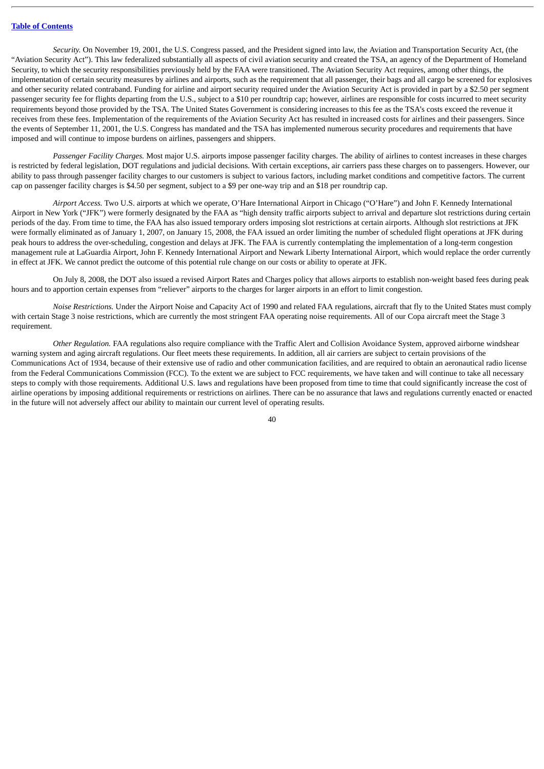*Security.* On November 19, 2001, the U.S. Congress passed, and the President signed into law, the Aviation and Transportation Security Act, (the "Aviation Security Act"). This law federalized substantially all aspects of civil aviation security and created the TSA, an agency of the Department of Homeland Security, to which the security responsibilities previously held by the FAA were transitioned. The Aviation Security Act requires, among other things, the implementation of certain security measures by airlines and airports, such as the requirement that all passenger, their bags and all cargo be screened for explosives and other security related contraband. Funding for airline and airport security required under the Aviation Security Act is provided in part by a $2.50 per segment passenger security fee for flights departing from the U.S., subject to a $10 per roundtrip cap; however, airlines are responsible for costs incurred to meet security requirements beyond those provided by the TSA. The United States Government is considering increases to this fee as the TSA's costs exceed the revenue it receives from these fees. Implementation of the requirements of the Aviation Security Act has resulted in increased costs for airlines and their passengers. Since the events of September 11, 2001, the U.S. Congress has mandated and the TSA has implemented numerous security procedures and requirements that have imposed and will continue to impose burdens on airlines, passengers and shippers.

*Passenger Facility Charges.* Most major U.S. airports impose passenger facility charges. The ability of airlines to contest increases in these charges is restricted by federal legislation, DOT regulations and judicial decisions. With certain exceptions, air carriers pass these charges on to passengers. However, our ability to pass through passenger facility charges to our customers is subject to various factors, including market conditions and competitive factors. The current cap on passenger facility charges is $4.50 per segment, subject to a $9 per one-way trip and an $18 per roundtrip cap.

*Airport Access.* Two U.S. airports at which we operate, O'Hare International Airport in Chicago ("O'Hare") and John F. Kennedy International Airport in New York ("JFK") were formerly designated by the FAA as "high density traffic airports subject to arrival and departure slot restrictions during certain periods of the day. From time to time, the FAA has also issued temporary orders imposing slot restrictions at certain airports. Although slot restrictions at JFK were formally eliminated as of January 1, 2007, on January 15, 2008, the FAA issued an order limiting the number of scheduled flight operations at JFK during peak hours to address the over-scheduling, congestion and delays at JFK. The FAA is currently contemplating the implementation of a long-term congestion management rule at LaGuardia Airport, John F. Kennedy International Airport and Newark Liberty International Airport, which would replace the order currently in effect at JFK. We cannot predict the outcome of this potential rule change on our costs or ability to operate at JFK.

On July 8, 2008, the DOT also issued a revised Airport Rates and Charges policy that allows airports to establish non-weight based fees during peak hours and to apportion certain expenses from "reliever" airports to the charges for larger airports in an effort to limit congestion.

*Noise Restrictions.* Under the Airport Noise and Capacity Act of 1990 and related FAA regulations, aircraft that fly to the United States must comply with certain Stage 3 noise restrictions, which are currently the most stringent FAA operating noise requirements. All of our Copa aircraft meet the Stage 3 requirement.

*Other Regulation.* FAA regulations also require compliance with the Traffic Alert and Collision Avoidance System, approved airborne windshear warning system and aging aircraft regulations. Our fleet meets these requirements. In addition, all air carriers are subject to certain provisions of the Communications Act of 1934, because of their extensive use of radio and other communication facilities, and are required to obtain an aeronautical radio license from the Federal Communications Commission (FCC). To the extent we are subject to FCC requirements, we have taken and will continue to take all necessary steps to comply with those requirements. Additional U.S. laws and regulations have been proposed from time to time that could significantly increase the cost of airline operations by imposing additional requirements or restrictions on airlines. There can be no assurance that laws and regulations currently enacted or enacted in the future will not adversely affect our ability to maintain our current level of operating results.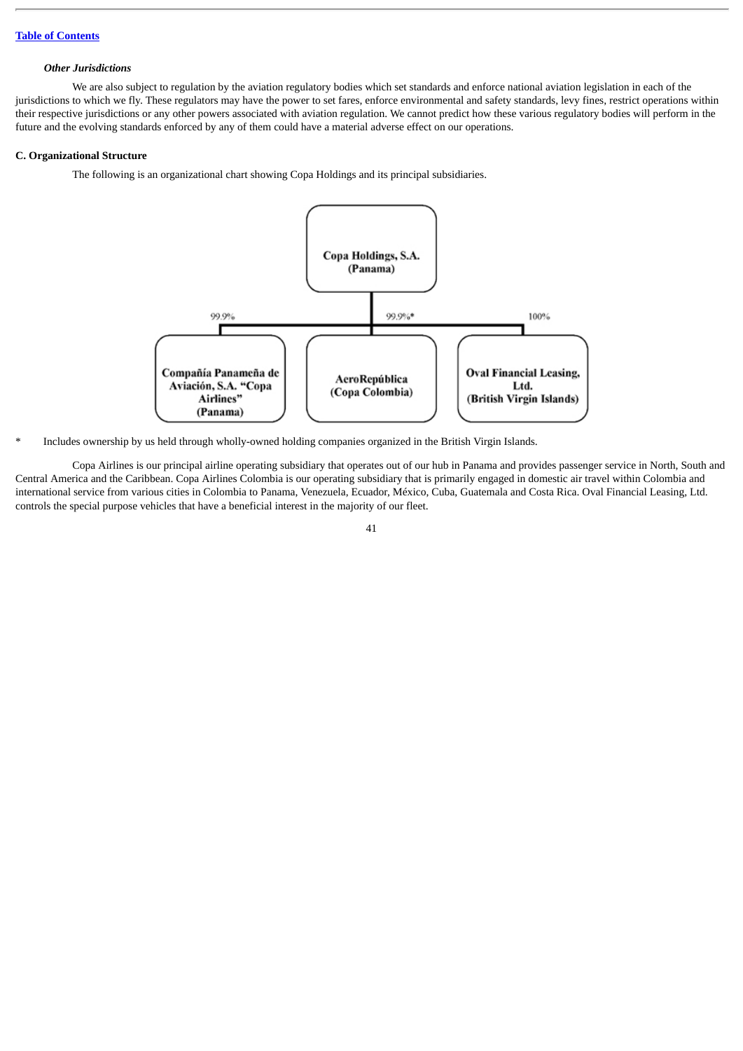#### *Other Jurisdictions*

We are also subject to regulation by the aviation regulatory bodies which set standards and enforce national aviation legislation in each of the jurisdictions to which we fly. These regulators may have the power to set fares, enforce environmental and safety standards, levy fines, restrict operations within their respective jurisdictions or any other powers associated with aviation regulation. We cannot predict how these various regulatory bodies will perform in the future and the evolving standards enforced by any of them could have a material adverse effect on our operations.

### C. Organizational Structure

The following is an organizational chart showing Copa Holdings and its principal subsidiaries.

**Copa Holdings, S.A. (Panama)**

- 99.9% — **Compañía Panameña de Aviación, S.A. "Copa Airlines" (Panama)**
- 99.9%* — **AeroRepública (Copa Colombia)**
- 100% — **Oval Financial Leasing, Ltd. (British Virgin Islands)**

\* Includes ownership by us held through wholly-owned holding companies organized in the British Virgin Islands.

Copa Airlines is our principal airline operating subsidiary that operates out of our hub in Panama and provides passenger service in North, South and Central America and the Caribbean. Copa Airlines Colombia is our operating subsidiary that is primarily engaged in domestic air travel within Colombia and international service from various cities in Colombia to Panama, Venezuela, Ecuador, México, Cuba, Guatemala and Costa Rica. Oval Financial Leasing, Ltd. controls the special purpose vehicles that have a beneficial interest in the majority of our fleet.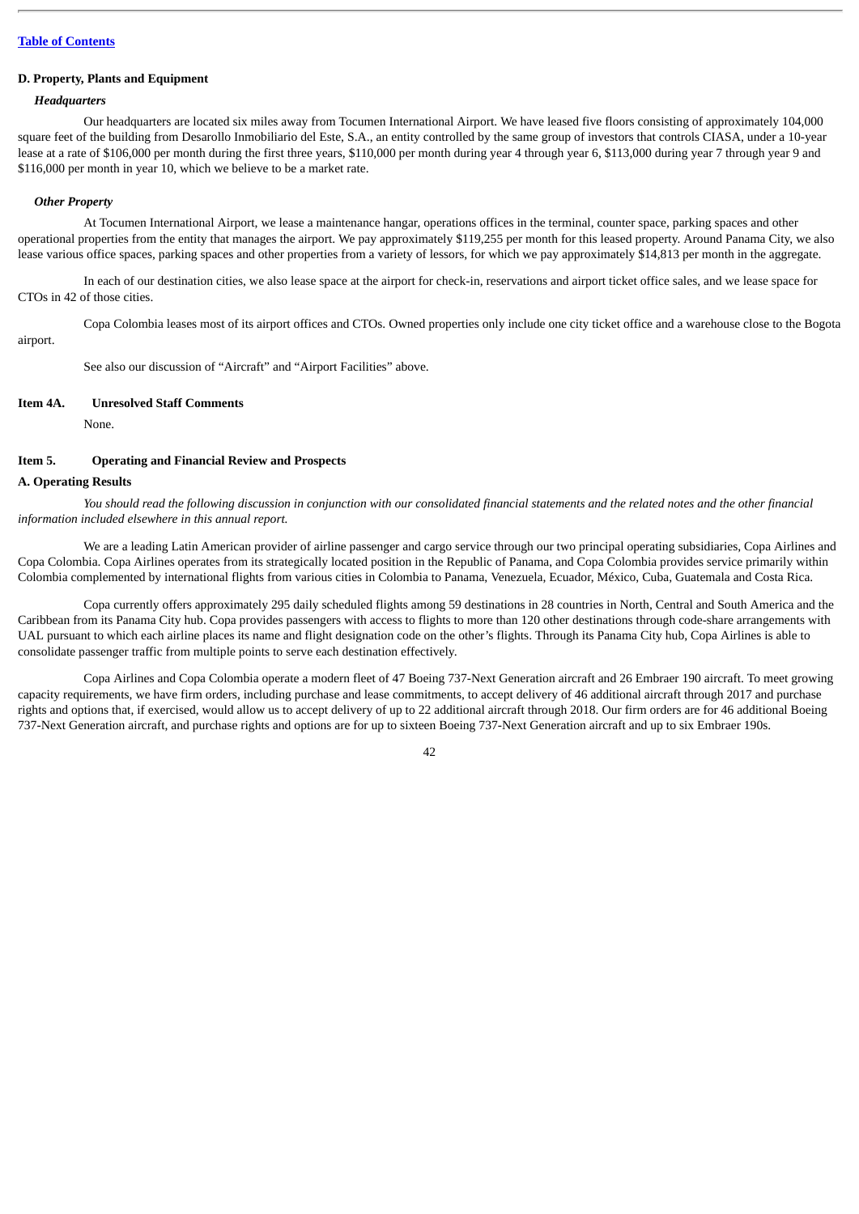### D. Property, Plants and Equipment

***Headquarters***

Our headquarters are located six miles away from Tocumen International Airport. We have leased five floors consisting of approximately 104,000 square feet of the building from Desarollo Inmobiliario del Este, S.A., an entity controlled by the same group of investors that controls CIASA, under a 10-year lease at a rate of $106,000 per month during the first three years, $110,000 per month during year 4 through year 6, $113,000 during year 7 through year 9 and $116,000 per month in year 10, which we believe to be a market rate.

***Other Property***

At Tocumen International Airport, we lease a maintenance hangar, operations offices in the terminal, counter space, parking spaces and other operational properties from the entity that manages the airport. We pay approximately $119,255 per month for this leased property. Around Panama City, we also lease various office spaces, parking spaces and other properties from a variety of lessors, for which we pay approximately $14,813 per month in the aggregate.

In each of our destination cities, we also lease space at the airport for check-in, reservations and airport ticket office sales, and we lease space for CTOs in 42 of those cities.

Copa Colombia leases most of its airport offices and CTOs. Owned properties only include one city ticket office and a warehouse close to the Bogota airport.

See also our discussion of "Aircraft" and "Airport Facilities" above.

## Item 4A. Unresolved Staff Comments

None.

## Item 5. Operating and Financial Review and Prospects

### A. Operating Results

*You should read the following discussion in conjunction with our consolidated financial statements and the related notes and the other financial information included elsewhere in this annual report.*

We are a leading Latin American provider of airline passenger and cargo service through our two principal operating subsidiaries, Copa Airlines and Copa Colombia. Copa Airlines operates from its strategically located position in the Republic of Panama, and Copa Colombia provides service primarily within Colombia complemented by international flights from various cities in Colombia to Panama, Venezuela, Ecuador, México, Cuba, Guatemala and Costa Rica.

Copa currently offers approximately 295 daily scheduled flights among 59 destinations in 28 countries in North, Central and South America and the Caribbean from its Panama City hub. Copa provides passengers with access to flights to more than 120 other destinations through code-share arrangements with UAL pursuant to which each airline places its name and flight designation code on the other's flights. Through its Panama City hub, Copa Airlines is able to consolidate passenger traffic from multiple points to serve each destination effectively.

Copa Airlines and Copa Colombia operate a modern fleet of 47 Boeing 737-Next Generation aircraft and 26 Embraer 190 aircraft. To meet growing capacity requirements, we have firm orders, including purchase and lease commitments, to accept delivery of 46 additional aircraft through 2017 and purchase rights and options that, if exercised, would allow us to accept delivery of up to 22 additional aircraft through 2018. Our firm orders are for 46 additional Boeing 737-Next Generation aircraft, and purchase rights and options are for up to sixteen Boeing 737-Next Generation aircraft and up to six Embraer 190s.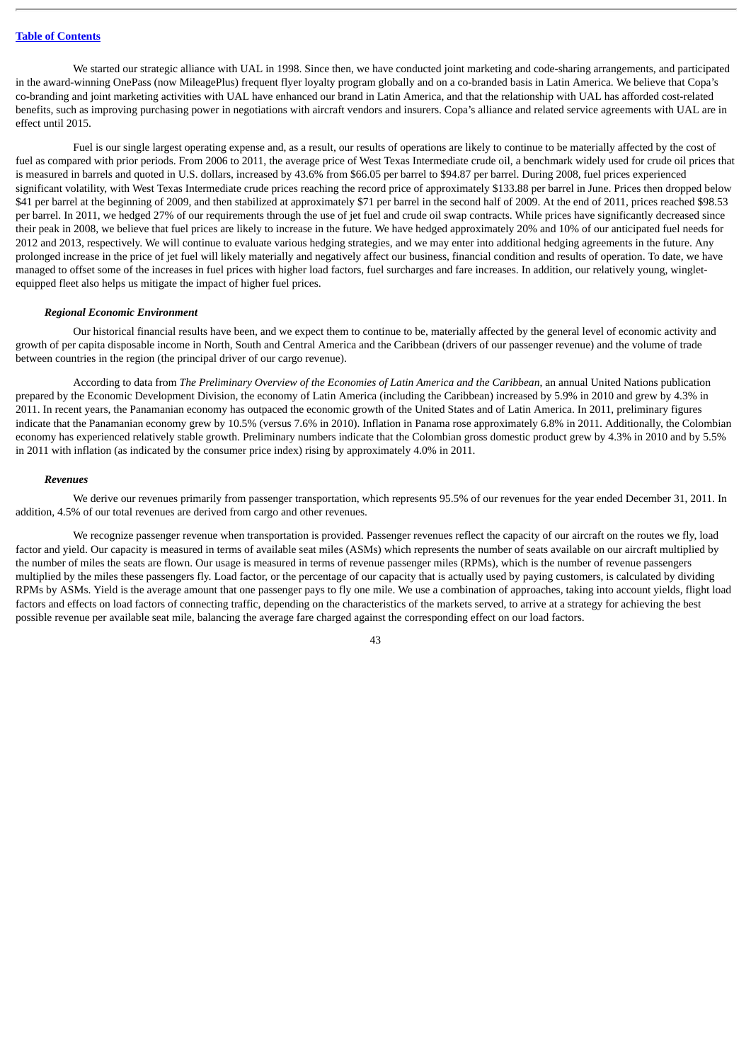We started our strategic alliance with UAL in 1998. Since then, we have conducted joint marketing and code-sharing arrangements, and participated in the award-winning OnePass (now MileagePlus) frequent flyer loyalty program globally and on a co-branded basis in Latin America. We believe that Copa's co-branding and joint marketing activities with UAL have enhanced our brand in Latin America, and that the relationship with UAL has afforded cost-related benefits, such as improving purchasing power in negotiations with aircraft vendors and insurers. Copa's alliance and related service agreements with UAL are in effect until 2015.

Fuel is our single largest operating expense and, as a result, our results of operations are likely to continue to be materially affected by the cost of fuel as compared with prior periods. From 2006 to 2011, the average price of West Texas Intermediate crude oil, a benchmark widely used for crude oil prices that is measured in barrels and quoted in U.S. dollars, increased by 43.6% from $66.05 per barrel to $94.87 per barrel. During 2008, fuel prices experienced significant volatility, with West Texas Intermediate crude prices reaching the record price of approximately $133.88 per barrel in June. Prices then dropped below $41 per barrel at the beginning of 2009, and then stabilized at approximately $71 per barrel in the second half of 2009. At the end of 2011, prices reached $98.53 per barrel. In 2011, we hedged 27% of our requirements through the use of jet fuel and crude oil swap contracts. While prices have significantly decreased since their peak in 2008, we believe that fuel prices are likely to increase in the future. We have hedged approximately 20% and 10% of our anticipated fuel needs for 2012 and 2013, respectively. We will continue to evaluate various hedging strategies, and we may enter into additional hedging agreements in the future. Any prolonged increase in the price of jet fuel will likely materially and negatively affect our business, financial condition and results of operation. To date, we have managed to offset some of the increases in fuel prices with higher load factors, fuel surcharges and fare increases. In addition, our relatively young, winglet-equipped fleet also helps us mitigate the impact of higher fuel prices.

### *Regional Economic Environment*

Our historical financial results have been, and we expect them to continue to be, materially affected by the general level of economic activity and growth of per capita disposable income in North, South and Central America and the Caribbean (drivers of our passenger revenue) and the volume of trade between countries in the region (the principal driver of our cargo revenue).

According to data from *The Preliminary Overview of the Economies of Latin America and the Caribbean*, an annual United Nations publication prepared by the Economic Development Division, the economy of Latin America (including the Caribbean) increased by 5.9% in 2010 and grew by 4.3% in 2011. In recent years, the Panamanian economy has outpaced the economic growth of the United States and of Latin America. In 2011, preliminary figures indicate that the Panamanian economy grew by 10.5% (versus 7.6% in 2010). Inflation in Panama rose approximately 6.8% in 2011. Additionally, the Colombian economy has experienced relatively stable growth. Preliminary numbers indicate that the Colombian gross domestic product grew by 4.3% in 2010 and by 5.5% in 2011 with inflation (as indicated by the consumer price index) rising by approximately 4.0% in 2011.

### *Revenues*

We derive our revenues primarily from passenger transportation, which represents 95.5% of our revenues for the year ended December 31, 2011. In addition, 4.5% of our total revenues are derived from cargo and other revenues.

We recognize passenger revenue when transportation is provided. Passenger revenues reflect the capacity of our aircraft on the routes we fly, load factor and yield. Our capacity is measured in terms of available seat miles (ASMs) which represents the number of seats available on our aircraft multiplied by the number of miles the seats are flown. Our usage is measured in terms of revenue passenger miles (RPMs), which is the number of revenue passengers multiplied by the miles these passengers fly. Load factor, or the percentage of our capacity that is actually used by paying customers, is calculated by dividing RPMs by ASMs. Yield is the average amount that one passenger pays to fly one mile. We use a combination of approaches, taking into account yields, flight load factors and effects on load factors of connecting traffic, depending on the characteristics of the markets served, to arrive at a strategy for achieving the best possible revenue per available seat mile, balancing the average fare charged against the corresponding effect on our load factors.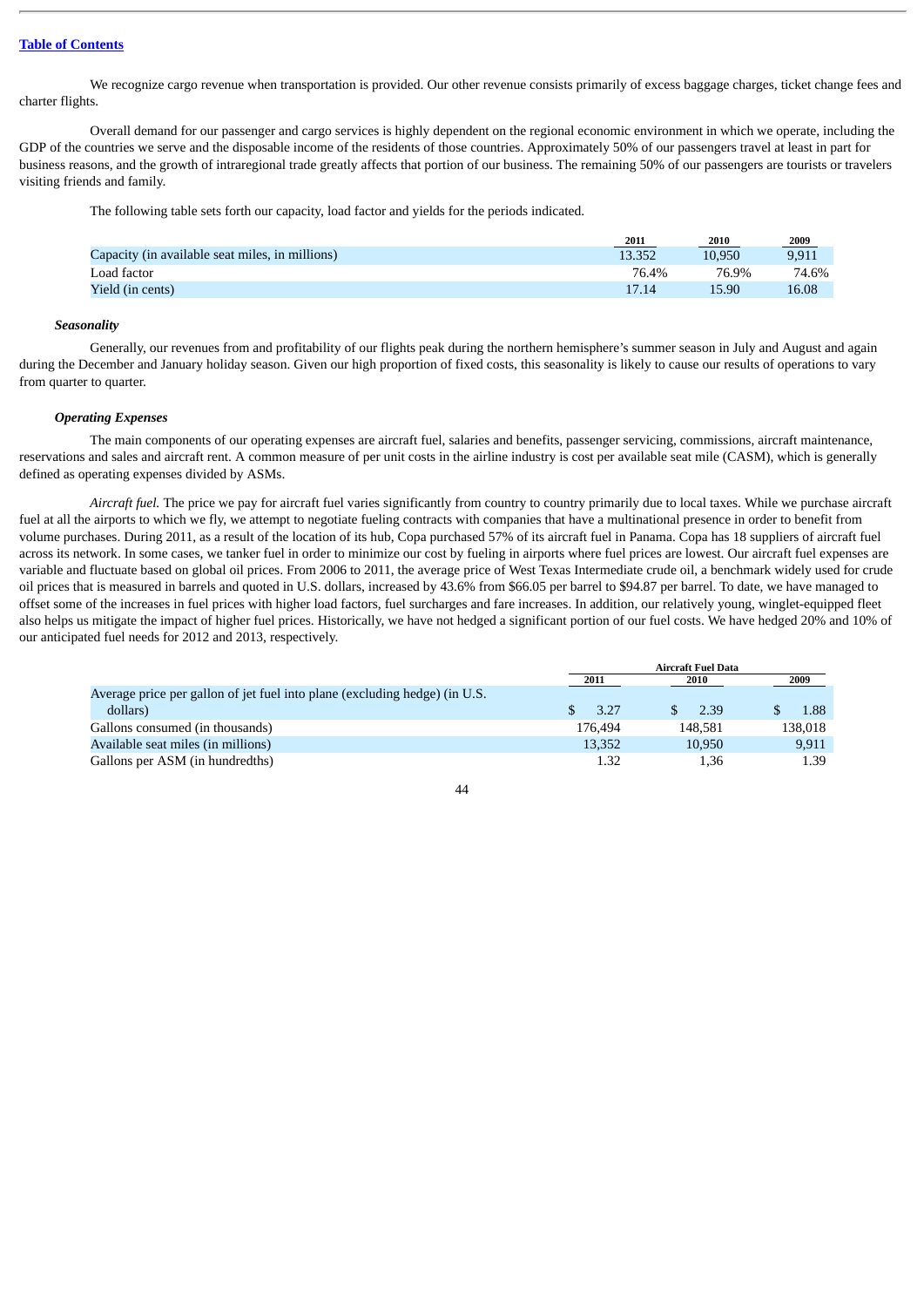We recognize cargo revenue when transportation is provided. Our other revenue consists primarily of excess baggage charges, ticket change fees and charter flights.

Overall demand for our passenger and cargo services is highly dependent on the regional economic environment in which we operate, including the GDP of the countries we serve and the disposable income of the residents of those countries. Approximately 50% of our passengers travel at least in part for business reasons, and the growth of intraregional trade greatly affects that portion of our business. The remaining 50% of our passengers are tourists or travelers visiting friends and family.

The following table sets forth our capacity, load factor and yields for the periods indicated.

| | 2011 | 2010 | 2009 |
|---|---|---|---|
| Capacity (in available seat miles, in millions) | 13.352 | 10,950 | 9,911 |
| Load factor | 76.4% | 76.9% | 74.6% |
| Yield (in cents) | 17.14 | 15.90 | 16.08 |

***Seasonality***

Generally, our revenues from and profitability of our flights peak during the northern hemisphere's summer season in July and August and again during the December and January holiday season. Given our high proportion of fixed costs, this seasonality is likely to cause our results of operations to vary from quarter to quarter.

***Operating Expenses***

The main components of our operating expenses are aircraft fuel, salaries and benefits, passenger servicing, commissions, aircraft maintenance, reservations and sales and aircraft rent. A common measure of per unit costs in the airline industry is cost per available seat mile (CASM), which is generally defined as operating expenses divided by ASMs.

*Aircraft fuel.* The price we pay for aircraft fuel varies significantly from country to country primarily due to local taxes. While we purchase aircraft fuel at all the airports to which we fly, we attempt to negotiate fueling contracts with companies that have a multinational presence in order to benefit from volume purchases. During 2011, as a result of the location of its hub, Copa purchased 57% of its aircraft fuel in Panama. Copa has 18 suppliers of aircraft fuel across its network. In some cases, we tanker fuel in order to minimize our cost by fueling in airports where fuel prices are lowest. Our aircraft fuel expenses are variable and fluctuate based on global oil prices. From 2006 to 2011, the average price of West Texas Intermediate crude oil, a benchmark widely used for crude oil prices that is measured in barrels and quoted in U.S. dollars, increased by 43.6% from $66.05 per barrel to $94.87 per barrel. To date, we have managed to offset some of the increases in fuel prices with higher load factors, fuel surcharges and fare increases. In addition, our relatively young, winglet-equipped fleet also helps us mitigate the impact of higher fuel prices. Historically, we have not hedged a significant portion of our fuel costs. We have hedged 20% and 10% of our anticipated fuel needs for 2012 and 2013, respectively.

| | Aircraft Fuel Data | | |
|---|---|---|---|
| | 2011 | 2010 | 2009 |
| Average price per gallon of jet fuel into plane (excluding hedge) (in U.S. dollars) | $ 3.27 | $ 2.39 | $ 1.88 |
| Gallons consumed (in thousands) | 176,494 | 148,581 | 138,018 |
| Available seat miles (in millions) | 13,352 | 10,950 | 9,911 |
| Gallons per ASM (in hundredths) | 1.32 | 1,36 | 1.39 |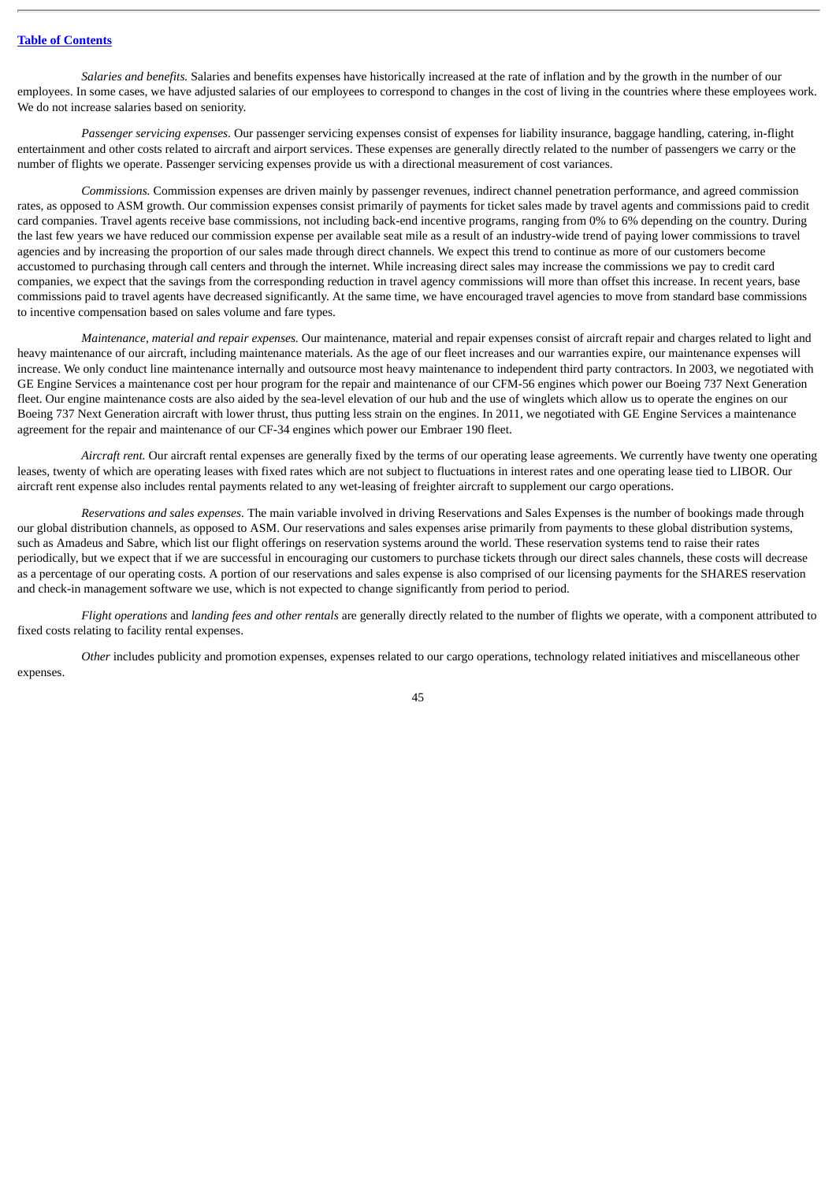*Salaries and benefits.* Salaries and benefits expenses have historically increased at the rate of inflation and by the growth in the number of our employees. In some cases, we have adjusted salaries of our employees to correspond to changes in the cost of living in the countries where these employees work. We do not increase salaries based on seniority.

*Passenger servicing expenses.* Our passenger servicing expenses consist of expenses for liability insurance, baggage handling, catering, in-flight entertainment and other costs related to aircraft and airport services. These expenses are generally directly related to the number of passengers we carry or the number of flights we operate. Passenger servicing expenses provide us with a directional measurement of cost variances.

*Commissions.* Commission expenses are driven mainly by passenger revenues, indirect channel penetration performance, and agreed commission rates, as opposed to ASM growth. Our commission expenses consist primarily of payments for ticket sales made by travel agents and commissions paid to credit card companies. Travel agents receive base commissions, not including back-end incentive programs, ranging from 0% to 6% depending on the country. During the last few years we have reduced our commission expense per available seat mile as a result of an industry-wide trend of paying lower commissions to travel agencies and by increasing the proportion of our sales made through direct channels. We expect this trend to continue as more of our customers become accustomed to purchasing through call centers and through the internet. While increasing direct sales may increase the commissions we pay to credit card companies, we expect that the savings from the corresponding reduction in travel agency commissions will more than offset this increase. In recent years, base commissions paid to travel agents have decreased significantly. At the same time, we have encouraged travel agencies to move from standard base commissions to incentive compensation based on sales volume and fare types.

*Maintenance, material and repair expenses.* Our maintenance, material and repair expenses consist of aircraft repair and charges related to light and heavy maintenance of our aircraft, including maintenance materials. As the age of our fleet increases and our warranties expire, our maintenance expenses will increase. We only conduct line maintenance internally and outsource most heavy maintenance to independent third party contractors. In 2003, we negotiated with GE Engine Services a maintenance cost per hour program for the repair and maintenance of our CFM-56 engines which power our Boeing 737 Next Generation fleet. Our engine maintenance costs are also aided by the sea-level elevation of our hub and the use of winglets which allow us to operate the engines on our Boeing 737 Next Generation aircraft with lower thrust, thus putting less strain on the engines. In 2011, we negotiated with GE Engine Services a maintenance agreement for the repair and maintenance of our CF-34 engines which power our Embraer 190 fleet.

*Aircraft rent.* Our aircraft rental expenses are generally fixed by the terms of our operating lease agreements. We currently have twenty one operating leases, twenty of which are operating leases with fixed rates which are not subject to fluctuations in interest rates and one operating lease tied to LIBOR. Our aircraft rent expense also includes rental payments related to any wet-leasing of freighter aircraft to supplement our cargo operations.

*Reservations and sales expenses.* The main variable involved in driving Reservations and Sales Expenses is the number of bookings made through our global distribution channels, as opposed to ASM. Our reservations and sales expenses arise primarily from payments to these global distribution systems, such as Amadeus and Sabre, which list our flight offerings on reservation systems around the world. These reservation systems tend to raise their rates periodically, but we expect that if we are successful in encouraging our customers to purchase tickets through our direct sales channels, these costs will decrease as a percentage of our operating costs. A portion of our reservations and sales expense is also comprised of our licensing payments for the SHARES reservation and check-in management software we use, which is not expected to change significantly from period to period.

*Flight operations* and *landing fees and other rentals* are generally directly related to the number of flights we operate, with a component attributed to fixed costs relating to facility rental expenses.

*Other* includes publicity and promotion expenses, expenses related to our cargo operations, technology related initiatives and miscellaneous other expenses.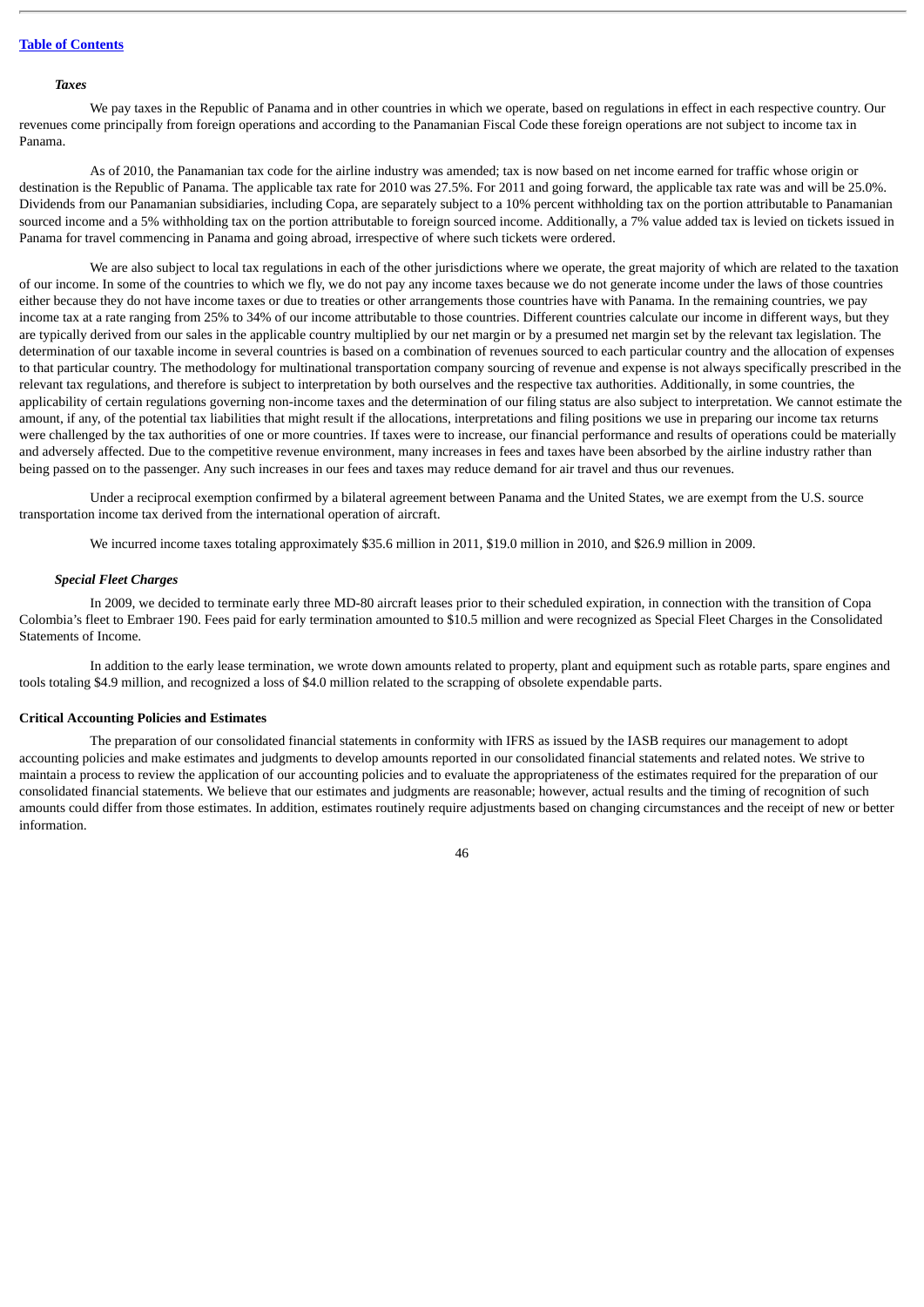*Taxes*

We pay taxes in the Republic of Panama and in other countries in which we operate, based on regulations in effect in each respective country. Our revenues come principally from foreign operations and according to the Panamanian Fiscal Code these foreign operations are not subject to income tax in Panama.

As of 2010, the Panamanian tax code for the airline industry was amended; tax is now based on net income earned for traffic whose origin or destination is the Republic of Panama. The applicable tax rate for 2010 was 27.5%. For 2011 and going forward, the applicable tax rate was and will be 25.0%. Dividends from our Panamanian subsidiaries, including Copa, are separately subject to a 10% percent withholding tax on the portion attributable to Panamanian sourced income and a 5% withholding tax on the portion attributable to foreign sourced income. Additionally, a 7% value added tax is levied on tickets issued in Panama for travel commencing in Panama and going abroad, irrespective of where such tickets were ordered.

We are also subject to local tax regulations in each of the other jurisdictions where we operate, the great majority of which are related to the taxation of our income. In some of the countries to which we fly, we do not pay any income taxes because we do not generate income under the laws of those countries either because they do not have income taxes or due to treaties or other arrangements those countries have with Panama. In the remaining countries, we pay income tax at a rate ranging from 25% to 34% of our income attributable to those countries. Different countries calculate our income in different ways, but they are typically derived from our sales in the applicable country multiplied by our net margin or by a presumed net margin set by the relevant tax legislation. The determination of our taxable income in several countries is based on a combination of revenues sourced to each particular country and the allocation of expenses to that particular country. The methodology for multinational transportation company sourcing of revenue and expense is not always specifically prescribed in the relevant tax regulations, and therefore is subject to interpretation by both ourselves and the respective tax authorities. Additionally, in some countries, the applicability of certain regulations governing non-income taxes and the determination of our filing status are also subject to interpretation. We cannot estimate the amount, if any, of the potential tax liabilities that might result if the allocations, interpretations and filing positions we use in preparing our income tax returns were challenged by the tax authorities of one or more countries. If taxes were to increase, our financial performance and results of operations could be materially and adversely affected. Due to the competitive revenue environment, many increases in fees and taxes have been absorbed by the airline industry rather than being passed on to the passenger. Any such increases in our fees and taxes may reduce demand for air travel and thus our revenues.

Under a reciprocal exemption confirmed by a bilateral agreement between Panama and the United States, we are exempt from the U.S. source transportation income tax derived from the international operation of aircraft.

We incurred income taxes totaling approximately $35.6 million in 2011, $19.0 million in 2010, and $26.9 million in 2009.

*Special Fleet Charges*

In 2009, we decided to terminate early three MD-80 aircraft leases prior to their scheduled expiration, in connection with the transition of Copa Colombia's fleet to Embraer 190. Fees paid for early termination amounted to $10.5 million and were recognized as Special Fleet Charges in the Consolidated Statements of Income.

In addition to the early lease termination, we wrote down amounts related to property, plant and equipment such as rotable parts, spare engines and tools totaling $4.9 million, and recognized a loss of $4.0 million related to the scrapping of obsolete expendable parts.

**Critical Accounting Policies and Estimates**

The preparation of our consolidated financial statements in conformity with IFRS as issued by the IASB requires our management to adopt accounting policies and make estimates and judgments to develop amounts reported in our consolidated financial statements and related notes. We strive to maintain a process to review the application of our accounting policies and to evaluate the appropriateness of the estimates required for the preparation of our consolidated financial statements. We believe that our estimates and judgments are reasonable; however, actual results and the timing of recognition of such amounts could differ from those estimates. In addition, estimates routinely require adjustments based on changing circumstances and the receipt of new or better information.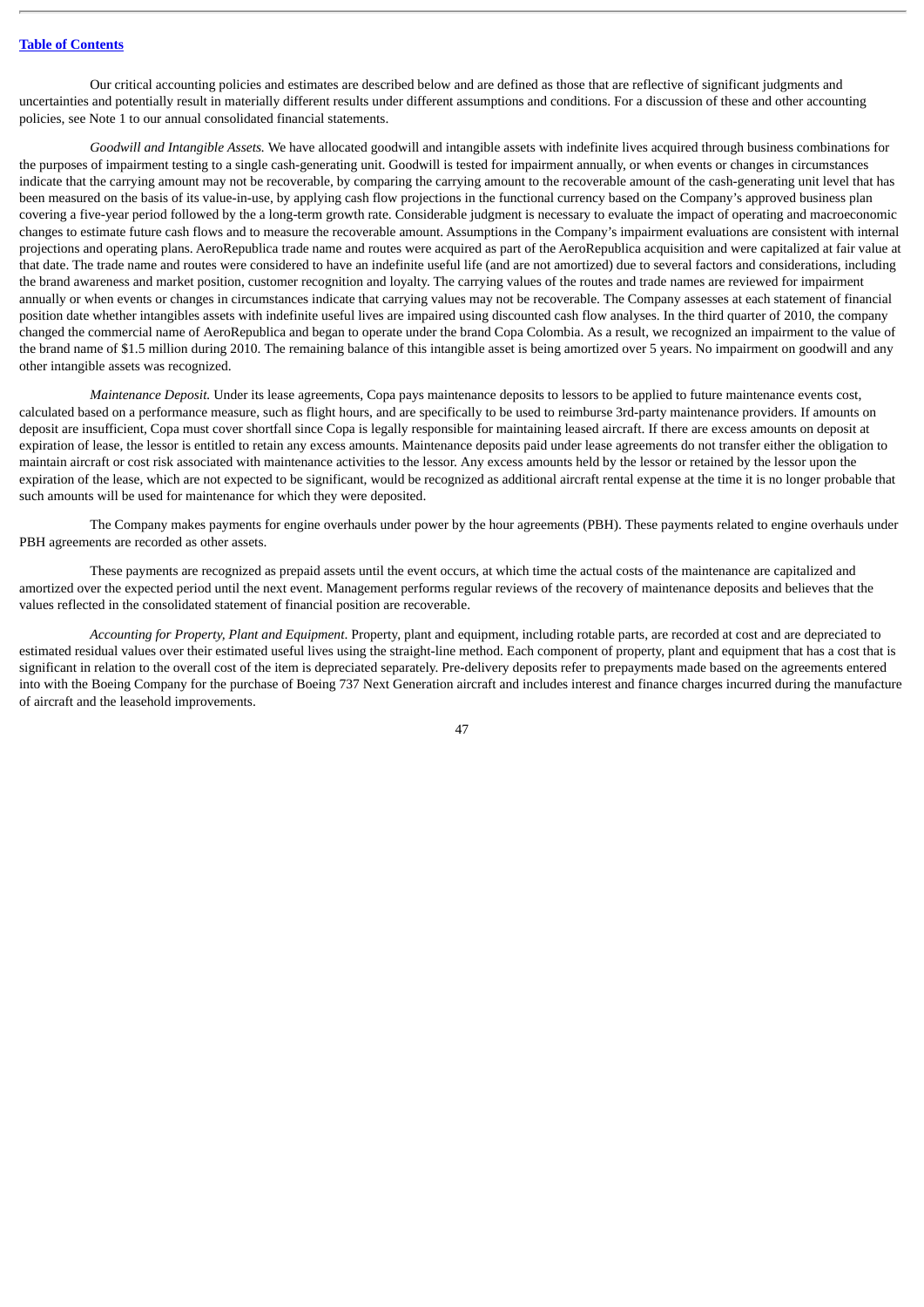Our critical accounting policies and estimates are described below and are defined as those that are reflective of significant judgments and uncertainties and potentially result in materially different results under different assumptions and conditions. For a discussion of these and other accounting policies, see Note 1 to our annual consolidated financial statements.

*Goodwill and Intangible Assets.* We have allocated goodwill and intangible assets with indefinite lives acquired through business combinations for the purposes of impairment testing to a single cash-generating unit. Goodwill is tested for impairment annually, or when events or changes in circumstances indicate that the carrying amount may not be recoverable, by comparing the carrying amount to the recoverable amount of the cash-generating unit level that has been measured on the basis of its value-in-use, by applying cash flow projections in the functional currency based on the Company's approved business plan covering a five-year period followed by the a long-term growth rate. Considerable judgment is necessary to evaluate the impact of operating and macroeconomic changes to estimate future cash flows and to measure the recoverable amount. Assumptions in the Company's impairment evaluations are consistent with internal projections and operating plans. AeroRepublica trade name and routes were acquired as part of the AeroRepublica acquisition and were capitalized at fair value at that date. The trade name and routes were considered to have an indefinite useful life (and are not amortized) due to several factors and considerations, including the brand awareness and market position, customer recognition and loyalty. The carrying values of the routes and trade names are reviewed for impairment annually or when events or changes in circumstances indicate that carrying values may not be recoverable. The Company assesses at each statement of financial position date whether intangibles assets with indefinite useful lives are impaired using discounted cash flow analyses. In the third quarter of 2010, the company changed the commercial name of AeroRepublica and began to operate under the brand Copa Colombia. As a result, we recognized an impairment to the value of the brand name of $1.5 million during 2010. The remaining balance of this intangible asset is being amortized over 5 years. No impairment on goodwill and any other intangible assets was recognized.

*Maintenance Deposit.* Under its lease agreements, Copa pays maintenance deposits to lessors to be applied to future maintenance events cost, calculated based on a performance measure, such as flight hours, and are specifically to be used to reimburse 3rd-party maintenance providers. If amounts on deposit are insufficient, Copa must cover shortfall since Copa is legally responsible for maintaining leased aircraft. If there are excess amounts on deposit at expiration of lease, the lessor is entitled to retain any excess amounts. Maintenance deposits paid under lease agreements do not transfer either the obligation to maintain aircraft or cost risk associated with maintenance activities to the lessor. Any excess amounts held by the lessor or retained by the lessor upon the expiration of the lease, which are not expected to be significant, would be recognized as additional aircraft rental expense at the time it is no longer probable that such amounts will be used for maintenance for which they were deposited.

The Company makes payments for engine overhauls under power by the hour agreements (PBH). These payments related to engine overhauls under PBH agreements are recorded as other assets.

These payments are recognized as prepaid assets until the event occurs, at which time the actual costs of the maintenance are capitalized and amortized over the expected period until the next event. Management performs regular reviews of the recovery of maintenance deposits and believes that the values reflected in the consolidated statement of financial position are recoverable.

*Accounting for Property, Plant and Equipment*. Property, plant and equipment, including rotable parts, are recorded at cost and are depreciated to estimated residual values over their estimated useful lives using the straight-line method. Each component of property, plant and equipment that has a cost that is significant in relation to the overall cost of the item is depreciated separately. Pre-delivery deposits refer to prepayments made based on the agreements entered into with the Boeing Company for the purchase of Boeing 737 Next Generation aircraft and includes interest and finance charges incurred during the manufacture of aircraft and the leasehold improvements.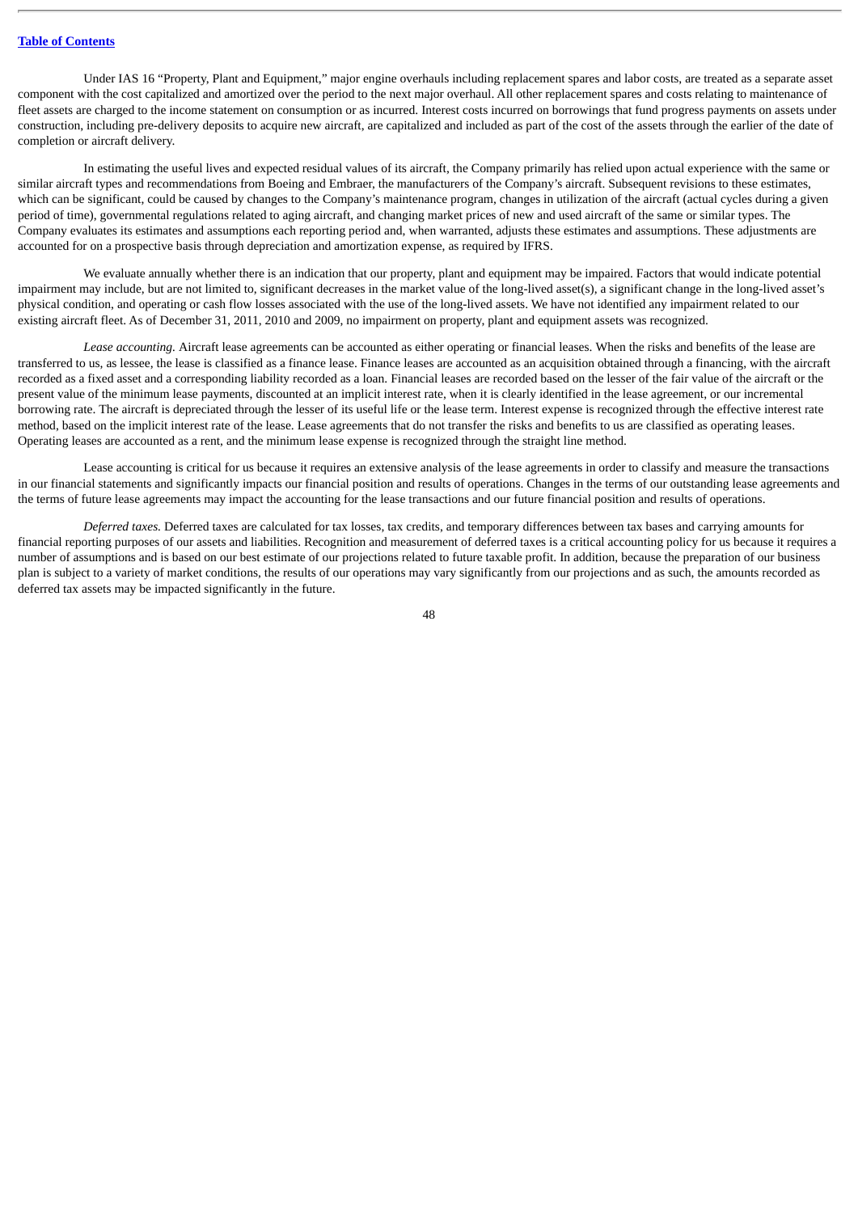Under IAS 16 "Property, Plant and Equipment," major engine overhauls including replacement spares and labor costs, are treated as a separate asset component with the cost capitalized and amortized over the period to the next major overhaul. All other replacement spares and costs relating to maintenance of fleet assets are charged to the income statement on consumption or as incurred. Interest costs incurred on borrowings that fund progress payments on assets under construction, including pre-delivery deposits to acquire new aircraft, are capitalized and included as part of the cost of the assets through the earlier of the date of completion or aircraft delivery.

In estimating the useful lives and expected residual values of its aircraft, the Company primarily has relied upon actual experience with the same or similar aircraft types and recommendations from Boeing and Embraer, the manufacturers of the Company's aircraft. Subsequent revisions to these estimates, which can be significant, could be caused by changes to the Company's maintenance program, changes in utilization of the aircraft (actual cycles during a given period of time), governmental regulations related to aging aircraft, and changing market prices of new and used aircraft of the same or similar types. The Company evaluates its estimates and assumptions each reporting period and, when warranted, adjusts these estimates and assumptions. These adjustments are accounted for on a prospective basis through depreciation and amortization expense, as required by IFRS.

We evaluate annually whether there is an indication that our property, plant and equipment may be impaired. Factors that would indicate potential impairment may include, but are not limited to, significant decreases in the market value of the long-lived asset(s), a significant change in the long-lived asset's physical condition, and operating or cash flow losses associated with the use of the long-lived assets. We have not identified any impairment related to our existing aircraft fleet. As of December 31, 2011, 2010 and 2009, no impairment on property, plant and equipment assets was recognized.

*Lease accounting.* Aircraft lease agreements can be accounted as either operating or financial leases. When the risks and benefits of the lease are transferred to us, as lessee, the lease is classified as a finance lease. Finance leases are accounted as an acquisition obtained through a financing, with the aircraft recorded as a fixed asset and a corresponding liability recorded as a loan. Financial leases are recorded based on the lesser of the fair value of the aircraft or the present value of the minimum lease payments, discounted at an implicit interest rate, when it is clearly identified in the lease agreement, or our incremental borrowing rate. The aircraft is depreciated through the lesser of its useful life or the lease term. Interest expense is recognized through the effective interest rate method, based on the implicit interest rate of the lease. Lease agreements that do not transfer the risks and benefits to us are classified as operating leases. Operating leases are accounted as a rent, and the minimum lease expense is recognized through the straight line method.

Lease accounting is critical for us because it requires an extensive analysis of the lease agreements in order to classify and measure the transactions in our financial statements and significantly impacts our financial position and results of operations. Changes in the terms of our outstanding lease agreements and the terms of future lease agreements may impact the accounting for the lease transactions and our future financial position and results of operations.

*Deferred taxes.* Deferred taxes are calculated for tax losses, tax credits, and temporary differences between tax bases and carrying amounts for financial reporting purposes of our assets and liabilities. Recognition and measurement of deferred taxes is a critical accounting policy for us because it requires a number of assumptions and is based on our best estimate of our projections related to future taxable profit. In addition, because the preparation of our business plan is subject to a variety of market conditions, the results of our operations may vary significantly from our projections and as such, the amounts recorded as deferred tax assets may be impacted significantly in the future.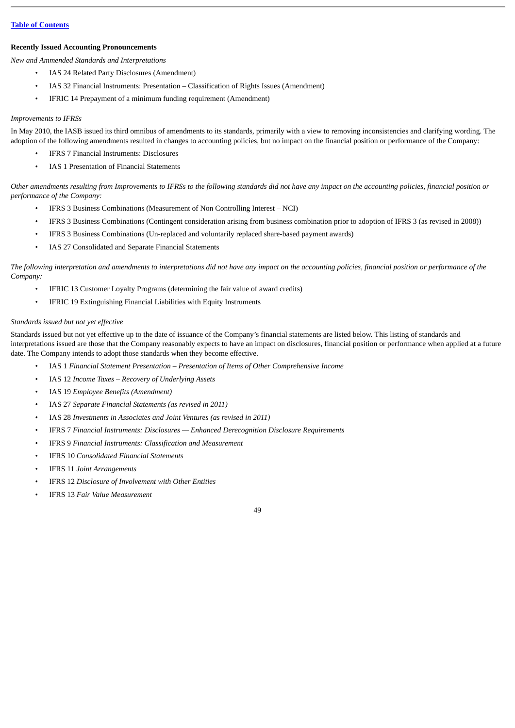**Recently Issued Accounting Pronouncements**

*New and Ammended Standards and Interpretations*

- IAS 24 Related Party Disclosures (Amendment)
- IAS 32 Financial Instruments: Presentation – Classification of Rights Issues (Amendment)
- IFRIC 14 Prepayment of a minimum funding requirement (Amendment)

*Improvements to IFRSs*

In May 2010, the IASB issued its third omnibus of amendments to its standards, primarily with a view to removing inconsistencies and clarifying wording. The adoption of the following amendments resulted in changes to accounting policies, but no impact on the financial position or performance of the Company:

- IFRS 7 Financial Instruments: Disclosures
- IAS 1 Presentation of Financial Statements

*Other amendments resulting from Improvements to IFRSs to the following standards did not have any impact on the accounting policies, financial position or performance of the Company:*

- IFRS 3 Business Combinations (Measurement of Non Controlling Interest – NCI)
- IFRS 3 Business Combinations (Contingent consideration arising from business combination prior to adoption of IFRS 3 (as revised in 2008))
- IFRS 3 Business Combinations (Un-replaced and voluntarily replaced share-based payment awards)
- IAS 27 Consolidated and Separate Financial Statements

*The following interpretation and amendments to interpretations did not have any impact on the accounting policies, financial position or performance of the Company:*

- IFRIC 13 Customer Loyalty Programs (determining the fair value of award credits)
- IFRIC 19 Extinguishing Financial Liabilities with Equity Instruments

*Standards issued but not yet effective*

Standards issued but not yet effective up to the date of issuance of the Company's financial statements are listed below. This listing of standards and interpretations issued are those that the Company reasonably expects to have an impact on disclosures, financial position or performance when applied at a future date. The Company intends to adopt those standards when they become effective.

- IAS 1 *Financial Statement Presentation – Presentation of Items of Other Comprehensive Income*
- IAS 12 *Income Taxes – Recovery of Underlying Assets*
- IAS 19 *Employee Benefits (Amendment)*
- IAS 27 *Separate Financial Statements (as revised in 2011)*
- IAS 28 *Investments in Associates and Joint Ventures (as revised in 2011)*
- IFRS 7 *Financial Instruments: Disclosures — Enhanced Derecognition Disclosure Requirements*
- IFRS 9 *Financial Instruments: Classification and Measurement*
- IFRS 10 *Consolidated Financial Statements*
- IFRS 11 *Joint Arrangements*
- IFRS 12 *Disclosure of Involvement with Other Entities*
- IFRS 13 *Fair Value Measurement*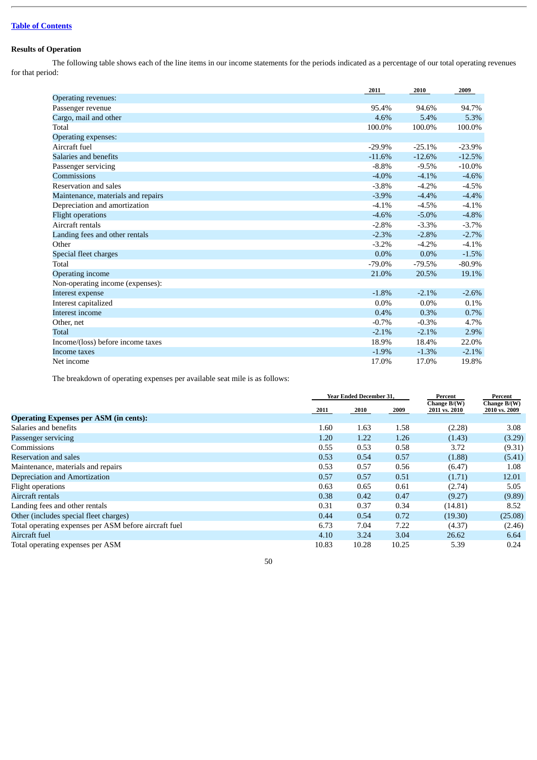## Results of Operation

The following table shows each of the line items in our income statements for the periods indicated as a percentage of our total operating revenues for that period:

| | 2011 | 2010 | 2009 |
|---|---|---|---|
| Operating revenues: | | | |
| Passenger revenue | 95.4% | 94.6% | 94.7% |
| Cargo, mail and other | 4.6% | 5.4% | 5.3% |
| Total | 100.0% | 100.0% | 100.0% |
| Operating expenses: | | | |
| Aircraft fuel | -29.9% | -25.1% | -23.9% |
| Salaries and benefits | -11.6% | -12.6% | -12.5% |
| Passenger servicing | -8.8% | -9.5% | -10.0% |
| Commissions | -4.0% | -4.1% | -4.6% |
| Reservation and sales | -3.8% | -4.2% | -4.5% |
| Maintenance, materials and repairs | -3.9% | -4.4% | -4.4% |
| Depreciation and amortization | -4.1% | -4.5% | -4.1% |
| Flight operations | -4.6% | -5.0% | -4.8% |
| Aircraft rentals | -2.8% | -3.3% | -3.7% |
| Landing fees and other rentals | -2.3% | -2.8% | -2.7% |
| Other | -3.2% | -4.2% | -4.1% |
| Special fleet charges | 0.0% | 0.0% | -1.5% |
| Total | -79.0% | -79.5% | -80.9% |
| Operating income | 21.0% | 20.5% | 19.1% |
| Non-operating income (expenses): | | | |
| Interest expense | -1.8% | -2.1% | -2.6% |
| Interest capitalized | 0.0% | 0.0% | 0.1% |
| Interest income | 0.4% | 0.3% | 0.7% |
| Other, net | -0.7% | -0.3% | 4.7% |
| Total | -2.1% | -2.1% | 2.9% |
| Income/(loss) before income taxes | 18.9% | 18.4% | 22.0% |
| Income taxes | -1.9% | -1.3% | -2.1% |
| Net income | 17.0% | 17.0% | 19.8% |

The breakdown of operating expenses per available seat mile is as follows:

| | Year Ended December 31, | | | Percent Change B/(W) | Percent Change B/(W) |
|---|---|---|---|---|---|
| | 2011 | 2010 | 2009 | 2011 vs. 2010 | 2010 vs. 2009 |
| **Operating Expenses per ASM (in cents):** | | | | | |
| Salaries and benefits | 1.60 | 1.63 | 1.58 | (2.28) | 3.08 |
| Passenger servicing | 1.20 | 1.22 | 1.26 | (1.43) | (3.29) |
| Commissions | 0.55 | 0.53 | 0.58 | 3.72 | (9.31) |
| Reservation and sales | 0.53 | 0.54 | 0.57 | (1.88) | (5.41) |
| Maintenance, materials and repairs | 0.53 | 0.57 | 0.56 | (6.47) | 1.08 |
| Depreciation and Amortization | 0.57 | 0.57 | 0.51 | (1.71) | 12.01 |
| Flight operations | 0.63 | 0.65 | 0.61 | (2.74) | 5.05 |
| Aircraft rentals | 0.38 | 0.42 | 0.47 | (9.27) | (9.89) |
| Landing fees and other rentals | 0.31 | 0.37 | 0.34 | (14.81) | 8.52 |
| Other (includes special fleet charges) | 0.44 | 0.54 | 0.72 | (19.30) | (25.08) |
| Total operating expenses per ASM before aircraft fuel | 6.73 | 7.04 | 7.22 | (4.37) | (2.46) |
| Aircraft fuel | 4.10 | 3.24 | 3.04 | 26.62 | 6.64 |
| Total operating expenses per ASM | 10.83 | 10.28 | 10.25 | 5.39 | 0.24 |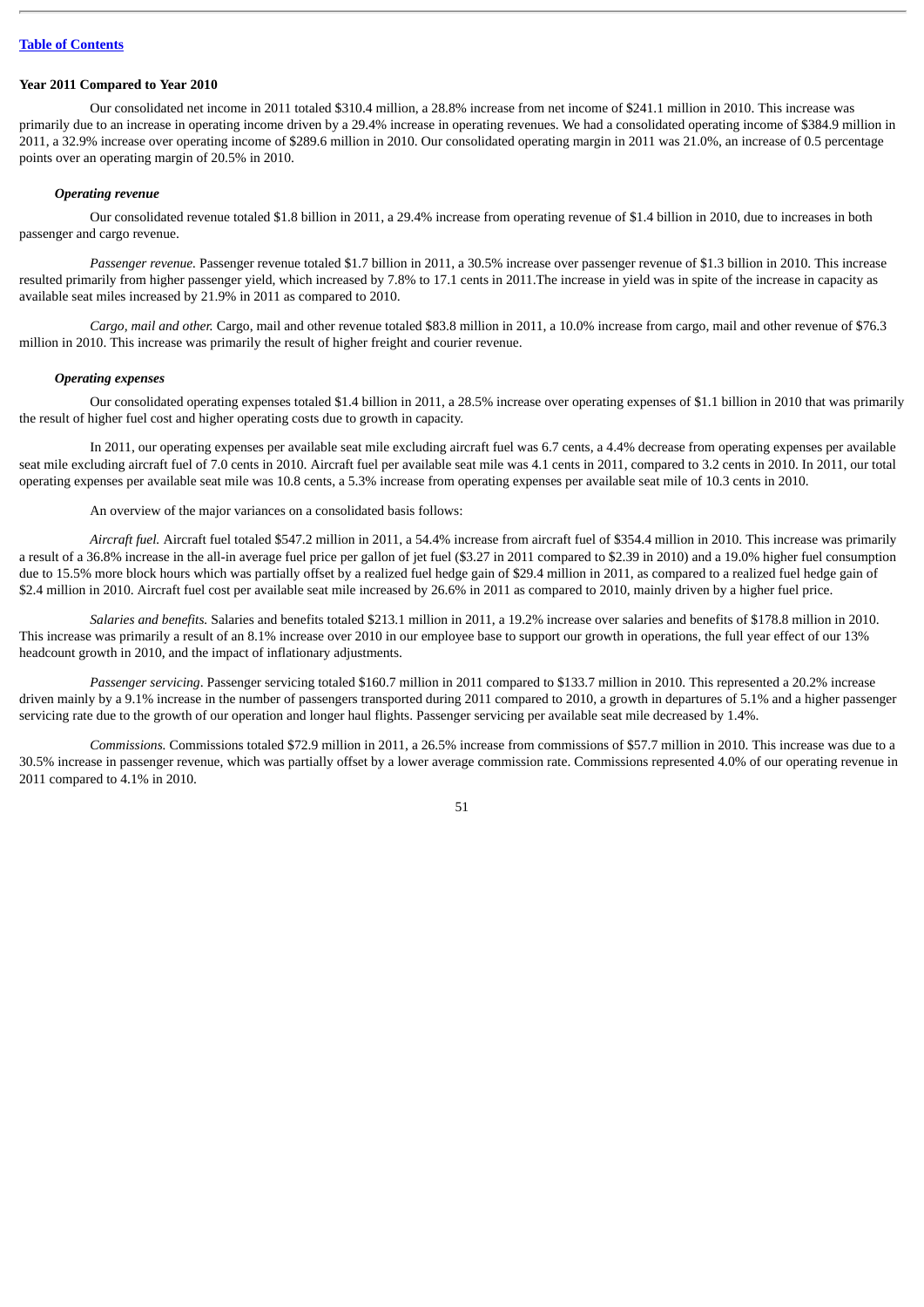**Year 2011 Compared to Year 2010**

Our consolidated net income in 2011 totaled $310.4 million, a 28.8% increase from net income of $241.1 million in 2010. This increase was primarily due to an increase in operating income driven by a 29.4% increase in operating revenues. We had a consolidated operating income of $384.9 million in 2011, a 32.9% increase over operating income of $289.6 million in 2010. Our consolidated operating margin in 2011 was 21.0%, an increase of 0.5 percentage points over an operating margin of 20.5% in 2010.

***Operating revenue***

Our consolidated revenue totaled $1.8 billion in 2011, a 29.4% increase from operating revenue of $1.4 billion in 2010, due to increases in both passenger and cargo revenue.

*Passenger revenue.* Passenger revenue totaled $1.7 billion in 2011, a 30.5% increase over passenger revenue of $1.3 billion in 2010. This increase resulted primarily from higher passenger yield, which increased by 7.8% to 17.1 cents in 2011.The increase in yield was in spite of the increase in capacity as available seat miles increased by 21.9% in 2011 as compared to 2010.

*Cargo, mail and other.* Cargo, mail and other revenue totaled $83.8 million in 2011, a 10.0% increase from cargo, mail and other revenue of $76.3 million in 2010. This increase was primarily the result of higher freight and courier revenue.

***Operating expenses***

Our consolidated operating expenses totaled $1.4 billion in 2011, a 28.5% increase over operating expenses of $1.1 billion in 2010 that was primarily the result of higher fuel cost and higher operating costs due to growth in capacity.

In 2011, our operating expenses per available seat mile excluding aircraft fuel was 6.7 cents, a 4.4% decrease from operating expenses per available seat mile excluding aircraft fuel of 7.0 cents in 2010. Aircraft fuel per available seat mile was 4.1 cents in 2011, compared to 3.2 cents in 2010. In 2011, our total operating expenses per available seat mile was 10.8 cents, a 5.3% increase from operating expenses per available seat mile of 10.3 cents in 2010.

An overview of the major variances on a consolidated basis follows:

*Aircraft fuel.* Aircraft fuel totaled $547.2 million in 2011, a 54.4% increase from aircraft fuel of $354.4 million in 2010. This increase was primarily a result of a 36.8% increase in the all-in average fuel price per gallon of jet fuel ($3.27 in 2011 compared to $2.39 in 2010) and a 19.0% higher fuel consumption due to 15.5% more block hours which was partially offset by a realized fuel hedge gain of $29.4 million in 2011, as compared to a realized fuel hedge gain of $2.4 million in 2010. Aircraft fuel cost per available seat mile increased by 26.6% in 2011 as compared to 2010, mainly driven by a higher fuel price.

*Salaries and benefits.* Salaries and benefits totaled $213.1 million in 2011, a 19.2% increase over salaries and benefits of $178.8 million in 2010. This increase was primarily a result of an 8.1% increase over 2010 in our employee base to support our growth in operations, the full year effect of our 13% headcount growth in 2010, and the impact of inflationary adjustments.

*Passenger servicing*. Passenger servicing totaled $160.7 million in 2011 compared to $133.7 million in 2010. This represented a 20.2% increase driven mainly by a 9.1% increase in the number of passengers transported during 2011 compared to 2010, a growth in departures of 5.1% and a higher passenger servicing rate due to the growth of our operation and longer haul flights. Passenger servicing per available seat mile decreased by 1.4%.

*Commissions.* Commissions totaled $72.9 million in 2011, a 26.5% increase from commissions of $57.7 million in 2010. This increase was due to a 30.5% increase in passenger revenue, which was partially offset by a lower average commission rate. Commissions represented 4.0% of our operating revenue in 2011 compared to 4.1% in 2010.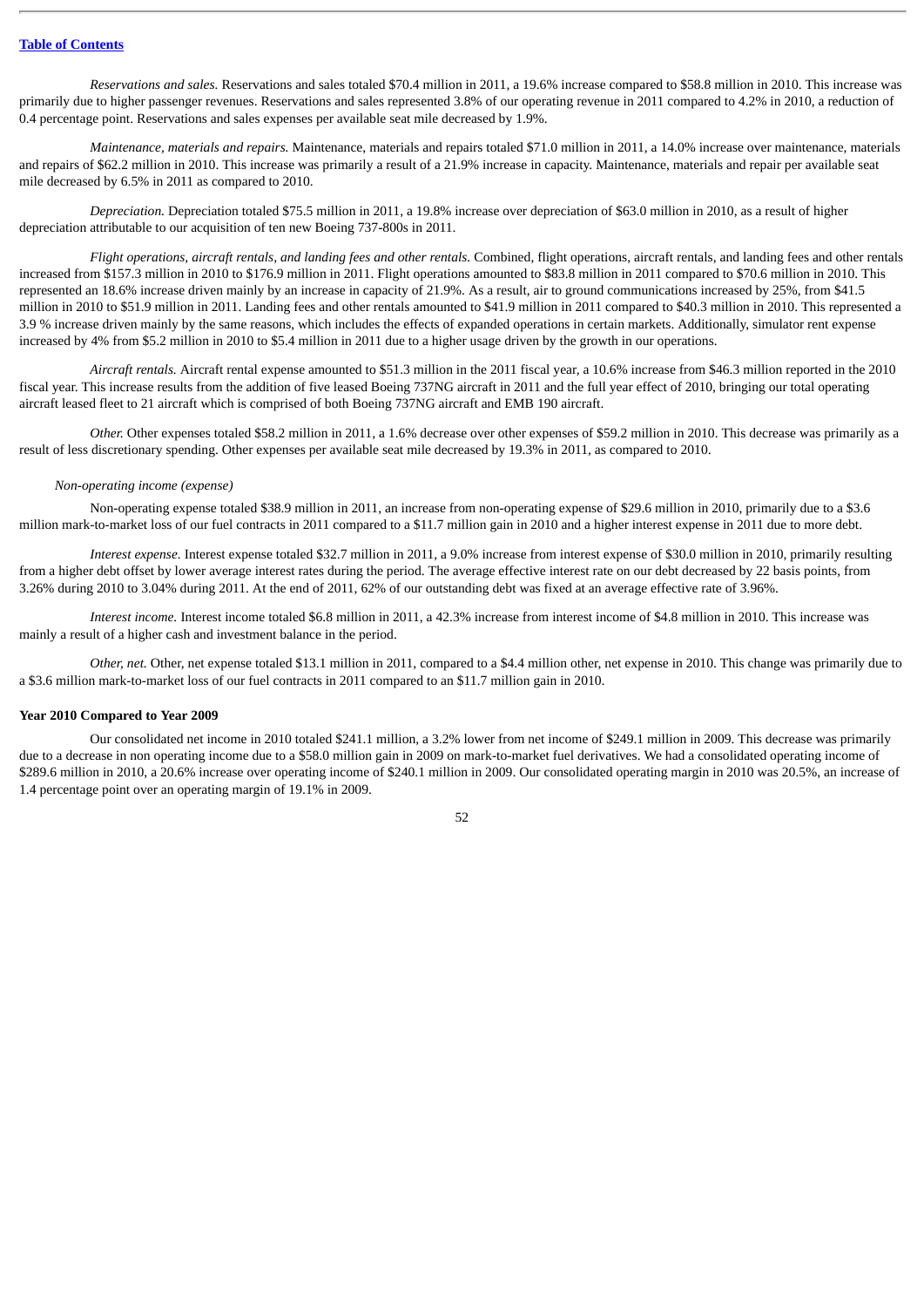*Reservations and sales.* Reservations and sales totaled $70.4 million in 2011, a 19.6% increase compared to $58.8 million in 2010. This increase was primarily due to higher passenger revenues. Reservations and sales represented 3.8% of our operating revenue in 2011 compared to 4.2% in 2010, a reduction of 0.4 percentage point. Reservations and sales expenses per available seat mile decreased by 1.9%.

*Maintenance, materials and repairs.* Maintenance, materials and repairs totaled $71.0 million in 2011, a 14.0% increase over maintenance, materials and repairs of $62.2 million in 2010. This increase was primarily a result of a 21.9% increase in capacity. Maintenance, materials and repair per available seat mile decreased by 6.5% in 2011 as compared to 2010.

*Depreciation.* Depreciation totaled $75.5 million in 2011, a 19.8% increase over depreciation of $63.0 million in 2010, as a result of higher depreciation attributable to our acquisition of ten new Boeing 737-800s in 2011.

*Flight operations, aircraft rentals, and landing fees and other rentals.* Combined, flight operations, aircraft rentals, and landing fees and other rentals increased from $157.3 million in 2010 to $176.9 million in 2011. Flight operations amounted to $83.8 million in 2011 compared to $70.6 million in 2010. This represented an 18.6% increase driven mainly by an increase in capacity of 21.9%. As a result, air to ground communications increased by 25%, from $41.5 million in 2010 to $51.9 million in 2011. Landing fees and other rentals amounted to $41.9 million in 2011 compared to $40.3 million in 2010. This represented a 3.9 % increase driven mainly by the same reasons, which includes the effects of expanded operations in certain markets. Additionally, simulator rent expense increased by 4% from $5.2 million in 2010 to $5.4 million in 2011 due to a higher usage driven by the growth in our operations.

*Aircraft rentals.* Aircraft rental expense amounted to $51.3 million in the 2011 fiscal year, a 10.6% increase from $46.3 million reported in the 2010 fiscal year. This increase results from the addition of five leased Boeing 737NG aircraft in 2011 and the full year effect of 2010, bringing our total operating aircraft leased fleet to 21 aircraft which is comprised of both Boeing 737NG aircraft and EMB 190 aircraft.

*Other.* Other expenses totaled $58.2 million in 2011, a 1.6% decrease over other expenses of $59.2 million in 2010. This decrease was primarily as a result of less discretionary spending. Other expenses per available seat mile decreased by 19.3% in 2011, as compared to 2010.

*Non-operating income (expense)*

Non-operating expense totaled $38.9 million in 2011, an increase from non-operating expense of $29.6 million in 2010, primarily due to a $3.6 million mark-to-market loss of our fuel contracts in 2011 compared to a $11.7 million gain in 2010 and a higher interest expense in 2011 due to more debt.

*Interest expense.* Interest expense totaled $32.7 million in 2011, a 9.0% increase from interest expense of $30.0 million in 2010, primarily resulting from a higher debt offset by lower average interest rates during the period. The average effective interest rate on our debt decreased by 22 basis points, from 3.26% during 2010 to 3.04% during 2011. At the end of 2011, 62% of our outstanding debt was fixed at an average effective rate of 3.96%.

*Interest income.* Interest income totaled $6.8 million in 2011, a 42.3% increase from interest income of $4.8 million in 2010. This increase was mainly a result of a higher cash and investment balance in the period.

*Other, net.* Other, net expense totaled $13.1 million in 2011, compared to a $4.4 million other, net expense in 2010. This change was primarily due to a $3.6 million mark-to-market loss of our fuel contracts in 2011 compared to an $11.7 million gain in 2010.

**Year 2010 Compared to Year 2009**

Our consolidated net income in 2010 totaled $241.1 million, a 3.2% lower from net income of $249.1 million in 2009. This decrease was primarily due to a decrease in non operating income due to a $58.0 million gain in 2009 on mark-to-market fuel derivatives. We had a consolidated operating income of $289.6 million in 2010, a 20.6% increase over operating income of $240.1 million in 2009. Our consolidated operating margin in 2010 was 20.5%, an increase of 1.4 percentage point over an operating margin of 19.1% in 2009.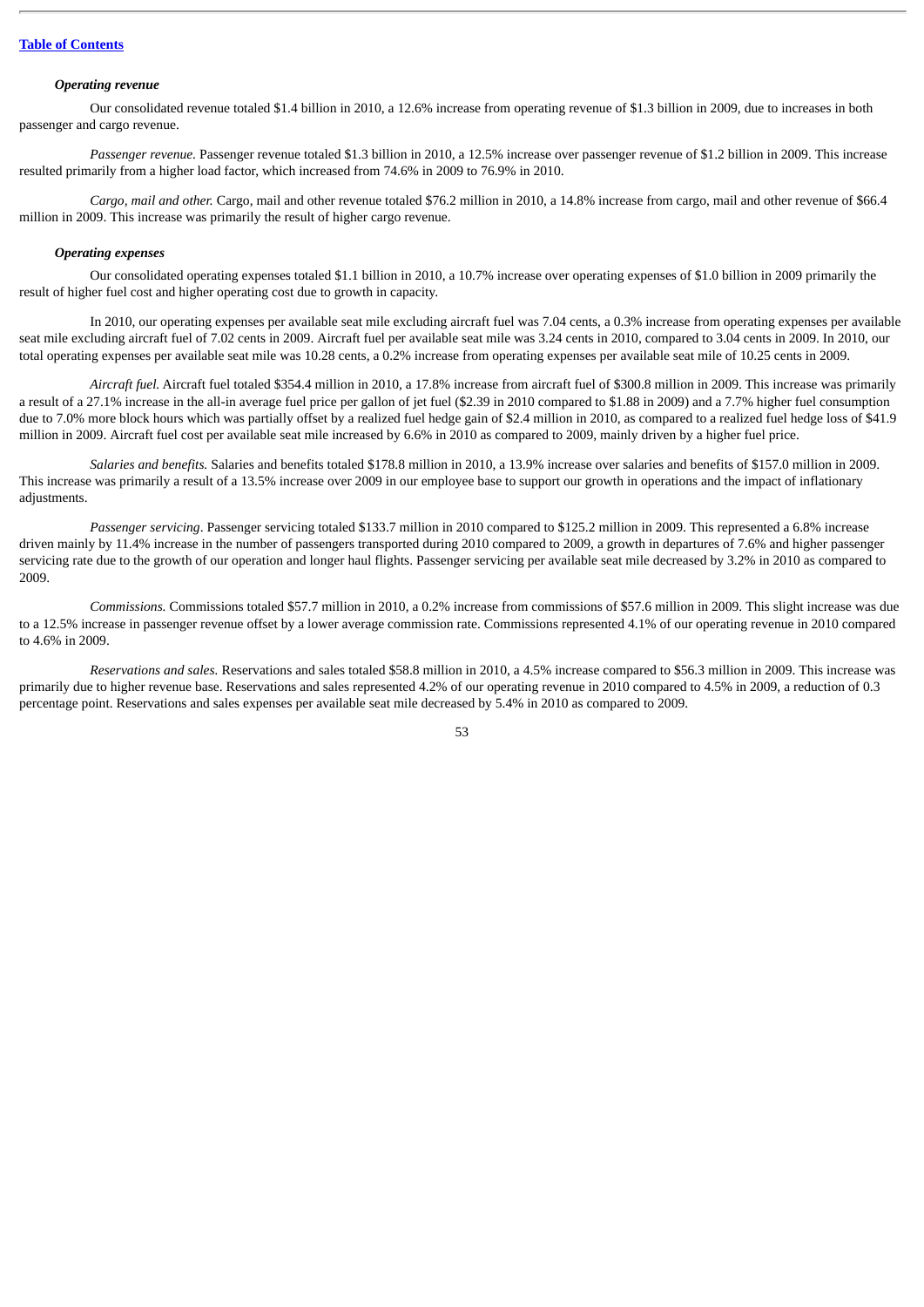[Table of Contents](#)

***Operating revenue***

Our consolidated revenue totaled $1.4 billion in 2010, a 12.6% increase from operating revenue of $1.3 billion in 2009, due to increases in both passenger and cargo revenue.

*Passenger revenue.* Passenger revenue totaled $1.3 billion in 2010, a 12.5% increase over passenger revenue of $1.2 billion in 2009. This increase resulted primarily from a higher load factor, which increased from 74.6% in 2009 to 76.9% in 2010.

*Cargo, mail and other.* Cargo, mail and other revenue totaled $76.2 million in 2010, a 14.8% increase from cargo, mail and other revenue of $66.4 million in 2009. This increase was primarily the result of higher cargo revenue.

***Operating expenses***

Our consolidated operating expenses totaled $1.1 billion in 2010, a 10.7% increase over operating expenses of $1.0 billion in 2009 primarily the result of higher fuel cost and higher operating cost due to growth in capacity.

In 2010, our operating expenses per available seat mile excluding aircraft fuel was 7.04 cents, a 0.3% increase from operating expenses per available seat mile excluding aircraft fuel of 7.02 cents in 2009. Aircraft fuel per available seat mile was 3.24 cents in 2010, compared to 3.04 cents in 2009. In 2010, our total operating expenses per available seat mile was 10.28 cents, a 0.2% increase from operating expenses per available seat mile of 10.25 cents in 2009.

*Aircraft fuel.* Aircraft fuel totaled $354.4 million in 2010, a 17.8% increase from aircraft fuel of $300.8 million in 2009. This increase was primarily a result of a 27.1% increase in the all-in average fuel price per gallon of jet fuel ($2.39 in 2010 compared to $1.88 in 2009) and a 7.7% higher fuel consumption due to 7.0% more block hours which was partially offset by a realized fuel hedge gain of $2.4 million in 2010, as compared to a realized fuel hedge loss of $41.9 million in 2009. Aircraft fuel cost per available seat mile increased by 6.6% in 2010 as compared to 2009, mainly driven by a higher fuel price.

*Salaries and benefits.* Salaries and benefits totaled $178.8 million in 2010, a 13.9% increase over salaries and benefits of $157.0 million in 2009. This increase was primarily a result of a 13.5% increase over 2009 in our employee base to support our growth in operations and the impact of inflationary adjustments.

*Passenger servicing*. Passenger servicing totaled $133.7 million in 2010 compared to $125.2 million in 2009. This represented a 6.8% increase driven mainly by 11.4% increase in the number of passengers transported during 2010 compared to 2009, a growth in departures of 7.6% and higher passenger servicing rate due to the growth of our operation and longer haul flights. Passenger servicing per available seat mile decreased by 3.2% in 2010 as compared to 2009.

*Commissions.* Commissions totaled $57.7 million in 2010, a 0.2% increase from commissions of $57.6 million in 2009. This slight increase was due to a 12.5% increase in passenger revenue offset by a lower average commission rate. Commissions represented 4.1% of our operating revenue in 2010 compared to 4.6% in 2009.

*Reservations and sales.* Reservations and sales totaled $58.8 million in 2010, a 4.5% increase compared to $56.3 million in 2009. This increase was primarily due to higher revenue base. Reservations and sales represented 4.2% of our operating revenue in 2010 compared to 4.5% in 2009, a reduction of 0.3 percentage point. Reservations and sales expenses per available seat mile decreased by 5.4% in 2010 as compared to 2009.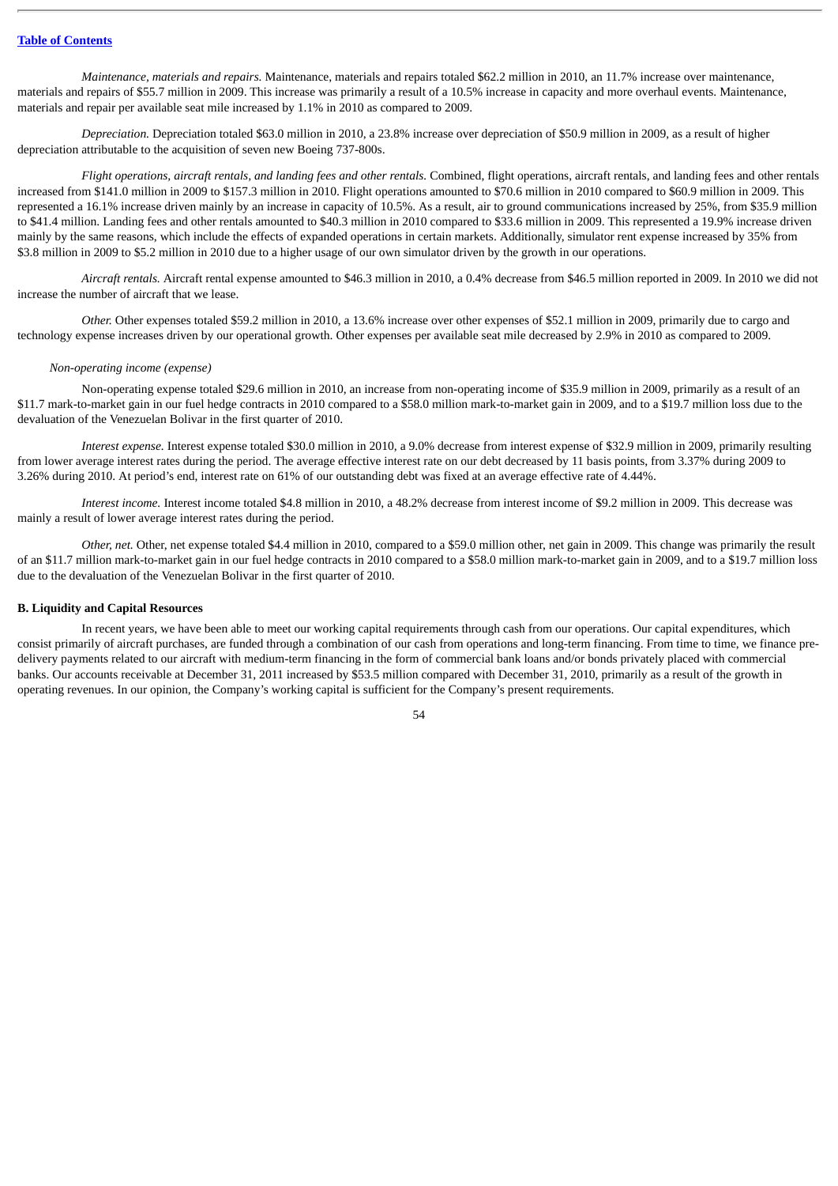*Maintenance, materials and repairs.* Maintenance, materials and repairs totaled $62.2 million in 2010, an 11.7% increase over maintenance, materials and repairs of $55.7 million in 2009. This increase was primarily a result of a 10.5% increase in capacity and more overhaul events. Maintenance, materials and repair per available seat mile increased by 1.1% in 2010 as compared to 2009.

*Depreciation.* Depreciation totaled $63.0 million in 2010, a 23.8% increase over depreciation of $50.9 million in 2009, as a result of higher depreciation attributable to the acquisition of seven new Boeing 737-800s.

*Flight operations, aircraft rentals, and landing fees and other rentals.* Combined, flight operations, aircraft rentals, and landing fees and other rentals increased from $141.0 million in 2009 to $157.3 million in 2010. Flight operations amounted to $70.6 million in 2010 compared to $60.9 million in 2009. This represented a 16.1% increase driven mainly by an increase in capacity of 10.5%. As a result, air to ground communications increased by 25%, from $35.9 million to $41.4 million. Landing fees and other rentals amounted to $40.3 million in 2010 compared to $33.6 million in 2009. This represented a 19.9% increase driven mainly by the same reasons, which include the effects of expanded operations in certain markets. Additionally, simulator rent expense increased by 35% from $3.8 million in 2009 to $5.2 million in 2010 due to a higher usage of our own simulator driven by the growth in our operations.

*Aircraft rentals.* Aircraft rental expense amounted to $46.3 million in 2010, a 0.4% decrease from $46.5 million reported in 2009. In 2010 we did not increase the number of aircraft that we lease.

*Other.* Other expenses totaled $59.2 million in 2010, a 13.6% increase over other expenses of $52.1 million in 2009, primarily due to cargo and technology expense increases driven by our operational growth. Other expenses per available seat mile decreased by 2.9% in 2010 as compared to 2009.

*Non-operating income (expense)*

Non-operating expense totaled $29.6 million in 2010, an increase from non-operating income of $35.9 million in 2009, primarily as a result of an $11.7 mark-to-market gain in our fuel hedge contracts in 2010 compared to a $58.0 million mark-to-market gain in 2009, and to a $19.7 million loss due to the devaluation of the Venezuelan Bolivar in the first quarter of 2010.

*Interest expense.* Interest expense totaled $30.0 million in 2010, a 9.0% decrease from interest expense of $32.9 million in 2009, primarily resulting from lower average interest rates during the period. The average effective interest rate on our debt decreased by 11 basis points, from 3.37% during 2009 to 3.26% during 2010. At period's end, interest rate on 61% of our outstanding debt was fixed at an average effective rate of 4.44%.

*Interest income.* Interest income totaled $4.8 million in 2010, a 48.2% decrease from interest income of $9.2 million in 2009. This decrease was mainly a result of lower average interest rates during the period.

*Other, net.* Other, net expense totaled $4.4 million in 2010, compared to a $59.0 million other, net gain in 2009. This change was primarily the result of an $11.7 million mark-to-market gain in our fuel hedge contracts in 2010 compared to a $58.0 million mark-to-market gain in 2009, and to a $19.7 million loss due to the devaluation of the Venezuelan Bolivar in the first quarter of 2010.

**B. Liquidity and Capital Resources**

In recent years, we have been able to meet our working capital requirements through cash from our operations. Our capital expenditures, which consist primarily of aircraft purchases, are funded through a combination of our cash from operations and long-term financing. From time to time, we finance pre-delivery payments related to our aircraft with medium-term financing in the form of commercial bank loans and/or bonds privately placed with commercial banks. Our accounts receivable at December 31, 2011 increased by $53.5 million compared with December 31, 2010, primarily as a result of the growth in operating revenues. In our opinion, the Company's working capital is sufficient for the Company's present requirements.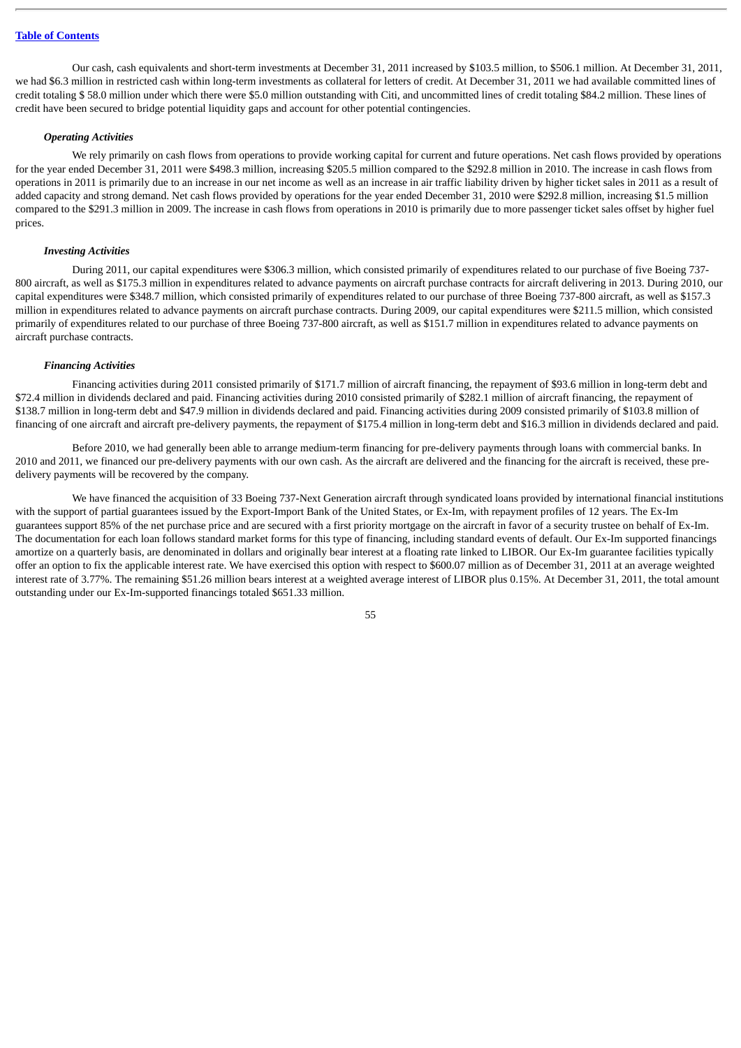Our cash, cash equivalents and short-term investments at December 31, 2011 increased by $103.5 million, to $506.1 million. At December 31, 2011, we had $6.3 million in restricted cash within long-term investments as collateral for letters of credit. At December 31, 2011 we had available committed lines of credit totaling $ 58.0 million under which there were $5.0 million outstanding with Citi, and uncommitted lines of credit totaling $84.2 million. These lines of credit have been secured to bridge potential liquidity gaps and account for other potential contingencies.

***Operating Activities***

We rely primarily on cash flows from operations to provide working capital for current and future operations. Net cash flows provided by operations for the year ended December 31, 2011 were $498.3 million, increasing $205.5 million compared to the $292.8 million in 2010. The increase in cash flows from operations in 2011 is primarily due to an increase in our net income as well as an increase in air traffic liability driven by higher ticket sales in 2011 as a result of added capacity and strong demand. Net cash flows provided by operations for the year ended December 31, 2010 were $292.8 million, increasing $1.5 million compared to the $291.3 million in 2009. The increase in cash flows from operations in 2010 is primarily due to more passenger ticket sales offset by higher fuel prices.

***Investing Activities***

During 2011, our capital expenditures were $306.3 million, which consisted primarily of expenditures related to our purchase of five Boeing 737-800 aircraft, as well as $175.3 million in expenditures related to advance payments on aircraft purchase contracts for aircraft delivering in 2013. During 2010, our capital expenditures were $348.7 million, which consisted primarily of expenditures related to our purchase of three Boeing 737-800 aircraft, as well as $157.3 million in expenditures related to advance payments on aircraft purchase contracts. During 2009, our capital expenditures were $211.5 million, which consisted primarily of expenditures related to our purchase of three Boeing 737-800 aircraft, as well as $151.7 million in expenditures related to advance payments on aircraft purchase contracts.

***Financing Activities***

Financing activities during 2011 consisted primarily of $171.7 million of aircraft financing, the repayment of $93.6 million in long-term debt and $72.4 million in dividends declared and paid. Financing activities during 2010 consisted primarily of $282.1 million of aircraft financing, the repayment of $138.7 million in long-term debt and $47.9 million in dividends declared and paid. Financing activities during 2009 consisted primarily of $103.8 million of financing of one aircraft and aircraft pre-delivery payments, the repayment of $175.4 million in long-term debt and $16.3 million in dividends declared and paid.

Before 2010, we had generally been able to arrange medium-term financing for pre-delivery payments through loans with commercial banks. In 2010 and 2011, we financed our pre-delivery payments with our own cash. As the aircraft are delivered and the financing for the aircraft is received, these pre-delivery payments will be recovered by the company.

We have financed the acquisition of 33 Boeing 737-Next Generation aircraft through syndicated loans provided by international financial institutions with the support of partial guarantees issued by the Export-Import Bank of the United States, or Ex-Im, with repayment profiles of 12 years. The Ex-Im guarantees support 85% of the net purchase price and are secured with a first priority mortgage on the aircraft in favor of a security trustee on behalf of Ex-Im. The documentation for each loan follows standard market forms for this type of financing, including standard events of default. Our Ex-Im supported financings amortize on a quarterly basis, are denominated in dollars and originally bear interest at a floating rate linked to LIBOR. Our Ex-Im guarantee facilities typically offer an option to fix the applicable interest rate. We have exercised this option with respect to $600.07 million as of December 31, 2011 at an average weighted interest rate of 3.77%. The remaining $51.26 million bears interest at a weighted average interest of LIBOR plus 0.15%. At December 31, 2011, the total amount outstanding under our Ex-Im-supported financings totaled $651.33 million.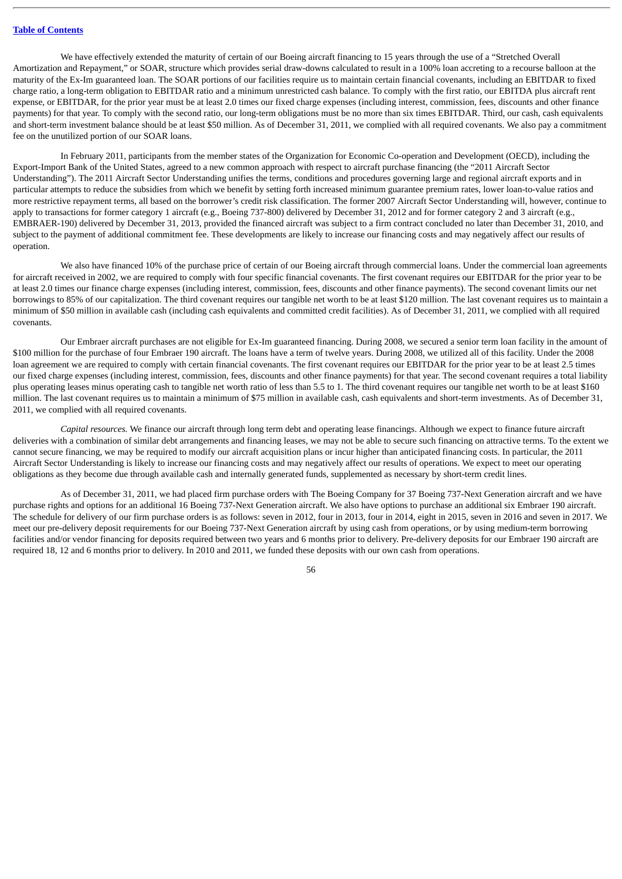We have effectively extended the maturity of certain of our Boeing aircraft financing to 15 years through the use of a "Stretched Overall Amortization and Repayment," or SOAR, structure which provides serial draw-downs calculated to result in a 100% loan accreting to a recourse balloon at the maturity of the Ex-Im guaranteed loan. The SOAR portions of our facilities require us to maintain certain financial covenants, including an EBITDAR to fixed charge ratio, a long-term obligation to EBITDAR ratio and a minimum unrestricted cash balance. To comply with the first ratio, our EBITDA plus aircraft rent expense, or EBITDAR, for the prior year must be at least 2.0 times our fixed charge expenses (including interest, commission, fees, discounts and other finance payments) for that year. To comply with the second ratio, our long-term obligations must be no more than six times EBITDAR. Third, our cash, cash equivalents and short-term investment balance should be at least $50 million. As of December 31, 2011, we complied with all required covenants. We also pay a commitment fee on the unutilized portion of our SOAR loans.

In February 2011, participants from the member states of the Organization for Economic Co-operation and Development (OECD), including the Export-Import Bank of the United States, agreed to a new common approach with respect to aircraft purchase financing (the "2011 Aircraft Sector Understanding"). The 2011 Aircraft Sector Understanding unifies the terms, conditions and procedures governing large and regional aircraft exports and in particular attempts to reduce the subsidies from which we benefit by setting forth increased minimum guarantee premium rates, lower loan-to-value ratios and more restrictive repayment terms, all based on the borrower's credit risk classification. The former 2007 Aircraft Sector Understanding will, however, continue to apply to transactions for former category 1 aircraft (e.g., Boeing 737-800) delivered by December 31, 2012 and for former category 2 and 3 aircraft (e.g., EMBRAER-190) delivered by December 31, 2013, provided the financed aircraft was subject to a firm contract concluded no later than December 31, 2010, and subject to the payment of additional commitment fee. These developments are likely to increase our financing costs and may negatively affect our results of operation.

We also have financed 10% of the purchase price of certain of our Boeing aircraft through commercial loans. Under the commercial loan agreements for aircraft received in 2002, we are required to comply with four specific financial covenants. The first covenant requires our EBITDAR for the prior year to be at least 2.0 times our finance charge expenses (including interest, commission, fees, discounts and other finance payments). The second covenant limits our net borrowings to 85% of our capitalization. The third covenant requires our tangible net worth to be at least $120 million. The last covenant requires us to maintain a minimum of $50 million in available cash (including cash equivalents and committed credit facilities). As of December 31, 2011, we complied with all required covenants.

Our Embraer aircraft purchases are not eligible for Ex-Im guaranteed financing. During 2008, we secured a senior term loan facility in the amount of $100 million for the purchase of four Embraer 190 aircraft. The loans have a term of twelve years. During 2008, we utilized all of this facility. Under the 2008 loan agreement we are required to comply with certain financial covenants. The first covenant requires our EBITDAR for the prior year to be at least 2.5 times our fixed charge expenses (including interest, commission, fees, discounts and other finance payments) for that year. The second covenant requires a total liability plus operating leases minus operating cash to tangible net worth ratio of less than 5.5 to 1. The third covenant requires our tangible net worth to be at least $160 million. The last covenant requires us to maintain a minimum of $75 million in available cash, cash equivalents and short-term investments. As of December 31, 2011, we complied with all required covenants.

*Capital resources.* We finance our aircraft through long term debt and operating lease financings. Although we expect to finance future aircraft deliveries with a combination of similar debt arrangements and financing leases, we may not be able to secure such financing on attractive terms. To the extent we cannot secure financing, we may be required to modify our aircraft acquisition plans or incur higher than anticipated financing costs. In particular, the 2011 Aircraft Sector Understanding is likely to increase our financing costs and may negatively affect our results of operations. We expect to meet our operating obligations as they become due through available cash and internally generated funds, supplemented as necessary by short-term credit lines.

As of December 31, 2011, we had placed firm purchase orders with The Boeing Company for 37 Boeing 737-Next Generation aircraft and we have purchase rights and options for an additional 16 Boeing 737-Next Generation aircraft. We also have options to purchase an additional six Embraer 190 aircraft. The schedule for delivery of our firm purchase orders is as follows: seven in 2012, four in 2013, four in 2014, eight in 2015, seven in 2016 and seven in 2017. We meet our pre-delivery deposit requirements for our Boeing 737-Next Generation aircraft by using cash from operations, or by using medium-term borrowing facilities and/or vendor financing for deposits required between two years and 6 months prior to delivery. Pre-delivery deposits for our Embraer 190 aircraft are required 18, 12 and 6 months prior to delivery. In 2010 and 2011, we funded these deposits with our own cash from operations.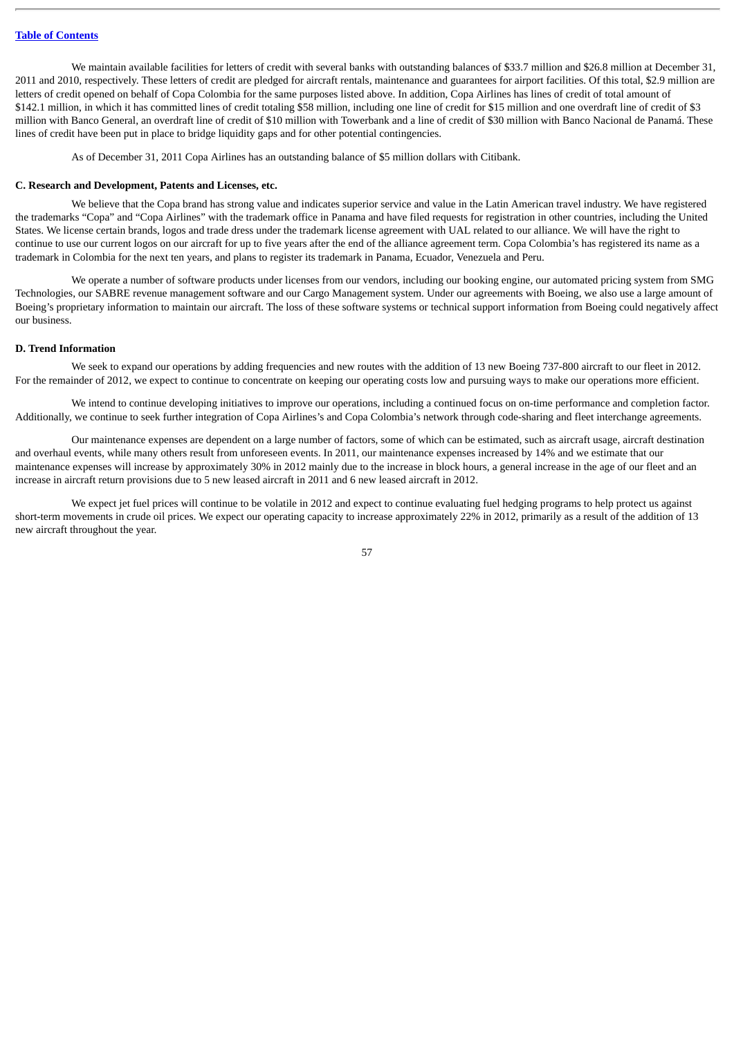We maintain available facilities for letters of credit with several banks with outstanding balances of $33.7 million and $26.8 million at December 31, 2011 and 2010, respectively. These letters of credit are pledged for aircraft rentals, maintenance and guarantees for airport facilities. Of this total, $2.9 million are letters of credit opened on behalf of Copa Colombia for the same purposes listed above. In addition, Copa Airlines has lines of credit of total amount of $142.1 million, in which it has committed lines of credit totaling $58 million, including one line of credit for $15 million and one overdraft line of credit of $3 million with Banco General, an overdraft line of credit of $10 million with Towerbank and a line of credit of $30 million with Banco Nacional de Panamá. These lines of credit have been put in place to bridge liquidity gaps and for other potential contingencies.

As of December 31, 2011 Copa Airlines has an outstanding balance of $5 million dollars with Citibank.

#### C. Research and Development, Patents and Licenses, etc.

We believe that the Copa brand has strong value and indicates superior service and value in the Latin American travel industry. We have registered the trademarks "Copa" and "Copa Airlines" with the trademark office in Panama and have filed requests for registration in other countries, including the United States. We license certain brands, logos and trade dress under the trademark license agreement with UAL related to our alliance. We will have the right to continue to use our current logos on our aircraft for up to five years after the end of the alliance agreement term. Copa Colombia's has registered its name as a trademark in Colombia for the next ten years, and plans to register its trademark in Panama, Ecuador, Venezuela and Peru.

We operate a number of software products under licenses from our vendors, including our booking engine, our automated pricing system from SMG Technologies, our SABRE revenue management software and our Cargo Management system. Under our agreements with Boeing, we also use a large amount of Boeing's proprietary information to maintain our aircraft. The loss of these software systems or technical support information from Boeing could negatively affect our business.

#### D. Trend Information

We seek to expand our operations by adding frequencies and new routes with the addition of 13 new Boeing 737-800 aircraft to our fleet in 2012. For the remainder of 2012, we expect to continue to concentrate on keeping our operating costs low and pursuing ways to make our operations more efficient.

We intend to continue developing initiatives to improve our operations, including a continued focus on on-time performance and completion factor. Additionally, we continue to seek further integration of Copa Airlines's and Copa Colombia's network through code-sharing and fleet interchange agreements.

Our maintenance expenses are dependent on a large number of factors, some of which can be estimated, such as aircraft usage, aircraft destination and overhaul events, while many others result from unforeseen events. In 2011, our maintenance expenses increased by 14% and we estimate that our maintenance expenses will increase by approximately 30% in 2012 mainly due to the increase in block hours, a general increase in the age of our fleet and an increase in aircraft return provisions due to 5 new leased aircraft in 2011 and 6 new leased aircraft in 2012.

We expect jet fuel prices will continue to be volatile in 2012 and expect to continue evaluating fuel hedging programs to help protect us against short-term movements in crude oil prices. We expect our operating capacity to increase approximately 22% in 2012, primarily as a result of the addition of 13 new aircraft throughout the year.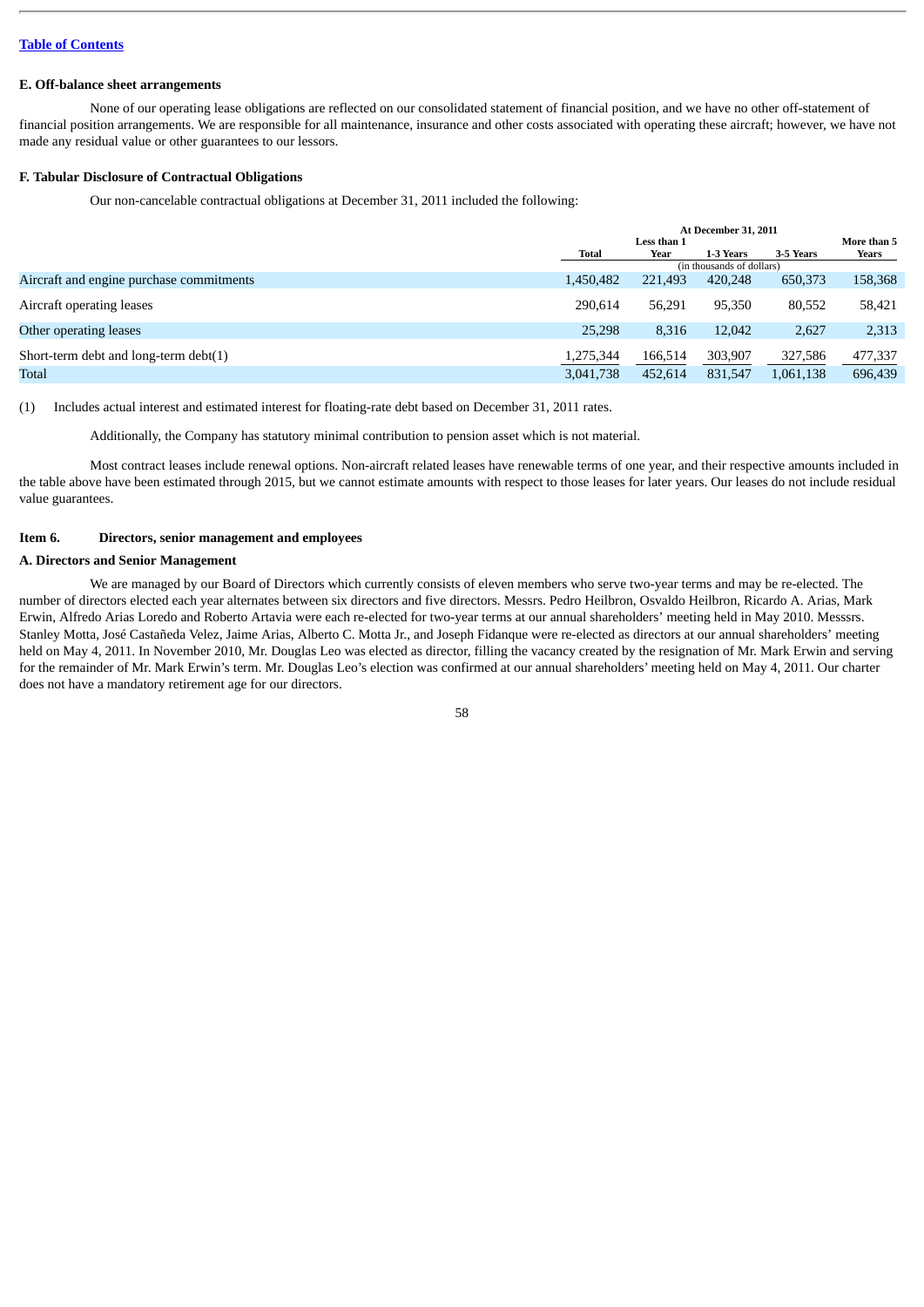### E. Off-balance sheet arrangements

None of our operating lease obligations are reflected on our consolidated statement of financial position, and we have no other off-statement of financial position arrangements. We are responsible for all maintenance, insurance and other costs associated with operating these aircraft; however, we have not made any residual value or other guarantees to our lessors.

### F. Tabular Disclosure of Contractual Obligations

Our non-cancelable contractual obligations at December 31, 2011 included the following:

| | At December 31, 2011 | | | | |
|---|---|---|---|---|---|
| | Total | Less than 1 Year | 1-3 Years | 3-5 Years | More than 5 Years |
| | (in thousands of dollars) | | | | |
| Aircraft and engine purchase commitments | 1,450,482 | 221,493 | 420,248 | 650,373 | 158,368 |
| Aircraft operating leases | 290,614 | 56,291 | 95,350 | 80,552 | 58,421 |
| Other operating leases | 25,298 | 8,316 | 12,042 | 2,627 | 2,313 |
| Short-term debt and long-term debt(1) | 1,275,344 | 166,514 | 303,907 | 327,586 | 477,337 |
| Total | 3,041,738 | 452,614 | 831,547 | 1,061,138 | 696,439 |

(1) Includes actual interest and estimated interest for floating-rate debt based on December 31, 2011 rates.

Additionally, the Company has statutory minimal contribution to pension asset which is not material.

Most contract leases include renewal options. Non-aircraft related leases have renewable terms of one year, and their respective amounts included in the table above have been estimated through 2015, but we cannot estimate amounts with respect to those leases for later years. Our leases do not include residual value guarantees.

## Item 6. Directors, senior management and employees

### A. Directors and Senior Management

We are managed by our Board of Directors which currently consists of eleven members who serve two-year terms and may be re-elected. The number of directors elected each year alternates between six directors and five directors. Messrs. Pedro Heilbron, Osvaldo Heilbron, Ricardo A. Arias, Mark Erwin, Alfredo Arias Loredo and Roberto Artavia were each re-elected for two-year terms at our annual shareholders' meeting held in May 2010. Messsrs. Stanley Motta, José Castañeda Velez, Jaime Arias, Alberto C. Motta Jr., and Joseph Fidanque were re-elected as directors at our annual shareholders' meeting held on May 4, 2011. In November 2010, Mr. Douglas Leo was elected as director, filling the vacancy created by the resignation of Mr. Mark Erwin and serving for the remainder of Mr. Mark Erwin's term. Mr. Douglas Leo's election was confirmed at our annual shareholders' meeting held on May 4, 2011. Our charter does not have a mandatory retirement age for our directors.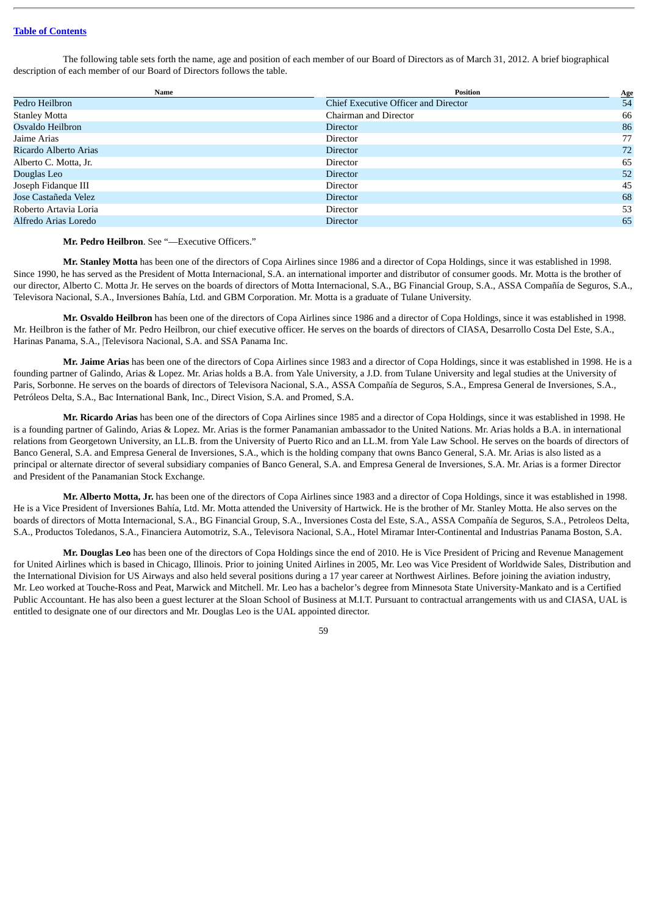[Table of Contents]

The following table sets forth the name, age and position of each member of our Board of Directors as of March 31, 2012. A brief biographical description of each member of our Board of Directors follows the table.

| Name | Position | Age |
|---|---|---|
| Pedro Heilbron | Chief Executive Officer and Director | 54 |
| Stanley Motta | Chairman and Director | 66 |
| Osvaldo Heilbron | Director | 86 |
| Jaime Arias | Director | 77 |
| Ricardo Alberto Arias | Director | 72 |
| Alberto C. Motta, Jr. | Director | 65 |
| Douglas Leo | Director | 52 |
| Joseph Fidanque III | Director | 45 |
| Jose Castañeda Velez | Director | 68 |
| Roberto Artavia Loria | Director | 53 |
| Alfredo Arias Loredo | Director | 65 |

**Mr. Pedro Heilbron**. See "—Executive Officers."

**Mr. Stanley Motta** has been one of the directors of Copa Airlines since 1986 and a director of Copa Holdings, since it was established in 1998. Since 1990, he has served as the President of Motta Internacional, S.A. an international importer and distributor of consumer goods. Mr. Motta is the brother of our director, Alberto C. Motta Jr. He serves on the boards of directors of Motta Internacional, S.A., BG Financial Group, S.A., ASSA Compañía de Seguros, S.A., Televisora Nacional, S.A., Inversiones Bahía, Ltd. and GBM Corporation. Mr. Motta is a graduate of Tulane University.

**Mr. Osvaldo Heilbron** has been one of the directors of Copa Airlines since 1986 and a director of Copa Holdings, since it was established in 1998. Mr. Heilbron is the father of Mr. Pedro Heilbron, our chief executive officer. He serves on the boards of directors of CIASA, Desarrollo Costa Del Este, S.A., Harinas Panama, S.A., |Televisora Nacional, S.A. and SSA Panama Inc.

**Mr. Jaime Arias** has been one of the directors of Copa Airlines since 1983 and a director of Copa Holdings, since it was established in 1998. He is a founding partner of Galindo, Arias & Lopez. Mr. Arias holds a B.A. from Yale University, a J.D. from Tulane University and legal studies at the University of Paris, Sorbonne. He serves on the boards of directors of Televisora Nacional, S.A., ASSA Compañía de Seguros, S.A., Empresa General de Inversiones, S.A., Petróleos Delta, S.A., Bac International Bank, Inc., Direct Vision, S.A. and Promed, S.A.

**Mr. Ricardo Arias** has been one of the directors of Copa Airlines since 1985 and a director of Copa Holdings, since it was established in 1998. He is a founding partner of Galindo, Arias & Lopez. Mr. Arias is the former Panamanian ambassador to the United Nations. Mr. Arias holds a B.A. in international relations from Georgetown University, an LL.B. from the University of Puerto Rico and an LL.M. from Yale Law School. He serves on the boards of directors of Banco General, S.A. and Empresa General de Inversiones, S.A., which is the holding company that owns Banco General, S.A. Mr. Arias is also listed as a principal or alternate director of several subsidiary companies of Banco General, S.A. and Empresa General de Inversiones, S.A. Mr. Arias is a former Director and President of the Panamanian Stock Exchange.

**Mr. Alberto Motta, Jr.** has been one of the directors of Copa Airlines since 1983 and a director of Copa Holdings, since it was established in 1998. He is a Vice President of Inversiones Bahía, Ltd. Mr. Motta attended the University of Hartwick. He is the brother of Mr. Stanley Motta. He also serves on the boards of directors of Motta Internacional, S.A., BG Financial Group, S.A., Inversiones Costa del Este, S.A., ASSA Compañía de Seguros, S.A., Petroleos Delta, S.A., Productos Toledanos, S.A., Financiera Automotriz, S.A., Televisora Nacional, S.A., Hotel Miramar Inter-Continental and Industrias Panama Boston, S.A.

**Mr. Douglas Leo** has been one of the directors of Copa Holdings since the end of 2010. He is Vice President of Pricing and Revenue Management for United Airlines which is based in Chicago, Illinois. Prior to joining United Airlines in 2005, Mr. Leo was Vice President of Worldwide Sales, Distribution and the International Division for US Airways and also held several positions during a 17 year career at Northwest Airlines. Before joining the aviation industry, Mr. Leo worked at Touche-Ross and Peat, Marwick and Mitchell. Mr. Leo has a bachelor's degree from Minnesota State University-Mankato and is a Certified Public Accountant. He has also been a guest lecturer at the Sloan School of Business at M.I.T. Pursuant to contractual arrangements with us and CIASA, UAL is entitled to designate one of our directors and Mr. Douglas Leo is the UAL appointed director.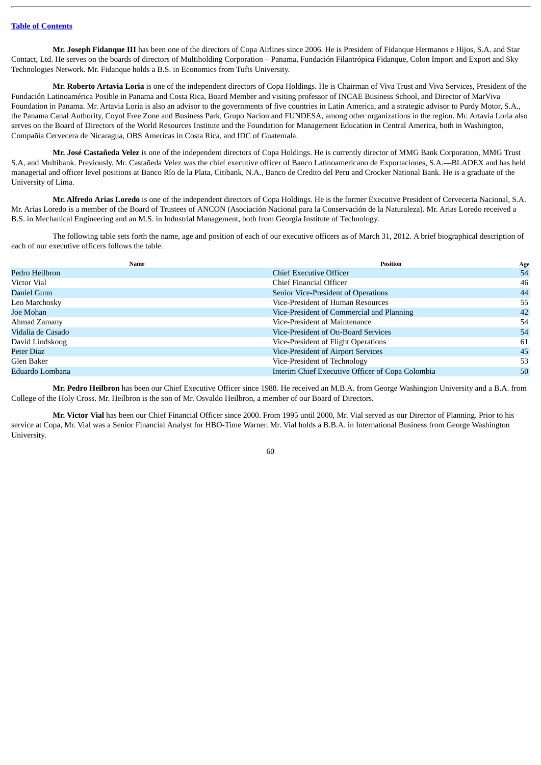**Mr. Joseph Fidanque III** has been one of the directors of Copa Airlines since 2006. He is President of Fidanque Hermanos e Hijos, S.A. and Star Contact, Ltd. He serves on the boards of directors of Multiholding Corporation – Panama, Fundación Filantrópica Fidanque, Colon Import and Export and Sky Technologies Network. Mr. Fidanque holds a B.S. in Economics from Tufts University.

**Mr. Roberto Artavia Loria** is one of the independent directors of Copa Holdings. He is Chairman of Viva Trust and Viva Services, President of the Fundación Latinoamérica Posible in Panama and Costa Rica, Board Member and visiting professor of INCAE Business School, and Director of MarViva Foundation in Panama. Mr. Artavia Loria is also an advisor to the governments of five countries in Latin America, and a strategic advisor to Purdy Motor, S.A., the Panama Canal Authority, Coyol Free Zone and Business Park, Grupo Nacion and FUNDESA, among other organizations in the region. Mr. Artavia Loria also serves on the Board of Directors of the World Resources Institute and the Foundation for Management Education in Central America, both in Washington, Compañía Cervecera de Nicaragua, OBS Americas in Costa Rica, and IDC of Guatemala.

**Mr. José Castañeda Velez** is one of the independent directors of Copa Holdings. He is currently director of MMG Bank Corporation, MMG Trust S.A, and Multibank. Previously, Mr. Castañeda Velez was the chief executive officer of Banco Latinoamericano de Exportaciones, S.A.—BLADEX and has held managerial and officer level positions at Banco Río de la Plata, Citibank, N.A., Banco de Credito del Peru and Crocker National Bank. He is a graduate of the University of Lima.

**Mr. Alfredo Arias Loredo** is one of the independent directors of Copa Holdings. He is the former Executive President of Cerveceria Nacional, S.A. Mr. Arias Loredo is a member of the Board of Trustees of ANCON (Asociación Nacional para la Conservación de la Naturaleza). Mr. Arias Loredo received a B.S. in Mechanical Engineering and an M.S. in Industrial Management, both from Georgia Institute of Technology.

The following table sets forth the name, age and position of each of our executive officers as of March 31, 2012. A brief biographical description of each of our executive officers follows the table.

| Name | Position | Age |
|---|---|---|
| Pedro Heilbron | Chief Executive Officer | 54 |
| Victor Vial | Chief Financial Officer | 46 |
| Daniel Gunn | Senior Vice-President of Operations | 44 |
| Leo Marchosky | Vice-President of Human Resources | 55 |
| Joe Mohan | Vice-President of Commercial and Planning | 42 |
| Ahmad Zamany | Vice-President of Maintenance | 54 |
| Vidalia de Casado | Vice-President of On-Board Services | 54 |
| David Lindskoog | Vice-President of Flight Operations | 61 |
| Peter Diaz | Vice-President of Airport Services | 45 |
| Glen Baker | Vice-President of Technology | 53 |
| Eduardo Lombana | Interim Chief Executive Officer of Copa Colombia | 50 |

**Mr. Pedro Heilbron** has been our Chief Executive Officer since 1988. He received an M.B.A. from George Washington University and a B.A. from College of the Holy Cross. Mr. Heilbron is the son of Mr. Osvaldo Heilbron, a member of our Board of Directors.

**Mr. Victor Vial** has been our Chief Financial Officer since 2000. From 1995 until 2000, Mr. Vial served as our Director of Planning. Prior to his service at Copa, Mr. Vial was a Senior Financial Analyst for HBO-Time Warner. Mr. Vial holds a B.B.A. in International Business from George Washington University.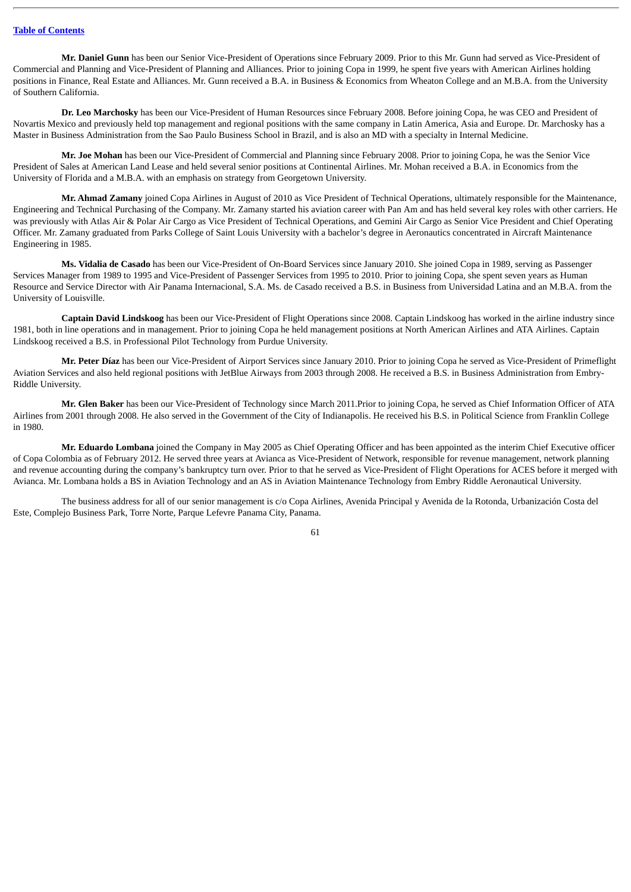**Mr. Daniel Gunn** has been our Senior Vice-President of Operations since February 2009. Prior to this Mr. Gunn had served as Vice-President of Commercial and Planning and Vice-President of Planning and Alliances. Prior to joining Copa in 1999, he spent five years with American Airlines holding positions in Finance, Real Estate and Alliances. Mr. Gunn received a B.A. in Business & Economics from Wheaton College and an M.B.A. from the University of Southern California.

**Dr. Leo Marchosky** has been our Vice-President of Human Resources since February 2008. Before joining Copa, he was CEO and President of Novartis Mexico and previously held top management and regional positions with the same company in Latin America, Asia and Europe. Dr. Marchosky has a Master in Business Administration from the Sao Paulo Business School in Brazil, and is also an MD with a specialty in Internal Medicine.

**Mr. Joe Mohan** has been our Vice-President of Commercial and Planning since February 2008. Prior to joining Copa, he was the Senior Vice President of Sales at American Land Lease and held several senior positions at Continental Airlines. Mr. Mohan received a B.A. in Economics from the University of Florida and a M.B.A. with an emphasis on strategy from Georgetown University.

**Mr. Ahmad Zamany** joined Copa Airlines in August of 2010 as Vice President of Technical Operations, ultimately responsible for the Maintenance, Engineering and Technical Purchasing of the Company. Mr. Zamany started his aviation career with Pan Am and has held several key roles with other carriers. He was previously with Atlas Air & Polar Air Cargo as Vice President of Technical Operations, and Gemini Air Cargo as Senior Vice President and Chief Operating Officer. Mr. Zamany graduated from Parks College of Saint Louis University with a bachelor's degree in Aeronautics concentrated in Aircraft Maintenance Engineering in 1985.

**Ms. Vidalia de Casado** has been our Vice-President of On-Board Services since January 2010. She joined Copa in 1989, serving as Passenger Services Manager from 1989 to 1995 and Vice-President of Passenger Services from 1995 to 2010. Prior to joining Copa, she spent seven years as Human Resource and Service Director with Air Panama Internacional, S.A. Ms. de Casado received a B.S. in Business from Universidad Latina and an M.B.A. from the University of Louisville.

**Captain David Lindskoog** has been our Vice-President of Flight Operations since 2008. Captain Lindskoog has worked in the airline industry since 1981, both in line operations and in management. Prior to joining Copa he held management positions at North American Airlines and ATA Airlines. Captain Lindskoog received a B.S. in Professional Pilot Technology from Purdue University.

**Mr. Peter Díaz** has been our Vice-President of Airport Services since January 2010. Prior to joining Copa he served as Vice-President of Primeflight Aviation Services and also held regional positions with JetBlue Airways from 2003 through 2008. He received a B.S. in Business Administration from Embry-Riddle University.

**Mr. Glen Baker** has been our Vice-President of Technology since March 2011.Prior to joining Copa, he served as Chief Information Officer of ATA Airlines from 2001 through 2008. He also served in the Government of the City of Indianapolis. He received his B.S. in Political Science from Franklin College in 1980.

**Mr. Eduardo Lombana** joined the Company in May 2005 as Chief Operating Officer and has been appointed as the interim Chief Executive officer of Copa Colombia as of February 2012. He served three years at Avianca as Vice-President of Network, responsible for revenue management, network planning and revenue accounting during the company's bankruptcy turn over. Prior to that he served as Vice-President of Flight Operations for ACES before it merged with Avianca. Mr. Lombana holds a BS in Aviation Technology and an AS in Aviation Maintenance Technology from Embry Riddle Aeronautical University.

The business address for all of our senior management is c/o Copa Airlines, Avenida Principal y Avenida de la Rotonda, Urbanización Costa del Este, Complejo Business Park, Torre Norte, Parque Lefevre Panama City, Panama.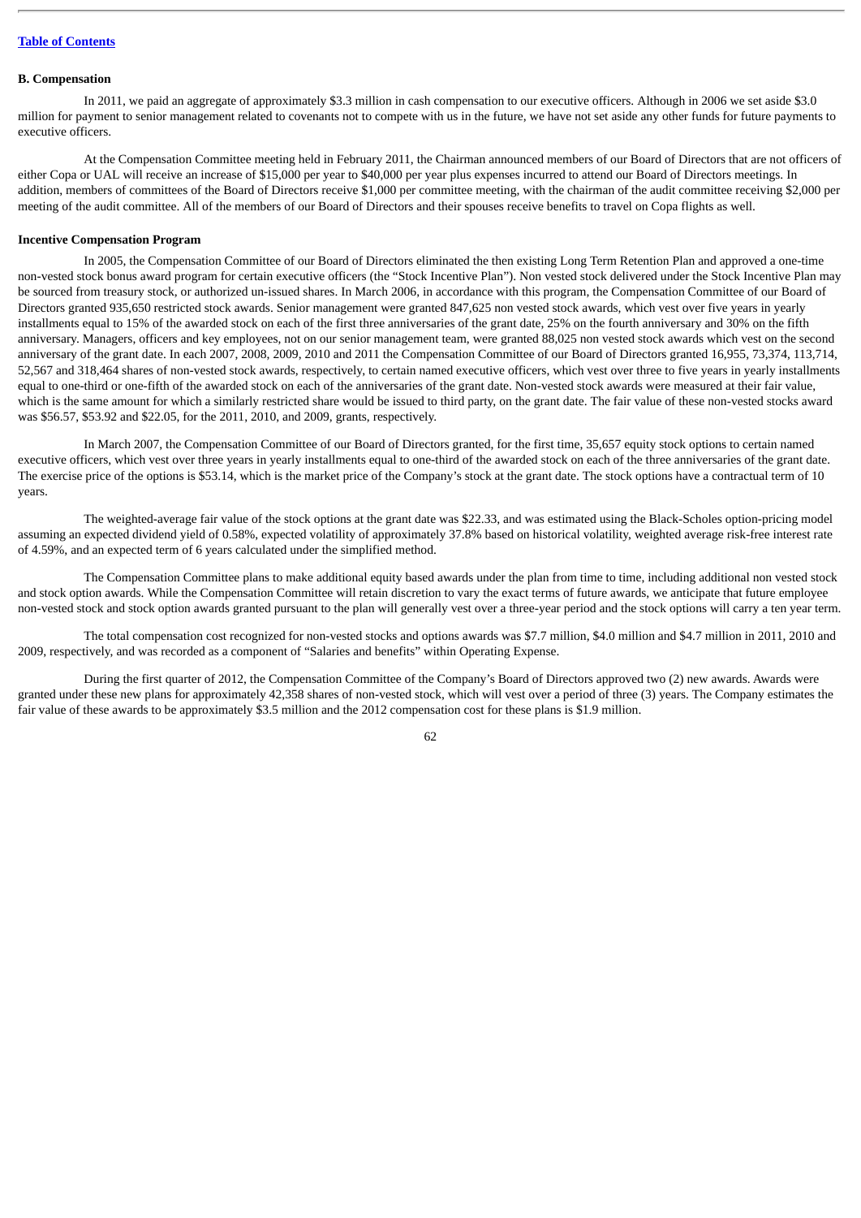**B. Compensation**

In 2011, we paid an aggregate of approximately $3.3 million in cash compensation to our executive officers. Although in 2006 we set aside $3.0 million for payment to senior management related to covenants not to compete with us in the future, we have not set aside any other funds for future payments to executive officers.

At the Compensation Committee meeting held in February 2011, the Chairman announced members of our Board of Directors that are not officers of either Copa or UAL will receive an increase of $15,000 per year to $40,000 per year plus expenses incurred to attend our Board of Directors meetings. In addition, members of committees of the Board of Directors receive $1,000 per committee meeting, with the chairman of the audit committee receiving $2,000 per meeting of the audit committee. All of the members of our Board of Directors and their spouses receive benefits to travel on Copa flights as well.

**Incentive Compensation Program**

In 2005, the Compensation Committee of our Board of Directors eliminated the then existing Long Term Retention Plan and approved a one-time non-vested stock bonus award program for certain executive officers (the "Stock Incentive Plan"). Non vested stock delivered under the Stock Incentive Plan may be sourced from treasury stock, or authorized un-issued shares. In March 2006, in accordance with this program, the Compensation Committee of our Board of Directors granted 935,650 restricted stock awards. Senior management were granted 847,625 non vested stock awards, which vest over five years in yearly installments equal to 15% of the awarded stock on each of the first three anniversaries of the grant date, 25% on the fourth anniversary and 30% on the fifth anniversary. Managers, officers and key employees, not on our senior management team, were granted 88,025 non vested stock awards which vest on the second anniversary of the grant date. In each 2007, 2008, 2009, 2010 and 2011 the Compensation Committee of our Board of Directors granted 16,955, 73,374, 113,714, 52,567 and 318,464 shares of non-vested stock awards, respectively, to certain named executive officers, which vest over three to five years in yearly installments equal to one-third or one-fifth of the awarded stock on each of the anniversaries of the grant date. Non-vested stock awards were measured at their fair value, which is the same amount for which a similarly restricted share would be issued to third party, on the grant date. The fair value of these non-vested stocks award was $56.57, $53.92 and $22.05, for the 2011, 2010, and 2009, grants, respectively.

In March 2007, the Compensation Committee of our Board of Directors granted, for the first time, 35,657 equity stock options to certain named executive officers, which vest over three years in yearly installments equal to one-third of the awarded stock on each of the three anniversaries of the grant date. The exercise price of the options is $53.14, which is the market price of the Company's stock at the grant date. The stock options have a contractual term of 10 years.

The weighted-average fair value of the stock options at the grant date was $22.33, and was estimated using the Black-Scholes option-pricing model assuming an expected dividend yield of 0.58%, expected volatility of approximately 37.8% based on historical volatility, weighted average risk-free interest rate of 4.59%, and an expected term of 6 years calculated under the simplified method.

The Compensation Committee plans to make additional equity based awards under the plan from time to time, including additional non vested stock and stock option awards. While the Compensation Committee will retain discretion to vary the exact terms of future awards, we anticipate that future employee non-vested stock and stock option awards granted pursuant to the plan will generally vest over a three-year period and the stock options will carry a ten year term.

The total compensation cost recognized for non-vested stocks and options awards was $7.7 million, $4.0 million and $4.7 million in 2011, 2010 and 2009, respectively, and was recorded as a component of "Salaries and benefits" within Operating Expense.

During the first quarter of 2012, the Compensation Committee of the Company's Board of Directors approved two (2) new awards. Awards were granted under these new plans for approximately 42,358 shares of non-vested stock, which will vest over a period of three (3) years. The Company estimates the fair value of these awards to be approximately $3.5 million and the 2012 compensation cost for these plans is $1.9 million.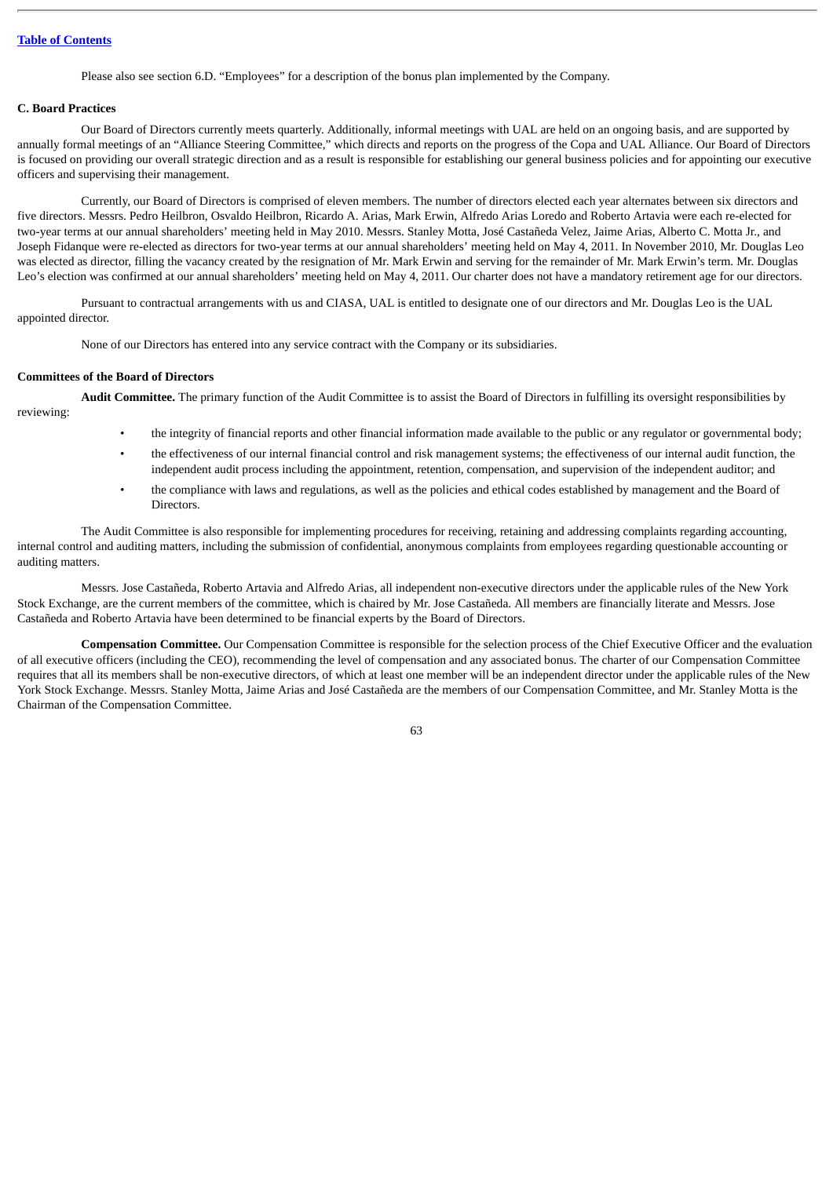Please also see section 6.D. "Employees" for a description of the bonus plan implemented by the Company.

### C. Board Practices

Our Board of Directors currently meets quarterly. Additionally, informal meetings with UAL are held on an ongoing basis, and are supported by annually formal meetings of an "Alliance Steering Committee," which directs and reports on the progress of the Copa and UAL Alliance. Our Board of Directors is focused on providing our overall strategic direction and as a result is responsible for establishing our general business policies and for appointing our executive officers and supervising their management.

Currently, our Board of Directors is comprised of eleven members. The number of directors elected each year alternates between six directors and five directors. Messrs. Pedro Heilbron, Osvaldo Heilbron, Ricardo A. Arias, Mark Erwin, Alfredo Arias Loredo and Roberto Artavia were each re-elected for two-year terms at our annual shareholders' meeting held in May 2010. Messrs. Stanley Motta, José Castañeda Velez, Jaime Arias, Alberto C. Motta Jr., and Joseph Fidanque were re-elected as directors for two-year terms at our annual shareholders' meeting held on May 4, 2011. In November 2010, Mr. Douglas Leo was elected as director, filling the vacancy created by the resignation of Mr. Mark Erwin and serving for the remainder of Mr. Mark Erwin's term. Mr. Douglas Leo's election was confirmed at our annual shareholders' meeting held on May 4, 2011. Our charter does not have a mandatory retirement age for our directors.

Pursuant to contractual arrangements with us and CIASA, UAL is entitled to designate one of our directors and Mr. Douglas Leo is the UAL appointed director.

None of our Directors has entered into any service contract with the Company or its subsidiaries.

#### Committees of the Board of Directors

**Audit Committee.** The primary function of the Audit Committee is to assist the Board of Directors in fulfilling its oversight responsibilities by reviewing:

- the integrity of financial reports and other financial information made available to the public or any regulator or governmental body;
- the effectiveness of our internal financial control and risk management systems; the effectiveness of our internal audit function, the independent audit process including the appointment, retention, compensation, and supervision of the independent auditor; and
- the compliance with laws and regulations, as well as the policies and ethical codes established by management and the Board of Directors.

The Audit Committee is also responsible for implementing procedures for receiving, retaining and addressing complaints regarding accounting, internal control and auditing matters, including the submission of confidential, anonymous complaints from employees regarding questionable accounting or auditing matters.

Messrs. Jose Castañeda, Roberto Artavia and Alfredo Arias, all independent non-executive directors under the applicable rules of the New York Stock Exchange, are the current members of the committee, which is chaired by Mr. Jose Castañeda. All members are financially literate and Messrs. Jose Castañeda and Roberto Artavia have been determined to be financial experts by the Board of Directors.

**Compensation Committee.** Our Compensation Committee is responsible for the selection process of the Chief Executive Officer and the evaluation of all executive officers (including the CEO), recommending the level of compensation and any associated bonus. The charter of our Compensation Committee requires that all its members shall be non-executive directors, of which at least one member will be an independent director under the applicable rules of the New York Stock Exchange. Messrs. Stanley Motta, Jaime Arias and José Castañeda are the members of our Compensation Committee, and Mr. Stanley Motta is the Chairman of the Compensation Committee.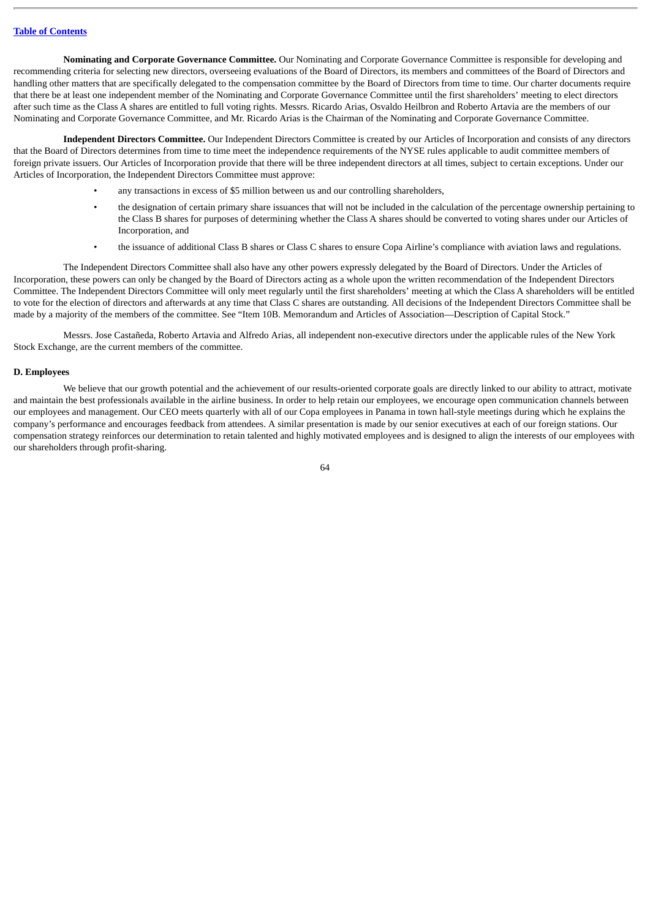**Nominating and Corporate Governance Committee.** Our Nominating and Corporate Governance Committee is responsible for developing and recommending criteria for selecting new directors, overseeing evaluations of the Board of Directors, its members and committees of the Board of Directors and handling other matters that are specifically delegated to the compensation committee by the Board of Directors from time to time. Our charter documents require that there be at least one independent member of the Nominating and Corporate Governance Committee until the first shareholders' meeting to elect directors after such time as the Class A shares are entitled to full voting rights. Messrs. Ricardo Arias, Osvaldo Heilbron and Roberto Artavia are the members of our Nominating and Corporate Governance Committee, and Mr. Ricardo Arias is the Chairman of the Nominating and Corporate Governance Committee.

**Independent Directors Committee.** Our Independent Directors Committee is created by our Articles of Incorporation and consists of any directors that the Board of Directors determines from time to time meet the independence requirements of the NYSE rules applicable to audit committee members of foreign private issuers. Our Articles of Incorporation provide that there will be three independent directors at all times, subject to certain exceptions. Under our Articles of Incorporation, the Independent Directors Committee must approve:

- any transactions in excess of $5 million between us and our controlling shareholders,
- the designation of certain primary share issuances that will not be included in the calculation of the percentage ownership pertaining to the Class B shares for purposes of determining whether the Class A shares should be converted to voting shares under our Articles of Incorporation, and
- the issuance of additional Class B shares or Class C shares to ensure Copa Airline's compliance with aviation laws and regulations.

The Independent Directors Committee shall also have any other powers expressly delegated by the Board of Directors. Under the Articles of Incorporation, these powers can only be changed by the Board of Directors acting as a whole upon the written recommendation of the Independent Directors Committee. The Independent Directors Committee will only meet regularly until the first shareholders' meeting at which the Class A shareholders will be entitled to vote for the election of directors and afterwards at any time that Class C shares are outstanding. All decisions of the Independent Directors Committee shall be made by a majority of the members of the committee. See "Item 10B. Memorandum and Articles of Association—Description of Capital Stock."

Messrs. Jose Castañeda, Roberto Artavia and Alfredo Arias, all independent non-executive directors under the applicable rules of the New York Stock Exchange, are the current members of the committee.

#### D. Employees

We believe that our growth potential and the achievement of our results-oriented corporate goals are directly linked to our ability to attract, motivate and maintain the best professionals available in the airline business. In order to help retain our employees, we encourage open communication channels between our employees and management. Our CEO meets quarterly with all of our Copa employees in Panama in town hall-style meetings during which he explains the company's performance and encourages feedback from attendees. A similar presentation is made by our senior executives at each of our foreign stations. Our compensation strategy reinforces our determination to retain talented and highly motivated employees and is designed to align the interests of our employees with our shareholders through profit-sharing.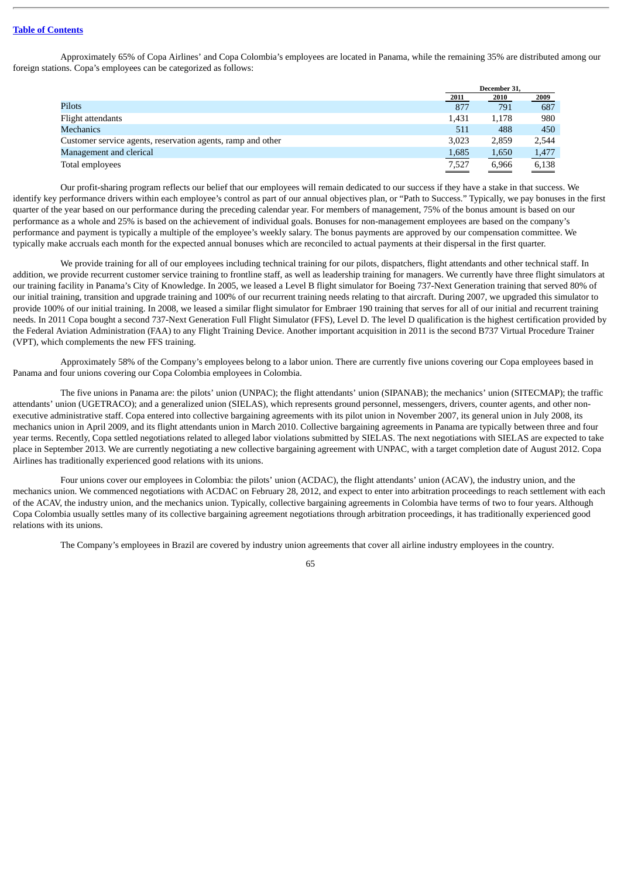Approximately 65% of Copa Airlines' and Copa Colombia's employees are located in Panama, while the remaining 35% are distributed among our foreign stations. Copa's employees can be categorized as follows:

| | December 31, | | |
|---|---|---|---|
| | 2011 | 2010 | 2009 |
| Pilots | 877 | 791 | 687 |
| Flight attendants | 1,431 | 1,178 | 980 |
| Mechanics | 511 | 488 | 450 |
| Customer service agents, reservation agents, ramp and other | 3,023 | 2,859 | 2,544 |
| Management and clerical | 1,685 | 1,650 | 1,477 |
| Total employees | 7,527 | 6,966 | 6,138 |

Our profit-sharing program reflects our belief that our employees will remain dedicated to our success if they have a stake in that success. We identify key performance drivers within each employee's control as part of our annual objectives plan, or "Path to Success." Typically, we pay bonuses in the first quarter of the year based on our performance during the preceding calendar year. For members of management, 75% of the bonus amount is based on our performance as a whole and 25% is based on the achievement of individual goals. Bonuses for non-management employees are based on the company's performance and payment is typically a multiple of the employee's weekly salary. The bonus payments are approved by our compensation committee. We typically make accruals each month for the expected annual bonuses which are reconciled to actual payments at their dispersal in the first quarter.

We provide training for all of our employees including technical training for our pilots, dispatchers, flight attendants and other technical staff. In addition, we provide recurrent customer service training to frontline staff, as well as leadership training for managers. We currently have three flight simulators at our training facility in Panama's City of Knowledge. In 2005, we leased a Level B flight simulator for Boeing 737-Next Generation training that served 80% of our initial training, transition and upgrade training and 100% of our recurrent training needs relating to that aircraft. During 2007, we upgraded this simulator to provide 100% of our initial training. In 2008, we leased a similar flight simulator for Embraer 190 training that serves for all of our initial and recurrent training needs. In 2011 Copa bought a second 737-Next Generation Full Flight Simulator (FFS), Level D. The level D qualification is the highest certification provided by the Federal Aviation Administration (FAA) to any Flight Training Device. Another important acquisition in 2011 is the second B737 Virtual Procedure Trainer (VPT), which complements the new FFS training.

Approximately 58% of the Company's employees belong to a labor union. There are currently five unions covering our Copa employees based in Panama and four unions covering our Copa Colombia employees in Colombia.

The five unions in Panama are: the pilots' union (UNPAC); the flight attendants' union (SIPANAB); the mechanics' union (SITECMAP); the traffic attendants' union (UGETRACO); and a generalized union (SIELAS), which represents ground personnel, messengers, drivers, counter agents, and other non-executive administrative staff. Copa entered into collective bargaining agreements with its pilot union in November 2007, its general union in July 2008, its mechanics union in April 2009, and its flight attendants union in March 2010. Collective bargaining agreements in Panama are typically between three and four year terms. Recently, Copa settled negotiations related to alleged labor violations submitted by SIELAS. The next negotiations with SIELAS are expected to take place in September 2013. We are currently negotiating a new collective bargaining agreement with UNPAC, with a target completion date of August 2012. Copa Airlines has traditionally experienced good relations with its unions.

Four unions cover our employees in Colombia: the pilots' union (ACDAC), the flight attendants' union (ACAV), the industry union, and the mechanics union. We commenced negotiations with ACDAC on February 28, 2012, and expect to enter into arbitration proceedings to reach settlement with each of the ACAV, the industry union, and the mechanics union. Typically, collective bargaining agreements in Colombia have terms of two to four years. Although Copa Colombia usually settles many of its collective bargaining agreement negotiations through arbitration proceedings, it has traditionally experienced good relations with its unions.

The Company's employees in Brazil are covered by industry union agreements that cover all airline industry employees in the country.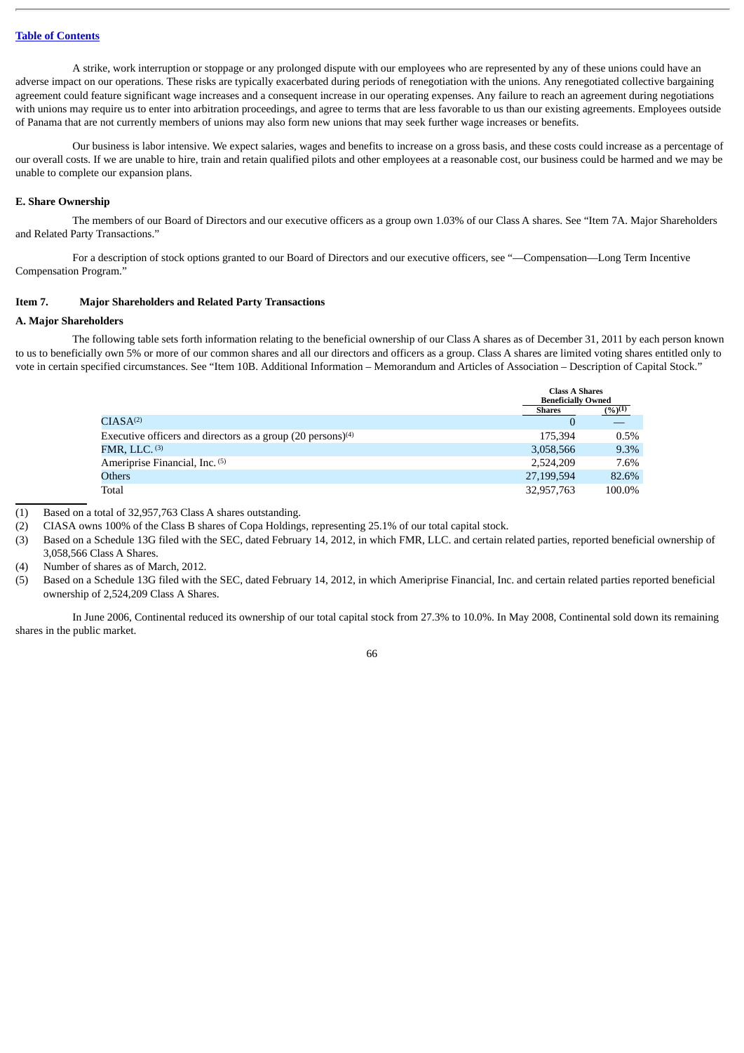A strike, work interruption or stoppage or any prolonged dispute with our employees who are represented by any of these unions could have an adverse impact on our operations. These risks are typically exacerbated during periods of renegotiation with the unions. Any renegotiated collective bargaining agreement could feature significant wage increases and a consequent increase in our operating expenses. Any failure to reach an agreement during negotiations with unions may require us to enter into arbitration proceedings, and agree to terms that are less favorable to us than our existing agreements. Employees outside of Panama that are not currently members of unions may also form new unions that may seek further wage increases or benefits.

Our business is labor intensive. We expect salaries, wages and benefits to increase on a gross basis, and these costs could increase as a percentage of our overall costs. If we are unable to hire, train and retain qualified pilots and other employees at a reasonable cost, our business could be harmed and we may be unable to complete our expansion plans.

### E. Share Ownership

The members of our Board of Directors and our executive officers as a group own 1.03% of our Class A shares. See "Item 7A. Major Shareholders and Related Party Transactions."

For a description of stock options granted to our Board of Directors and our executive officers, see "—Compensation—Long Term Incentive Compensation Program."

## Item 7. Major Shareholders and Related Party Transactions

### A. Major Shareholders

The following table sets forth information relating to the beneficial ownership of our Class A shares as of December 31, 2011 by each person known to us to beneficially own 5% or more of our common shares and all our directors and officers as a group. Class A shares are limited voting shares entitled only to vote in certain specified circumstances. See "Item 10B. Additional Information – Memorandum and Articles of Association – Description of Capital Stock."

| | Class A Shares Beneficially Owned | |
|---|---|---|
| | Shares | (%)(1) |
| CIASA(2) | 0 | — |
| Executive officers and directors as a group (20 persons)(4) | 175,394 | 0.5% |
| FMR, LLC. (3) | 3,058,566 | 9.3% |
| Ameriprise Financial, Inc. (5) | 2,524,209 | 7.6% |
| Others | 27,199,594 | 82.6% |
| Total | 32,957,763 | 100.0% |

(1) Based on a total of 32,957,763 Class A shares outstanding.

(2) CIASA owns 100% of the Class B shares of Copa Holdings, representing 25.1% of our total capital stock.

(3) Based on a Schedule 13G filed with the SEC, dated February 14, 2012, in which FMR, LLC. and certain related parties, reported beneficial ownership of 3,058,566 Class A Shares.

(4) Number of shares as of March, 2012.

(5) Based on a Schedule 13G filed with the SEC, dated February 14, 2012, in which Ameriprise Financial, Inc. and certain related parties reported beneficial ownership of 2,524,209 Class A Shares.

In June 2006, Continental reduced its ownership of our total capital stock from 27.3% to 10.0%. In May 2008, Continental sold down its remaining shares in the public market.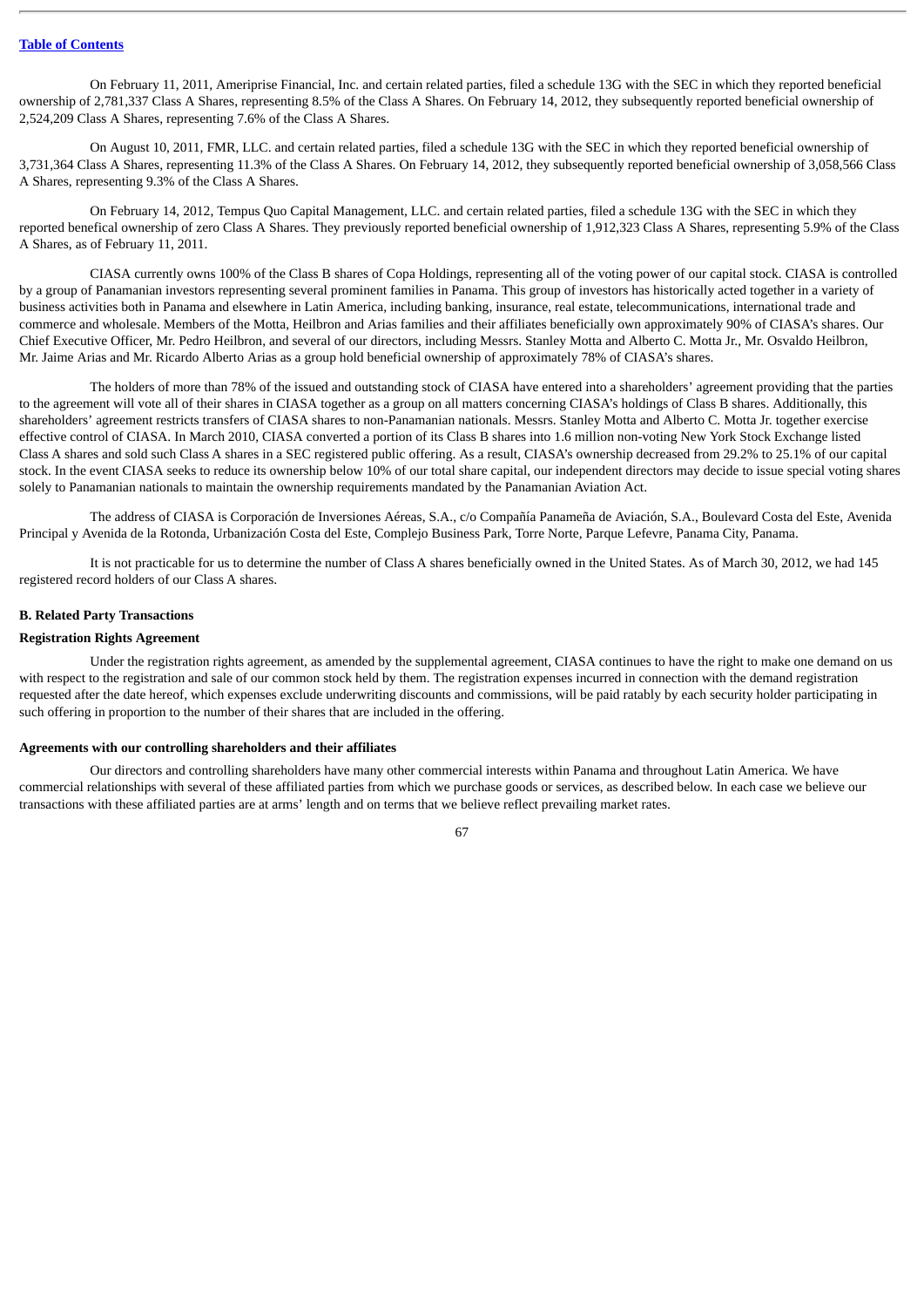On February 11, 2011, Ameriprise Financial, Inc. and certain related parties, filed a schedule 13G with the SEC in which they reported beneficial ownership of 2,781,337 Class A Shares, representing 8.5% of the Class A Shares. On February 14, 2012, they subsequently reported beneficial ownership of 2,524,209 Class A Shares, representing 7.6% of the Class A Shares.

On August 10, 2011, FMR, LLC. and certain related parties, filed a schedule 13G with the SEC in which they reported beneficial ownership of 3,731,364 Class A Shares, representing 11.3% of the Class A Shares. On February 14, 2012, they subsequently reported beneficial ownership of 3,058,566 Class A Shares, representing 9.3% of the Class A Shares.

On February 14, 2012, Tempus Quo Capital Management, LLC. and certain related parties, filed a schedule 13G with the SEC in which they reported benefical ownership of zero Class A Shares. They previously reported beneficial ownership of 1,912,323 Class A Shares, representing 5.9% of the Class A Shares, as of February 11, 2011.

CIASA currently owns 100% of the Class B shares of Copa Holdings, representing all of the voting power of our capital stock. CIASA is controlled by a group of Panamanian investors representing several prominent families in Panama. This group of investors has historically acted together in a variety of business activities both in Panama and elsewhere in Latin America, including banking, insurance, real estate, telecommunications, international trade and commerce and wholesale. Members of the Motta, Heilbron and Arias families and their affiliates beneficially own approximately 90% of CIASA's shares. Our Chief Executive Officer, Mr. Pedro Heilbron, and several of our directors, including Messrs. Stanley Motta and Alberto C. Motta Jr., Mr. Osvaldo Heilbron, Mr. Jaime Arias and Mr. Ricardo Alberto Arias as a group hold beneficial ownership of approximately 78% of CIASA's shares.

The holders of more than 78% of the issued and outstanding stock of CIASA have entered into a shareholders' agreement providing that the parties to the agreement will vote all of their shares in CIASA together as a group on all matters concerning CIASA's holdings of Class B shares. Additionally, this shareholders' agreement restricts transfers of CIASA shares to non-Panamanian nationals. Messrs. Stanley Motta and Alberto C. Motta Jr. together exercise effective control of CIASA. In March 2010, CIASA converted a portion of its Class B shares into 1.6 million non-voting New York Stock Exchange listed Class A shares and sold such Class A shares in a SEC registered public offering. As a result, CIASA's ownership decreased from 29.2% to 25.1% of our capital stock. In the event CIASA seeks to reduce its ownership below 10% of our total share capital, our independent directors may decide to issue special voting shares solely to Panamanian nationals to maintain the ownership requirements mandated by the Panamanian Aviation Act.

The address of CIASA is Corporación de Inversiones Aéreas, S.A., c/o Compañía Panameña de Aviación, S.A., Boulevard Costa del Este, Avenida Principal y Avenida de la Rotonda, Urbanización Costa del Este, Complejo Business Park, Torre Norte, Parque Lefevre, Panama City, Panama.

It is not practicable for us to determine the number of Class A shares beneficially owned in the United States. As of March 30, 2012, we had 145 registered record holders of our Class A shares.

### B. Related Party Transactions

#### Registration Rights Agreement

Under the registration rights agreement, as amended by the supplemental agreement, CIASA continues to have the right to make one demand on us with respect to the registration and sale of our common stock held by them. The registration expenses incurred in connection with the demand registration requested after the date hereof, which expenses exclude underwriting discounts and commissions, will be paid ratably by each security holder participating in such offering in proportion to the number of their shares that are included in the offering.

#### Agreements with our controlling shareholders and their affiliates

Our directors and controlling shareholders have many other commercial interests within Panama and throughout Latin America. We have commercial relationships with several of these affiliated parties from which we purchase goods or services, as described below. In each case we believe our transactions with these affiliated parties are at arms' length and on terms that we believe reflect prevailing market rates.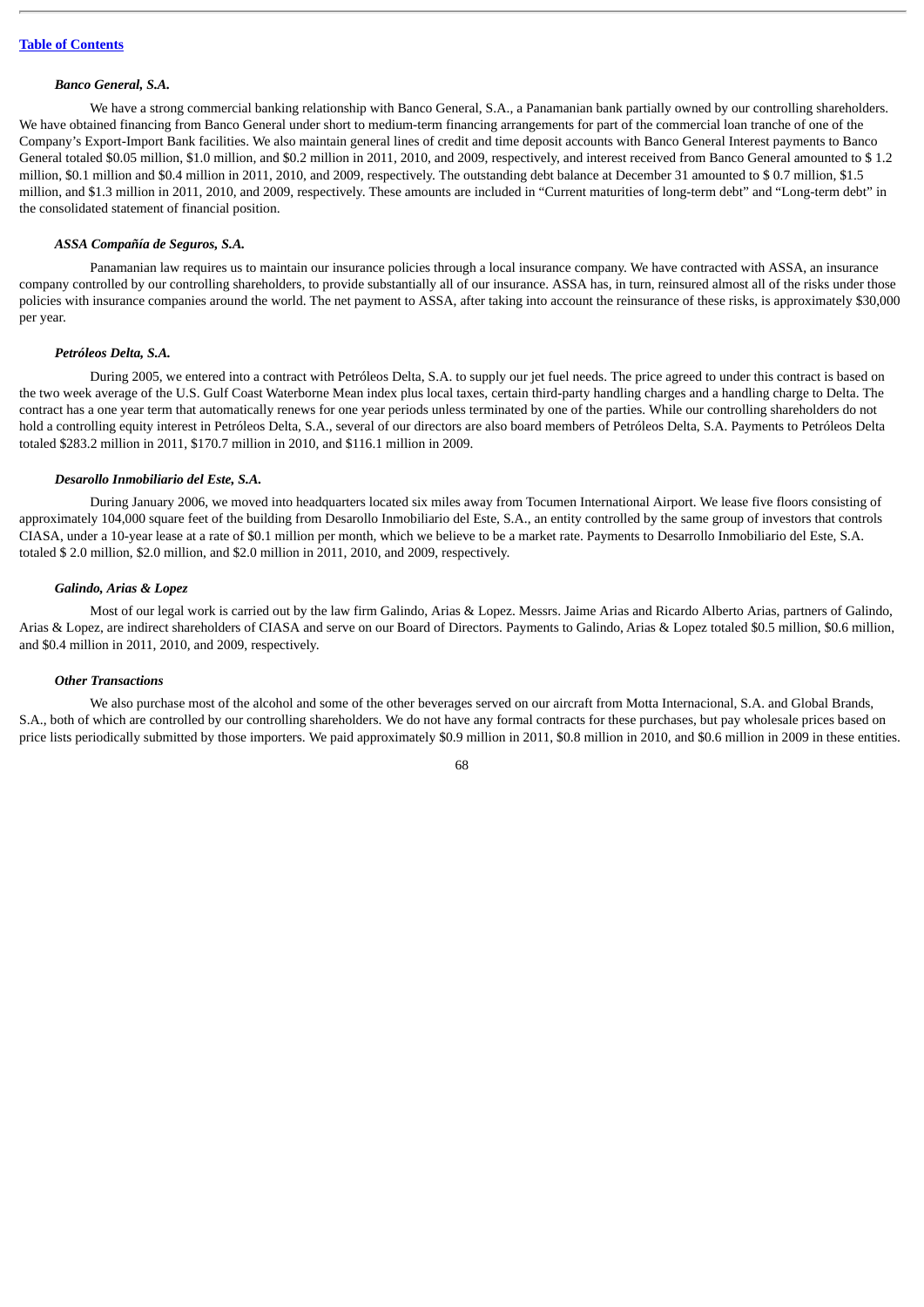*Banco General, S.A.*

We have a strong commercial banking relationship with Banco General, S.A., a Panamanian bank partially owned by our controlling shareholders. We have obtained financing from Banco General under short to medium-term financing arrangements for part of the commercial loan tranche of one of the Company's Export-Import Bank facilities. We also maintain general lines of credit and time deposit accounts with Banco General Interest payments to Banco General totaled $0.05 million, $1.0 million, and $0.2 million in 2011, 2010, and 2009, respectively, and interest received from Banco General amounted to $ 1.2 million, $0.1 million and $0.4 million in 2011, 2010, and 2009, respectively. The outstanding debt balance at December 31 amounted to $ 0.7 million, $1.5 million, and $1.3 million in 2011, 2010, and 2009, respectively. These amounts are included in "Current maturities of long-term debt" and "Long-term debt" in the consolidated statement of financial position.

*ASSA Compañía de Seguros, S.A.*

Panamanian law requires us to maintain our insurance policies through a local insurance company. We have contracted with ASSA, an insurance company controlled by our controlling shareholders, to provide substantially all of our insurance. ASSA has, in turn, reinsured almost all of the risks under those policies with insurance companies around the world. The net payment to ASSA, after taking into account the reinsurance of these risks, is approximately $30,000 per year.

*Petróleos Delta, S.A.*

During 2005, we entered into a contract with Petróleos Delta, S.A. to supply our jet fuel needs. The price agreed to under this contract is based on the two week average of the U.S. Gulf Coast Waterborne Mean index plus local taxes, certain third-party handling charges and a handling charge to Delta. The contract has a one year term that automatically renews for one year periods unless terminated by one of the parties. While our controlling shareholders do not hold a controlling equity interest in Petróleos Delta, S.A., several of our directors are also board members of Petróleos Delta, S.A. Payments to Petróleos Delta totaled $283.2 million in 2011, $170.7 million in 2010, and $116.1 million in 2009.

*Desarollo Inmobiliario del Este, S.A.*

During January 2006, we moved into headquarters located six miles away from Tocumen International Airport. We lease five floors consisting of approximately 104,000 square feet of the building from Desarollo Inmobiliario del Este, S.A., an entity controlled by the same group of investors that controls CIASA, under a 10-year lease at a rate of $0.1 million per month, which we believe to be a market rate. Payments to Desarrollo Inmobiliario del Este, S.A. totaled $ 2.0 million, $2.0 million, and $2.0 million in 2011, 2010, and 2009, respectively.

*Galindo, Arias & Lopez*

Most of our legal work is carried out by the law firm Galindo, Arias & Lopez. Messrs. Jaime Arias and Ricardo Alberto Arias, partners of Galindo, Arias & Lopez, are indirect shareholders of CIASA and serve on our Board of Directors. Payments to Galindo, Arias & Lopez totaled $0.5 million, $0.6 million, and $0.4 million in 2011, 2010, and 2009, respectively.

*Other Transactions*

We also purchase most of the alcohol and some of the other beverages served on our aircraft from Motta Internacional, S.A. and Global Brands, S.A., both of which are controlled by our controlling shareholders. We do not have any formal contracts for these purchases, but pay wholesale prices based on price lists periodically submitted by those importers. We paid approximately $0.9 million in 2011, $0.8 million in 2010, and $0.6 million in 2009 in these entities.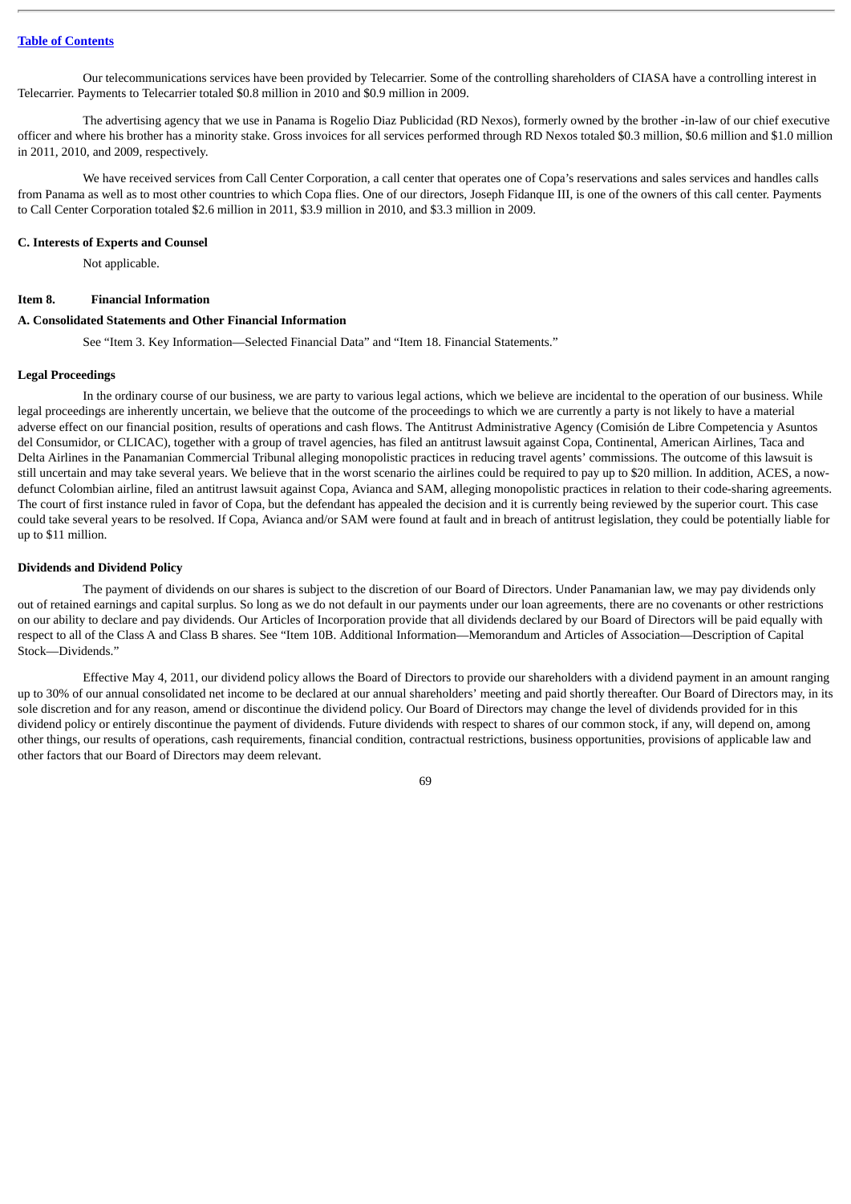Our telecommunications services have been provided by Telecarrier. Some of the controlling shareholders of CIASA have a controlling interest in Telecarrier. Payments to Telecarrier totaled $0.8 million in 2010 and $0.9 million in 2009.

The advertising agency that we use in Panama is Rogelio Diaz Publicidad (RD Nexos), formerly owned by the brother -in-law of our chief executive officer and where his brother has a minority stake. Gross invoices for all services performed through RD Nexos totaled $0.3 million, $0.6 million and $1.0 million in 2011, 2010, and 2009, respectively.

We have received services from Call Center Corporation, a call center that operates one of Copa's reservations and sales services and handles calls from Panama as well as to most other countries to which Copa flies. One of our directors, Joseph Fidanque III, is one of the owners of this call center. Payments to Call Center Corporation totaled $2.6 million in 2011, $3.9 million in 2010, and $3.3 million in 2009.

### C. Interests of Experts and Counsel

Not applicable.

## Item 8. Financial Information

### A. Consolidated Statements and Other Financial Information

See "Item 3. Key Information—Selected Financial Data" and "Item 18. Financial Statements."

### Legal Proceedings

In the ordinary course of our business, we are party to various legal actions, which we believe are incidental to the operation of our business. While legal proceedings are inherently uncertain, we believe that the outcome of the proceedings to which we are currently a party is not likely to have a material adverse effect on our financial position, results of operations and cash flows. The Antitrust Administrative Agency (Comisión de Libre Competencia y Asuntos del Consumidor, or CLICAC), together with a group of travel agencies, has filed an antitrust lawsuit against Copa, Continental, American Airlines, Taca and Delta Airlines in the Panamanian Commercial Tribunal alleging monopolistic practices in reducing travel agents' commissions. The outcome of this lawsuit is still uncertain and may take several years. We believe that in the worst scenario the airlines could be required to pay up to $20 million. In addition, ACES, a now-defunct Colombian airline, filed an antitrust lawsuit against Copa, Avianca and SAM, alleging monopolistic practices in relation to their code-sharing agreements. The court of first instance ruled in favor of Copa, but the defendant has appealed the decision and it is currently being reviewed by the superior court. This case could take several years to be resolved. If Copa, Avianca and/or SAM were found at fault and in breach of antitrust legislation, they could be potentially liable for up to $11 million.

### Dividends and Dividend Policy

The payment of dividends on our shares is subject to the discretion of our Board of Directors. Under Panamanian law, we may pay dividends only out of retained earnings and capital surplus. So long as we do not default in our payments under our loan agreements, there are no covenants or other restrictions on our ability to declare and pay dividends. Our Articles of Incorporation provide that all dividends declared by our Board of Directors will be paid equally with respect to all of the Class A and Class B shares. See "Item 10B. Additional Information—Memorandum and Articles of Association—Description of Capital Stock—Dividends."

Effective May 4, 2011, our dividend policy allows the Board of Directors to provide our shareholders with a dividend payment in an amount ranging up to 30% of our annual consolidated net income to be declared at our annual shareholders' meeting and paid shortly thereafter. Our Board of Directors may, in its sole discretion and for any reason, amend or discontinue the dividend policy. Our Board of Directors may change the level of dividends provided for in this dividend policy or entirely discontinue the payment of dividends. Future dividends with respect to shares of our common stock, if any, will depend on, among other things, our results of operations, cash requirements, financial condition, contractual restrictions, business opportunities, provisions of applicable law and other factors that our Board of Directors may deem relevant.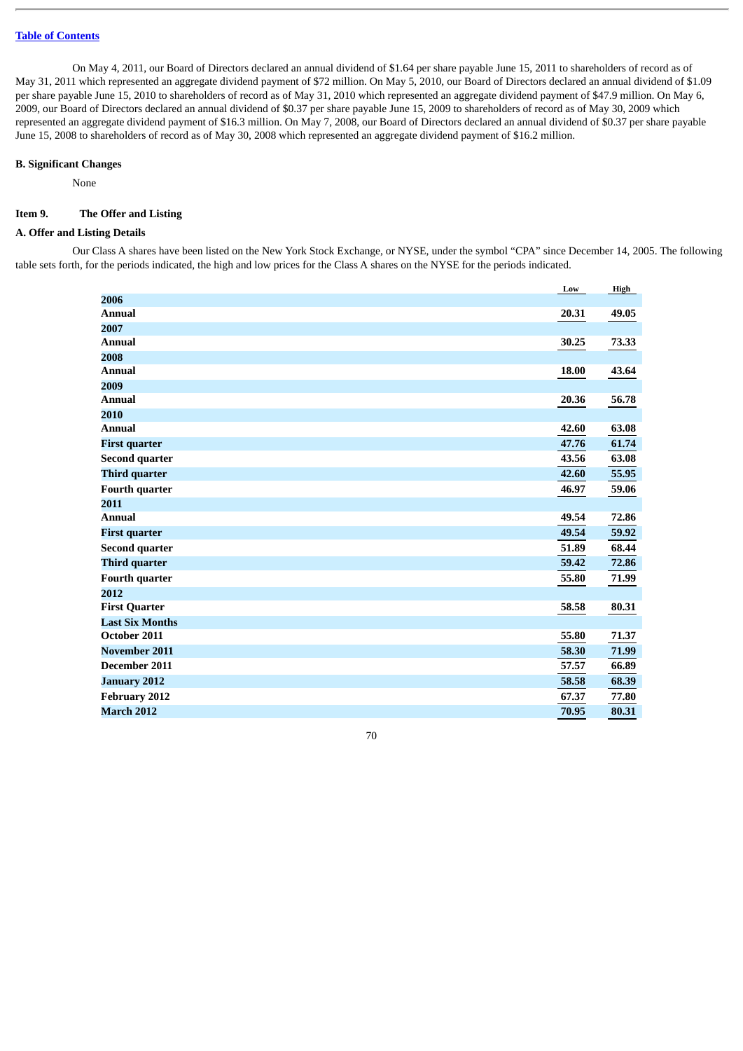On May 4, 2011, our Board of Directors declared an annual dividend of $1.64 per share payable June 15, 2011 to shareholders of record as of May 31, 2011 which represented an aggregate dividend payment of $72 million. On May 5, 2010, our Board of Directors declared an annual dividend of $1.09 per share payable June 15, 2010 to shareholders of record as of May 31, 2010 which represented an aggregate dividend payment of $47.9 million. On May 6, 2009, our Board of Directors declared an annual dividend of $0.37 per share payable June 15, 2009 to shareholders of record as of May 30, 2009 which represented an aggregate dividend payment of $16.3 million. On May 7, 2008, our Board of Directors declared an annual dividend of $0.37 per share payable June 15, 2008 to shareholders of record as of May 30, 2008 which represented an aggregate dividend payment of $16.2 million.

**B. Significant Changes**

None

**Item 9. The Offer and Listing**

**A. Offer and Listing Details**

Our Class A shares have been listed on the New York Stock Exchange, or NYSE, under the symbol "CPA" since December 14, 2005. The following table sets forth, for the periods indicated, the high and low prices for the Class A shares on the NYSE for the periods indicated.

| | Low | High |
|---|---|---|
| **2006** | | |
| **Annual** | 20.31 | 49.05 |
| **2007** | | |
| **Annual** | 30.25 | 73.33 |
| **2008** | | |
| **Annual** | 18.00 | 43.64 |
| **2009** | | |
| **Annual** | 20.36 | 56.78 |
| **2010** | | |
| **Annual** | 42.60 | 63.08 |
| **First quarter** | 47.76 | 61.74 |
| **Second quarter** | 43.56 | 63.08 |
| **Third quarter** | 42.60 | 55.95 |
| **Fourth quarter** | 46.97 | 59.06 |
| **2011** | | |
| **Annual** | 49.54 | 72.86 |
| **First quarter** | 49.54 | 59.92 |
| **Second quarter** | 51.89 | 68.44 |
| **Third quarter** | 59.42 | 72.86 |
| **Fourth quarter** | 55.80 | 71.99 |
| **2012** | | |
| **First Quarter** | 58.58 | 80.31 |
| **Last Six Months** | | |
| **October 2011** | 55.80 | 71.37 |
| **November 2011** | 58.30 | 71.99 |
| **December 2011** | 57.57 | 66.89 |
| **January 2012** | 58.58 | 68.39 |
| **February 2012** | 67.37 | 77.80 |
| **March 2012** | 70.95 | 80.31 |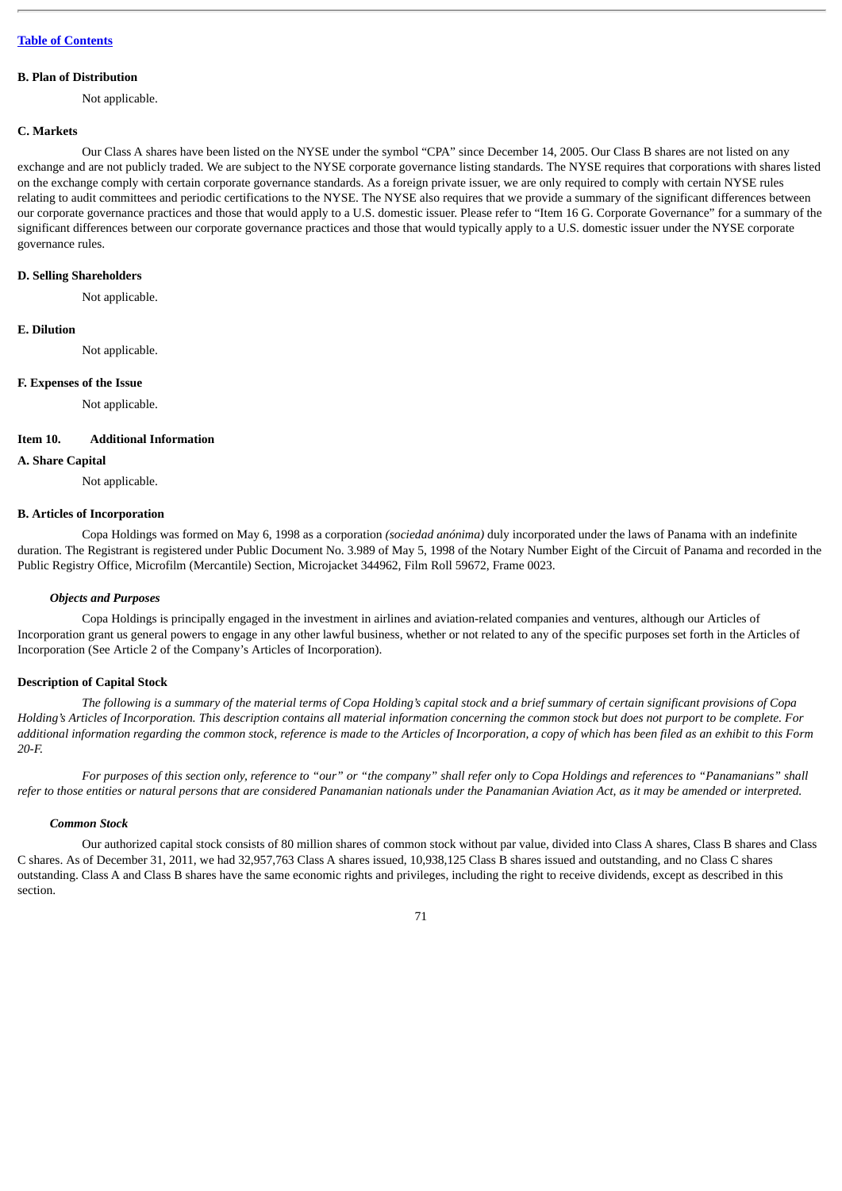**B. Plan of Distribution**

Not applicable.

**C. Markets**

Our Class A shares have been listed on the NYSE under the symbol "CPA" since December 14, 2005. Our Class B shares are not listed on any exchange and are not publicly traded. We are subject to the NYSE corporate governance listing standards. The NYSE requires that corporations with shares listed on the exchange comply with certain corporate governance standards. As a foreign private issuer, we are only required to comply with certain NYSE rules relating to audit committees and periodic certifications to the NYSE. The NYSE also requires that we provide a summary of the significant differences between our corporate governance practices and those that would apply to a U.S. domestic issuer. Please refer to "Item 16 G. Corporate Governance" for a summary of the significant differences between our corporate governance practices and those that would typically apply to a U.S. domestic issuer under the NYSE corporate governance rules.

**D. Selling Shareholders**

Not applicable.

**E. Dilution**

Not applicable.

**F. Expenses of the Issue**

Not applicable.

## Item 10. Additional Information

**A. Share Capital**

Not applicable.

**B. Articles of Incorporation**

Copa Holdings was formed on May 6, 1998 as a corporation *(sociedad anónima)* duly incorporated under the laws of Panama with an indefinite duration. The Registrant is registered under Public Document No. 3.989 of May 5, 1998 of the Notary Number Eight of the Circuit of Panama and recorded in the Public Registry Office, Microfilm (Mercantile) Section, Microjacket 344962, Film Roll 59672, Frame 0023.

***Objects and Purposes***

Copa Holdings is principally engaged in the investment in airlines and aviation-related companies and ventures, although our Articles of Incorporation grant us general powers to engage in any other lawful business, whether or not related to any of the specific purposes set forth in the Articles of Incorporation (See Article 2 of the Company's Articles of Incorporation).

**Description of Capital Stock**

*The following is a summary of the material terms of Copa Holding's capital stock and a brief summary of certain significant provisions of Copa Holding's Articles of Incorporation. This description contains all material information concerning the common stock but does not purport to be complete. For additional information regarding the common stock, reference is made to the Articles of Incorporation, a copy of which has been filed as an exhibit to this Form 20-F.*

*For purposes of this section only, reference to "our" or "the company" shall refer only to Copa Holdings and references to "Panamanians" shall refer to those entities or natural persons that are considered Panamanian nationals under the Panamanian Aviation Act, as it may be amended or interpreted.*

***Common Stock***

Our authorized capital stock consists of 80 million shares of common stock without par value, divided into Class A shares, Class B shares and Class C shares. As of December 31, 2011, we had 32,957,763 Class A shares issued, 10,938,125 Class B shares issued and outstanding, and no Class C shares outstanding. Class A and Class B shares have the same economic rights and privileges, including the right to receive dividends, except as described in this section.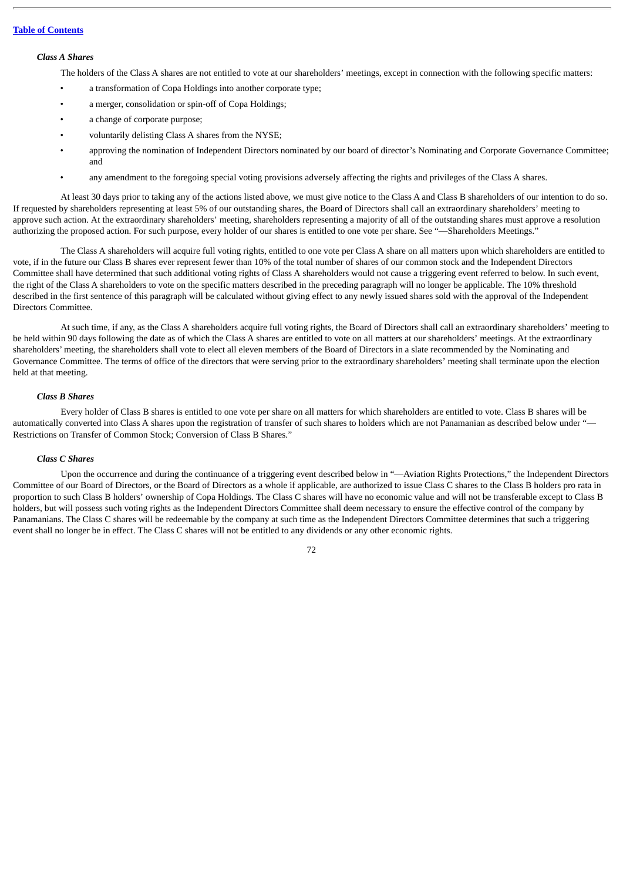### *Class A Shares*

The holders of the Class A shares are not entitled to vote at our shareholders' meetings, except in connection with the following specific matters:

- a transformation of Copa Holdings into another corporate type;
- a merger, consolidation or spin-off of Copa Holdings;
- a change of corporate purpose;
- voluntarily delisting Class A shares from the NYSE;
- approving the nomination of Independent Directors nominated by our board of director's Nominating and Corporate Governance Committee; and
- any amendment to the foregoing special voting provisions adversely affecting the rights and privileges of the Class A shares.

At least 30 days prior to taking any of the actions listed above, we must give notice to the Class A and Class B shareholders of our intention to do so. If requested by shareholders representing at least 5% of our outstanding shares, the Board of Directors shall call an extraordinary shareholders' meeting to approve such action. At the extraordinary shareholders' meeting, shareholders representing a majority of all of the outstanding shares must approve a resolution authorizing the proposed action. For such purpose, every holder of our shares is entitled to one vote per share. See "—Shareholders Meetings."

The Class A shareholders will acquire full voting rights, entitled to one vote per Class A share on all matters upon which shareholders are entitled to vote, if in the future our Class B shares ever represent fewer than 10% of the total number of shares of our common stock and the Independent Directors Committee shall have determined that such additional voting rights of Class A shareholders would not cause a triggering event referred to below. In such event, the right of the Class A shareholders to vote on the specific matters described in the preceding paragraph will no longer be applicable. The 10% threshold described in the first sentence of this paragraph will be calculated without giving effect to any newly issued shares sold with the approval of the Independent Directors Committee.

At such time, if any, as the Class A shareholders acquire full voting rights, the Board of Directors shall call an extraordinary shareholders' meeting to be held within 90 days following the date as of which the Class A shares are entitled to vote on all matters at our shareholders' meetings. At the extraordinary shareholders' meeting, the shareholders shall vote to elect all eleven members of the Board of Directors in a slate recommended by the Nominating and Governance Committee. The terms of office of the directors that were serving prior to the extraordinary shareholders' meeting shall terminate upon the election held at that meeting.

### *Class B Shares*

Every holder of Class B shares is entitled to one vote per share on all matters for which shareholders are entitled to vote. Class B shares will be automatically converted into Class A shares upon the registration of transfer of such shares to holders which are not Panamanian as described below under "—Restrictions on Transfer of Common Stock; Conversion of Class B Shares."

### *Class C Shares*

Upon the occurrence and during the continuance of a triggering event described below in "—Aviation Rights Protections," the Independent Directors Committee of our Board of Directors, or the Board of Directors as a whole if applicable, are authorized to issue Class C shares to the Class B holders pro rata in proportion to such Class B holders' ownership of Copa Holdings. The Class C shares will have no economic value and will not be transferable except to Class B holders, but will possess such voting rights as the Independent Directors Committee shall deem necessary to ensure the effective control of the company by Panamanians. The Class C shares will be redeemable by the company at such time as the Independent Directors Committee determines that such a triggering event shall no longer be in effect. The Class C shares will not be entitled to any dividends or any other economic rights.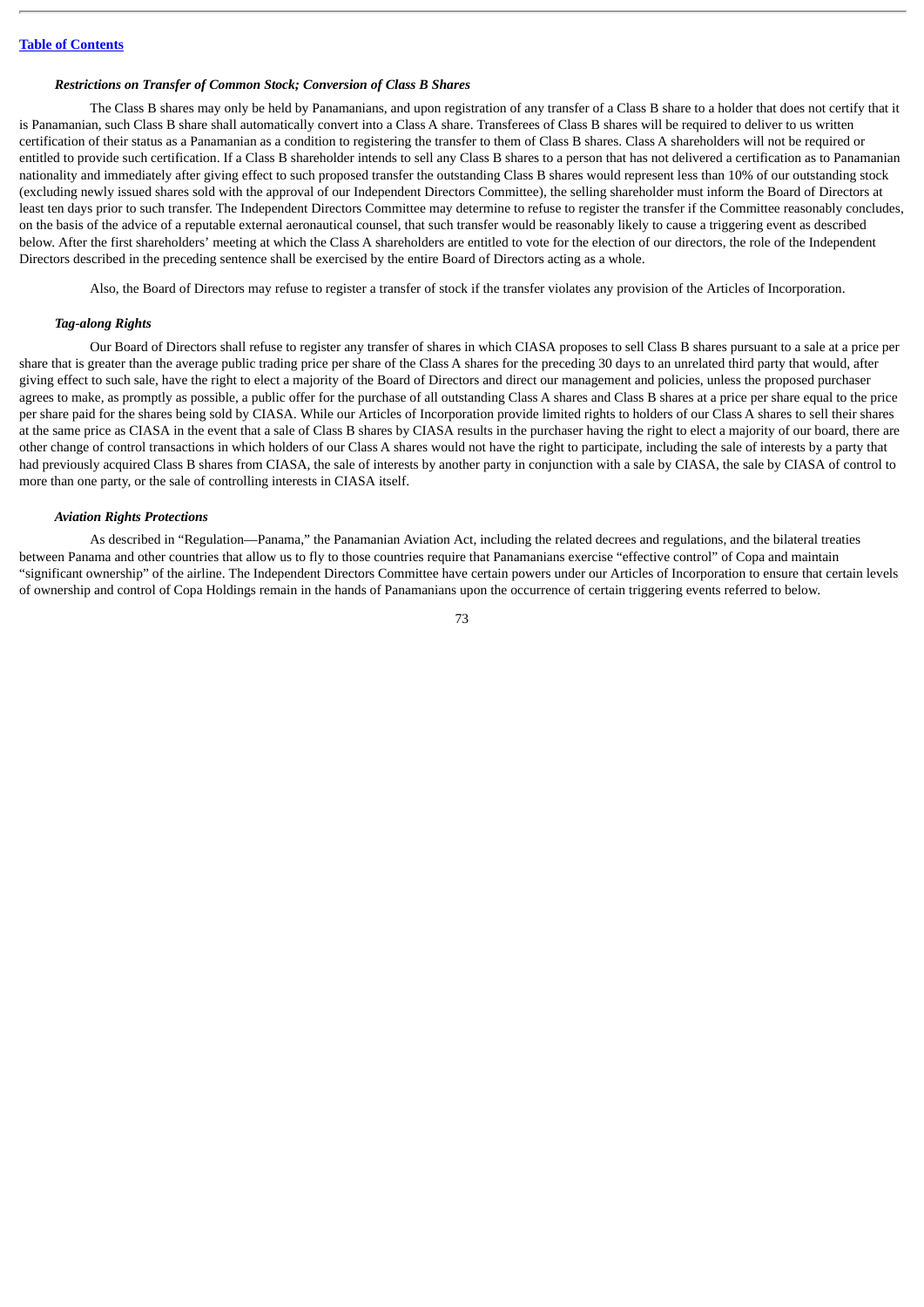***Restrictions on Transfer of Common Stock; Conversion of Class B Shares***

The Class B shares may only be held by Panamanians, and upon registration of any transfer of a Class B share to a holder that does not certify that it is Panamanian, such Class B share shall automatically convert into a Class A share. Transferees of Class B shares will be required to deliver to us written certification of their status as a Panamanian as a condition to registering the transfer to them of Class B shares. Class A shareholders will not be required or entitled to provide such certification. If a Class B shareholder intends to sell any Class B shares to a person that has not delivered a certification as to Panamanian nationality and immediately after giving effect to such proposed transfer the outstanding Class B shares would represent less than 10% of our outstanding stock (excluding newly issued shares sold with the approval of our Independent Directors Committee), the selling shareholder must inform the Board of Directors at least ten days prior to such transfer. The Independent Directors Committee may determine to refuse to register the transfer if the Committee reasonably concludes, on the basis of the advice of a reputable external aeronautical counsel, that such transfer would be reasonably likely to cause a triggering event as described below. After the first shareholders' meeting at which the Class A shareholders are entitled to vote for the election of our directors, the role of the Independent Directors described in the preceding sentence shall be exercised by the entire Board of Directors acting as a whole.

Also, the Board of Directors may refuse to register a transfer of stock if the transfer violates any provision of the Articles of Incorporation.

***Tag-along Rights***

Our Board of Directors shall refuse to register any transfer of shares in which CIASA proposes to sell Class B shares pursuant to a sale at a price per share that is greater than the average public trading price per share of the Class A shares for the preceding 30 days to an unrelated third party that would, after giving effect to such sale, have the right to elect a majority of the Board of Directors and direct our management and policies, unless the proposed purchaser agrees to make, as promptly as possible, a public offer for the purchase of all outstanding Class A shares and Class B shares at a price per share equal to the price per share paid for the shares being sold by CIASA. While our Articles of Incorporation provide limited rights to holders of our Class A shares to sell their shares at the same price as CIASA in the event that a sale of Class B shares by CIASA results in the purchaser having the right to elect a majority of our board, there are other change of control transactions in which holders of our Class A shares would not have the right to participate, including the sale of interests by a party that had previously acquired Class B shares from CIASA, the sale of interests by another party in conjunction with a sale by CIASA, the sale by CIASA of control to more than one party, or the sale of controlling interests in CIASA itself.

***Aviation Rights Protections***

As described in "Regulation—Panama," the Panamanian Aviation Act, including the related decrees and regulations, and the bilateral treaties between Panama and other countries that allow us to fly to those countries require that Panamanians exercise "effective control" of Copa and maintain "significant ownership" of the airline. The Independent Directors Committee have certain powers under our Articles of Incorporation to ensure that certain levels of ownership and control of Copa Holdings remain in the hands of Panamanians upon the occurrence of certain triggering events referred to below.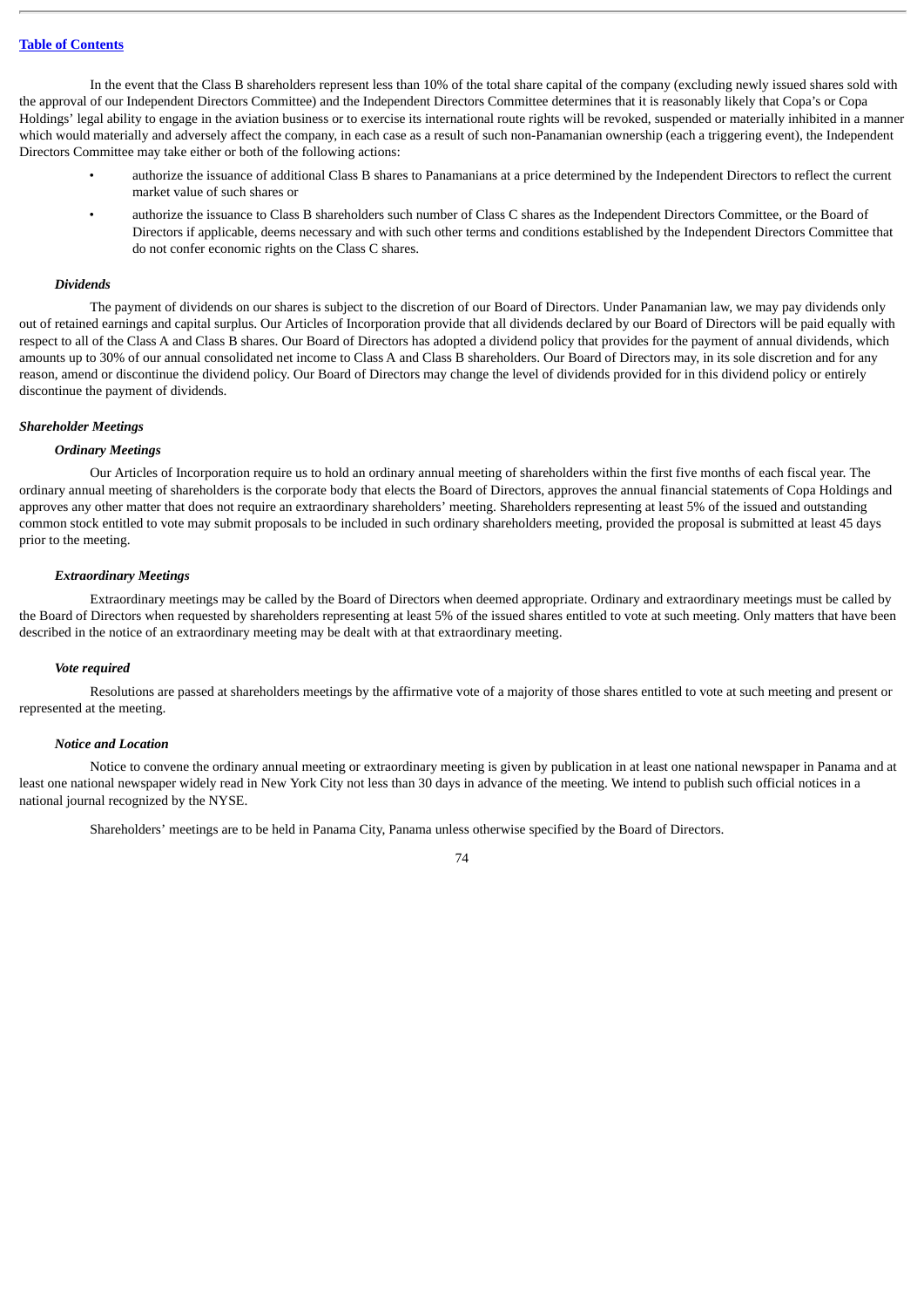In the event that the Class B shareholders represent less than 10% of the total share capital of the company (excluding newly issued shares sold with the approval of our Independent Directors Committee) and the Independent Directors Committee determines that it is reasonably likely that Copa's or Copa Holdings' legal ability to engage in the aviation business or to exercise its international route rights will be revoked, suspended or materially inhibited in a manner which would materially and adversely affect the company, in each case as a result of such non-Panamanian ownership (each a triggering event), the Independent Directors Committee may take either or both of the following actions:

- authorize the issuance of additional Class B shares to Panamanians at a price determined by the Independent Directors to reflect the current market value of such shares or
- authorize the issuance to Class B shareholders such number of Class C shares as the Independent Directors Committee, or the Board of Directors if applicable, deems necessary and with such other terms and conditions established by the Independent Directors Committee that do not confer economic rights on the Class C shares.

#### *Dividends*

The payment of dividends on our shares is subject to the discretion of our Board of Directors. Under Panamanian law, we may pay dividends only out of retained earnings and capital surplus. Our Articles of Incorporation provide that all dividends declared by our Board of Directors will be paid equally with respect to all of the Class A and Class B shares. Our Board of Directors has adopted a dividend policy that provides for the payment of annual dividends, which amounts up to 30% of our annual consolidated net income to Class A and Class B shareholders. Our Board of Directors may, in its sole discretion and for any reason, amend or discontinue the dividend policy. Our Board of Directors may change the level of dividends provided for in this dividend policy or entirely discontinue the payment of dividends.

### *Shareholder Meetings*

#### *Ordinary Meetings*

Our Articles of Incorporation require us to hold an ordinary annual meeting of shareholders within the first five months of each fiscal year. The ordinary annual meeting of shareholders is the corporate body that elects the Board of Directors, approves the annual financial statements of Copa Holdings and approves any other matter that does not require an extraordinary shareholders' meeting. Shareholders representing at least 5% of the issued and outstanding common stock entitled to vote may submit proposals to be included in such ordinary shareholders meeting, provided the proposal is submitted at least 45 days prior to the meeting.

#### *Extraordinary Meetings*

Extraordinary meetings may be called by the Board of Directors when deemed appropriate. Ordinary and extraordinary meetings must be called by the Board of Directors when requested by shareholders representing at least 5% of the issued shares entitled to vote at such meeting. Only matters that have been described in the notice of an extraordinary meeting may be dealt with at that extraordinary meeting.

#### *Vote required*

Resolutions are passed at shareholders meetings by the affirmative vote of a majority of those shares entitled to vote at such meeting and present or represented at the meeting.

#### *Notice and Location*

Notice to convene the ordinary annual meeting or extraordinary meeting is given by publication in at least one national newspaper in Panama and at least one national newspaper widely read in New York City not less than 30 days in advance of the meeting. We intend to publish such official notices in a national journal recognized by the NYSE.

Shareholders' meetings are to be held in Panama City, Panama unless otherwise specified by the Board of Directors.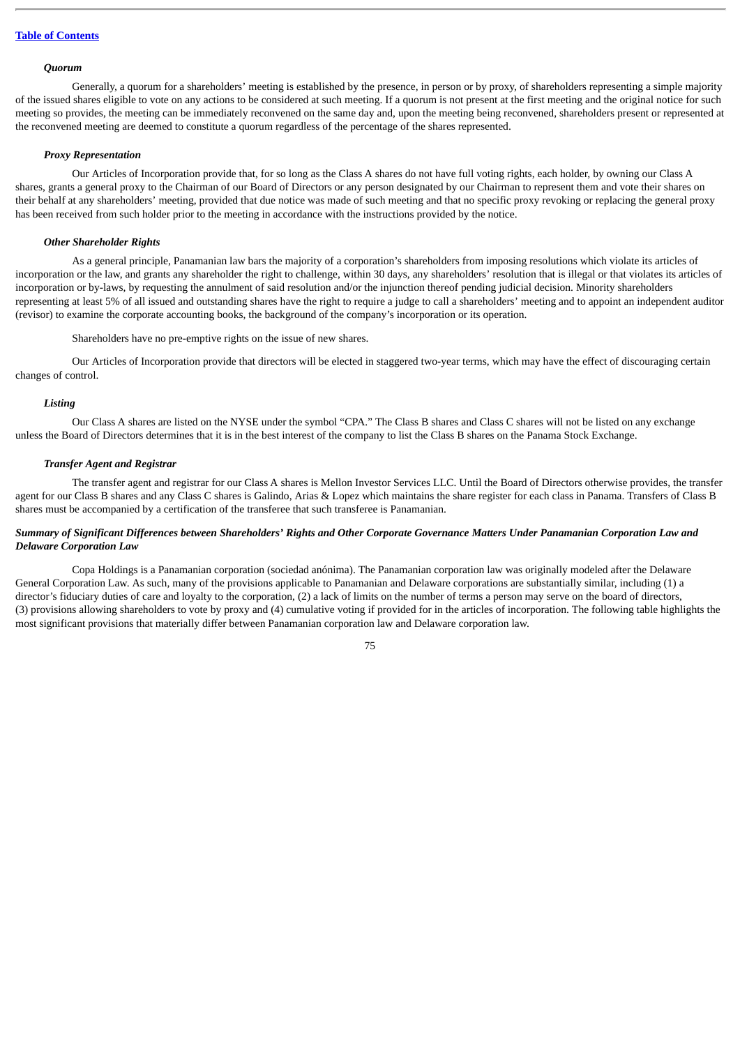*Quorum*

Generally, a quorum for a shareholders' meeting is established by the presence, in person or by proxy, of shareholders representing a simple majority of the issued shares eligible to vote on any actions to be considered at such meeting. If a quorum is not present at the first meeting and the original notice for such meeting so provides, the meeting can be immediately reconvened on the same day and, upon the meeting being reconvened, shareholders present or represented at the reconvened meeting are deemed to constitute a quorum regardless of the percentage of the shares represented.

*Proxy Representation*

Our Articles of Incorporation provide that, for so long as the Class A shares do not have full voting rights, each holder, by owning our Class A shares, grants a general proxy to the Chairman of our Board of Directors or any person designated by our Chairman to represent them and vote their shares on their behalf at any shareholders' meeting, provided that due notice was made of such meeting and that no specific proxy revoking or replacing the general proxy has been received from such holder prior to the meeting in accordance with the instructions provided by the notice.

*Other Shareholder Rights*

As a general principle, Panamanian law bars the majority of a corporation's shareholders from imposing resolutions which violate its articles of incorporation or the law, and grants any shareholder the right to challenge, within 30 days, any shareholders' resolution that is illegal or that violates its articles of incorporation or by-laws, by requesting the annulment of said resolution and/or the injunction thereof pending judicial decision. Minority shareholders representing at least 5% of all issued and outstanding shares have the right to require a judge to call a shareholders' meeting and to appoint an independent auditor (revisor) to examine the corporate accounting books, the background of the company's incorporation or its operation.

Shareholders have no pre-emptive rights on the issue of new shares.

Our Articles of Incorporation provide that directors will be elected in staggered two-year terms, which may have the effect of discouraging certain changes of control.

*Listing*

Our Class A shares are listed on the NYSE under the symbol "CPA." The Class B shares and Class C shares will not be listed on any exchange unless the Board of Directors determines that it is in the best interest of the company to list the Class B shares on the Panama Stock Exchange.

*Transfer Agent and Registrar*

The transfer agent and registrar for our Class A shares is Mellon Investor Services LLC. Until the Board of Directors otherwise provides, the transfer agent for our Class B shares and any Class C shares is Galindo, Arias & Lopez which maintains the share register for each class in Panama. Transfers of Class B shares must be accompanied by a certification of the transferee that such transferee is Panamanian.

***Summary of Significant Differences between Shareholders' Rights and Other Corporate Governance Matters Under Panamanian Corporation Law and Delaware Corporation Law***

Copa Holdings is a Panamanian corporation (sociedad anónima). The Panamanian corporation law was originally modeled after the Delaware General Corporation Law. As such, many of the provisions applicable to Panamanian and Delaware corporations are substantially similar, including (1) a director's fiduciary duties of care and loyalty to the corporation, (2) a lack of limits on the number of terms a person may serve on the board of directors, (3) provisions allowing shareholders to vote by proxy and (4) cumulative voting if provided for in the articles of incorporation. The following table highlights the most significant provisions that materially differ between Panamanian corporation law and Delaware corporation law.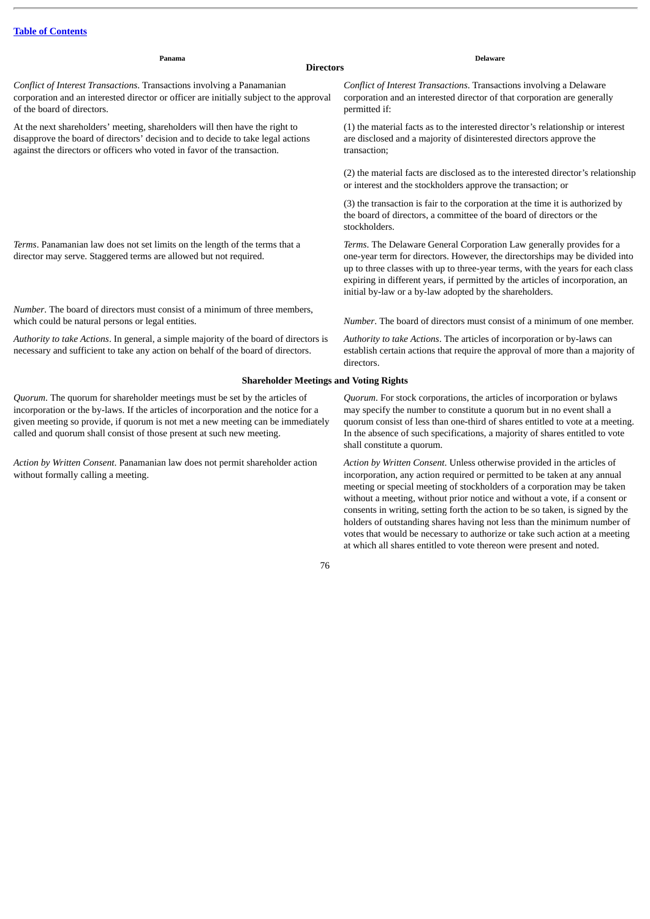| Panama | Delaware |
|---|---|
| **Directors** | |
| *Conflict of Interest Transactions*. Transactions involving a Panamanian corporation and an interested director or officer are initially subject to the approval of the board of directors. | *Conflict of Interest Transactions*. Transactions involving a Delaware corporation and an interested director of that corporation are generally permitted if: |
| At the next shareholders' meeting, shareholders will then have the right to disapprove the board of directors' decision and to decide to take legal actions against the directors or officers who voted in favor of the transaction. | (1) the material facts as to the interested director's relationship or interest are disclosed and a majority of disinterested directors approve the transaction; |
| | (2) the material facts are disclosed as to the interested director's relationship or interest and the stockholders approve the transaction; or |
| | (3) the transaction is fair to the corporation at the time it is authorized by the board of directors, a committee of the board of directors or the stockholders. |
| *Terms*. Panamanian law does not set limits on the length of the terms that a director may serve. Staggered terms are allowed but not required. | *Terms*. The Delaware General Corporation Law generally provides for a one-year term for directors. However, the directorships may be divided into up to three classes with up to three-year terms, with the years for each class expiring in different years, if permitted by the articles of incorporation, an initial by-law or a by-law adopted by the shareholders. |
| *Number*. The board of directors must consist of a minimum of three members, which could be natural persons or legal entities. | *Number*. The board of directors must consist of a minimum of one member. |
| *Authority to take Actions*. In general, a simple majority of the board of directors is necessary and sufficient to take any action on behalf of the board of directors. | *Authority to take Actions*. The articles of incorporation or by-laws can establish certain actions that require the approval of more than a majority of directors. |
| **Shareholder Meetings and Voting Rights** | |
| *Quorum*. The quorum for shareholder meetings must be set by the articles of incorporation or the by-laws. If the articles of incorporation and the notice for a given meeting so provide, if quorum is not met a new meeting can be immediately called and quorum shall consist of those present at such new meeting. | *Quorum*. For stock corporations, the articles of incorporation or bylaws may specify the number to constitute a quorum but in no event shall a quorum consist of less than one-third of shares entitled to vote at a meeting. In the absence of such specifications, a majority of shares entitled to vote shall constitute a quorum. |
| *Action by Written Consent*. Panamanian law does not permit shareholder action without formally calling a meeting. | *Action by Written Consent*. Unless otherwise provided in the articles of incorporation, any action required or permitted to be taken at any annual meeting or special meeting of stockholders of a corporation may be taken without a meeting, without prior notice and without a vote, if a consent or consents in writing, setting forth the action to be so taken, is signed by the holders of outstanding shares having not less than the minimum number of votes that would be necessary to authorize or take such action at a meeting at which all shares entitled to vote thereon were present and noted. |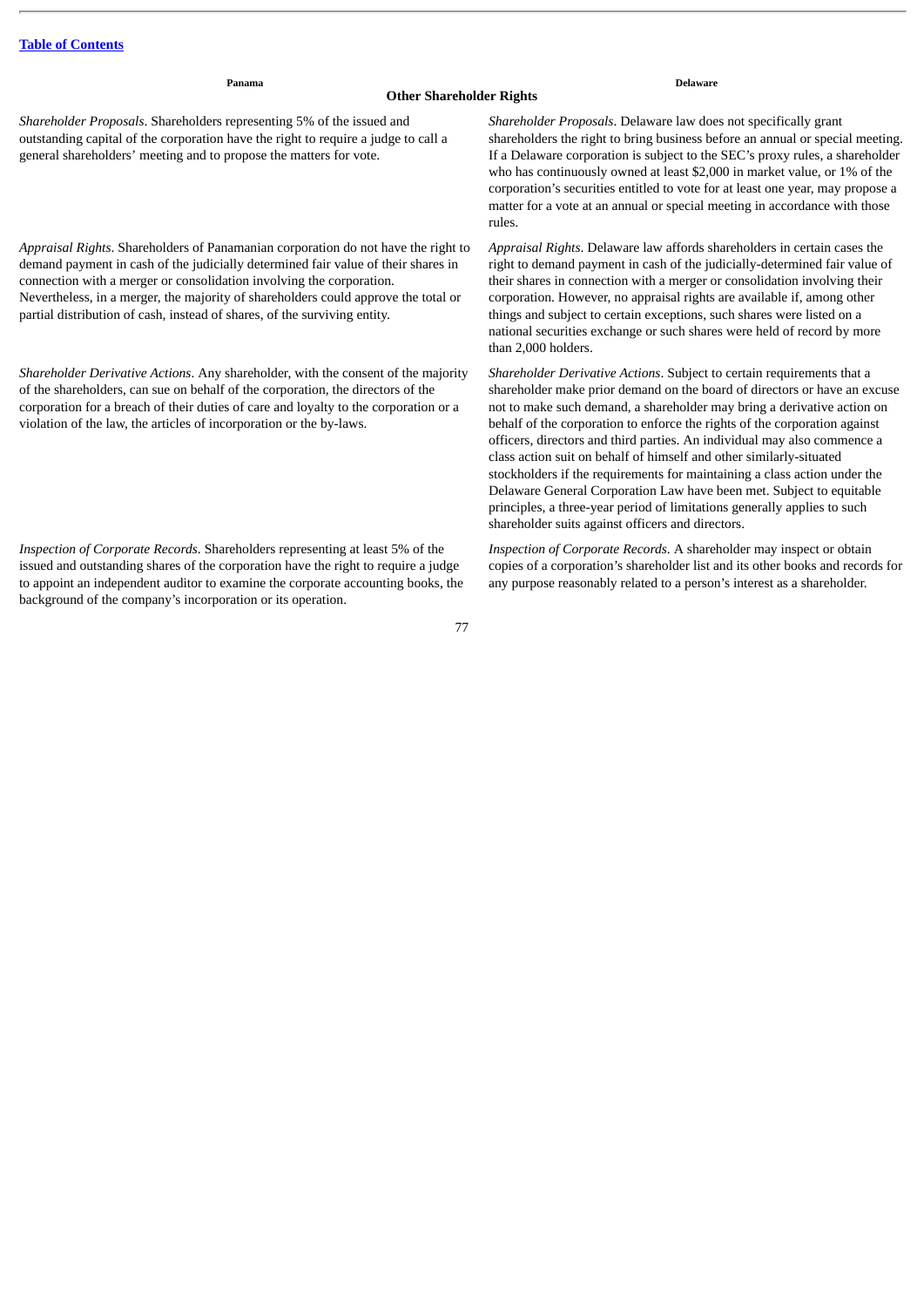## Other Shareholder Rights

| Panama | Delaware |
| --- | --- |
| *Shareholder Proposals*. Shareholders representing 5% of the issued and outstanding capital of the corporation have the right to require a judge to call a general shareholders' meeting and to propose the matters for vote. | *Shareholder Proposals*. Delaware law does not specifically grant shareholders the right to bring business before an annual or special meeting. If a Delaware corporation is subject to the SEC's proxy rules, a shareholder who has continuously owned at least $2,000 in market value, or 1% of the corporation's securities entitled to vote for at least one year, may propose a matter for a vote at an annual or special meeting in accordance with those rules. |
| *Appraisal Rights*. Shareholders of Panamanian corporation do not have the right to demand payment in cash of the judicially determined fair value of their shares in connection with a merger or consolidation involving the corporation. Nevertheless, in a merger, the majority of shareholders could approve the total or partial distribution of cash, instead of shares, of the surviving entity. | *Appraisal Rights*. Delaware law affords shareholders in certain cases the right to demand payment in cash of the judicially-determined fair value of their shares in connection with a merger or consolidation involving their corporation. However, no appraisal rights are available if, among other things and subject to certain exceptions, such shares were listed on a national securities exchange or such shares were held of record by more than 2,000 holders. |
| *Shareholder Derivative Actions*. Any shareholder, with the consent of the majority of the shareholders, can sue on behalf of the corporation, the directors of the corporation for a breach of their duties of care and loyalty to the corporation or a violation of the law, the articles of incorporation or the by-laws. | *Shareholder Derivative Actions*. Subject to certain requirements that a shareholder make prior demand on the board of directors or have an excuse not to make such demand, a shareholder may bring a derivative action on behalf of the corporation to enforce the rights of the corporation against officers, directors and third parties. An individual may also commence a class action suit on behalf of himself and other similarly-situated stockholders if the requirements for maintaining a class action under the Delaware General Corporation Law have been met. Subject to equitable principles, a three-year period of limitations generally applies to such shareholder suits against officers and directors. |
| *Inspection of Corporate Records*. Shareholders representing at least 5% of the issued and outstanding shares of the corporation have the right to require a judge to appoint an independent auditor to examine the corporate accounting books, the background of the company's incorporation or its operation. | *Inspection of Corporate Records*. A shareholder may inspect or obtain copies of a corporation's shareholder list and its other books and records for any purpose reasonably related to a person's interest as a shareholder. |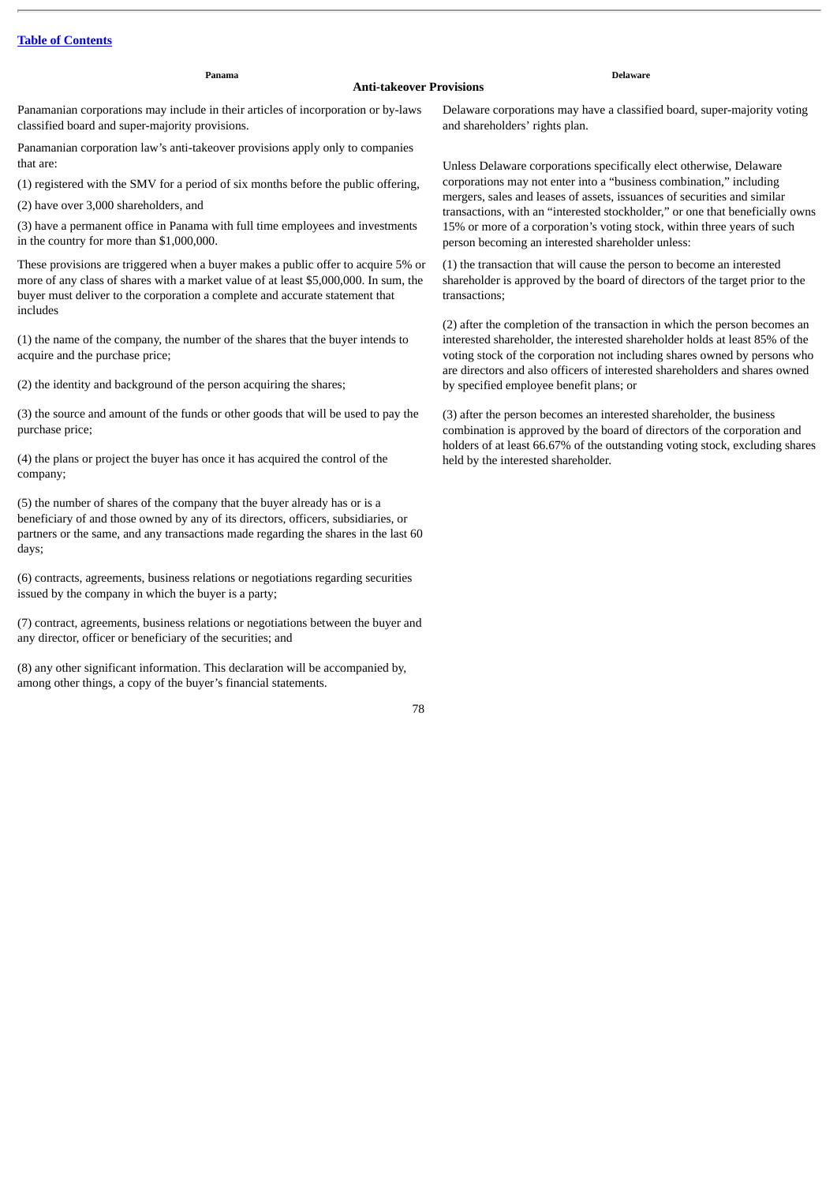| Panama | Delaware |
| --- | --- |
| **Anti-takeover Provisions** | |
| Panamanian corporations may include in their articles of incorporation or by-laws classified board and super-majority provisions. | Delaware corporations may have a classified board, super-majority voting and shareholders' rights plan. |
| Panamanian corporation law's anti-takeover provisions apply only to companies that are:<br><br>(1) registered with the SMV for a period of six months before the public offering,<br><br>(2) have over 3,000 shareholders, and<br><br>(3) have a permanent office in Panama with full time employees and investments in the country for more than $1,000,000.<br><br>These provisions are triggered when a buyer makes a public offer to acquire 5% or more of any class of shares with a market value of at least $5,000,000. In sum, the buyer must deliver to the corporation a complete and accurate statement that includes<br><br>(1) the name of the company, the number of the shares that the buyer intends to acquire and the purchase price;<br><br>(2) the identity and background of the person acquiring the shares;<br><br>(3) the source and amount of the funds or other goods that will be used to pay the purchase price;<br><br>(4) the plans or project the buyer has once it has acquired the control of the company;<br><br>(5) the number of shares of the company that the buyer already has or is a beneficiary of and those owned by any of its directors, officers, subsidiaries, or partners or the same, and any transactions made regarding the shares in the last 60 days;<br><br>(6) contracts, agreements, business relations or negotiations regarding securities issued by the company in which the buyer is a party;<br><br>(7) contract, agreements, business relations or negotiations between the buyer and any director, officer or beneficiary of the securities; and<br><br>(8) any other significant information. This declaration will be accompanied by, among other things, a copy of the buyer's financial statements. | Unless Delaware corporations specifically elect otherwise, Delaware corporations may not enter into a "business combination," including mergers, sales and leases of assets, issuances of securities and similar transactions, with an "interested stockholder," or one that beneficially owns 15% or more of a corporation's voting stock, within three years of such person becoming an interested shareholder unless:<br><br>(1) the transaction that will cause the person to become an interested shareholder is approved by the board of directors of the target prior to the transactions;<br><br>(2) after the completion of the transaction in which the person becomes an interested shareholder, the interested shareholder holds at least 85% of the voting stock of the corporation not including shares owned by persons who are directors and also officers of interested shareholders and shares owned by specified employee benefit plans; or<br><br>(3) after the person becomes an interested shareholder, the business combination is approved by the board of directors of the corporation and holders of at least 66.67% of the outstanding voting stock, excluding shares held by the interested shareholder. |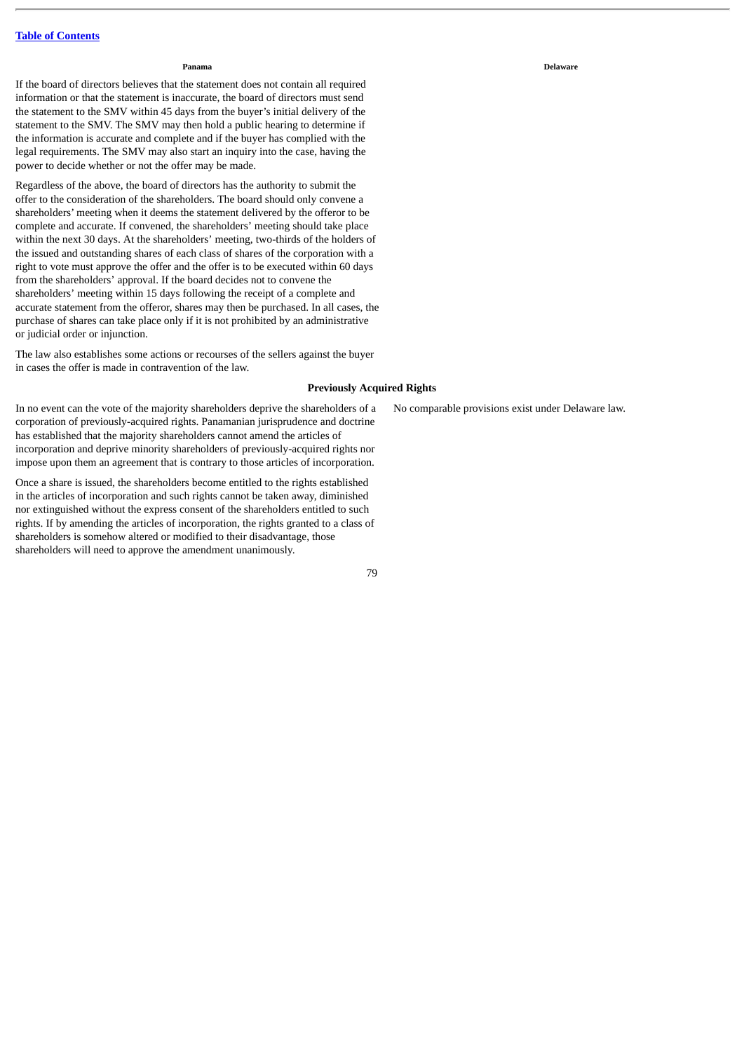| Panama | Delaware |
| --- | --- |
| If the board of directors believes that the statement does not contain all required information or that the statement is inaccurate, the board of directors must send the statement to the SMV within 45 days from the buyer's initial delivery of the statement to the SMV. The SMV may then hold a public hearing to determine if the information is accurate and complete and if the buyer has complied with the legal requirements. The SMV may also start an inquiry into the case, having the power to decide whether or not the offer may be made. | |
| Regardless of the above, the board of directors has the authority to submit the offer to the consideration of the shareholders. The board should only convene a shareholders' meeting when it deems the statement delivered by the offeror to be complete and accurate. If convened, the shareholders' meeting should take place within the next 30 days. At the shareholders' meeting, two-thirds of the holders of the issued and outstanding shares of each class of shares of the corporation with a right to vote must approve the offer and the offer is to be executed within 60 days from the shareholders' approval. If the board decides not to convene the shareholders' meeting within 15 days following the receipt of a complete and accurate statement from the offeror, shares may then be purchased. In all cases, the purchase of shares can take place only if it is not prohibited by an administrative or judicial order or injunction. | |
| The law also establishes some actions or recourses of the sellers against the buyer in cases the offer is made in contravention of the law. | |

**Previously Acquired Rights**

| Panama | Delaware |
| --- | --- |
| In no event can the vote of the majority shareholders deprive the shareholders of a corporation of previously-acquired rights. Panamanian jurisprudence and doctrine has established that the majority shareholders cannot amend the articles of incorporation and deprive minority shareholders of previously-acquired rights nor impose upon them an agreement that is contrary to those articles of incorporation. | No comparable provisions exist under Delaware law. |
| Once a share is issued, the shareholders become entitled to the rights established in the articles of incorporation and such rights cannot be taken away, diminished nor extinguished without the express consent of the shareholders entitled to such rights. If by amending the articles of incorporation, the rights granted to a class of shareholders is somehow altered or modified to their disadvantage, those shareholders will need to approve the amendment unanimously. | |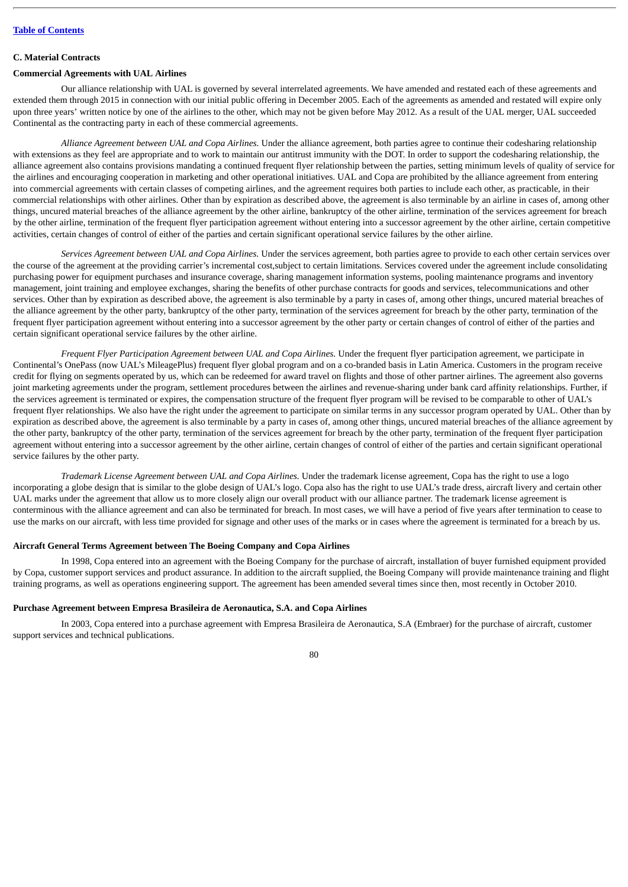### C. Material Contracts

#### Commercial Agreements with UAL Airlines

Our alliance relationship with UAL is governed by several interrelated agreements. We have amended and restated each of these agreements and extended them through 2015 in connection with our initial public offering in December 2005. Each of the agreements as amended and restated will expire only upon three years' written notice by one of the airlines to the other, which may not be given before May 2012. As a result of the UAL merger, UAL succeeded Continental as the contracting party in each of these commercial agreements.

*Alliance Agreement between UAL and Copa Airlines.* Under the alliance agreement, both parties agree to continue their codesharing relationship with extensions as they feel are appropriate and to work to maintain our antitrust immunity with the DOT. In order to support the codesharing relationship, the alliance agreement also contains provisions mandating a continued frequent flyer relationship between the parties, setting minimum levels of quality of service for the airlines and encouraging cooperation in marketing and other operational initiatives. UAL and Copa are prohibited by the alliance agreement from entering into commercial agreements with certain classes of competing airlines, and the agreement requires both parties to include each other, as practicable, in their commercial relationships with other airlines. Other than by expiration as described above, the agreement is also terminable by an airline in cases of, among other things, uncured material breaches of the alliance agreement by the other airline, bankruptcy of the other airline, termination of the services agreement for breach by the other airline, termination of the frequent flyer participation agreement without entering into a successor agreement by the other airline, certain competitive activities, certain changes of control of either of the parties and certain significant operational service failures by the other airline.

*Services Agreement between UAL and Copa Airlines.* Under the services agreement, both parties agree to provide to each other certain services over the course of the agreement at the providing carrier's incremental cost,subject to certain limitations. Services covered under the agreement include consolidating purchasing power for equipment purchases and insurance coverage, sharing management information systems, pooling maintenance programs and inventory management, joint training and employee exchanges, sharing the benefits of other purchase contracts for goods and services, telecommunications and other services. Other than by expiration as described above, the agreement is also terminable by a party in cases of, among other things, uncured material breaches of the alliance agreement by the other party, bankruptcy of the other party, termination of the services agreement for breach by the other party, termination of the frequent flyer participation agreement without entering into a successor agreement by the other party or certain changes of control of either of the parties and certain significant operational service failures by the other airline.

*Frequent Flyer Participation Agreement between UAL and Copa Airlines.* Under the frequent flyer participation agreement, we participate in Continental's OnePass (now UAL's MileagePlus) frequent flyer global program and on a co-branded basis in Latin America. Customers in the program receive credit for flying on segments operated by us, which can be redeemed for award travel on flights and those of other partner airlines. The agreement also governs joint marketing agreements under the program, settlement procedures between the airlines and revenue-sharing under bank card affinity relationships. Further, if the services agreement is terminated or expires, the compensation structure of the frequent flyer program will be revised to be comparable to other of UAL's frequent flyer relationships. We also have the right under the agreement to participate on similar terms in any successor program operated by UAL. Other than by expiration as described above, the agreement is also terminable by a party in cases of, among other things, uncured material breaches of the alliance agreement by the other party, bankruptcy of the other party, termination of the services agreement for breach by the other party, termination of the frequent flyer participation agreement without entering into a successor agreement by the other airline, certain changes of control of either of the parties and certain significant operational service failures by the other party.

*Trademark License Agreement between UAL and Copa Airlines.* Under the trademark license agreement, Copa has the right to use a logo incorporating a globe design that is similar to the globe design of UAL's logo. Copa also has the right to use UAL's trade dress, aircraft livery and certain other UAL marks under the agreement that allow us to more closely align our overall product with our alliance partner. The trademark license agreement is conterminous with the alliance agreement and can also be terminated for breach. In most cases, we will have a period of five years after termination to cease to use the marks on our aircraft, with less time provided for signage and other uses of the marks or in cases where the agreement is terminated for a breach by us.

#### Aircraft General Terms Agreement between The Boeing Company and Copa Airlines

In 1998, Copa entered into an agreement with the Boeing Company for the purchase of aircraft, installation of buyer furnished equipment provided by Copa, customer support services and product assurance. In addition to the aircraft supplied, the Boeing Company will provide maintenance training and flight training programs, as well as operations engineering support. The agreement has been amended several times since then, most recently in October 2010.

#### Purchase Agreement between Empresa Brasileira de Aeronautica, S.A. and Copa Airlines

In 2003, Copa entered into a purchase agreement with Empresa Brasileira de Aeronautica, S.A (Embraer) for the purchase of aircraft, customer support services and technical publications.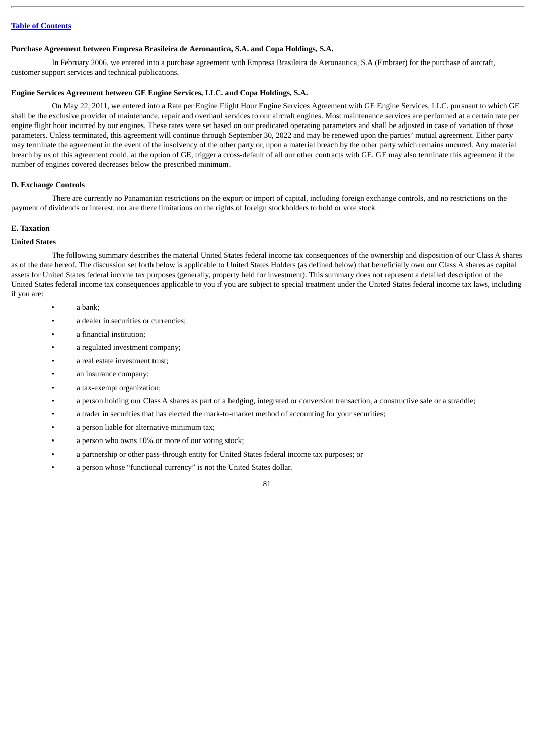**Purchase Agreement between Empresa Brasileira de Aeronautica, S.A. and Copa Holdings, S.A.**

In February 2006, we entered into a purchase agreement with Empresa Brasileira de Aeronautica, S.A (Embraer) for the purchase of aircraft, customer support services and technical publications.

**Engine Services Agreement between GE Engine Services, LLC. and Copa Holdings, S.A.**

On May 22, 2011, we entered into a Rate per Engine Flight Hour Engine Services Agreement with GE Engine Services, LLC. pursuant to which GE shall be the exclusive provider of maintenance, repair and overhaul services to our aircraft engines. Most maintenance services are performed at a certain rate per engine flight hour incurred by our engines. These rates were set based on our predicated operating parameters and shall be adjusted in case of variation of those parameters. Unless terminated, this agreement will continue through September 30, 2022 and may be renewed upon the parties' mutual agreement. Either party may terminate the agreement in the event of the insolvency of the other party or, upon a material breach by the other party which remains uncured. Any material breach by us of this agreement could, at the option of GE, trigger a cross-default of all our other contracts with GE. GE may also terminate this agreement if the number of engines covered decreases below the prescribed minimum.

## D. Exchange Controls

There are currently no Panamanian restrictions on the export or import of capital, including foreign exchange controls, and no restrictions on the payment of dividends or interest, nor are there limitations on the rights of foreign stockholders to hold or vote stock.

## E. Taxation

### United States

The following summary describes the material United States federal income tax consequences of the ownership and disposition of our Class A shares as of the date hereof. The discussion set forth below is applicable to United States Holders (as defined below) that beneficially own our Class A shares as capital assets for United States federal income tax purposes (generally, property held for investment). This summary does not represent a detailed description of the United States federal income tax consequences applicable to you if you are subject to special treatment under the United States federal income tax laws, including if you are:

- a bank;
- a dealer in securities or currencies;
- a financial institution;
- a regulated investment company;
- a real estate investment trust;
- an insurance company;
- a tax-exempt organization;
- a person holding our Class A shares as part of a hedging, integrated or conversion transaction, a constructive sale or a straddle;
- a trader in securities that has elected the mark-to-market method of accounting for your securities;
- a person liable for alternative minimum tax;
- a person who owns 10% or more of our voting stock;
- a partnership or other pass-through entity for United States federal income tax purposes; or
- a person whose "functional currency" is not the United States dollar.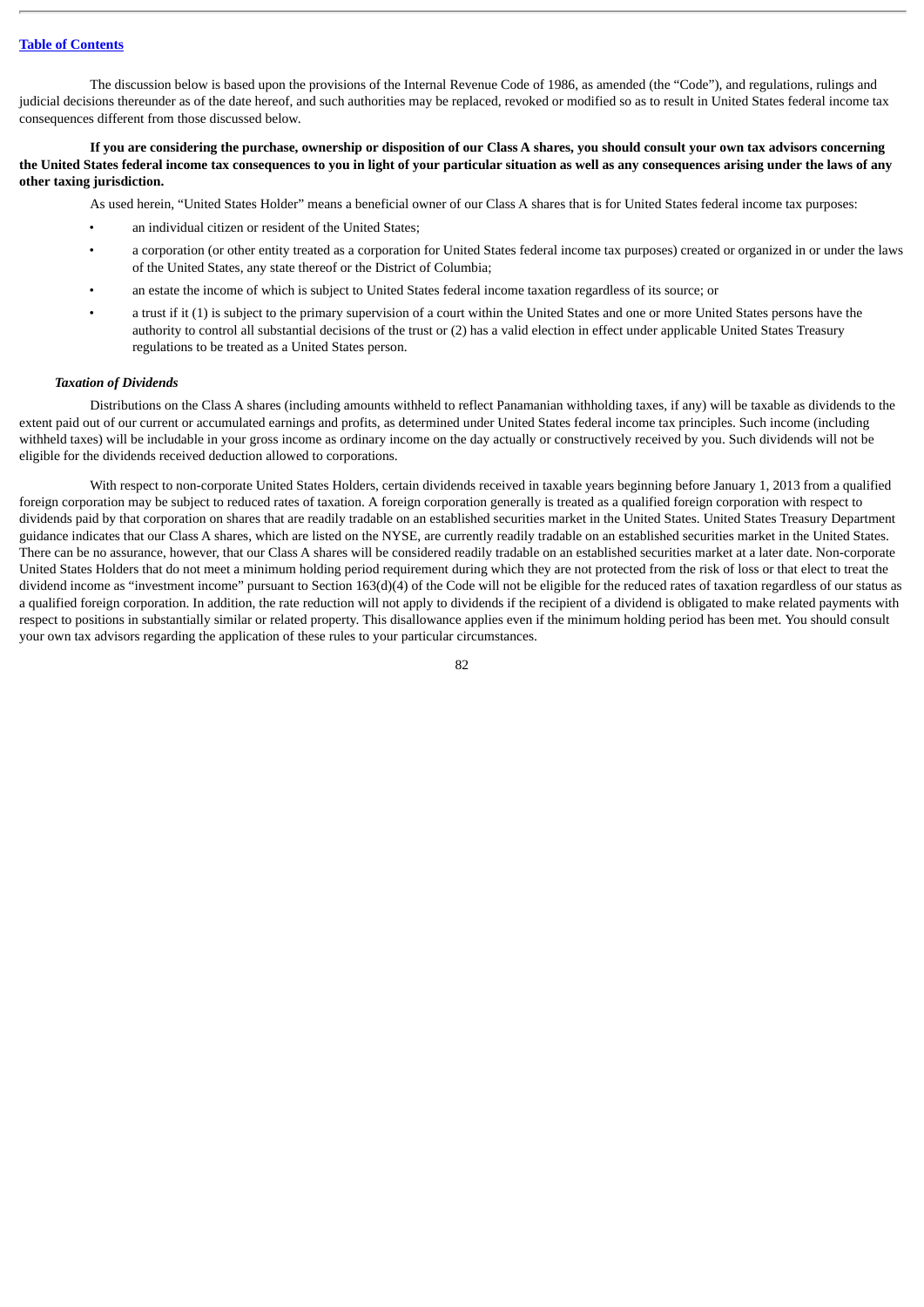The discussion below is based upon the provisions of the Internal Revenue Code of 1986, as amended (the "Code"), and regulations, rulings and judicial decisions thereunder as of the date hereof, and such authorities may be replaced, revoked or modified so as to result in United States federal income tax consequences different from those discussed below.

**If you are considering the purchase, ownership or disposition of our Class A shares, you should consult your own tax advisors concerning the United States federal income tax consequences to you in light of your particular situation as well as any consequences arising under the laws of any other taxing jurisdiction.**

As used herein, "United States Holder" means a beneficial owner of our Class A shares that is for United States federal income tax purposes:

- an individual citizen or resident of the United States;
- a corporation (or other entity treated as a corporation for United States federal income tax purposes) created or organized in or under the laws of the United States, any state thereof or the District of Columbia;
- an estate the income of which is subject to United States federal income taxation regardless of its source; or
- a trust if it (1) is subject to the primary supervision of a court within the United States and one or more United States persons have the authority to control all substantial decisions of the trust or (2) has a valid election in effect under applicable United States Treasury regulations to be treated as a United States person.

***Taxation of Dividends***

Distributions on the Class A shares (including amounts withheld to reflect Panamanian withholding taxes, if any) will be taxable as dividends to the extent paid out of our current or accumulated earnings and profits, as determined under United States federal income tax principles. Such income (including withheld taxes) will be includable in your gross income as ordinary income on the day actually or constructively received by you. Such dividends will not be eligible for the dividends received deduction allowed to corporations.

With respect to non-corporate United States Holders, certain dividends received in taxable years beginning before January 1, 2013 from a qualified foreign corporation may be subject to reduced rates of taxation. A foreign corporation generally is treated as a qualified foreign corporation with respect to dividends paid by that corporation on shares that are readily tradable on an established securities market in the United States. United States Treasury Department guidance indicates that our Class A shares, which are listed on the NYSE, are currently readily tradable on an established securities market in the United States. There can be no assurance, however, that our Class A shares will be considered readily tradable on an established securities market at a later date. Non-corporate United States Holders that do not meet a minimum holding period requirement during which they are not protected from the risk of loss or that elect to treat the dividend income as "investment income" pursuant to Section 163(d)(4) of the Code will not be eligible for the reduced rates of taxation regardless of our status as a qualified foreign corporation. In addition, the rate reduction will not apply to dividends if the recipient of a dividend is obligated to make related payments with respect to positions in substantially similar or related property. This disallowance applies even if the minimum holding period has been met. You should consult your own tax advisors regarding the application of these rules to your particular circumstances.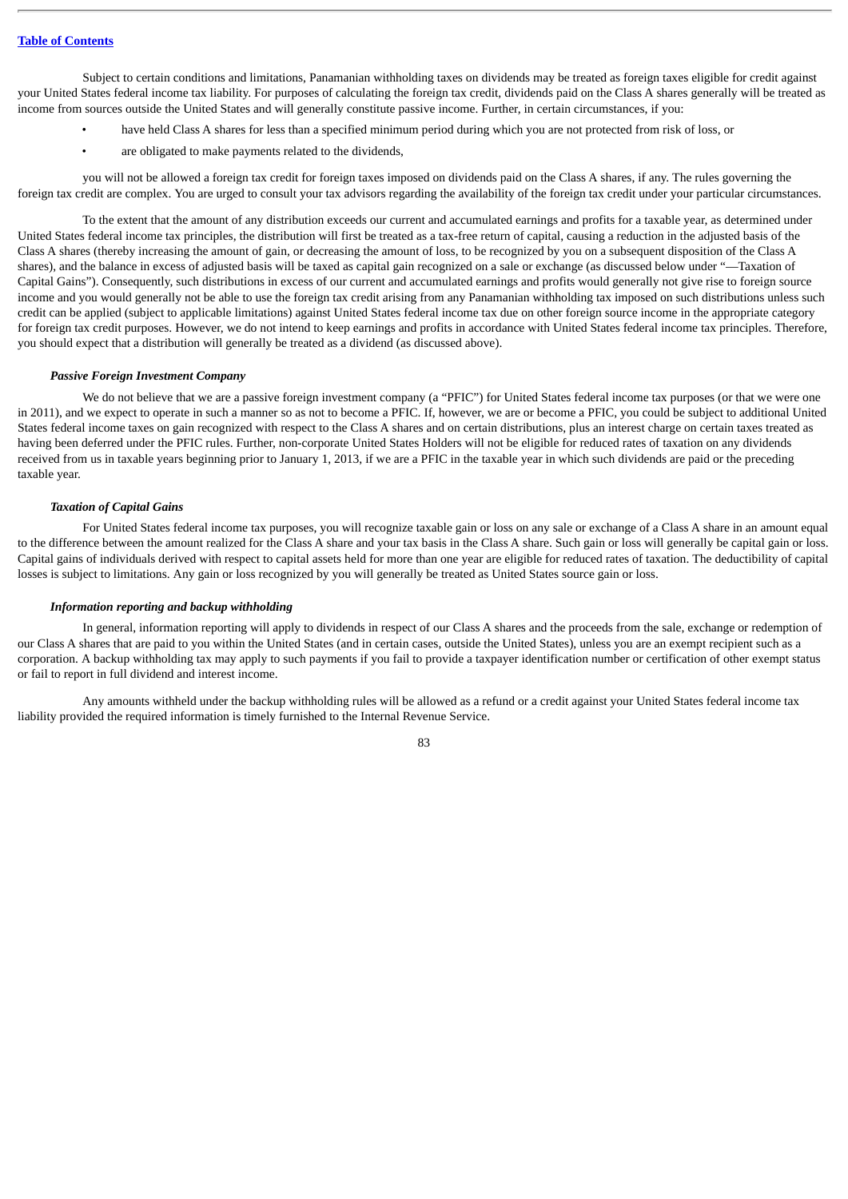Subject to certain conditions and limitations, Panamanian withholding taxes on dividends may be treated as foreign taxes eligible for credit against your United States federal income tax liability. For purposes of calculating the foreign tax credit, dividends paid on the Class A shares generally will be treated as income from sources outside the United States and will generally constitute passive income. Further, in certain circumstances, if you:

- have held Class A shares for less than a specified minimum period during which you are not protected from risk of loss, or
- are obligated to make payments related to the dividends,

you will not be allowed a foreign tax credit for foreign taxes imposed on dividends paid on the Class A shares, if any. The rules governing the foreign tax credit are complex. You are urged to consult your tax advisors regarding the availability of the foreign tax credit under your particular circumstances.

To the extent that the amount of any distribution exceeds our current and accumulated earnings and profits for a taxable year, as determined under United States federal income tax principles, the distribution will first be treated as a tax-free return of capital, causing a reduction in the adjusted basis of the Class A shares (thereby increasing the amount of gain, or decreasing the amount of loss, to be recognized by you on a subsequent disposition of the Class A shares), and the balance in excess of adjusted basis will be taxed as capital gain recognized on a sale or exchange (as discussed below under "—Taxation of Capital Gains"). Consequently, such distributions in excess of our current and accumulated earnings and profits would generally not give rise to foreign source income and you would generally not be able to use the foreign tax credit arising from any Panamanian withholding tax imposed on such distributions unless such credit can be applied (subject to applicable limitations) against United States federal income tax due on other foreign source income in the appropriate category for foreign tax credit purposes. However, we do not intend to keep earnings and profits in accordance with United States federal income tax principles. Therefore, you should expect that a distribution will generally be treated as a dividend (as discussed above).

***Passive Foreign Investment Company***

We do not believe that we are a passive foreign investment company (a "PFIC") for United States federal income tax purposes (or that we were one in 2011), and we expect to operate in such a manner so as not to become a PFIC. If, however, we are or become a PFIC, you could be subject to additional United States federal income taxes on gain recognized with respect to the Class A shares and on certain distributions, plus an interest charge on certain taxes treated as having been deferred under the PFIC rules. Further, non-corporate United States Holders will not be eligible for reduced rates of taxation on any dividends received from us in taxable years beginning prior to January 1, 2013, if we are a PFIC in the taxable year in which such dividends are paid or the preceding taxable year.

***Taxation of Capital Gains***

For United States federal income tax purposes, you will recognize taxable gain or loss on any sale or exchange of a Class A share in an amount equal to the difference between the amount realized for the Class A share and your tax basis in the Class A share. Such gain or loss will generally be capital gain or loss. Capital gains of individuals derived with respect to capital assets held for more than one year are eligible for reduced rates of taxation. The deductibility of capital losses is subject to limitations. Any gain or loss recognized by you will generally be treated as United States source gain or loss.

***Information reporting and backup withholding***

In general, information reporting will apply to dividends in respect of our Class A shares and the proceeds from the sale, exchange or redemption of our Class A shares that are paid to you within the United States (and in certain cases, outside the United States), unless you are an exempt recipient such as a corporation. A backup withholding tax may apply to such payments if you fail to provide a taxpayer identification number or certification of other exempt status or fail to report in full dividend and interest income.

Any amounts withheld under the backup withholding rules will be allowed as a refund or a credit against your United States federal income tax liability provided the required information is timely furnished to the Internal Revenue Service.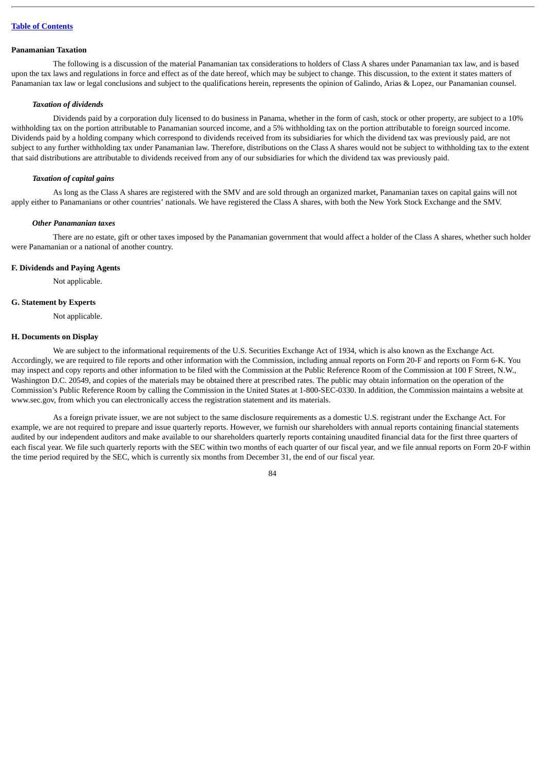### Panamanian Taxation

The following is a discussion of the material Panamanian tax considerations to holders of Class A shares under Panamanian tax law, and is based upon the tax laws and regulations in force and effect as of the date hereof, which may be subject to change. This discussion, to the extent it states matters of Panamanian tax law or legal conclusions and subject to the qualifications herein, represents the opinion of Galindo, Arias & Lopez, our Panamanian counsel.

#### *Taxation of dividends*

Dividends paid by a corporation duly licensed to do business in Panama, whether in the form of cash, stock or other property, are subject to a 10% withholding tax on the portion attributable to Panamanian sourced income, and a 5% withholding tax on the portion attributable to foreign sourced income. Dividends paid by a holding company which correspond to dividends received from its subsidiaries for which the dividend tax was previously paid, are not subject to any further withholding tax under Panamanian law. Therefore, distributions on the Class A shares would not be subject to withholding tax to the extent that said distributions are attributable to dividends received from any of our subsidiaries for which the dividend tax was previously paid.

#### *Taxation of capital gains*

As long as the Class A shares are registered with the SMV and are sold through an organized market, Panamanian taxes on capital gains will not apply either to Panamanians or other countries' nationals. We have registered the Class A shares, with both the New York Stock Exchange and the SMV.

#### *Other Panamanian taxes*

There are no estate, gift or other taxes imposed by the Panamanian government that would affect a holder of the Class A shares, whether such holder were Panamanian or a national of another country.

### F. Dividends and Paying Agents

Not applicable.

### G. Statement by Experts

Not applicable.

### H. Documents on Display

We are subject to the informational requirements of the U.S. Securities Exchange Act of 1934, which is also known as the Exchange Act. Accordingly, we are required to file reports and other information with the Commission, including annual reports on Form 20-F and reports on Form 6-K. You may inspect and copy reports and other information to be filed with the Commission at the Public Reference Room of the Commission at 100 F Street, N.W., Washington D.C. 20549, and copies of the materials may be obtained there at prescribed rates. The public may obtain information on the operation of the Commission's Public Reference Room by calling the Commission in the United States at 1-800-SEC-0330. In addition, the Commission maintains a website at www.sec.gov, from which you can electronically access the registration statement and its materials.

As a foreign private issuer, we are not subject to the same disclosure requirements as a domestic U.S. registrant under the Exchange Act. For example, we are not required to prepare and issue quarterly reports. However, we furnish our shareholders with annual reports containing financial statements audited by our independent auditors and make available to our shareholders quarterly reports containing unaudited financial data for the first three quarters of each fiscal year. We file such quarterly reports with the SEC within two months of each quarter of our fiscal year, and we file annual reports on Form 20-F within the time period required by the SEC, which is currently six months from December 31, the end of our fiscal year.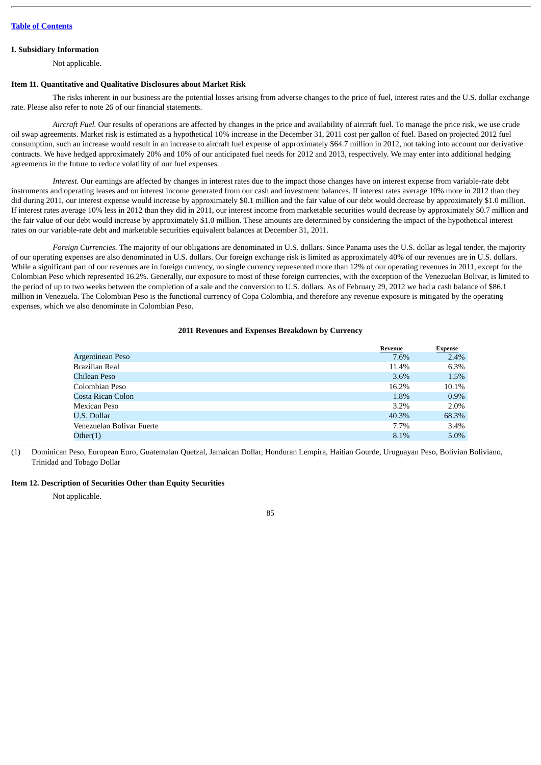Table of Contents

### I. Subsidiary Information

Not applicable.

### Item 11. Quantitative and Qualitative Disclosures about Market Risk

The risks inherent in our business are the potential losses arising from adverse changes to the price of fuel, interest rates and the U.S. dollar exchange rate. Please also refer to note 26 of our financial statements.

*Aircraft Fuel.* Our results of operations are affected by changes in the price and availability of aircraft fuel. To manage the price risk, we use crude oil swap agreements. Market risk is estimated as a hypothetical 10% increase in the December 31, 2011 cost per gallon of fuel. Based on projected 2012 fuel consumption, such an increase would result in an increase to aircraft fuel expense of approximately $64.7 million in 2012, not taking into account our derivative contracts. We have hedged approximately 20% and 10% of our anticipated fuel needs for 2012 and 2013, respectively. We may enter into additional hedging agreements in the future to reduce volatility of our fuel expenses.

*Interest.* Our earnings are affected by changes in interest rates due to the impact those changes have on interest expense from variable-rate debt instruments and operating leases and on interest income generated from our cash and investment balances. If interest rates average 10% more in 2012 than they did during 2011, our interest expense would increase by approximately $0.1 million and the fair value of our debt would decrease by approximately $1.0 million. If interest rates average 10% less in 2012 than they did in 2011, our interest income from marketable securities would decrease by approximately $0.7 million and the fair value of our debt would increase by approximately $1.0 million. These amounts are determined by considering the impact of the hypothetical interest rates on our variable-rate debt and marketable securities equivalent balances at December 31, 2011.

*Foreign Currencies.* The majority of our obligations are denominated in U.S. dollars. Since Panama uses the U.S. dollar as legal tender, the majority of our operating expenses are also denominated in U.S. dollars. Our foreign exchange risk is limited as approximately 40% of our revenues are in U.S. dollars. While a significant part of our revenues are in foreign currency, no single currency represented more than 12% of our operating revenues in 2011, except for the Colombian Peso which represented 16.2%. Generally, our exposure to most of these foreign currencies, with the exception of the Venezuelan Bolivar, is limited to the period of up to two weeks between the completion of a sale and the conversion to U.S. dollars. As of February 29, 2012 we had a cash balance of $86.1 million in Venezuela. The Colombian Peso is the functional currency of Copa Colombia, and therefore any revenue exposure is mitigated by the operating expenses, which we also denominate in Colombian Peso.

**2011 Revenues and Expenses Breakdown by Currency**

| | Revenue | Expense |
|---|---|---|
| Argentinean Peso | 7.6% | 2.4% |
| Brazilian Real | 11.4% | 6.3% |
| Chilean Peso | 3.6% | 1.5% |
| Colombian Peso | 16.2% | 10.1% |
| Costa Rican Colon | 1.8% | 0.9% |
| Mexican Peso | 3.2% | 2.0% |
| U.S. Dollar | 40.3% | 68.3% |
| Venezuelan Bolivar Fuerte | 7.7% | 3.4% |
| Other(1) | 8.1% | 5.0% |

(1) Dominican Peso, European Euro, Guatemalan Quetzal, Jamaican Dollar, Honduran Lempira, Haitian Gourde, Uruguayan Peso, Bolivian Boliviano, Trinidad and Tobago Dollar

### Item 12. Description of Securities Other than Equity Securities

Not applicable.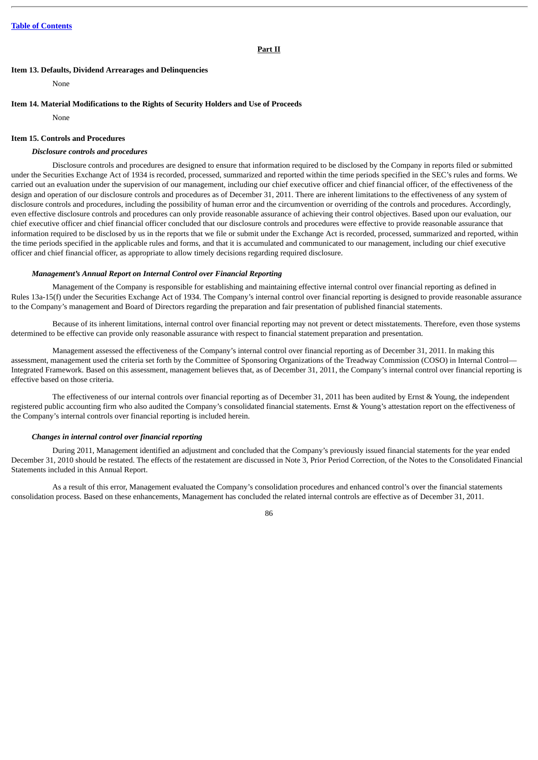**Part II**

**Item 13. Defaults, Dividend Arrearages and Delinquencies**

None

**Item 14. Material Modifications to the Rights of Security Holders and Use of Proceeds**

None

**Item 15. Controls and Procedures**

***Disclosure controls and procedures***

Disclosure controls and procedures are designed to ensure that information required to be disclosed by the Company in reports filed or submitted under the Securities Exchange Act of 1934 is recorded, processed, summarized and reported within the time periods specified in the SEC's rules and forms. We carried out an evaluation under the supervision of our management, including our chief executive officer and chief financial officer, of the effectiveness of the design and operation of our disclosure controls and procedures as of December 31, 2011. There are inherent limitations to the effectiveness of any system of disclosure controls and procedures, including the possibility of human error and the circumvention or overriding of the controls and procedures. Accordingly, even effective disclosure controls and procedures can only provide reasonable assurance of achieving their control objectives. Based upon our evaluation, our chief executive officer and chief financial officer concluded that our disclosure controls and procedures were effective to provide reasonable assurance that information required to be disclosed by us in the reports that we file or submit under the Exchange Act is recorded, processed, summarized and reported, within the time periods specified in the applicable rules and forms, and that it is accumulated and communicated to our management, including our chief executive officer and chief financial officer, as appropriate to allow timely decisions regarding required disclosure.

***Management's Annual Report on Internal Control over Financial Reporting***

Management of the Company is responsible for establishing and maintaining effective internal control over financial reporting as defined in Rules 13a-15(f) under the Securities Exchange Act of 1934. The Company's internal control over financial reporting is designed to provide reasonable assurance to the Company's management and Board of Directors regarding the preparation and fair presentation of published financial statements.

Because of its inherent limitations, internal control over financial reporting may not prevent or detect misstatements. Therefore, even those systems determined to be effective can provide only reasonable assurance with respect to financial statement preparation and presentation.

Management assessed the effectiveness of the Company's internal control over financial reporting as of December 31, 2011. In making this assessment, management used the criteria set forth by the Committee of Sponsoring Organizations of the Treadway Commission (COSO) in Internal Control—Integrated Framework. Based on this assessment, management believes that, as of December 31, 2011, the Company's internal control over financial reporting is effective based on those criteria.

The effectiveness of our internal controls over financial reporting as of December 31, 2011 has been audited by Ernst & Young, the independent registered public accounting firm who also audited the Company's consolidated financial statements. Ernst & Young's attestation report on the effectiveness of the Company's internal controls over financial reporting is included herein.

***Changes in internal control over financial reporting***

During 2011, Management identified an adjustment and concluded that the Company's previously issued financial statements for the year ended December 31, 2010 should be restated. The effects of the restatement are discussed in Note 3, Prior Period Correction, of the Notes to the Consolidated Financial Statements included in this Annual Report.

As a result of this error, Management evaluated the Company's consolidation procedures and enhanced control's over the financial statements consolidation process. Based on these enhancements, Management has concluded the related internal controls are effective as of December 31, 2011.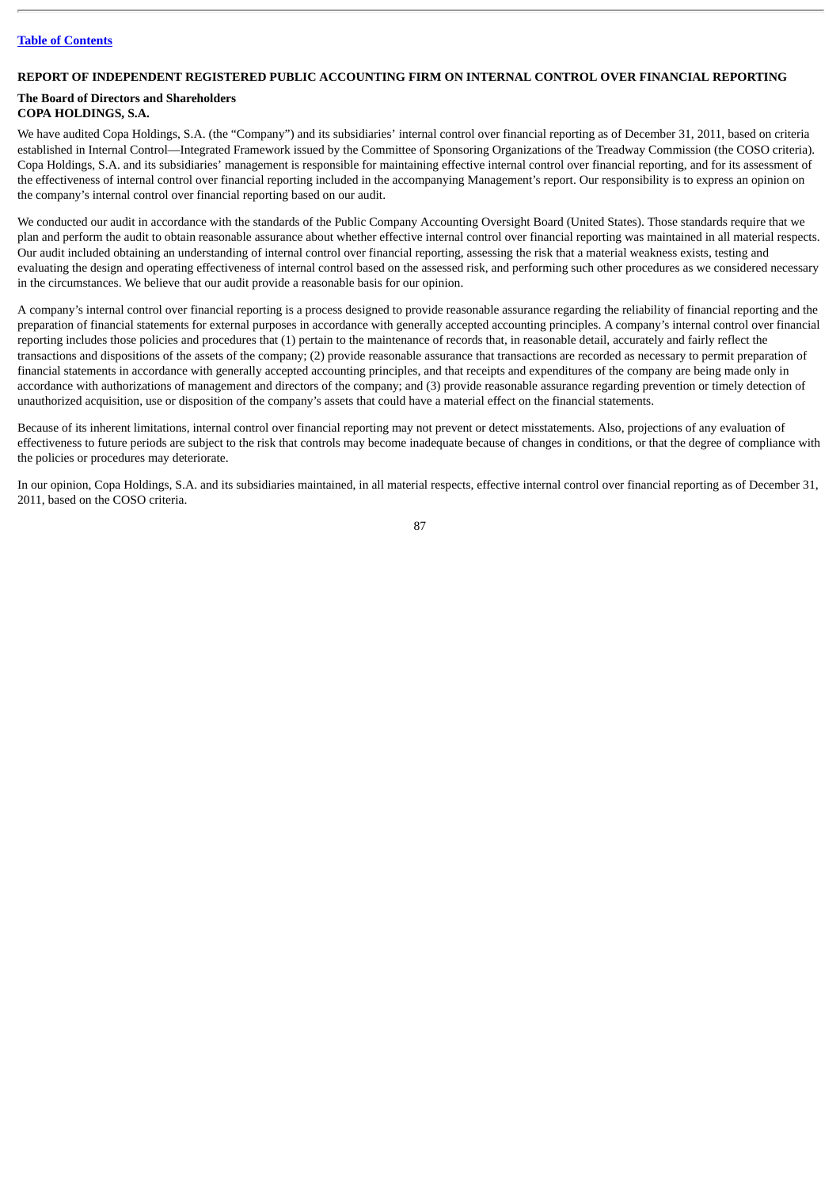[Table of Contents](#)

## REPORT OF INDEPENDENT REGISTERED PUBLIC ACCOUNTING FIRM ON INTERNAL CONTROL OVER FINANCIAL REPORTING

**The Board of Directors and Shareholders**
**COPA HOLDINGS, S.A.**

We have audited Copa Holdings, S.A. (the "Company") and its subsidiaries' internal control over financial reporting as of December 31, 2011, based on criteria established in Internal Control—Integrated Framework issued by the Committee of Sponsoring Organizations of the Treadway Commission (the COSO criteria). Copa Holdings, S.A. and its subsidiaries' management is responsible for maintaining effective internal control over financial reporting, and for its assessment of the effectiveness of internal control over financial reporting included in the accompanying Management's report. Our responsibility is to express an opinion on the company's internal control over financial reporting based on our audit.

We conducted our audit in accordance with the standards of the Public Company Accounting Oversight Board (United States). Those standards require that we plan and perform the audit to obtain reasonable assurance about whether effective internal control over financial reporting was maintained in all material respects. Our audit included obtaining an understanding of internal control over financial reporting, assessing the risk that a material weakness exists, testing and evaluating the design and operating effectiveness of internal control based on the assessed risk, and performing such other procedures as we considered necessary in the circumstances. We believe that our audit provide a reasonable basis for our opinion.

A company's internal control over financial reporting is a process designed to provide reasonable assurance regarding the reliability of financial reporting and the preparation of financial statements for external purposes in accordance with generally accepted accounting principles. A company's internal control over financial reporting includes those policies and procedures that (1) pertain to the maintenance of records that, in reasonable detail, accurately and fairly reflect the transactions and dispositions of the assets of the company; (2) provide reasonable assurance that transactions are recorded as necessary to permit preparation of financial statements in accordance with generally accepted accounting principles, and that receipts and expenditures of the company are being made only in accordance with authorizations of management and directors of the company; and (3) provide reasonable assurance regarding prevention or timely detection of unauthorized acquisition, use or disposition of the company's assets that could have a material effect on the financial statements.

Because of its inherent limitations, internal control over financial reporting may not prevent or detect misstatements. Also, projections of any evaluation of effectiveness to future periods are subject to the risk that controls may become inadequate because of changes in conditions, or that the degree of compliance with the policies or procedures may deteriorate.

In our opinion, Copa Holdings, S.A. and its subsidiaries maintained, in all material respects, effective internal control over financial reporting as of December 31, 2011, based on the COSO criteria.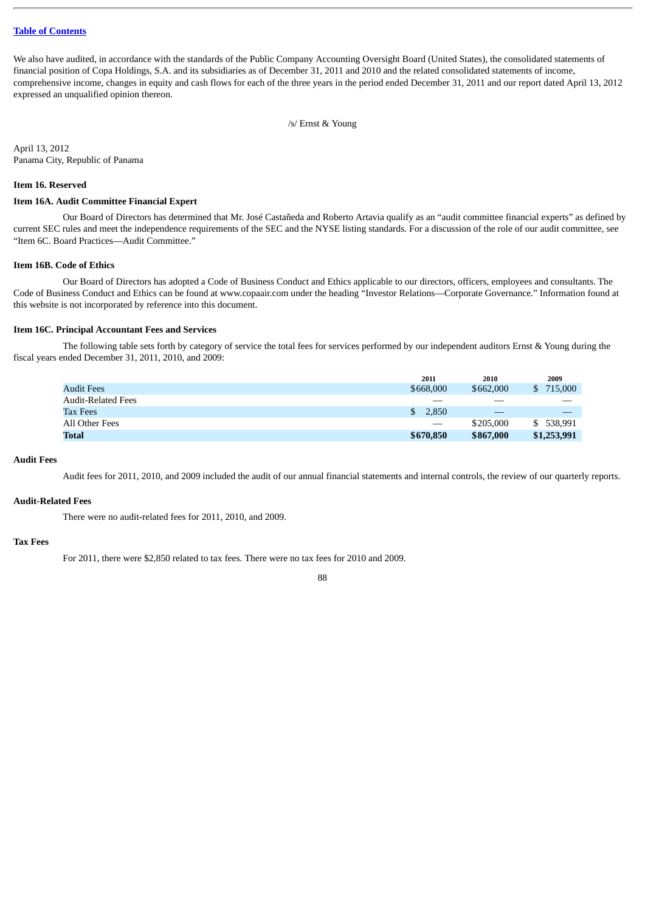We also have audited, in accordance with the standards of the Public Company Accounting Oversight Board (United States), the consolidated statements of financial position of Copa Holdings, S.A. and its subsidiaries as of December 31, 2011 and 2010 and the related consolidated statements of income, comprehensive income, changes in equity and cash flows for each of the three years in the period ended December 31, 2011 and our report dated April 13, 2012 expressed an unqualified opinion thereon.

/s/ Ernst & Young

April 13, 2012
Panama City, Republic of Panama

**Item 16. Reserved**

**Item 16A. Audit Committee Financial Expert**

Our Board of Directors has determined that Mr. José Castañeda and Roberto Artavia qualify as an "audit committee financial experts" as defined by current SEC rules and meet the independence requirements of the SEC and the NYSE listing standards. For a discussion of the role of our audit committee, see "Item 6C. Board Practices—Audit Committee."

**Item 16B. Code of Ethics**

Our Board of Directors has adopted a Code of Business Conduct and Ethics applicable to our directors, officers, employees and consultants. The Code of Business Conduct and Ethics can be found at www.copaair.com under the heading "Investor Relations—Corporate Governance." Information found at this website is not incorporated by reference into this document.

**Item 16C. Principal Accountant Fees and Services**

The following table sets forth by category of service the total fees for services performed by our independent auditors Ernst & Young during the fiscal years ended December 31, 2011, 2010, and 2009:

| | 2011 | 2010 | 2009 |
|---|---|---|---|
| Audit Fees | $668,000 | $662,000 | $ 715,000 |
| Audit-Related Fees | — | — | — |
| Tax Fees | $ 2,850 | — | — |
| All Other Fees | — | $205,000 | $ 538,991 |
| **Total** | **$670,850** | **$867,000** | **$1,253,991** |

**Audit Fees**

Audit fees for 2011, 2010, and 2009 included the audit of our annual financial statements and internal controls, the review of our quarterly reports.

**Audit-Related Fees**

There were no audit-related fees for 2011, 2010, and 2009.

**Tax Fees**

For 2011, there were $2,850 related to tax fees. There were no tax fees for 2010 and 2009.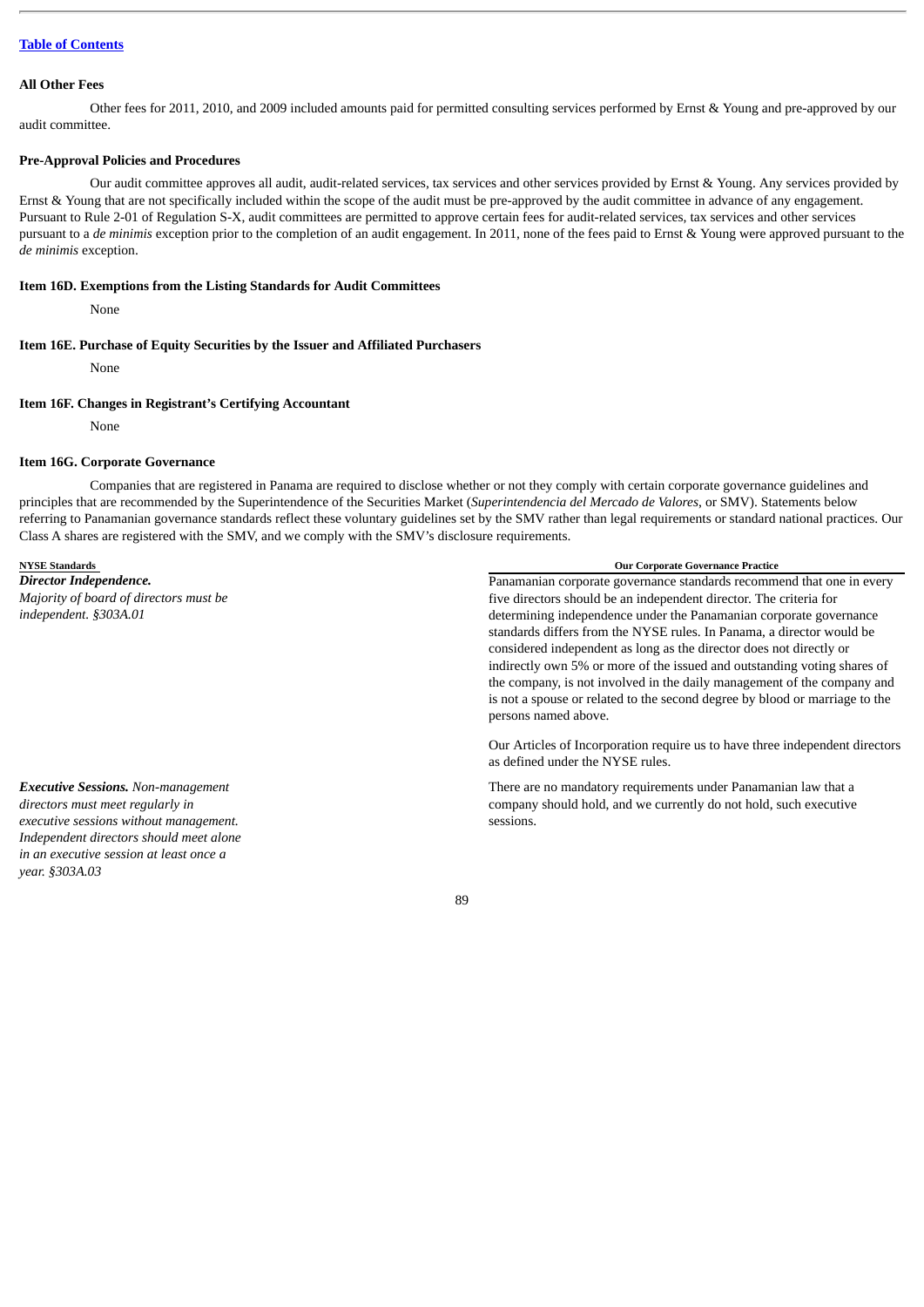**All Other Fees**

Other fees for 2011, 2010, and 2009 included amounts paid for permitted consulting services performed by Ernst & Young and pre-approved by our audit committee.

**Pre-Approval Policies and Procedures**

Our audit committee approves all audit, audit-related services, tax services and other services provided by Ernst & Young. Any services provided by Ernst & Young that are not specifically included within the scope of the audit must be pre-approved by the audit committee in advance of any engagement. Pursuant to Rule 2-01 of Regulation S-X, audit committees are permitted to approve certain fees for audit-related services, tax services and other services pursuant to a *de minimis* exception prior to the completion of an audit engagement. In 2011, none of the fees paid to Ernst & Young were approved pursuant to the *de minimis* exception.

**Item 16D. Exemptions from the Listing Standards for Audit Committees**

None

**Item 16E. Purchase of Equity Securities by the Issuer and Affiliated Purchasers**

None

**Item 16F. Changes in Registrant's Certifying Accountant**

None

**Item 16G. Corporate Governance**

Companies that are registered in Panama are required to disclose whether or not they comply with certain corporate governance guidelines and principles that are recommended by the Superintendence of the Securities Market (*Superintendencia del Mercado de Valores*, or SMV). Statements below referring to Panamanian governance standards reflect these voluntary guidelines set by the SMV rather than legal requirements or standard national practices. Our Class A shares are registered with the SMV, and we comply with the SMV's disclosure requirements.

| NYSE Standards | Our Corporate Governance Practice |
|---|---|
| ***Director Independence.*** *Majority of board of directors must be independent. §303A.01* | Panamanian corporate governance standards recommend that one in every five directors should be an independent director. The criteria for determining independence under the Panamanian corporate governance standards differs from the NYSE rules. In Panama, a director would be considered independent as long as the director does not directly or indirectly own 5% or more of the issued and outstanding voting shares of the company, is not involved in the daily management of the company and is not a spouse or related to the second degree by blood or marriage to the persons named above.<br><br>Our Articles of Incorporation require us to have three independent directors as defined under the NYSE rules. |
| ***Executive Sessions.*** *Non-management directors must meet regularly in executive sessions without management. Independent directors should meet alone in an executive session at least once a year. §303A.03* | There are no mandatory requirements under Panamanian law that a company should hold, and we currently do not hold, such executive sessions. |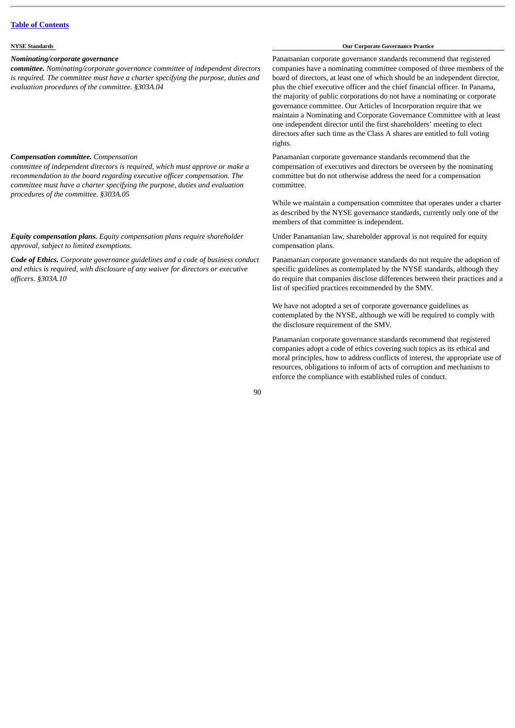| NYSE Standards | Our Corporate Governance Practice |
| --- | --- |
| ***Nominating/corporate governance committee.*** *Nominating/corporate governance committee of independent directors is required. The committee must have a charter specifying the purpose, duties and evaluation procedures of the committee. §303A.04* | Panamanian corporate governance standards recommend that registered companies have a nominating committee composed of three members of the board of directors, at least one of which should be an independent director, plus the chief executive officer and the chief financial officer. In Panama, the majority of public corporations do not have a nominating or corporate governance committee. Our Articles of Incorporation require that we maintain a Nominating and Corporate Governance Committee with at least one independent director until the first shareholders' meeting to elect directors after such time as the Class A shares are entitled to full voting rights. |
| ***Compensation committee.*** *Compensation committee of independent directors is required, which must approve or make a recommendation to the board regarding executive officer compensation. The committee must have a charter specifying the purpose, duties and evaluation procedures of the committee. §303A.05* | Panamanian corporate governance standards recommend that the compensation of executives and directors be overseen by the nominating committee but do not otherwise address the need for a compensation committee.<br><br>While we maintain a compensation committee that operates under a charter as described by the NYSE governance standards, currently only one of the members of that committee is independent. |
| ***Equity compensation plans.*** *Equity compensation plans require shareholder approval, subject to limited exemptions.* | Under Panamanian law, shareholder approval is not required for equity compensation plans. |
| ***Code of Ethics.*** *Corporate governance guidelines and a code of business conduct and ethics is required, with disclosure of any waiver for directors or executive officers. §303A.10* | Panamanian corporate governance standards do not require the adoption of specific guidelines as contemplated by the NYSE standards, although they do require that companies disclose differences between their practices and a list of specified practices recommended by the SMV.<br><br>We have not adopted a set of corporate governance guidelines as contemplated by the NYSE, although we will be required to comply with the disclosure requirement of the SMV.<br><br>Panamanian corporate governance standards recommend that registered companies adopt a code of ethics covering such topics as its ethical and moral principles, how to address conflicts of interest, the appropriate use of resources, obligations to inform of acts of corruption and mechanism to enforce the compliance with established rules of conduct. |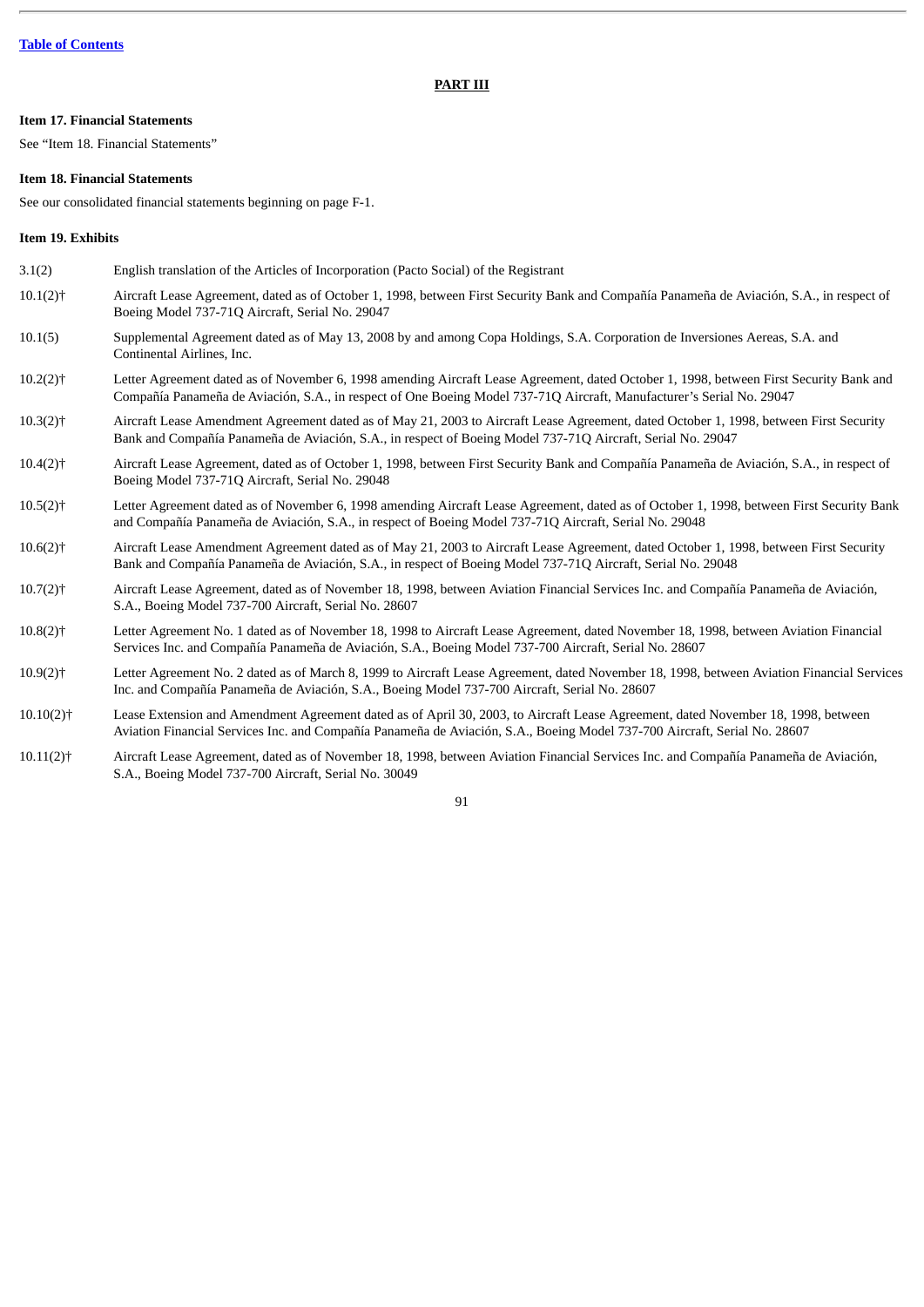Table of Contents

## PART III

### Item 17. Financial Statements

See “Item 18. Financial Statements”

### Item 18. Financial Statements

See our consolidated financial statements beginning on page F-1.

### Item 19. Exhibits

| | |
|---|---|
| 3.1(2) | English translation of the Articles of Incorporation (Pacto Social) of the Registrant |
| 10.1(2)† | Aircraft Lease Agreement, dated as of October 1, 1998, between First Security Bank and Compañía Panameña de Aviación, S.A., in respect of Boeing Model 737-71Q Aircraft, Serial No. 29047 |
| 10.1(5) | Supplemental Agreement dated as of May 13, 2008 by and among Copa Holdings, S.A. Corporation de Inversiones Aereas, S.A. and Continental Airlines, Inc. |
| 10.2(2)† | Letter Agreement dated as of November 6, 1998 amending Aircraft Lease Agreement, dated October 1, 1998, between First Security Bank and Compañía Panameña de Aviación, S.A., in respect of One Boeing Model 737-71Q Aircraft, Manufacturer’s Serial No. 29047 |
| 10.3(2)† | Aircraft Lease Amendment Agreement dated as of May 21, 2003 to Aircraft Lease Agreement, dated October 1, 1998, between First Security Bank and Compañía Panameña de Aviación, S.A., in respect of Boeing Model 737-71Q Aircraft, Serial No. 29047 |
| 10.4(2)† | Aircraft Lease Agreement, dated as of October 1, 1998, between First Security Bank and Compañía Panameña de Aviación, S.A., in respect of Boeing Model 737-71Q Aircraft, Serial No. 29048 |
| 10.5(2)† | Letter Agreement dated as of November 6, 1998 amending Aircraft Lease Agreement, dated as of October 1, 1998, between First Security Bank and Compañía Panameña de Aviación, S.A., in respect of Boeing Model 737-71Q Aircraft, Serial No. 29048 |
| 10.6(2)† | Aircraft Lease Amendment Agreement dated as of May 21, 2003 to Aircraft Lease Agreement, dated October 1, 1998, between First Security Bank and Compañía Panameña de Aviación, S.A., in respect of Boeing Model 737-71Q Aircraft, Serial No. 29048 |
| 10.7(2)† | Aircraft Lease Agreement, dated as of November 18, 1998, between Aviation Financial Services Inc. and Compañía Panameña de Aviación, S.A., Boeing Model 737-700 Aircraft, Serial No. 28607 |
| 10.8(2)† | Letter Agreement No. 1 dated as of November 18, 1998 to Aircraft Lease Agreement, dated November 18, 1998, between Aviation Financial Services Inc. and Compañía Panameña de Aviación, S.A., Boeing Model 737-700 Aircraft, Serial No. 28607 |
| 10.9(2)† | Letter Agreement No. 2 dated as of March 8, 1999 to Aircraft Lease Agreement, dated November 18, 1998, between Aviation Financial Services Inc. and Compañía Panameña de Aviación, S.A., Boeing Model 737-700 Aircraft, Serial No. 28607 |
| 10.10(2)† | Lease Extension and Amendment Agreement dated as of April 30, 2003, to Aircraft Lease Agreement, dated November 18, 1998, between Aviation Financial Services Inc. and Compañía Panameña de Aviación, S.A., Boeing Model 737-700 Aircraft, Serial No. 28607 |
| 10.11(2)† | Aircraft Lease Agreement, dated as of November 18, 1998, between Aviation Financial Services Inc. and Compañía Panameña de Aviación, S.A., Boeing Model 737-700 Aircraft, Serial No. 30049 |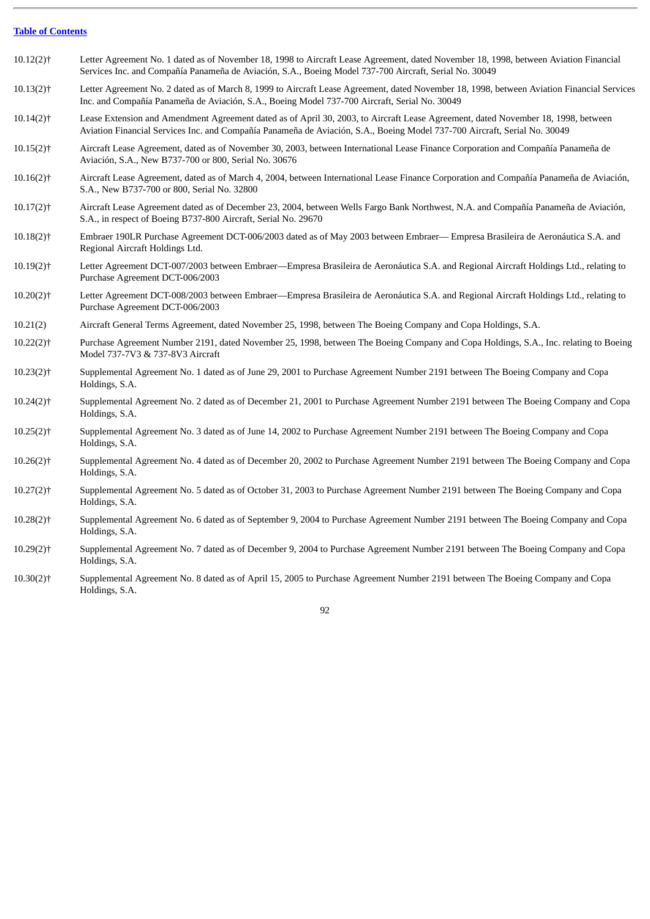[Table of Contents](#)

| | |
|---|---|
| 10.12(2)† | Letter Agreement No. 1 dated as of November 18, 1998 to Aircraft Lease Agreement, dated November 18, 1998, between Aviation Financial Services Inc. and Compañía Panameña de Aviación, S.A., Boeing Model 737-700 Aircraft, Serial No. 30049 |
| 10.13(2)† | Letter Agreement No. 2 dated as of March 8, 1999 to Aircraft Lease Agreement, dated November 18, 1998, between Aviation Financial Services Inc. and Compañía Panameña de Aviación, S.A., Boeing Model 737-700 Aircraft, Serial No. 30049 |
| 10.14(2)† | Lease Extension and Amendment Agreement dated as of April 30, 2003, to Aircraft Lease Agreement, dated November 18, 1998, between Aviation Financial Services Inc. and Compañía Panameña de Aviación, S.A., Boeing Model 737-700 Aircraft, Serial No. 30049 |
| 10.15(2)† | Aircraft Lease Agreement, dated as of November 30, 2003, between International Lease Finance Corporation and Compañía Panameña de Aviación, S.A., New B737-700 or 800, Serial No. 30676 |
| 10.16(2)† | Aircraft Lease Agreement, dated as of March 4, 2004, between International Lease Finance Corporation and Compañía Panameña de Aviación, S.A., New B737-700 or 800, Serial No. 32800 |
| 10.17(2)† | Aircraft Lease Agreement dated as of December 23, 2004, between Wells Fargo Bank Northwest, N.A. and Compañía Panameña de Aviación, S.A., in respect of Boeing B737-800 Aircraft, Serial No. 29670 |
| 10.18(2)† | Embraer 190LR Purchase Agreement DCT-006/2003 dated as of May 2003 between Embraer— Empresa Brasileira de Aeronáutica S.A. and Regional Aircraft Holdings Ltd. |
| 10.19(2)† | Letter Agreement DCT-007/2003 between Embraer—Empresa Brasileira de Aeronáutica S.A. and Regional Aircraft Holdings Ltd., relating to Purchase Agreement DCT-006/2003 |
| 10.20(2)† | Letter Agreement DCT-008/2003 between Embraer—Empresa Brasileira de Aeronáutica S.A. and Regional Aircraft Holdings Ltd., relating to Purchase Agreement DCT-006/2003 |
| 10.21(2) | Aircraft General Terms Agreement, dated November 25, 1998, between The Boeing Company and Copa Holdings, S.A. |
| 10.22(2)† | Purchase Agreement Number 2191, dated November 25, 1998, between The Boeing Company and Copa Holdings, S.A., Inc. relating to Boeing Model 737-7V3 & 737-8V3 Aircraft |
| 10.23(2)† | Supplemental Agreement No. 1 dated as of June 29, 2001 to Purchase Agreement Number 2191 between The Boeing Company and Copa Holdings, S.A. |
| 10.24(2)† | Supplemental Agreement No. 2 dated as of December 21, 2001 to Purchase Agreement Number 2191 between The Boeing Company and Copa Holdings, S.A. |
| 10.25(2)† | Supplemental Agreement No. 3 dated as of June 14, 2002 to Purchase Agreement Number 2191 between The Boeing Company and Copa Holdings, S.A. |
| 10.26(2)† | Supplemental Agreement No. 4 dated as of December 20, 2002 to Purchase Agreement Number 2191 between The Boeing Company and Copa Holdings, S.A. |
| 10.27(2)† | Supplemental Agreement No. 5 dated as of October 31, 2003 to Purchase Agreement Number 2191 between The Boeing Company and Copa Holdings, S.A. |
| 10.28(2)† | Supplemental Agreement No. 6 dated as of September 9, 2004 to Purchase Agreement Number 2191 between The Boeing Company and Copa Holdings, S.A. |
| 10.29(2)† | Supplemental Agreement No. 7 dated as of December 9, 2004 to Purchase Agreement Number 2191 between The Boeing Company and Copa Holdings, S.A. |
| 10.30(2)† | Supplemental Agreement No. 8 dated as of April 15, 2005 to Purchase Agreement Number 2191 between The Boeing Company and Copa Holdings, S.A. |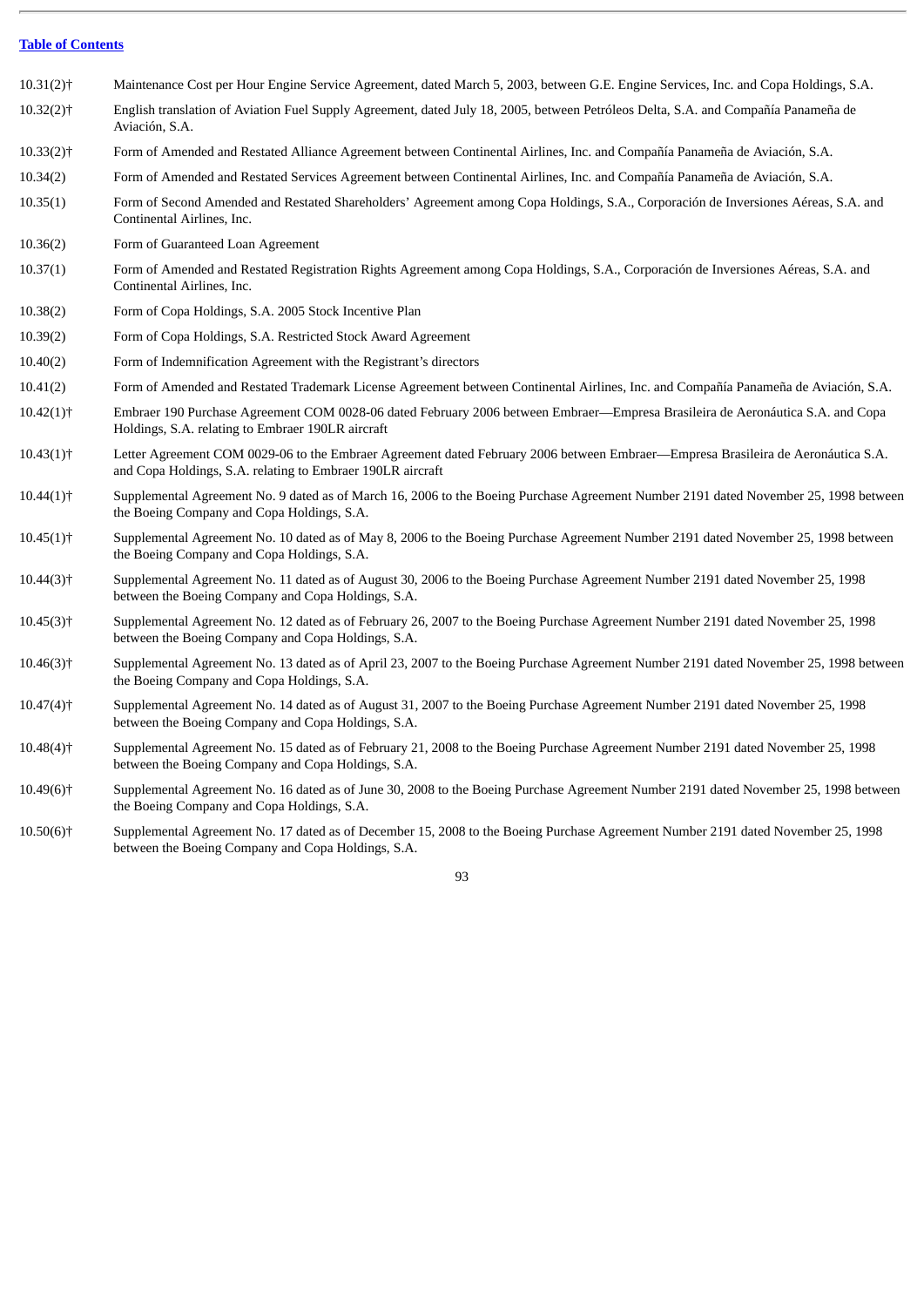| | |
|---|---|
| 10.31(2)† | Maintenance Cost per Hour Engine Service Agreement, dated March 5, 2003, between G.E. Engine Services, Inc. and Copa Holdings, S.A. |
| 10.32(2)† | English translation of Aviation Fuel Supply Agreement, dated July 18, 2005, between Petróleos Delta, S.A. and Compañía Panameña de Aviación, S.A. |
| 10.33(2)† | Form of Amended and Restated Alliance Agreement between Continental Airlines, Inc. and Compañía Panameña de Aviación, S.A. |
| 10.34(2) | Form of Amended and Restated Services Agreement between Continental Airlines, Inc. and Compañía Panameña de Aviación, S.A. |
| 10.35(1) | Form of Second Amended and Restated Shareholders' Agreement among Copa Holdings, S.A., Corporación de Inversiones Aéreas, S.A. and Continental Airlines, Inc. |
| 10.36(2) | Form of Guaranteed Loan Agreement |
| 10.37(1) | Form of Amended and Restated Registration Rights Agreement among Copa Holdings, S.A., Corporación de Inversiones Aéreas, S.A. and Continental Airlines, Inc. |
| 10.38(2) | Form of Copa Holdings, S.A. 2005 Stock Incentive Plan |
| 10.39(2) | Form of Copa Holdings, S.A. Restricted Stock Award Agreement |
| 10.40(2) | Form of Indemnification Agreement with the Registrant's directors |
| 10.41(2) | Form of Amended and Restated Trademark License Agreement between Continental Airlines, Inc. and Compañía Panameña de Aviación, S.A. |
| 10.42(1)† | Embraer 190 Purchase Agreement COM 0028-06 dated February 2006 between Embraer—Empresa Brasileira de Aeronáutica S.A. and Copa Holdings, S.A. relating to Embraer 190LR aircraft |
| 10.43(1)† | Letter Agreement COM 0029-06 to the Embraer Agreement dated February 2006 between Embraer—Empresa Brasileira de Aeronáutica S.A. and Copa Holdings, S.A. relating to Embraer 190LR aircraft |
| 10.44(1)† | Supplemental Agreement No. 9 dated as of March 16, 2006 to the Boeing Purchase Agreement Number 2191 dated November 25, 1998 between the Boeing Company and Copa Holdings, S.A. |
| 10.45(1)† | Supplemental Agreement No. 10 dated as of May 8, 2006 to the Boeing Purchase Agreement Number 2191 dated November 25, 1998 between the Boeing Company and Copa Holdings, S.A. |
| 10.44(3)† | Supplemental Agreement No. 11 dated as of August 30, 2006 to the Boeing Purchase Agreement Number 2191 dated November 25, 1998 between the Boeing Company and Copa Holdings, S.A. |
| 10.45(3)† | Supplemental Agreement No. 12 dated as of February 26, 2007 to the Boeing Purchase Agreement Number 2191 dated November 25, 1998 between the Boeing Company and Copa Holdings, S.A. |
| 10.46(3)† | Supplemental Agreement No. 13 dated as of April 23, 2007 to the Boeing Purchase Agreement Number 2191 dated November 25, 1998 between the Boeing Company and Copa Holdings, S.A. |
| 10.47(4)† | Supplemental Agreement No. 14 dated as of August 31, 2007 to the Boeing Purchase Agreement Number 2191 dated November 25, 1998 between the Boeing Company and Copa Holdings, S.A. |
| 10.48(4)† | Supplemental Agreement No. 15 dated as of February 21, 2008 to the Boeing Purchase Agreement Number 2191 dated November 25, 1998 between the Boeing Company and Copa Holdings, S.A. |
| 10.49(6)† | Supplemental Agreement No. 16 dated as of June 30, 2008 to the Boeing Purchase Agreement Number 2191 dated November 25, 1998 between the Boeing Company and Copa Holdings, S.A. |
| 10.50(6)† | Supplemental Agreement No. 17 dated as of December 15, 2008 to the Boeing Purchase Agreement Number 2191 dated November 25, 1998 between the Boeing Company and Copa Holdings, S.A. |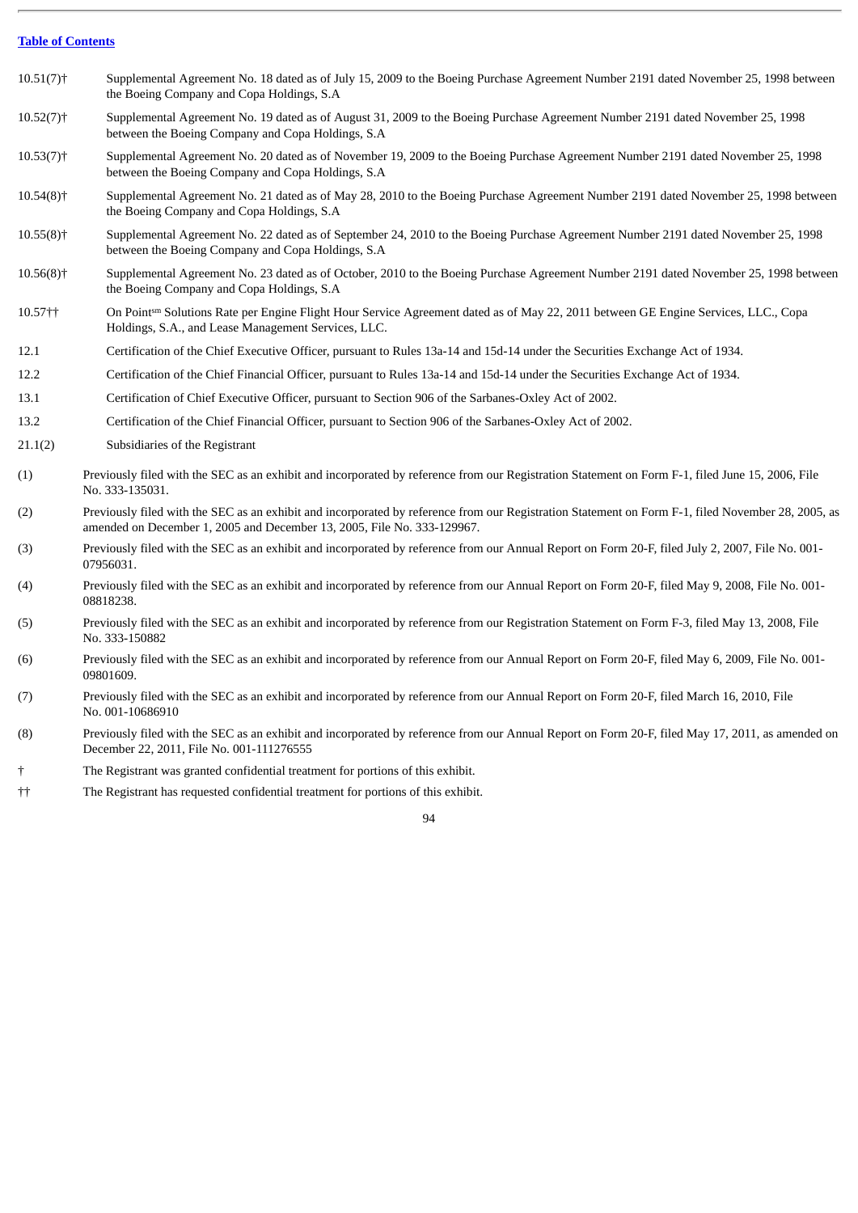| | |
|---|---|
| 10.51(7)† | Supplemental Agreement No. 18 dated as of July 15, 2009 to the Boeing Purchase Agreement Number 2191 dated November 25, 1998 between the Boeing Company and Copa Holdings, S.A |
| 10.52(7)† | Supplemental Agreement No. 19 dated as of August 31, 2009 to the Boeing Purchase Agreement Number 2191 dated November 25, 1998 between the Boeing Company and Copa Holdings, S.A |
| 10.53(7)† | Supplemental Agreement No. 20 dated as of November 19, 2009 to the Boeing Purchase Agreement Number 2191 dated November 25, 1998 between the Boeing Company and Copa Holdings, S.A |
| 10.54(8)† | Supplemental Agreement No. 21 dated as of May 28, 2010 to the Boeing Purchase Agreement Number 2191 dated November 25, 1998 between the Boeing Company and Copa Holdings, S.A |
| 10.55(8)† | Supplemental Agreement No. 22 dated as of September 24, 2010 to the Boeing Purchase Agreement Number 2191 dated November 25, 1998 between the Boeing Company and Copa Holdings, S.A |
| 10.56(8)† | Supplemental Agreement No. 23 dated as of October, 2010 to the Boeing Purchase Agreement Number 2191 dated November 25, 1998 between the Boeing Company and Copa Holdings, S.A |
| 10.57†† | On Point[sm] Solutions Rate per Engine Flight Hour Service Agreement dated as of May 22, 2011 between GE Engine Services, LLC., Copa Holdings, S.A., and Lease Management Services, LLC. |
| 12.1 | Certification of the Chief Executive Officer, pursuant to Rules 13a-14 and 15d-14 under the Securities Exchange Act of 1934. |
| 12.2 | Certification of the Chief Financial Officer, pursuant to Rules 13a-14 and 15d-14 under the Securities Exchange Act of 1934. |
| 13.1 | Certification of Chief Executive Officer, pursuant to Section 906 of the Sarbanes-Oxley Act of 2002. |
| 13.2 | Certification of the Chief Financial Officer, pursuant to Section 906 of the Sarbanes-Oxley Act of 2002. |
| 21.1(2) | Subsidiaries of the Registrant |

(1) Previously filed with the SEC as an exhibit and incorporated by reference from our Registration Statement on Form F-1, filed June 15, 2006, File No. 333-135031.

(2) Previously filed with the SEC as an exhibit and incorporated by reference from our Registration Statement on Form F-1, filed November 28, 2005, as amended on December 1, 2005 and December 13, 2005, File No. 333-129967.

(3) Previously filed with the SEC as an exhibit and incorporated by reference from our Annual Report on Form 20-F, filed July 2, 2007, File No. 001-07956031.

(4) Previously filed with the SEC as an exhibit and incorporated by reference from our Annual Report on Form 20-F, filed May 9, 2008, File No. 001-08818238.

(5) Previously filed with the SEC as an exhibit and incorporated by reference from our Registration Statement on Form F-3, filed May 13, 2008, File No. 333-150882

(6) Previously filed with the SEC as an exhibit and incorporated by reference from our Annual Report on Form 20-F, filed May 6, 2009, File No. 001-09801609.

(7) Previously filed with the SEC as an exhibit and incorporated by reference from our Annual Report on Form 20-F, filed March 16, 2010, File No. 001-10686910

(8) Previously filed with the SEC as an exhibit and incorporated by reference from our Annual Report on Form 20-F, filed May 17, 2011, as amended on December 22, 2011, File No. 001-111276555

† The Registrant was granted confidential treatment for portions of this exhibit.

†† The Registrant has requested confidential treatment for portions of this exhibit.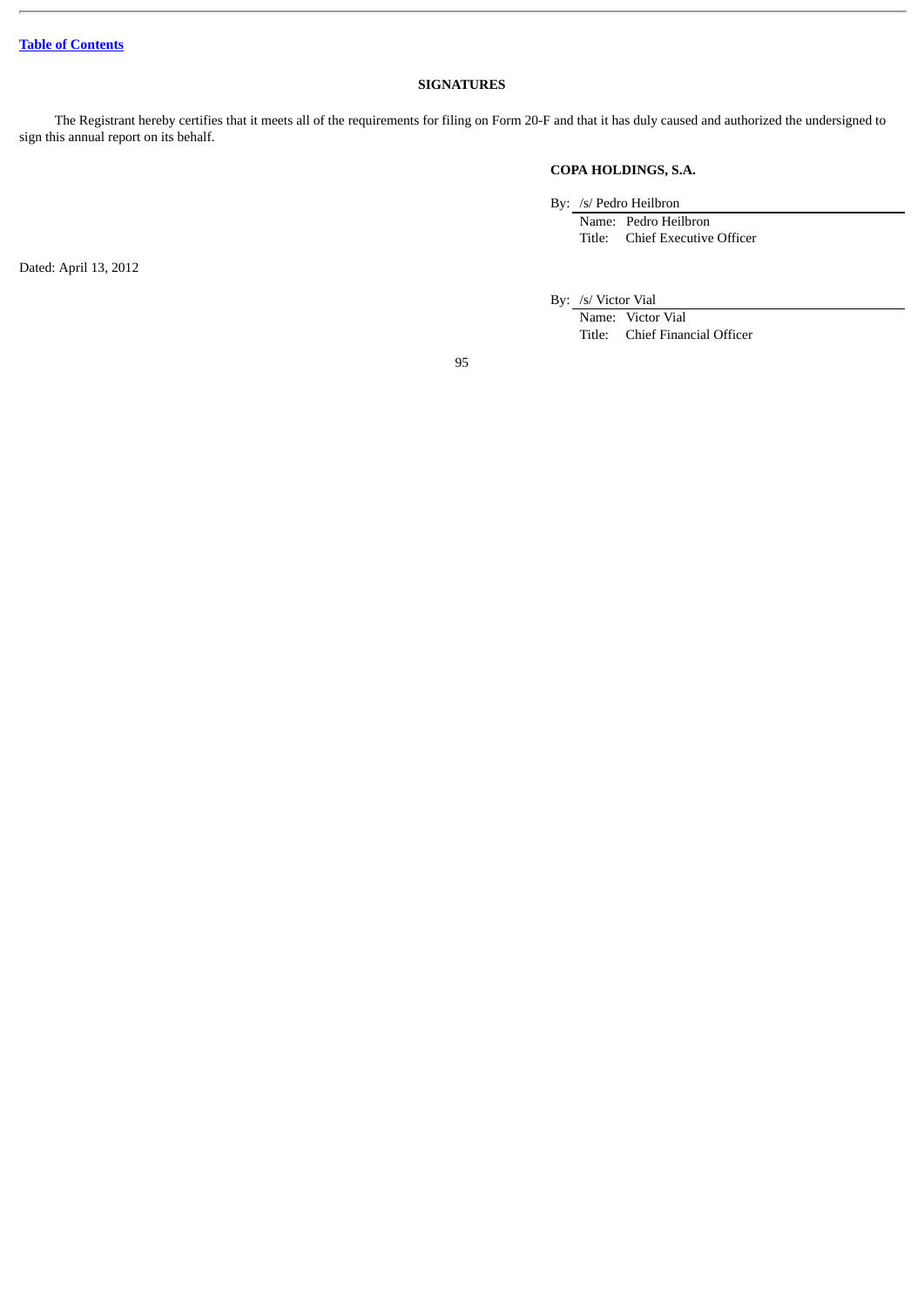## SIGNATURES

The Registrant hereby certifies that it meets all of the requirements for filing on Form 20-F and that it has duly caused and authorized the undersigned to sign this annual report on its behalf.

**COPA HOLDINGS, S.A.**

By: /s/ Pedro Heilbron
Name: Pedro Heilbron
Title: Chief Executive Officer

Dated: April 13, 2012

By: /s/ Victor Vial
Name: Victor Vial
Title: Chief Financial Officer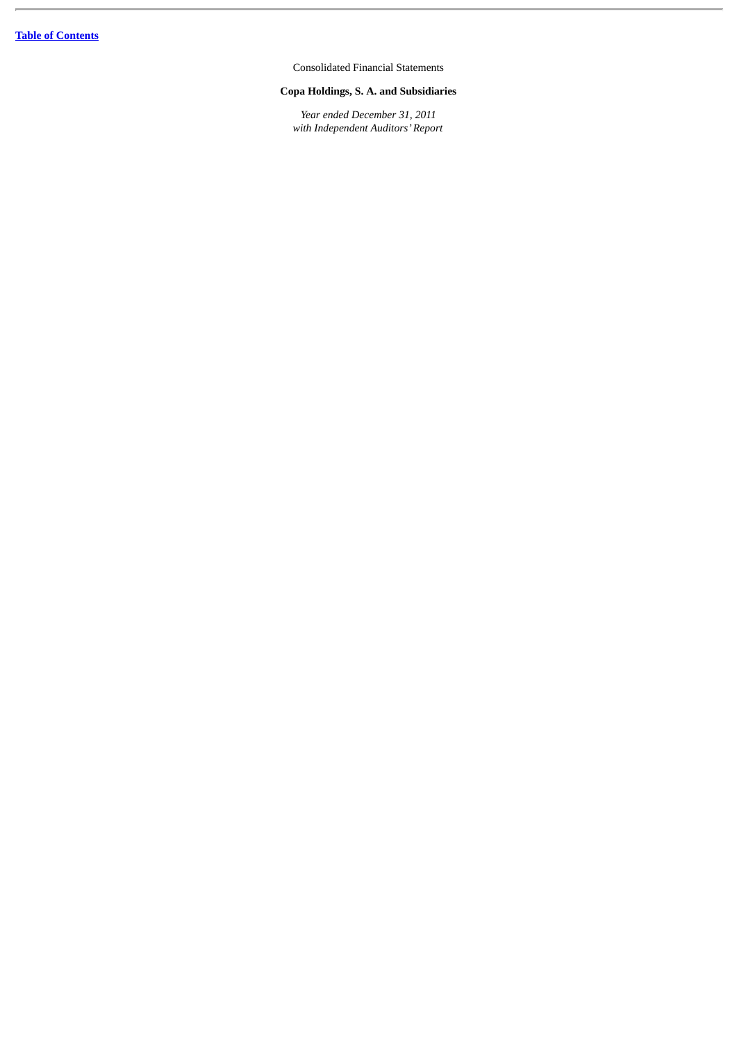[Table of Contents](#)

Consolidated Financial Statements

**Copa Holdings, S. A. and Subsidiaries**

*Year ended December 31, 2011*
*with Independent Auditors' Report*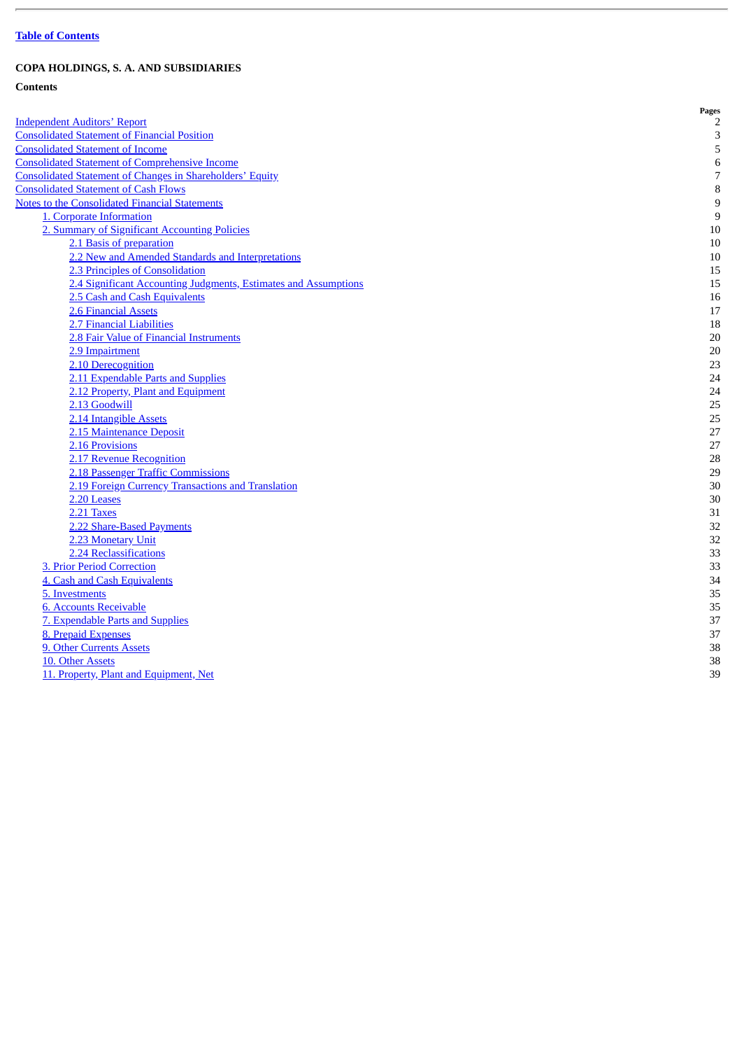**Table of Contents**

**COPA HOLDINGS, S. A. AND SUBSIDIARIES**

**Contents**

| | Pages |
|---|---|
| Independent Auditors' Report | 2 |
| Consolidated Statement of Financial Position | 3 |
| Consolidated Statement of Income | 5 |
| Consolidated Statement of Comprehensive Income | 6 |
| Consolidated Statement of Changes in Shareholders' Equity | 7 |
| Consolidated Statement of Cash Flows | 8 |
| Notes to the Consolidated Financial Statements | 9 |
| 1. Corporate Information | 9 |
| 2. Summary of Significant Accounting Policies | 10 |
| 2.1 Basis of preparation | 10 |
| 2.2 New and Amended Standards and Interpretations | 10 |
| 2.3 Principles of Consolidation | 15 |
| 2.4 Significant Accounting Judgments, Estimates and Assumptions | 15 |
| 2.5 Cash and Cash Equivalents | 16 |
| 2.6 Financial Assets | 17 |
| 2.7 Financial Liabilities | 18 |
| 2.8 Fair Value of Financial Instruments | 20 |
| 2.9 Impairment | 20 |
| 2.10 Derecognition | 23 |
| 2.11 Expendable Parts and Supplies | 24 |
| 2.12 Property, Plant and Equipment | 24 |
| 2.13 Goodwill | 25 |
| 2.14 Intangible Assets | 25 |
| 2.15 Maintenance Deposit | 27 |
| 2.16 Provisions | 27 |
| 2.17 Revenue Recognition | 28 |
| 2.18 Passenger Traffic Commissions | 29 |
| 2.19 Foreign Currency Transactions and Translation | 30 |
| 2.20 Leases | 30 |
| 2.21 Taxes | 31 |
| 2.22 Share-Based Payments | 32 |
| 2.23 Monetary Unit | 32 |
| 2.24 Reclassifications | 33 |
| 3. Prior Period Correction | 33 |
| 4. Cash and Cash Equivalents | 34 |
| 5. Investments | 35 |
| 6. Accounts Receivable | 35 |
| 7. Expendable Parts and Supplies | 37 |
| 8. Prepaid Expenses | 37 |
| 9. Other Currents Assets | 38 |
| 10. Other Assets | 38 |
| 11. Property, Plant and Equipment, Net | 39 |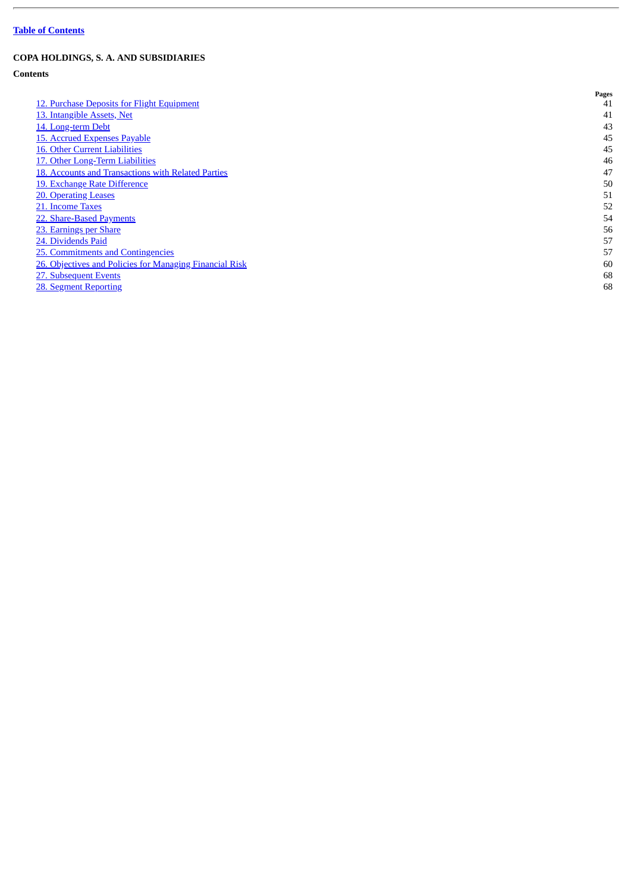[Table of Contents](#)

**COPA HOLDINGS, S. A. AND SUBSIDIARIES**

**Contents**

| | Pages |
|---|---|
| 12. Purchase Deposits for Flight Equipment | 41 |
| 13. Intangible Assets, Net | 41 |
| 14. Long-term Debt | 43 |
| 15. Accrued Expenses Payable | 45 |
| 16. Other Current Liabilities | 45 |
| 17. Other Long-Term Liabilities | 46 |
| 18. Accounts and Transactions with Related Parties | 47 |
| 19. Exchange Rate Difference | 50 |
| 20. Operating Leases | 51 |
| 21. Income Taxes | 52 |
| 22. Share-Based Payments | 54 |
| 23. Earnings per Share | 56 |
| 24. Dividends Paid | 57 |
| 25. Commitments and Contingencies | 57 |
| 26. Objectives and Policies for Managing Financial Risk | 60 |
| 27. Subsequent Events | 68 |
| 28. Segment Reporting | 68 |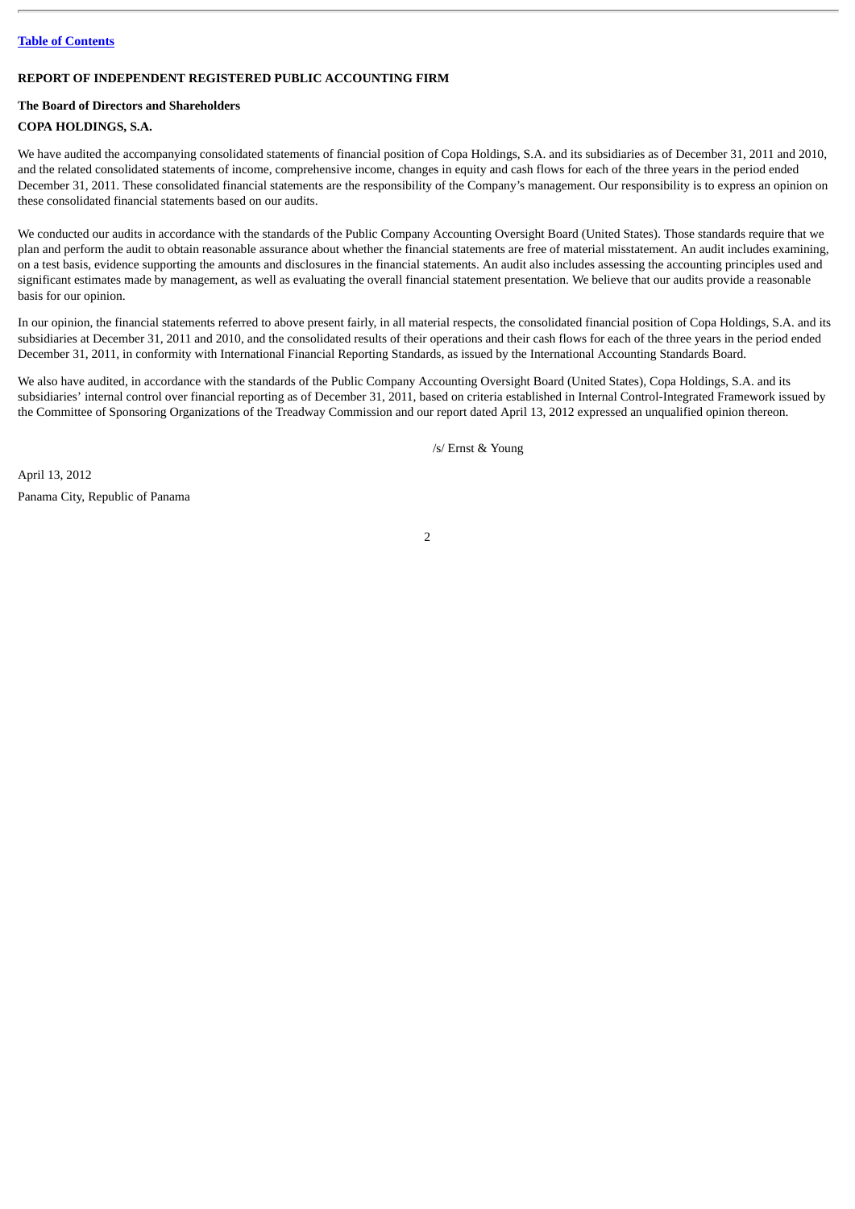**REPORT OF INDEPENDENT REGISTERED PUBLIC ACCOUNTING FIRM**

**The Board of Directors and Shareholders**

**COPA HOLDINGS, S.A.**

We have audited the accompanying consolidated statements of financial position of Copa Holdings, S.A. and its subsidiaries as of December 31, 2011 and 2010, and the related consolidated statements of income, comprehensive income, changes in equity and cash flows for each of the three years in the period ended December 31, 2011. These consolidated financial statements are the responsibility of the Company's management. Our responsibility is to express an opinion on these consolidated financial statements based on our audits.

We conducted our audits in accordance with the standards of the Public Company Accounting Oversight Board (United States). Those standards require that we plan and perform the audit to obtain reasonable assurance about whether the financial statements are free of material misstatement. An audit includes examining, on a test basis, evidence supporting the amounts and disclosures in the financial statements. An audit also includes assessing the accounting principles used and significant estimates made by management, as well as evaluating the overall financial statement presentation. We believe that our audits provide a reasonable basis for our opinion.

In our opinion, the financial statements referred to above present fairly, in all material respects, the consolidated financial position of Copa Holdings, S.A. and its subsidiaries at December 31, 2011 and 2010, and the consolidated results of their operations and their cash flows for each of the three years in the period ended December 31, 2011, in conformity with International Financial Reporting Standards, as issued by the International Accounting Standards Board.

We also have audited, in accordance with the standards of the Public Company Accounting Oversight Board (United States), Copa Holdings, S.A. and its subsidiaries' internal control over financial reporting as of December 31, 2011, based on criteria established in Internal Control-Integrated Framework issued by the Committee of Sponsoring Organizations of the Treadway Commission and our report dated April 13, 2012 expressed an unqualified opinion thereon.

/s/ Ernst & Young

April 13, 2012

Panama City, Republic of Panama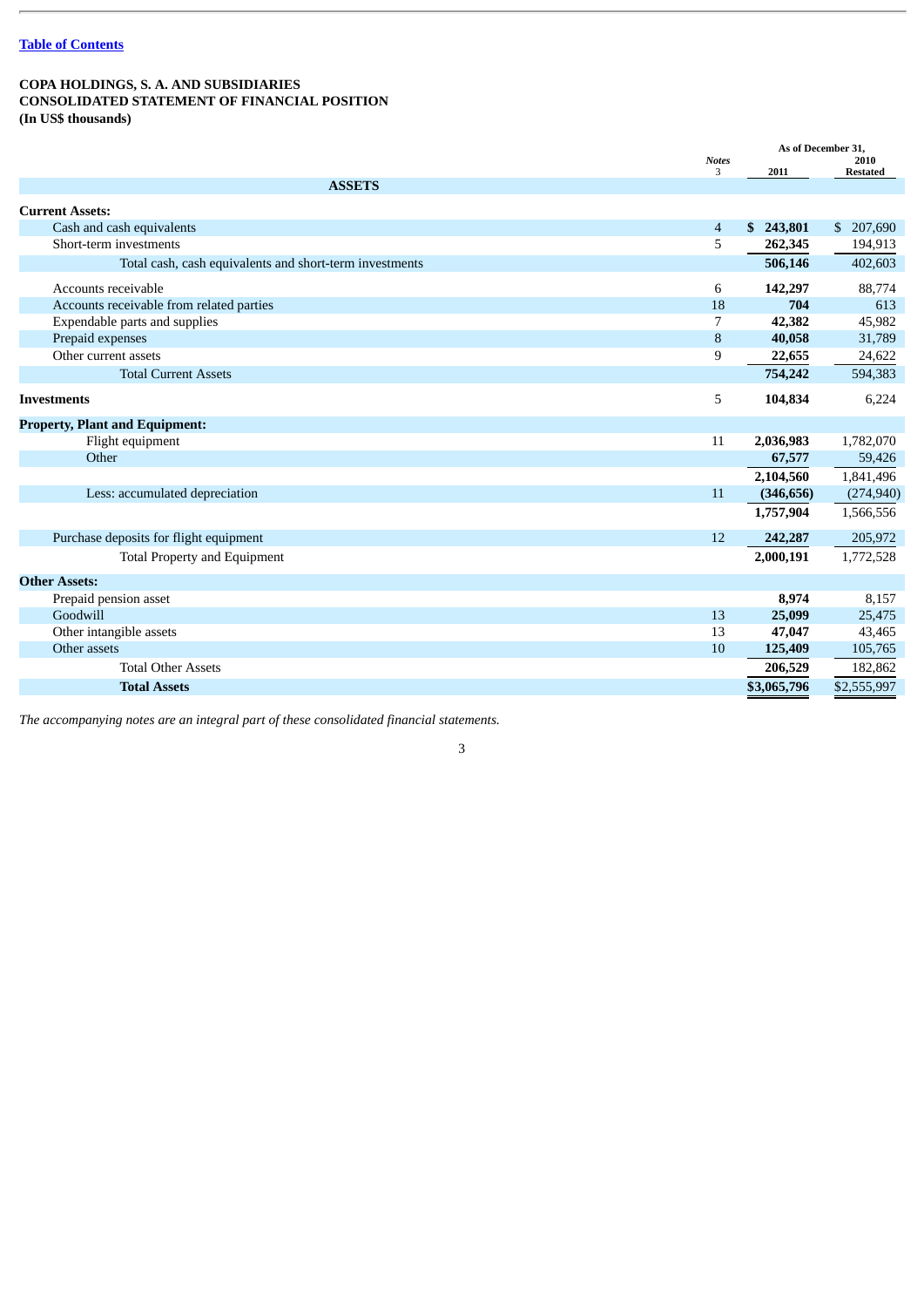Table of Contents

**COPA HOLDINGS, S. A. AND SUBSIDIARIES**
**CONSOLIDATED STATEMENT OF FINANCIAL POSITION**
**(In US$ thousands)**

| | *Notes* 3 | As of December 31, 2011 | 2010 Restated |
|---|---|---|---|
| **ASSETS** | | | |
| **Current Assets:** | | | |
| Cash and cash equivalents | 4 | **$ 243,801** | $ 207,690 |
| Short-term investments | 5 | **262,345** | 194,913 |
| Total cash, cash equivalents and short-term investments | | **506,146** | 402,603 |
| Accounts receivable | 6 | **142,297** | 88,774 |
| Accounts receivable from related parties | 18 | **704** | 613 |
| Expendable parts and supplies | 7 | **42,382** | 45,982 |
| Prepaid expenses | 8 | **40,058** | 31,789 |
| Other current assets | 9 | **22,655** | 24,622 |
| Total Current Assets | | **754,242** | 594,383 |
| **Investments** | 5 | **104,834** | 6,224 |
| **Property, Plant and Equipment:** | | | |
| Flight equipment | 11 | **2,036,983** | 1,782,070 |
| Other | | **67,577** | 59,426 |
| | | **2,104,560** | 1,841,496 |
| Less: accumulated depreciation | 11 | **(346,656)** | (274,940) |
| | | **1,757,904** | 1,566,556 |
| Purchase deposits for flight equipment | 12 | **242,287** | 205,972 |
| Total Property and Equipment | | **2,000,191** | 1,772,528 |
| **Other Assets:** | | | |
| Prepaid pension asset | | **8,974** | 8,157 |
| Goodwill | 13 | **25,099** | 25,475 |
| Other intangible assets | 13 | **47,047** | 43,465 |
| Other assets | 10 | **125,409** | 105,765 |
| Total Other Assets | | **206,529** | 182,862 |
| **Total Assets** | | **$3,065,796** | $2,555,997 |

*The accompanying notes are an integral part of these consolidated financial statements.*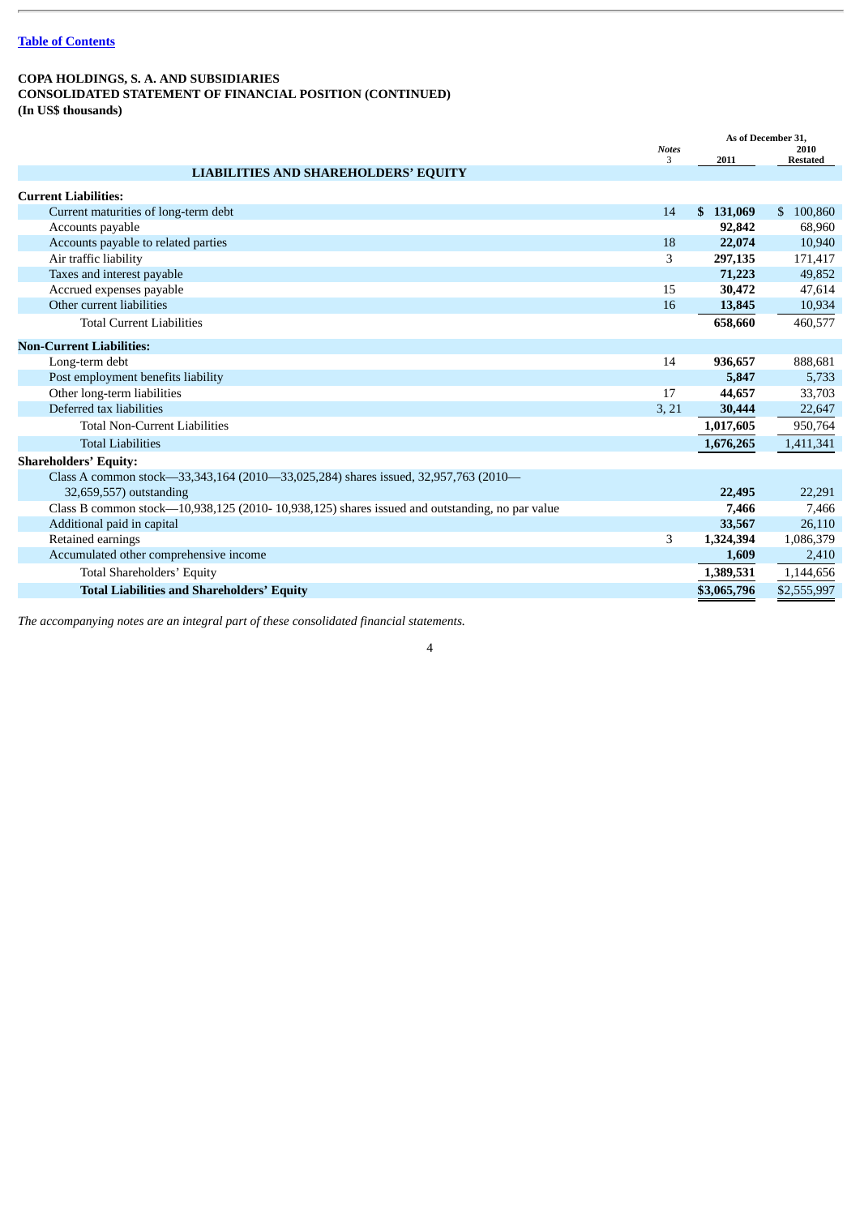Table of Contents

**COPA HOLDINGS, S. A. AND SUBSIDIARIES**
**CONSOLIDATED STATEMENT OF FINANCIAL POSITION (CONTINUED)**
**(In US$ thousands)**

| | *Notes* 3 | As of December 31, 2011 | 2010 Restated |
|---|---|---|---|
| **LIABILITIES AND SHAREHOLDERS' EQUITY** | | | |
| **Current Liabilities:** | | | |
| Current maturities of long-term debt | 14 | **$ 131,069** | $ 100,860 |
| Accounts payable | | **92,842** | 68,960 |
| Accounts payable to related parties | 18 | **22,074** | 10,940 |
| Air traffic liability | 3 | **297,135** | 171,417 |
| Taxes and interest payable | | **71,223** | 49,852 |
| Accrued expenses payable | 15 | **30,472** | 47,614 |
| Other current liabilities | 16 | **13,845** | 10,934 |
| Total Current Liabilities | | **658,660** | 460,577 |
| **Non-Current Liabilities:** | | | |
| Long-term debt | 14 | **936,657** | 888,681 |
| Post employment benefits liability | | **5,847** | 5,733 |
| Other long-term liabilities | 17 | **44,657** | 33,703 |
| Deferred tax liabilities | 3, 21 | **30,444** | 22,647 |
| Total Non-Current Liabilities | | **1,017,605** | 950,764 |
| Total Liabilities | | **1,676,265** | 1,411,341 |
| **Shareholders' Equity:** | | | |
| Class A common stock—33,343,164 (2010—33,025,284) shares issued, 32,957,763 (2010—32,659,557) outstanding | | **22,495** | 22,291 |
| Class B common stock—10,938,125 (2010- 10,938,125) shares issued and outstanding, no par value | | **7,466** | 7,466 |
| Additional paid in capital | | **33,567** | 26,110 |
| Retained earnings | 3 | **1,324,394** | 1,086,379 |
| Accumulated other comprehensive income | | **1,609** | 2,410 |
| Total Shareholders' Equity | | **1,389,531** | 1,144,656 |
| **Total Liabilities and Shareholders' Equity** | | **$3,065,796** | $2,555,997 |

*The accompanying notes are an integral part of these consolidated financial statements.*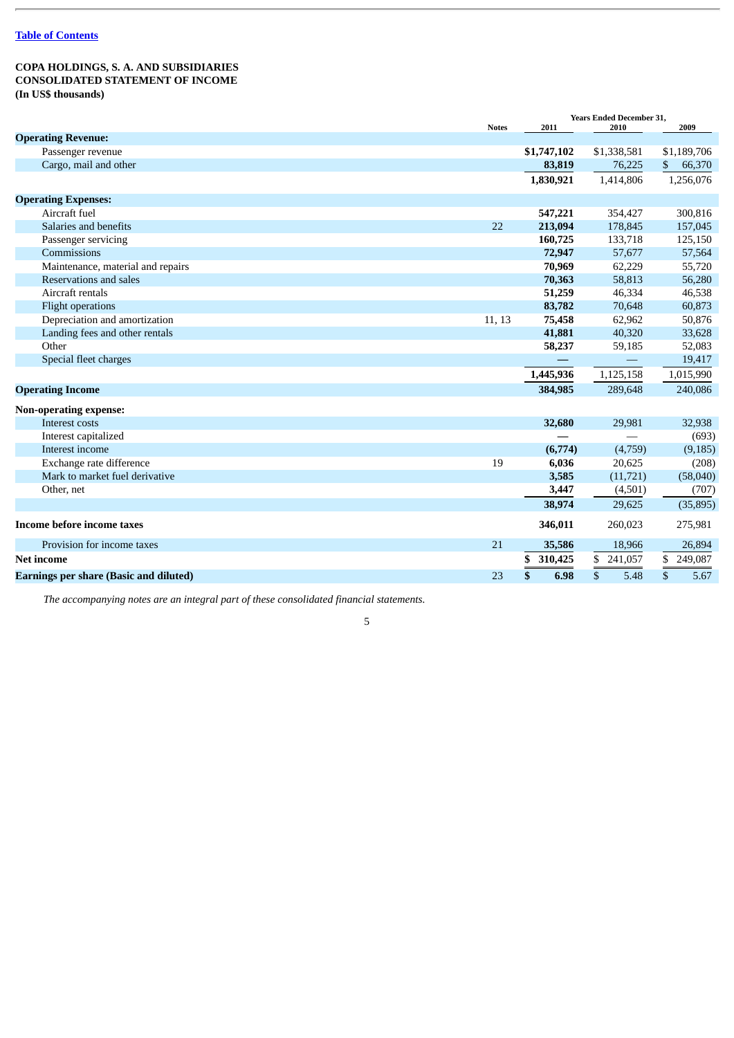[Table of Contents](#)

**COPA HOLDINGS, S. A. AND SUBSIDIARIES**
**CONSOLIDATED STATEMENT OF INCOME**
**(In US$ thousands)**

| | Notes | Years Ended December 31, 2011 | 2010 | 2009 |
|---|---|---|---|---|
| **Operating Revenue:** | | | | |
| Passenger revenue | | **$1,747,102** | $1,338,581 | $1,189,706 |
| Cargo, mail and other | | **83,819** | 76,225 | $ 66,370 |
| | | **1,830,921** | 1,414,806 | 1,256,076 |
| **Operating Expenses:** | | | | |
| Aircraft fuel | | **547,221** | 354,427 | 300,816 |
| Salaries and benefits | 22 | **213,094** | 178,845 | 157,045 |
| Passenger servicing | | **160,725** | 133,718 | 125,150 |
| Commissions | | **72,947** | 57,677 | 57,564 |
| Maintenance, material and repairs | | **70,969** | 62,229 | 55,720 |
| Reservations and sales | | **70,363** | 58,813 | 56,280 |
| Aircraft rentals | | **51,259** | 46,334 | 46,538 |
| Flight operations | | **83,782** | 70,648 | 60,873 |
| Depreciation and amortization | 11, 13 | **75,458** | 62,962 | 50,876 |
| Landing fees and other rentals | | **41,881** | 40,320 | 33,628 |
| Other | | **58,237** | 59,185 | 52,083 |
| Special fleet charges | | **—** | — | 19,417 |
| | | **1,445,936** | 1,125,158 | 1,015,990 |
| **Operating Income** | | **384,985** | 289,648 | 240,086 |
| **Non-operating expense:** | | | | |
| Interest costs | | **32,680** | 29,981 | 32,938 |
| Interest capitalized | | **—** | — | (693) |
| Interest income | | **(6,774)** | (4,759) | (9,185) |
| Exchange rate difference | 19 | **6,036** | 20,625 | (208) |
| Mark to market fuel derivative | | **3,585** | (11,721) | (58,040) |
| Other, net | | **3,447** | (4,501) | (707) |
| | | **38,974** | 29,625 | (35,895) |
| **Income before income taxes** | | **346,011** | 260,023 | 275,981 |
| Provision for income taxes | 21 | **35,586** | 18,966 | 26,894 |
| **Net income** | | **$ 310,425** | $ 241,057 | $ 249,087 |
| **Earnings per share (Basic and diluted)** | 23 | **$ 6.98** | $ 5.48 | $ 5.67 |

*The accompanying notes are an integral part of these consolidated financial statements.*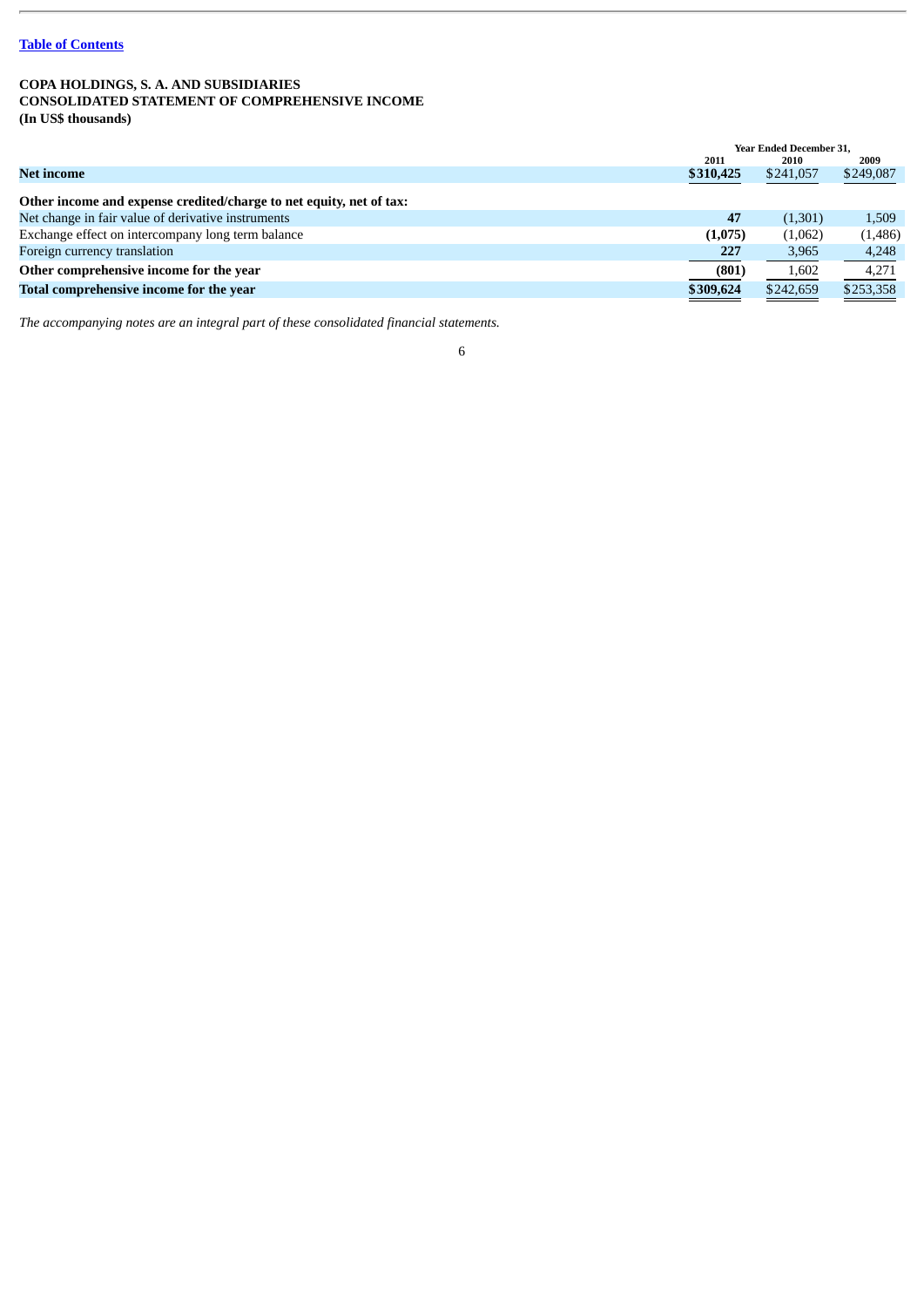Table of Contents

**COPA HOLDINGS, S. A. AND SUBSIDIARIES**
**CONSOLIDATED STATEMENT OF COMPREHENSIVE INCOME**
**(In US$ thousands)**

| | Year Ended December 31, | | |
|---|---|---|---|
| | 2011 | 2010 | 2009 |
| **Net income** | **$310,425** | $241,057 | $249,087 |
| **Other income and expense credited/charge to net equity, net of tax:** | | | |
| Net change in fair value of derivative instruments | **47** | (1,301) | 1,509 |
| Exchange effect on intercompany long term balance | **(1,075)** | (1,062) | (1,486) |
| Foreign currency translation | **227** | 3,965 | 4,248 |
| **Other comprehensive income for the year** | **(801)** | 1,602 | 4,271 |
| **Total comprehensive income for the year** | **$309,624** | $242,659 | $253,358 |

*The accompanying notes are an integral part of these consolidated financial statements.*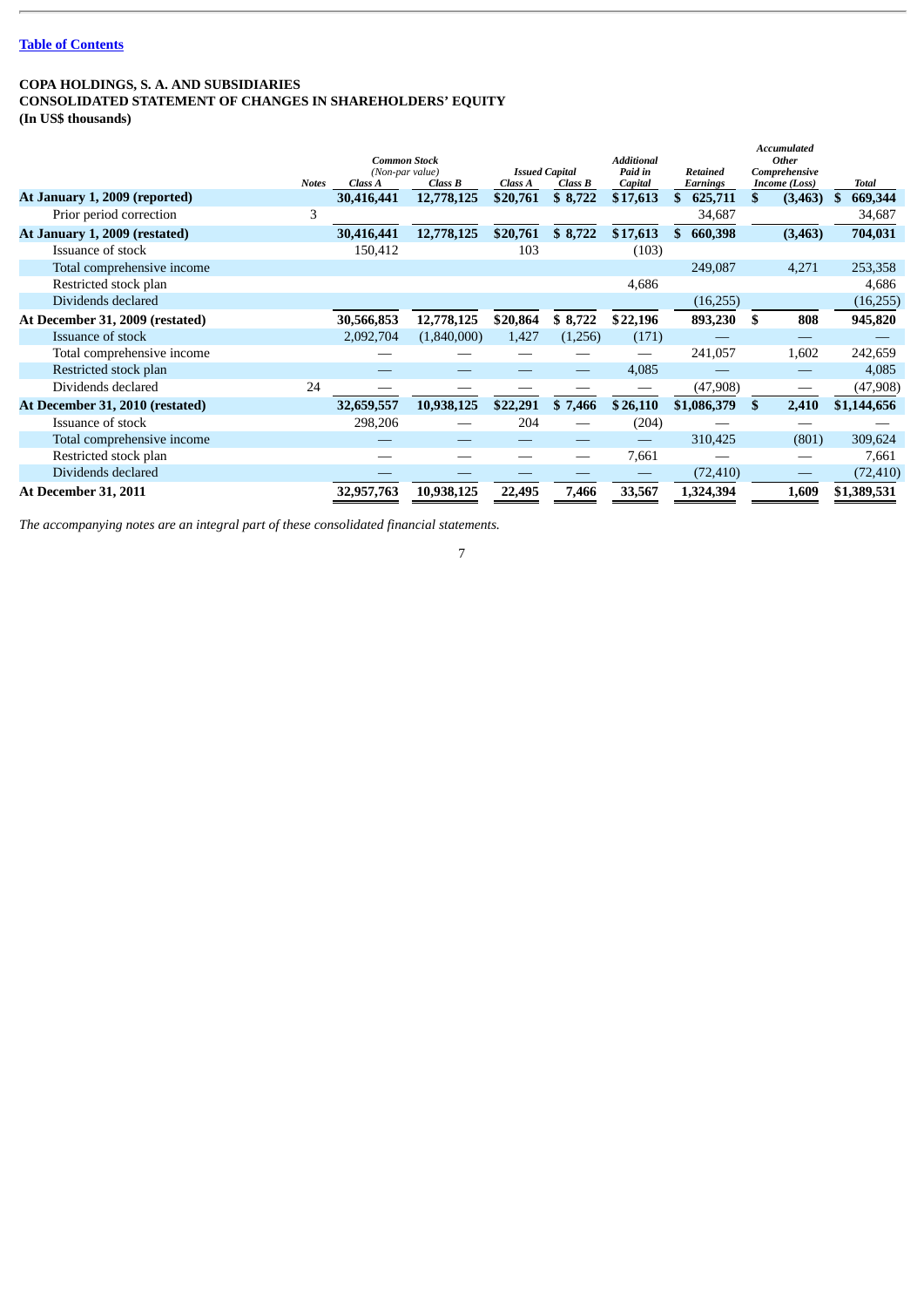[Table of Contents](#)

**COPA HOLDINGS, S. A. AND SUBSIDIARIES**
**CONSOLIDATED STATEMENT OF CHANGES IN SHAREHOLDERS' EQUITY**
**(In US$ thousands)**

| | Notes | *Common Stock (Non-par value)* | | *Issued Capital* | | *Additional Paid in Capital* | *Retained Earnings* | *Accumulated Other Comprehensive Income (Loss)* | *Total* |
|---|---|---|---|---|---|---|---|---|---|
| | | *Class A* | *Class B* | *Class A* | *Class B* | | | | |
| **At January 1, 2009 (reported)** | | **30,416,441** | **12,778,125** | **$20,761** | **$ 8,722** | **$17,613** | **$ 625,711** | **$ (3,463)** | **$ 669,344** |
| Prior period correction | 3 | | | | | | 34,687 | | 34,687 |
| **At January 1, 2009 (restated)** | | **30,416,441** | **12,778,125** | **$20,761** | **$ 8,722** | **$17,613** | **$ 660,398** | **(3,463)** | **704,031** |
| Issuance of stock | | 150,412 | | 103 | | (103) | | | |
| Total comprehensive income | | | | | | | 249,087 | 4,271 | 253,358 |
| Restricted stock plan | | | | | | 4,686 | | | 4,686 |
| Dividends declared | | | | | | | (16,255) | | (16,255) |
| **At December 31, 2009 (restated)** | | **30,566,853** | **12,778,125** | **$20,864** | **$ 8,722** | **$22,196** | **893,230** | **$ 808** | **945,820** |
| Issuance of stock | | 2,092,704 | (1,840,000) | 1,427 | (1,256) | (171) | — | — | — |
| Total comprehensive income | | — | — | — | — | — | 241,057 | 1,602 | 242,659 |
| Restricted stock plan | | — | — | — | — | 4,085 | — | — | 4,085 |
| Dividends declared | 24 | — | — | — | — | — | (47,908) | — | (47,908) |
| **At December 31, 2010 (restated)** | | **32,659,557** | **10,938,125** | **$22,291** | **$ 7,466** | **$ 26,110** | **$1,086,379** | **$ 2,410** | **$1,144,656** |
| Issuance of stock | | 298,206 | — | 204 | — | (204) | — | — | — |
| Total comprehensive income | | — | — | — | — | — | 310,425 | (801) | 309,624 |
| Restricted stock plan | | — | — | — | — | 7,661 | — | — | 7,661 |
| Dividends declared | | — | — | — | — | — | (72,410) | — | (72,410) |
| **At December 31, 2011** | | **32,957,763** | **10,938,125** | **22,495** | **7,466** | **33,567** | **1,324,394** | **1,609** | **$1,389,531** |

*The accompanying notes are an integral part of these consolidated financial statements.*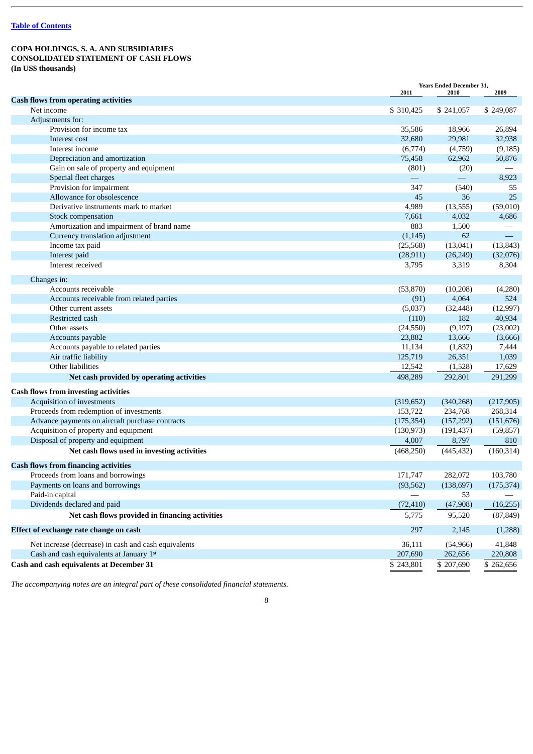Table of Contents

**COPA HOLDINGS, S. A. AND SUBSIDIARIES**
**CONSOLIDATED STATEMENT OF CASH FLOWS**
**(In US$ thousands)**

| | Years Ended December 31, | | |
|---|---|---|---|
| | 2011 | 2010 | 2009 |
| **Cash flows from operating activities** | | | |
| Net income | $ 310,425 | $ 241,057 | $ 249,087 |
| Adjustments for: | | | |
| Provision for income tax | 35,586 | 18,966 | 26,894 |
| Interest cost | 32,680 | 29,981 | 32,938 |
| Interest income | (6,774) | (4,759) | (9,185) |
| Depreciation and amortization | 75,458 | 62,962 | 50,876 |
| Gain on sale of property and equipment | (801) | (20) | — |
| Special fleet charges | — | — | 8,923 |
| Provision for impairment | 347 | (540) | 55 |
| Allowance for obsolescence | 45 | 36 | 25 |
| Derivative instruments mark to market | 4,989 | (13,555) | (59,010) |
| Stock compensation | 7,661 | 4,032 | 4,686 |
| Amortization and impairment of brand name | 883 | 1,500 | — |
| Currency translation adjustment | (1,145) | 62 | — |
| Income tax paid | (25,568) | (13,041) | (13,843) |
| Interest paid | (28,911) | (26,249) | (32,076) |
| Interest received | 3,795 | 3,319 | 8,304 |
| Changes in: | | | |
| Accounts receivable | (53,870) | (10,208) | (4,280) |
| Accounts receivable from related parties | (91) | 4,064 | 524 |
| Other current assets | (5,037) | (32,448) | (12,997) |
| Restricted cash | (110) | 182 | 40,934 |
| Other assets | (24,550) | (9,197) | (23,002) |
| Accounts payable | 23,882 | 13,666 | (3,666) |
| Accounts payable to related parties | 11,134 | (1,832) | 7,444 |
| Air traffic liability | 125,719 | 26,351 | 1,039 |
| Other liabilities | 12,542 | (1,528) | 17,629 |
| **Net cash provided by operating activities** | 498,289 | 292,801 | 291,299 |
| **Cash flows from investing activities** | | | |
| Acquisition of investments | (319,652) | (340,268) | (217,905) |
| Proceeds from redemption of investments | 153,722 | 234,768 | 268,314 |
| Advance payments on aircraft purchase contracts | (175,354) | (157,292) | (151,676) |
| Acquisition of property and equipment | (130,973) | (191,437) | (59,857) |
| Disposal of property and equipment | 4,007 | 8,797 | 810 |
| **Net cash flows used in investing activities** | (468,250) | (445,432) | (160,314) |
| **Cash flows from financing activities** | | | |
| Proceeds from loans and borrowings | 171,747 | 282,072 | 103,780 |
| Payments on loans and borrowings | (93,562) | (138,697) | (175,374) |
| Paid-in capital | — | 53 | — |
| Dividends declared and paid | (72,410) | (47,908) | (16,255) |
| **Net cash flows provided in financing activities** | 5,775 | 95,520 | (87,849) |
| **Effect of exchange rate change on cash** | 297 | 2,145 | (1,288) |
| Net increase (decrease) in cash and cash equivalents | 36,111 | (54,966) | 41,848 |
| Cash and cash equivalents at January 1st | 207,690 | 262,656 | 220,808 |
| **Cash and cash equivalents at December 31** | $ 243,801 | $ 207,690 | $ 262,656 |

*The accompanying notes are an integral part of these consolidated financial statements.*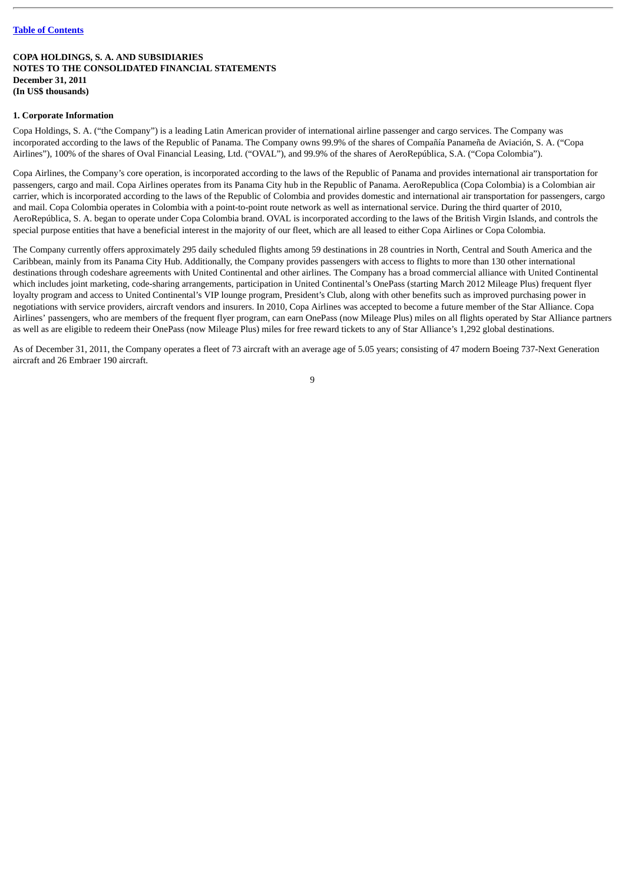**COPA HOLDINGS, S. A. AND SUBSIDIARIES**
**NOTES TO THE CONSOLIDATED FINANCIAL STATEMENTS**
**December 31, 2011**
**(In US$ thousands)**

**1. Corporate Information**

Copa Holdings, S. A. ("the Company") is a leading Latin American provider of international airline passenger and cargo services. The Company was incorporated according to the laws of the Republic of Panama. The Company owns 99.9% of the shares of Compañía Panameña de Aviación, S. A. ("Copa Airlines"), 100% of the shares of Oval Financial Leasing, Ltd. ("OVAL"), and 99.9% of the shares of AeroRepública, S.A. ("Copa Colombia").

Copa Airlines, the Company's core operation, is incorporated according to the laws of the Republic of Panama and provides international air transportation for passengers, cargo and mail. Copa Airlines operates from its Panama City hub in the Republic of Panama. AeroRepublica (Copa Colombia) is a Colombian air carrier, which is incorporated according to the laws of the Republic of Colombia and provides domestic and international air transportation for passengers, cargo and mail. Copa Colombia operates in Colombia with a point-to-point route network as well as international service. During the third quarter of 2010, AeroRepública, S. A. began to operate under Copa Colombia brand. OVAL is incorporated according to the laws of the British Virgin Islands, and controls the special purpose entities that have a beneficial interest in the majority of our fleet, which are all leased to either Copa Airlines or Copa Colombia.

The Company currently offers approximately 295 daily scheduled flights among 59 destinations in 28 countries in North, Central and South America and the Caribbean, mainly from its Panama City Hub. Additionally, the Company provides passengers with access to flights to more than 130 other international destinations through codeshare agreements with United Continental and other airlines. The Company has a broad commercial alliance with United Continental which includes joint marketing, code-sharing arrangements, participation in United Continental's OnePass (starting March 2012 Mileage Plus) frequent flyer loyalty program and access to United Continental's VIP lounge program, President's Club, along with other benefits such as improved purchasing power in negotiations with service providers, aircraft vendors and insurers. In 2010, Copa Airlines was accepted to become a future member of the Star Alliance. Copa Airlines' passengers, who are members of the frequent flyer program, can earn OnePass (now Mileage Plus) miles on all flights operated by Star Alliance partners as well as are eligible to redeem their OnePass (now Mileage Plus) miles for free reward tickets to any of Star Alliance's 1,292 global destinations.

As of December 31, 2011, the Company operates a fleet of 73 aircraft with an average age of 5.05 years; consisting of 47 modern Boeing 737-Next Generation aircraft and 26 Embraer 190 aircraft.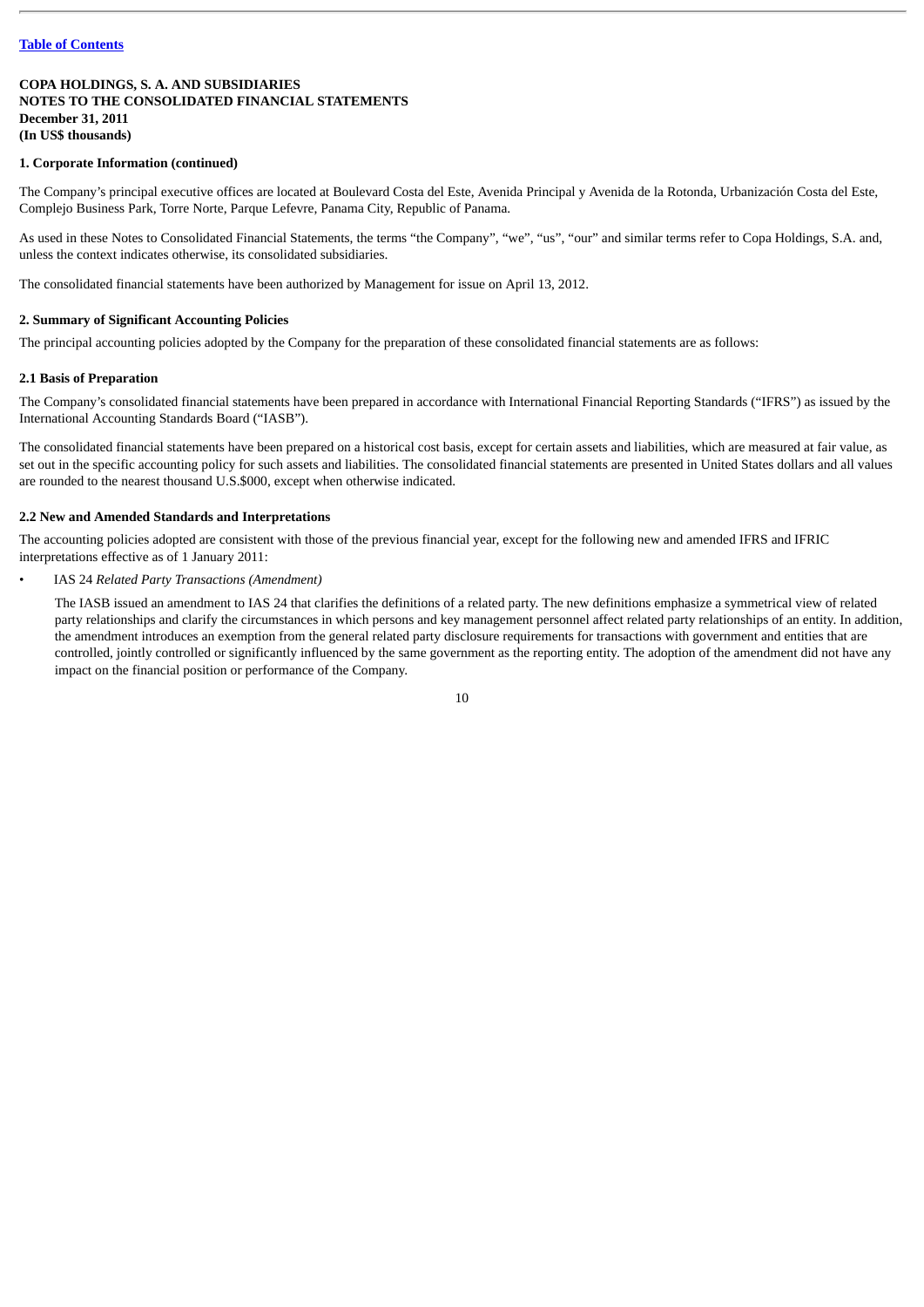**COPA HOLDINGS, S. A. AND SUBSIDIARIES**
**NOTES TO THE CONSOLIDATED FINANCIAL STATEMENTS**
**December 31, 2011**
**(In US$ thousands)**

**1. Corporate Information (continued)**

The Company's principal executive offices are located at Boulevard Costa del Este, Avenida Principal y Avenida de la Rotonda, Urbanización Costa del Este, Complejo Business Park, Torre Norte, Parque Lefevre, Panama City, Republic of Panama.

As used in these Notes to Consolidated Financial Statements, the terms "the Company", "we", "us", "our" and similar terms refer to Copa Holdings, S.A. and, unless the context indicates otherwise, its consolidated subsidiaries.

The consolidated financial statements have been authorized by Management for issue on April 13, 2012.

**2. Summary of Significant Accounting Policies**

The principal accounting policies adopted by the Company for the preparation of these consolidated financial statements are as follows:

**2.1 Basis of Preparation**

The Company's consolidated financial statements have been prepared in accordance with International Financial Reporting Standards ("IFRS") as issued by the International Accounting Standards Board ("IASB").

The consolidated financial statements have been prepared on a historical cost basis, except for certain assets and liabilities, which are measured at fair value, as set out in the specific accounting policy for such assets and liabilities. The consolidated financial statements are presented in United States dollars and all values are rounded to the nearest thousand U.S.$000, except when otherwise indicated.

**2.2 New and Amended Standards and Interpretations**

The accounting policies adopted are consistent with those of the previous financial year, except for the following new and amended IFRS and IFRIC interpretations effective as of 1 January 2011:

- IAS 24 *Related Party Transactions (Amendment)*

  The IASB issued an amendment to IAS 24 that clarifies the definitions of a related party. The new definitions emphasize a symmetrical view of related party relationships and clarify the circumstances in which persons and key management personnel affect related party relationships of an entity. In addition, the amendment introduces an exemption from the general related party disclosure requirements for transactions with government and entities that are controlled, jointly controlled or significantly influenced by the same government as the reporting entity. The adoption of the amendment did not have any impact on the financial position or performance of the Company.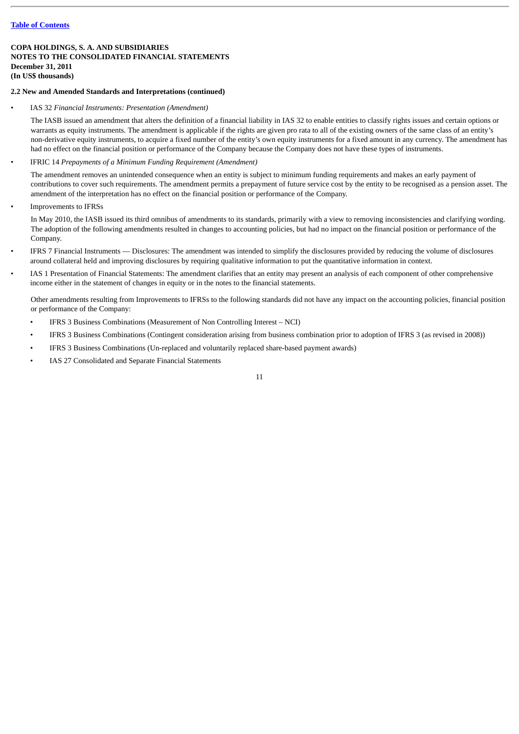[Table of Contents](#)

**COPA HOLDINGS, S. A. AND SUBSIDIARIES**
**NOTES TO THE CONSOLIDATED FINANCIAL STATEMENTS**
**December 31, 2011**
**(In US$ thousands)**

**2.2 New and Amended Standards and Interpretations (continued)**

- IAS 32 *Financial Instruments: Presentation (Amendment)*

  The IASB issued an amendment that alters the definition of a financial liability in IAS 32 to enable entities to classify rights issues and certain options or warrants as equity instruments. The amendment is applicable if the rights are given pro rata to all of the existing owners of the same class of an entity's non-derivative equity instruments, to acquire a fixed number of the entity's own equity instruments for a fixed amount in any currency. The amendment has had no effect on the financial position or performance of the Company because the Company does not have these types of instruments.

- IFRIC 14 *Prepayments of a Minimum Funding Requirement (Amendment)*

  The amendment removes an unintended consequence when an entity is subject to minimum funding requirements and makes an early payment of contributions to cover such requirements. The amendment permits a prepayment of future service cost by the entity to be recognised as a pension asset. The amendment of the interpretation has no effect on the financial position or performance of the Company.

- Improvements to IFRSs

  In May 2010, the IASB issued its third omnibus of amendments to its standards, primarily with a view to removing inconsistencies and clarifying wording. The adoption of the following amendments resulted in changes to accounting policies, but had no impact on the financial position or performance of the Company.

- IFRS 7 Financial Instruments — Disclosures: The amendment was intended to simplify the disclosures provided by reducing the volume of disclosures around collateral held and improving disclosures by requiring qualitative information to put the quantitative information in context.

- IAS 1 Presentation of Financial Statements: The amendment clarifies that an entity may present an analysis of each component of other comprehensive income either in the statement of changes in equity or in the notes to the financial statements.

  Other amendments resulting from Improvements to IFRSs to the following standards did not have any impact on the accounting policies, financial position or performance of the Company:

  - IFRS 3 Business Combinations (Measurement of Non Controlling Interest – NCI)
  - IFRS 3 Business Combinations (Contingent consideration arising from business combination prior to adoption of IFRS 3 (as revised in 2008))
  - IFRS 3 Business Combinations (Un-replaced and voluntarily replaced share-based payment awards)
  - IAS 27 Consolidated and Separate Financial Statements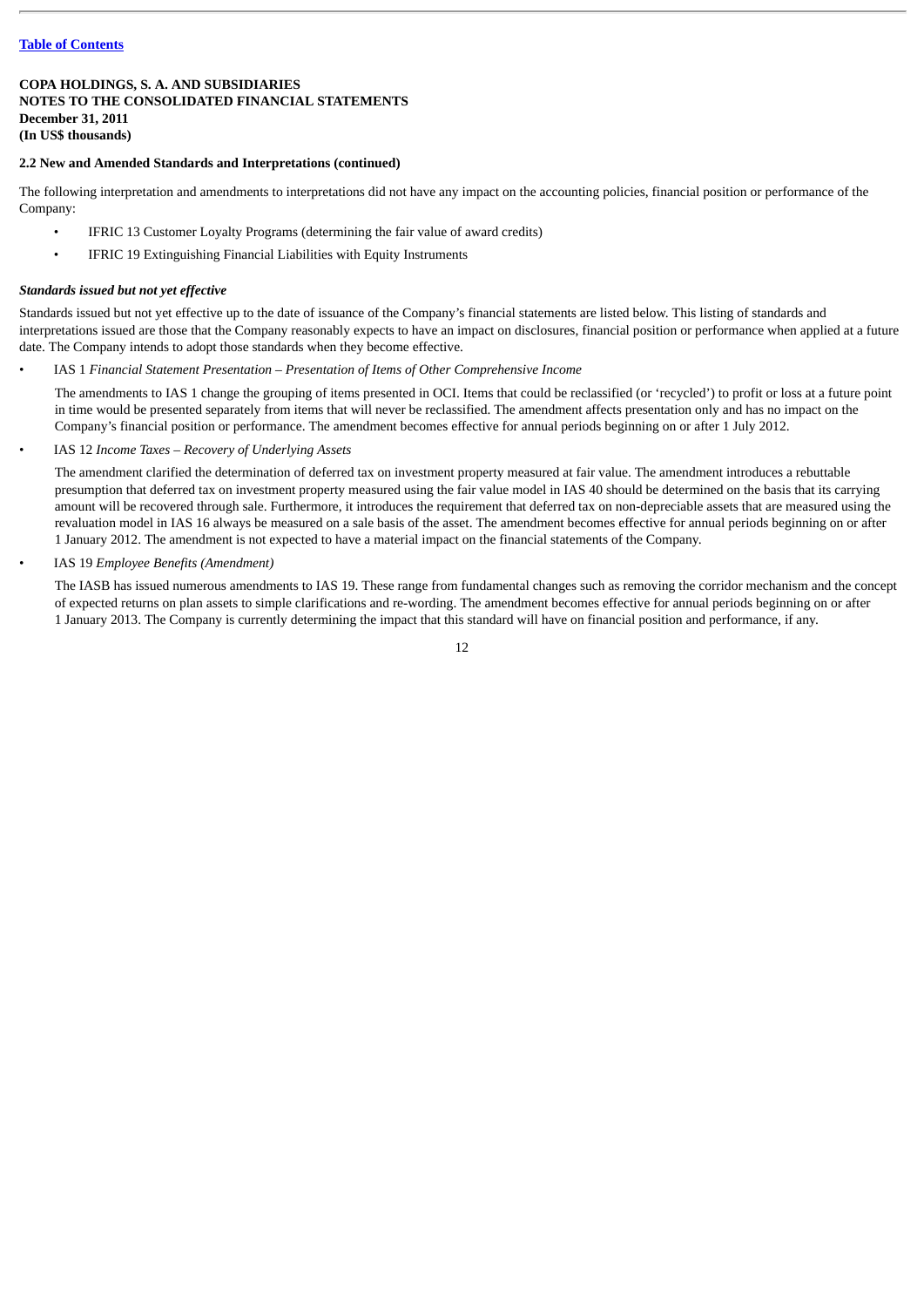**COPA HOLDINGS, S. A. AND SUBSIDIARIES**
**NOTES TO THE CONSOLIDATED FINANCIAL STATEMENTS**
**December 31, 2011**
**(In US$ thousands)**

**2.2 New and Amended Standards and Interpretations (continued)**

The following interpretation and amendments to interpretations did not have any impact on the accounting policies, financial position or performance of the Company:

- IFRIC 13 Customer Loyalty Programs (determining the fair value of award credits)
- IFRIC 19 Extinguishing Financial Liabilities with Equity Instruments

***Standards issued but not yet effective***

Standards issued but not yet effective up to the date of issuance of the Company's financial statements are listed below. This listing of standards and interpretations issued are those that the Company reasonably expects to have an impact on disclosures, financial position or performance when applied at a future date. The Company intends to adopt those standards when they become effective.

- IAS 1 *Financial Statement Presentation – Presentation of Items of Other Comprehensive Income*

  The amendments to IAS 1 change the grouping of items presented in OCI. Items that could be reclassified (or 'recycled') to profit or loss at a future point in time would be presented separately from items that will never be reclassified. The amendment affects presentation only and has no impact on the Company's financial position or performance. The amendment becomes effective for annual periods beginning on or after 1 July 2012.

- IAS 12 *Income Taxes – Recovery of Underlying Assets*

  The amendment clarified the determination of deferred tax on investment property measured at fair value. The amendment introduces a rebuttable presumption that deferred tax on investment property measured using the fair value model in IAS 40 should be determined on the basis that its carrying amount will be recovered through sale. Furthermore, it introduces the requirement that deferred tax on non-depreciable assets that are measured using the revaluation model in IAS 16 always be measured on a sale basis of the asset. The amendment becomes effective for annual periods beginning on or after 1 January 2012. The amendment is not expected to have a material impact on the financial statements of the Company.

- IAS 19 *Employee Benefits (Amendment)*

  The IASB has issued numerous amendments to IAS 19. These range from fundamental changes such as removing the corridor mechanism and the concept of expected returns on plan assets to simple clarifications and re-wording. The amendment becomes effective for annual periods beginning on or after 1 January 2013. The Company is currently determining the impact that this standard will have on financial position and performance, if any.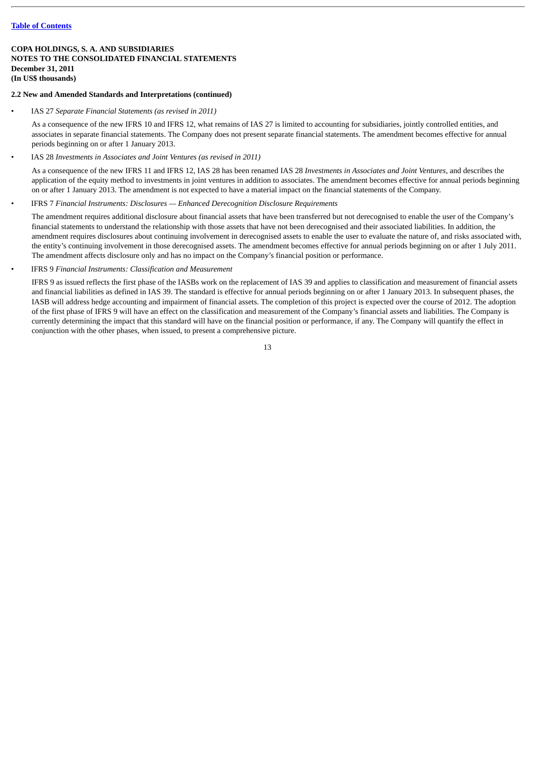[Table of Contents](#)

**COPA HOLDINGS, S. A. AND SUBSIDIARIES**
**NOTES TO THE CONSOLIDATED FINANCIAL STATEMENTS**
**December 31, 2011**
**(In US$ thousands)**

**2.2 New and Amended Standards and Interpretations (continued)**

- IAS 27 *Separate Financial Statements (as revised in 2011)*

  As a consequence of the new IFRS 10 and IFRS 12, what remains of IAS 27 is limited to accounting for subsidiaries, jointly controlled entities, and associates in separate financial statements. The Company does not present separate financial statements. The amendment becomes effective for annual periods beginning on or after 1 January 2013.

- IAS 28 *Investments in Associates and Joint Ventures (as revised in 2011)*

  As a consequence of the new IFRS 11 and IFRS 12, IAS 28 has been renamed IAS 28 *Investments in Associates and Joint Ventures*, and describes the application of the equity method to investments in joint ventures in addition to associates. The amendment becomes effective for annual periods beginning on or after 1 January 2013. The amendment is not expected to have a material impact on the financial statements of the Company.

- IFRS 7 *Financial Instruments: Disclosures — Enhanced Derecognition Disclosure Requirements*

  The amendment requires additional disclosure about financial assets that have been transferred but not derecognised to enable the user of the Company's financial statements to understand the relationship with those assets that have not been derecognised and their associated liabilities. In addition, the amendment requires disclosures about continuing involvement in derecognised assets to enable the user to evaluate the nature of, and risks associated with, the entity's continuing involvement in those derecognised assets. The amendment becomes effective for annual periods beginning on or after 1 July 2011. The amendment affects disclosure only and has no impact on the Company's financial position or performance.

- IFRS 9 *Financial Instruments: Classification and Measurement*

  IFRS 9 as issued reflects the first phase of the IASBs work on the replacement of IAS 39 and applies to classification and measurement of financial assets and financial liabilities as defined in IAS 39. The standard is effective for annual periods beginning on or after 1 January 2013. In subsequent phases, the IASB will address hedge accounting and impairment of financial assets. The completion of this project is expected over the course of 2012. The adoption of the first phase of IFRS 9 will have an effect on the classification and measurement of the Company's financial assets and liabilities. The Company is currently determining the impact that this standard will have on the financial position or performance, if any. The Company will quantify the effect in conjunction with the other phases, when issued, to present a comprehensive picture.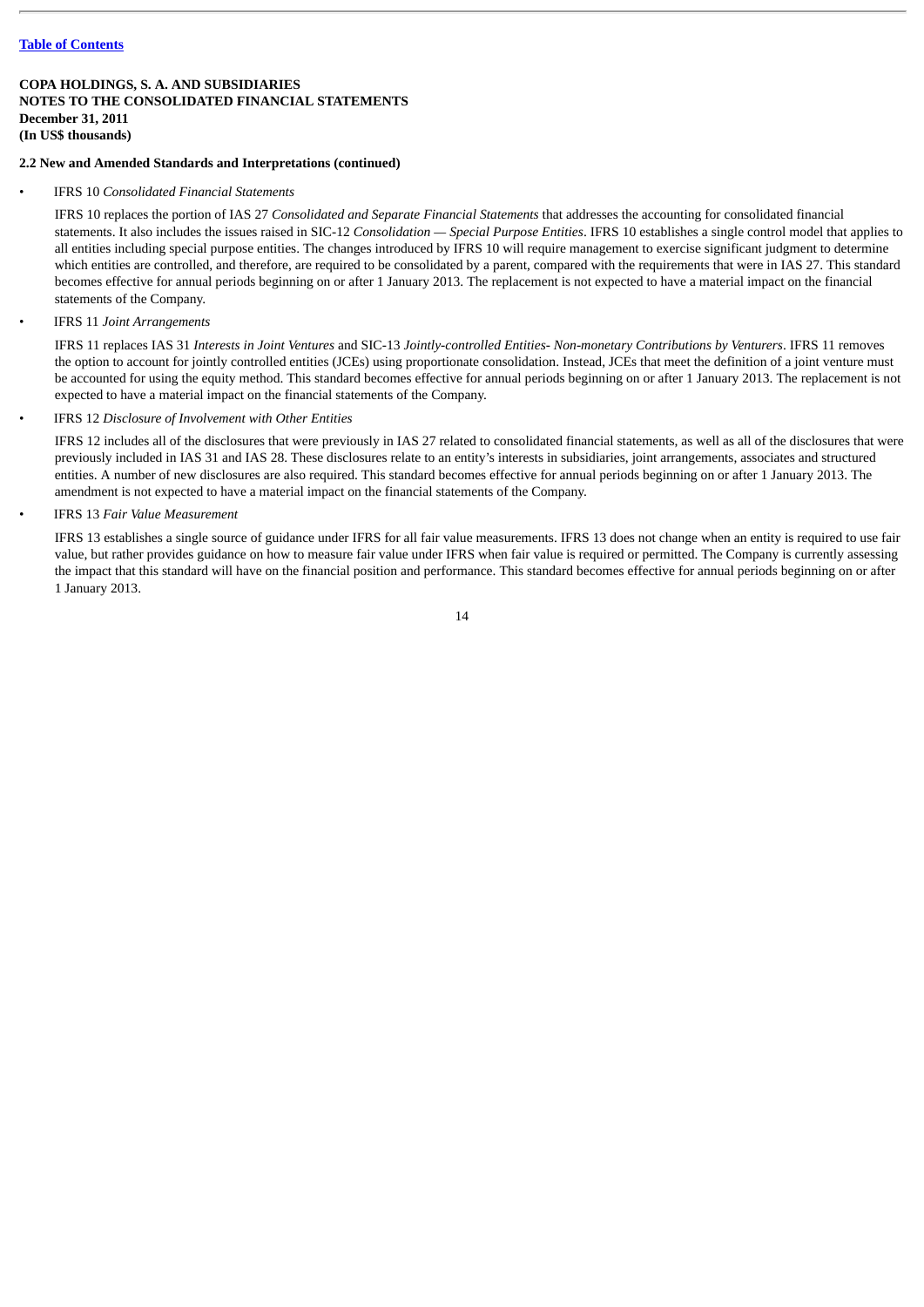**COPA HOLDINGS, S. A. AND SUBSIDIARIES**
**NOTES TO THE CONSOLIDATED FINANCIAL STATEMENTS**
**December 31, 2011**
**(In US$ thousands)**

**2.2 New and Amended Standards and Interpretations (continued)**

- IFRS 10 *Consolidated Financial Statements*

  IFRS 10 replaces the portion of IAS 27 *Consolidated and Separate Financial Statements* that addresses the accounting for consolidated financial statements. It also includes the issues raised in SIC-12 *Consolidation — Special Purpose Entities*. IFRS 10 establishes a single control model that applies to all entities including special purpose entities. The changes introduced by IFRS 10 will require management to exercise significant judgment to determine which entities are controlled, and therefore, are required to be consolidated by a parent, compared with the requirements that were in IAS 27. This standard becomes effective for annual periods beginning on or after 1 January 2013. The replacement is not expected to have a material impact on the financial statements of the Company.

- IFRS 11 *Joint Arrangements*

  IFRS 11 replaces IAS 31 *Interests in Joint Ventures* and SIC-13 *Jointly-controlled Entities- Non-monetary Contributions by Venturers*. IFRS 11 removes the option to account for jointly controlled entities (JCEs) using proportionate consolidation. Instead, JCEs that meet the definition of a joint venture must be accounted for using the equity method. This standard becomes effective for annual periods beginning on or after 1 January 2013. The replacement is not expected to have a material impact on the financial statements of the Company.

- IFRS 12 *Disclosure of Involvement with Other Entities*

  IFRS 12 includes all of the disclosures that were previously in IAS 27 related to consolidated financial statements, as well as all of the disclosures that were previously included in IAS 31 and IAS 28. These disclosures relate to an entity's interests in subsidiaries, joint arrangements, associates and structured entities. A number of new disclosures are also required. This standard becomes effective for annual periods beginning on or after 1 January 2013. The amendment is not expected to have a material impact on the financial statements of the Company.

- IFRS 13 *Fair Value Measurement*

  IFRS 13 establishes a single source of guidance under IFRS for all fair value measurements. IFRS 13 does not change when an entity is required to use fair value, but rather provides guidance on how to measure fair value under IFRS when fair value is required or permitted. The Company is currently assessing the impact that this standard will have on the financial position and performance. This standard becomes effective for annual periods beginning on or after 1 January 2013.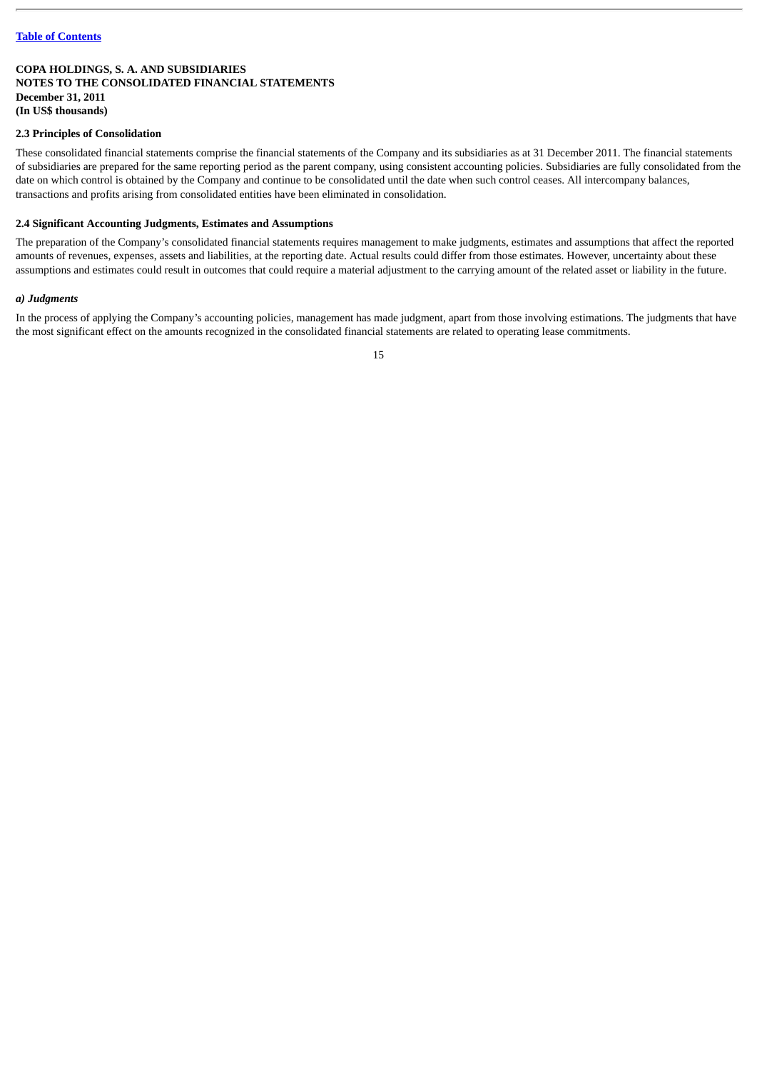**COPA HOLDINGS, S. A. AND SUBSIDIARIES**
**NOTES TO THE CONSOLIDATED FINANCIAL STATEMENTS**
**December 31, 2011**
**(In US$ thousands)**

**2.3 Principles of Consolidation**

These consolidated financial statements comprise the financial statements of the Company and its subsidiaries as at 31 December 2011. The financial statements of subsidiaries are prepared for the same reporting period as the parent company, using consistent accounting policies. Subsidiaries are fully consolidated from the date on which control is obtained by the Company and continue to be consolidated until the date when such control ceases. All intercompany balances, transactions and profits arising from consolidated entities have been eliminated in consolidation.

**2.4 Significant Accounting Judgments, Estimates and Assumptions**

The preparation of the Company's consolidated financial statements requires management to make judgments, estimates and assumptions that affect the reported amounts of revenues, expenses, assets and liabilities, at the reporting date. Actual results could differ from those estimates. However, uncertainty about these assumptions and estimates could result in outcomes that could require a material adjustment to the carrying amount of the related asset or liability in the future.

***a) Judgments***

In the process of applying the Company's accounting policies, management has made judgment, apart from those involving estimations. The judgments that have the most significant effect on the amounts recognized in the consolidated financial statements are related to operating lease commitments.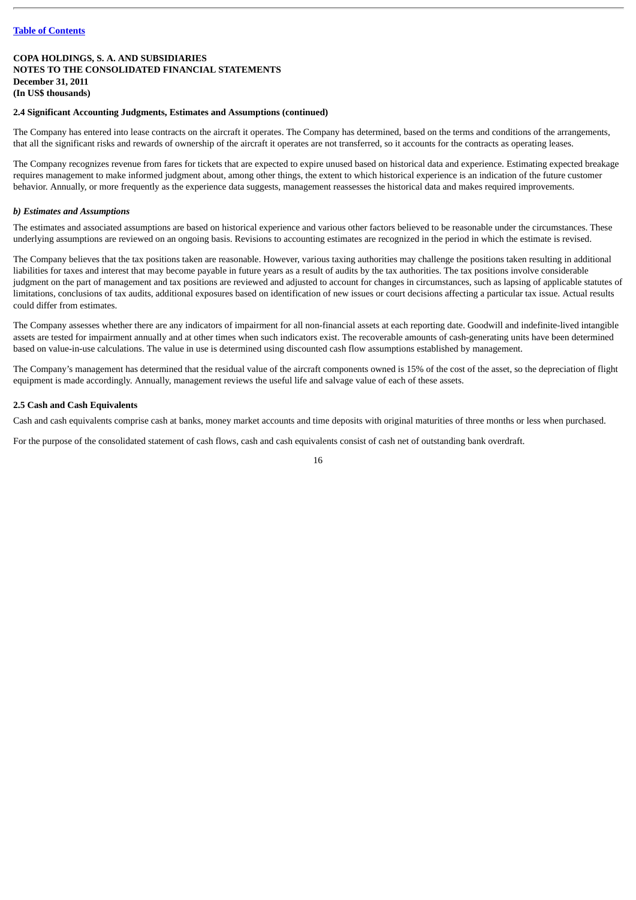**COPA HOLDINGS, S. A. AND SUBSIDIARIES**
**NOTES TO THE CONSOLIDATED FINANCIAL STATEMENTS**
**December 31, 2011**
**(In US$ thousands)**

**2.4 Significant Accounting Judgments, Estimates and Assumptions (continued)**

The Company has entered into lease contracts on the aircraft it operates. The Company has determined, based on the terms and conditions of the arrangements, that all the significant risks and rewards of ownership of the aircraft it operates are not transferred, so it accounts for the contracts as operating leases.

The Company recognizes revenue from fares for tickets that are expected to expire unused based on historical data and experience. Estimating expected breakage requires management to make informed judgment about, among other things, the extent to which historical experience is an indication of the future customer behavior. Annually, or more frequently as the experience data suggests, management reassesses the historical data and makes required improvements.

***b) Estimates and Assumptions***

The estimates and associated assumptions are based on historical experience and various other factors believed to be reasonable under the circumstances. These underlying assumptions are reviewed on an ongoing basis. Revisions to accounting estimates are recognized in the period in which the estimate is revised.

The Company believes that the tax positions taken are reasonable. However, various taxing authorities may challenge the positions taken resulting in additional liabilities for taxes and interest that may become payable in future years as a result of audits by the tax authorities. The tax positions involve considerable judgment on the part of management and tax positions are reviewed and adjusted to account for changes in circumstances, such as lapsing of applicable statutes of limitations, conclusions of tax audits, additional exposures based on identification of new issues or court decisions affecting a particular tax issue. Actual results could differ from estimates.

The Company assesses whether there are any indicators of impairment for all non-financial assets at each reporting date. Goodwill and indefinite-lived intangible assets are tested for impairment annually and at other times when such indicators exist. The recoverable amounts of cash-generating units have been determined based on value-in-use calculations. The value in use is determined using discounted cash flow assumptions established by management.

The Company's management has determined that the residual value of the aircraft components owned is 15% of the cost of the asset, so the depreciation of flight equipment is made accordingly. Annually, management reviews the useful life and salvage value of each of these assets.

**2.5 Cash and Cash Equivalents**

Cash and cash equivalents comprise cash at banks, money market accounts and time deposits with original maturities of three months or less when purchased.

For the purpose of the consolidated statement of cash flows, cash and cash equivalents consist of cash net of outstanding bank overdraft.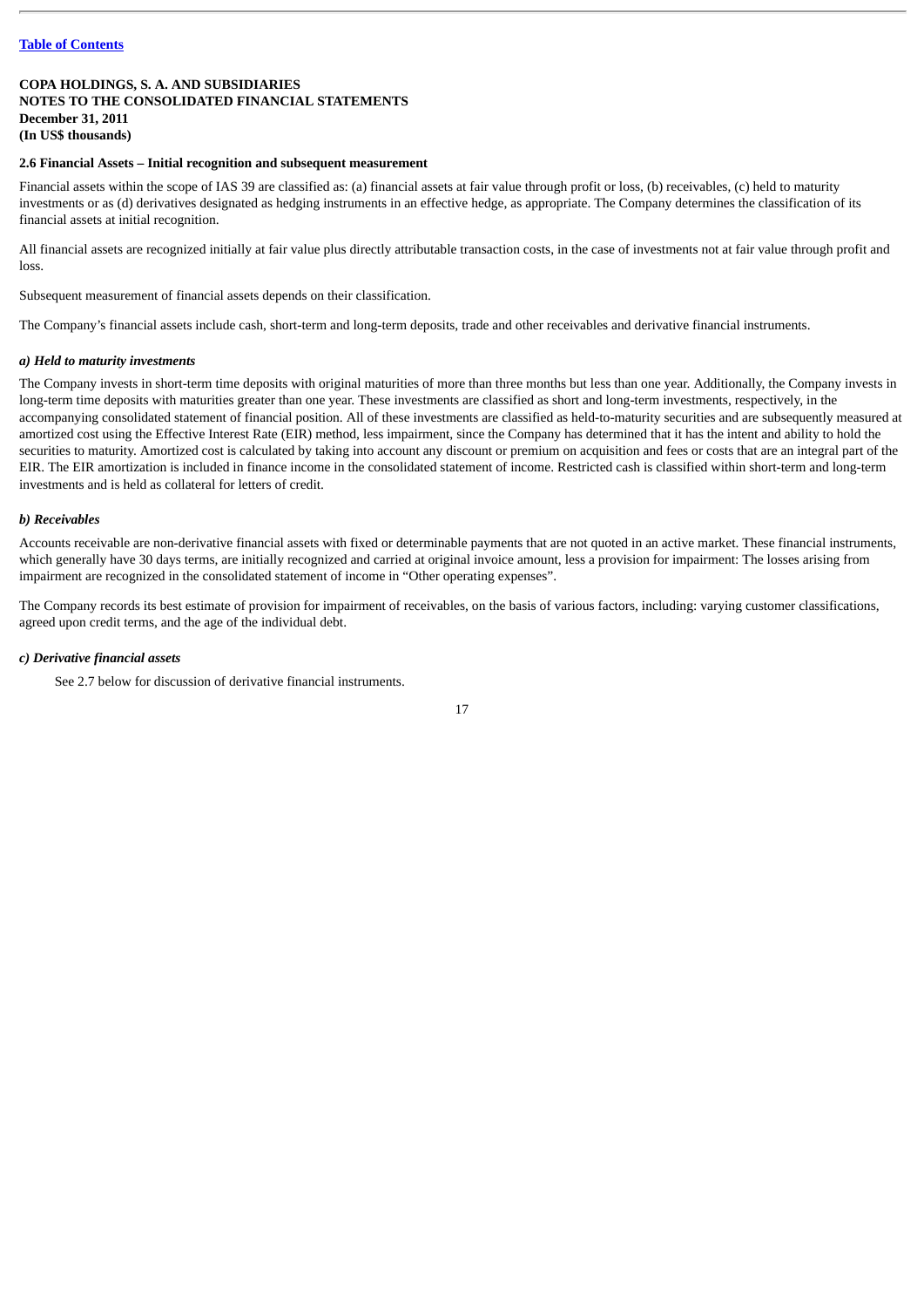**COPA HOLDINGS, S. A. AND SUBSIDIARIES**
**NOTES TO THE CONSOLIDATED FINANCIAL STATEMENTS**
**December 31, 2011**
**(In US$ thousands)**

**2.6 Financial Assets – Initial recognition and subsequent measurement**

Financial assets within the scope of IAS 39 are classified as: (a) financial assets at fair value through profit or loss, (b) receivables, (c) held to maturity investments or as (d) derivatives designated as hedging instruments in an effective hedge, as appropriate. The Company determines the classification of its financial assets at initial recognition.

All financial assets are recognized initially at fair value plus directly attributable transaction costs, in the case of investments not at fair value through profit and loss.

Subsequent measurement of financial assets depends on their classification.

The Company's financial assets include cash, short-term and long-term deposits, trade and other receivables and derivative financial instruments.

***a) Held to maturity investments***

The Company invests in short-term time deposits with original maturities of more than three months but less than one year. Additionally, the Company invests in long-term time deposits with maturities greater than one year. These investments are classified as short and long-term investments, respectively, in the accompanying consolidated statement of financial position. All of these investments are classified as held-to-maturity securities and are subsequently measured at amortized cost using the Effective Interest Rate (EIR) method, less impairment, since the Company has determined that it has the intent and ability to hold the securities to maturity. Amortized cost is calculated by taking into account any discount or premium on acquisition and fees or costs that are an integral part of the EIR. The EIR amortization is included in finance income in the consolidated statement of income. Restricted cash is classified within short-term and long-term investments and is held as collateral for letters of credit.

***b) Receivables***

Accounts receivable are non-derivative financial assets with fixed or determinable payments that are not quoted in an active market. These financial instruments, which generally have 30 days terms, are initially recognized and carried at original invoice amount, less a provision for impairment: The losses arising from impairment are recognized in the consolidated statement of income in "Other operating expenses".

The Company records its best estimate of provision for impairment of receivables, on the basis of various factors, including: varying customer classifications, agreed upon credit terms, and the age of the individual debt.

***c) Derivative financial assets***

See 2.7 below for discussion of derivative financial instruments.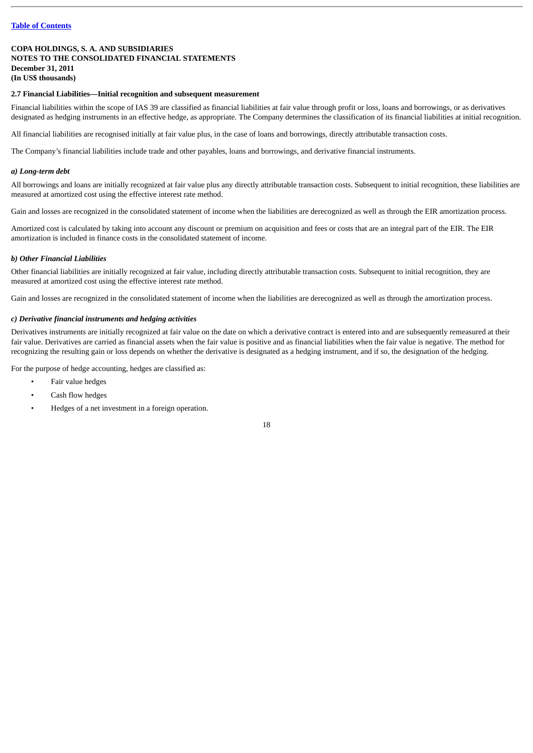**COPA HOLDINGS, S. A. AND SUBSIDIARIES**
**NOTES TO THE CONSOLIDATED FINANCIAL STATEMENTS**
**December 31, 2011**
**(In US$ thousands)**

**2.7 Financial Liabilities—Initial recognition and subsequent measurement**

Financial liabilities within the scope of IAS 39 are classified as financial liabilities at fair value through profit or loss, loans and borrowings, or as derivatives designated as hedging instruments in an effective hedge, as appropriate. The Company determines the classification of its financial liabilities at initial recognition.

All financial liabilities are recognised initially at fair value plus, in the case of loans and borrowings, directly attributable transaction costs.

The Company's financial liabilities include trade and other payables, loans and borrowings, and derivative financial instruments.

***a) Long-term debt***

All borrowings and loans are initially recognized at fair value plus any directly attributable transaction costs. Subsequent to initial recognition, these liabilities are measured at amortized cost using the effective interest rate method.

Gain and losses are recognized in the consolidated statement of income when the liabilities are derecognized as well as through the EIR amortization process.

Amortized cost is calculated by taking into account any discount or premium on acquisition and fees or costs that are an integral part of the EIR. The EIR amortization is included in finance costs in the consolidated statement of income.

***b) Other Financial Liabilities***

Other financial liabilities are initially recognized at fair value, including directly attributable transaction costs. Subsequent to initial recognition, they are measured at amortized cost using the effective interest rate method.

Gain and losses are recognized in the consolidated statement of income when the liabilities are derecognized as well as through the amortization process.

***c) Derivative financial instruments and hedging activities***

Derivatives instruments are initially recognized at fair value on the date on which a derivative contract is entered into and are subsequently remeasured at their fair value. Derivatives are carried as financial assets when the fair value is positive and as financial liabilities when the fair value is negative. The method for recognizing the resulting gain or loss depends on whether the derivative is designated as a hedging instrument, and if so, the designation of the hedging.

For the purpose of hedge accounting, hedges are classified as:

- Fair value hedges
- Cash flow hedges
- Hedges of a net investment in a foreign operation.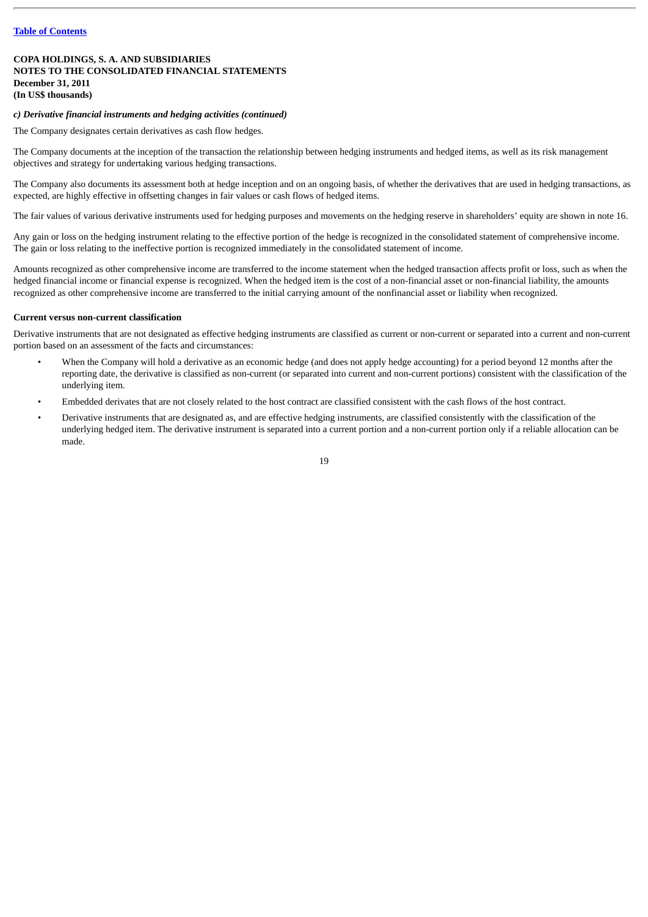**COPA HOLDINGS, S. A. AND SUBSIDIARIES**
**NOTES TO THE CONSOLIDATED FINANCIAL STATEMENTS**
**December 31, 2011**
**(In US$ thousands)**

***c) Derivative financial instruments and hedging activities (continued)***

The Company designates certain derivatives as cash flow hedges.

The Company documents at the inception of the transaction the relationship between hedging instruments and hedged items, as well as its risk management objectives and strategy for undertaking various hedging transactions.

The Company also documents its assessment both at hedge inception and on an ongoing basis, of whether the derivatives that are used in hedging transactions, as expected, are highly effective in offsetting changes in fair values or cash flows of hedged items.

The fair values of various derivative instruments used for hedging purposes and movements on the hedging reserve in shareholders' equity are shown in note 16.

Any gain or loss on the hedging instrument relating to the effective portion of the hedge is recognized in the consolidated statement of comprehensive income. The gain or loss relating to the ineffective portion is recognized immediately in the consolidated statement of income.

Amounts recognized as other comprehensive income are transferred to the income statement when the hedged transaction affects profit or loss, such as when the hedged financial income or financial expense is recognized. When the hedged item is the cost of a non-financial asset or non-financial liability, the amounts recognized as other comprehensive income are transferred to the initial carrying amount of the nonfinancial asset or liability when recognized.

**Current versus non-current classification**

Derivative instruments that are not designated as effective hedging instruments are classified as current or non-current or separated into a current and non-current portion based on an assessment of the facts and circumstances:

- When the Company will hold a derivative as an economic hedge (and does not apply hedge accounting) for a period beyond 12 months after the reporting date, the derivative is classified as non-current (or separated into current and non-current portions) consistent with the classification of the underlying item.
- Embedded derivates that are not closely related to the host contract are classified consistent with the cash flows of the host contract.
- Derivative instruments that are designated as, and are effective hedging instruments, are classified consistently with the classification of the underlying hedged item. The derivative instrument is separated into a current portion and a non-current portion only if a reliable allocation can be made.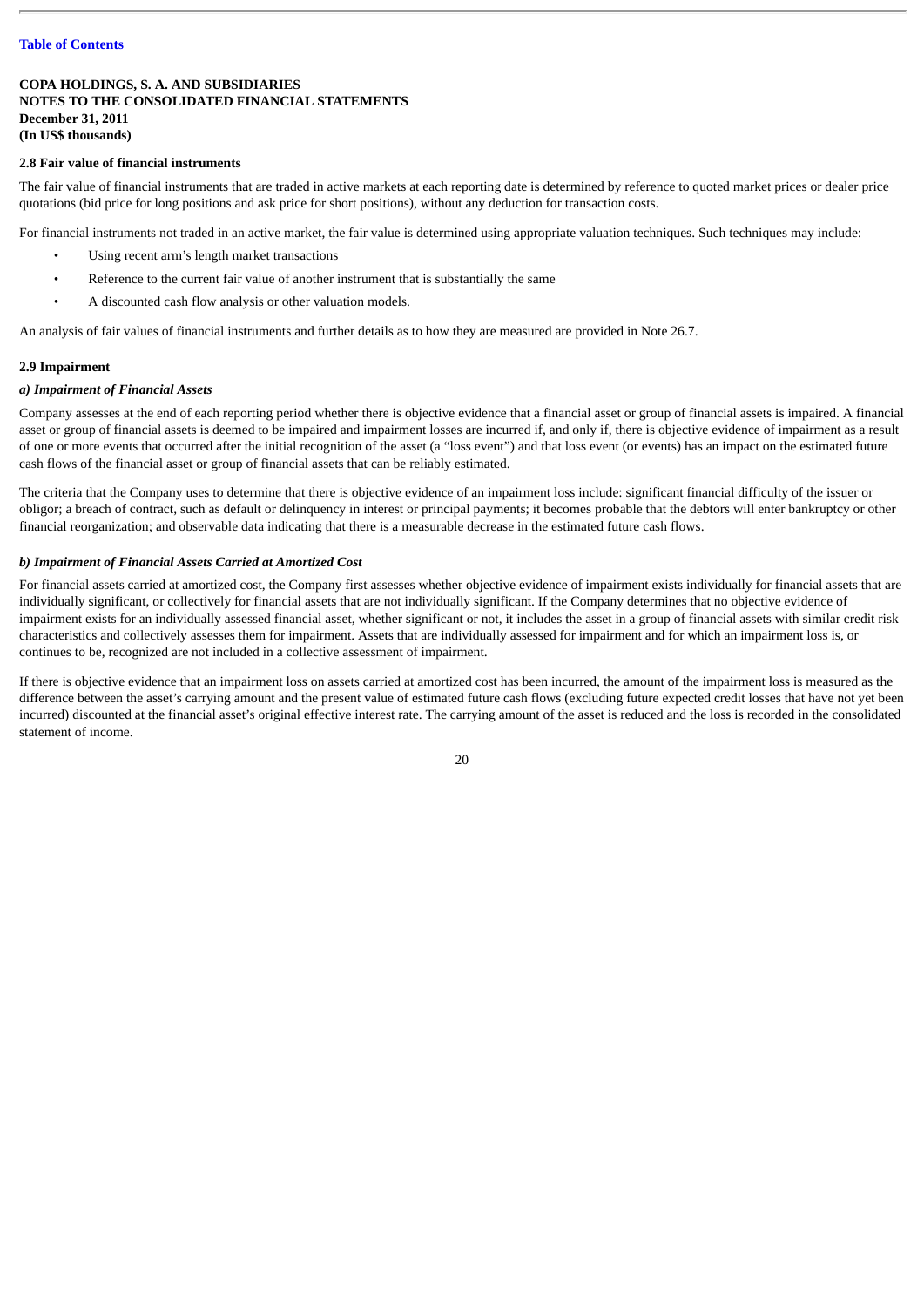**COPA HOLDINGS, S. A. AND SUBSIDIARIES**
**NOTES TO THE CONSOLIDATED FINANCIAL STATEMENTS**
**December 31, 2011**
**(In US$ thousands)**

### 2.8 Fair value of financial instruments

The fair value of financial instruments that are traded in active markets at each reporting date is determined by reference to quoted market prices or dealer price quotations (bid price for long positions and ask price for short positions), without any deduction for transaction costs.

For financial instruments not traded in an active market, the fair value is determined using appropriate valuation techniques. Such techniques may include:

- Using recent arm's length market transactions
- Reference to the current fair value of another instrument that is substantially the same
- A discounted cash flow analysis or other valuation models.

An analysis of fair values of financial instruments and further details as to how they are measured are provided in Note 26.7.

### 2.9 Impairment

#### *a) Impairment of Financial Assets*

Company assesses at the end of each reporting period whether there is objective evidence that a financial asset or group of financial assets is impaired. A financial asset or group of financial assets is deemed to be impaired and impairment losses are incurred if, and only if, there is objective evidence of impairment as a result of one or more events that occurred after the initial recognition of the asset (a "loss event") and that loss event (or events) has an impact on the estimated future cash flows of the financial asset or group of financial assets that can be reliably estimated.

The criteria that the Company uses to determine that there is objective evidence of an impairment loss include: significant financial difficulty of the issuer or obligor; a breach of contract, such as default or delinquency in interest or principal payments; it becomes probable that the debtors will enter bankruptcy or other financial reorganization; and observable data indicating that there is a measurable decrease in the estimated future cash flows.

#### *b) Impairment of Financial Assets Carried at Amortized Cost*

For financial assets carried at amortized cost, the Company first assesses whether objective evidence of impairment exists individually for financial assets that are individually significant, or collectively for financial assets that are not individually significant. If the Company determines that no objective evidence of impairment exists for an individually assessed financial asset, whether significant or not, it includes the asset in a group of financial assets with similar credit risk characteristics and collectively assesses them for impairment. Assets that are individually assessed for impairment and for which an impairment loss is, or continues to be, recognized are not included in a collective assessment of impairment.

If there is objective evidence that an impairment loss on assets carried at amortized cost has been incurred, the amount of the impairment loss is measured as the difference between the asset's carrying amount and the present value of estimated future cash flows (excluding future expected credit losses that have not yet been incurred) discounted at the financial asset's original effective interest rate. The carrying amount of the asset is reduced and the loss is recorded in the consolidated statement of income.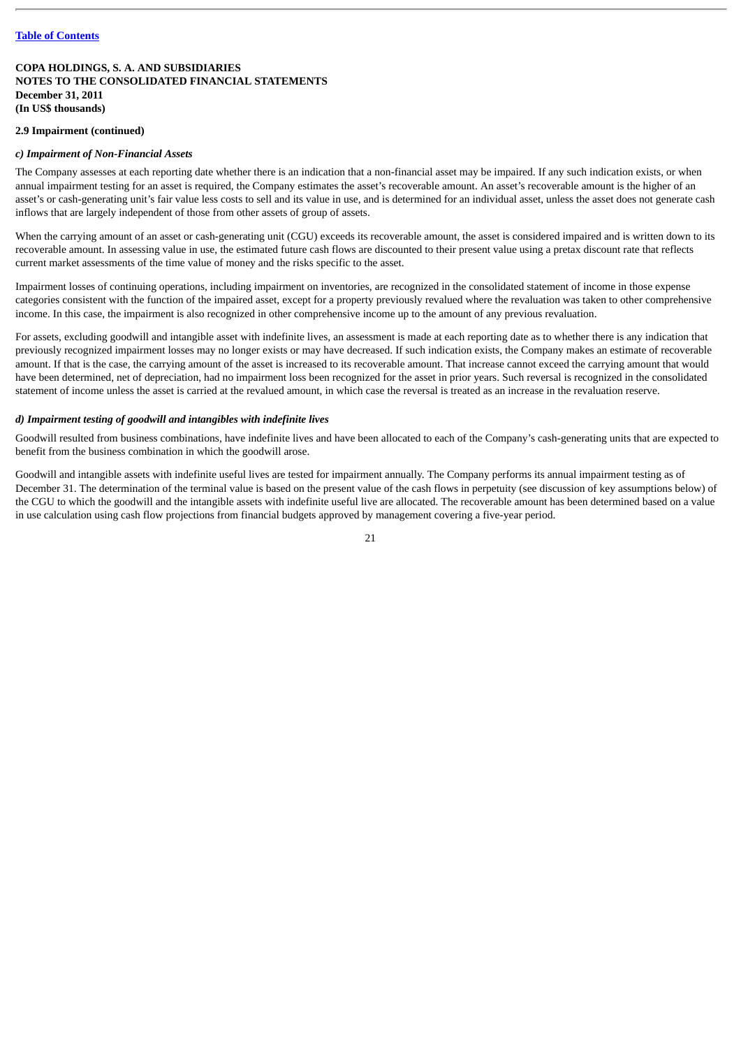**COPA HOLDINGS, S. A. AND SUBSIDIARIES**
**NOTES TO THE CONSOLIDATED FINANCIAL STATEMENTS**
**December 31, 2011**
**(In US$ thousands)**

**2.9 Impairment (continued)**

***c) Impairment of Non-Financial Assets***

The Company assesses at each reporting date whether there is an indication that a non-financial asset may be impaired. If any such indication exists, or when annual impairment testing for an asset is required, the Company estimates the asset's recoverable amount. An asset's recoverable amount is the higher of an asset's or cash-generating unit's fair value less costs to sell and its value in use, and is determined for an individual asset, unless the asset does not generate cash inflows that are largely independent of those from other assets of group of assets.

When the carrying amount of an asset or cash-generating unit (CGU) exceeds its recoverable amount, the asset is considered impaired and is written down to its recoverable amount. In assessing value in use, the estimated future cash flows are discounted to their present value using a pretax discount rate that reflects current market assessments of the time value of money and the risks specific to the asset.

Impairment losses of continuing operations, including impairment on inventories, are recognized in the consolidated statement of income in those expense categories consistent with the function of the impaired asset, except for a property previously revalued where the revaluation was taken to other comprehensive income. In this case, the impairment is also recognized in other comprehensive income up to the amount of any previous revaluation.

For assets, excluding goodwill and intangible asset with indefinite lives, an assessment is made at each reporting date as to whether there is any indication that previously recognized impairment losses may no longer exists or may have decreased. If such indication exists, the Company makes an estimate of recoverable amount. If that is the case, the carrying amount of the asset is increased to its recoverable amount. That increase cannot exceed the carrying amount that would have been determined, net of depreciation, had no impairment loss been recognized for the asset in prior years. Such reversal is recognized in the consolidated statement of income unless the asset is carried at the revalued amount, in which case the reversal is treated as an increase in the revaluation reserve.

***d) Impairment testing of goodwill and intangibles with indefinite lives***

Goodwill resulted from business combinations, have indefinite lives and have been allocated to each of the Company's cash-generating units that are expected to benefit from the business combination in which the goodwill arose.

Goodwill and intangible assets with indefinite useful lives are tested for impairment annually. The Company performs its annual impairment testing as of December 31. The determination of the terminal value is based on the present value of the cash flows in perpetuity (see discussion of key assumptions below) of the CGU to which the goodwill and the intangible assets with indefinite useful live are allocated. The recoverable amount has been determined based on a value in use calculation using cash flow projections from financial budgets approved by management covering a five-year period.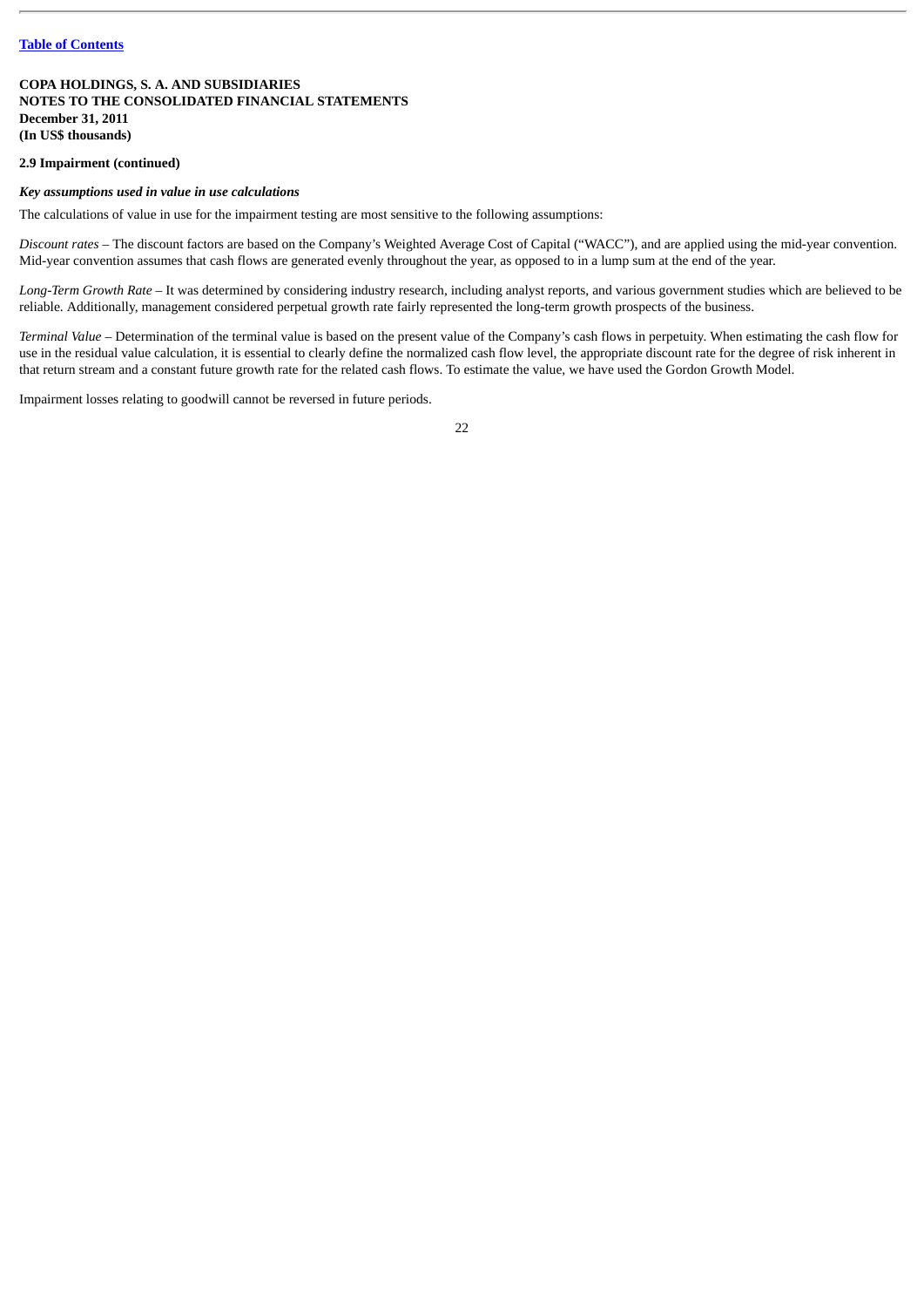**COPA HOLDINGS, S. A. AND SUBSIDIARIES**
**NOTES TO THE CONSOLIDATED FINANCIAL STATEMENTS**
**December 31, 2011**
**(In US$ thousands)**

**2.9 Impairment (continued)**

***Key assumptions used in value in use calculations***

The calculations of value in use for the impairment testing are most sensitive to the following assumptions:

*Discount rates* – The discount factors are based on the Company's Weighted Average Cost of Capital ("WACC"), and are applied using the mid-year convention. Mid-year convention assumes that cash flows are generated evenly throughout the year, as opposed to in a lump sum at the end of the year.

*Long-Term Growth Rate* – It was determined by considering industry research, including analyst reports, and various government studies which are believed to be reliable. Additionally, management considered perpetual growth rate fairly represented the long-term growth prospects of the business.

*Terminal Value* – Determination of the terminal value is based on the present value of the Company's cash flows in perpetuity. When estimating the cash flow for use in the residual value calculation, it is essential to clearly define the normalized cash flow level, the appropriate discount rate for the degree of risk inherent in that return stream and a constant future growth rate for the related cash flows. To estimate the value, we have used the Gordon Growth Model.

Impairment losses relating to goodwill cannot be reversed in future periods.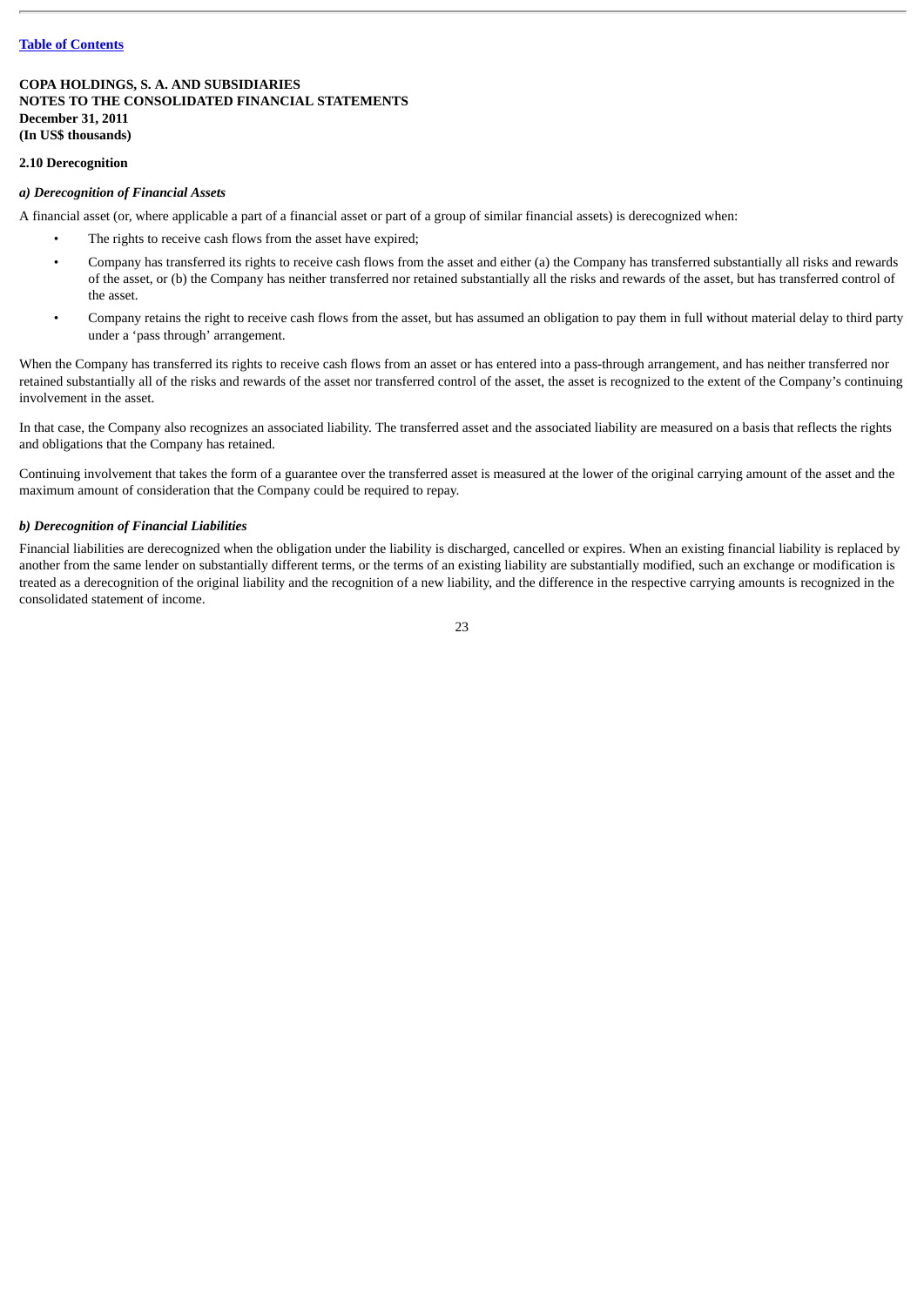COPA HOLDINGS, S. A. AND SUBSIDIARIES
NOTES TO THE CONSOLIDATED FINANCIAL STATEMENTS
December 31, 2011
(In US$ thousands)

**2.10 Derecognition**

***a) Derecognition of Financial Assets***

A financial asset (or, where applicable a part of a financial asset or part of a group of similar financial assets) is derecognized when:

- The rights to receive cash flows from the asset have expired;
- Company has transferred its rights to receive cash flows from the asset and either (a) the Company has transferred substantially all risks and rewards of the asset, or (b) the Company has neither transferred nor retained substantially all the risks and rewards of the asset, but has transferred control of the asset.
- Company retains the right to receive cash flows from the asset, but has assumed an obligation to pay them in full without material delay to third party under a 'pass through' arrangement.

When the Company has transferred its rights to receive cash flows from an asset or has entered into a pass-through arrangement, and has neither transferred nor retained substantially all of the risks and rewards of the asset nor transferred control of the asset, the asset is recognized to the extent of the Company's continuing involvement in the asset.

In that case, the Company also recognizes an associated liability. The transferred asset and the associated liability are measured on a basis that reflects the rights and obligations that the Company has retained.

Continuing involvement that takes the form of a guarantee over the transferred asset is measured at the lower of the original carrying amount of the asset and the maximum amount of consideration that the Company could be required to repay.

***b) Derecognition of Financial Liabilities***

Financial liabilities are derecognized when the obligation under the liability is discharged, cancelled or expires. When an existing financial liability is replaced by another from the same lender on substantially different terms, or the terms of an existing liability are substantially modified, such an exchange or modification is treated as a derecognition of the original liability and the recognition of a new liability, and the difference in the respective carrying amounts is recognized in the consolidated statement of income.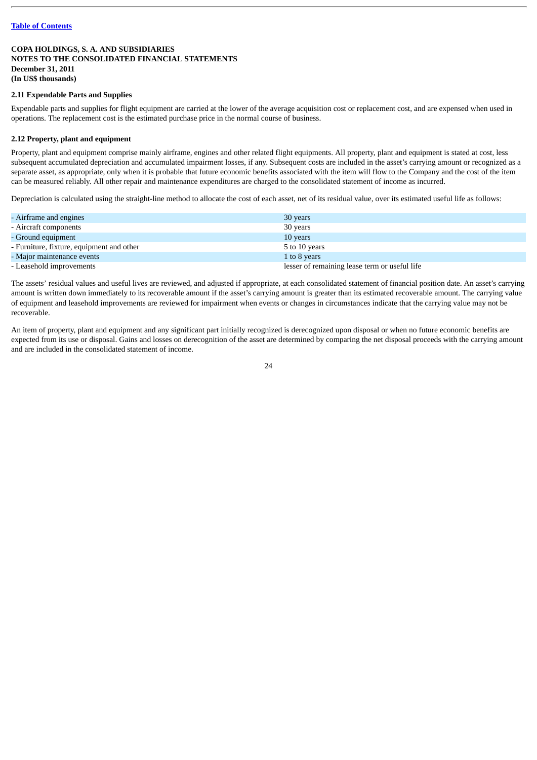**COPA HOLDINGS, S. A. AND SUBSIDIARIES**
**NOTES TO THE CONSOLIDATED FINANCIAL STATEMENTS**
**December 31, 2011**
**(In US$ thousands)**

**2.11 Expendable Parts and Supplies**

Expendable parts and supplies for flight equipment are carried at the lower of the average acquisition cost or replacement cost, and are expensed when used in operations. The replacement cost is the estimated purchase price in the normal course of business.

**2.12 Property, plant and equipment**

Property, plant and equipment comprise mainly airframe, engines and other related flight equipments. All property, plant and equipment is stated at cost, less subsequent accumulated depreciation and accumulated impairment losses, if any. Subsequent costs are included in the asset's carrying amount or recognized as a separate asset, as appropriate, only when it is probable that future economic benefits associated with the item will flow to the Company and the cost of the item can be measured reliably. All other repair and maintenance expenditures are charged to the consolidated statement of income as incurred.

Depreciation is calculated using the straight-line method to allocate the cost of each asset, net of its residual value, over its estimated useful life as follows:

| | |
|---|---|
| - Airframe and engines | 30 years |
| - Aircraft components | 30 years |
| - Ground equipment | 10 years |
| - Furniture, fixture, equipment and other | 5 to 10 years |
| - Major maintenance events | 1 to 8 years |
| - Leasehold improvements | lesser of remaining lease term or useful life |

The assets' residual values and useful lives are reviewed, and adjusted if appropriate, at each consolidated statement of financial position date. An asset's carrying amount is written down immediately to its recoverable amount if the asset's carrying amount is greater than its estimated recoverable amount. The carrying value of equipment and leasehold improvements are reviewed for impairment when events or changes in circumstances indicate that the carrying value may not be recoverable.

An item of property, plant and equipment and any significant part initially recognized is derecognized upon disposal or when no future economic benefits are expected from its use or disposal. Gains and losses on derecognition of the asset are determined by comparing the net disposal proceeds with the carrying amount and are included in the consolidated statement of income.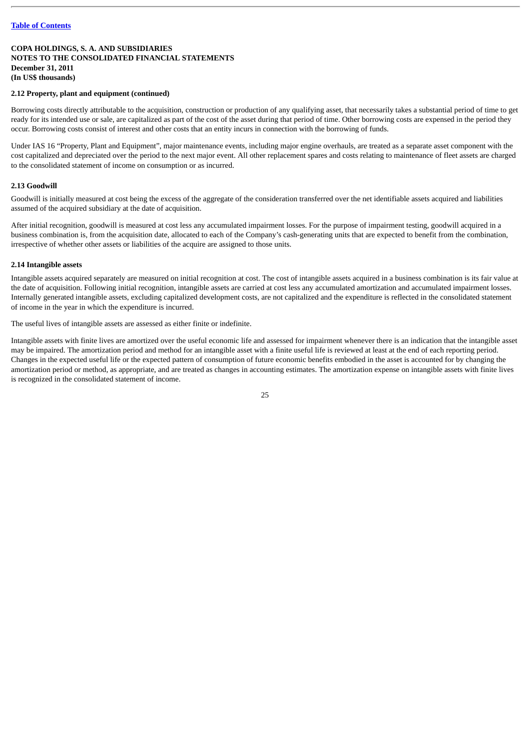**COPA HOLDINGS, S. A. AND SUBSIDIARIES**
**NOTES TO THE CONSOLIDATED FINANCIAL STATEMENTS**
**December 31, 2011**
**(In US$ thousands)**

**2.12 Property, plant and equipment (continued)**

Borrowing costs directly attributable to the acquisition, construction or production of any qualifying asset, that necessarily takes a substantial period of time to get ready for its intended use or sale, are capitalized as part of the cost of the asset during that period of time. Other borrowing costs are expensed in the period they occur. Borrowing costs consist of interest and other costs that an entity incurs in connection with the borrowing of funds.

Under IAS 16 "Property, Plant and Equipment", major maintenance events, including major engine overhauls, are treated as a separate asset component with the cost capitalized and depreciated over the period to the next major event. All other replacement spares and costs relating to maintenance of fleet assets are charged to the consolidated statement of income on consumption or as incurred.

**2.13 Goodwill**

Goodwill is initially measured at cost being the excess of the aggregate of the consideration transferred over the net identifiable assets acquired and liabilities assumed of the acquired subsidiary at the date of acquisition.

After initial recognition, goodwill is measured at cost less any accumulated impairment losses. For the purpose of impairment testing, goodwill acquired in a business combination is, from the acquisition date, allocated to each of the Company's cash-generating units that are expected to benefit from the combination, irrespective of whether other assets or liabilities of the acquire are assigned to those units.

**2.14 Intangible assets**

Intangible assets acquired separately are measured on initial recognition at cost. The cost of intangible assets acquired in a business combination is its fair value at the date of acquisition. Following initial recognition, intangible assets are carried at cost less any accumulated amortization and accumulated impairment losses. Internally generated intangible assets, excluding capitalized development costs, are not capitalized and the expenditure is reflected in the consolidated statement of income in the year in which the expenditure is incurred.

The useful lives of intangible assets are assessed as either finite or indefinite.

Intangible assets with finite lives are amortized over the useful economic life and assessed for impairment whenever there is an indication that the intangible asset may be impaired. The amortization period and method for an intangible asset with a finite useful life is reviewed at least at the end of each reporting period. Changes in the expected useful life or the expected pattern of consumption of future economic benefits embodied in the asset is accounted for by changing the amortization period or method, as appropriate, and are treated as changes in accounting estimates. The amortization expense on intangible assets with finite lives is recognized in the consolidated statement of income.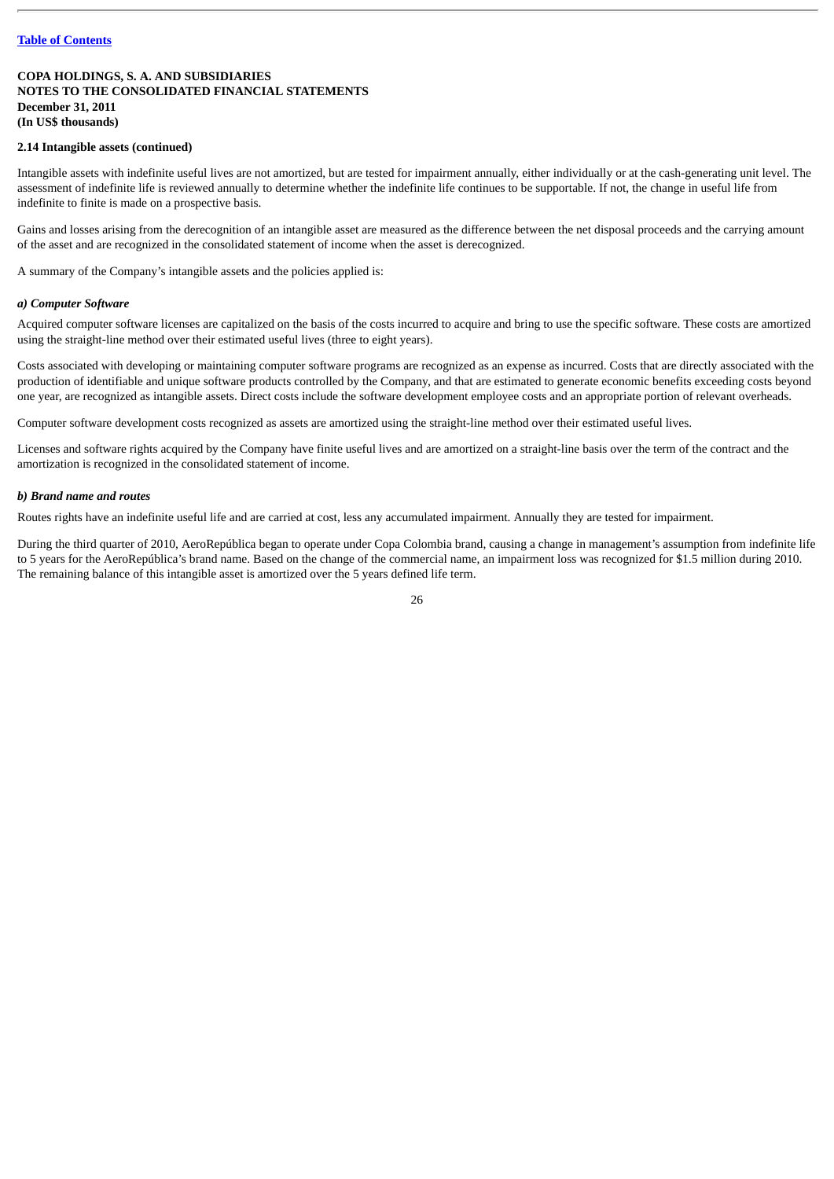**COPA HOLDINGS, S. A. AND SUBSIDIARIES**
**NOTES TO THE CONSOLIDATED FINANCIAL STATEMENTS**
**December 31, 2011**
**(In US$ thousands)**

**2.14 Intangible assets (continued)**

Intangible assets with indefinite useful lives are not amortized, but are tested for impairment annually, either individually or at the cash-generating unit level. The assessment of indefinite life is reviewed annually to determine whether the indefinite life continues to be supportable. If not, the change in useful life from indefinite to finite is made on a prospective basis.

Gains and losses arising from the derecognition of an intangible asset are measured as the difference between the net disposal proceeds and the carrying amount of the asset and are recognized in the consolidated statement of income when the asset is derecognized.

A summary of the Company's intangible assets and the policies applied is:

***a) Computer Software***

Acquired computer software licenses are capitalized on the basis of the costs incurred to acquire and bring to use the specific software. These costs are amortized using the straight-line method over their estimated useful lives (three to eight years).

Costs associated with developing or maintaining computer software programs are recognized as an expense as incurred. Costs that are directly associated with the production of identifiable and unique software products controlled by the Company, and that are estimated to generate economic benefits exceeding costs beyond one year, are recognized as intangible assets. Direct costs include the software development employee costs and an appropriate portion of relevant overheads.

Computer software development costs recognized as assets are amortized using the straight-line method over their estimated useful lives.

Licenses and software rights acquired by the Company have finite useful lives and are amortized on a straight-line basis over the term of the contract and the amortization is recognized in the consolidated statement of income.

***b) Brand name and routes***

Routes rights have an indefinite useful life and are carried at cost, less any accumulated impairment. Annually they are tested for impairment.

During the third quarter of 2010, AeroRepública began to operate under Copa Colombia brand, causing a change in management's assumption from indefinite life to 5 years for the AeroRepública's brand name. Based on the change of the commercial name, an impairment loss was recognized for $1.5 million during 2010. The remaining balance of this intangible asset is amortized over the 5 years defined life term.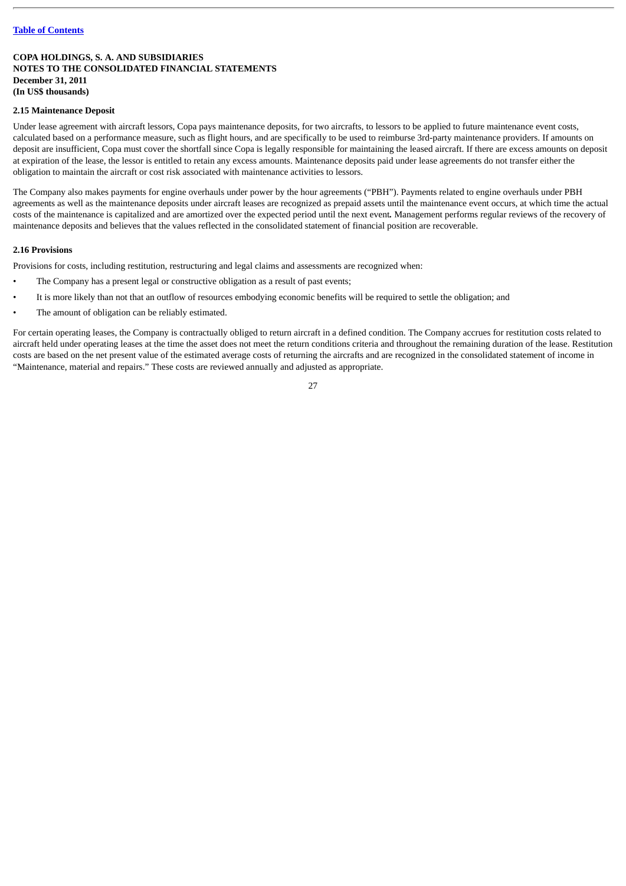**COPA HOLDINGS, S. A. AND SUBSIDIARIES**
**NOTES TO THE CONSOLIDATED FINANCIAL STATEMENTS**
**December 31, 2011**
**(In US$ thousands)**

**2.15 Maintenance Deposit**

Under lease agreement with aircraft lessors, Copa pays maintenance deposits, for two aircrafts, to lessors to be applied to future maintenance event costs, calculated based on a performance measure, such as flight hours, and are specifically to be used to reimburse 3rd-party maintenance providers. If amounts on deposit are insufficient, Copa must cover the shortfall since Copa is legally responsible for maintaining the leased aircraft. If there are excess amounts on deposit at expiration of the lease, the lessor is entitled to retain any excess amounts. Maintenance deposits paid under lease agreements do not transfer either the obligation to maintain the aircraft or cost risk associated with maintenance activities to lessors.

The Company also makes payments for engine overhauls under power by the hour agreements ("PBH"). Payments related to engine overhauls under PBH agreements as well as the maintenance deposits under aircraft leases are recognized as prepaid assets until the maintenance event occurs, at which time the actual costs of the maintenance is capitalized and are amortized over the expected period until the next event*.* Management performs regular reviews of the recovery of maintenance deposits and believes that the values reflected in the consolidated statement of financial position are recoverable.

**2.16 Provisions**

Provisions for costs, including restitution, restructuring and legal claims and assessments are recognized when:

- The Company has a present legal or constructive obligation as a result of past events;
- It is more likely than not that an outflow of resources embodying economic benefits will be required to settle the obligation; and
- The amount of obligation can be reliably estimated.

For certain operating leases, the Company is contractually obliged to return aircraft in a defined condition. The Company accrues for restitution costs related to aircraft held under operating leases at the time the asset does not meet the return conditions criteria and throughout the remaining duration of the lease. Restitution costs are based on the net present value of the estimated average costs of returning the aircrafts and are recognized in the consolidated statement of income in "Maintenance, material and repairs." These costs are reviewed annually and adjusted as appropriate.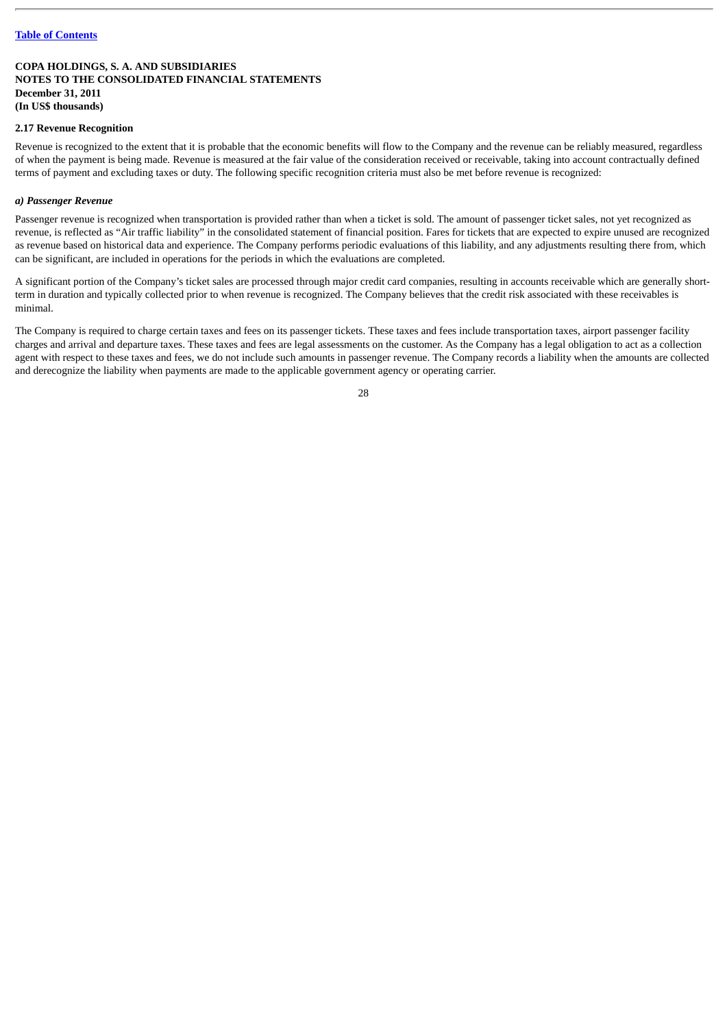**COPA HOLDINGS, S. A. AND SUBSIDIARIES**
**NOTES TO THE CONSOLIDATED FINANCIAL STATEMENTS**
**December 31, 2011**
**(In US$ thousands)**

**2.17 Revenue Recognition**

Revenue is recognized to the extent that it is probable that the economic benefits will flow to the Company and the revenue can be reliably measured, regardless of when the payment is being made. Revenue is measured at the fair value of the consideration received or receivable, taking into account contractually defined terms of payment and excluding taxes or duty. The following specific recognition criteria must also be met before revenue is recognized:

***a) Passenger Revenue***

Passenger revenue is recognized when transportation is provided rather than when a ticket is sold. The amount of passenger ticket sales, not yet recognized as revenue, is reflected as "Air traffic liability" in the consolidated statement of financial position. Fares for tickets that are expected to expire unused are recognized as revenue based on historical data and experience. The Company performs periodic evaluations of this liability, and any adjustments resulting there from, which can be significant, are included in operations for the periods in which the evaluations are completed.

A significant portion of the Company's ticket sales are processed through major credit card companies, resulting in accounts receivable which are generally short-term in duration and typically collected prior to when revenue is recognized. The Company believes that the credit risk associated with these receivables is minimal.

The Company is required to charge certain taxes and fees on its passenger tickets. These taxes and fees include transportation taxes, airport passenger facility charges and arrival and departure taxes. These taxes and fees are legal assessments on the customer. As the Company has a legal obligation to act as a collection agent with respect to these taxes and fees, we do not include such amounts in passenger revenue. The Company records a liability when the amounts are collected and derecognize the liability when payments are made to the applicable government agency or operating carrier.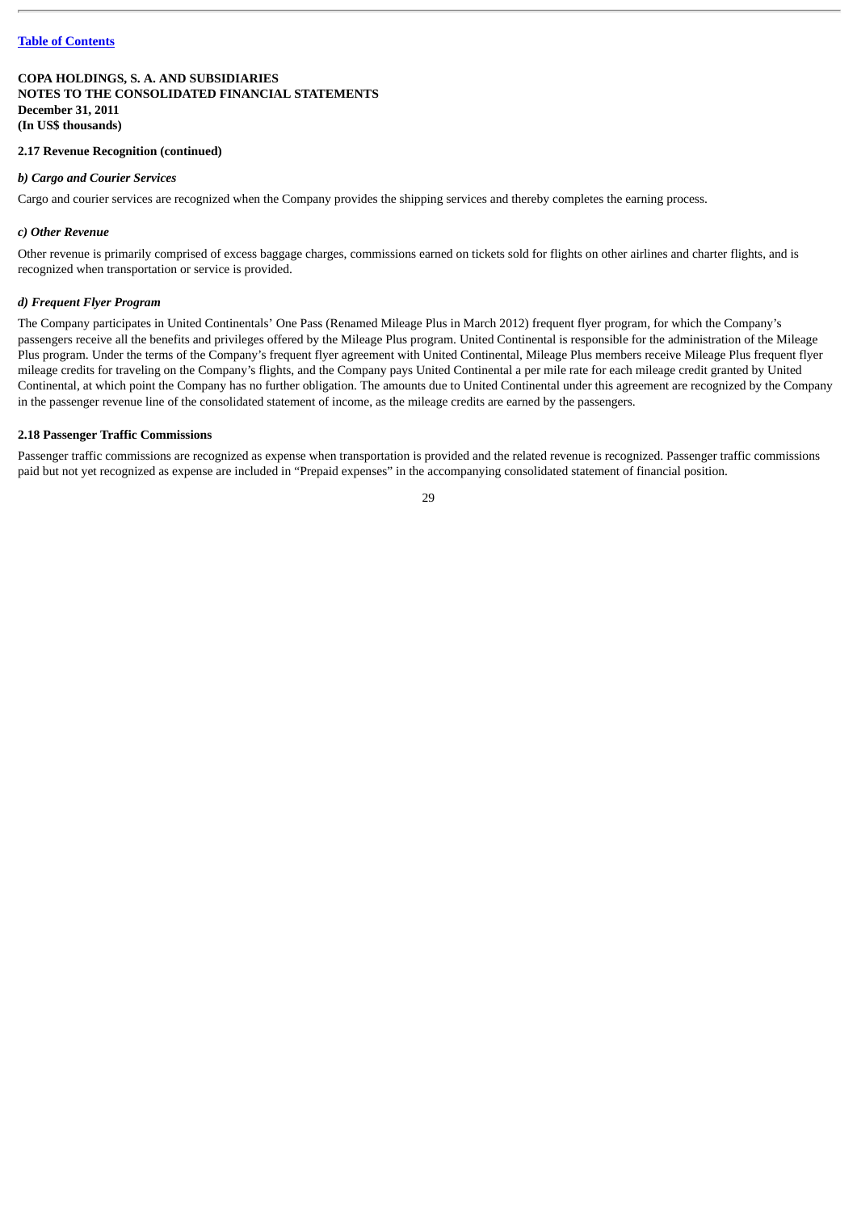**COPA HOLDINGS, S. A. AND SUBSIDIARIES**
**NOTES TO THE CONSOLIDATED FINANCIAL STATEMENTS**
**December 31, 2011**
**(In US$ thousands)**

**2.17 Revenue Recognition (continued)**

***b) Cargo and Courier Services***

Cargo and courier services are recognized when the Company provides the shipping services and thereby completes the earning process.

***c) Other Revenue***

Other revenue is primarily comprised of excess baggage charges, commissions earned on tickets sold for flights on other airlines and charter flights, and is recognized when transportation or service is provided.

***d) Frequent Flyer Program***

The Company participates in United Continentals' One Pass (Renamed Mileage Plus in March 2012) frequent flyer program, for which the Company's passengers receive all the benefits and privileges offered by the Mileage Plus program. United Continental is responsible for the administration of the Mileage Plus program. Under the terms of the Company's frequent flyer agreement with United Continental, Mileage Plus members receive Mileage Plus frequent flyer mileage credits for traveling on the Company's flights, and the Company pays United Continental a per mile rate for each mileage credit granted by United Continental, at which point the Company has no further obligation. The amounts due to United Continental under this agreement are recognized by the Company in the passenger revenue line of the consolidated statement of income, as the mileage credits are earned by the passengers.

**2.18 Passenger Traffic Commissions**

Passenger traffic commissions are recognized as expense when transportation is provided and the related revenue is recognized. Passenger traffic commissions paid but not yet recognized as expense are included in "Prepaid expenses" in the accompanying consolidated statement of financial position.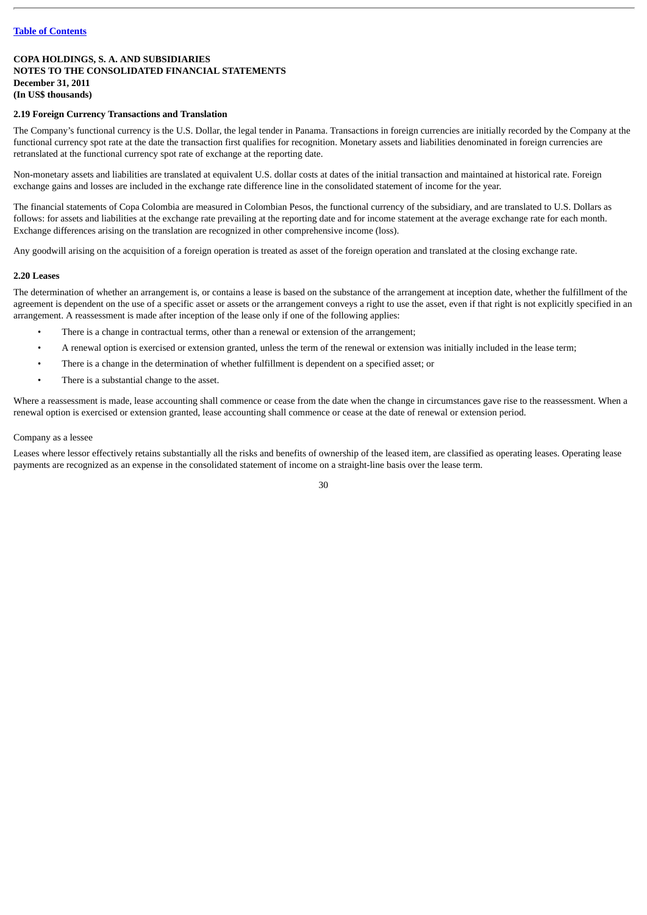**COPA HOLDINGS, S. A. AND SUBSIDIARIES**
**NOTES TO THE CONSOLIDATED FINANCIAL STATEMENTS**
**December 31, 2011**
**(In US$ thousands)**

**2.19 Foreign Currency Transactions and Translation**

The Company's functional currency is the U.S. Dollar, the legal tender in Panama. Transactions in foreign currencies are initially recorded by the Company at the functional currency spot rate at the date the transaction first qualifies for recognition. Monetary assets and liabilities denominated in foreign currencies are retranslated at the functional currency spot rate of exchange at the reporting date.

Non-monetary assets and liabilities are translated at equivalent U.S. dollar costs at dates of the initial transaction and maintained at historical rate. Foreign exchange gains and losses are included in the exchange rate difference line in the consolidated statement of income for the year.

The financial statements of Copa Colombia are measured in Colombian Pesos, the functional currency of the subsidiary, and are translated to U.S. Dollars as follows: for assets and liabilities at the exchange rate prevailing at the reporting date and for income statement at the average exchange rate for each month. Exchange differences arising on the translation are recognized in other comprehensive income (loss).

Any goodwill arising on the acquisition of a foreign operation is treated as asset of the foreign operation and translated at the closing exchange rate.

**2.20 Leases**

The determination of whether an arrangement is, or contains a lease is based on the substance of the arrangement at inception date, whether the fulfillment of the agreement is dependent on the use of a specific asset or assets or the arrangement conveys a right to use the asset, even if that right is not explicitly specified in an arrangement. A reassessment is made after inception of the lease only if one of the following applies:

- There is a change in contractual terms, other than a renewal or extension of the arrangement;
- A renewal option is exercised or extension granted, unless the term of the renewal or extension was initially included in the lease term;
- There is a change in the determination of whether fulfillment is dependent on a specified asset; or
- There is a substantial change to the asset.

Where a reassessment is made, lease accounting shall commence or cease from the date when the change in circumstances gave rise to the reassessment. When a renewal option is exercised or extension granted, lease accounting shall commence or cease at the date of renewal or extension period.

Company as a lessee

Leases where lessor effectively retains substantially all the risks and benefits of ownership of the leased item, are classified as operating leases. Operating lease payments are recognized as an expense in the consolidated statement of income on a straight-line basis over the lease term.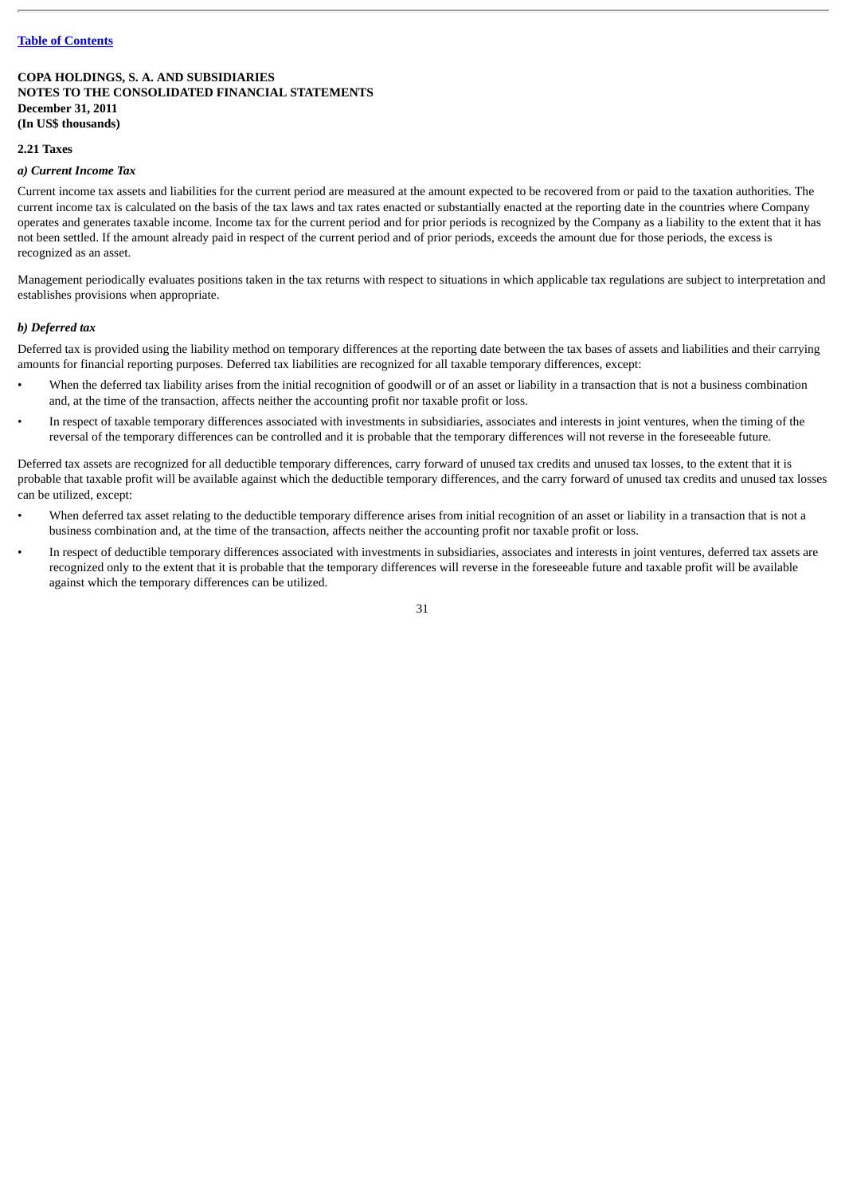**COPA HOLDINGS, S. A. AND SUBSIDIARIES**
**NOTES TO THE CONSOLIDATED FINANCIAL STATEMENTS**
**December 31, 2011**
**(In US$ thousands)**

**2.21 Taxes**

***a) Current Income Tax***

Current income tax assets and liabilities for the current period are measured at the amount expected to be recovered from or paid to the taxation authorities. The current income tax is calculated on the basis of the tax laws and tax rates enacted or substantially enacted at the reporting date in the countries where Company operates and generates taxable income. Income tax for the current period and for prior periods is recognized by the Company as a liability to the extent that it has not been settled. If the amount already paid in respect of the current period and of prior periods, exceeds the amount due for those periods, the excess is recognized as an asset.

Management periodically evaluates positions taken in the tax returns with respect to situations in which applicable tax regulations are subject to interpretation and establishes provisions when appropriate.

***b) Deferred tax***

Deferred tax is provided using the liability method on temporary differences at the reporting date between the tax bases of assets and liabilities and their carrying amounts for financial reporting purposes. Deferred tax liabilities are recognized for all taxable temporary differences, except:

- When the deferred tax liability arises from the initial recognition of goodwill or of an asset or liability in a transaction that is not a business combination and, at the time of the transaction, affects neither the accounting profit nor taxable profit or loss.
- In respect of taxable temporary differences associated with investments in subsidiaries, associates and interests in joint ventures, when the timing of the reversal of the temporary differences can be controlled and it is probable that the temporary differences will not reverse in the foreseeable future.

Deferred tax assets are recognized for all deductible temporary differences, carry forward of unused tax credits and unused tax losses, to the extent that it is probable that taxable profit will be available against which the deductible temporary differences, and the carry forward of unused tax credits and unused tax losses can be utilized, except:

- When deferred tax asset relating to the deductible temporary difference arises from initial recognition of an asset or liability in a transaction that is not a business combination and, at the time of the transaction, affects neither the accounting profit nor taxable profit or loss.
- In respect of deductible temporary differences associated with investments in subsidiaries, associates and interests in joint ventures, deferred tax assets are recognized only to the extent that it is probable that the temporary differences will reverse in the foreseeable future and taxable profit will be available against which the temporary differences can be utilized.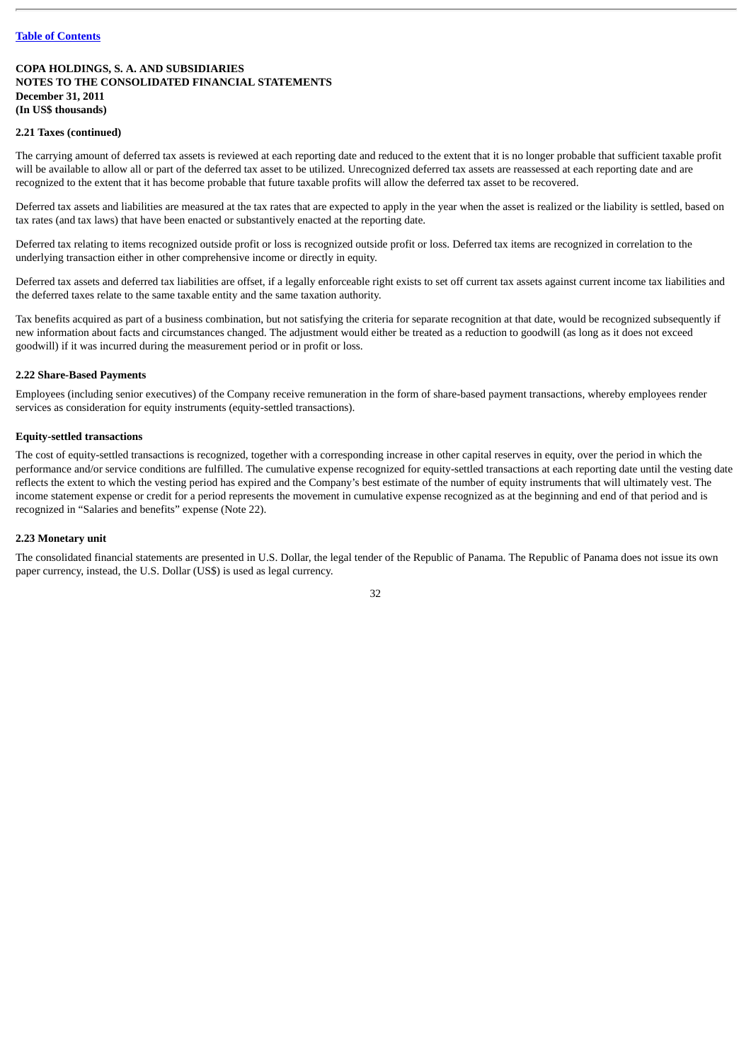**COPA HOLDINGS, S. A. AND SUBSIDIARIES**
**NOTES TO THE CONSOLIDATED FINANCIAL STATEMENTS**
**December 31, 2011**
**(In US$ thousands)**

**2.21 Taxes (continued)**

The carrying amount of deferred tax assets is reviewed at each reporting date and reduced to the extent that it is no longer probable that sufficient taxable profit will be available to allow all or part of the deferred tax asset to be utilized. Unrecognized deferred tax assets are reassessed at each reporting date and are recognized to the extent that it has become probable that future taxable profits will allow the deferred tax asset to be recovered.

Deferred tax assets and liabilities are measured at the tax rates that are expected to apply in the year when the asset is realized or the liability is settled, based on tax rates (and tax laws) that have been enacted or substantively enacted at the reporting date.

Deferred tax relating to items recognized outside profit or loss is recognized outside profit or loss. Deferred tax items are recognized in correlation to the underlying transaction either in other comprehensive income or directly in equity.

Deferred tax assets and deferred tax liabilities are offset, if a legally enforceable right exists to set off current tax assets against current income tax liabilities and the deferred taxes relate to the same taxable entity and the same taxation authority.

Tax benefits acquired as part of a business combination, but not satisfying the criteria for separate recognition at that date, would be recognized subsequently if new information about facts and circumstances changed. The adjustment would either be treated as a reduction to goodwill (as long as it does not exceed goodwill) if it was incurred during the measurement period or in profit or loss.

**2.22 Share-Based Payments**

Employees (including senior executives) of the Company receive remuneration in the form of share-based payment transactions, whereby employees render services as consideration for equity instruments (equity-settled transactions).

**Equity-settled transactions**

The cost of equity-settled transactions is recognized, together with a corresponding increase in other capital reserves in equity, over the period in which the performance and/or service conditions are fulfilled. The cumulative expense recognized for equity-settled transactions at each reporting date until the vesting date reflects the extent to which the vesting period has expired and the Company's best estimate of the number of equity instruments that will ultimately vest. The income statement expense or credit for a period represents the movement in cumulative expense recognized as at the beginning and end of that period and is recognized in "Salaries and benefits" expense (Note 22).

**2.23 Monetary unit**

The consolidated financial statements are presented in U.S. Dollar, the legal tender of the Republic of Panama. The Republic of Panama does not issue its own paper currency, instead, the U.S. Dollar (US$) is used as legal currency.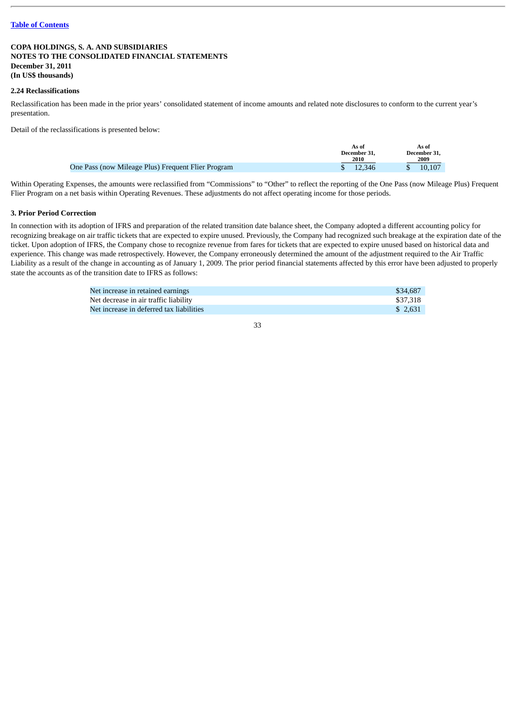[Table of Contents](#)

**COPA HOLDINGS, S. A. AND SUBSIDIARIES**
**NOTES TO THE CONSOLIDATED FINANCIAL STATEMENTS**
**December 31, 2011**
**(In US$ thousands)**

### 2.24 Reclassifications

Reclassification has been made in the prior years' consolidated statement of income amounts and related note disclosures to conform to the current year's presentation.

Detail of the reclassifications is presented below:

| | As of December 31, 2010 | As of December 31, 2009 |
|---|---|---|
| One Pass (now Mileage Plus) Frequent Flier Program | $ 12,346 | $ 10,107 |

Within Operating Expenses, the amounts were reclassified from "Commissions" to "Other" to reflect the reporting of the One Pass (now Mileage Plus) Frequent Flier Program on a net basis within Operating Revenues. These adjustments do not affect operating income for those periods.

### 3. Prior Period Correction

In connection with its adoption of IFRS and preparation of the related transition date balance sheet, the Company adopted a different accounting policy for recognizing breakage on air traffic tickets that are expected to expire unused. Previously, the Company had recognized such breakage at the expiration date of the ticket. Upon adoption of IFRS, the Company chose to recognize revenue from fares for tickets that are expected to expire unused based on historical data and experience. This change was made retrospectively. However, the Company erroneously determined the amount of the adjustment required to the Air Traffic Liability as a result of the change in accounting as of January 1, 2009. The prior period financial statements affected by this error have been adjusted to properly state the accounts as of the transition date to IFRS as follows:

| | |
|---|---|
| Net increase in retained earnings | $34,687 |
| Net decrease in air traffic liability | $37,318 |
| Net increase in deferred tax liabilities | $ 2,631 |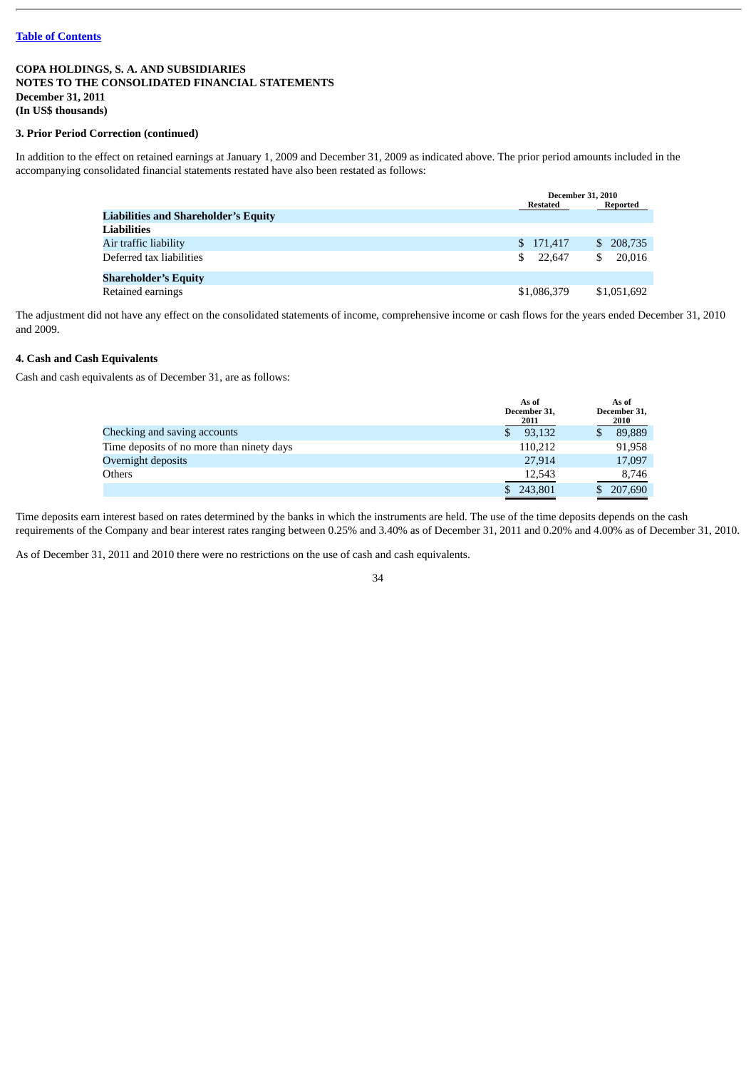**COPA HOLDINGS, S. A. AND SUBSIDIARIES**
**NOTES TO THE CONSOLIDATED FINANCIAL STATEMENTS**
**December 31, 2011**
**(In US$ thousands)**

**3. Prior Period Correction (continued)**

In addition to the effect on retained earnings at January 1, 2009 and December 31, 2009 as indicated above. The prior period amounts included in the accompanying consolidated financial statements restated have also been restated as follows:

| | December 31, 2010 | |
|---|---|---|
| | Restated | Reported |
| **Liabilities and Shareholder's Equity** | | |
| **Liabilities** | | |
| Air traffic liability | $ 171,417 | $ 208,735 |
| Deferred tax liabilities | $ 22,647 | $ 20,016 |
| **Shareholder's Equity** | | |
| Retained earnings | $1,086,379 | $1,051,692 |

The adjustment did not have any effect on the consolidated statements of income, comprehensive income or cash flows for the years ended December 31, 2010 and 2009.

**4. Cash and Cash Equivalents**

Cash and cash equivalents as of December 31, are as follows:

| | As of December 31, 2011 | As of December 31, 2010 |
|---|---|---|
| Checking and saving accounts | $ 93,132 | $ 89,889 |
| Time deposits of no more than ninety days | 110,212 | 91,958 |
| Overnight deposits | 27,914 | 17,097 |
| Others | 12,543 | 8,746 |
| | $ 243,801 | $ 207,690 |

Time deposits earn interest based on rates determined by the banks in which the instruments are held. The use of the time deposits depends on the cash requirements of the Company and bear interest rates ranging between 0.25% and 3.40% as of December 31, 2011 and 0.20% and 4.00% as of December 31, 2010.

As of December 31, 2011 and 2010 there were no restrictions on the use of cash and cash equivalents.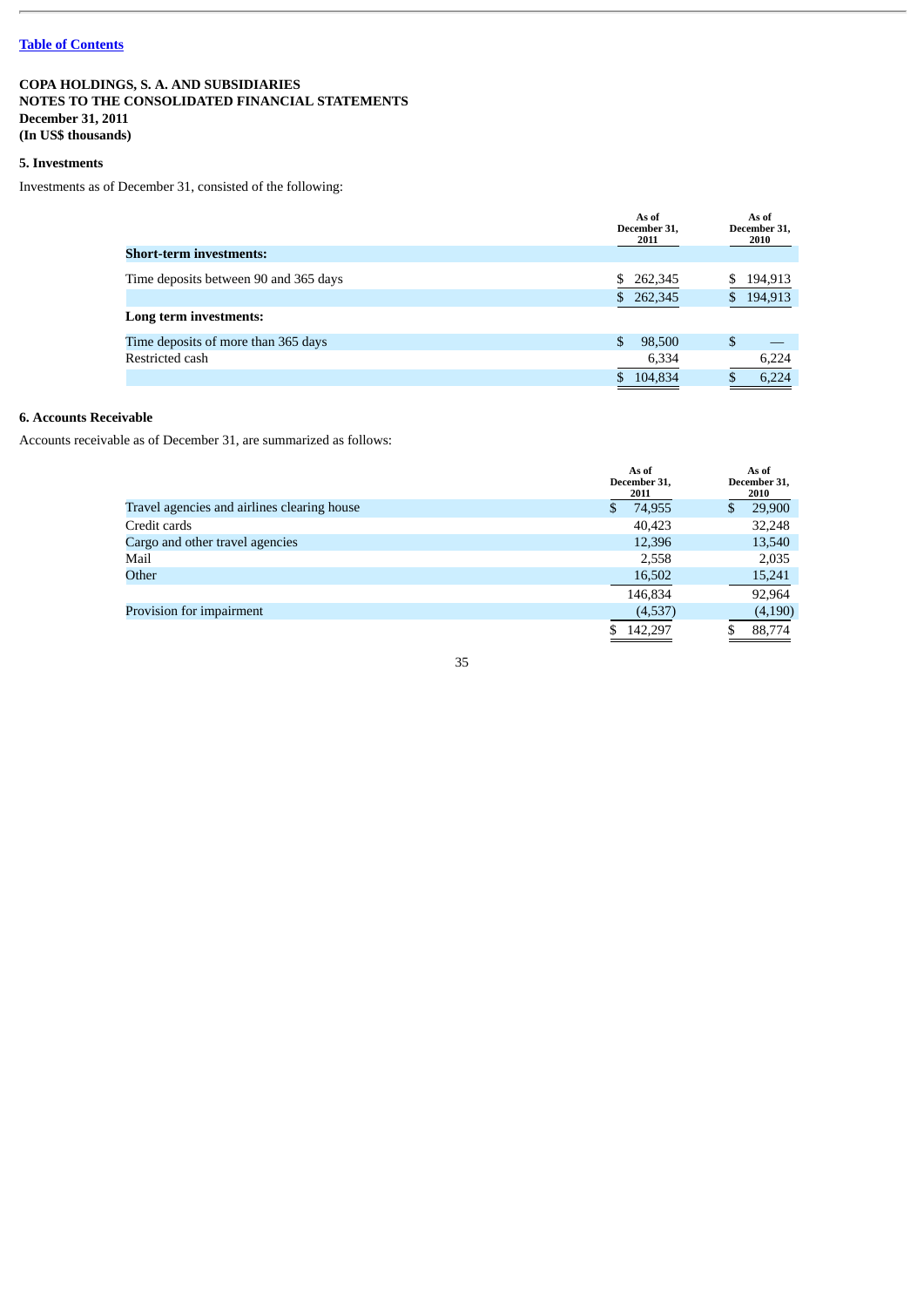[Table of Contents](#)

**COPA HOLDINGS, S. A. AND SUBSIDIARIES**
**NOTES TO THE CONSOLIDATED FINANCIAL STATEMENTS**
**December 31, 2011**
**(In US$ thousands)**

### 5. Investments

Investments as of December 31, consisted of the following:

| | As of December 31, 2011 | As of December 31, 2010 |
|---|---|---|
| **Short-term investments:** | | |
| Time deposits between 90 and 365 days | $ 262,345 | $ 194,913 |
| | $ 262,345 | $ 194,913 |
| **Long term investments:** | | |
| Time deposits of more than 365 days | $ 98,500 | $ — |
| Restricted cash | 6,334 | 6,224 |
| | $ 104,834 | $ 6,224 |

### 6. Accounts Receivable

Accounts receivable as of December 31, are summarized as follows:

| | As of December 31, 2011 | As of December 31, 2010 |
|---|---|---|
| Travel agencies and airlines clearing house | $ 74,955 | $ 29,900 |
| Credit cards | 40,423 | 32,248 |
| Cargo and other travel agencies | 12,396 | 13,540 |
| Mail | 2,558 | 2,035 |
| Other | 16,502 | 15,241 |
| | 146,834 | 92,964 |
| Provision for impairment | (4,537) | (4,190) |
| | $ 142,297 | $ 88,774 |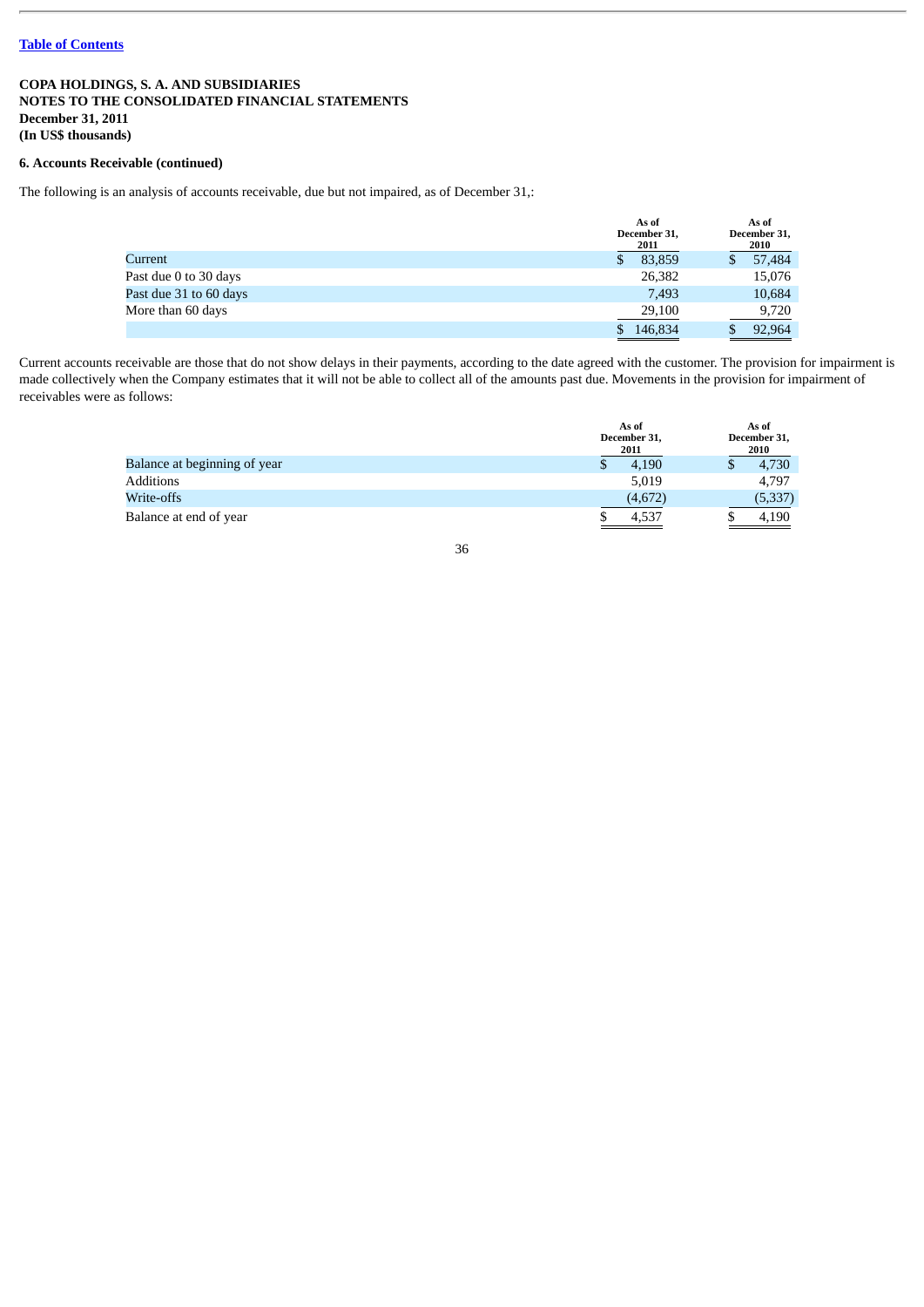[Table of Contents](#)

**COPA HOLDINGS, S. A. AND SUBSIDIARIES**
**NOTES TO THE CONSOLIDATED FINANCIAL STATEMENTS**
**December 31, 2011**
**(In US$ thousands)**

**6. Accounts Receivable (continued)**

The following is an analysis of accounts receivable, due but not impaired, as of December 31,:

| | As of December 31, 2011 | As of December 31, 2010 |
|---|---|---|
| Current | $ 83,859 | $ 57,484 |
| Past due 0 to 30 days | 26,382 | 15,076 |
| Past due 31 to 60 days | 7,493 | 10,684 |
| More than 60 days | 29,100 | 9,720 |
| | $ 146,834 | $ 92,964 |

Current accounts receivable are those that do not show delays in their payments, according to the date agreed with the customer. The provision for impairment is made collectively when the Company estimates that it will not be able to collect all of the amounts past due. Movements in the provision for impairment of receivables were as follows:

| | As of December 31, 2011 | As of December 31, 2010 |
|---|---|---|
| Balance at beginning of year | $ 4,190 | $ 4,730 |
| Additions | 5,019 | 4,797 |
| Write-offs | (4,672) | (5,337) |
| Balance at end of year | $ 4,537 | $ 4,190 |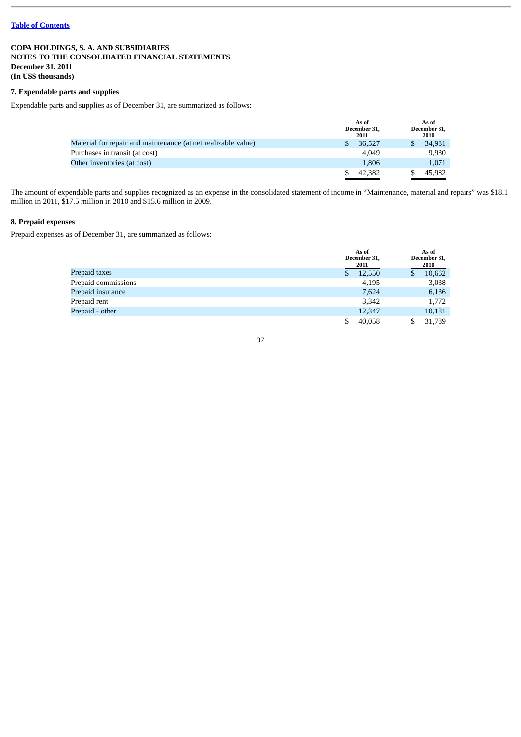[Table of Contents](#)

**COPA HOLDINGS, S. A. AND SUBSIDIARIES**
**NOTES TO THE CONSOLIDATED FINANCIAL STATEMENTS**
**December 31, 2011**
**(In US$ thousands)**

### 7. Expendable parts and supplies

Expendable parts and supplies as of December 31, are summarized as follows:

| | As of December 31, 2011 | As of December 31, 2010 |
|---|---|---|
| Material for repair and maintenance (at net realizable value) | $ 36,527 | $ 34,981 |
| Purchases in transit (at cost) | 4,049 | 9,930 |
| Other inventories (at cost) | 1,806 | 1,071 |
| | $ 42,382 | $ 45,982 |

The amount of expendable parts and supplies recognized as an expense in the consolidated statement of income in "Maintenance, material and repairs" was $18.1 million in 2011, $17.5 million in 2010 and $15.6 million in 2009.

### 8. Prepaid expenses

Prepaid expenses as of December 31, are summarized as follows:

| | As of December 31, 2011 | As of December 31, 2010 |
|---|---|---|
| Prepaid taxes | $ 12,550 | $ 10,662 |
| Prepaid commissions | 4,195 | 3,038 |
| Prepaid insurance | 7,624 | 6,136 |
| Prepaid rent | 3,342 | 1,772 |
| Prepaid - other | 12,347 | 10,181 |
| | $ 40,058 | $ 31,789 |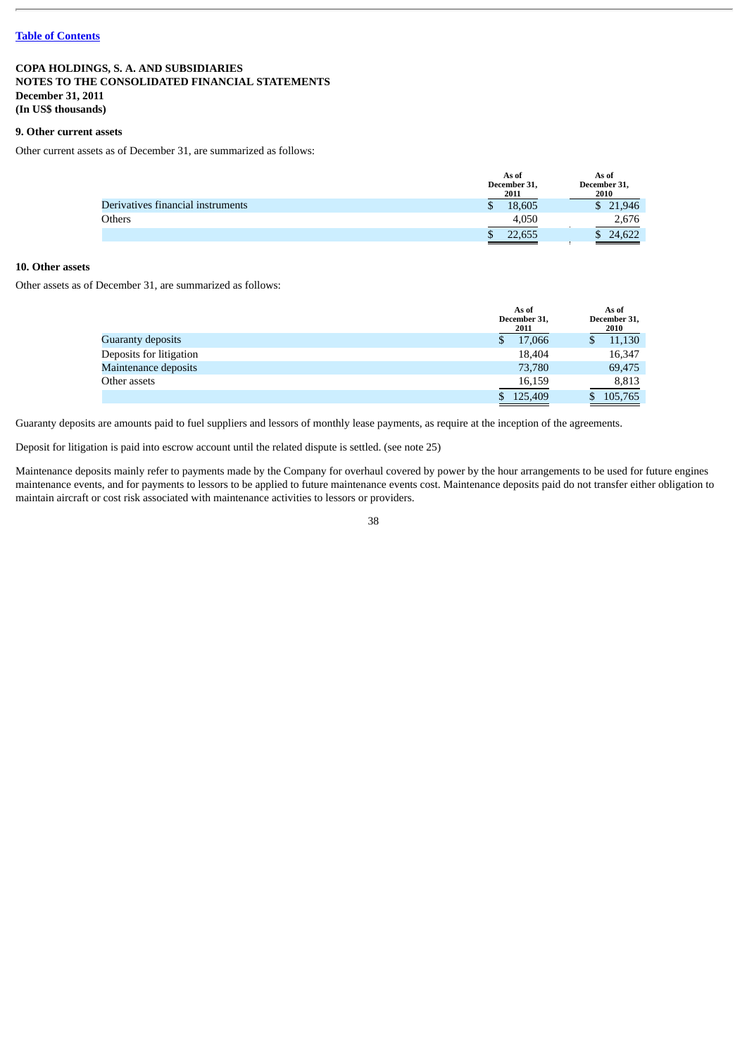[Table of Contents]

**COPA HOLDINGS, S. A. AND SUBSIDIARIES**
**NOTES TO THE CONSOLIDATED FINANCIAL STATEMENTS**
**December 31, 2011**
**(In US$ thousands)**

### 9. Other current assets

Other current assets as of December 31, are summarized as follows:

| | As of December 31, 2011 | As of December 31, 2010 |
|---|---|---|
| Derivatives financial instruments | $ 18,605 | $ 21,946 |
| Others | 4,050 | 2,676 |
| | $ 22,655 | $ 24,622 |

### 10. Other assets

Other assets as of December 31, are summarized as follows:

| | As of December 31, 2011 | As of December 31, 2010 |
|---|---|---|
| Guaranty deposits | $ 17,066 | $ 11,130 |
| Deposits for litigation | 18,404 | 16,347 |
| Maintenance deposits | 73,780 | 69,475 |
| Other assets | 16,159 | 8,813 |
| | $ 125,409 | $ 105,765 |

Guaranty deposits are amounts paid to fuel suppliers and lessors of monthly lease payments, as require at the inception of the agreements.

Deposit for litigation is paid into escrow account until the related dispute is settled. (see note 25)

Maintenance deposits mainly refer to payments made by the Company for overhaul covered by power by the hour arrangements to be used for future engines maintenance events, and for payments to lessors to be applied to future maintenance events cost. Maintenance deposits paid do not transfer either obligation to maintain aircraft or cost risk associated with maintenance activities to lessors or providers.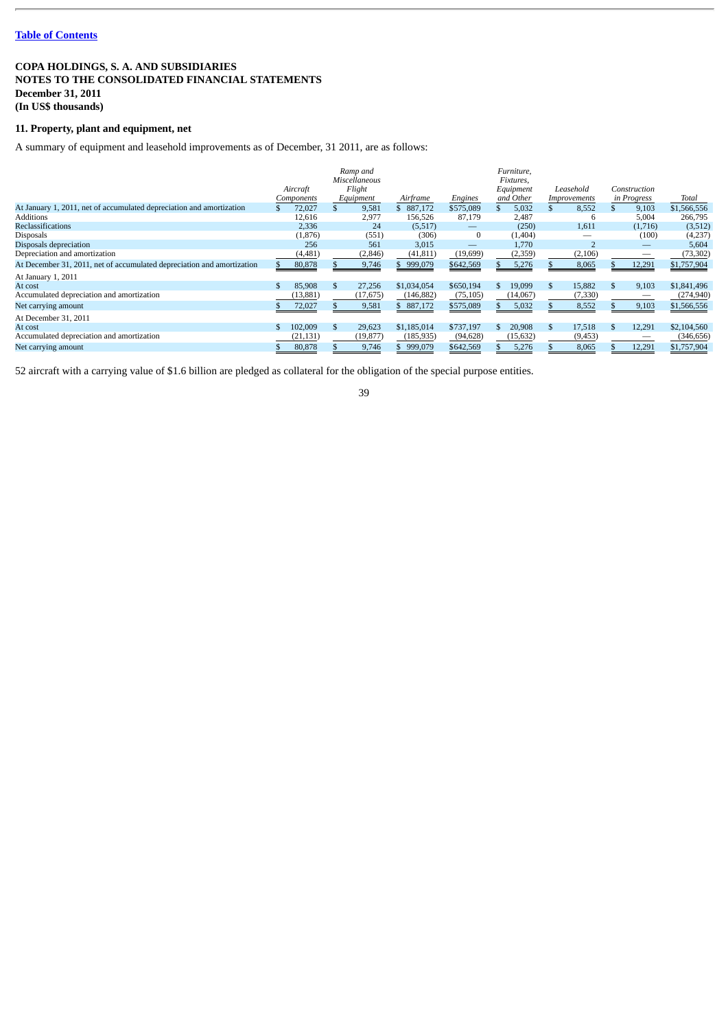[Table of Contents]

**COPA HOLDINGS, S. A. AND SUBSIDIARIES**
**NOTES TO THE CONSOLIDATED FINANCIAL STATEMENTS**
**December 31, 2011**
**(In US$ thousands)**

## 11. Property, plant and equipment, net

A summary of equipment and leasehold improvements as of December, 31 2011, are as follows:

| | *Aircraft Components* | *Ramp and Miscellaneous Flight Equipment* | *Airframe* | *Engines* | *Furniture, Fixtures, Equipment and Other* | *Leasehold Improvements* | *Construction in Progress* | *Total* |
|---|---|---|---|---|---|---|---|---|
| At January 1, 2011, net of accumulated depreciation and amortization | $ 72,027 | $ 9,581 | $ 887,172 | $575,089 | $ 5,032 | $ 8,552 | $ 9,103 | $1,566,556 |
| Additions | 12,616 | 2,977 | 156,526 | 87,179 | 2,487 | 6 | 5,004 | 266,795 |
| Reclassifications | 2,336 | 24 | (5,517) | — | (250) | 1,611 | (1,716) | (3,512) |
| Disposals | (1,876) | (551) | (306) | 0 | (1,404) | — | (100) | (4,237) |
| Disposals depreciation | 256 | 561 | 3,015 | — | 1,770 | 2 | — | 5,604 |
| Depreciation and amortization | (4,481) | (2,846) | (41,811) | (19,699) | (2,359) | (2,106) | — | (73,302) |
| At December 31, 2011, net of accumulated depreciation and amortization | $ 80,878 | $ 9,746 | $ 999,079 | $642,569 | $ 5,276 | $ 8,065 | $ 12,291 | $1,757,904 |
| At January 1, 2011 | | | | | | | | |
| At cost | $ 85,908 | $ 27,256 | $1,034,054 | $650,194 | $ 19,099 | $ 15,882 | $ 9,103 | $1,841,496 |
| Accumulated depreciation and amortization | (13,881) | (17,675) | (146,882) | (75,105) | (14,067) | (7,330) | — | (274,940) |
| Net carrying amount | $ 72,027 | $ 9,581 | $ 887,172 | $575,089 | $ 5,032 | $ 8,552 | $ 9,103 | $1,566,556 |
| At December 31, 2011 | | | | | | | | |
| At cost | $ 102,009 | $ 29,623 | $1,185,014 | $737,197 | $ 20,908 | $ 17,518 | $ 12,291 | $2,104,560 |
| Accumulated depreciation and amortization | (21,131) | (19,877) | (185,935) | (94,628) | (15,632) | (9,453) | — | (346,656) |
| Net carrying amount | $ 80,878 | $ 9,746 | $ 999,079 | $642,569 | $ 5,276 | $ 8,065 | $ 12,291 | $1,757,904 |

52 aircraft with a carrying value of $1.6 billion are pledged as collateral for the obligation of the special purpose entities.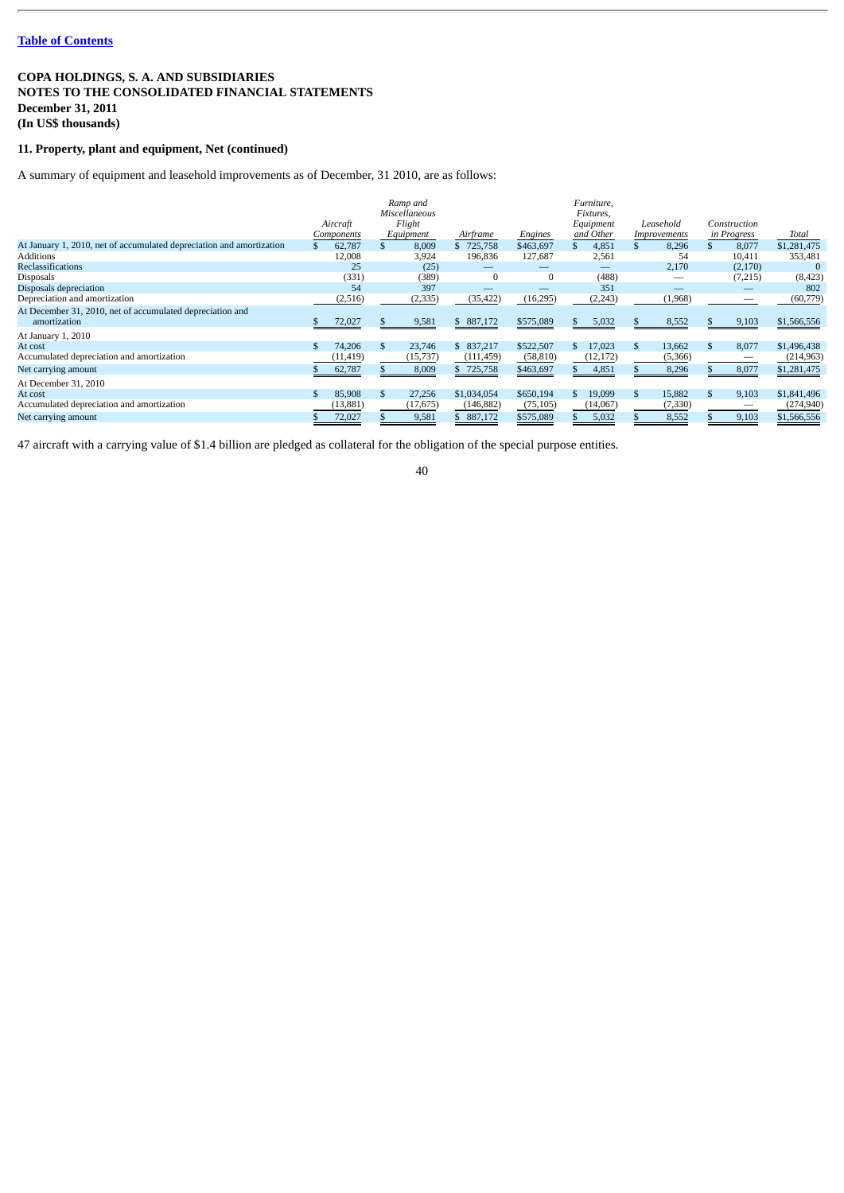**COPA HOLDINGS, S. A. AND SUBSIDIARIES**
**NOTES TO THE CONSOLIDATED FINANCIAL STATEMENTS**
**December 31, 2011**
**(In US$ thousands)**

### 11. Property, plant and equipment, Net (continued)

A summary of equipment and leasehold improvements as of December, 31 2010, are as follows:

| | *Aircraft Components* | *Ramp and Miscellaneous Flight Equipment* | *Airframe* | *Engines* | *Furniture, Fixtures, Equipment and Other* | *Leasehold Improvements* | *Construction in Progress* | *Total* |
|---|---|---|---|---|---|---|---|---|
| At January 1, 2010, net of accumulated depreciation and amortization | $ 62,787 | $ 8,009 | $ 725,758 | $463,697 | $ 4,851 | $ 8,296 | $ 8,077 | $1,281,475 |
| Additions | 12,008 | 3,924 | 196,836 | 127,687 | 2,561 | 54 | 10,411 | 353,481 |
| Reclassifications | 25 | (25) | — | — | — | 2,170 | (2,170) | 0 |
| Disposals | (331) | (389) | 0 | 0 | (488) | — | (7,215) | (8,423) |
| Disposals depreciation | 54 | 397 | — | — | 351 | — | — | 802 |
| Depreciation and amortization | (2,516) | (2,335) | (35,422) | (16,295) | (2,243) | (1,968) | — | (60,779) |
| At December 31, 2010, net of accumulated depreciation and amortization | $ 72,027 | $ 9,581 | $ 887,172 | $575,089 | $ 5,032 | $ 8,552 | $ 9,103 | $1,566,556 |
| At January 1, 2010 | | | | | | | | |
| At cost | $ 74,206 | $ 23,746 | $ 837,217 | $522,507 | $ 17,023 | $ 13,662 | $ 8,077 | $1,496,438 |
| Accumulated depreciation and amortization | (11,419) | (15,737) | (111,459) | (58,810) | (12,172) | (5,366) | — | (214,963) |
| Net carrying amount | $ 62,787 | $ 8,009 | $ 725,758 | $463,697 | $ 4,851 | $ 8,296 | $ 8,077 | $1,281,475 |
| At December 31, 2010 | | | | | | | | |
| At cost | $ 85,908 | $ 27,256 | $1,034,054 | $650,194 | $ 19,099 | $ 15,882 | $ 9,103 | $1,841,496 |
| Accumulated depreciation and amortization | (13,881) | (17,675) | (146,882) | (75,105) | (14,067) | (7,330) | — | (274,940) |
| Net carrying amount | $ 72,027 | $ 9,581 | $ 887,172 | $575,089 | $ 5,032 | $ 8,552 | $ 9,103 | $1,566,556 |

47 aircraft with a carrying value of $1.4 billion are pledged as collateral for the obligation of the special purpose entities.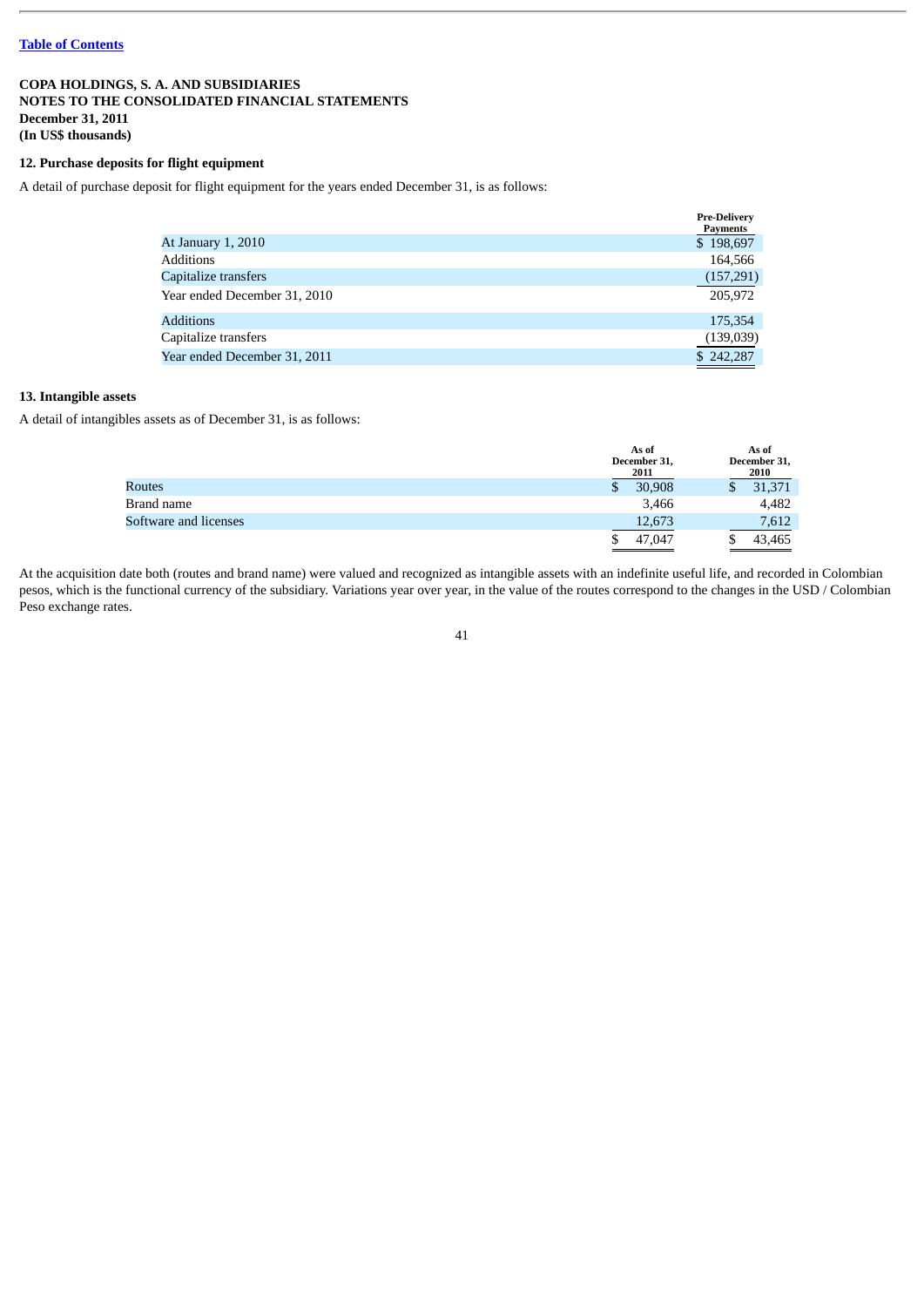[Table of Contents](#)

**COPA HOLDINGS, S. A. AND SUBSIDIARIES**
**NOTES TO THE CONSOLIDATED FINANCIAL STATEMENTS**
**December 31, 2011**
**(In US$ thousands)**

### 12. Purchase deposits for flight equipment

A detail of purchase deposit for flight equipment for the years ended December 31, is as follows:

| | Pre-Delivery Payments |
|---|---|
| At January 1, 2010 | $ 198,697 |
| Additions | 164,566 |
| Capitalize transfers | (157,291) |
| Year ended December 31, 2010 | 205,972 |
| Additions | 175,354 |
| Capitalize transfers | (139,039) |
| Year ended December 31, 2011 | $ 242,287 |

### 13. Intangible assets

A detail of intangibles assets as of December 31, is as follows:

| | As of December 31, 2011 | As of December 31, 2010 |
|---|---|---|
| Routes | $ 30,908 | $ 31,371 |
| Brand name | 3,466 | 4,482 |
| Software and licenses | 12,673 | 7,612 |
| | $ 47,047 | $ 43,465 |

At the acquisition date both (routes and brand name) were valued and recognized as intangible assets with an indefinite useful life, and recorded in Colombian pesos, which is the functional currency of the subsidiary. Variations year over year, in the value of the routes correspond to the changes in the USD / Colombian Peso exchange rates.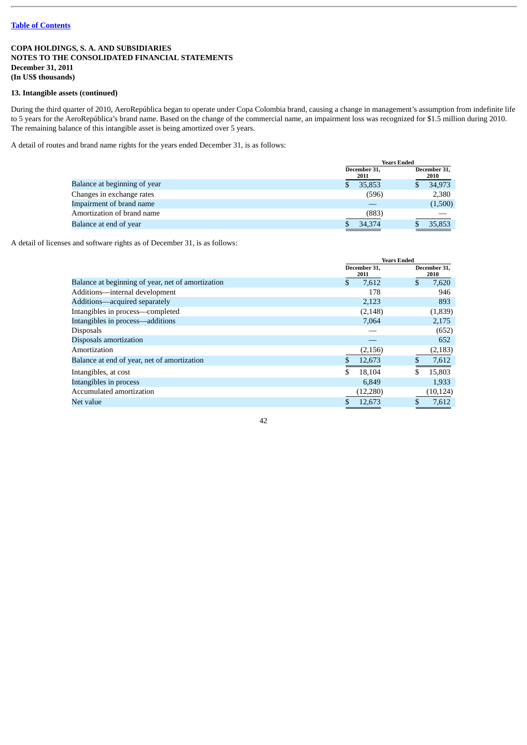[Table of Contents](#)

**COPA HOLDINGS, S. A. AND SUBSIDIARIES**
**NOTES TO THE CONSOLIDATED FINANCIAL STATEMENTS**
**December 31, 2011**
**(In US$ thousands)**

**13. Intangible assets (continued)**

During the third quarter of 2010, AeroRepública began to operate under Copa Colombia brand, causing a change in management's assumption from indefinite life to 5 years for the AeroRepública's brand name. Based on the change of the commercial name, an impairment loss was recognized for $1.5 million during 2010. The remaining balance of this intangible asset is being amortized over 5 years.

A detail of routes and brand name rights for the years ended December 31, is as follows:

| | Years Ended | |
|---|---|---|
| | December 31, 2011 | December 31, 2010 |
| Balance at beginning of year | $ 35,853 | $ 34,973 |
| Changes in exchange rates | (596) | 2,380 |
| Impairment of brand name | — | (1,500) |
| Amortization of brand name | (883) | — |
| Balance at end of year | $ 34,374 | $ 35,853 |

A detail of licenses and software rights as of December 31, is as follows:

| | Years Ended | |
|---|---|---|
| | December 31, 2011 | December 31, 2010 |
| Balance at beginning of year, net of amortization | $ 7,612 | $ 7,620 |
| Additions—internal development | 178 | 946 |
| Additions—acquired separately | 2,123 | 893 |
| Intangibles in process—completed | (2,148) | (1,839) |
| Intangibles in process—additions | 7,064 | 2,175 |
| Disposals | — | (652) |
| Disposals amortization | — | 652 |
| Amortization | (2,156) | (2,183) |
| Balance at end of year, net of amortization | $ 12,673 | $ 7,612 |
| Intangibles, at cost | $ 18,104 | $ 15,803 |
| Intangibles in process | 6,849 | 1,933 |
| Accumulated amortization | (12,280) | (10,124) |
| Net value | $ 12,673 | $ 7,612 |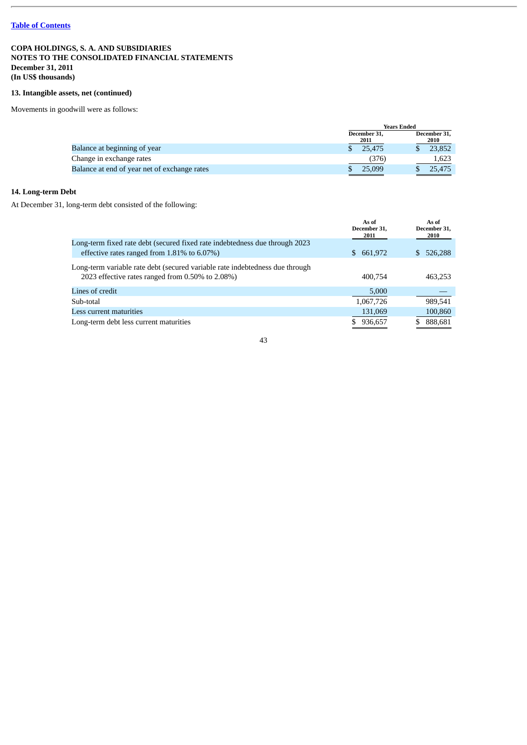[Table of Contents]

**COPA HOLDINGS, S. A. AND SUBSIDIARIES**
**NOTES TO THE CONSOLIDATED FINANCIAL STATEMENTS**
**December 31, 2011**
**(In US$ thousands)**

**13. Intangible assets, net (continued)**

Movements in goodwill were as follows:

| | Years Ended | |
|---|---|---|
| | December 31, 2011 | December 31, 2010 |
| Balance at beginning of year | $ 25,475 | $ 23,852 |
| Change in exchange rates | (376) | 1,623 |
| Balance at end of year net of exchange rates | $ 25,099 | $ 25,475 |

**14. Long-term Debt**

At December 31, long-term debt consisted of the following:

| | As of December 31, 2011 | As of December 31, 2010 |
|---|---|---|
| Long-term fixed rate debt (secured fixed rate indebtedness due through 2023 effective rates ranged from 1.81% to 6.07%) | $ 661,972 | $ 526,288 |
| Long-term variable rate debt (secured variable rate indebtedness due through 2023 effective rates ranged from 0.50% to 2.08%) | 400,754 | 463,253 |
| Lines of credit | 5,000 | — |
| Sub-total | 1,067,726 | 989,541 |
| Less current maturities | 131,069 | 100,860 |
| Long-term debt less current maturities | $ 936,657 | $ 888,681 |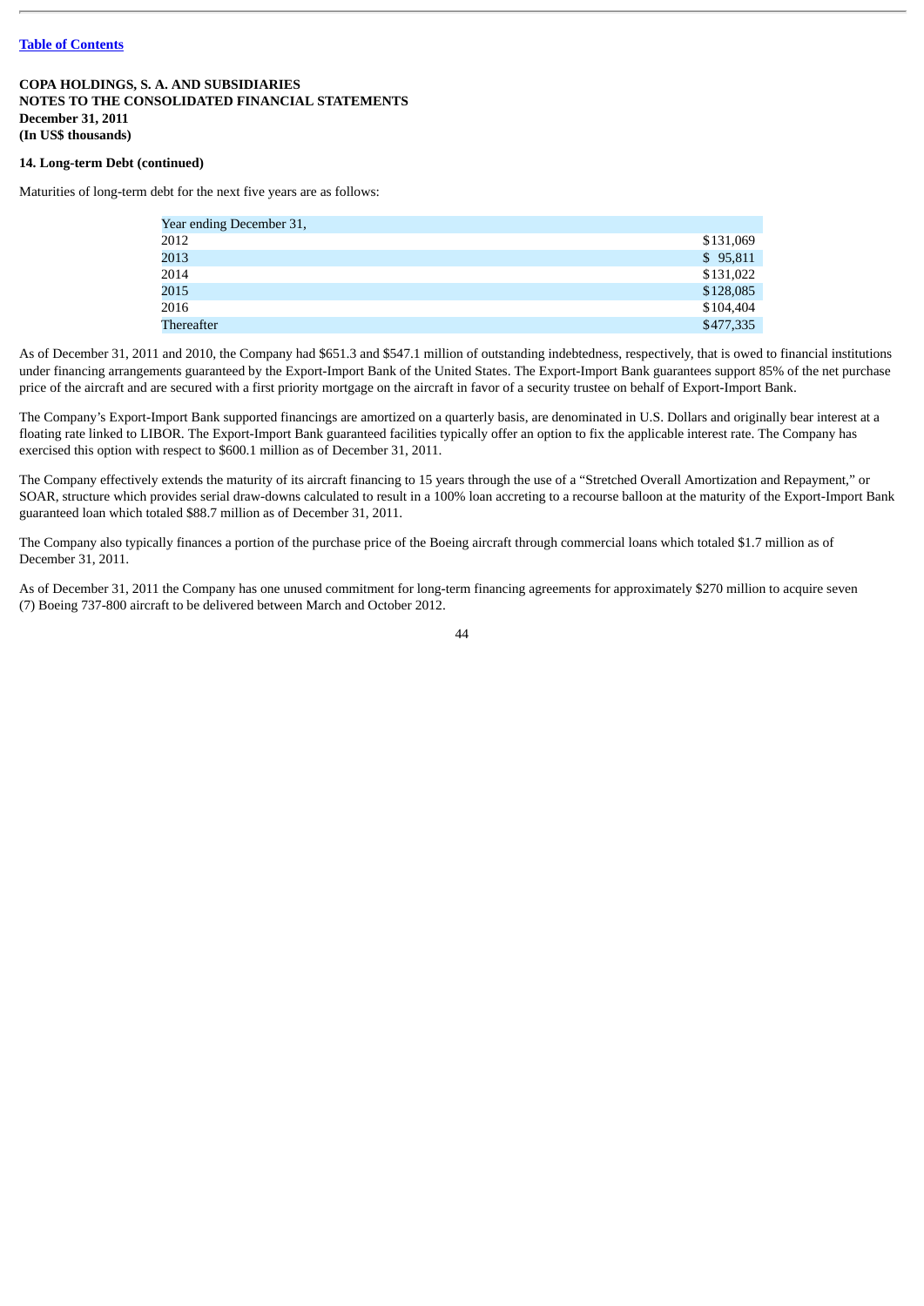**COPA HOLDINGS, S. A. AND SUBSIDIARIES**
**NOTES TO THE CONSOLIDATED FINANCIAL STATEMENTS**
**December 31, 2011**
**(In US$ thousands)**

**14. Long-term Debt (continued)**

Maturities of long-term debt for the next five years are as follows:

| Year ending December 31, | |
|---|---|
| 2012 | $131,069 |
| 2013 | $ 95,811 |
| 2014 | $131,022 |
| 2015 | $128,085 |
| 2016 | $104,404 |
| Thereafter | $477,335 |

As of December 31, 2011 and 2010, the Company had $651.3 and $547.1 million of outstanding indebtedness, respectively, that is owed to financial institutions under financing arrangements guaranteed by the Export-Import Bank of the United States. The Export-Import Bank guarantees support 85% of the net purchase price of the aircraft and are secured with a first priority mortgage on the aircraft in favor of a security trustee on behalf of Export-Import Bank.

The Company's Export-Import Bank supported financings are amortized on a quarterly basis, are denominated in U.S. Dollars and originally bear interest at a floating rate linked to LIBOR. The Export-Import Bank guaranteed facilities typically offer an option to fix the applicable interest rate. The Company has exercised this option with respect to $600.1 million as of December 31, 2011.

The Company effectively extends the maturity of its aircraft financing to 15 years through the use of a "Stretched Overall Amortization and Repayment," or SOAR, structure which provides serial draw-downs calculated to result in a 100% loan accreting to a recourse balloon at the maturity of the Export-Import Bank guaranteed loan which totaled $88.7 million as of December 31, 2011.

The Company also typically finances a portion of the purchase price of the Boeing aircraft through commercial loans which totaled $1.7 million as of December 31, 2011.

As of December 31, 2011 the Company has one unused commitment for long-term financing agreements for approximately $270 million to acquire seven (7) Boeing 737-800 aircraft to be delivered between March and October 2012.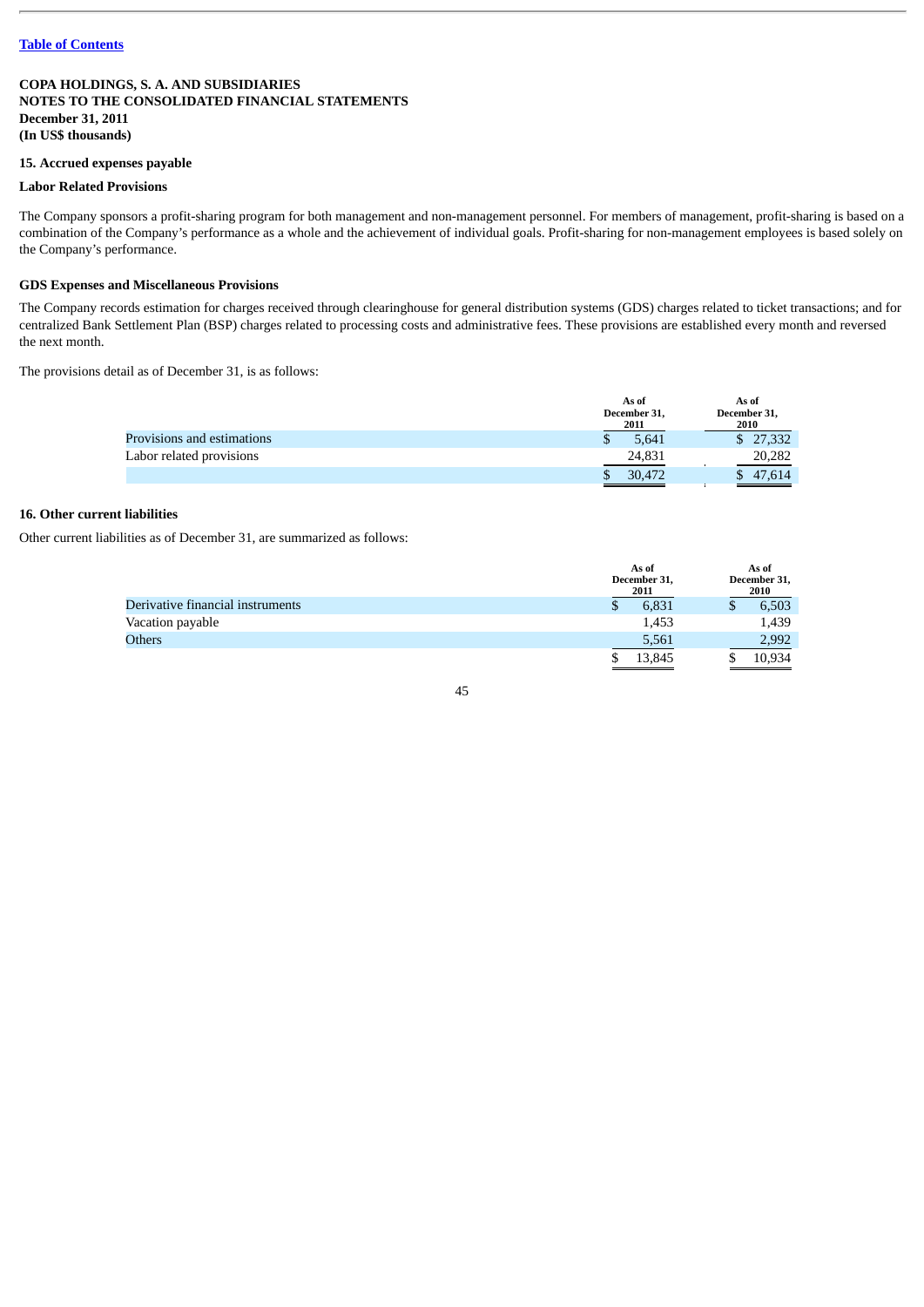Table of Contents

**COPA HOLDINGS, S. A. AND SUBSIDIARIES**
**NOTES TO THE CONSOLIDATED FINANCIAL STATEMENTS**
**December 31, 2011**
**(In US$ thousands)**

## 15. Accrued expenses payable

### Labor Related Provisions

The Company sponsors a profit-sharing program for both management and non-management personnel. For members of management, profit-sharing is based on a combination of the Company's performance as a whole and the achievement of individual goals. Profit-sharing for non-management employees is based solely on the Company's performance.

### GDS Expenses and Miscellaneous Provisions

The Company records estimation for charges received through clearinghouse for general distribution systems (GDS) charges related to ticket transactions; and for centralized Bank Settlement Plan (BSP) charges related to processing costs and administrative fees. These provisions are established every month and reversed the next month.

The provisions detail as of December 31, is as follows:

| | As of December 31, 2011 | As of December 31, 2010 |
|---|---|---|
| Provisions and estimations | $ 5,641 | $ 27,332 |
| Labor related provisions | 24,831 | 20,282 |
| | $ 30,472 | $ 47,614 |

## 16. Other current liabilities

Other current liabilities as of December 31, are summarized as follows:

| | As of December 31, 2011 | As of December 31, 2010 |
|---|---|---|
| Derivative financial instruments | $ 6,831 | $ 6,503 |
| Vacation payable | 1,453 | 1,439 |
| Others | 5,561 | 2,992 |
| | $ 13,845 | $ 10,934 |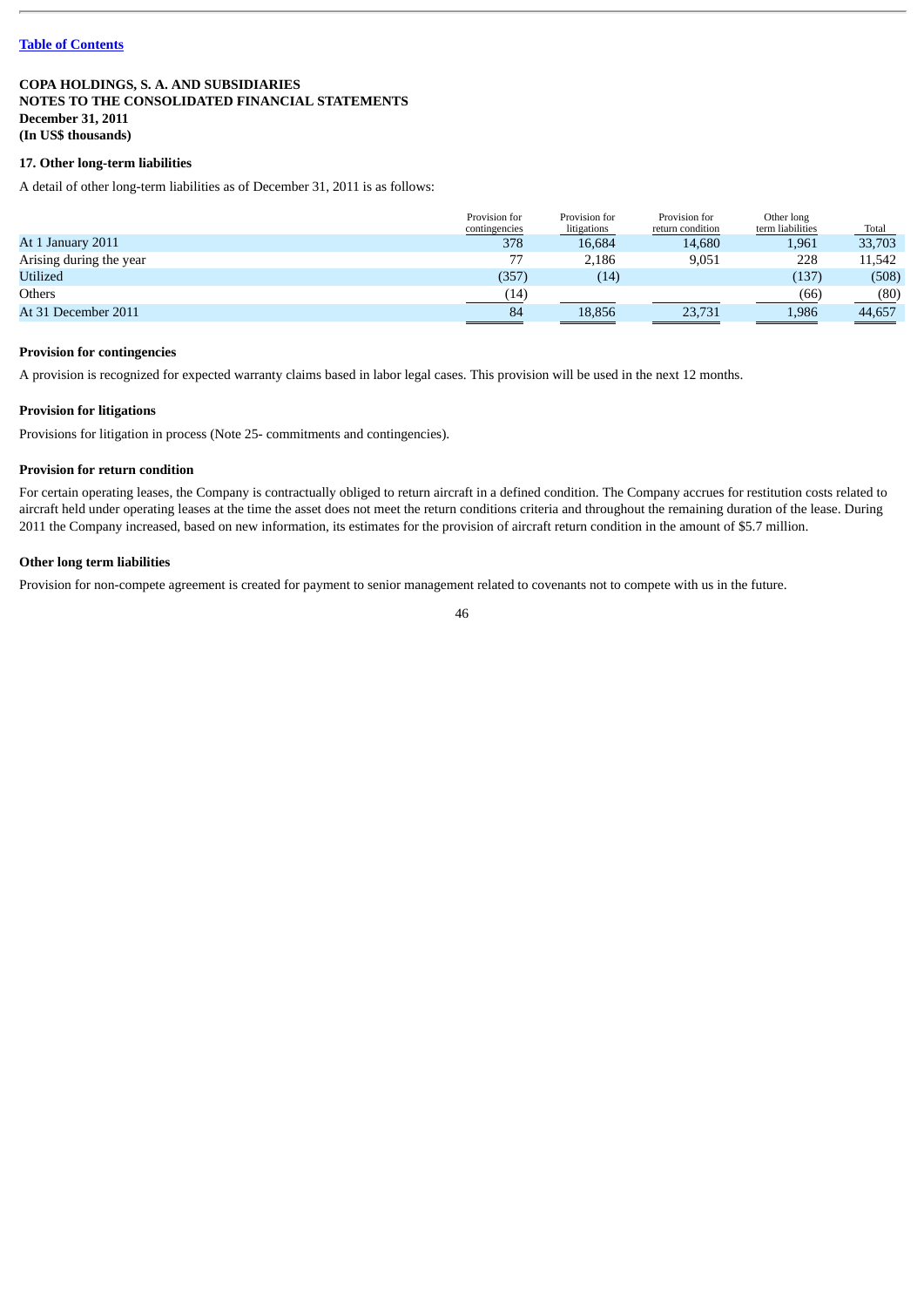[Table of Contents](#)

**COPA HOLDINGS, S. A. AND SUBSIDIARIES**
**NOTES TO THE CONSOLIDATED FINANCIAL STATEMENTS**
**December 31, 2011**
**(In US$ thousands)**

## 17. Other long-term liabilities

A detail of other long-term liabilities as of December 31, 2011 is as follows:

| | Provision for contingencies | Provision for litigations | Provision for return condition | Other long term liabilities | Total |
|---|---|---|---|---|---|
| At 1 January 2011 | 378 | 16,684 | 14,680 | 1,961 | 33,703 |
| Arising during the year | 77 | 2,186 | 9,051 | 228 | 11,542 |
| Utilized | (357) | (14) | | (137) | (508) |
| Others | (14) | | | (66) | (80) |
| At 31 December 2011 | 84 | 18,856 | 23,731 | 1,986 | 44,657 |

**Provision for contingencies**

A provision is recognized for expected warranty claims based in labor legal cases. This provision will be used in the next 12 months.

**Provision for litigations**

Provisions for litigation in process (Note 25- commitments and contingencies).

**Provision for return condition**

For certain operating leases, the Company is contractually obliged to return aircraft in a defined condition. The Company accrues for restitution costs related to aircraft held under operating leases at the time the asset does not meet the return conditions criteria and throughout the remaining duration of the lease. During 2011 the Company increased, based on new information, its estimates for the provision of aircraft return condition in the amount of $5.7 million.

**Other long term liabilities**

Provision for non-compete agreement is created for payment to senior management related to covenants not to compete with us in the future.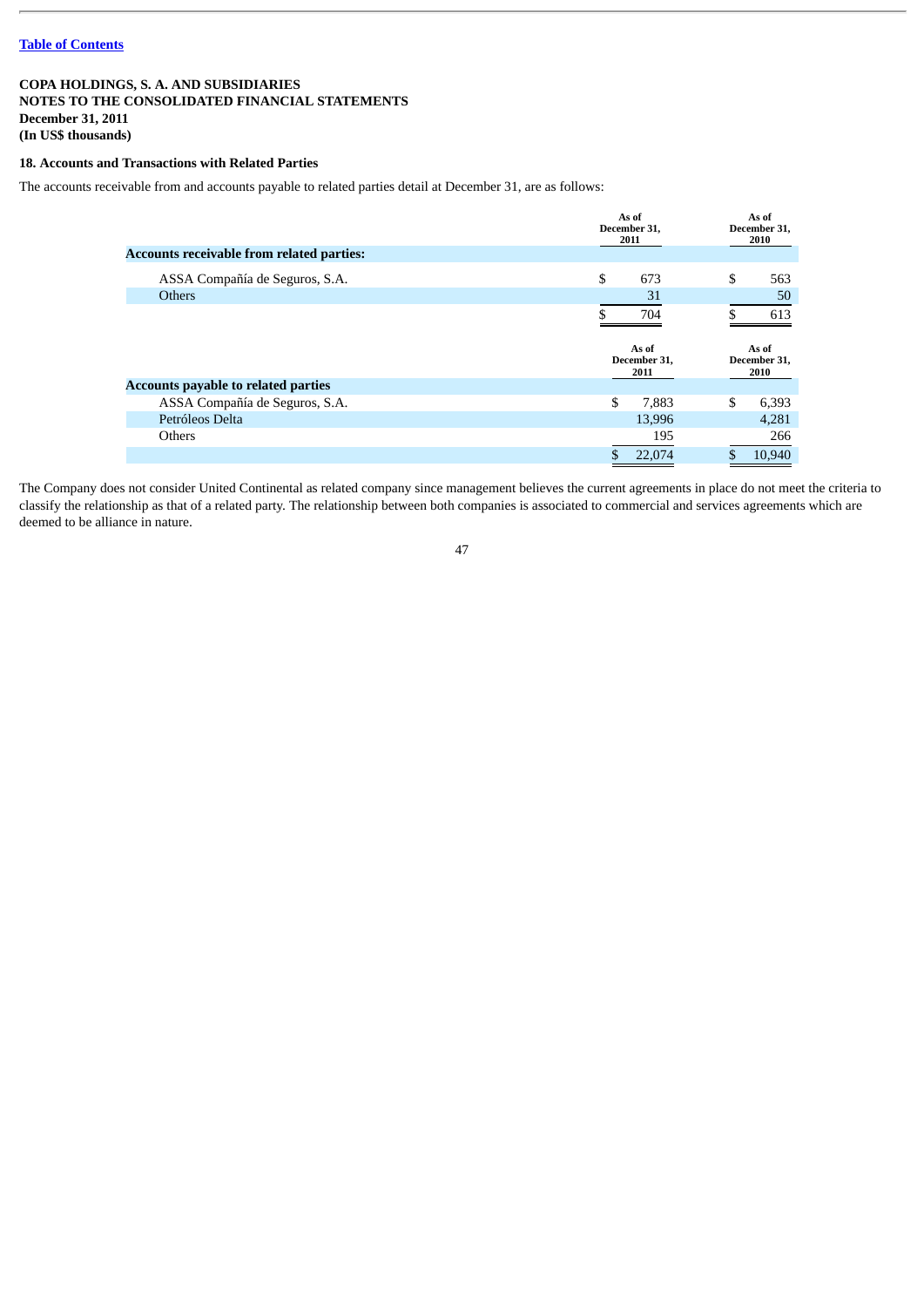[Table of Contents](#)

**COPA HOLDINGS, S. A. AND SUBSIDIARIES**
**NOTES TO THE CONSOLIDATED FINANCIAL STATEMENTS**
**December 31, 2011**
**(In US$ thousands)**

### 18. Accounts and Transactions with Related Parties

The accounts receivable from and accounts payable to related parties detail at December 31, are as follows:

| | As of December 31, 2011 | As of December 31, 2010 |
|---|---|---|
| **Accounts receivable from related parties:** | | |
| ASSA Compañía de Seguros, S.A. | $ 673 | $ 563 |
| Others | 31 | 50 |
| | $ 704 | $ 613 |

| | As of December 31, 2011 | As of December 31, 2010 |
|---|---|---|
| **Accounts payable to related parties** | | |
| ASSA Compañía de Seguros, S.A. | $ 7,883 | $ 6,393 |
| Petróleos Delta | 13,996 | 4,281 |
| Others | 195 | 266 |
| | $ 22,074 | $ 10,940 |

The Company does not consider United Continental as related company since management believes the current agreements in place do not meet the criteria to classify the relationship as that of a related party. The relationship between both companies is associated to commercial and services agreements which are deemed to be alliance in nature.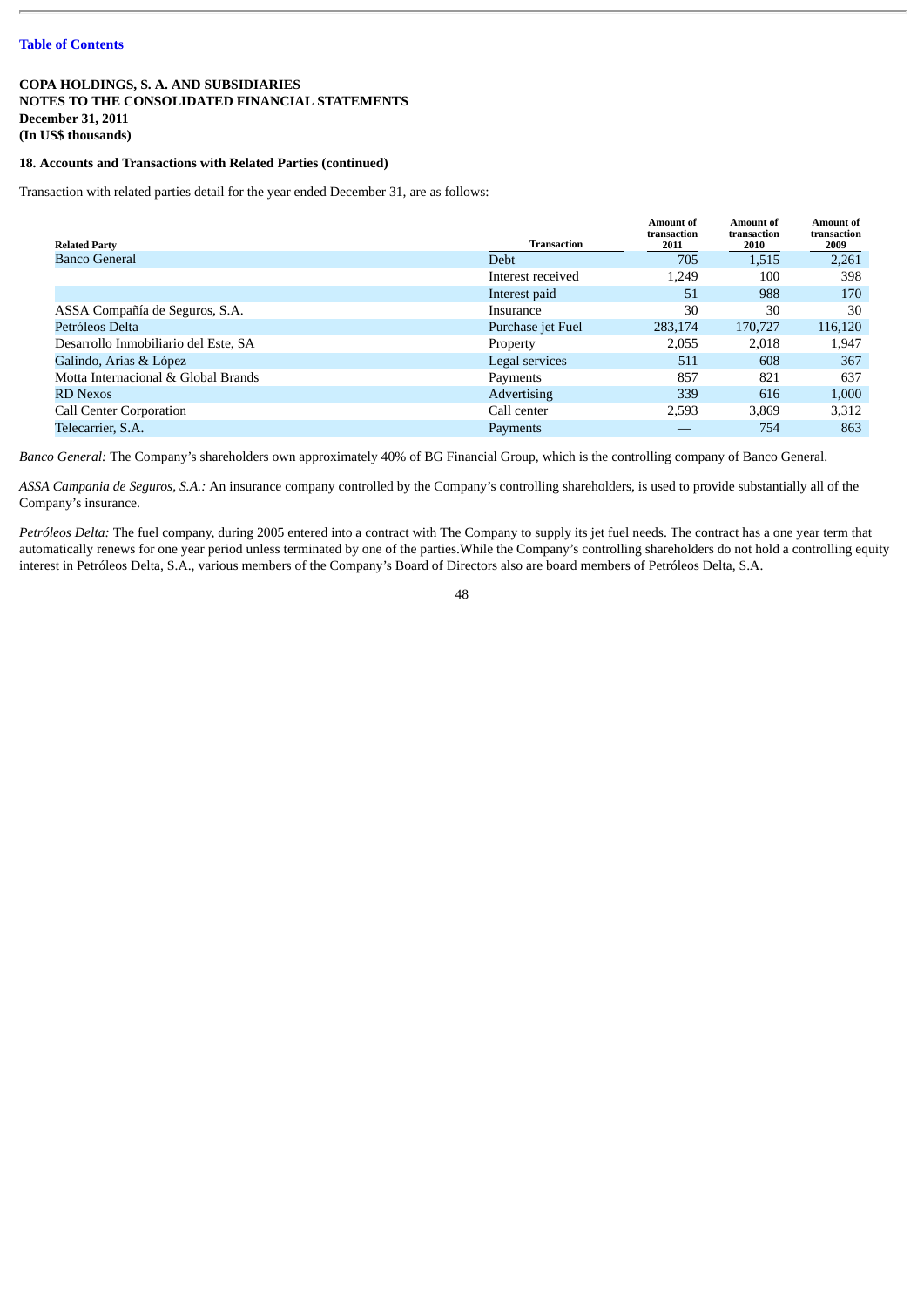[Table of Contents](#)

**COPA HOLDINGS, S. A. AND SUBSIDIARIES**
**NOTES TO THE CONSOLIDATED FINANCIAL STATEMENTS**
**December 31, 2011**
**(In US$ thousands)**

**18. Accounts and Transactions with Related Parties (continued)**

Transaction with related parties detail for the year ended December 31, are as follows:

| Related Party | Transaction | Amount of transaction 2011 | Amount of transaction 2010 | Amount of transaction 2009 |
|---|---|---|---|---|
| Banco General | Debt | 705 | 1,515 | 2,261 |
| | Interest received | 1,249 | 100 | 398 |
| | Interest paid | 51 | 988 | 170 |
| ASSA Compañía de Seguros, S.A. | Insurance | 30 | 30 | 30 |
| Petróleos Delta | Purchase jet Fuel | 283,174 | 170,727 | 116,120 |
| Desarrollo Inmobiliario del Este, SA | Property | 2,055 | 2,018 | 1,947 |
| Galindo, Arias & López | Legal services | 511 | 608 | 367 |
| Motta Internacional & Global Brands | Payments | 857 | 821 | 637 |
| RD Nexos | Advertising | 339 | 616 | 1,000 |
| Call Center Corporation | Call center | 2,593 | 3,869 | 3,312 |
| Telecarrier, S.A. | Payments | — | 754 | 863 |

*Banco General:* The Company's shareholders own approximately 40% of BG Financial Group, which is the controlling company of Banco General.

*ASSA Campania de Seguros, S.A.:* An insurance company controlled by the Company's controlling shareholders, is used to provide substantially all of the Company's insurance.

*Petróleos Delta:* The fuel company, during 2005 entered into a contract with The Company to supply its jet fuel needs. The contract has a one year term that automatically renews for one year period unless terminated by one of the parties.While the Company's controlling shareholders do not hold a controlling equity interest in Petróleos Delta, S.A., various members of the Company's Board of Directors also are board members of Petróleos Delta, S.A.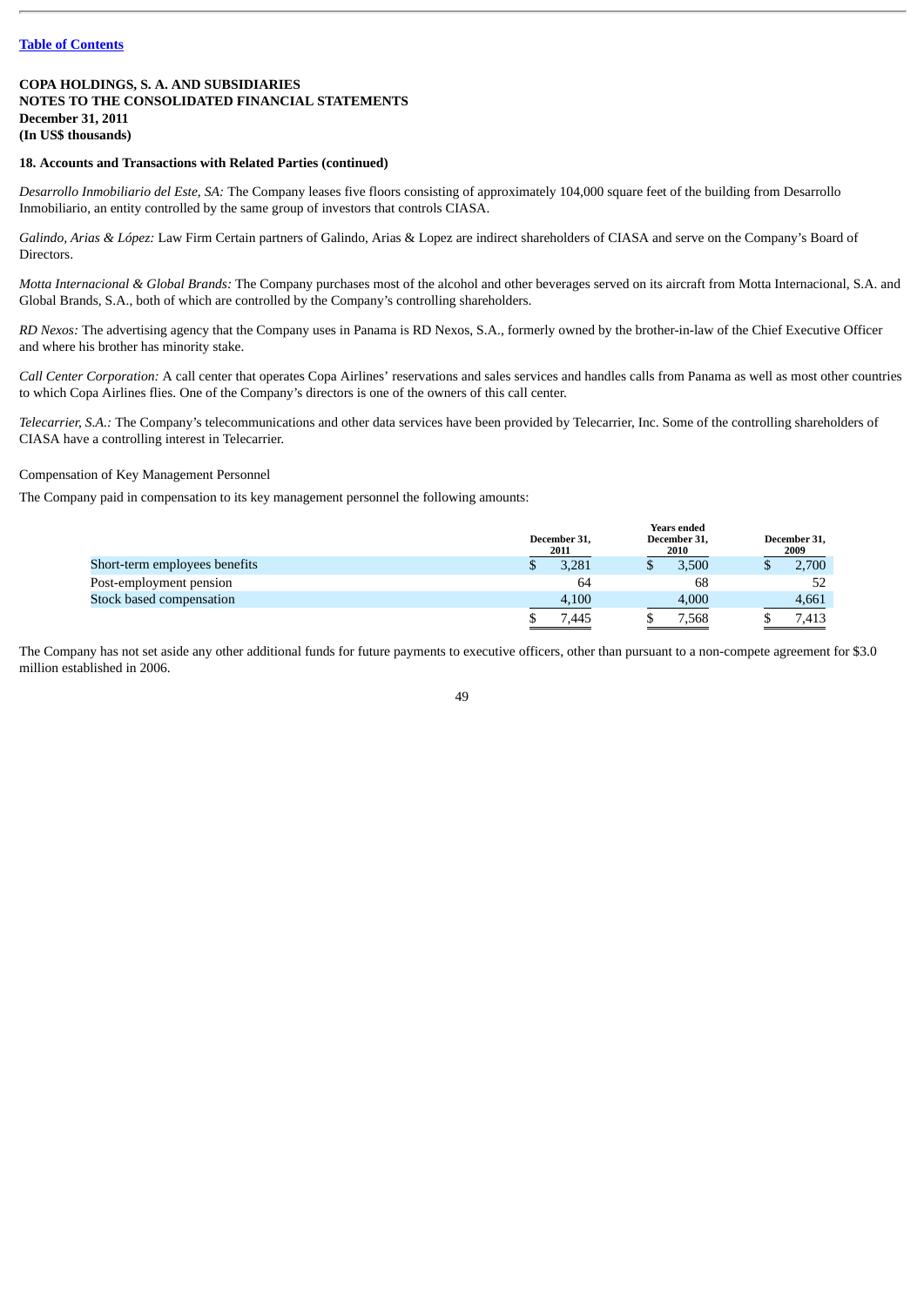**COPA HOLDINGS, S. A. AND SUBSIDIARIES**
**NOTES TO THE CONSOLIDATED FINANCIAL STATEMENTS**
**December 31, 2011**
**(In US$ thousands)**

**18. Accounts and Transactions with Related Parties (continued)**

*Desarrollo Inmobiliario del Este, SA:* The Company leases five floors consisting of approximately 104,000 square feet of the building from Desarrollo Inmobiliario, an entity controlled by the same group of investors that controls CIASA.

*Galindo, Arias & López:* Law Firm Certain partners of Galindo, Arias & Lopez are indirect shareholders of CIASA and serve on the Company's Board of Directors.

*Motta Internacional & Global Brands:* The Company purchases most of the alcohol and other beverages served on its aircraft from Motta Internacional, S.A. and Global Brands, S.A., both of which are controlled by the Company's controlling shareholders.

*RD Nexos:* The advertising agency that the Company uses in Panama is RD Nexos, S.A., formerly owned by the brother-in-law of the Chief Executive Officer and where his brother has minority stake.

*Call Center Corporation:* A call center that operates Copa Airlines' reservations and sales services and handles calls from Panama as well as most other countries to which Copa Airlines flies. One of the Company's directors is one of the owners of this call center.

*Telecarrier, S.A.:* The Company's telecommunications and other data services have been provided by Telecarrier, Inc. Some of the controlling shareholders of CIASA have a controlling interest in Telecarrier.

Compensation of Key Management Personnel

The Company paid in compensation to its key management personnel the following amounts:

| | Years ended | | |
|---|---|---|---|
| | December 31, 2011 | December 31, 2010 | December 31, 2009 |
| Short-term employees benefits | $ 3,281 | $ 3,500 | $ 2,700 |
| Post-employment pension | 64 | 68 | 52 |
| Stock based compensation | 4,100 | 4,000 | 4,661 |
| | $ 7,445 | $ 7,568 | $ 7,413 |

The Company has not set aside any other additional funds for future payments to executive officers, other than pursuant to a non-compete agreement for $3.0 million established in 2006.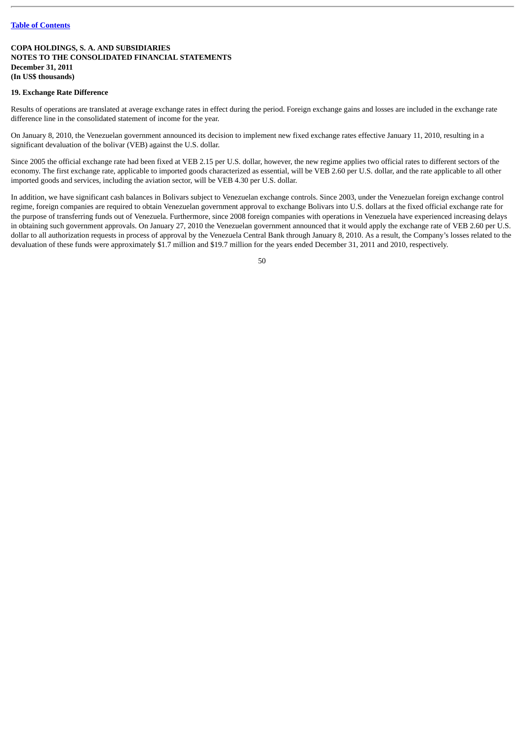**COPA HOLDINGS, S. A. AND SUBSIDIARIES**
**NOTES TO THE CONSOLIDATED FINANCIAL STATEMENTS**
**December 31, 2011**
**(In US$ thousands)**

**19. Exchange Rate Difference**

Results of operations are translated at average exchange rates in effect during the period. Foreign exchange gains and losses are included in the exchange rate difference line in the consolidated statement of income for the year.

On January 8, 2010, the Venezuelan government announced its decision to implement new fixed exchange rates effective January 11, 2010, resulting in a significant devaluation of the bolivar (VEB) against the U.S. dollar.

Since 2005 the official exchange rate had been fixed at VEB 2.15 per U.S. dollar, however, the new regime applies two official rates to different sectors of the economy. The first exchange rate, applicable to imported goods characterized as essential, will be VEB 2.60 per U.S. dollar, and the rate applicable to all other imported goods and services, including the aviation sector, will be VEB 4.30 per U.S. dollar.

In addition, we have significant cash balances in Bolivars subject to Venezuelan exchange controls. Since 2003, under the Venezuelan foreign exchange control regime, foreign companies are required to obtain Venezuelan government approval to exchange Bolivars into U.S. dollars at the fixed official exchange rate for the purpose of transferring funds out of Venezuela. Furthermore, since 2008 foreign companies with operations in Venezuela have experienced increasing delays in obtaining such government approvals. On January 27, 2010 the Venezuelan government announced that it would apply the exchange rate of VEB 2.60 per U.S. dollar to all authorization requests in process of approval by the Venezuela Central Bank through January 8, 2010. As a result, the Company's losses related to the devaluation of these funds were approximately $1.7 million and $19.7 million for the years ended December 31, 2011 and 2010, respectively.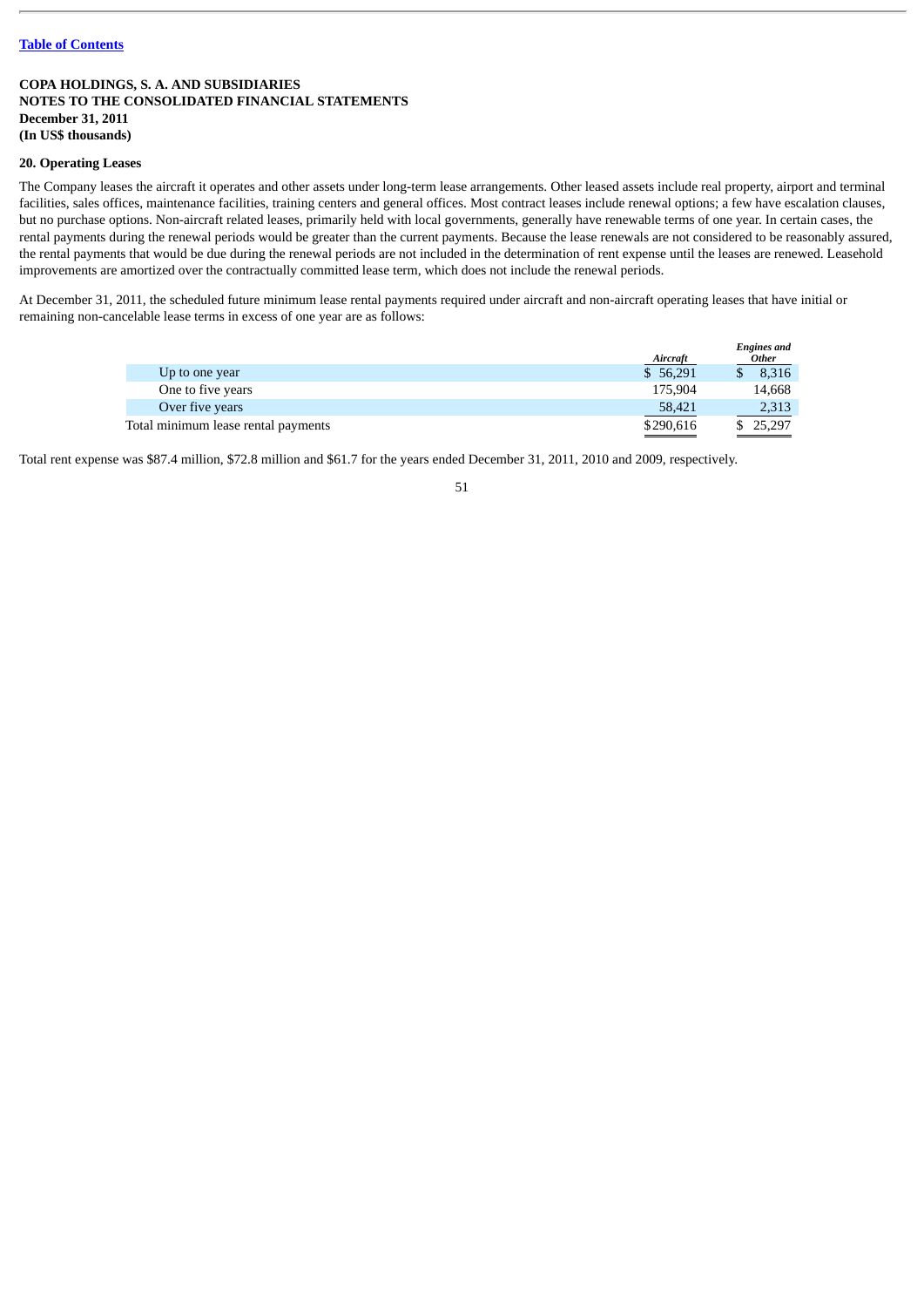[Table of Contents](#)

**COPA HOLDINGS, S. A. AND SUBSIDIARIES**
**NOTES TO THE CONSOLIDATED FINANCIAL STATEMENTS**
**December 31, 2011**
**(In US$ thousands)**

**20. Operating Leases**

The Company leases the aircraft it operates and other assets under long-term lease arrangements. Other leased assets include real property, airport and terminal facilities, sales offices, maintenance facilities, training centers and general offices. Most contract leases include renewal options; a few have escalation clauses, but no purchase options. Non-aircraft related leases, primarily held with local governments, generally have renewable terms of one year. In certain cases, the rental payments during the renewal periods would be greater than the current payments. Because the lease renewals are not considered to be reasonably assured, the rental payments that would be due during the renewal periods are not included in the determination of rent expense until the leases are renewed. Leasehold improvements are amortized over the contractually committed lease term, which does not include the renewal periods.

At December 31, 2011, the scheduled future minimum lease rental payments required under aircraft and non-aircraft operating leases that have initial or remaining non-cancelable lease terms in excess of one year are as follows:

| | *Aircraft* | *Engines and Other* |
|---|---|---|
| Up to one year | $ 56,291 | $ 8,316 |
| One to five years | 175,904 | 14,668 |
| Over five years | 58,421 | 2,313 |
| Total minimum lease rental payments | $290,616 | $ 25,297 |

Total rent expense was $87.4 million, $72.8 million and $61.7 for the years ended December 31, 2011, 2010 and 2009, respectively.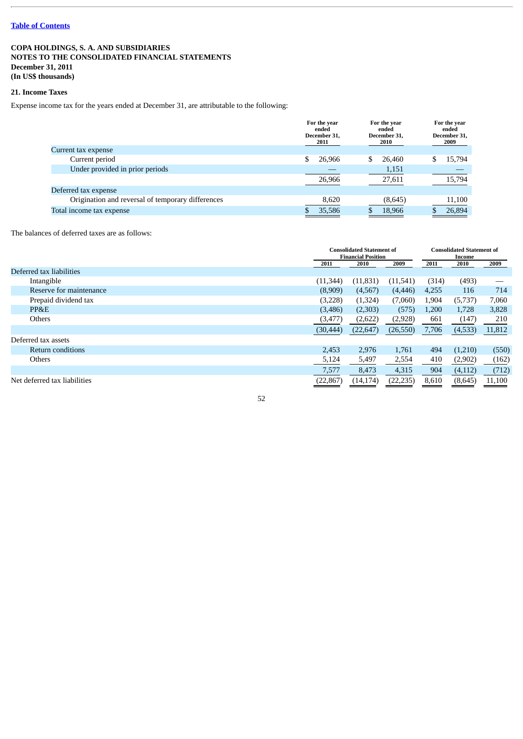[Table of Contents](#)

**COPA HOLDINGS, S. A. AND SUBSIDIARIES**
**NOTES TO THE CONSOLIDATED FINANCIAL STATEMENTS**
**December 31, 2011**
**(In US$ thousands)**

### 21. Income Taxes

Expense income tax for the years ended at December 31, are attributable to the following:

| | For the year ended December 31, 2011 | For the year ended December 31, 2010 | For the year ended December 31, 2009 |
|---|---|---|---|
| Current tax expense | | | |
| Current period | $ 26,966 | $ 26,460 | $ 15,794 |
| Under provided in prior periods | — | 1,151 | — |
| | 26,966 | 27,611 | 15,794 |
| Deferred tax expense | | | |
| Origination and reversal of temporary differences | 8,620 | (8,645) | 11,100 |
| Total income tax expense | $ 35,586 | $ 18,966 | $ 26,894 |

The balances of deferred taxes are as follows:

| | Consolidated Statement of Financial Position | | | Consolidated Statement of Income | | |
|---|---|---|---|---|---|---|
| | 2011 | 2010 | 2009 | 2011 | 2010 | 2009 |
| Deferred tax liabilities | | | | | | |
| Intangible | (11,344) | (11,831) | (11,541) | (314) | (493) | — |
| Reserve for maintenance | (8,909) | (4,567) | (4,446) | 4,255 | 116 | 714 |
| Prepaid dividend tax | (3,228) | (1,324) | (7,060) | 1,904 | (5,737) | 7,060 |
| PP&E | (3,486) | (2,303) | (575) | 1,200 | 1,728 | 3,828 |
| Others | (3,477) | (2,622) | (2,928) | 661 | (147) | 210 |
| | (30,444) | (22,647) | (26,550) | 7,706 | (4,533) | 11,812 |
| Deferred tax assets | | | | | | |
| Return conditions | 2,453 | 2,976 | 1,761 | 494 | (1,210) | (550) |
| Others | 5,124 | 5,497 | 2,554 | 410 | (2,902) | (162) |
| | 7,577 | 8,473 | 4,315 | 904 | (4,112) | (712) |
| Net deferred tax liabilities | (22,867) | (14,174) | (22,235) | 8,610 | (8,645) | 11,100 |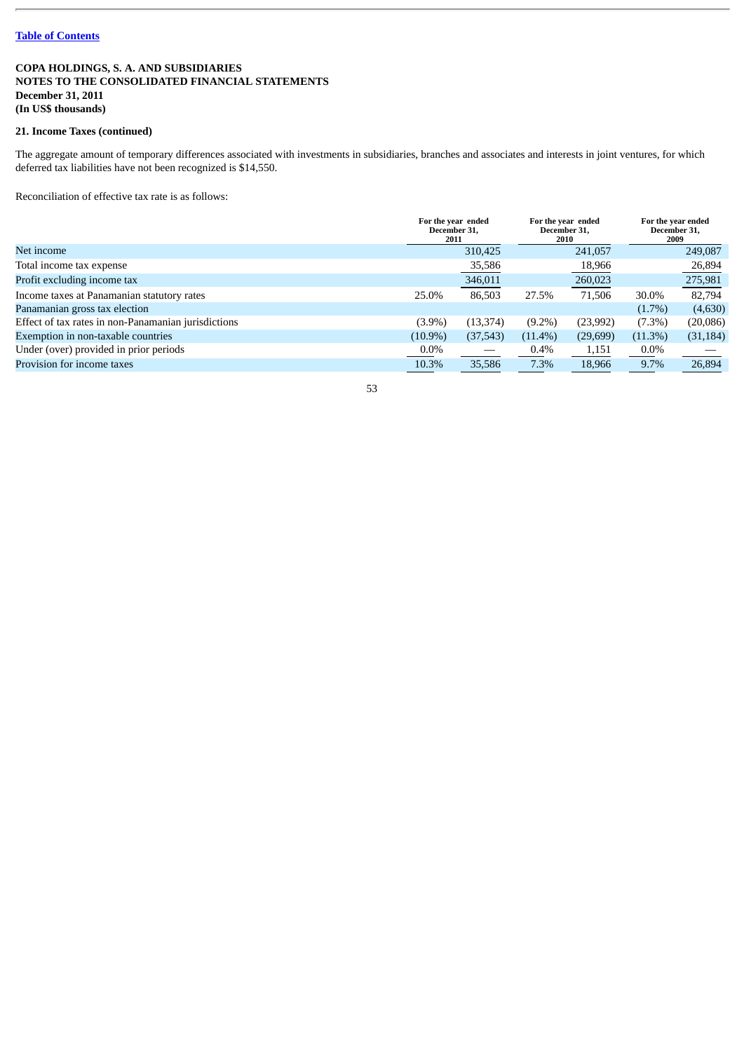[Table of Contents](#)

**COPA HOLDINGS, S. A. AND SUBSIDIARIES**
**NOTES TO THE CONSOLIDATED FINANCIAL STATEMENTS**
**December 31, 2011**
**(In US$ thousands)**

**21. Income Taxes (continued)**

The aggregate amount of temporary differences associated with investments in subsidiaries, branches and associates and interests in joint ventures, for which deferred tax liabilities have not been recognized is $14,550.

Reconciliation of effective tax rate is as follows:

| | For the year ended December 31, 2011 | | For the year ended December 31, 2010 | | For the year ended December 31, 2009 | |
|---|---|---|---|---|---|---|
| Net income | | 310,425 | | 241,057 | | 249,087 |
| Total income tax expense | | 35,586 | | 18,966 | | 26,894 |
| Profit excluding income tax | | 346,011 | | 260,023 | | 275,981 |
| Income taxes at Panamanian statutory rates | 25.0% | 86,503 | 27.5% | 71,506 | 30.0% | 82,794 |
| Panamanian gross tax election | | | | | (1.7%) | (4,630) |
| Effect of tax rates in non-Panamanian jurisdictions | (3.9%) | (13,374) | (9.2%) | (23,992) | (7.3%) | (20,086) |
| Exemption in non-taxable countries | (10.9%) | (37,543) | (11.4%) | (29,699) | (11.3%) | (31,184) |
| Under (over) provided in prior periods | 0.0% | — | 0.4% | 1,151 | 0.0% | — |
| Provision for income taxes | 10.3% | 35,586 | 7.3% | 18,966 | 9.7% | 26,894 |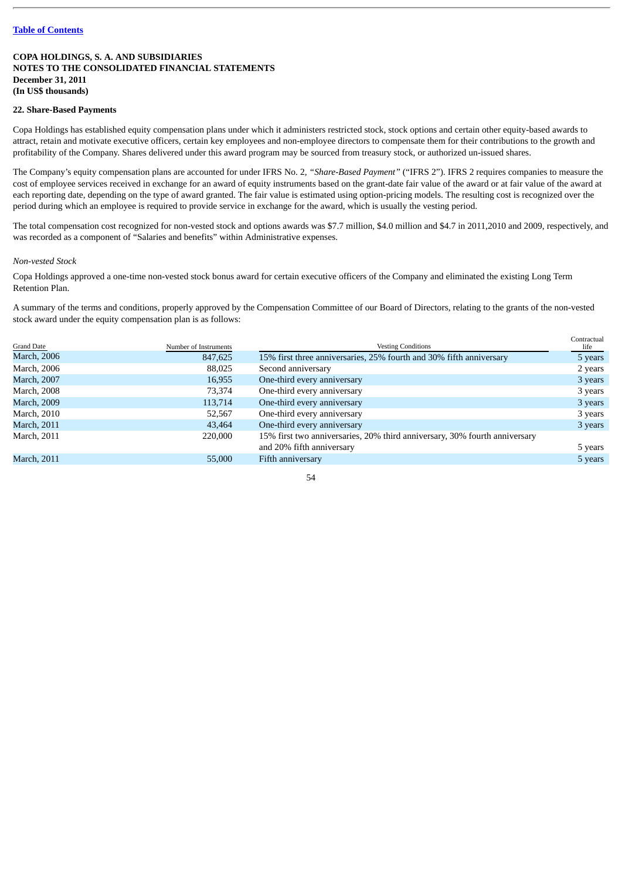COPA HOLDINGS, S. A. AND SUBSIDIARIES
NOTES TO THE CONSOLIDATED FINANCIAL STATEMENTS
December 31, 2011
(In US$ thousands)

## 22. Share-Based Payments

Copa Holdings has established equity compensation plans under which it administers restricted stock, stock options and certain other equity-based awards to attract, retain and motivate executive officers, certain key employees and non-employee directors to compensate them for their contributions to the growth and profitability of the Company. Shares delivered under this award program may be sourced from treasury stock, or authorized un-issued shares.

The Company's equity compensation plans are accounted for under IFRS No. 2, *"Share-Based Payment"* ("IFRS 2"). IFRS 2 requires companies to measure the cost of employee services received in exchange for an award of equity instruments based on the grant-date fair value of the award or at fair value of the award at each reporting date, depending on the type of award granted. The fair value is estimated using option-pricing models. The resulting cost is recognized over the period during which an employee is required to provide service in exchange for the award, which is usually the vesting period.

The total compensation cost recognized for non-vested stock and options awards was $7.7 million, $4.0 million and $4.7 in 2011,2010 and 2009, respectively, and was recorded as a component of "Salaries and benefits" within Administrative expenses.

*Non-vested Stock*

Copa Holdings approved a one-time non-vested stock bonus award for certain executive officers of the Company and eliminated the existing Long Term Retention Plan.

A summary of the terms and conditions, properly approved by the Compensation Committee of our Board of Directors, relating to the grants of the non-vested stock award under the equity compensation plan is as follows:

| Grand Date | Number of Instruments | Vesting Conditions | Contractual life |
|---|---|---|---|
| March, 2006 | 847,625 | 15% first three anniversaries, 25% fourth and 30% fifth anniversary | 5 years |
| March, 2006 | 88,025 | Second anniversary | 2 years |
| March, 2007 | 16,955 | One-third every anniversary | 3 years |
| March, 2008 | 73,374 | One-third every anniversary | 3 years |
| March, 2009 | 113,714 | One-third every anniversary | 3 years |
| March, 2010 | 52,567 | One-third every anniversary | 3 years |
| March, 2011 | 43,464 | One-third every anniversary | 3 years |
| March, 2011 | 220,000 | 15% first two anniversaries, 20% third anniversary, 30% fourth anniversary and 20% fifth anniversary | 5 years |
| March, 2011 | 55,000 | Fifth anniversary | 5 years |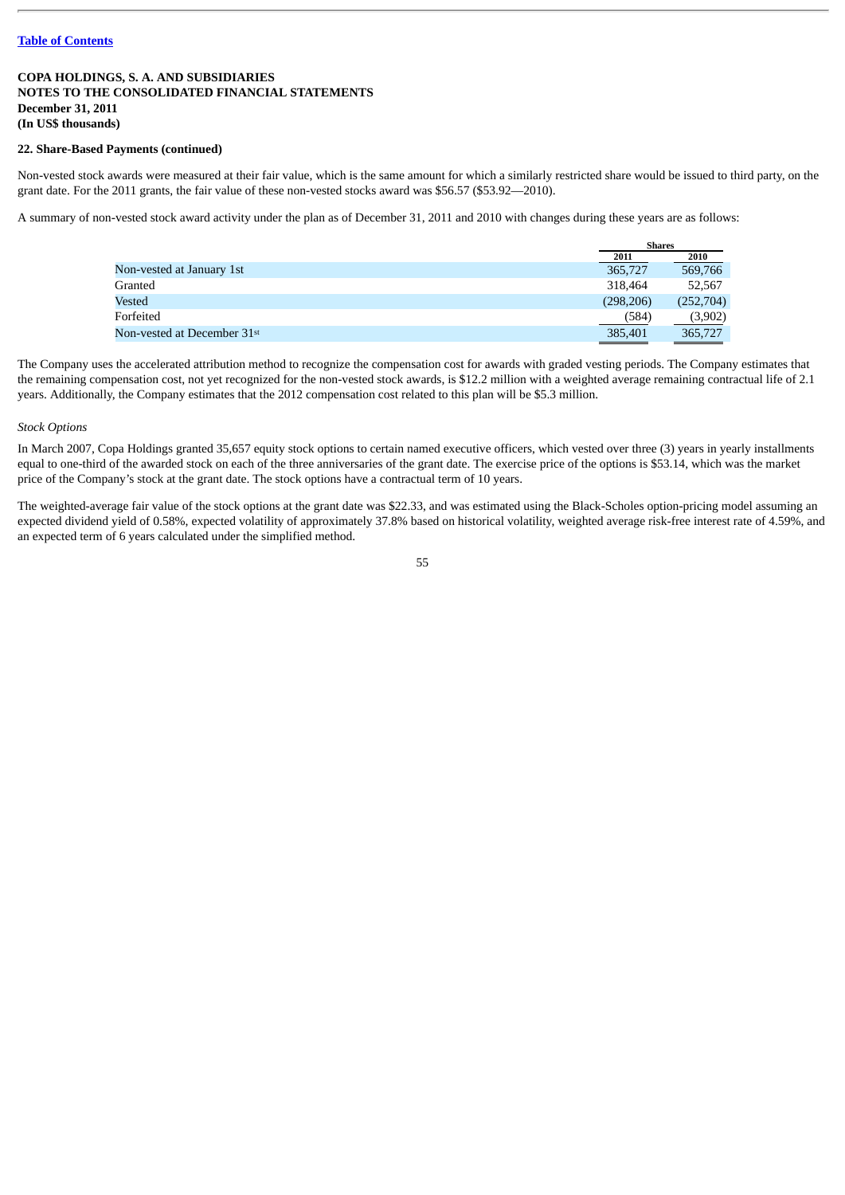**COPA HOLDINGS, S. A. AND SUBSIDIARIES**
**NOTES TO THE CONSOLIDATED FINANCIAL STATEMENTS**
**December 31, 2011**
**(In US$ thousands)**

**22. Share-Based Payments (continued)**

Non-vested stock awards were measured at their fair value, which is the same amount for which a similarly restricted share would be issued to third party, on the grant date. For the 2011 grants, the fair value of these non-vested stocks award was $56.57 ($53.92—2010).

A summary of non-vested stock award activity under the plan as of December 31, 2011 and 2010 with changes during these years are as follows:

| | Shares | |
|---|---|---|
| | 2011 | 2010 |
| Non-vested at January 1st | 365,727 | 569,766 |
| Granted | 318,464 | 52,567 |
| Vested | (298,206) | (252,704) |
| Forfeited | (584) | (3,902) |
| Non-vested at December 31st | 385,401 | 365,727 |

The Company uses the accelerated attribution method to recognize the compensation cost for awards with graded vesting periods. The Company estimates that the remaining compensation cost, not yet recognized for the non-vested stock awards, is $12.2 million with a weighted average remaining contractual life of 2.1 years. Additionally, the Company estimates that the 2012 compensation cost related to this plan will be $5.3 million.

*Stock Options*

In March 2007, Copa Holdings granted 35,657 equity stock options to certain named executive officers, which vested over three (3) years in yearly installments equal to one-third of the awarded stock on each of the three anniversaries of the grant date. The exercise price of the options is $53.14, which was the market price of the Company's stock at the grant date. The stock options have a contractual term of 10 years.

The weighted-average fair value of the stock options at the grant date was $22.33, and was estimated using the Black-Scholes option-pricing model assuming an expected dividend yield of 0.58%, expected volatility of approximately 37.8% based on historical volatility, weighted average risk-free interest rate of 4.59%, and an expected term of 6 years calculated under the simplified method.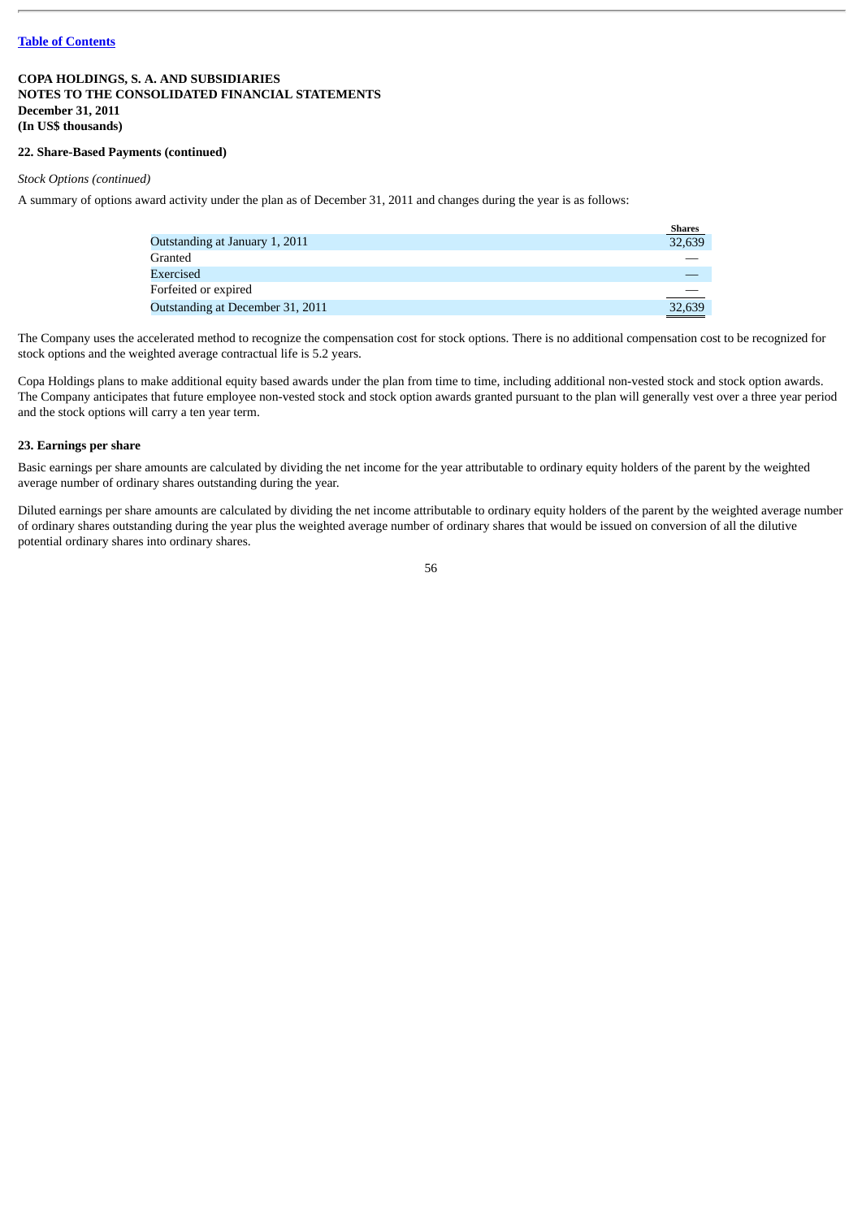**COPA HOLDINGS, S. A. AND SUBSIDIARIES**
**NOTES TO THE CONSOLIDATED FINANCIAL STATEMENTS**
**December 31, 2011**
**(In US$ thousands)**

**22. Share-Based Payments (continued)**

*Stock Options (continued)*

A summary of options award activity under the plan as of December 31, 2011 and changes during the year is as follows:

| | Shares |
|---|---|
| Outstanding at January 1, 2011 | 32,639 |
| Granted | — |
| Exercised | — |
| Forfeited or expired | — |
| Outstanding at December 31, 2011 | 32,639 |

The Company uses the accelerated method to recognize the compensation cost for stock options. There is no additional compensation cost to be recognized for stock options and the weighted average contractual life is 5.2 years.

Copa Holdings plans to make additional equity based awards under the plan from time to time, including additional non-vested stock and stock option awards. The Company anticipates that future employee non-vested stock and stock option awards granted pursuant to the plan will generally vest over a three year period and the stock options will carry a ten year term.

**23. Earnings per share**

Basic earnings per share amounts are calculated by dividing the net income for the year attributable to ordinary equity holders of the parent by the weighted average number of ordinary shares outstanding during the year.

Diluted earnings per share amounts are calculated by dividing the net income attributable to ordinary equity holders of the parent by the weighted average number of ordinary shares outstanding during the year plus the weighted average number of ordinary shares that would be issued on conversion of all the dilutive potential ordinary shares into ordinary shares.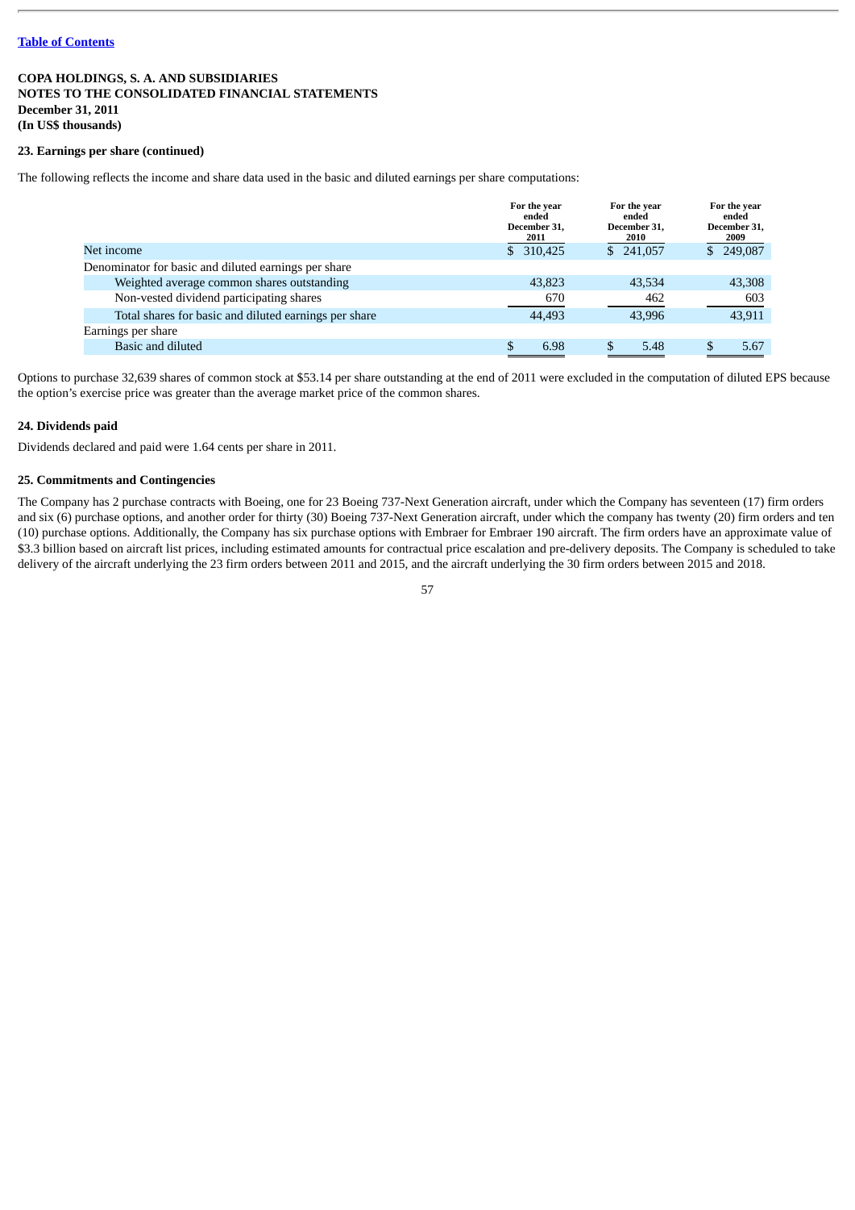**COPA HOLDINGS, S. A. AND SUBSIDIARIES**
**NOTES TO THE CONSOLIDATED FINANCIAL STATEMENTS**
**December 31, 2011**
**(In US$ thousands)**

**23. Earnings per share (continued)**

The following reflects the income and share data used in the basic and diluted earnings per share computations:

| | For the year ended December 31, 2011 | For the year ended December 31, 2010 | For the year ended December 31, 2009 |
|---|---|---|---|
| Net income | $ 310,425 | $ 241,057 | $ 249,087 |
| Denominator for basic and diluted earnings per share | | | |
| Weighted average common shares outstanding | 43,823 | 43,534 | 43,308 |
| Non-vested dividend participating shares | 670 | 462 | 603 |
| Total shares for basic and diluted earnings per share | 44,493 | 43,996 | 43,911 |
| Earnings per share | | | |
| Basic and diluted | $ 6.98 | $ 5.48 | $ 5.67 |

Options to purchase 32,639 shares of common stock at $53.14 per share outstanding at the end of 2011 were excluded in the computation of diluted EPS because the option's exercise price was greater than the average market price of the common shares.

**24. Dividends paid**

Dividends declared and paid were 1.64 cents per share in 2011.

**25. Commitments and Contingencies**

The Company has 2 purchase contracts with Boeing, one for 23 Boeing 737-Next Generation aircraft, under which the Company has seventeen (17) firm orders and six (6) purchase options, and another order for thirty (30) Boeing 737-Next Generation aircraft, under which the company has twenty (20) firm orders and ten (10) purchase options. Additionally, the Company has six purchase options with Embraer for Embraer 190 aircraft. The firm orders have an approximate value of $3.3 billion based on aircraft list prices, including estimated amounts for contractual price escalation and pre-delivery deposits. The Company is scheduled to take delivery of the aircraft underlying the 23 firm orders between 2011 and 2015, and the aircraft underlying the 30 firm orders between 2015 and 2018.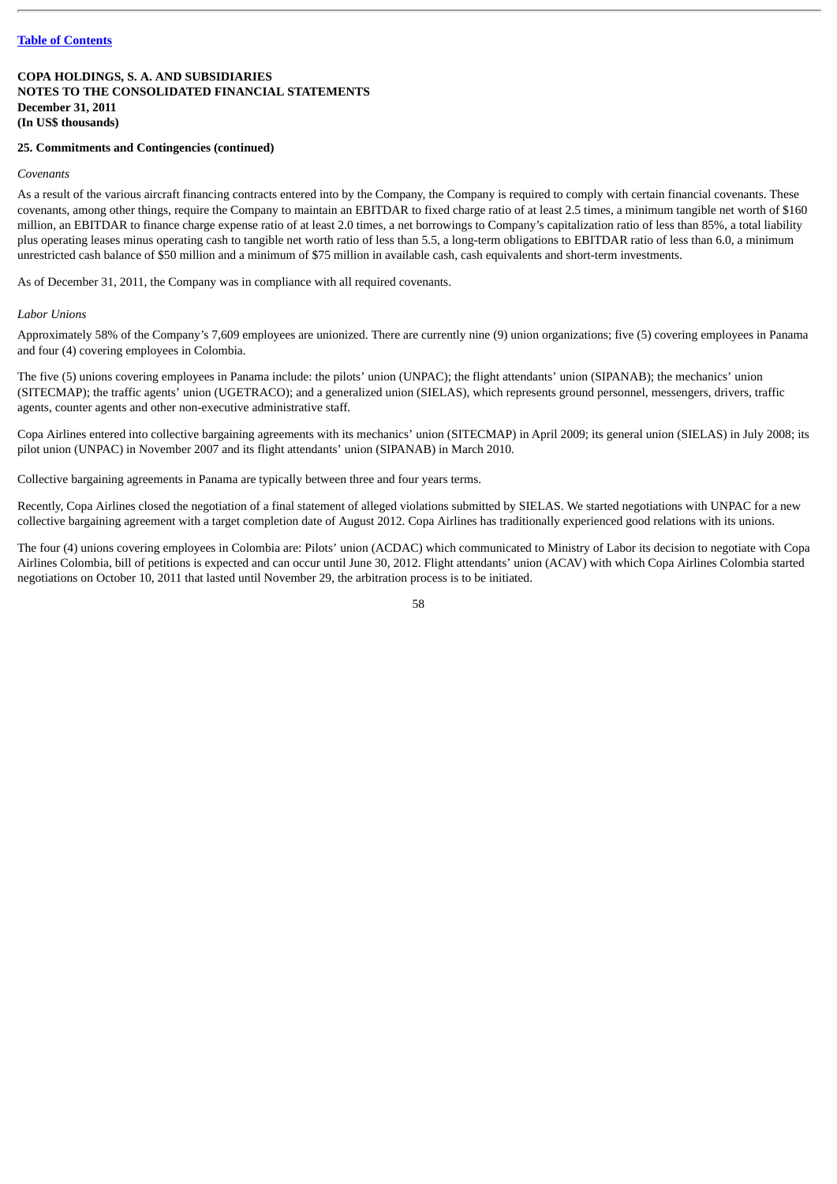**COPA HOLDINGS, S. A. AND SUBSIDIARIES**
**NOTES TO THE CONSOLIDATED FINANCIAL STATEMENTS**
**December 31, 2011**
**(In US$ thousands)**

**25. Commitments and Contingencies (continued)**

*Covenants*

As a result of the various aircraft financing contracts entered into by the Company, the Company is required to comply with certain financial covenants. These covenants, among other things, require the Company to maintain an EBITDAR to fixed charge ratio of at least 2.5 times, a minimum tangible net worth of $160 million, an EBITDAR to finance charge expense ratio of at least 2.0 times, a net borrowings to Company's capitalization ratio of less than 85%, a total liability plus operating leases minus operating cash to tangible net worth ratio of less than 5.5, a long-term obligations to EBITDAR ratio of less than 6.0, a minimum unrestricted cash balance of $50 million and a minimum of $75 million in available cash, cash equivalents and short-term investments.

As of December 31, 2011, the Company was in compliance with all required covenants.

*Labor Unions*

Approximately 58% of the Company's 7,609 employees are unionized. There are currently nine (9) union organizations; five (5) covering employees in Panama and four (4) covering employees in Colombia.

The five (5) unions covering employees in Panama include: the pilots' union (UNPAC); the flight attendants' union (SIPANAB); the mechanics' union (SITECMAP); the traffic agents' union (UGETRACO); and a generalized union (SIELAS), which represents ground personnel, messengers, drivers, traffic agents, counter agents and other non-executive administrative staff.

Copa Airlines entered into collective bargaining agreements with its mechanics' union (SITECMAP) in April 2009; its general union (SIELAS) in July 2008; its pilot union (UNPAC) in November 2007 and its flight attendants' union (SIPANAB) in March 2010.

Collective bargaining agreements in Panama are typically between three and four years terms.

Recently, Copa Airlines closed the negotiation of a final statement of alleged violations submitted by SIELAS. We started negotiations with UNPAC for a new collective bargaining agreement with a target completion date of August 2012. Copa Airlines has traditionally experienced good relations with its unions.

The four (4) unions covering employees in Colombia are: Pilots' union (ACDAC) which communicated to Ministry of Labor its decision to negotiate with Copa Airlines Colombia, bill of petitions is expected and can occur until June 30, 2012. Flight attendants' union (ACAV) with which Copa Airlines Colombia started negotiations on October 10, 2011 that lasted until November 29, the arbitration process is to be initiated.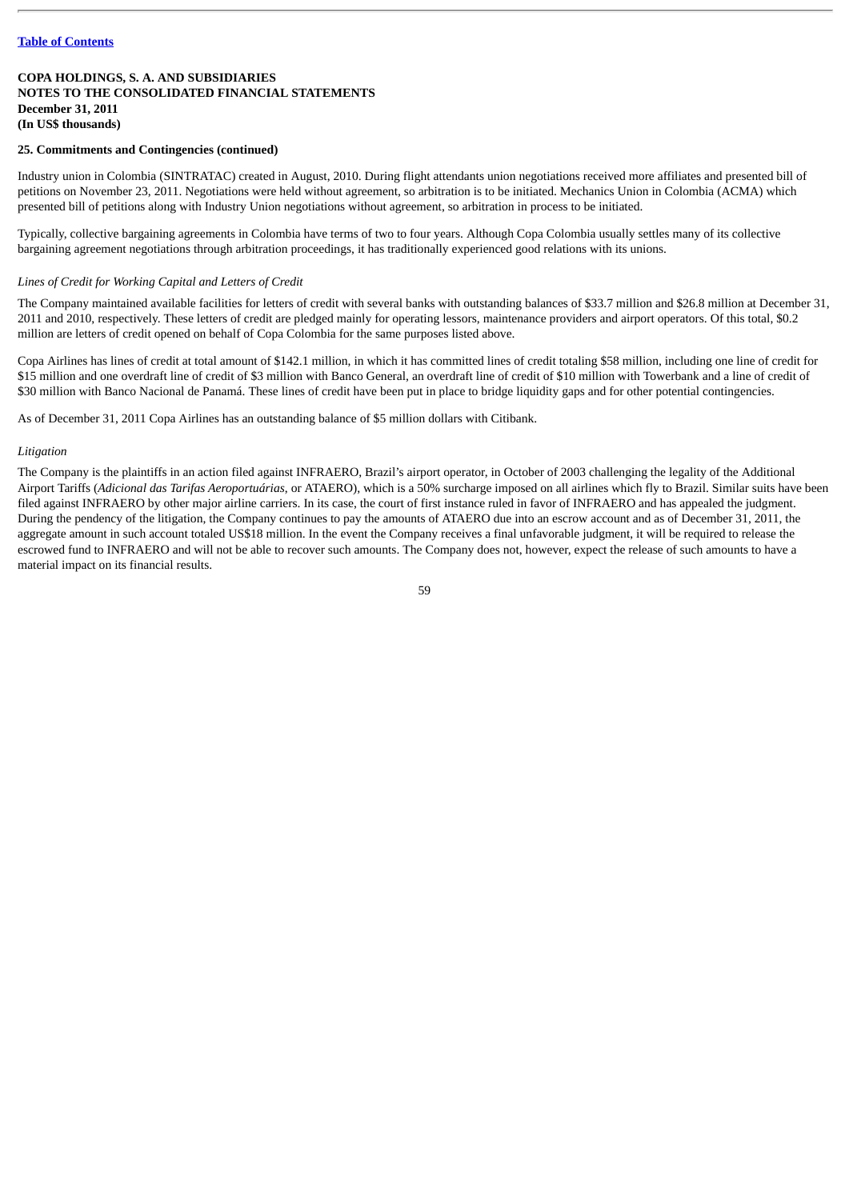**COPA HOLDINGS, S. A. AND SUBSIDIARIES**
**NOTES TO THE CONSOLIDATED FINANCIAL STATEMENTS**
**December 31, 2011**
**(In US$ thousands)**

**25. Commitments and Contingencies (continued)**

Industry union in Colombia (SINTRATAC) created in August, 2010. During flight attendants union negotiations received more affiliates and presented bill of petitions on November 23, 2011. Negotiations were held without agreement, so arbitration is to be initiated. Mechanics Union in Colombia (ACMA) which presented bill of petitions along with Industry Union negotiations without agreement, so arbitration in process to be initiated.

Typically, collective bargaining agreements in Colombia have terms of two to four years. Although Copa Colombia usually settles many of its collective bargaining agreement negotiations through arbitration proceedings, it has traditionally experienced good relations with its unions.

*Lines of Credit for Working Capital and Letters of Credit*

The Company maintained available facilities for letters of credit with several banks with outstanding balances of $33.7 million and $26.8 million at December 31, 2011 and 2010, respectively. These letters of credit are pledged mainly for operating lessors, maintenance providers and airport operators. Of this total, $0.2 million are letters of credit opened on behalf of Copa Colombia for the same purposes listed above.

Copa Airlines has lines of credit at total amount of $142.1 million, in which it has committed lines of credit totaling $58 million, including one line of credit for $15 million and one overdraft line of credit of $3 million with Banco General, an overdraft line of credit of $10 million with Towerbank and a line of credit of $30 million with Banco Nacional de Panamá. These lines of credit have been put in place to bridge liquidity gaps and for other potential contingencies.

As of December 31, 2011 Copa Airlines has an outstanding balance of $5 million dollars with Citibank.

*Litigation*

The Company is the plaintiffs in an action filed against INFRAERO, Brazil's airport operator, in October of 2003 challenging the legality of the Additional Airport Tariffs (*Adicional das Tarifas Aeroportuárias*, or ATAERO), which is a 50% surcharge imposed on all airlines which fly to Brazil. Similar suits have been filed against INFRAERO by other major airline carriers. In its case, the court of first instance ruled in favor of INFRAERO and has appealed the judgment. During the pendency of the litigation, the Company continues to pay the amounts of ATAERO due into an escrow account and as of December 31, 2011, the aggregate amount in such account totaled US$18 million. In the event the Company receives a final unfavorable judgment, it will be required to release the escrowed fund to INFRAERO and will not be able to recover such amounts. The Company does not, however, expect the release of such amounts to have a material impact on its financial results.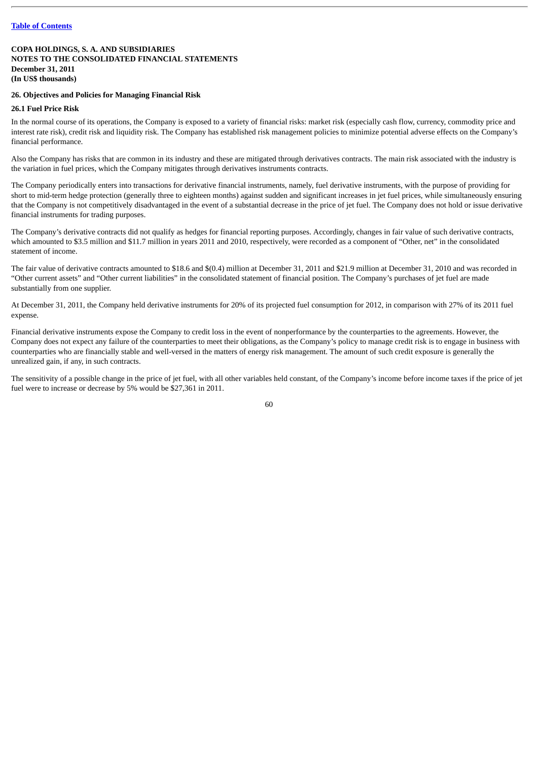Table of Contents

**COPA HOLDINGS, S. A. AND SUBSIDIARIES**
**NOTES TO THE CONSOLIDATED FINANCIAL STATEMENTS**
**December 31, 2011**
**(In US$ thousands)**

**26. Objectives and Policies for Managing Financial Risk**

**26.1 Fuel Price Risk**

In the normal course of its operations, the Company is exposed to a variety of financial risks: market risk (especially cash flow, currency, commodity price and interest rate risk), credit risk and liquidity risk. The Company has established risk management policies to minimize potential adverse effects on the Company's financial performance.

Also the Company has risks that are common in its industry and these are mitigated through derivatives contracts. The main risk associated with the industry is the variation in fuel prices, which the Company mitigates through derivatives instruments contracts.

The Company periodically enters into transactions for derivative financial instruments, namely, fuel derivative instruments, with the purpose of providing for short to mid-term hedge protection (generally three to eighteen months) against sudden and significant increases in jet fuel prices, while simultaneously ensuring that the Company is not competitively disadvantaged in the event of a substantial decrease in the price of jet fuel. The Company does not hold or issue derivative financial instruments for trading purposes.

The Company's derivative contracts did not qualify as hedges for financial reporting purposes. Accordingly, changes in fair value of such derivative contracts, which amounted to $3.5 million and $11.7 million in years 2011 and 2010, respectively, were recorded as a component of "Other, net" in the consolidated statement of income.

The fair value of derivative contracts amounted to $18.6 and $(0.4) million at December 31, 2011 and $21.9 million at December 31, 2010 and was recorded in "Other current assets" and "Other current liabilities" in the consolidated statement of financial position. The Company's purchases of jet fuel are made substantially from one supplier.

At December 31, 2011, the Company held derivative instruments for 20% of its projected fuel consumption for 2012, in comparison with 27% of its 2011 fuel expense.

Financial derivative instruments expose the Company to credit loss in the event of nonperformance by the counterparties to the agreements. However, the Company does not expect any failure of the counterparties to meet their obligations, as the Company's policy to manage credit risk is to engage in business with counterparties who are financially stable and well-versed in the matters of energy risk management. The amount of such credit exposure is generally the unrealized gain, if any, in such contracts.

The sensitivity of a possible change in the price of jet fuel, with all other variables held constant, of the Company's income before income taxes if the price of jet fuel were to increase or decrease by 5% would be $27,361 in 2011.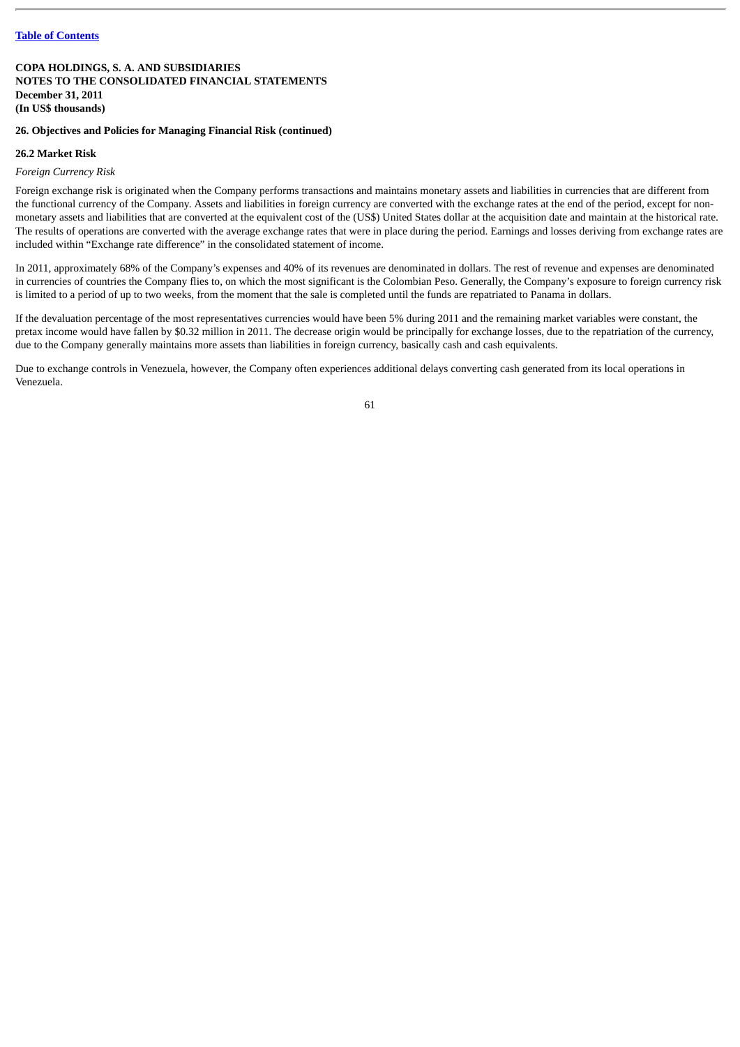**COPA HOLDINGS, S. A. AND SUBSIDIARIES**
**NOTES TO THE CONSOLIDATED FINANCIAL STATEMENTS**
**December 31, 2011**
**(In US$ thousands)**

**26. Objectives and Policies for Managing Financial Risk (continued)**

**26.2 Market Risk**

*Foreign Currency Risk*

Foreign exchange risk is originated when the Company performs transactions and maintains monetary assets and liabilities in currencies that are different from the functional currency of the Company. Assets and liabilities in foreign currency are converted with the exchange rates at the end of the period, except for non-monetary assets and liabilities that are converted at the equivalent cost of the (US$) United States dollar at the acquisition date and maintain at the historical rate. The results of operations are converted with the average exchange rates that were in place during the period. Earnings and losses deriving from exchange rates are included within "Exchange rate difference" in the consolidated statement of income.

In 2011, approximately 68% of the Company's expenses and 40% of its revenues are denominated in dollars. The rest of revenue and expenses are denominated in currencies of countries the Company flies to, on which the most significant is the Colombian Peso. Generally, the Company's exposure to foreign currency risk is limited to a period of up to two weeks, from the moment that the sale is completed until the funds are repatriated to Panama in dollars.

If the devaluation percentage of the most representatives currencies would have been 5% during 2011 and the remaining market variables were constant, the pretax income would have fallen by $0.32 million in 2011. The decrease origin would be principally for exchange losses, due to the repatriation of the currency, due to the Company generally maintains more assets than liabilities in foreign currency, basically cash and cash equivalents.

Due to exchange controls in Venezuela, however, the Company often experiences additional delays converting cash generated from its local operations in Venezuela.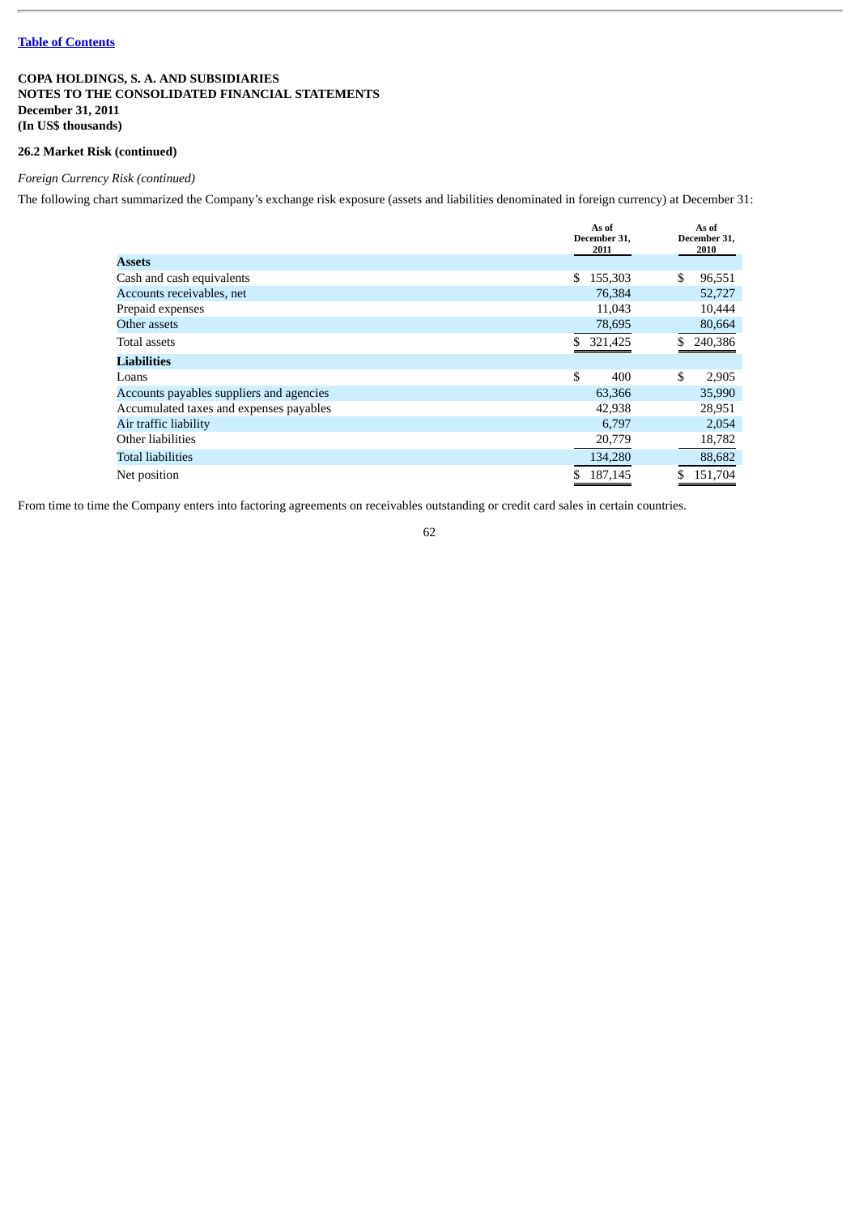**COPA HOLDINGS, S. A. AND SUBSIDIARIES**
**NOTES TO THE CONSOLIDATED FINANCIAL STATEMENTS**
**December 31, 2011**
**(In US$ thousands)**

**26.2 Market Risk (continued)**

*Foreign Currency Risk (continued)*

The following chart summarized the Company's exchange risk exposure (assets and liabilities denominated in foreign currency) at December 31:

| | As of December 31, 2011 | As of December 31, 2010 |
|---|---|---|
| **Assets** | | |
| Cash and cash equivalents | $ 155,303 | $ 96,551 |
| Accounts receivables, net | 76,384 | 52,727 |
| Prepaid expenses | 11,043 | 10,444 |
| Other assets | 78,695 | 80,664 |
| Total assets | $ 321,425 | $ 240,386 |
| **Liabilities** | | |
| Loans | $ 400 | $ 2,905 |
| Accounts payables suppliers and agencies | 63,366 | 35,990 |
| Accumulated taxes and expenses payables | 42,938 | 28,951 |
| Air traffic liability | 6,797 | 2,054 |
| Other liabilities | 20,779 | 18,782 |
| Total liabilities | 134,280 | 88,682 |
| Net position | $ 187,145 | $ 151,704 |

From time to time the Company enters into factoring agreements on receivables outstanding or credit card sales in certain countries.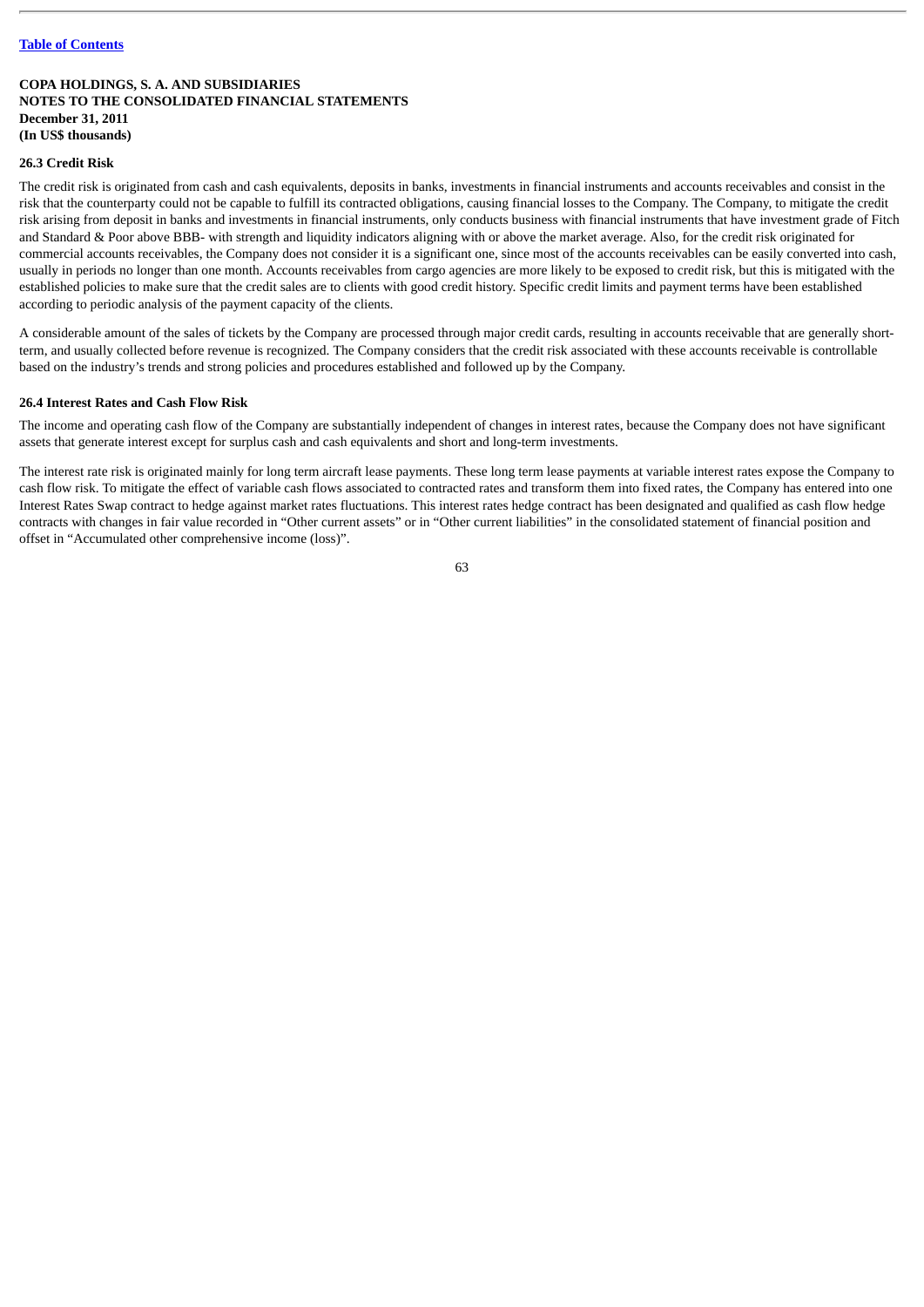COPA HOLDINGS, S. A. AND SUBSIDIARIES
NOTES TO THE CONSOLIDATED FINANCIAL STATEMENTS
December 31, 2011
(In US$ thousands)

### 26.3 Credit Risk

The credit risk is originated from cash and cash equivalents, deposits in banks, investments in financial instruments and accounts receivables and consist in the risk that the counterparty could not be capable to fulfill its contracted obligations, causing financial losses to the Company. The Company, to mitigate the credit risk arising from deposit in banks and investments in financial instruments, only conducts business with financial instruments that have investment grade of Fitch and Standard & Poor above BBB- with strength and liquidity indicators aligning with or above the market average. Also, for the credit risk originated for commercial accounts receivables, the Company does not consider it is a significant one, since most of the accounts receivables can be easily converted into cash, usually in periods no longer than one month. Accounts receivables from cargo agencies are more likely to be exposed to credit risk, but this is mitigated with the established policies to make sure that the credit sales are to clients with good credit history. Specific credit limits and payment terms have been established according to periodic analysis of the payment capacity of the clients.

A considerable amount of the sales of tickets by the Company are processed through major credit cards, resulting in accounts receivable that are generally short-term, and usually collected before revenue is recognized. The Company considers that the credit risk associated with these accounts receivable is controllable based on the industry's trends and strong policies and procedures established and followed up by the Company.

### 26.4 Interest Rates and Cash Flow Risk

The income and operating cash flow of the Company are substantially independent of changes in interest rates, because the Company does not have significant assets that generate interest except for surplus cash and cash equivalents and short and long-term investments.

The interest rate risk is originated mainly for long term aircraft lease payments. These long term lease payments at variable interest rates expose the Company to cash flow risk. To mitigate the effect of variable cash flows associated to contracted rates and transform them into fixed rates, the Company has entered into one Interest Rates Swap contract to hedge against market rates fluctuations. This interest rates hedge contract has been designated and qualified as cash flow hedge contracts with changes in fair value recorded in "Other current assets" or in "Other current liabilities" in the consolidated statement of financial position and offset in "Accumulated other comprehensive income (loss)".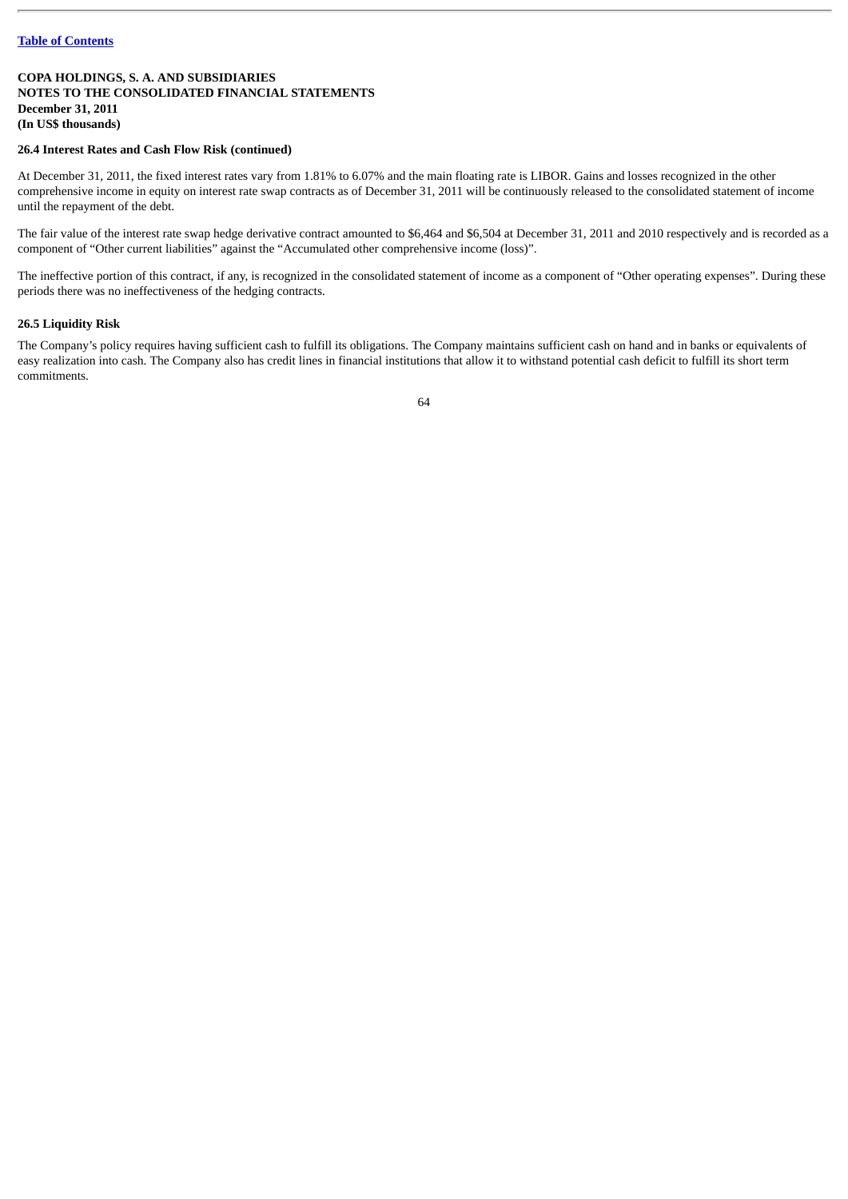**COPA HOLDINGS, S. A. AND SUBSIDIARIES**
**NOTES TO THE CONSOLIDATED FINANCIAL STATEMENTS**
**December 31, 2011**
**(In US$ thousands)**

### 26.4 Interest Rates and Cash Flow Risk (continued)

At December 31, 2011, the fixed interest rates vary from 1.81% to 6.07% and the main floating rate is LIBOR. Gains and losses recognized in the other comprehensive income in equity on interest rate swap contracts as of December 31, 2011 will be continuously released to the consolidated statement of income until the repayment of the debt.

The fair value of the interest rate swap hedge derivative contract amounted to $6,464 and $6,504 at December 31, 2011 and 2010 respectively and is recorded as a component of "Other current liabilities" against the "Accumulated other comprehensive income (loss)".

The ineffective portion of this contract, if any, is recognized in the consolidated statement of income as a component of "Other operating expenses". During these periods there was no ineffectiveness of the hedging contracts.

### 26.5 Liquidity Risk

The Company's policy requires having sufficient cash to fulfill its obligations. The Company maintains sufficient cash on hand and in banks or equivalents of easy realization into cash. The Company also has credit lines in financial institutions that allow it to withstand potential cash deficit to fulfill its short term commitments.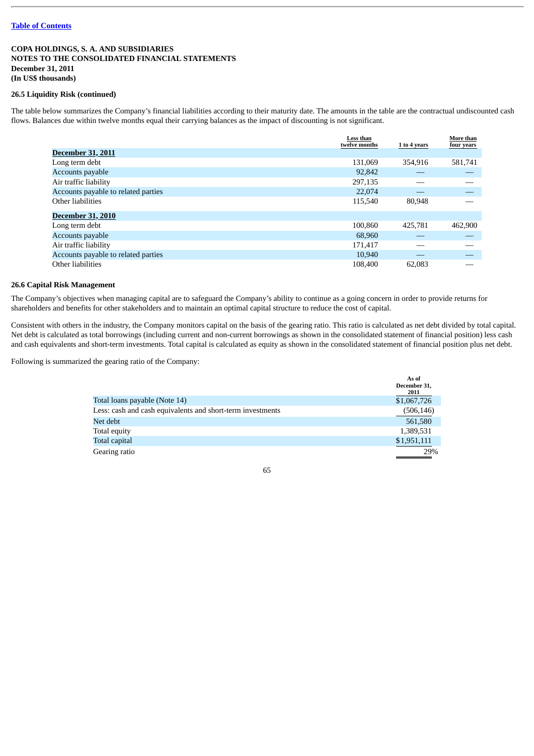COPA HOLDINGS, S. A. AND SUBSIDIARIES
NOTES TO THE CONSOLIDATED FINANCIAL STATEMENTS
December 31, 2011
(In US$ thousands)

**26.5 Liquidity Risk (continued)**

The table below summarizes the Company's financial liabilities according to their maturity date. The amounts in the table are the contractual undiscounted cash flows. Balances due within twelve months equal their carrying balances as the impact of discounting is not significant.

| | Less than twelve months | 1 to 4 years | More than four years |
|---|---|---|---|
| **December 31, 2011** | | | |
| Long term debt | 131,069 | 354,916 | 581,741 |
| Accounts payable | 92,842 | — | — |
| Air traffic liability | 297,135 | — | — |
| Accounts payable to related parties | 22,074 | — | — |
| Other liabilities | 115,540 | 80,948 | — |
| **December 31, 2010** | | | |
| Long term debt | 100,860 | 425,781 | 462,900 |
| Accounts payable | 68,960 | — | — |
| Air traffic liability | 171,417 | — | — |
| Accounts payable to related parties | 10,940 | — | — |
| Other liabilities | 108,400 | 62,083 | — |

**26.6 Capital Risk Management**

The Company's objectives when managing capital are to safeguard the Company's ability to continue as a going concern in order to provide returns for shareholders and benefits for other stakeholders and to maintain an optimal capital structure to reduce the cost of capital.

Consistent with others in the industry, the Company monitors capital on the basis of the gearing ratio. This ratio is calculated as net debt divided by total capital. Net debt is calculated as total borrowings (including current and non-current borrowings as shown in the consolidated statement of financial position) less cash and cash equivalents and short-term investments. Total capital is calculated as equity as shown in the consolidated statement of financial position plus net debt.

Following is summarized the gearing ratio of the Company:

| | As of December 31, 2011 |
|---|---|
| Total loans payable (Note 14) | $1,067,726 |
| Less: cash and cash equivalents and short-term investments | (506,146) |
| Net debt | 561,580 |
| Total equity | 1,389,531 |
| Total capital | $1,951,111 |
| Gearing ratio | 29% |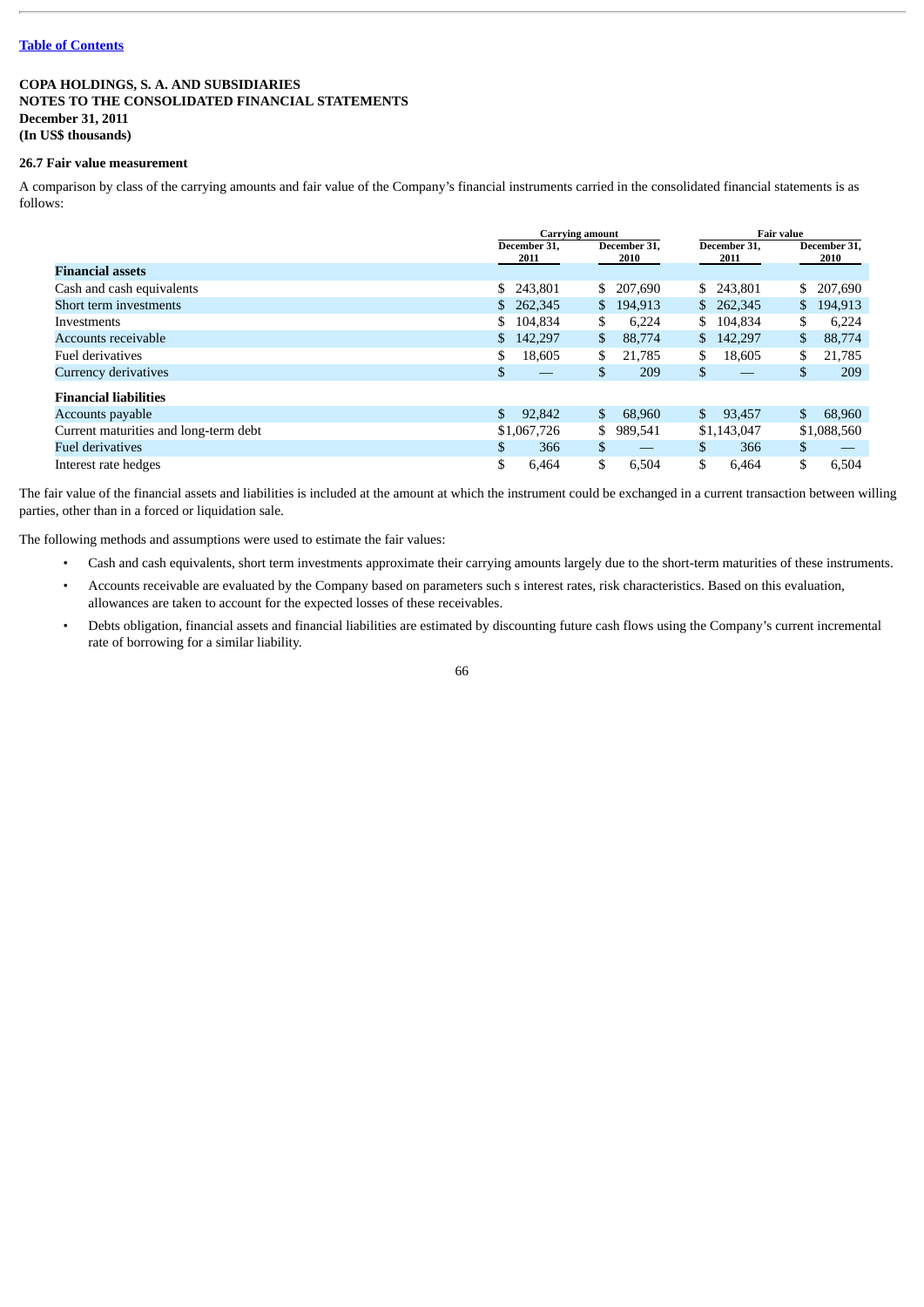[Table of Contents]

**COPA HOLDINGS, S. A. AND SUBSIDIARIES**
**NOTES TO THE CONSOLIDATED FINANCIAL STATEMENTS**
**December 31, 2011**
**(In US$ thousands)**

### 26.7 Fair value measurement

A comparison by class of the carrying amounts and fair value of the Company's financial instruments carried in the consolidated financial statements is as follows:

| | Carrying amount | | Fair value | |
|---|---|---|---|---|
| | December 31, 2011 | December 31, 2010 | December 31, 2011 | December 31, 2010 |
| **Financial assets** | | | | |
| Cash and cash equivalents | $ 243,801 | $ 207,690 | $ 243,801 | $ 207,690 |
| Short term investments | $ 262,345 | $ 194,913 | $ 262,345 | $ 194,913 |
| Investments | $ 104,834 | $ 6,224 | $ 104,834 | $ 6,224 |
| Accounts receivable | $ 142,297 | $ 88,774 | $ 142,297 | $ 88,774 |
| Fuel derivatives | $ 18,605 | $ 21,785 | $ 18,605 | $ 21,785 |
| Currency derivatives | $ — | $ 209 | $ — | $ 209 |
| **Financial liabilities** | | | | |
| Accounts payable | $ 92,842 | $ 68,960 | $ 93,457 | $ 68,960 |
| Current maturities and long-term debt | $1,067,726 | $ 989,541 | $1,143,047 | $1,088,560 |
| Fuel derivatives | $ 366 | $ — | $ 366 | $ — |
| Interest rate hedges | $ 6,464 | $ 6,504 | $ 6,464 | $ 6,504 |

The fair value of the financial assets and liabilities is included at the amount at which the instrument could be exchanged in a current transaction between willing parties, other than in a forced or liquidation sale.

The following methods and assumptions were used to estimate the fair values:

- Cash and cash equivalents, short term investments approximate their carrying amounts largely due to the short-term maturities of these instruments.
- Accounts receivable are evaluated by the Company based on parameters such s interest rates, risk characteristics. Based on this evaluation, allowances are taken to account for the expected losses of these receivables.
- Debts obligation, financial assets and financial liabilities are estimated by discounting future cash flows using the Company's current incremental rate of borrowing for a similar liability.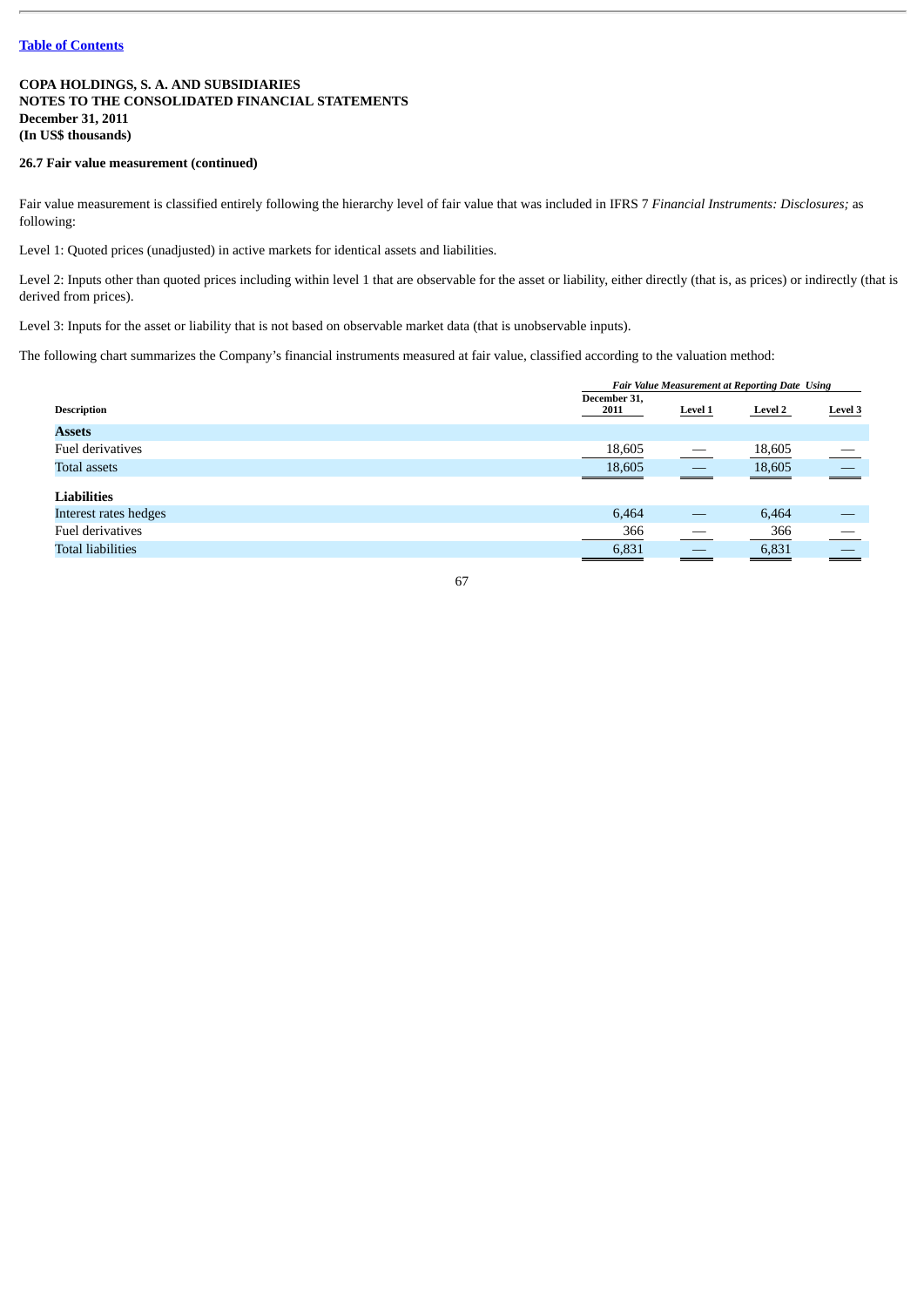**COPA HOLDINGS, S. A. AND SUBSIDIARIES**
**NOTES TO THE CONSOLIDATED FINANCIAL STATEMENTS**
**December 31, 2011**
**(In US$ thousands)**

**26.7 Fair value measurement (continued)**

Fair value measurement is classified entirely following the hierarchy level of fair value that was included in IFRS 7 *Financial Instruments: Disclosures;* as following:

Level 1: Quoted prices (unadjusted) in active markets for identical assets and liabilities.

Level 2: Inputs other than quoted prices including within level 1 that are observable for the asset or liability, either directly (that is, as prices) or indirectly (that is derived from prices).

Level 3: Inputs for the asset or liability that is not based on observable market data (that is unobservable inputs).

The following chart summarizes the Company's financial instruments measured at fair value, classified according to the valuation method:

| | *Fair Value Measurement at Reporting Date Using* | | | |
|---|---|---|---|---|
| **Description** | **December 31, 2011** | **Level 1** | **Level 2** | **Level 3** |
| **Assets** | | | | |
| Fuel derivatives | 18,605 | — | 18,605 | — |
| Total assets | 18,605 | — | 18,605 | — |
| **Liabilities** | | | | |
| Interest rates hedges | 6,464 | — | 6,464 | — |
| Fuel derivatives | 366 | — | 366 | — |
| Total liabilities | 6,831 | — | 6,831 | — |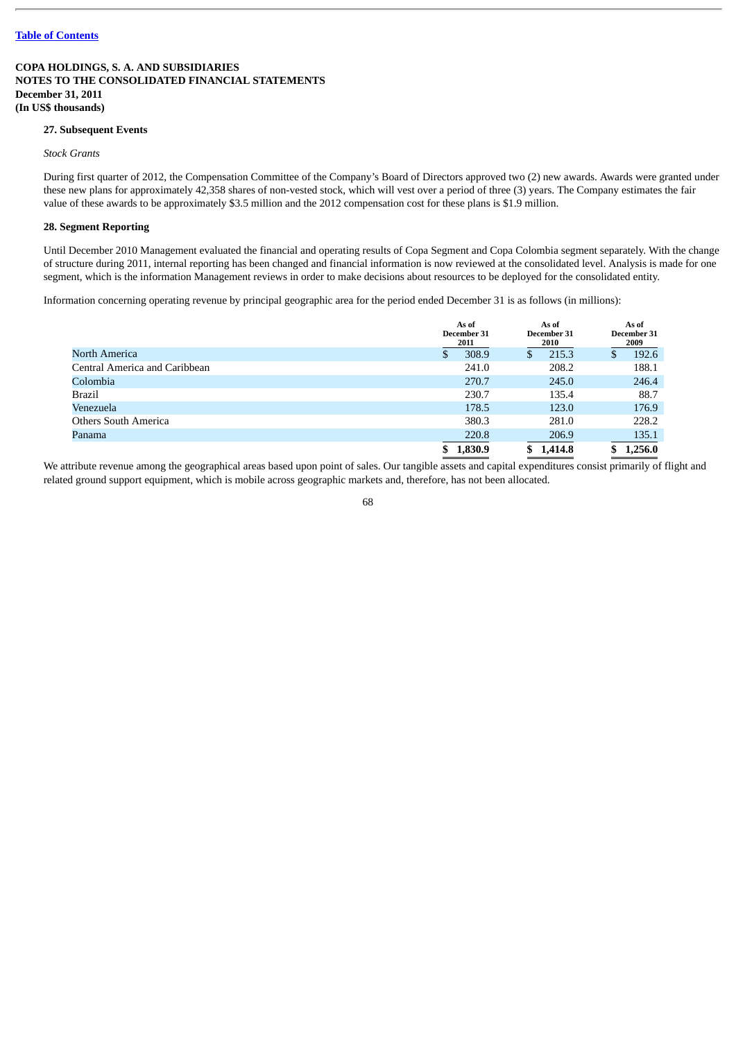[Table of Contents](#)

**COPA HOLDINGS, S. A. AND SUBSIDIARIES**
**NOTES TO THE CONSOLIDATED FINANCIAL STATEMENTS**
**December 31, 2011**
**(In US$ thousands)**

#### 27. Subsequent Events

*Stock Grants*

During first quarter of 2012, the Compensation Committee of the Company's Board of Directors approved two (2) new awards. Awards were granted under these new plans for approximately 42,358 shares of non-vested stock, which will vest over a period of three (3) years. The Company estimates the fair value of these awards to be approximately $3.5 million and the 2012 compensation cost for these plans is $1.9 million.

#### 28. Segment Reporting

Until December 2010 Management evaluated the financial and operating results of Copa Segment and Copa Colombia segment separately. With the change of structure during 2011, internal reporting has been changed and financial information is now reviewed at the consolidated level. Analysis is made for one segment, which is the information Management reviews in order to make decisions about resources to be deployed for the consolidated entity.

Information concerning operating revenue by principal geographic area for the period ended December 31 is as follows (in millions):

| | As of December 31 2011 | As of December 31 2010 | As of December 31 2009 |
|---|---|---|---|
| North America | $ 308.9 | $ 215.3 | $ 192.6 |
| Central America and Caribbean | 241.0 | 208.2 | 188.1 |
| Colombia | 270.7 | 245.0 | 246.4 |
| Brazil | 230.7 | 135.4 | 88.7 |
| Venezuela | 178.5 | 123.0 | 176.9 |
| Others South America | 380.3 | 281.0 | 228.2 |
| Panama | 220.8 | 206.9 | 135.1 |
| | $ 1,830.9 | $ 1,414.8 | $ 1,256.0 |

We attribute revenue among the geographical areas based upon point of sales. Our tangible assets and capital expenditures consist primarily of flight and related ground support equipment, which is mobile across geographic markets and, therefore, has not been allocated.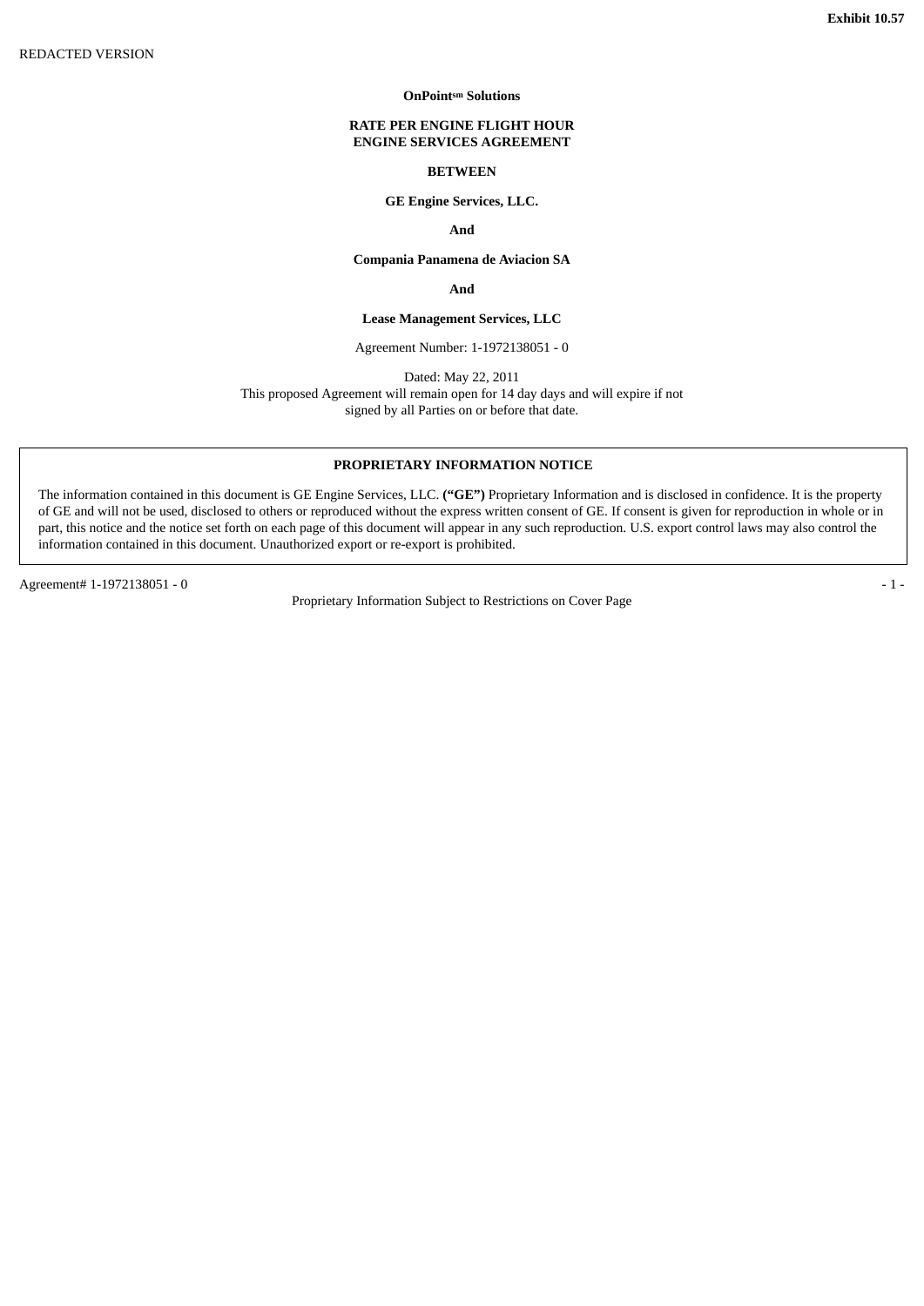**Exhibit 10.57**

REDACTED VERSION

**OnPoint[sm] Solutions**

**RATE PER ENGINE FLIGHT HOUR**
**ENGINE SERVICES AGREEMENT**

**BETWEEN**

**GE Engine Services, LLC.**

**And**

**Compania Panamena de Aviacion SA**

**And**

**Lease Management Services, LLC**

Agreement Number: 1-1972138051 - 0

Dated: May 22, 2011
This proposed Agreement will remain open for 14 day days and will expire if not signed by all Parties on or before that date.

**PROPRIETARY INFORMATION NOTICE**

The information contained in this document is GE Engine Services, LLC. **("GE")** Proprietary Information and is disclosed in confidence. It is the property of GE and will not be used, disclosed to others or reproduced without the express written consent of GE. If consent is given for reproduction in whole or in part, this notice and the notice set forth on each page of this document will appear in any such reproduction. U.S. export control laws may also control the information contained in this document. Unauthorized export or re-export is prohibited.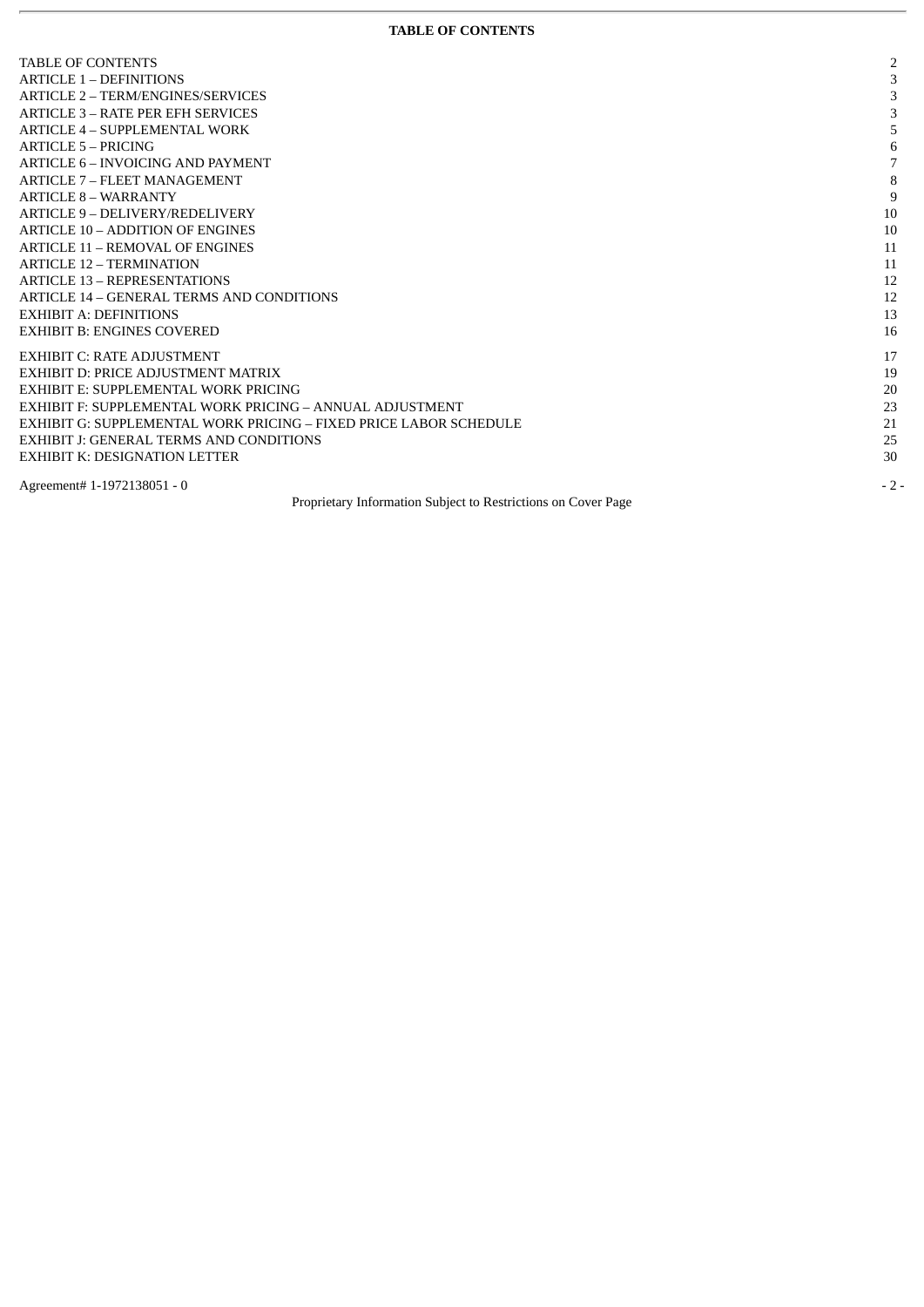**TABLE OF CONTENTS**

| | |
|---|---|
| TABLE OF CONTENTS | 2 |
| ARTICLE 1 – DEFINITIONS | 3 |
| ARTICLE 2 – TERM/ENGINES/SERVICES | 3 |
| ARTICLE 3 – RATE PER EFH SERVICES | 3 |
| ARTICLE 4 – SUPPLEMENTAL WORK | 5 |
| ARTICLE 5 – PRICING | 6 |
| ARTICLE 6 – INVOICING AND PAYMENT | 7 |
| ARTICLE 7 – FLEET MANAGEMENT | 8 |
| ARTICLE 8 – WARRANTY | 9 |
| ARTICLE 9 – DELIVERY/REDELIVERY | 10 |
| ARTICLE 10 – ADDITION OF ENGINES | 10 |
| ARTICLE 11 – REMOVAL OF ENGINES | 11 |
| ARTICLE 12 – TERMINATION | 11 |
| ARTICLE 13 – REPRESENTATIONS | 12 |
| ARTICLE 14 – GENERAL TERMS AND CONDITIONS | 12 |
| EXHIBIT A: DEFINITIONS | 13 |
| EXHIBIT B: ENGINES COVERED | 16 |
| EXHIBIT C: RATE ADJUSTMENT | 17 |
| EXHIBIT D: PRICE ADJUSTMENT MATRIX | 19 |
| EXHIBIT E: SUPPLEMENTAL WORK PRICING | 20 |
| EXHIBIT F: SUPPLEMENTAL WORK PRICING – ANNUAL ADJUSTMENT | 23 |
| EXHIBIT G: SUPPLEMENTAL WORK PRICING – FIXED PRICE LABOR SCHEDULE | 21 |
| EXHIBIT J: GENERAL TERMS AND CONDITIONS | 25 |
| EXHIBIT K: DESIGNATION LETTER | 30 |

Agreement# 1-1972138051 - 0

Proprietary Information Subject to Restrictions on Cover Page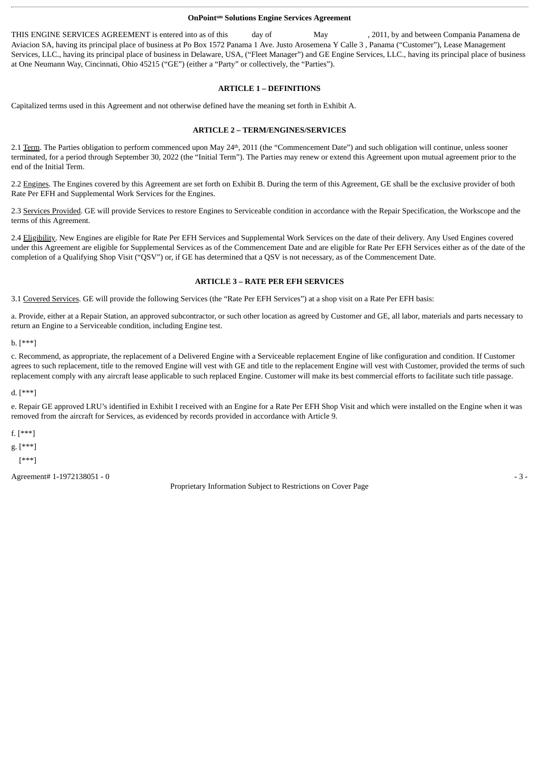**OnPoint[sm] Solutions Engine Services Agreement**

THIS ENGINE SERVICES AGREEMENT is entered into as of this day of May , 2011, by and between Compania Panamena de Aviacion SA, having its principal place of business at Po Box 1572 Panama 1 Ave. Justo Arosemena Y Calle 3 , Panama ("Customer"), Lease Management Services, LLC., having its principal place of business in Delaware, USA, ("Fleet Manager") and GE Engine Services, LLC., having its principal place of business at One Neumann Way, Cincinnati, Ohio 45215 ("GE") (either a "Party" or collectively, the "Parties").

## ARTICLE 1 – DEFINITIONS

Capitalized terms used in this Agreement and not otherwise defined have the meaning set forth in Exhibit A.

## ARTICLE 2 – TERM/ENGINES/SERVICES

2.1 Term. The Parties obligation to perform commenced upon May 24th, 2011 (the "Commencement Date") and such obligation will continue, unless sooner terminated, for a period through September 30, 2022 (the "Initial Term"). The Parties may renew or extend this Agreement upon mutual agreement prior to the end of the Initial Term.

2.2 Engines. The Engines covered by this Agreement are set forth on Exhibit B. During the term of this Agreement, GE shall be the exclusive provider of both Rate Per EFH and Supplemental Work Services for the Engines.

2.3 Services Provided. GE will provide Services to restore Engines to Serviceable condition in accordance with the Repair Specification, the Workscope and the terms of this Agreement.

2.4 Eligibility. New Engines are eligible for Rate Per EFH Services and Supplemental Work Services on the date of their delivery. Any Used Engines covered under this Agreement are eligible for Supplemental Services as of the Commencement Date and are eligible for Rate Per EFH Services either as of the date of the completion of a Qualifying Shop Visit ("QSV") or, if GE has determined that a QSV is not necessary, as of the Commencement Date.

## ARTICLE 3 – RATE PER EFH SERVICES

3.1 Covered Services. GE will provide the following Services (the "Rate Per EFH Services") at a shop visit on a Rate Per EFH basis:

a. Provide, either at a Repair Station, an approved subcontractor, or such other location as agreed by Customer and GE, all labor, materials and parts necessary to return an Engine to a Serviceable condition, including Engine test.

b. [***]

c. Recommend, as appropriate, the replacement of a Delivered Engine with a Serviceable replacement Engine of like configuration and condition. If Customer agrees to such replacement, title to the removed Engine will vest with GE and title to the replacement Engine will vest with Customer, provided the terms of such replacement comply with any aircraft lease applicable to such replaced Engine. Customer will make its best commercial efforts to facilitate such title passage.

d. [***]

e. Repair GE approved LRU's identified in Exhibit I received with an Engine for a Rate Per EFH Shop Visit and which were installed on the Engine when it was removed from the aircraft for Services, as evidenced by records provided in accordance with Article 9.

f. [***]

g. [***]

[***]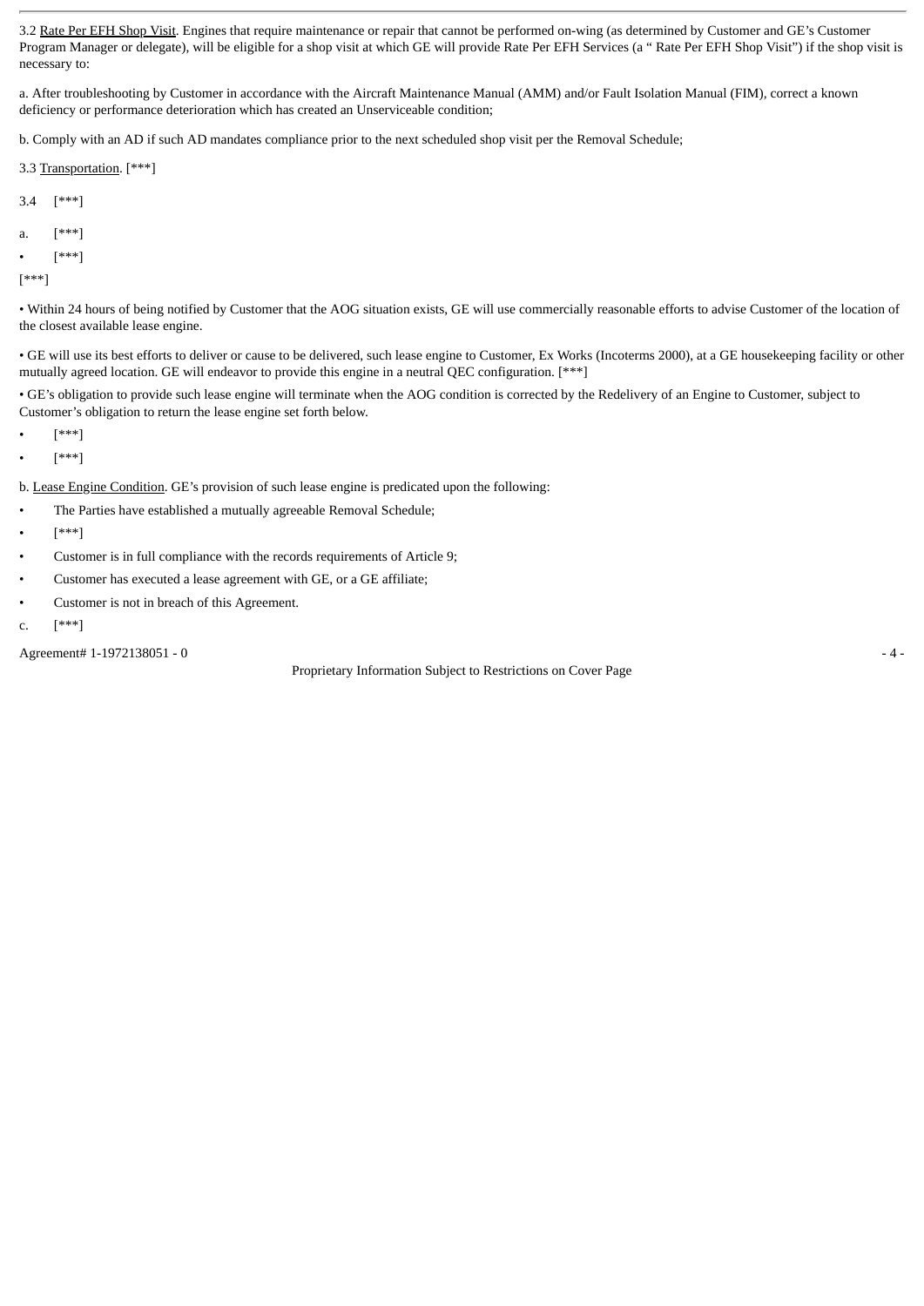3.2 Rate Per EFH Shop Visit. Engines that require maintenance or repair that cannot be performed on-wing (as determined by Customer and GE's Customer Program Manager or delegate), will be eligible for a shop visit at which GE will provide Rate Per EFH Services (a " Rate Per EFH Shop Visit") if the shop visit is necessary to:

a. After troubleshooting by Customer in accordance with the Aircraft Maintenance Manual (AMM) and/or Fault Isolation Manual (FIM), correct a known deficiency or performance deterioration which has created an Unserviceable condition;

b. Comply with an AD if such AD mandates compliance prior to the next scheduled shop visit per the Removal Schedule;

3.3 Transportation. [***]

3.4 [***]

a. [***]

- [***]

[***]

- Within 24 hours of being notified by Customer that the AOG situation exists, GE will use commercially reasonable efforts to advise Customer of the location of the closest available lease engine.

- GE will use its best efforts to deliver or cause to be delivered, such lease engine to Customer, Ex Works (Incoterms 2000), at a GE housekeeping facility or other mutually agreed location. GE will endeavor to provide this engine in a neutral QEC configuration. [***]

- GE's obligation to provide such lease engine will terminate when the AOG condition is corrected by the Redelivery of an Engine to Customer, subject to Customer's obligation to return the lease engine set forth below.

- [***]
- [***]

b. Lease Engine Condition. GE's provision of such lease engine is predicated upon the following:

- The Parties have established a mutually agreeable Removal Schedule;
- [***]
- Customer is in full compliance with the records requirements of Article 9;
- Customer has executed a lease agreement with GE, or a GE affiliate;
- Customer is not in breach of this Agreement.

c. [***]

Agreement# 1-1972138051 - 0

Proprietary Information Subject to Restrictions on Cover Page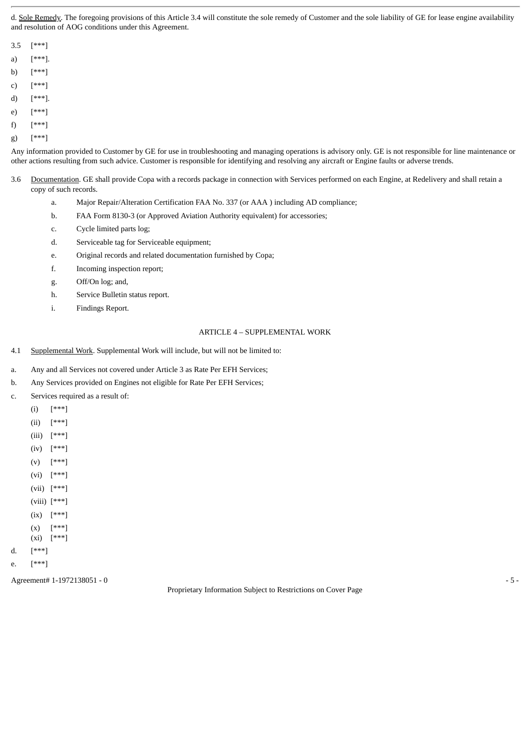d. Sole Remedy. The foregoing provisions of this Article 3.4 will constitute the sole remedy of Customer and the sole liability of GE for lease engine availability and resolution of AOG conditions under this Agreement.

3.5 [***]

a) [***].

b) [***]

c) [***]

d) [***].

e) [***]

f) [***]

g) [***]

Any information provided to Customer by GE for use in troubleshooting and managing operations is advisory only. GE is not responsible for line maintenance or other actions resulting from such advice. Customer is responsible for identifying and resolving any aircraft or Engine faults or adverse trends.

3.6 Documentation. GE shall provide Copa with a records package in connection with Services performed on each Engine, at Redelivery and shall retain a copy of such records.

a. Major Repair/Alteration Certification FAA No. 337 (or AAA ) including AD compliance;

b. FAA Form 8130-3 (or Approved Aviation Authority equivalent) for accessories;

c. Cycle limited parts log;

d. Serviceable tag for Serviceable equipment;

e. Original records and related documentation furnished by Copa;

f. Incoming inspection report;

g. Off/On log; and,

h. Service Bulletin status report.

i. Findings Report.

## ARTICLE 4 – SUPPLEMENTAL WORK

4.1 Supplemental Work. Supplemental Work will include, but will not be limited to:

a. Any and all Services not covered under Article 3 as Rate Per EFH Services;

b. Any Services provided on Engines not eligible for Rate Per EFH Services;

c. Services required as a result of:

(i) [***]

(ii) [***]

(iii) [***]

(iv) [***]

(v) [***]

(vi) [***]

(vii) [***]

(viii) [***]

(ix) [***]

(x) [***]

(xi) [***]

d. [***]

e. [***]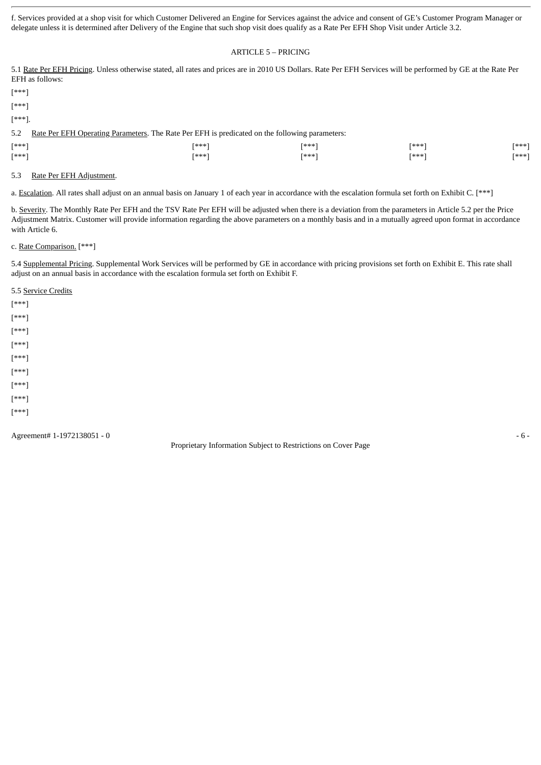f. Services provided at a shop visit for which Customer Delivered an Engine for Services against the advice and consent of GE's Customer Program Manager or delegate unless it is determined after Delivery of the Engine that such shop visit does qualify as a Rate Per EFH Shop Visit under Article 3.2.

ARTICLE 5 – PRICING

5.1 Rate Per EFH Pricing. Unless otherwise stated, all rates and prices are in 2010 US Dollars. Rate Per EFH Services will be performed by GE at the Rate Per EFH as follows:

[***]

[***]

[***].

5.2 Rate Per EFH Operating Parameters. The Rate Per EFH is predicated on the following parameters:

| [***] | [***] | [***] | [***] | [***] |
|---|---|---|---|---|
| [***] | [***] | [***] | [***] | [***] |

5.3 Rate Per EFH Adjustment.

a. Escalation. All rates shall adjust on an annual basis on January 1 of each year in accordance with the escalation formula set forth on Exhibit C. [***]

b. Severity. The Monthly Rate Per EFH and the TSV Rate Per EFH will be adjusted when there is a deviation from the parameters in Article 5.2 per the Price Adjustment Matrix. Customer will provide information regarding the above parameters on a monthly basis and in a mutually agreed upon format in accordance with Article 6.

c. Rate Comparison. [***]

5.4 Supplemental Pricing. Supplemental Work Services will be performed by GE in accordance with pricing provisions set forth on Exhibit E. This rate shall adjust on an annual basis in accordance with the escalation formula set forth on Exhibit F.

5.5 Service Credits

[***]

[***]

[***]

[***]

[***]

[***]

[***]

[***]

[***]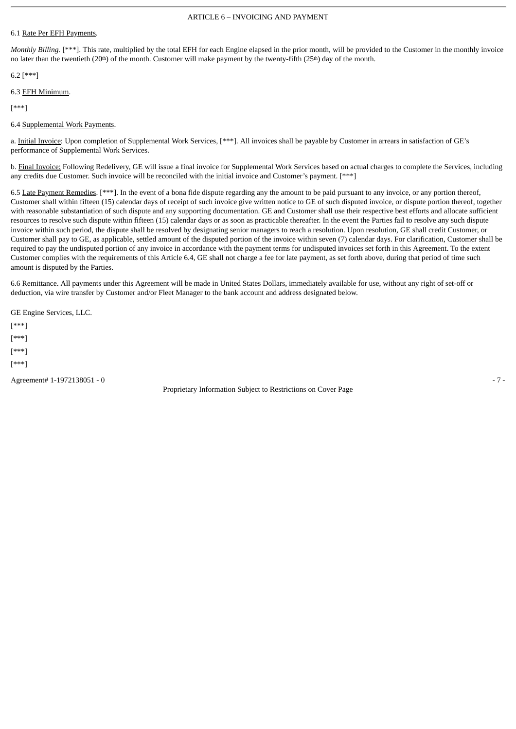## ARTICLE 6 – INVOICING AND PAYMENT

6.1 Rate Per EFH Payments.

*Monthly Billing.* [***]. This rate, multiplied by the total EFH for each Engine elapsed in the prior month, will be provided to the Customer in the monthly invoice no later than the twentieth (20th) of the month. Customer will make payment by the twenty-fifth (25th) day of the month.

6.2 [***]

6.3 EFH Minimum.

[***]

6.4 Supplemental Work Payments.

a. Initial Invoice: Upon completion of Supplemental Work Services, [***]. All invoices shall be payable by Customer in arrears in satisfaction of GE's performance of Supplemental Work Services.

b. Final Invoice: Following Redelivery, GE will issue a final invoice for Supplemental Work Services based on actual charges to complete the Services, including any credits due Customer. Such invoice will be reconciled with the initial invoice and Customer's payment. [***]

6.5 Late Payment Remedies. [***]. In the event of a bona fide dispute regarding any the amount to be paid pursuant to any invoice, or any portion thereof, Customer shall within fifteen (15) calendar days of receipt of such invoice give written notice to GE of such disputed invoice, or dispute portion thereof, together with reasonable substantiation of such dispute and any supporting documentation. GE and Customer shall use their respective best efforts and allocate sufficient resources to resolve such dispute within fifteen (15) calendar days or as soon as practicable thereafter. In the event the Parties fail to resolve any such dispute invoice within such period, the dispute shall be resolved by designating senior managers to reach a resolution. Upon resolution, GE shall credit Customer, or Customer shall pay to GE, as applicable, settled amount of the disputed portion of the invoice within seven (7) calendar days. For clarification, Customer shall be required to pay the undisputed portion of any invoice in accordance with the payment terms for undisputed invoices set forth in this Agreement. To the extent Customer complies with the requirements of this Article 6.4, GE shall not charge a fee for late payment, as set forth above, during that period of time such amount is disputed by the Parties.

6.6 Remittance. All payments under this Agreement will be made in United States Dollars, immediately available for use, without any right of set-off or deduction, via wire transfer by Customer and/or Fleet Manager to the bank account and address designated below.

GE Engine Services, LLC.

[***]

[***]

[***]

[***]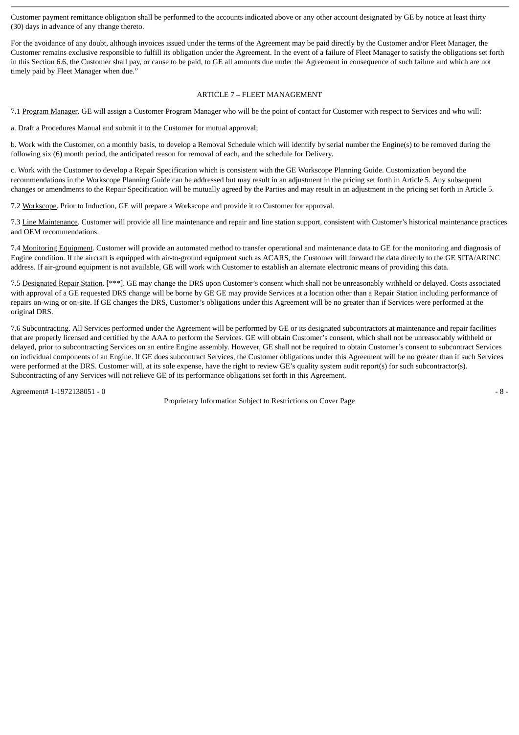Customer payment remittance obligation shall be performed to the accounts indicated above or any other account designated by GE by notice at least thirty (30) days in advance of any change thereto.

For the avoidance of any doubt, although invoices issued under the terms of the Agreement may be paid directly by the Customer and/or Fleet Manager, the Customer remains exclusive responsible to fulfill its obligation under the Agreement. In the event of a failure of Fleet Manager to satisfy the obligations set forth in this Section 6.6, the Customer shall pay, or cause to be paid, to GE all amounts due under the Agreement in consequence of such failure and which are not timely paid by Fleet Manager when due."

## ARTICLE 7 – FLEET MANAGEMENT

7.1 Program Manager. GE will assign a Customer Program Manager who will be the point of contact for Customer with respect to Services and who will:

a. Draft a Procedures Manual and submit it to the Customer for mutual approval;

b. Work with the Customer, on a monthly basis, to develop a Removal Schedule which will identify by serial number the Engine(s) to be removed during the following six (6) month period, the anticipated reason for removal of each, and the schedule for Delivery.

c. Work with the Customer to develop a Repair Specification which is consistent with the GE Workscope Planning Guide. Customization beyond the recommendations in the Workscope Planning Guide can be addressed but may result in an adjustment in the pricing set forth in Article 5. Any subsequent changes or amendments to the Repair Specification will be mutually agreed by the Parties and may result in an adjustment in the pricing set forth in Article 5.

7.2 Workscope. Prior to Induction, GE will prepare a Workscope and provide it to Customer for approval.

7.3 Line Maintenance. Customer will provide all line maintenance and repair and line station support, consistent with Customer's historical maintenance practices and OEM recommendations.

7.4 Monitoring Equipment. Customer will provide an automated method to transfer operational and maintenance data to GE for the monitoring and diagnosis of Engine condition. If the aircraft is equipped with air-to-ground equipment such as ACARS, the Customer will forward the data directly to the GE SITA/ARINC address. If air-ground equipment is not available, GE will work with Customer to establish an alternate electronic means of providing this data.

7.5 Designated Repair Station. [***]. GE may change the DRS upon Customer's consent which shall not be unreasonably withheld or delayed. Costs associated with approval of a GE requested DRS change will be borne by GE GE may provide Services at a location other than a Repair Station including performance of repairs on-wing or on-site. If GE changes the DRS, Customer's obligations under this Agreement will be no greater than if Services were performed at the original DRS.

7.6 Subcontracting. All Services performed under the Agreement will be performed by GE or its designated subcontractors at maintenance and repair facilities that are properly licensed and certified by the AAA to perform the Services. GE will obtain Customer's consent, which shall not be unreasonably withheld or delayed, prior to subcontracting Services on an entire Engine assembly. However, GE shall not be required to obtain Customer's consent to subcontract Services on individual components of an Engine. If GE does subcontract Services, the Customer obligations under this Agreement will be no greater than if such Services were performed at the DRS. Customer will, at its sole expense, have the right to review GE's quality system audit report(s) for such subcontractor(s). Subcontracting of any Services will not relieve GE of its performance obligations set forth in this Agreement.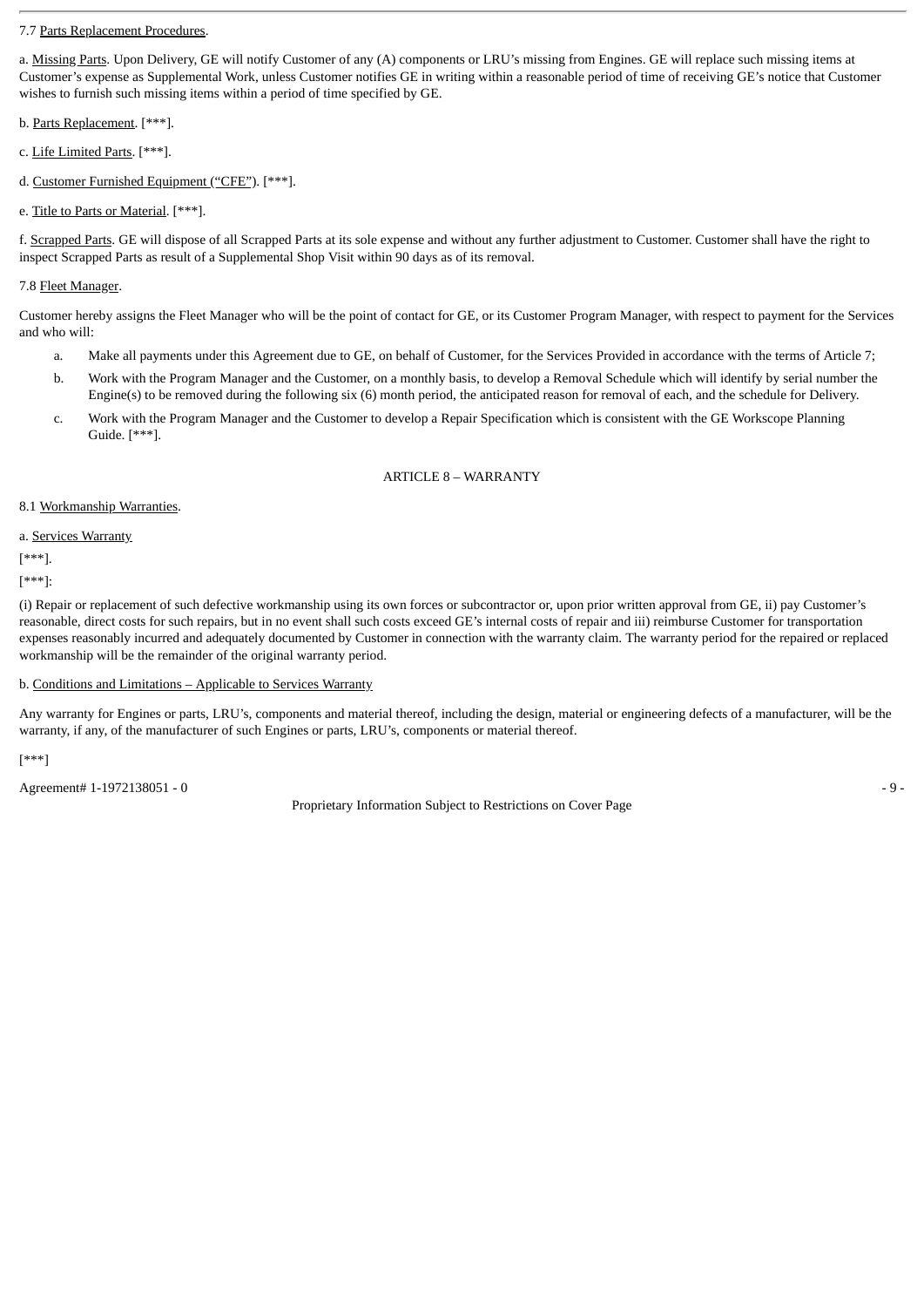7.7 Parts Replacement Procedures.

a. Missing Parts. Upon Delivery, GE will notify Customer of any (A) components or LRU's missing from Engines. GE will replace such missing items at Customer's expense as Supplemental Work, unless Customer notifies GE in writing within a reasonable period of time of receiving GE's notice that Customer wishes to furnish such missing items within a period of time specified by GE.

b. Parts Replacement. [***].

c. Life Limited Parts. [***].

d. Customer Furnished Equipment ("CFE"). [***].

e. Title to Parts or Material. [***].

f. Scrapped Parts. GE will dispose of all Scrapped Parts at its sole expense and without any further adjustment to Customer. Customer shall have the right to inspect Scrapped Parts as result of a Supplemental Shop Visit within 90 days as of its removal.

7.8 Fleet Manager.

Customer hereby assigns the Fleet Manager who will be the point of contact for GE, or its Customer Program Manager, with respect to payment for the Services and who will:

a. Make all payments under this Agreement due to GE, on behalf of Customer, for the Services Provided in accordance with the terms of Article 7;

b. Work with the Program Manager and the Customer, on a monthly basis, to develop a Removal Schedule which will identify by serial number the Engine(s) to be removed during the following six (6) month period, the anticipated reason for removal of each, and the schedule for Delivery.

c. Work with the Program Manager and the Customer to develop a Repair Specification which is consistent with the GE Workscope Planning Guide. [***].

## ARTICLE 8 – WARRANTY

8.1 Workmanship Warranties.

a. Services Warranty

[***].

[***]:

(i) Repair or replacement of such defective workmanship using its own forces or subcontractor or, upon prior written approval from GE, ii) pay Customer's reasonable, direct costs for such repairs, but in no event shall such costs exceed GE's internal costs of repair and iii) reimburse Customer for transportation expenses reasonably incurred and adequately documented by Customer in connection with the warranty claim. The warranty period for the repaired or replaced workmanship will be the remainder of the original warranty period.

b. Conditions and Limitations – Applicable to Services Warranty

Any warranty for Engines or parts, LRU's, components and material thereof, including the design, material or engineering defects of a manufacturer, will be the warranty, if any, of the manufacturer of such Engines or parts, LRU's, components or material thereof.

[***]

Agreement# 1-1972138051 - 0

Proprietary Information Subject to Restrictions on Cover Page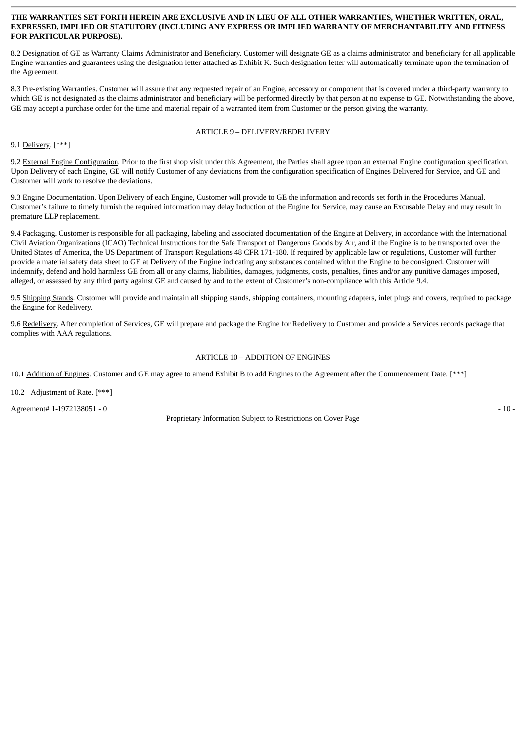**THE WARRANTIES SET FORTH HEREIN ARE EXCLUSIVE AND IN LIEU OF ALL OTHER WARRANTIES, WHETHER WRITTEN, ORAL, EXPRESSED, IMPLIED OR STATUTORY (INCLUDING ANY EXPRESS OR IMPLIED WARRANTY OF MERCHANTABILITY AND FITNESS FOR PARTICULAR PURPOSE).**

8.2 Designation of GE as Warranty Claims Administrator and Beneficiary. Customer will designate GE as a claims administrator and beneficiary for all applicable Engine warranties and guarantees using the designation letter attached as Exhibit K. Such designation letter will automatically terminate upon the termination of the Agreement.

8.3 Pre-existing Warranties. Customer will assure that any requested repair of an Engine, accessory or component that is covered under a third-party warranty to which GE is not designated as the claims administrator and beneficiary will be performed directly by that person at no expense to GE. Notwithstanding the above, GE may accept a purchase order for the time and material repair of a warranted item from Customer or the person giving the warranty.

ARTICLE 9 – DELIVERY/REDELIVERY

9.1 Delivery. [***]

9.2 External Engine Configuration. Prior to the first shop visit under this Agreement, the Parties shall agree upon an external Engine configuration specification. Upon Delivery of each Engine, GE will notify Customer of any deviations from the configuration specification of Engines Delivered for Service, and GE and Customer will work to resolve the deviations.

9.3 Engine Documentation. Upon Delivery of each Engine, Customer will provide to GE the information and records set forth in the Procedures Manual. Customer's failure to timely furnish the required information may delay Induction of the Engine for Service, may cause an Excusable Delay and may result in premature LLP replacement.

9.4 Packaging. Customer is responsible for all packaging, labeling and associated documentation of the Engine at Delivery, in accordance with the International Civil Aviation Organizations (ICAO) Technical Instructions for the Safe Transport of Dangerous Goods by Air, and if the Engine is to be transported over the United States of America, the US Department of Transport Regulations 48 CFR 171-180. If required by applicable law or regulations, Customer will further provide a material safety data sheet to GE at Delivery of the Engine indicating any substances contained within the Engine to be consigned. Customer will indemnify, defend and hold harmless GE from all or any claims, liabilities, damages, judgments, costs, penalties, fines and/or any punitive damages imposed, alleged, or assessed by any third party against GE and caused by and to the extent of Customer's non-compliance with this Article 9.4.

9.5 Shipping Stands. Customer will provide and maintain all shipping stands, shipping containers, mounting adapters, inlet plugs and covers, required to package the Engine for Redelivery.

9.6 Redelivery. After completion of Services, GE will prepare and package the Engine for Redelivery to Customer and provide a Services records package that complies with AAA regulations.

ARTICLE 10 – ADDITION OF ENGINES

10.1 Addition of Engines. Customer and GE may agree to amend Exhibit B to add Engines to the Agreement after the Commencement Date. [***]

10.2 Adjustment of Rate. [***]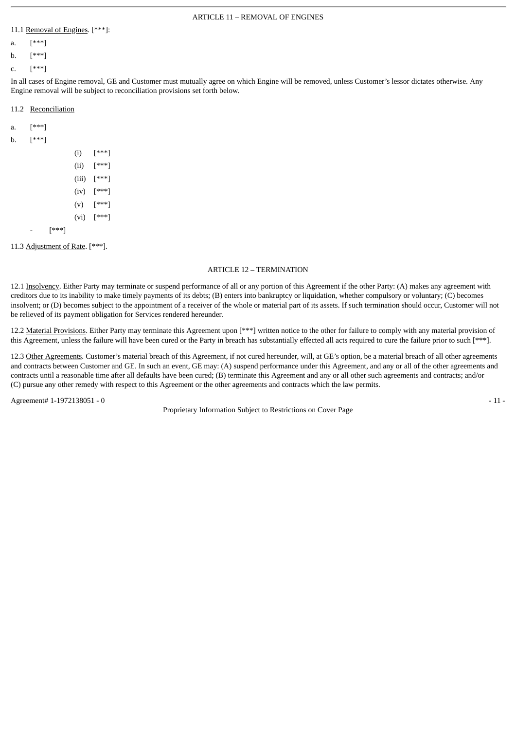## ARTICLE 11 – REMOVAL OF ENGINES

11.1 Removal of Engines. [***]:

a. [***]

b. [***]

c. [***]

In all cases of Engine removal, GE and Customer must mutually agree on which Engine will be removed, unless Customer's lessor dictates otherwise. Any Engine removal will be subject to reconciliation provisions set forth below.

11.2 Reconciliation

a. [***]

b. [***]

(i) [***]

(ii) [***]

(iii) [***]

(iv) [***]

(v) [***]

(vi) [***]

- [***]

11.3 Adjustment of Rate. [***].

## ARTICLE 12 – TERMINATION

12.1 Insolvency. Either Party may terminate or suspend performance of all or any portion of this Agreement if the other Party: (A) makes any agreement with creditors due to its inability to make timely payments of its debts; (B) enters into bankruptcy or liquidation, whether compulsory or voluntary; (C) becomes insolvent; or (D) becomes subject to the appointment of a receiver of the whole or material part of its assets. If such termination should occur, Customer will not be relieved of its payment obligation for Services rendered hereunder.

12.2 Material Provisions. Either Party may terminate this Agreement upon [***] written notice to the other for failure to comply with any material provision of this Agreement, unless the failure will have been cured or the Party in breach has substantially effected all acts required to cure the failure prior to such [***].

12.3 Other Agreements. Customer's material breach of this Agreement, if not cured hereunder, will, at GE's option, be a material breach of all other agreements and contracts between Customer and GE. In such an event, GE may: (A) suspend performance under this Agreement, and any or all of the other agreements and contracts until a reasonable time after all defaults have been cured; (B) terminate this Agreement and any or all other such agreements and contracts; and/or (C) pursue any other remedy with respect to this Agreement or the other agreements and contracts which the law permits.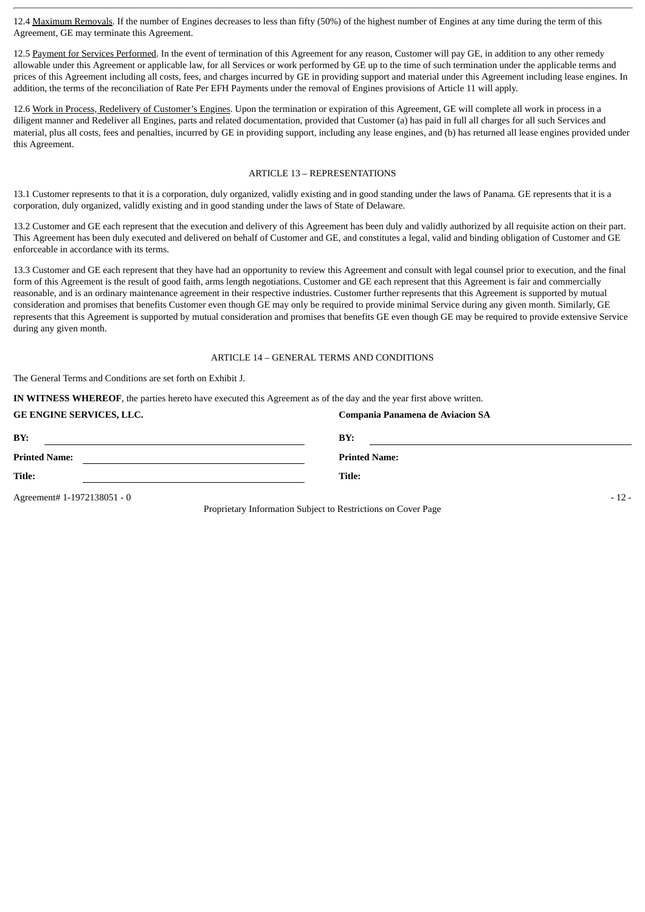12.4 Maximum Removals. If the number of Engines decreases to less than fifty (50%) of the highest number of Engines at any time during the term of this Agreement, GE may terminate this Agreement.

12.5 Payment for Services Performed. In the event of termination of this Agreement for any reason, Customer will pay GE, in addition to any other remedy allowable under this Agreement or applicable law, for all Services or work performed by GE up to the time of such termination under the applicable terms and prices of this Agreement including all costs, fees, and charges incurred by GE in providing support and material under this Agreement including lease engines. In addition, the terms of the reconciliation of Rate Per EFH Payments under the removal of Engines provisions of Article 11 will apply.

12.6 Work in Process, Redelivery of Customer's Engines. Upon the termination or expiration of this Agreement, GE will complete all work in process in a diligent manner and Redeliver all Engines, parts and related documentation, provided that Customer (a) has paid in full all charges for all such Services and material, plus all costs, fees and penalties, incurred by GE in providing support, including any lease engines, and (b) has returned all lease engines provided under this Agreement.

## ARTICLE 13 – REPRESENTATIONS

13.1 Customer represents to that it is a corporation, duly organized, validly existing and in good standing under the laws of Panama. GE represents that it is a corporation, duly organized, validly existing and in good standing under the laws of State of Delaware.

13.2 Customer and GE each represent that the execution and delivery of this Agreement has been duly and validly authorized by all requisite action on their part. This Agreement has been duly executed and delivered on behalf of Customer and GE, and constitutes a legal, valid and binding obligation of Customer and GE enforceable in accordance with its terms.

13.3 Customer and GE each represent that they have had an opportunity to review this Agreement and consult with legal counsel prior to execution, and the final form of this Agreement is the result of good faith, arms length negotiations. Customer and GE each represent that this Agreement is fair and commercially reasonable, and is an ordinary maintenance agreement in their respective industries. Customer further represents that this Agreement is supported by mutual consideration and promises that benefits Customer even though GE may only be required to provide minimal Service during any given month. Similarly, GE represents that this Agreement is supported by mutual consideration and promises that benefits GE even though GE may be required to provide extensive Service during any given month.

## ARTICLE 14 – GENERAL TERMS AND CONDITIONS

The General Terms and Conditions are set forth on Exhibit J.

**IN WITNESS WHEREOF**, the parties hereto have executed this Agreement as of the day and the year first above written.

| **GE ENGINE SERVICES, LLC.** | **Compania Panamena de Aviacion SA** |
|---|---|
| **BY:** \_\_\_\_\_\_\_\_\_\_\_\_\_\_\_\_ | **BY:** \_\_\_\_\_\_\_\_\_\_\_\_\_\_\_\_ |
| **Printed Name:** \_\_\_\_\_\_\_\_\_\_\_\_\_\_\_\_ | **Printed Name:** |
| **Title:** \_\_\_\_\_\_\_\_\_\_\_\_\_\_\_\_ | **Title:** |

Agreement# 1-1972138051 - 0

Proprietary Information Subject to Restrictions on Cover Page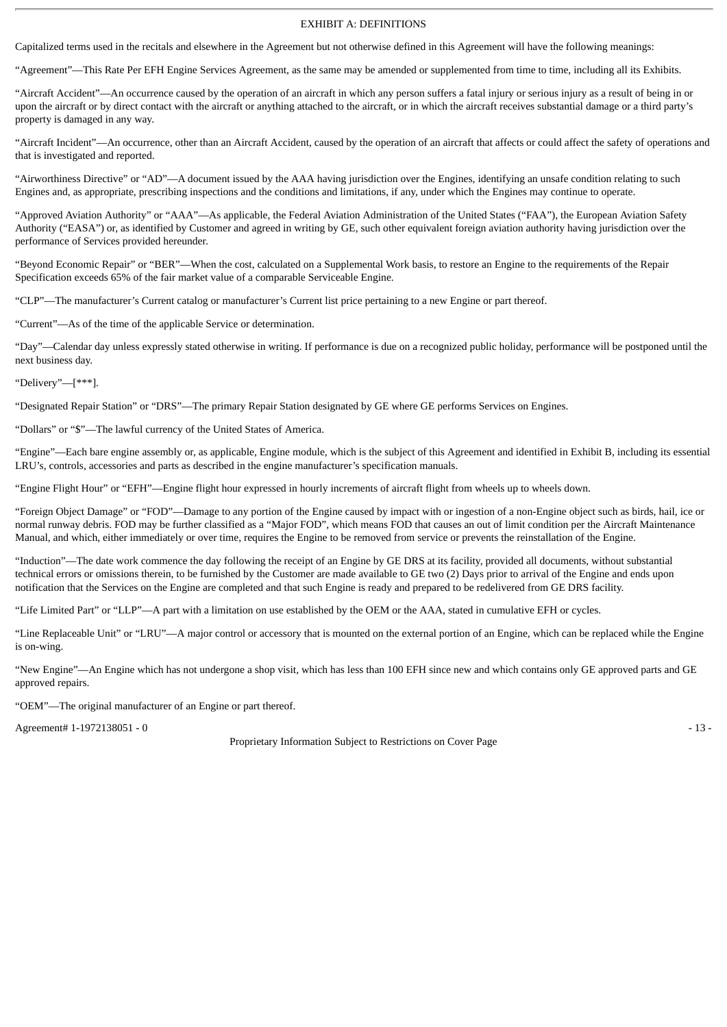## EXHIBIT A: DEFINITIONS

Capitalized terms used in the recitals and elsewhere in the Agreement but not otherwise defined in this Agreement will have the following meanings:

"Agreement"—This Rate Per EFH Engine Services Agreement, as the same may be amended or supplemented from time to time, including all its Exhibits.

"Aircraft Accident"—An occurrence caused by the operation of an aircraft in which any person suffers a fatal injury or serious injury as a result of being in or upon the aircraft or by direct contact with the aircraft or anything attached to the aircraft, or in which the aircraft receives substantial damage or a third party's property is damaged in any way.

"Aircraft Incident"—An occurrence, other than an Aircraft Accident, caused by the operation of an aircraft that affects or could affect the safety of operations and that is investigated and reported.

"Airworthiness Directive" or "AD"—A document issued by the AAA having jurisdiction over the Engines, identifying an unsafe condition relating to such Engines and, as appropriate, prescribing inspections and the conditions and limitations, if any, under which the Engines may continue to operate.

"Approved Aviation Authority" or "AAA"—As applicable, the Federal Aviation Administration of the United States ("FAA"), the European Aviation Safety Authority ("EASA") or, as identified by Customer and agreed in writing by GE, such other equivalent foreign aviation authority having jurisdiction over the performance of Services provided hereunder.

"Beyond Economic Repair" or "BER"—When the cost, calculated on a Supplemental Work basis, to restore an Engine to the requirements of the Repair Specification exceeds 65% of the fair market value of a comparable Serviceable Engine.

"CLP"—The manufacturer's Current catalog or manufacturer's Current list price pertaining to a new Engine or part thereof.

"Current"—As of the time of the applicable Service or determination.

"Day"—Calendar day unless expressly stated otherwise in writing. If performance is due on a recognized public holiday, performance will be postponed until the next business day.

"Delivery"—[***].

"Designated Repair Station" or "DRS"—The primary Repair Station designated by GE where GE performs Services on Engines.

"Dollars" or "$"—The lawful currency of the United States of America.

"Engine"—Each bare engine assembly or, as applicable, Engine module, which is the subject of this Agreement and identified in Exhibit B, including its essential LRU's, controls, accessories and parts as described in the engine manufacturer's specification manuals.

"Engine Flight Hour" or "EFH"—Engine flight hour expressed in hourly increments of aircraft flight from wheels up to wheels down.

"Foreign Object Damage" or "FOD"—Damage to any portion of the Engine caused by impact with or ingestion of a non-Engine object such as birds, hail, ice or normal runway debris. FOD may be further classified as a "Major FOD", which means FOD that causes an out of limit condition per the Aircraft Maintenance Manual, and which, either immediately or over time, requires the Engine to be removed from service or prevents the reinstallation of the Engine.

"Induction"—The date work commence the day following the receipt of an Engine by GE DRS at its facility, provided all documents, without substantial technical errors or omissions therein, to be furnished by the Customer are made available to GE two (2) Days prior to arrival of the Engine and ends upon notification that the Services on the Engine are completed and that such Engine is ready and prepared to be redelivered from GE DRS facility.

"Life Limited Part" or "LLP"—A part with a limitation on use established by the OEM or the AAA, stated in cumulative EFH or cycles.

"Line Replaceable Unit" or "LRU"—A major control or accessory that is mounted on the external portion of an Engine, which can be replaced while the Engine is on-wing.

"New Engine"—An Engine which has not undergone a shop visit, which has less than 100 EFH since new and which contains only GE approved parts and GE approved repairs.

"OEM"—The original manufacturer of an Engine or part thereof.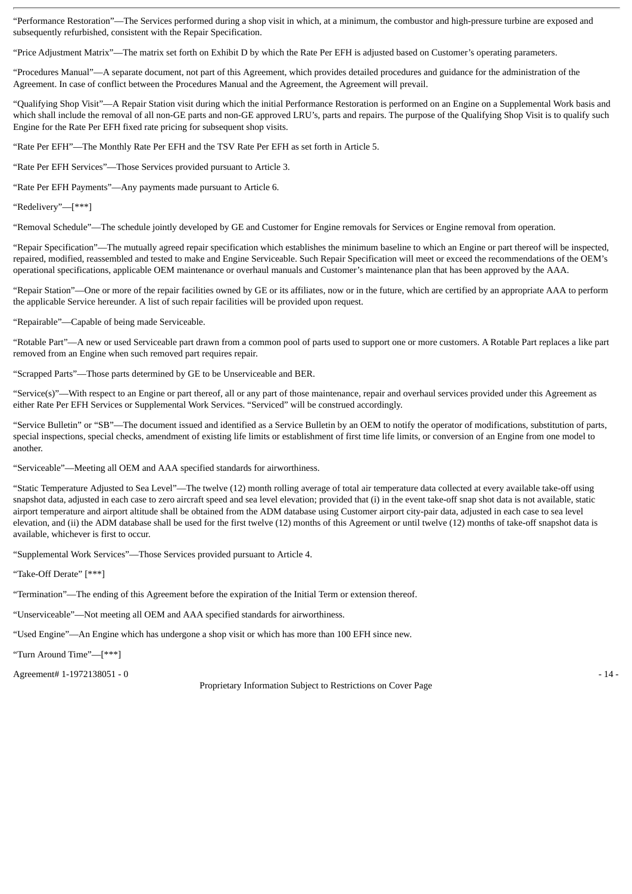"Performance Restoration"—The Services performed during a shop visit in which, at a minimum, the combustor and high-pressure turbine are exposed and subsequently refurbished, consistent with the Repair Specification.

"Price Adjustment Matrix"—The matrix set forth on Exhibit D by which the Rate Per EFH is adjusted based on Customer's operating parameters.

"Procedures Manual"—A separate document, not part of this Agreement, which provides detailed procedures and guidance for the administration of the Agreement. In case of conflict between the Procedures Manual and the Agreement, the Agreement will prevail.

"Qualifying Shop Visit"—A Repair Station visit during which the initial Performance Restoration is performed on an Engine on a Supplemental Work basis and which shall include the removal of all non-GE parts and non-GE approved LRU's, parts and repairs. The purpose of the Qualifying Shop Visit is to qualify such Engine for the Rate Per EFH fixed rate pricing for subsequent shop visits.

"Rate Per EFH"—The Monthly Rate Per EFH and the TSV Rate Per EFH as set forth in Article 5.

"Rate Per EFH Services"—Those Services provided pursuant to Article 3.

"Rate Per EFH Payments"—Any payments made pursuant to Article 6.

"Redelivery"—[***]

"Removal Schedule"—The schedule jointly developed by GE and Customer for Engine removals for Services or Engine removal from operation.

"Repair Specification"—The mutually agreed repair specification which establishes the minimum baseline to which an Engine or part thereof will be inspected, repaired, modified, reassembled and tested to make and Engine Serviceable. Such Repair Specification will meet or exceed the recommendations of the OEM's operational specifications, applicable OEM maintenance or overhaul manuals and Customer's maintenance plan that has been approved by the AAA.

"Repair Station"—One or more of the repair facilities owned by GE or its affiliates, now or in the future, which are certified by an appropriate AAA to perform the applicable Service hereunder. A list of such repair facilities will be provided upon request.

"Repairable"—Capable of being made Serviceable.

"Rotable Part"—A new or used Serviceable part drawn from a common pool of parts used to support one or more customers. A Rotable Part replaces a like part removed from an Engine when such removed part requires repair.

"Scrapped Parts"—Those parts determined by GE to be Unserviceable and BER.

"Service(s)"—With respect to an Engine or part thereof, all or any part of those maintenance, repair and overhaul services provided under this Agreement as either Rate Per EFH Services or Supplemental Work Services. "Serviced" will be construed accordingly.

"Service Bulletin" or "SB"—The document issued and identified as a Service Bulletin by an OEM to notify the operator of modifications, substitution of parts, special inspections, special checks, amendment of existing life limits or establishment of first time life limits, or conversion of an Engine from one model to another.

"Serviceable"—Meeting all OEM and AAA specified standards for airworthiness.

"Static Temperature Adjusted to Sea Level"—The twelve (12) month rolling average of total air temperature data collected at every available take-off using snapshot data, adjusted in each case to zero aircraft speed and sea level elevation; provided that (i) in the event take-off snap shot data is not available, static airport temperature and airport altitude shall be obtained from the ADM database using Customer airport city-pair data, adjusted in each case to sea level elevation, and (ii) the ADM database shall be used for the first twelve (12) months of this Agreement or until twelve (12) months of take-off snapshot data is available, whichever is first to occur.

"Supplemental Work Services"—Those Services provided pursuant to Article 4.

"Take-Off Derate" [***]

"Termination"—The ending of this Agreement before the expiration of the Initial Term or extension thereof.

"Unserviceable"—Not meeting all OEM and AAA specified standards for airworthiness.

"Used Engine"—An Engine which has undergone a shop visit or which has more than 100 EFH since new.

"Turn Around Time"—[***]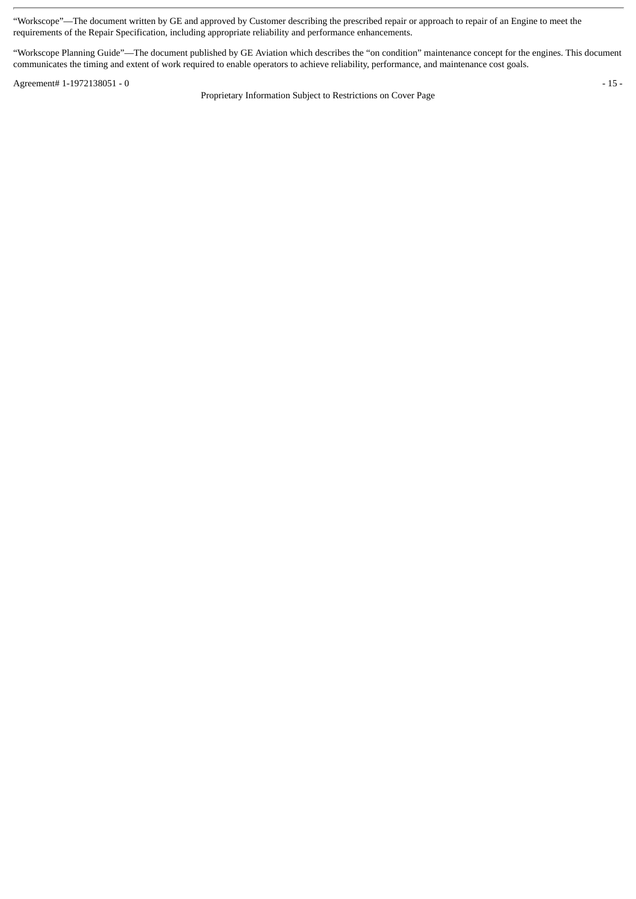"Workscope"—The document written by GE and approved by Customer describing the prescribed repair or approach to repair of an Engine to meet the requirements of the Repair Specification, including appropriate reliability and performance enhancements.

"Workscope Planning Guide"—The document published by GE Aviation which describes the "on condition" maintenance concept for the engines. This document communicates the timing and extent of work required to enable operators to achieve reliability, performance, and maintenance cost goals.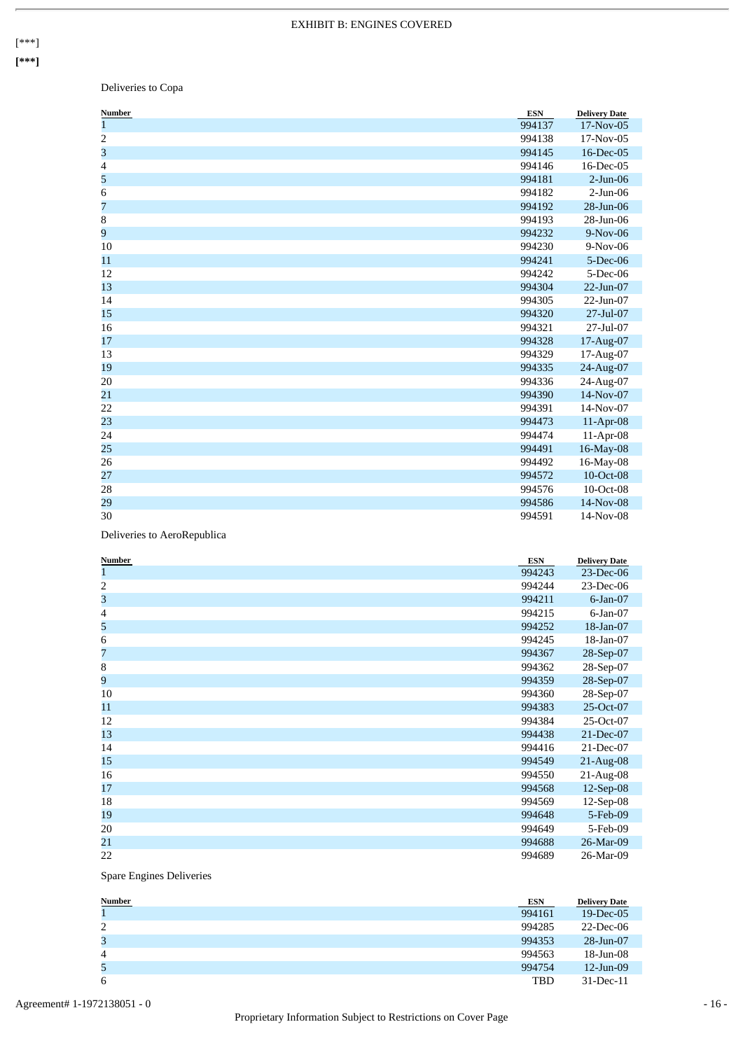# EXHIBIT B: ENGINES COVERED

[***]

**[***]**

Deliveries to Copa

| Number | ESN | Delivery Date |
|---|---|---|
| 1 | 994137 | 17-Nov-05 |
| 2 | 994138 | 17-Nov-05 |
| 3 | 994145 | 16-Dec-05 |
| 4 | 994146 | 16-Dec-05 |
| 5 | 994181 | 2-Jun-06 |
| 6 | 994182 | 2-Jun-06 |
| 7 | 994192 | 28-Jun-06 |
| 8 | 994193 | 28-Jun-06 |
| 9 | 994232 | 9-Nov-06 |
| 10 | 994230 | 9-Nov-06 |
| 11 | 994241 | 5-Dec-06 |
| 12 | 994242 | 5-Dec-06 |
| 13 | 994304 | 22-Jun-07 |
| 14 | 994305 | 22-Jun-07 |
| 15 | 994320 | 27-Jul-07 |
| 16 | 994321 | 27-Jul-07 |
| 17 | 994328 | 17-Aug-07 |
| 13 | 994329 | 17-Aug-07 |
| 19 | 994335 | 24-Aug-07 |
| 20 | 994336 | 24-Aug-07 |
| 21 | 994390 | 14-Nov-07 |
| 22 | 994391 | 14-Nov-07 |
| 23 | 994473 | 11-Apr-08 |
| 24 | 994474 | 11-Apr-08 |
| 25 | 994491 | 16-May-08 |
| 26 | 994492 | 16-May-08 |
| 27 | 994572 | 10-Oct-08 |
| 28 | 994576 | 10-Oct-08 |
| 29 | 994586 | 14-Nov-08 |
| 30 | 994591 | 14-Nov-08 |

Deliveries to AeroRepublica

| Number | ESN | Delivery Date |
|---|---|---|
| 1 | 994243 | 23-Dec-06 |
| 2 | 994244 | 23-Dec-06 |
| 3 | 994211 | 6-Jan-07 |
| 4 | 994215 | 6-Jan-07 |
| 5 | 994252 | 18-Jan-07 |
| 6 | 994245 | 18-Jan-07 |
| 7 | 994367 | 28-Sep-07 |
| 8 | 994362 | 28-Sep-07 |
| 9 | 994359 | 28-Sep-07 |
| 10 | 994360 | 28-Sep-07 |
| 11 | 994383 | 25-Oct-07 |
| 12 | 994384 | 25-Oct-07 |
| 13 | 994438 | 21-Dec-07 |
| 14 | 994416 | 21-Dec-07 |
| 15 | 994549 | 21-Aug-08 |
| 16 | 994550 | 21-Aug-08 |
| 17 | 994568 | 12-Sep-08 |
| 18 | 994569 | 12-Sep-08 |
| 19 | 994648 | 5-Feb-09 |
| 20 | 994649 | 5-Feb-09 |
| 21 | 994688 | 26-Mar-09 |
| 22 | 994689 | 26-Mar-09 |

Spare Engines Deliveries

| Number | ESN | Delivery Date |
|---|---|---|
| 1 | 994161 | 19-Dec-05 |
| 2 | 994285 | 22-Dec-06 |
| 3 | 994353 | 28-Jun-07 |
| 4 | 994563 | 18-Jun-08 |
| 5 | 994754 | 12-Jun-09 |
| 6 | TBD | 31-Dec-11 |

Agreement# 1-1972138051 - 0

Proprietary Information Subject to Restrictions on Cover Page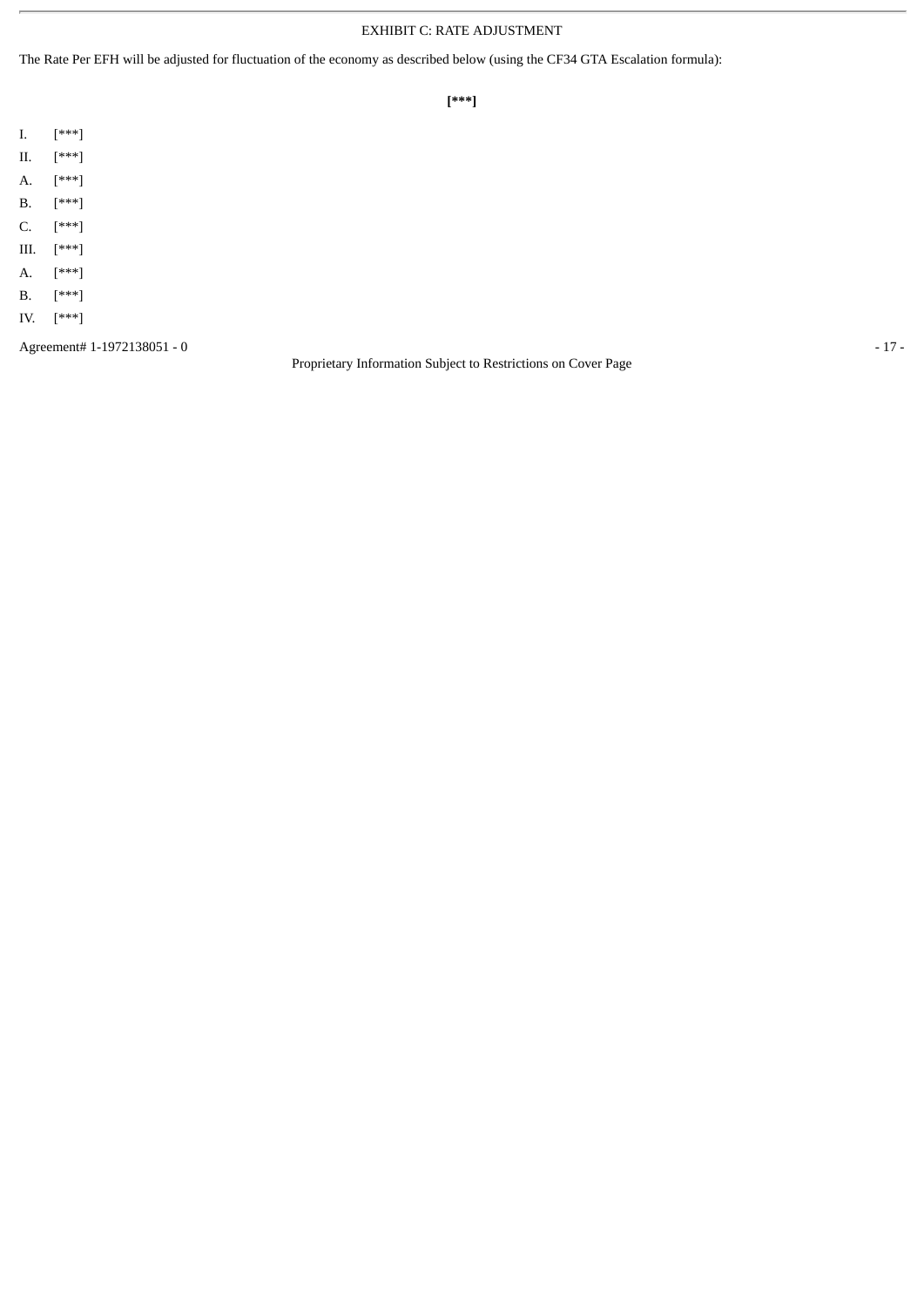## EXHIBIT C: RATE ADJUSTMENT

The Rate Per EFH will be adjusted for fluctuation of the economy as described below (using the CF34 GTA Escalation formula):

**[***]**

I. [***]

II. [***]

A. [***]

B. [***]

C. [***]

III. [***]

A. [***]

B. [***]

IV. [***]

Agreement# 1-1972138051 - 0

Proprietary Information Subject to Restrictions on Cover Page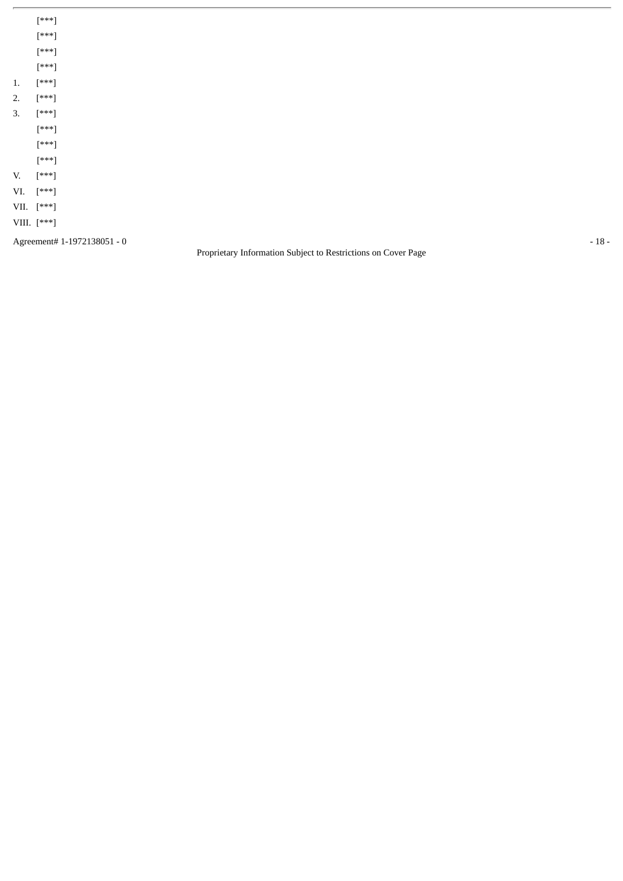[***]

[***]

[***]

[***]

1. [***]
2. [***]
3. [***]

[***]

[***]

[***]

V. [***]

VI. [***]

VII. [***]

VIII. [***]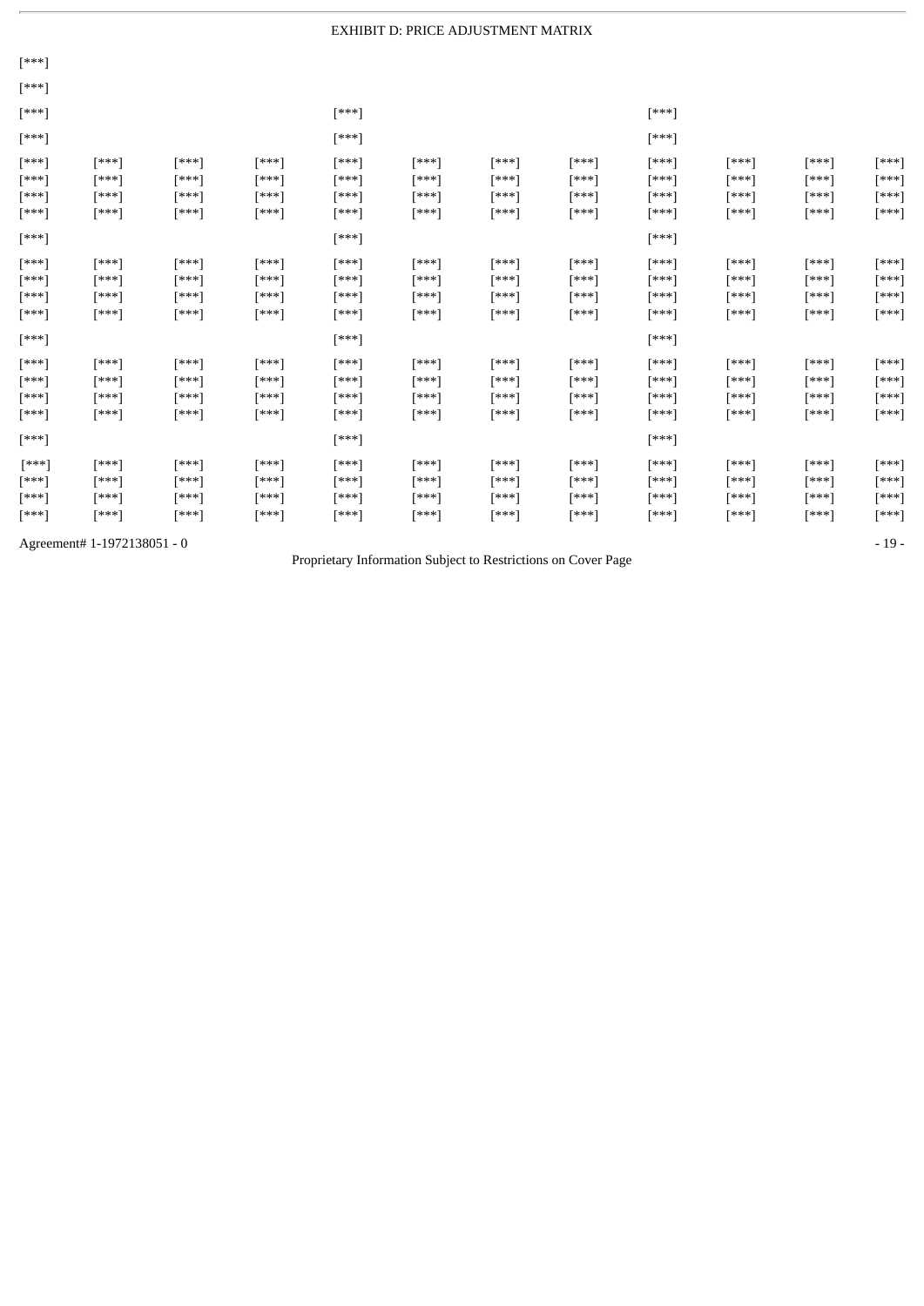# EXHIBIT D: PRICE ADJUSTMENT MATRIX

[***]

[***]

| [***] | | | | [***] | | | | [***] | | | |
|---|---|---|---|---|---|---|---|---|---|---|---|
| [***] | | | | [***] | | | | [***] | | | |
| [***] | [***] | [***] | [***] | [***] | [***] | [***] | [***] | [***] | [***] | [***] | [***] |
| [***] | [***] | [***] | [***] | [***] | [***] | [***] | [***] | [***] | [***] | [***] | [***] |
| [***] | [***] | [***] | [***] | [***] | [***] | [***] | [***] | [***] | [***] | [***] | [***] |
| [***] | [***] | [***] | [***] | [***] | [***] | [***] | [***] | [***] | [***] | [***] | [***] |
| [***] | | | | [***] | | | | [***] | | | |
| [***] | [***] | [***] | [***] | [***] | [***] | [***] | [***] | [***] | [***] | [***] | [***] |
| [***] | [***] | [***] | [***] | [***] | [***] | [***] | [***] | [***] | [***] | [***] | [***] |
| [***] | [***] | [***] | [***] | [***] | [***] | [***] | [***] | [***] | [***] | [***] | [***] |
| [***] | [***] | [***] | [***] | [***] | [***] | [***] | [***] | [***] | [***] | [***] | [***] |
| [***] | | | | [***] | | | | [***] | | | |
| [***] | [***] | [***] | [***] | [***] | [***] | [***] | [***] | [***] | [***] | [***] | [***] |
| [***] | [***] | [***] | [***] | [***] | [***] | [***] | [***] | [***] | [***] | [***] | [***] |
| [***] | [***] | [***] | [***] | [***] | [***] | [***] | [***] | [***] | [***] | [***] | [***] |
| [***] | [***] | [***] | [***] | [***] | [***] | [***] | [***] | [***] | [***] | [***] | [***] |
| [***] | | | | [***] | | | | [***] | | | |
| [***] | [***] | [***] | [***] | [***] | [***] | [***] | [***] | [***] | [***] | [***] | [***] |
| [***] | [***] | [***] | [***] | [***] | [***] | [***] | [***] | [***] | [***] | [***] | [***] |
| [***] | [***] | [***] | [***] | [***] | [***] | [***] | [***] | [***] | [***] | [***] | [***] |
| [***] | [***] | [***] | [***] | [***] | [***] | [***] | [***] | [***] | [***] | [***] | [***] |

Agreement# 1-1972138051 - 0

Proprietary Information Subject to Restrictions on Cover Page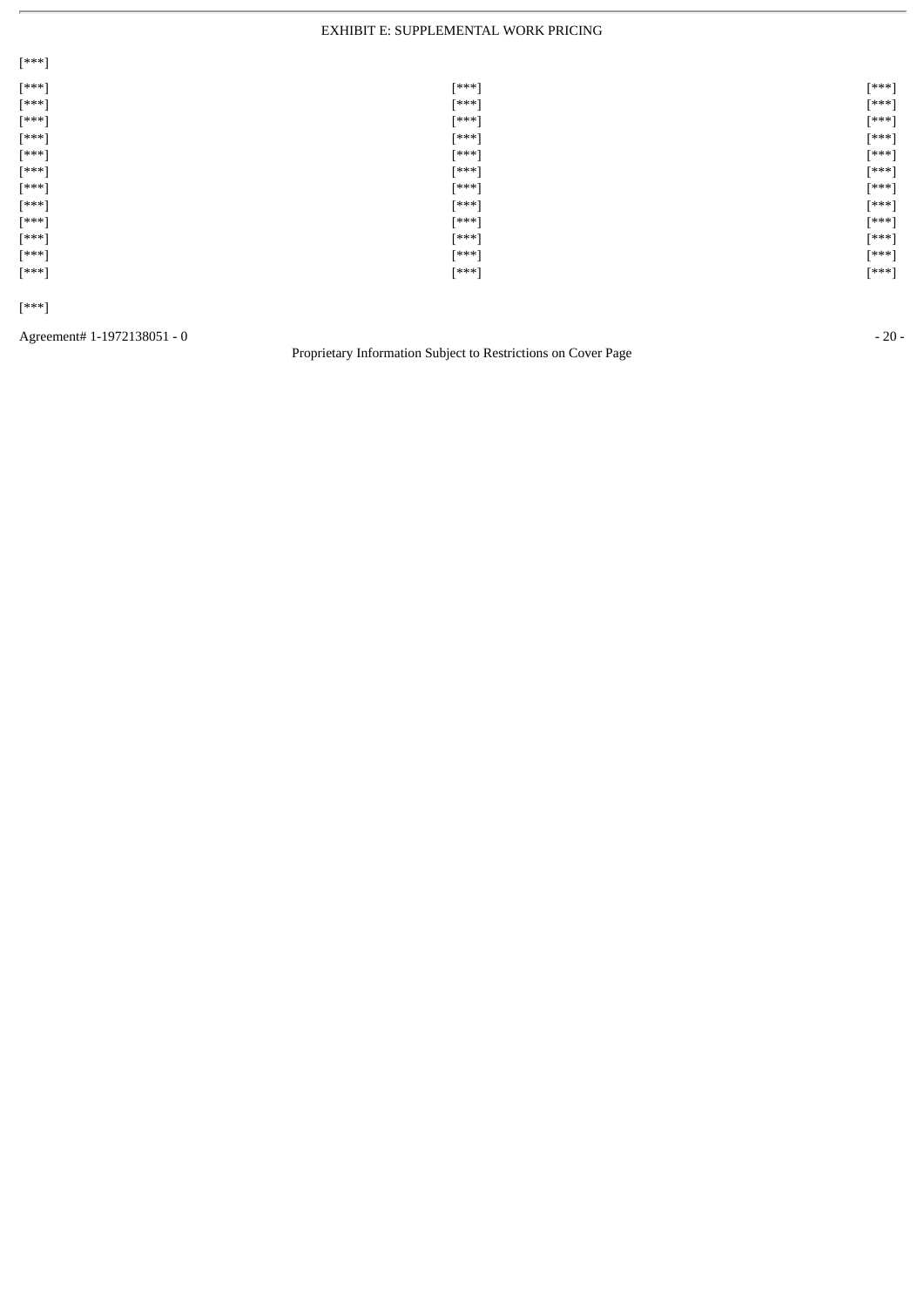EXHIBIT E: SUPPLEMENTAL WORK PRICING

[***]

| [***] | [***] | [***] |
|---|---|---|
| [***] | [***] | [***] |
| [***] | [***] | [***] |
| [***] | [***] | [***] |
| [***] | [***] | [***] |
| [***] | [***] | [***] |
| [***] | [***] | [***] |
| [***] | [***] | [***] |
| [***] | [***] | [***] |
| [***] | [***] | [***] |
| [***] | [***] | [***] |
| [***] | [***] | [***] |

[***]

Agreement# 1-1972138051 - 0

Proprietary Information Subject to Restrictions on Cover Page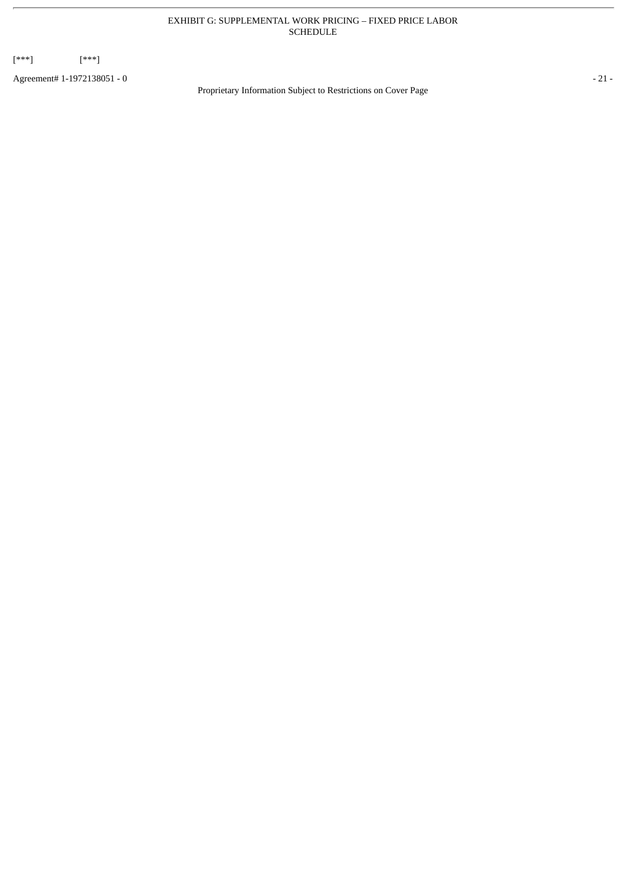# EXHIBIT G: SUPPLEMENTAL WORK PRICING – FIXED PRICE LABOR SCHEDULE

[***] [***]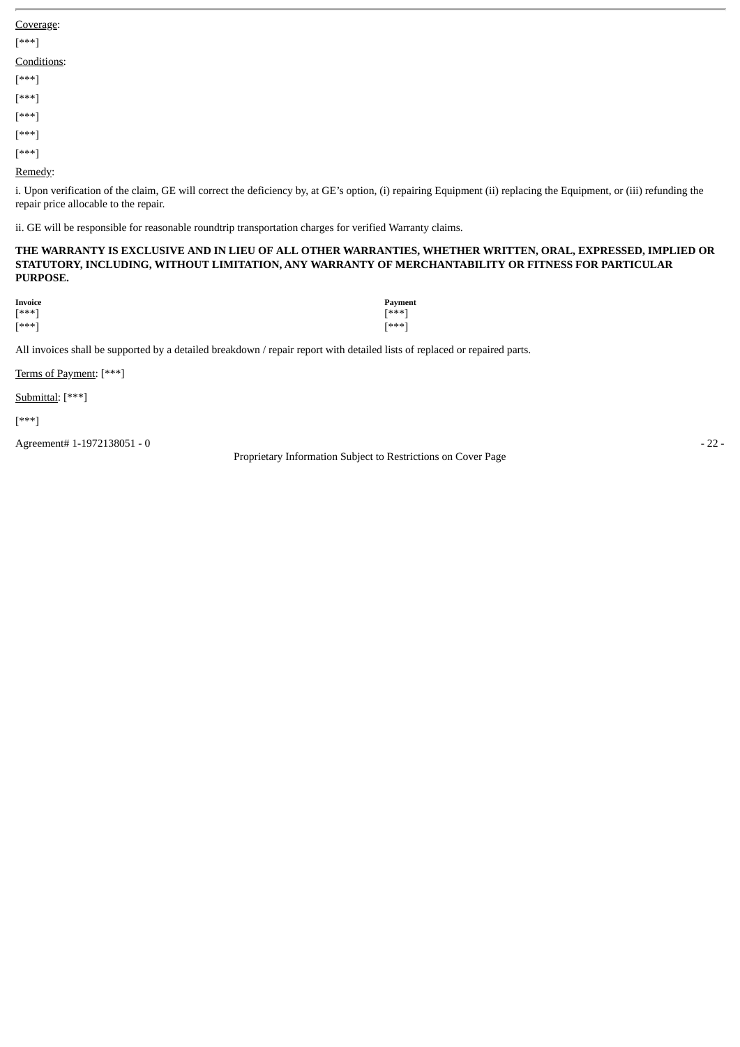<u>Coverage</u>:

[***]

<u>Conditions</u>:

[***]

[***]

[***]

[***]

[***]

<u>Remedy</u>:

i. Upon verification of the claim, GE will correct the deficiency by, at GE's option, (i) repairing Equipment (ii) replacing the Equipment, or (iii) refunding the repair price allocable to the repair.

ii. GE will be responsible for reasonable roundtrip transportation charges for verified Warranty claims.

**THE WARRANTY IS EXCLUSIVE AND IN LIEU OF ALL OTHER WARRANTIES, WHETHER WRITTEN, ORAL, EXPRESSED, IMPLIED OR STATUTORY, INCLUDING, WITHOUT LIMITATION, ANY WARRANTY OF MERCHANTABILITY OR FITNESS FOR PARTICULAR PURPOSE.**

| Invoice | Payment |
|---|---|
| [***] | [***] |
| [***] | [***] |

All invoices shall be supported by a detailed breakdown / repair report with detailed lists of replaced or repaired parts.

<u>Terms of Payment</u>: [***]

<u>Submittal</u>: [***]

[***]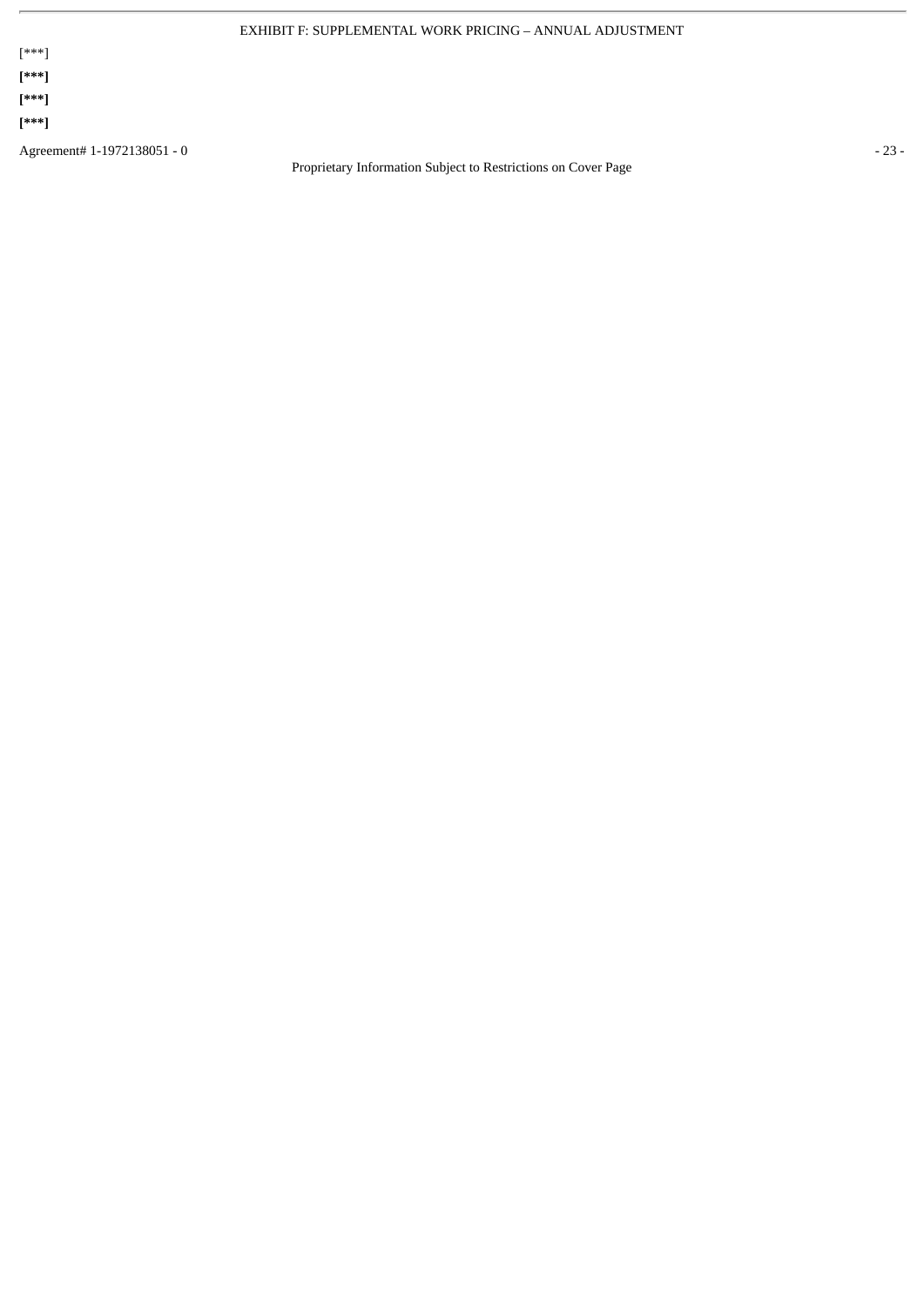# EXHIBIT F: SUPPLEMENTAL WORK PRICING – ANNUAL ADJUSTMENT

[***]

**[***]**

**[***]**

**[***]**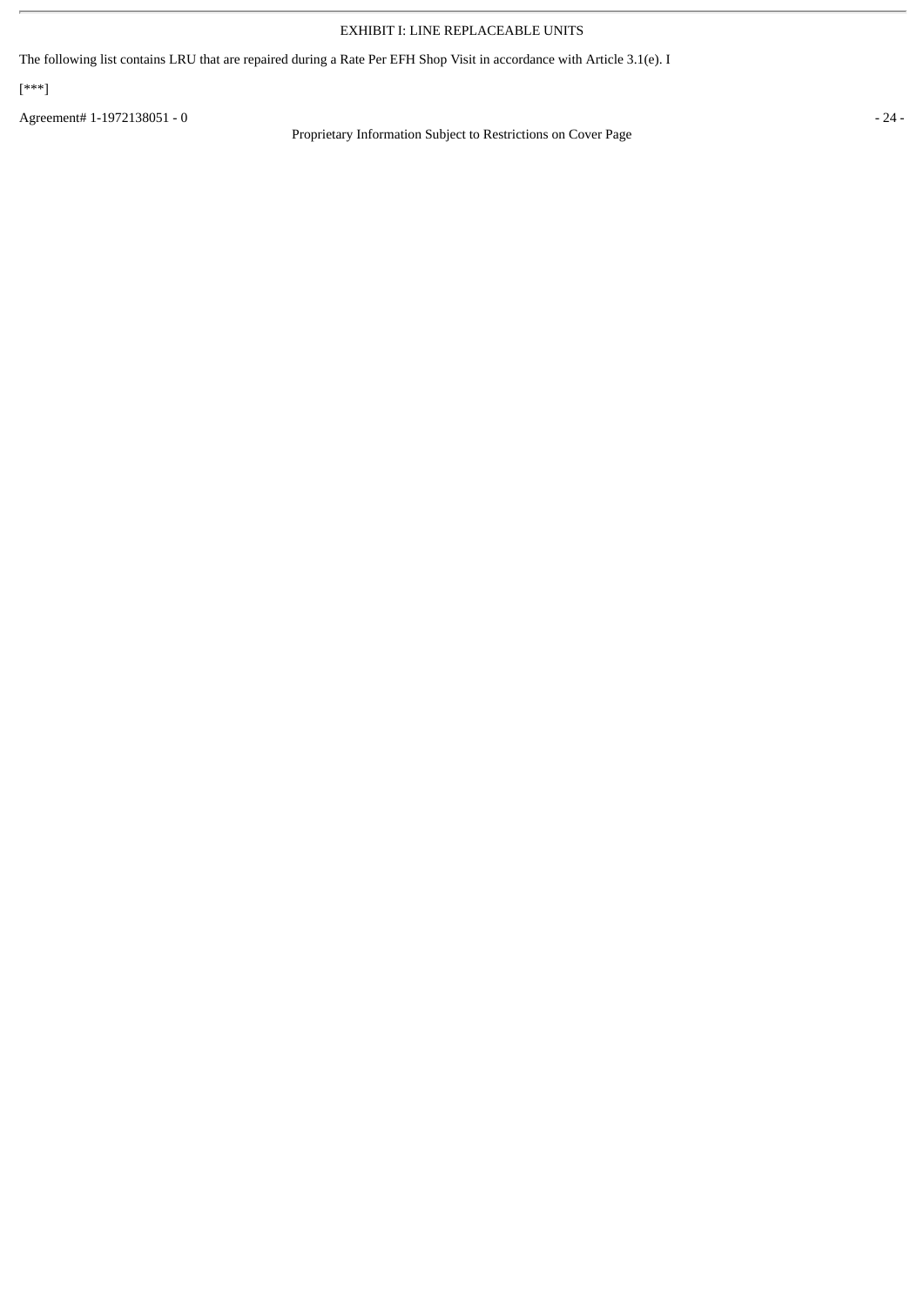EXHIBIT I: LINE REPLACEABLE UNITS

The following list contains LRU that are repaired during a Rate Per EFH Shop Visit in accordance with Article 3.1(e). I

[***]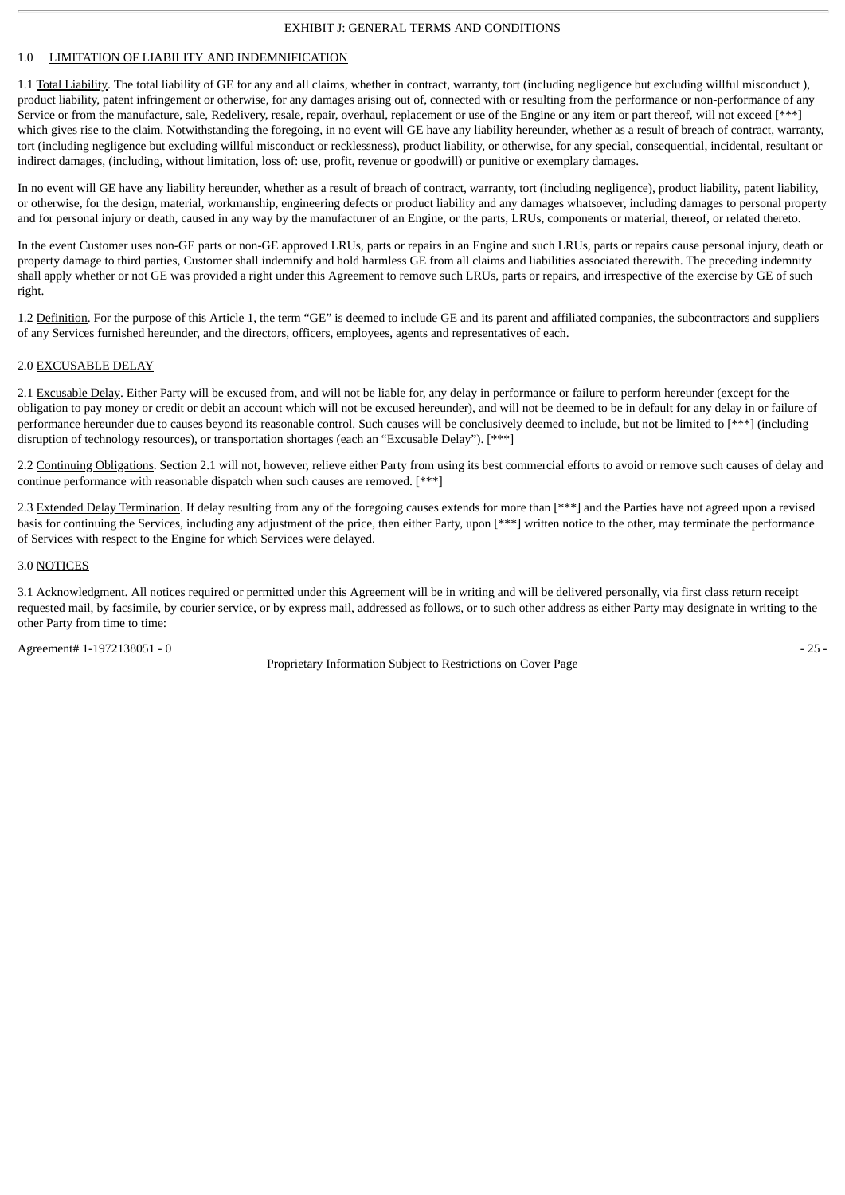EXHIBIT J: GENERAL TERMS AND CONDITIONS

1.0 LIMITATION OF LIABILITY AND INDEMNIFICATION

1.1 Total Liability. The total liability of GE for any and all claims, whether in contract, warranty, tort (including negligence but excluding willful misconduct ), product liability, patent infringement or otherwise, for any damages arising out of, connected with or resulting from the performance or non-performance of any Service or from the manufacture, sale, Redelivery, resale, repair, overhaul, replacement or use of the Engine or any item or part thereof, will not exceed [***] which gives rise to the claim. Notwithstanding the foregoing, in no event will GE have any liability hereunder, whether as a result of breach of contract, warranty, tort (including negligence but excluding willful misconduct or recklessness), product liability, or otherwise, for any special, consequential, incidental, resultant or indirect damages, (including, without limitation, loss of: use, profit, revenue or goodwill) or punitive or exemplary damages.

In no event will GE have any liability hereunder, whether as a result of breach of contract, warranty, tort (including negligence), product liability, patent liability, or otherwise, for the design, material, workmanship, engineering defects or product liability and any damages whatsoever, including damages to personal property and for personal injury or death, caused in any way by the manufacturer of an Engine, or the parts, LRUs, components or material, thereof, or related thereto.

In the event Customer uses non-GE parts or non-GE approved LRUs, parts or repairs in an Engine and such LRUs, parts or repairs cause personal injury, death or property damage to third parties, Customer shall indemnify and hold harmless GE from all claims and liabilities associated therewith. The preceding indemnity shall apply whether or not GE was provided a right under this Agreement to remove such LRUs, parts or repairs, and irrespective of the exercise by GE of such right.

1.2 Definition. For the purpose of this Article 1, the term "GE" is deemed to include GE and its parent and affiliated companies, the subcontractors and suppliers of any Services furnished hereunder, and the directors, officers, employees, agents and representatives of each.

2.0 EXCUSABLE DELAY

2.1 Excusable Delay. Either Party will be excused from, and will not be liable for, any delay in performance or failure to perform hereunder (except for the obligation to pay money or credit or debit an account which will not be excused hereunder), and will not be deemed to be in default for any delay in or failure of performance hereunder due to causes beyond its reasonable control. Such causes will be conclusively deemed to include, but not be limited to [***] (including disruption of technology resources), or transportation shortages (each an "Excusable Delay"). [***]

2.2 Continuing Obligations. Section 2.1 will not, however, relieve either Party from using its best commercial efforts to avoid or remove such causes of delay and continue performance with reasonable dispatch when such causes are removed. [***]

2.3 Extended Delay Termination. If delay resulting from any of the foregoing causes extends for more than [***] and the Parties have not agreed upon a revised basis for continuing the Services, including any adjustment of the price, then either Party, upon [***] written notice to the other, may terminate the performance of Services with respect to the Engine for which Services were delayed.

3.0 NOTICES

3.1 Acknowledgment. All notices required or permitted under this Agreement will be in writing and will be delivered personally, via first class return receipt requested mail, by facsimile, by courier service, or by express mail, addressed as follows, or to such other address as either Party may designate in writing to the other Party from time to time: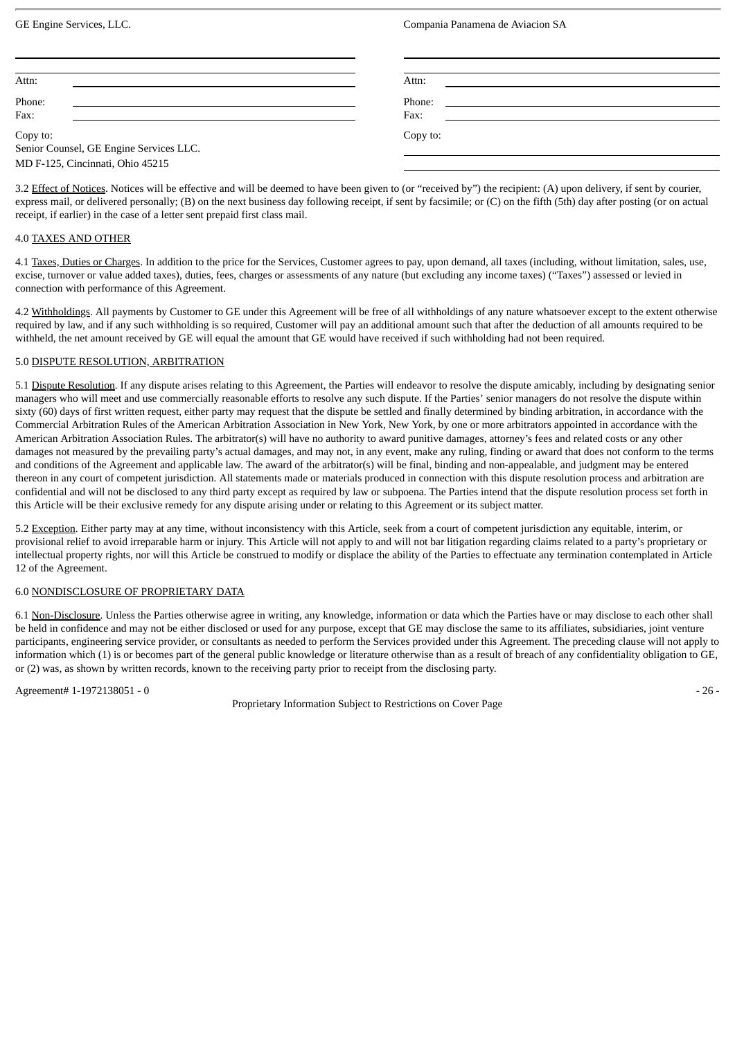| GE Engine Services, LLC. | | Compania Panamena de Aviacion SA | |
|---|---|---|---|
| | | | |
| Attn: | | Attn: | |
| Phone: | | Phone: | |
| Fax: | | Fax: | |
| Copy to: Senior Counsel, GE Engine Services LLC. MD F-125, Cincinnati, Ohio 45215 | | Copy to: | |

3.2 Effect of Notices. Notices will be effective and will be deemed to have been given to (or "received by") the recipient: (A) upon delivery, if sent by courier, express mail, or delivered personally; (B) on the next business day following receipt, if sent by facsimile; or (C) on the fifth (5th) day after posting (or on actual receipt, if earlier) in the case of a letter sent prepaid first class mail.

4.0 TAXES AND OTHER

4.1 Taxes, Duties or Charges. In addition to the price for the Services, Customer agrees to pay, upon demand, all taxes (including, without limitation, sales, use, excise, turnover or value added taxes), duties, fees, charges or assessments of any nature (but excluding any income taxes) ("Taxes") assessed or levied in connection with performance of this Agreement.

4.2 Withholdings. All payments by Customer to GE under this Agreement will be free of all withholdings of any nature whatsoever except to the extent otherwise required by law, and if any such withholding is so required, Customer will pay an additional amount such that after the deduction of all amounts required to be withheld, the net amount received by GE will equal the amount that GE would have received if such withholding had not been required.

5.0 DISPUTE RESOLUTION, ARBITRATION

5.1 Dispute Resolution. If any dispute arises relating to this Agreement, the Parties will endeavor to resolve the dispute amicably, including by designating senior managers who will meet and use commercially reasonable efforts to resolve any such dispute. If the Parties' senior managers do not resolve the dispute within sixty (60) days of first written request, either party may request that the dispute be settled and finally determined by binding arbitration, in accordance with the Commercial Arbitration Rules of the American Arbitration Association in New York, New York, by one or more arbitrators appointed in accordance with the American Arbitration Association Rules. The arbitrator(s) will have no authority to award punitive damages, attorney's fees and related costs or any other damages not measured by the prevailing party's actual damages, and may not, in any event, make any ruling, finding or award that does not conform to the terms and conditions of the Agreement and applicable law. The award of the arbitrator(s) will be final, binding and non-appealable, and judgment may be entered thereon in any court of competent jurisdiction. All statements made or materials produced in connection with this dispute resolution process and arbitration are confidential and will not be disclosed to any third party except as required by law or subpoena. The Parties intend that the dispute resolution process set forth in this Article will be their exclusive remedy for any dispute arising under or relating to this Agreement or its subject matter.

5.2 Exception. Either party may at any time, without inconsistency with this Article, seek from a court of competent jurisdiction any equitable, interim, or provisional relief to avoid irreparable harm or injury. This Article will not apply to and will not bar litigation regarding claims related to a party's proprietary or intellectual property rights, nor will this Article be construed to modify or displace the ability of the Parties to effectuate any termination contemplated in Article 12 of the Agreement.

6.0 NONDISCLOSURE OF PROPRIETARY DATA

6.1 Non-Disclosure. Unless the Parties otherwise agree in writing, any knowledge, information or data which the Parties have or may disclose to each other shall be held in confidence and may not be either disclosed or used for any purpose, except that GE may disclose the same to its affiliates, subsidiaries, joint venture participants, engineering service provider, or consultants as needed to perform the Services provided under this Agreement. The preceding clause will not apply to information which (1) is or becomes part of the general public knowledge or literature otherwise than as a result of breach of any confidentiality obligation to GE, or (2) was, as shown by written records, known to the receiving party prior to receipt from the disclosing party.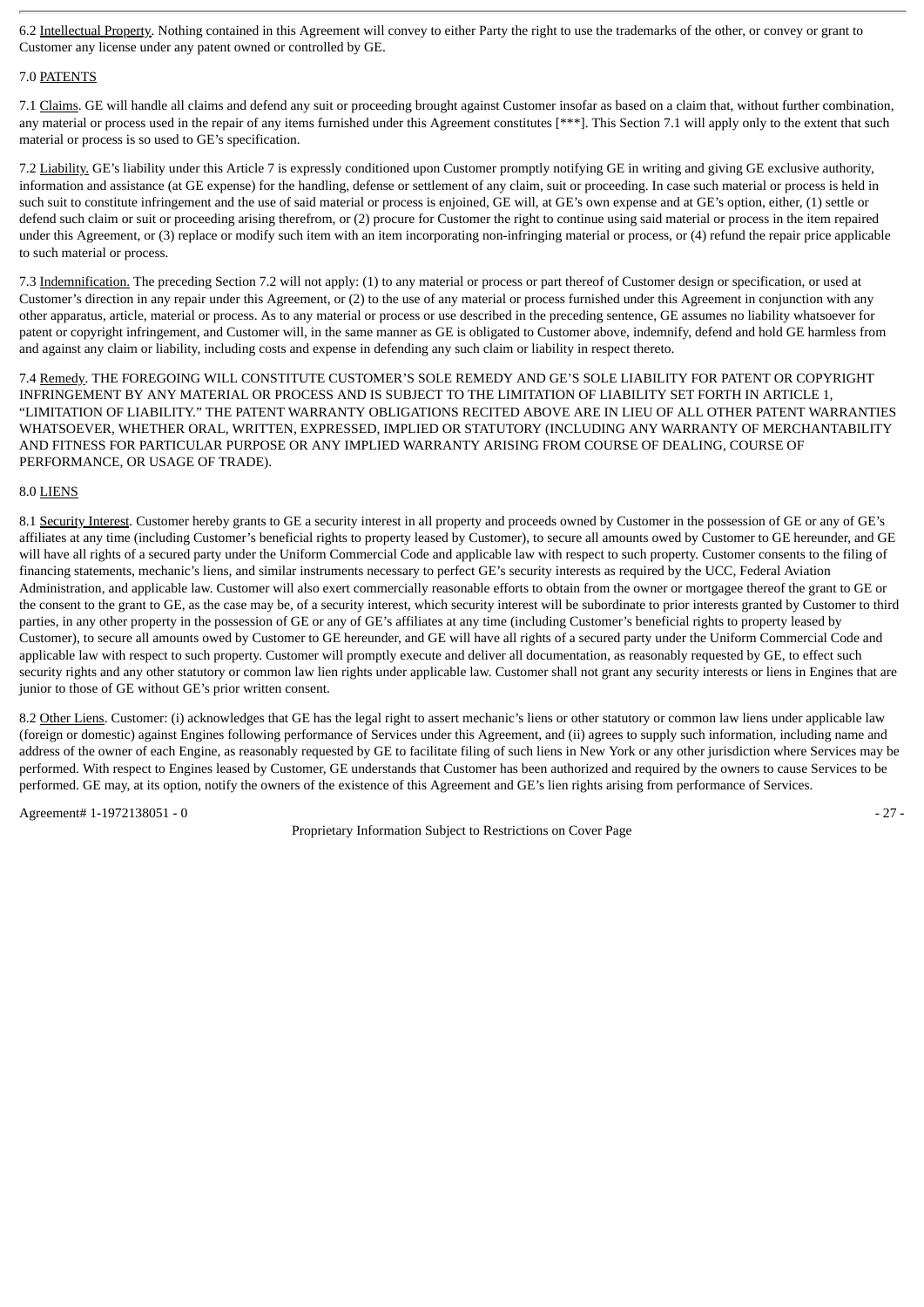6.2 Intellectual Property. Nothing contained in this Agreement will convey to either Party the right to use the trademarks of the other, or convey or grant to Customer any license under any patent owned or controlled by GE.

7.0 PATENTS

7.1 Claims. GE will handle all claims and defend any suit or proceeding brought against Customer insofar as based on a claim that, without further combination, any material or process used in the repair of any items furnished under this Agreement constitutes [***]. This Section 7.1 will apply only to the extent that such material or process is so used to GE's specification.

7.2 Liability. GE's liability under this Article 7 is expressly conditioned upon Customer promptly notifying GE in writing and giving GE exclusive authority, information and assistance (at GE expense) for the handling, defense or settlement of any claim, suit or proceeding. In case such material or process is held in such suit to constitute infringement and the use of said material or process is enjoined, GE will, at GE's own expense and at GE's option, either, (1) settle or defend such claim or suit or proceeding arising therefrom, or (2) procure for Customer the right to continue using said material or process in the item repaired under this Agreement, or (3) replace or modify such item with an item incorporating non-infringing material or process, or (4) refund the repair price applicable to such material or process.

7.3 Indemnification. The preceding Section 7.2 will not apply: (1) to any material or process or part thereof of Customer design or specification, or used at Customer's direction in any repair under this Agreement, or (2) to the use of any material or process furnished under this Agreement in conjunction with any other apparatus, article, material or process. As to any material or process or use described in the preceding sentence, GE assumes no liability whatsoever for patent or copyright infringement, and Customer will, in the same manner as GE is obligated to Customer above, indemnify, defend and hold GE harmless from and against any claim or liability, including costs and expense in defending any such claim or liability in respect thereto.

7.4 Remedy. THE FOREGOING WILL CONSTITUTE CUSTOMER'S SOLE REMEDY AND GE'S SOLE LIABILITY FOR PATENT OR COPYRIGHT INFRINGEMENT BY ANY MATERIAL OR PROCESS AND IS SUBJECT TO THE LIMITATION OF LIABILITY SET FORTH IN ARTICLE 1, "LIMITATION OF LIABILITY." THE PATENT WARRANTY OBLIGATIONS RECITED ABOVE ARE IN LIEU OF ALL OTHER PATENT WARRANTIES WHATSOEVER, WHETHER ORAL, WRITTEN, EXPRESSED, IMPLIED OR STATUTORY (INCLUDING ANY WARRANTY OF MERCHANTABILITY AND FITNESS FOR PARTICULAR PURPOSE OR ANY IMPLIED WARRANTY ARISING FROM COURSE OF DEALING, COURSE OF PERFORMANCE, OR USAGE OF TRADE).

8.0 LIENS

8.1 Security Interest. Customer hereby grants to GE a security interest in all property and proceeds owned by Customer in the possession of GE or any of GE's affiliates at any time (including Customer's beneficial rights to property leased by Customer), to secure all amounts owed by Customer to GE hereunder, and GE will have all rights of a secured party under the Uniform Commercial Code and applicable law with respect to such property. Customer consents to the filing of financing statements, mechanic's liens, and similar instruments necessary to perfect GE's security interests as required by the UCC, Federal Aviation Administration, and applicable law. Customer will also exert commercially reasonable efforts to obtain from the owner or mortgagee thereof the grant to GE or the consent to the grant to GE, as the case may be, of a security interest, which security interest will be subordinate to prior interests granted by Customer to third parties, in any other property in the possession of GE or any of GE's affiliates at any time (including Customer's beneficial rights to property leased by Customer), to secure all amounts owed by Customer to GE hereunder, and GE will have all rights of a secured party under the Uniform Commercial Code and applicable law with respect to such property. Customer will promptly execute and deliver all documentation, as reasonably requested by GE, to effect such security rights and any other statutory or common law lien rights under applicable law. Customer shall not grant any security interests or liens in Engines that are junior to those of GE without GE's prior written consent.

8.2 Other Liens. Customer: (i) acknowledges that GE has the legal right to assert mechanic's liens or other statutory or common law liens under applicable law (foreign or domestic) against Engines following performance of Services under this Agreement, and (ii) agrees to supply such information, including name and address of the owner of each Engine, as reasonably requested by GE to facilitate filing of such liens in New York or any other jurisdiction where Services may be performed. With respect to Engines leased by Customer, GE understands that Customer has been authorized and required by the owners to cause Services to be performed. GE may, at its option, notify the owners of the existence of this Agreement and GE's lien rights arising from performance of Services.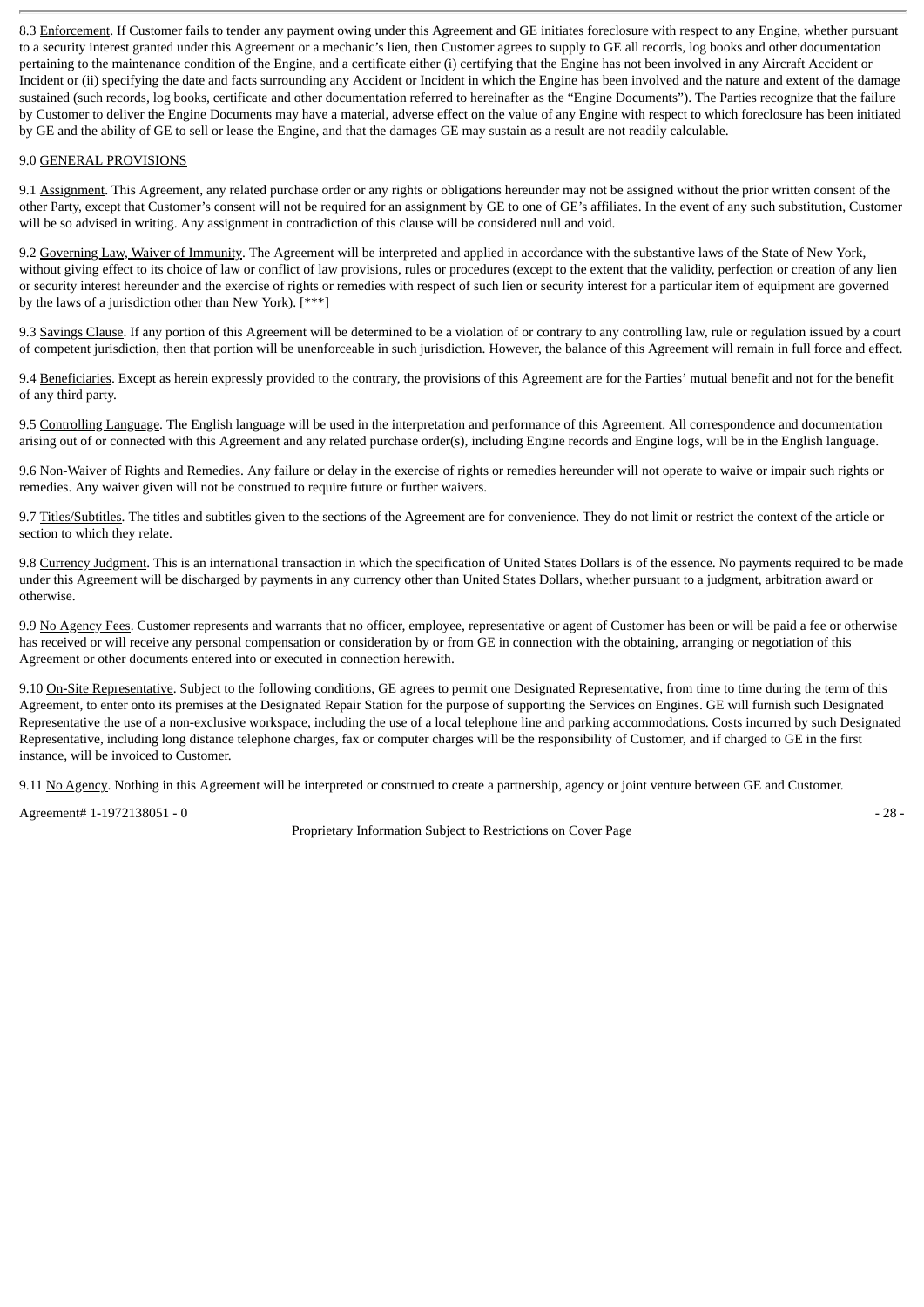8.3 Enforcement. If Customer fails to tender any payment owing under this Agreement and GE initiates foreclosure with respect to any Engine, whether pursuant to a security interest granted under this Agreement or a mechanic's lien, then Customer agrees to supply to GE all records, log books and other documentation pertaining to the maintenance condition of the Engine, and a certificate either (i) certifying that the Engine has not been involved in any Aircraft Accident or Incident or (ii) specifying the date and facts surrounding any Accident or Incident in which the Engine has been involved and the nature and extent of the damage sustained (such records, log books, certificate and other documentation referred to hereinafter as the "Engine Documents"). The Parties recognize that the failure by Customer to deliver the Engine Documents may have a material, adverse effect on the value of any Engine with respect to which foreclosure has been initiated by GE and the ability of GE to sell or lease the Engine, and that the damages GE may sustain as a result are not readily calculable.

## 9.0 GENERAL PROVISIONS

9.1 Assignment. This Agreement, any related purchase order or any rights or obligations hereunder may not be assigned without the prior written consent of the other Party, except that Customer's consent will not be required for an assignment by GE to one of GE's affiliates. In the event of any such substitution, Customer will be so advised in writing. Any assignment in contradiction of this clause will be considered null and void.

9.2 Governing Law, Waiver of Immunity. The Agreement will be interpreted and applied in accordance with the substantive laws of the State of New York, without giving effect to its choice of law or conflict of law provisions, rules or procedures (except to the extent that the validity, perfection or creation of any lien or security interest hereunder and the exercise of rights or remedies with respect of such lien or security interest for a particular item of equipment are governed by the laws of a jurisdiction other than New York). [***]

9.3 Savings Clause. If any portion of this Agreement will be determined to be a violation of or contrary to any controlling law, rule or regulation issued by a court of competent jurisdiction, then that portion will be unenforceable in such jurisdiction. However, the balance of this Agreement will remain in full force and effect.

9.4 Beneficiaries. Except as herein expressly provided to the contrary, the provisions of this Agreement are for the Parties' mutual benefit and not for the benefit of any third party.

9.5 Controlling Language. The English language will be used in the interpretation and performance of this Agreement. All correspondence and documentation arising out of or connected with this Agreement and any related purchase order(s), including Engine records and Engine logs, will be in the English language.

9.6 Non-Waiver of Rights and Remedies. Any failure or delay in the exercise of rights or remedies hereunder will not operate to waive or impair such rights or remedies. Any waiver given will not be construed to require future or further waivers.

9.7 Titles/Subtitles. The titles and subtitles given to the sections of the Agreement are for convenience. They do not limit or restrict the context of the article or section to which they relate.

9.8 Currency Judgment. This is an international transaction in which the specification of United States Dollars is of the essence. No payments required to be made under this Agreement will be discharged by payments in any currency other than United States Dollars, whether pursuant to a judgment, arbitration award or otherwise.

9.9 No Agency Fees. Customer represents and warrants that no officer, employee, representative or agent of Customer has been or will be paid a fee or otherwise has received or will receive any personal compensation or consideration by or from GE in connection with the obtaining, arranging or negotiation of this Agreement or other documents entered into or executed in connection herewith.

9.10 On-Site Representative. Subject to the following conditions, GE agrees to permit one Designated Representative, from time to time during the term of this Agreement, to enter onto its premises at the Designated Repair Station for the purpose of supporting the Services on Engines. GE will furnish such Designated Representative the use of a non-exclusive workspace, including the use of a local telephone line and parking accommodations. Costs incurred by such Designated Representative, including long distance telephone charges, fax or computer charges will be the responsibility of Customer, and if charged to GE in the first instance, will be invoiced to Customer.

9.11 No Agency. Nothing in this Agreement will be interpreted or construed to create a partnership, agency or joint venture between GE and Customer.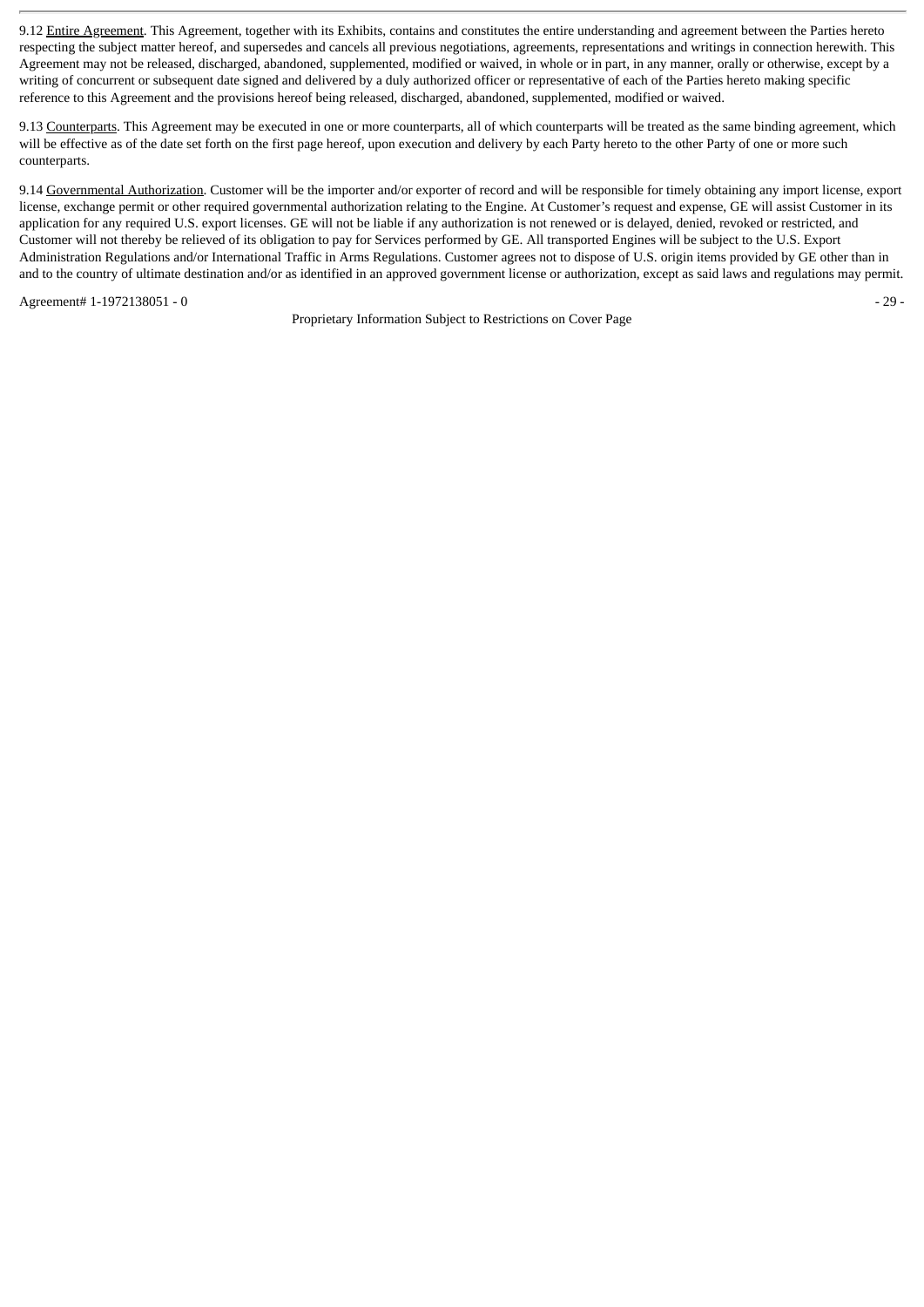9.12 Entire Agreement. This Agreement, together with its Exhibits, contains and constitutes the entire understanding and agreement between the Parties hereto respecting the subject matter hereof, and supersedes and cancels all previous negotiations, agreements, representations and writings in connection herewith. This Agreement may not be released, discharged, abandoned, supplemented, modified or waived, in whole or in part, in any manner, orally or otherwise, except by a writing of concurrent or subsequent date signed and delivered by a duly authorized officer or representative of each of the Parties hereto making specific reference to this Agreement and the provisions hereof being released, discharged, abandoned, supplemented, modified or waived.

9.13 Counterparts. This Agreement may be executed in one or more counterparts, all of which counterparts will be treated as the same binding agreement, which will be effective as of the date set forth on the first page hereof, upon execution and delivery by each Party hereto to the other Party of one or more such counterparts.

9.14 Governmental Authorization. Customer will be the importer and/or exporter of record and will be responsible for timely obtaining any import license, export license, exchange permit or other required governmental authorization relating to the Engine. At Customer's request and expense, GE will assist Customer in its application for any required U.S. export licenses. GE will not be liable if any authorization is not renewed or is delayed, denied, revoked or restricted, and Customer will not thereby be relieved of its obligation to pay for Services performed by GE. All transported Engines will be subject to the U.S. Export Administration Regulations and/or International Traffic in Arms Regulations. Customer agrees not to dispose of U.S. origin items provided by GE other than in and to the country of ultimate destination and/or as identified in an approved government license or authorization, except as said laws and regulations may permit.

Agreement# 1-1972138051 - 0

Proprietary Information Subject to Restrictions on Cover Page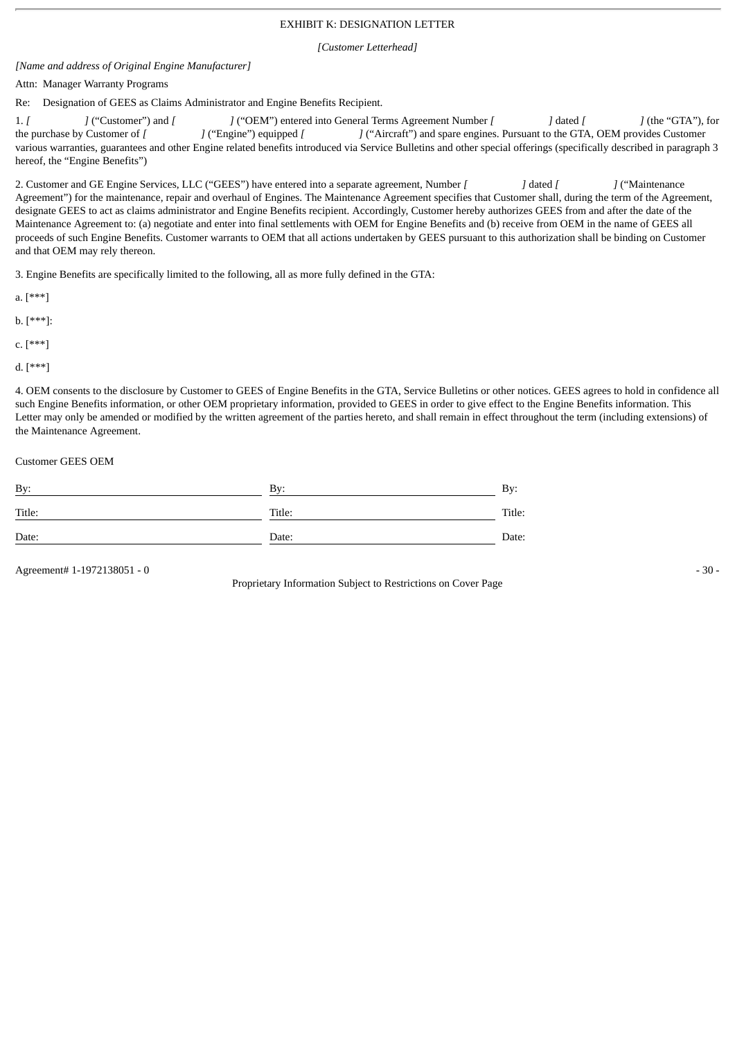# EXHIBIT K: DESIGNATION LETTER

*[Customer Letterhead]*

*[Name and address of Original Engine Manufacturer]*

Attn: Manager Warranty Programs

Re: Designation of GEES as Claims Administrator and Engine Benefits Recipient.

1. *[ ]* ("Customer") and *[ ]* ("OEM") entered into General Terms Agreement Number *[ ]* dated *[ ]* (the "GTA"), for the purchase by Customer of *[ ]* ("Engine") equipped *[ ]* ("Aircraft") and spare engines. Pursuant to the GTA, OEM provides Customer various warranties, guarantees and other Engine related benefits introduced via Service Bulletins and other special offerings (specifically described in paragraph 3 hereof, the "Engine Benefits")

2. Customer and GE Engine Services, LLC ("GEES") have entered into a separate agreement, Number *[ ]* dated *[ ]* ("Maintenance Agreement") for the maintenance, repair and overhaul of Engines. The Maintenance Agreement specifies that Customer shall, during the term of the Agreement, designate GEES to act as claims administrator and Engine Benefits recipient. Accordingly, Customer hereby authorizes GEES from and after the date of the Maintenance Agreement to: (a) negotiate and enter into final settlements with OEM for Engine Benefits and (b) receive from OEM in the name of GEES all proceeds of such Engine Benefits. Customer warrants to OEM that all actions undertaken by GEES pursuant to this authorization shall be binding on Customer and that OEM may rely thereon.

3. Engine Benefits are specifically limited to the following, all as more fully defined in the GTA:

a. [***]

b. [***]:

c. [***]

d. [***]

4. OEM consents to the disclosure by Customer to GEES of Engine Benefits in the GTA, Service Bulletins or other notices. GEES agrees to hold in confidence all such Engine Benefits information, or other OEM proprietary information, provided to GEES in order to give effect to the Engine Benefits information. This Letter may only be amended or modified by the written agreement of the parties hereto, and shall remain in effect throughout the term (including extensions) of the Maintenance Agreement.

| Customer | GEES | OEM |
|---|---|---|
| By: | By: | By: |
| Title: | Title: | Title: |
| Date: | Date: | Date: |

Agreement# 1-1972138051 - 0

Proprietary Information Subject to Restrictions on Cover Page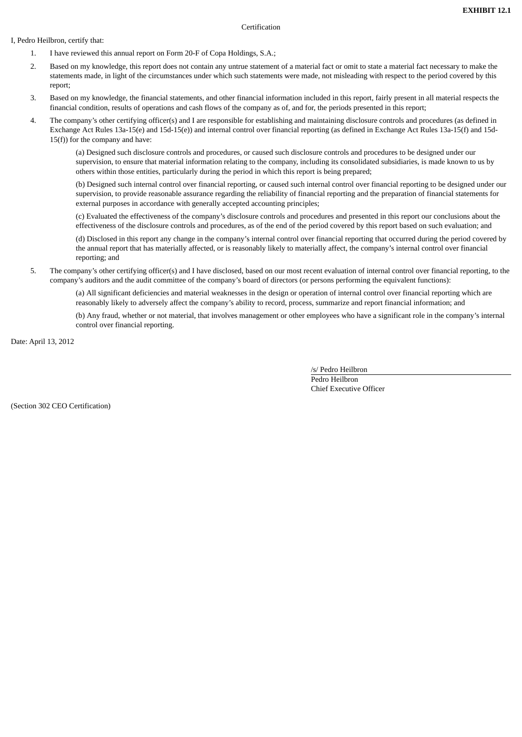**EXHIBIT 12.1**

Certification

I, Pedro Heilbron, certify that:

1. I have reviewed this annual report on Form 20-F of Copa Holdings, S.A.;
2. Based on my knowledge, this report does not contain any untrue statement of a material fact or omit to state a material fact necessary to make the statements made, in light of the circumstances under which such statements were made, not misleading with respect to the period covered by this report;
3. Based on my knowledge, the financial statements, and other financial information included in this report, fairly present in all material respects the financial condition, results of operations and cash flows of the company as of, and for, the periods presented in this report;
4. The company's other certifying officer(s) and I are responsible for establishing and maintaining disclosure controls and procedures (as defined in Exchange Act Rules 13a-15(e) and 15d-15(e)) and internal control over financial reporting (as defined in Exchange Act Rules 13a-15(f) and 15d-15(f)) for the company and have:

   (a) Designed such disclosure controls and procedures, or caused such disclosure controls and procedures to be designed under our supervision, to ensure that material information relating to the company, including its consolidated subsidiaries, is made known to us by others within those entities, particularly during the period in which this report is being prepared;

   (b) Designed such internal control over financial reporting, or caused such internal control over financial reporting to be designed under our supervision, to provide reasonable assurance regarding the reliability of financial reporting and the preparation of financial statements for external purposes in accordance with generally accepted accounting principles;

   (c) Evaluated the effectiveness of the company's disclosure controls and procedures and presented in this report our conclusions about the effectiveness of the disclosure controls and procedures, as of the end of the period covered by this report based on such evaluation; and

   (d) Disclosed in this report any change in the company's internal control over financial reporting that occurred during the period covered by the annual report that has materially affected, or is reasonably likely to materially affect, the company's internal control over financial reporting; and
5. The company's other certifying officer(s) and I have disclosed, based on our most recent evaluation of internal control over financial reporting, to the company's auditors and the audit committee of the company's board of directors (or persons performing the equivalent functions):

   (a) All significant deficiencies and material weaknesses in the design or operation of internal control over financial reporting which are reasonably likely to adversely affect the company's ability to record, process, summarize and report financial information; and

   (b) Any fraud, whether or not material, that involves management or other employees who have a significant role in the company's internal control over financial reporting.

Date: April 13, 2012

/s/ Pedro Heilbron

Pedro Heilbron

Chief Executive Officer

(Section 302 CEO Certification)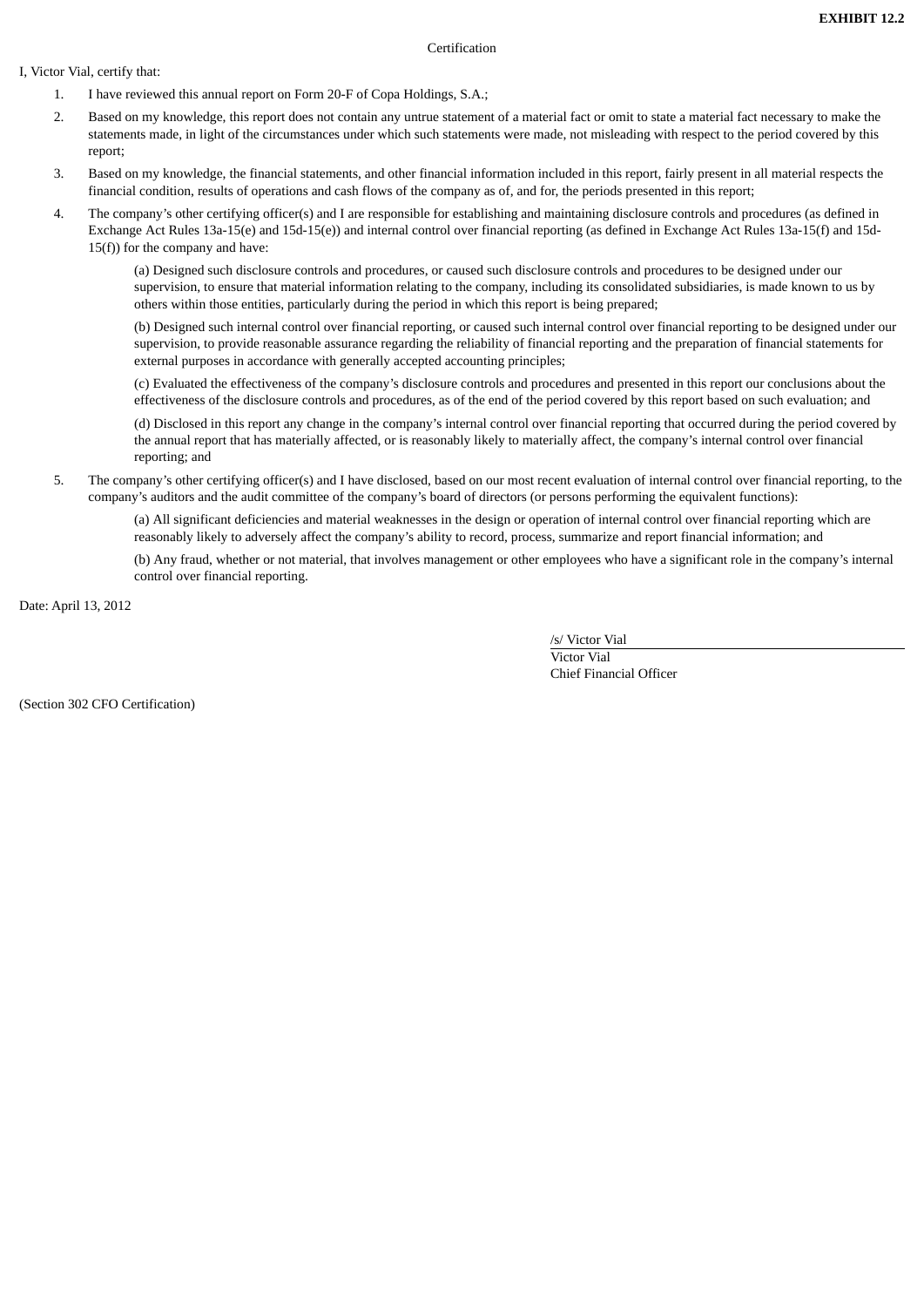**EXHIBIT 12.2**

Certification

I, Victor Vial, certify that:

1. I have reviewed this annual report on Form 20-F of Copa Holdings, S.A.;
2. Based on my knowledge, this report does not contain any untrue statement of a material fact or omit to state a material fact necessary to make the statements made, in light of the circumstances under which such statements were made, not misleading with respect to the period covered by this report;
3. Based on my knowledge, the financial statements, and other financial information included in this report, fairly present in all material respects the financial condition, results of operations and cash flows of the company as of, and for, the periods presented in this report;
4. The company's other certifying officer(s) and I are responsible for establishing and maintaining disclosure controls and procedures (as defined in Exchange Act Rules 13a-15(e) and 15d-15(e)) and internal control over financial reporting (as defined in Exchange Act Rules 13a-15(f) and 15d-15(f)) for the company and have:

   (a) Designed such disclosure controls and procedures, or caused such disclosure controls and procedures to be designed under our supervision, to ensure that material information relating to the company, including its consolidated subsidiaries, is made known to us by others within those entities, particularly during the period in which this report is being prepared;

   (b) Designed such internal control over financial reporting, or caused such internal control over financial reporting to be designed under our supervision, to provide reasonable assurance regarding the reliability of financial reporting and the preparation of financial statements for external purposes in accordance with generally accepted accounting principles;

   (c) Evaluated the effectiveness of the company's disclosure controls and procedures and presented in this report our conclusions about the effectiveness of the disclosure controls and procedures, as of the end of the period covered by this report based on such evaluation; and

   (d) Disclosed in this report any change in the company's internal control over financial reporting that occurred during the period covered by the annual report that has materially affected, or is reasonably likely to materially affect, the company's internal control over financial reporting; and

5. The company's other certifying officer(s) and I have disclosed, based on our most recent evaluation of internal control over financial reporting, to the company's auditors and the audit committee of the company's board of directors (or persons performing the equivalent functions):

   (a) All significant deficiencies and material weaknesses in the design or operation of internal control over financial reporting which are reasonably likely to adversely affect the company's ability to record, process, summarize and report financial information; and

   (b) Any fraud, whether or not material, that involves management or other employees who have a significant role in the company's internal control over financial reporting.

Date: April 13, 2012

/s/ Victor Vial
Victor Vial
Chief Financial Officer

(Section 302 CFO Certification)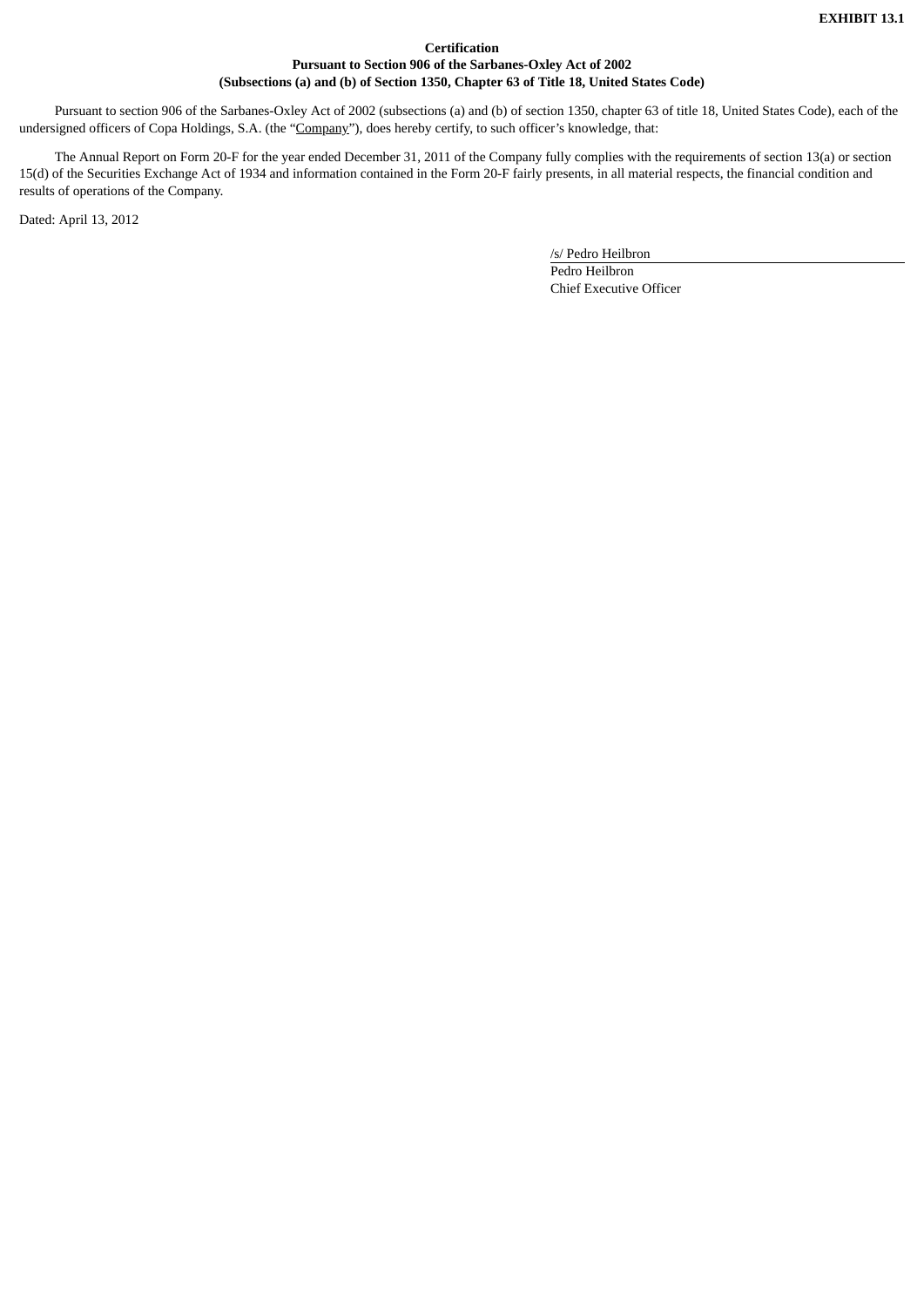**EXHIBIT 13.1**

**Certification**
**Pursuant to Section 906 of the Sarbanes-Oxley Act of 2002**
**(Subsections (a) and (b) of Section 1350, Chapter 63 of Title 18, United States Code)**

Pursuant to section 906 of the Sarbanes-Oxley Act of 2002 (subsections (a) and (b) of section 1350, chapter 63 of title 18, United States Code), each of the undersigned officers of Copa Holdings, S.A. (the "Company"), does hereby certify, to such officer's knowledge, that:

The Annual Report on Form 20-F for the year ended December 31, 2011 of the Company fully complies with the requirements of section 13(a) or section 15(d) of the Securities Exchange Act of 1934 and information contained in the Form 20-F fairly presents, in all material respects, the financial condition and results of operations of the Company.

Dated: April 13, 2012

/s/ Pedro Heilbron
Pedro Heilbron
Chief Executive Officer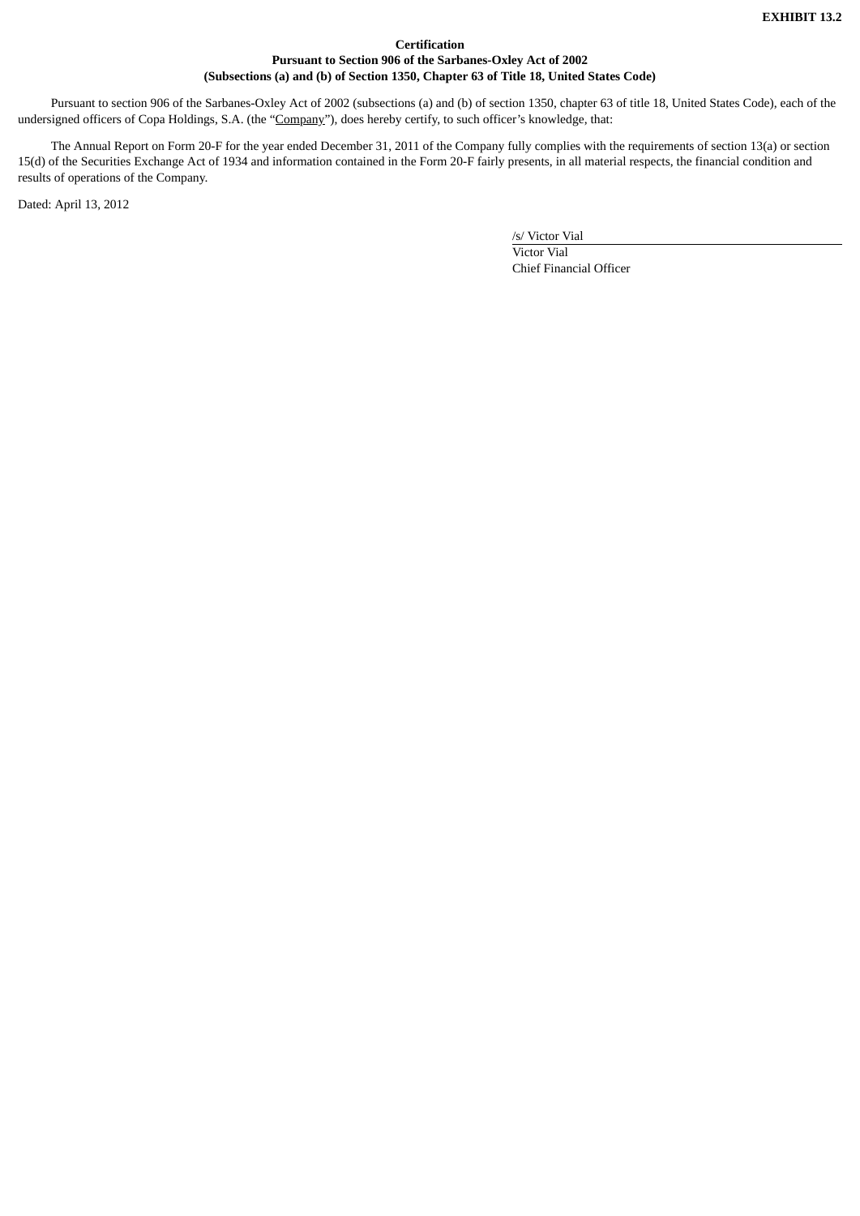**EXHIBIT 13.2**

**Certification**
**Pursuant to Section 906 of the Sarbanes-Oxley Act of 2002**
**(Subsections (a) and (b) of Section 1350, Chapter 63 of Title 18, United States Code)**

Pursuant to section 906 of the Sarbanes-Oxley Act of 2002 (subsections (a) and (b) of section 1350, chapter 63 of title 18, United States Code), each of the undersigned officers of Copa Holdings, S.A. (the "Company"), does hereby certify, to such officer's knowledge, that:

The Annual Report on Form 20-F for the year ended December 31, 2011 of the Company fully complies with the requirements of section 13(a) or section 15(d) of the Securities Exchange Act of 1934 and information contained in the Form 20-F fairly presents, in all material respects, the financial condition and results of operations of the Company.

Dated: April 13, 2012

/s/ Victor Vial
Victor Vial
Chief Financial Officer